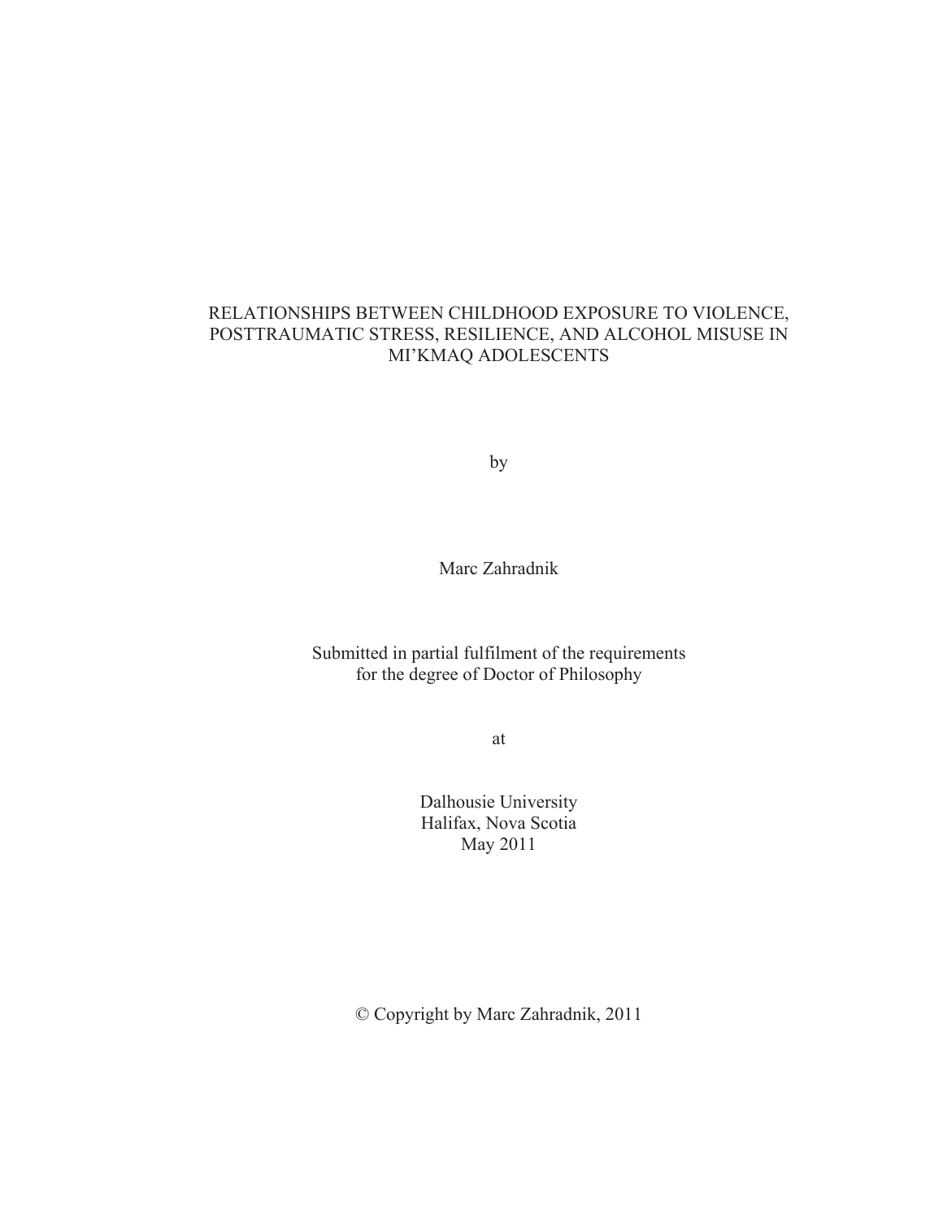# RELATIONSHIPS BETWEEN CHILDHOOD EXPOSURE TO VIOLENCE, POSTTRAUMATIC STRESS, RESILIENCE, AND ALCOHOL MISUSE IN MI'KMAQ ADOLESCENTS

by

Marc Zahradnik

Submitted in partial fulfilment of the requirements
for the degree of Doctor of Philosophy

at

Dalhousie University
Halifax, Nova Scotia
May 2011

© Copyright by Marc Zahradnik, 2011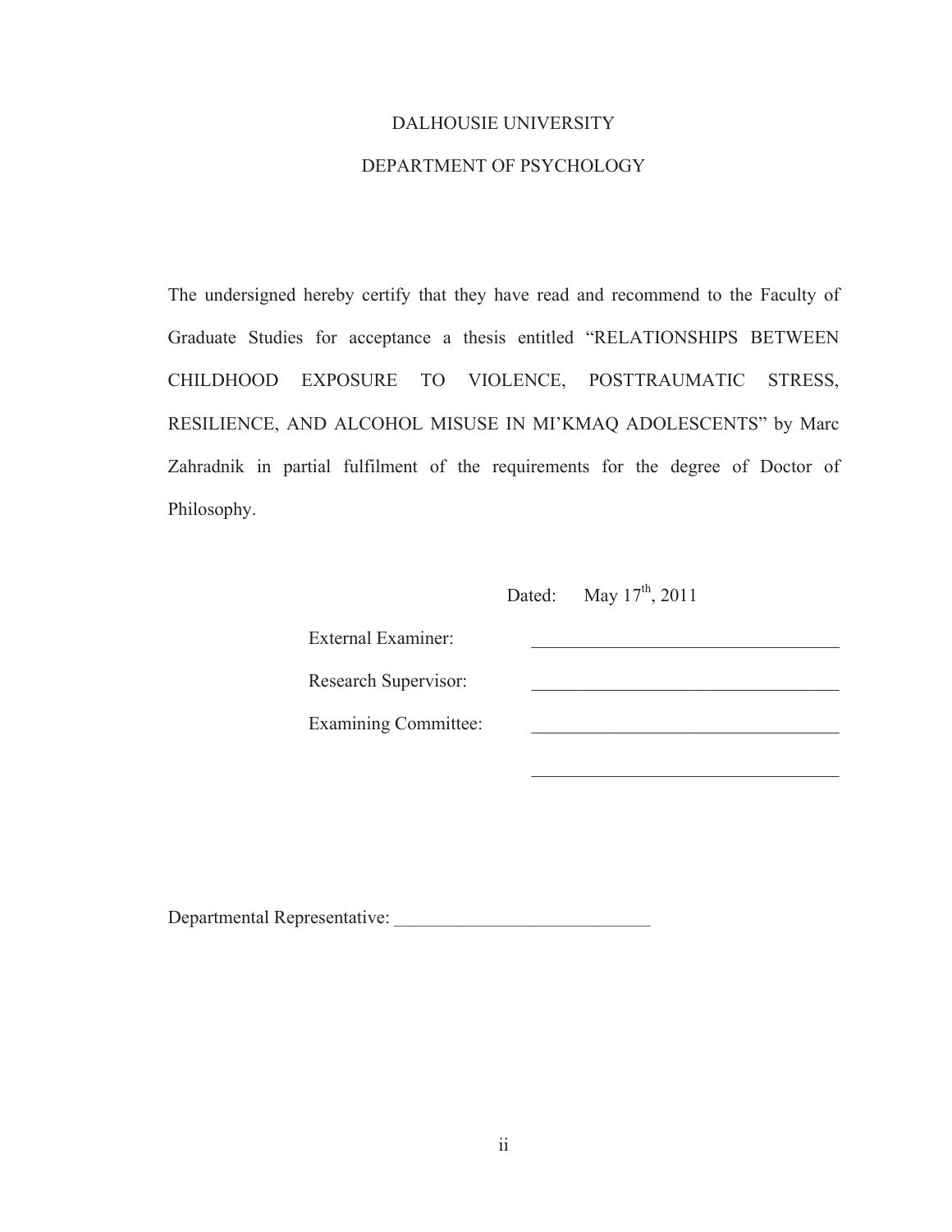DALHOUSIE UNIVERSITY

DEPARTMENT OF PSYCHOLOGY

The undersigned hereby certify that they have read and recommend to the Faculty of Graduate Studies for acceptance a thesis entitled "RELATIONSHIPS BETWEEN CHILDHOOD EXPOSURE TO VIOLENCE, POSTTRAUMATIC STRESS, RESILIENCE, AND ALCOHOL MISUSE IN MI'KMAQ ADOLESCENTS" by Marc Zahradnik in partial fulfilment of the requirements for the degree of Doctor of Philosophy.

Dated: May 17th, 2011

External Examiner: _________________________________

Research Supervisor: _________________________________

Examining Committee: _________________________________

_________________________________

Departmental Representative: ___________________________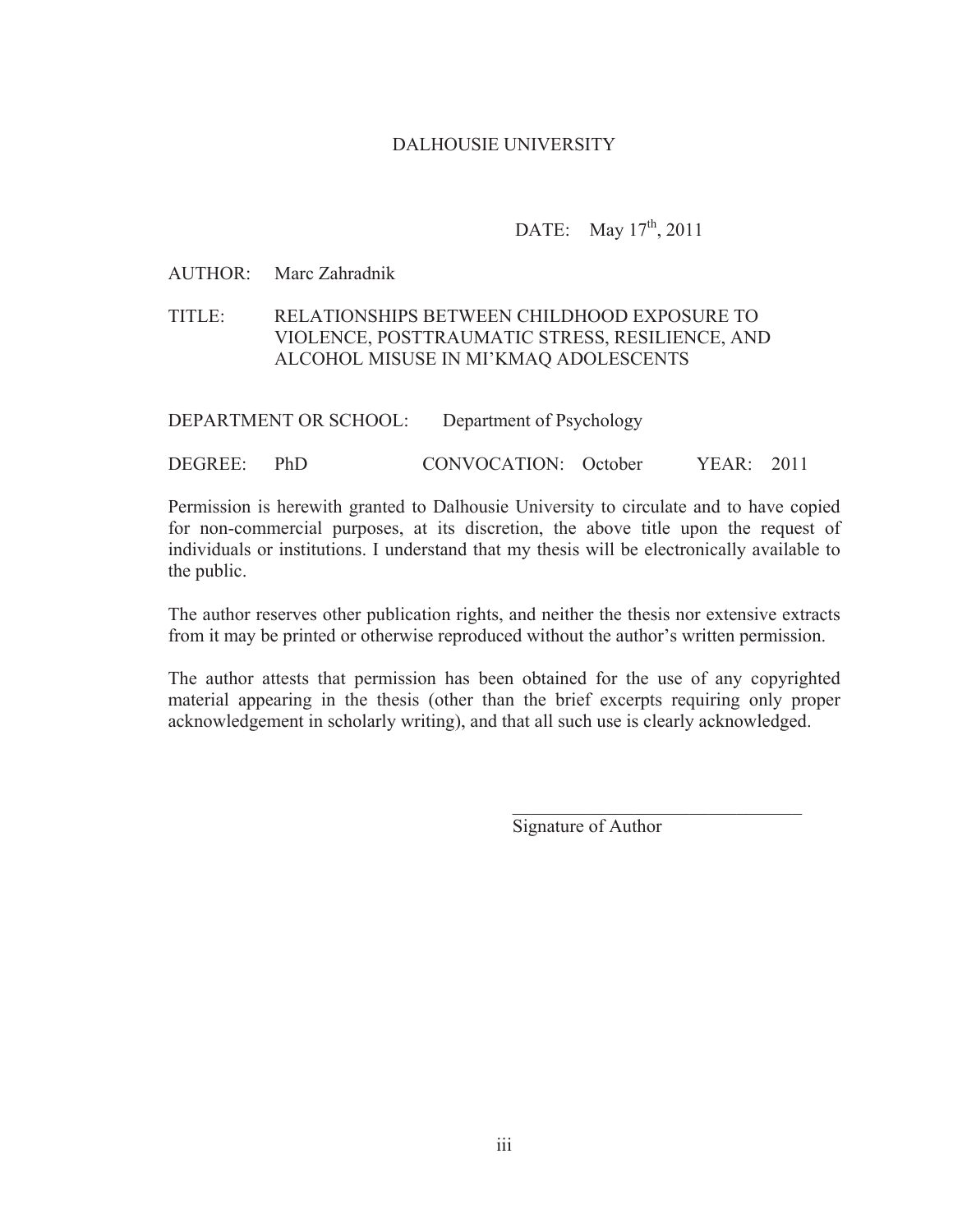DALHOUSIE UNIVERSITY

DATE: May 17th, 2011

AUTHOR: Marc Zahradnik

TITLE: RELATIONSHIPS BETWEEN CHILDHOOD EXPOSURE TO VIOLENCE, POSTTRAUMATIC STRESS, RESILIENCE, AND ALCOHOL MISUSE IN MI'KMAQ ADOLESCENTS

DEPARTMENT OR SCHOOL: Department of Psychology

DEGREE: PhD CONVOCATION: October YEAR: 2011

Permission is herewith granted to Dalhousie University to circulate and to have copied for non-commercial purposes, at its discretion, the above title upon the request of individuals or institutions. I understand that my thesis will be electronically available to the public.

The author reserves other publication rights, and neither the thesis nor extensive extracts from it may be printed or otherwise reproduced without the author's written permission.

The author attests that permission has been obtained for the use of any copyrighted material appearing in the thesis (other than the brief excerpts requiring only proper acknowledgement in scholarly writing), and that all such use is clearly acknowledged.

_______________________________
Signature of Author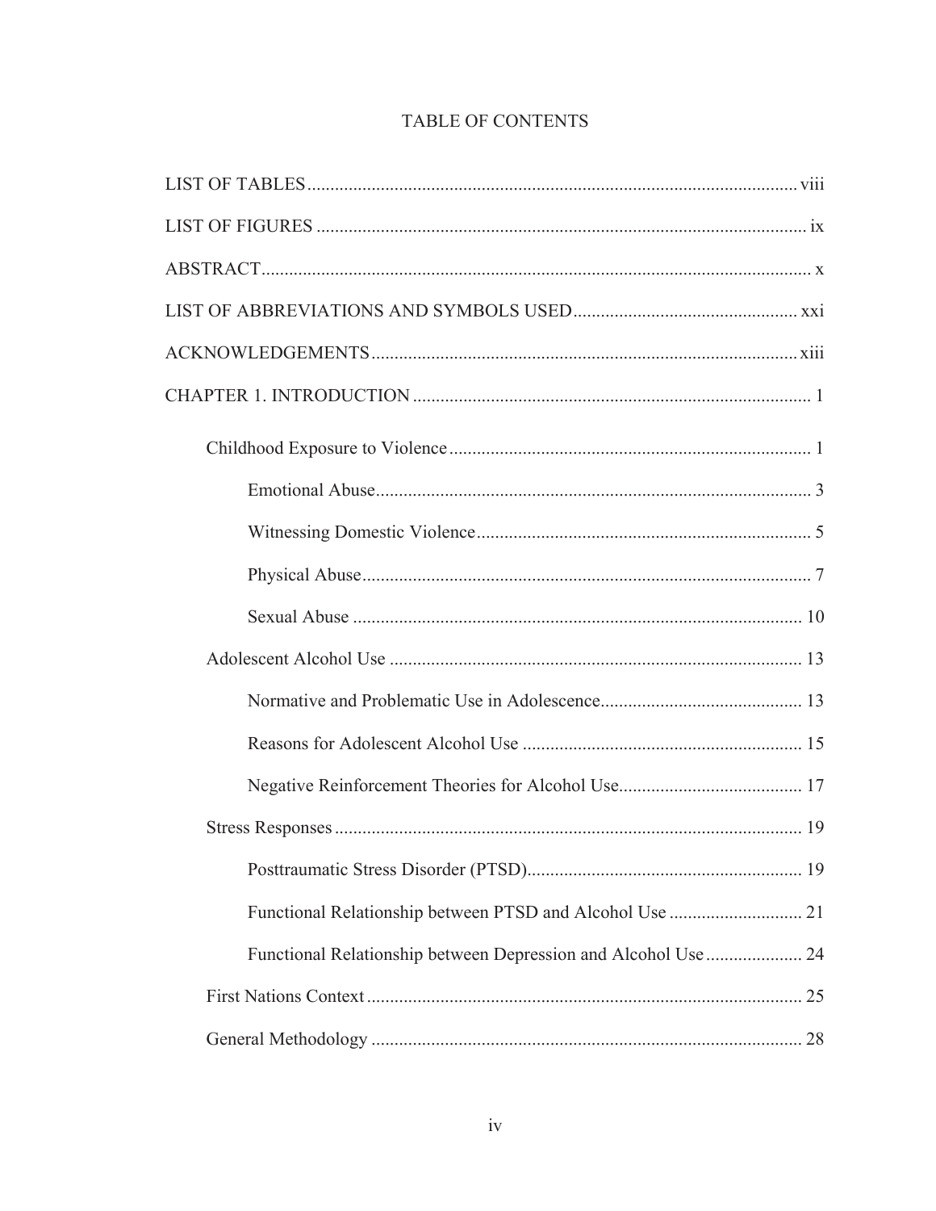# TABLE OF CONTENTS

LIST OF TABLES ........ viii

LIST OF FIGURES ........ ix

ABSTRACT ........ x

LIST OF ABBREVIATIONS AND SYMBOLS USED ........ xxi

ACKNOWLEDGEMENTS ........ xiii

CHAPTER 1. INTRODUCTION ........ 1

- Childhood Exposure to Violence ........ 1
  - Emotional Abuse ........ 3
  - Witnessing Domestic Violence ........ 5
  - Physical Abuse ........ 7
  - Sexual Abuse ........ 10
- Adolescent Alcohol Use ........ 13
  - Normative and Problematic Use in Adolescence ........ 13
  - Reasons for Adolescent Alcohol Use ........ 15
  - Negative Reinforcement Theories for Alcohol Use ........ 17
- Stress Responses ........ 19
  - Posttraumatic Stress Disorder (PTSD) ........ 19
  - Functional Relationship between PTSD and Alcohol Use ........ 21
  - Functional Relationship between Depression and Alcohol Use ........ 24
- First Nations Context ........ 25
- General Methodology ........ 28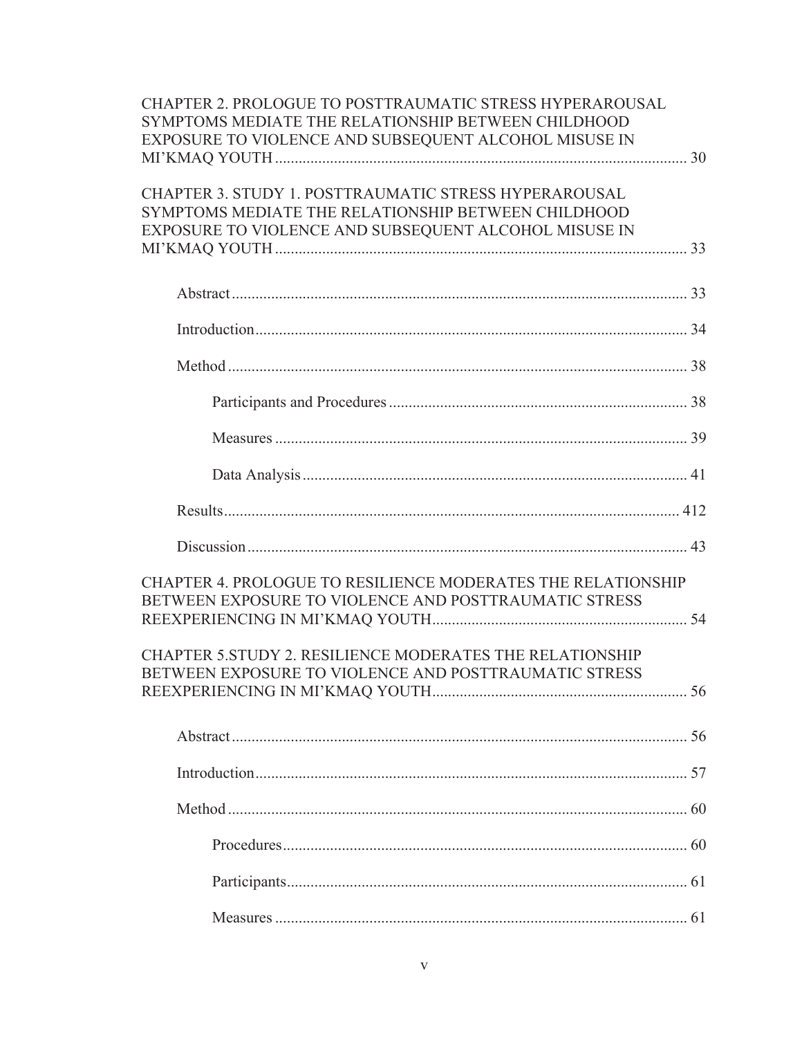CHAPTER 2. PROLOGUE TO POSTTRAUMATIC STRESS HYPERAROUSAL SYMPTOMS MEDIATE THE RELATIONSHIP BETWEEN CHILDHOOD EXPOSURE TO VIOLENCE AND SUBSEQUENT ALCOHOL MISUSE IN MI'KMAQ YOUTH ........................................................................ 30

CHAPTER 3. STUDY 1. POSTTRAUMATIC STRESS HYPERAROUSAL SYMPTOMS MEDIATE THE RELATIONSHIP BETWEEN CHILDHOOD EXPOSURE TO VIOLENCE AND SUBSEQUENT ALCOHOL MISUSE IN MI'KMAQ YOUTH ........................................................................ 33

- Abstract ........................................................................ 33
- Introduction ........................................................................ 34
- Method ........................................................................ 38
  - Participants and Procedures ........................................................................ 38
  - Measures ........................................................................ 39
  - Data Analysis ........................................................................ 41
- Results ........................................................................ 412
- Discussion ........................................................................ 43

CHAPTER 4. PROLOGUE TO RESILIENCE MODERATES THE RELATIONSHIP BETWEEN EXPOSURE TO VIOLENCE AND POSTTRAUMATIC STRESS REEXPERIENCING IN MI'KMAQ YOUTH ........................................................................ 54

CHAPTER 5.STUDY 2. RESILIENCE MODERATES THE RELATIONSHIP BETWEEN EXPOSURE TO VIOLENCE AND POSTTRAUMATIC STRESS REEXPERIENCING IN MI'KMAQ YOUTH ........................................................................ 56

- Abstract ........................................................................ 56
- Introduction ........................................................................ 57
- Method ........................................................................ 60
  - Procedures ........................................................................ 60
  - Participants ........................................................................ 61
  - Measures ........................................................................ 61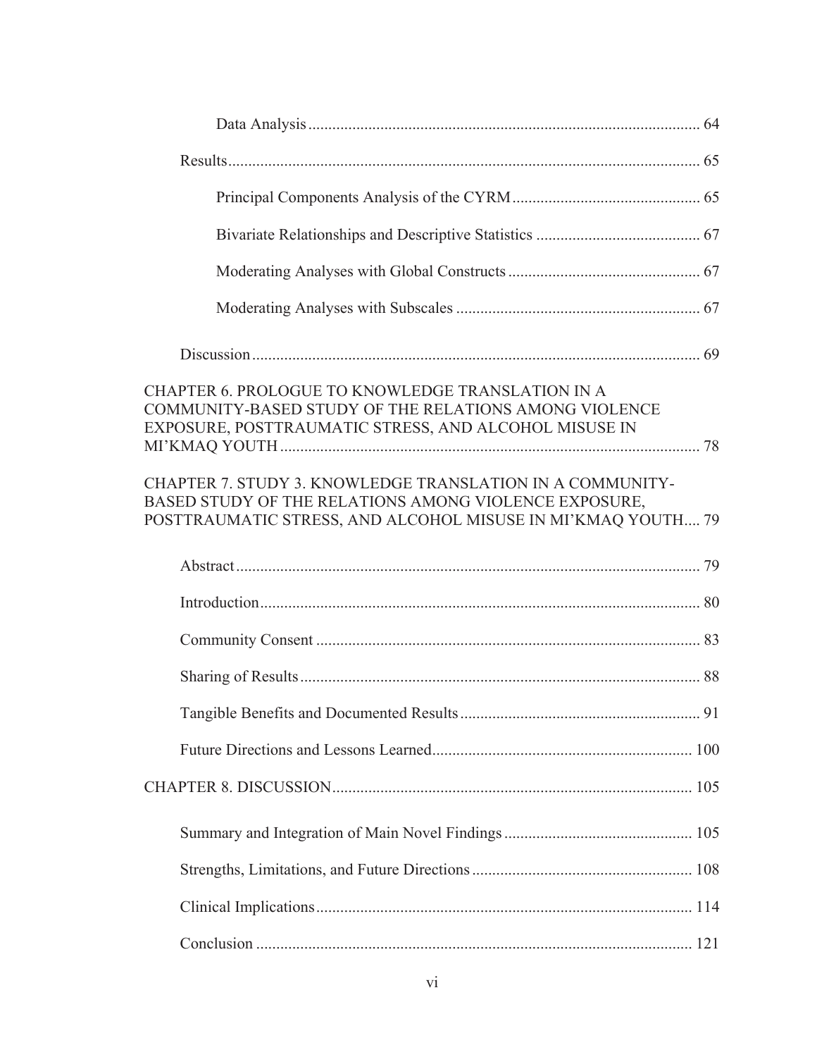Data Analysis .................................................................................................... 64

Results ..................................................................................................................... 65

Principal Components Analysis of the CYRM ............................................... 65

Bivariate Relationships and Descriptive Statistics ......................................... 67

Moderating Analyses with Global Constructs ................................................ 67

Moderating Analyses with Subscales ............................................................. 67

Discussion ................................................................................................................ 69

CHAPTER 6. PROLOGUE TO KNOWLEDGE TRANSLATION IN A COMMUNITY-BASED STUDY OF THE RELATIONS AMONG VIOLENCE EXPOSURE, POSTTRAUMATIC STRESS, AND ALCOHOL MISUSE IN MI'KMAQ YOUTH ........................................................................................................ 78

CHAPTER 7. STUDY 3. KNOWLEDGE TRANSLATION IN A COMMUNITY-BASED STUDY OF THE RELATIONS AMONG VIOLENCE EXPOSURE, POSTTRAUMATIC STRESS, AND ALCOHOL MISUSE IN MI'KMAQ YOUTH .... 79

Abstract .................................................................................................................... 79

Introduction ............................................................................................................. 80

Community Consent ................................................................................................ 83

Sharing of Results .................................................................................................... 88

Tangible Benefits and Documented Results ............................................................ 91

Future Directions and Lessons Learned ................................................................. 100

CHAPTER 8. DISCUSSION ......................................................................................... 105

Summary and Integration of Main Novel Findings ............................................... 105

Strengths, Limitations, and Future Directions ....................................................... 108

Clinical Implications .............................................................................................. 114

Conclusion ............................................................................................................. 121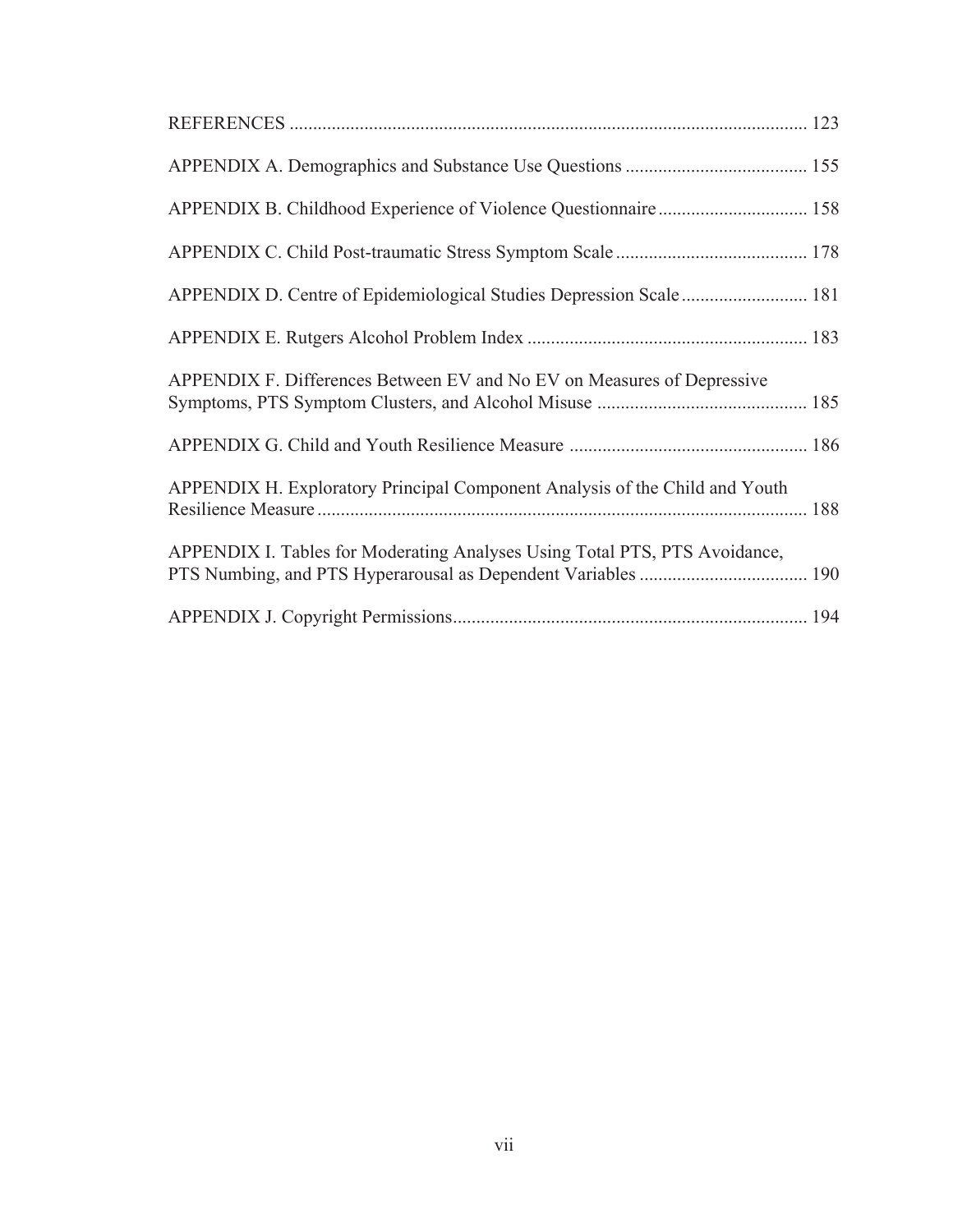REFERENCES ............................................................................................................. 123

APPENDIX A. Demographics and Substance Use Questions ...................................... 155

APPENDIX B. Childhood Experience of Violence Questionnaire ............................... 158

APPENDIX C. Child Post-traumatic Stress Symptom Scale ......................................... 178

APPENDIX D. Centre of Epidemiological Studies Depression Scale ........................... 181

APPENDIX E. Rutgers Alcohol Problem Index ........................................................... 183

APPENDIX F. Differences Between EV and No EV on Measures of Depressive Symptoms, PTS Symptom Clusters, and Alcohol Misuse ............................................. 185

APPENDIX G. Child and Youth Resilience Measure .................................................. 186

APPENDIX H. Exploratory Principal Component Analysis of the Child and Youth Resilience Measure ........................................................................................................ 188

APPENDIX I. Tables for Moderating Analyses Using Total PTS, PTS Avoidance, PTS Numbing, and PTS Hyperarousal as Dependent Variables .................................... 190

APPENDIX J. Copyright Permissions........................................................................... 194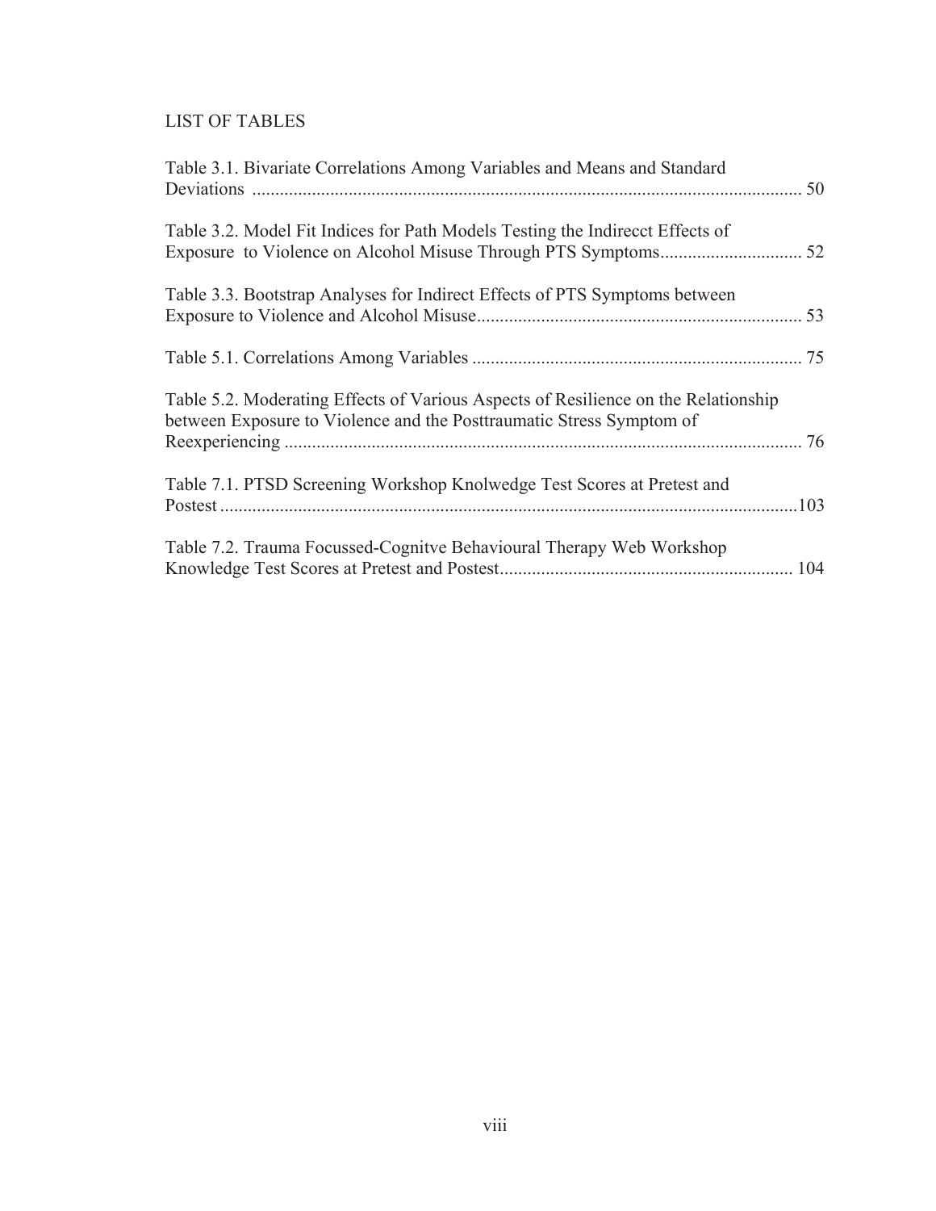# LIST OF TABLES

Table 3.1. Bivariate Correlations Among Variables and Means and Standard Deviations ........................................................................................................................ 50

Table 3.2. Model Fit Indices for Path Models Testing the Indirecct Effects of Exposure to Violence on Alcohol Misuse Through PTS Symptoms............................... 52

Table 3.3. Bootstrap Analyses for Indirect Effects of PTS Symptoms between Exposure to Violence and Alcohol Misuse...................................................................... 53

Table 5.1. Correlations Among Variables ....................................................................... 75

Table 5.2. Moderating Effects of Various Aspects of Resilience on the Relationship between Exposure to Violence and the Posttraumatic Stress Symptom of Reexperiencing ................................................................................................................ 76

Table 7.1. PTSD Screening Workshop Knolwedge Test Scores at Pretest and Postest .............................................................................................................................103

Table 7.2. Trauma Focussed-Cognitve Behavioural Therapy Web Workshop Knowledge Test Scores at Pretest and Postest............................................................... 104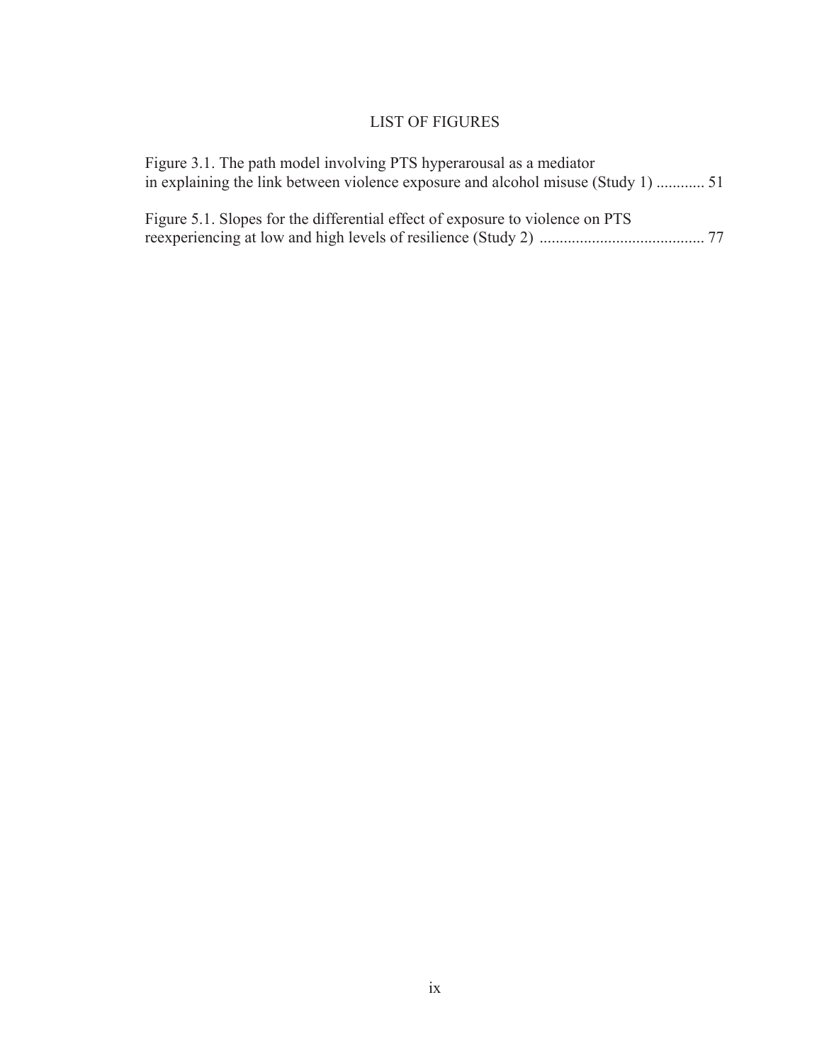# LIST OF FIGURES

Figure 3.1. The path model involving PTS hyperarousal as a mediator in explaining the link between violence exposure and alcohol misuse (Study 1) ............ 51

Figure 5.1. Slopes for the differential effect of exposure to violence on PTS reexperiencing at low and high levels of resilience (Study 2) ......................................... 77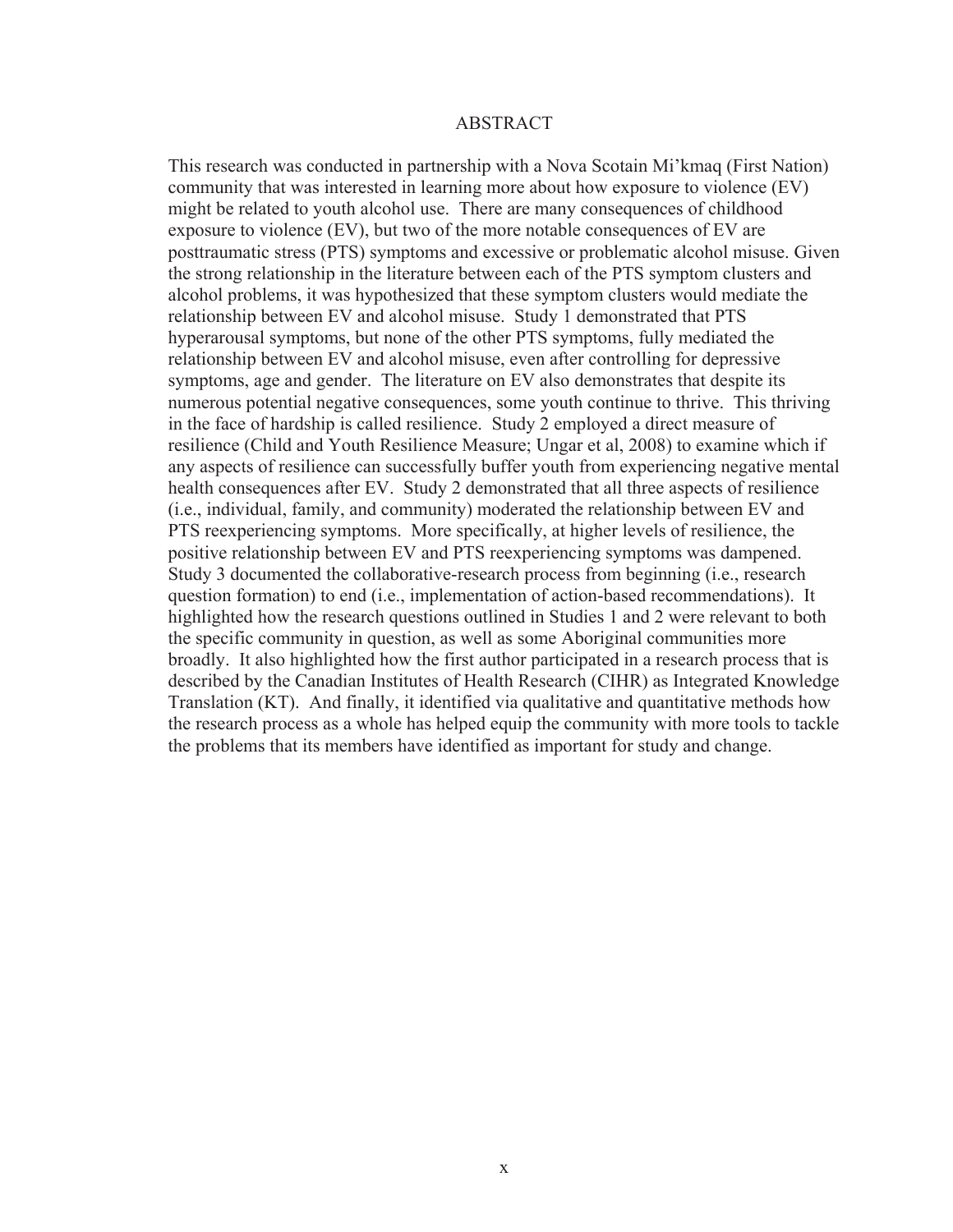# ABSTRACT

This research was conducted in partnership with a Nova Scotain Mi'kmaq (First Nation) community that was interested in learning more about how exposure to violence (EV) might be related to youth alcohol use. There are many consequences of childhood exposure to violence (EV), but two of the more notable consequences of EV are posttraumatic stress (PTS) symptoms and excessive or problematic alcohol misuse. Given the strong relationship in the literature between each of the PTS symptom clusters and alcohol problems, it was hypothesized that these symptom clusters would mediate the relationship between EV and alcohol misuse. Study 1 demonstrated that PTS hyperarousal symptoms, but none of the other PTS symptoms, fully mediated the relationship between EV and alcohol misuse, even after controlling for depressive symptoms, age and gender. The literature on EV also demonstrates that despite its numerous potential negative consequences, some youth continue to thrive. This thriving in the face of hardship is called resilience. Study 2 employed a direct measure of resilience (Child and Youth Resilience Measure; Ungar et al, 2008) to examine which if any aspects of resilience can successfully buffer youth from experiencing negative mental health consequences after EV. Study 2 demonstrated that all three aspects of resilience (i.e., individual, family, and community) moderated the relationship between EV and PTS reexperiencing symptoms. More specifically, at higher levels of resilience, the positive relationship between EV and PTS reexperiencing symptoms was dampened. Study 3 documented the collaborative-research process from beginning (i.e., research question formation) to end (i.e., implementation of action-based recommendations). It highlighted how the research questions outlined in Studies 1 and 2 were relevant to both the specific community in question, as well as some Aboriginal communities more broadly. It also highlighted how the first author participated in a research process that is described by the Canadian Institutes of Health Research (CIHR) as Integrated Knowledge Translation (KT). And finally, it identified via qualitative and quantitative methods how the research process as a whole has helped equip the community with more tools to tackle the problems that its members have identified as important for study and change.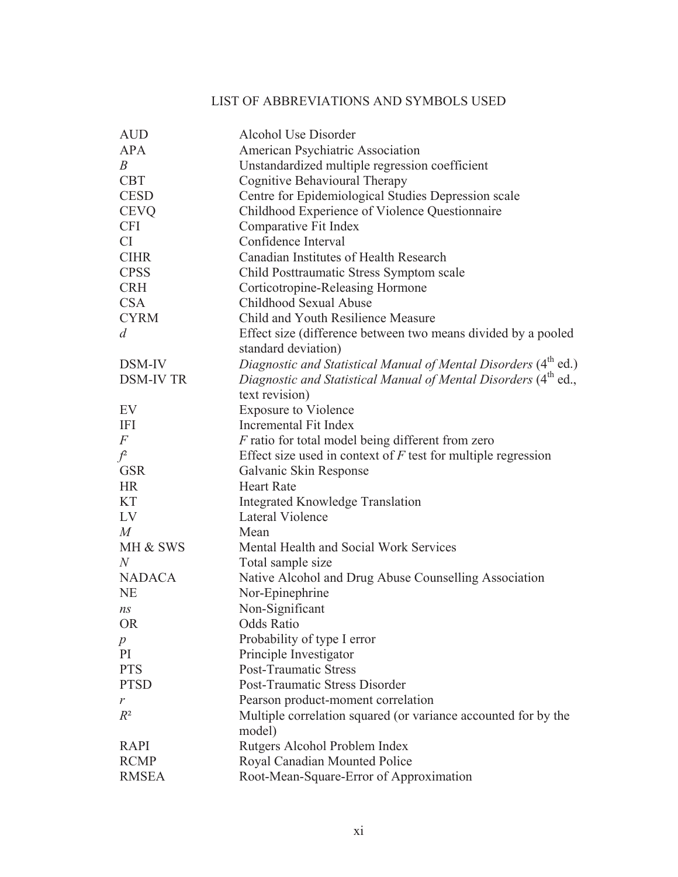# LIST OF ABBREVIATIONS AND SYMBOLS USED

| | |
|---|---|
| AUD | Alcohol Use Disorder |
| APA | American Psychiatric Association |
| *B* | Unstandardized multiple regression coefficient |
| CBT | Cognitive Behavioural Therapy |
| CESD | Centre for Epidemiological Studies Depression scale |
| CEVQ | Childhood Experience of Violence Questionnaire |
| CFI | Comparative Fit Index |
| CI | Confidence Interval |
| CIHR | Canadian Institutes of Health Research |
| CPSS | Child Posttraumatic Stress Symptom scale |
| CRH | Corticotropine-Releasing Hormone |
| CSA | Childhood Sexual Abuse |
| CYRM | Child and Youth Resilience Measure |
| *d* | Effect size (difference between two means divided by a pooled standard deviation) |
| DSM-IV | *Diagnostic and Statistical Manual of Mental Disorders* (4th ed.) |
| DSM-IV TR | *Diagnostic and Statistical Manual of Mental Disorders* (4th ed., text revision) |
| EV | Exposure to Violence |
| IFI | Incremental Fit Index |
| *F* | *F* ratio for total model being different from zero |
| $f^2$ | Effect size used in context of *F* test for multiple regression |
| GSR | Galvanic Skin Response |
| HR | Heart Rate |
| KT | Integrated Knowledge Translation |
| LV | Lateral Violence |
| *M* | Mean |
| MH & SWS | Mental Health and Social Work Services |
| *N* | Total sample size |
| NADACA | Native Alcohol and Drug Abuse Counselling Association |
| NE | Nor-Epinephrine |
| *ns* | Non-Significant |
| OR | Odds Ratio |
| *p* | Probability of type I error |
| PI | Principle Investigator |
| PTS | Post-Traumatic Stress |
| PTSD | Post-Traumatic Stress Disorder |
| *r* | Pearson product-moment correlation |
| $R^2$ | Multiple correlation squared (or variance accounted for by the model) |
| RAPI | Rutgers Alcohol Problem Index |
| RCMP | Royal Canadian Mounted Police |
| RMSEA | Root-Mean-Square-Error of Approximation |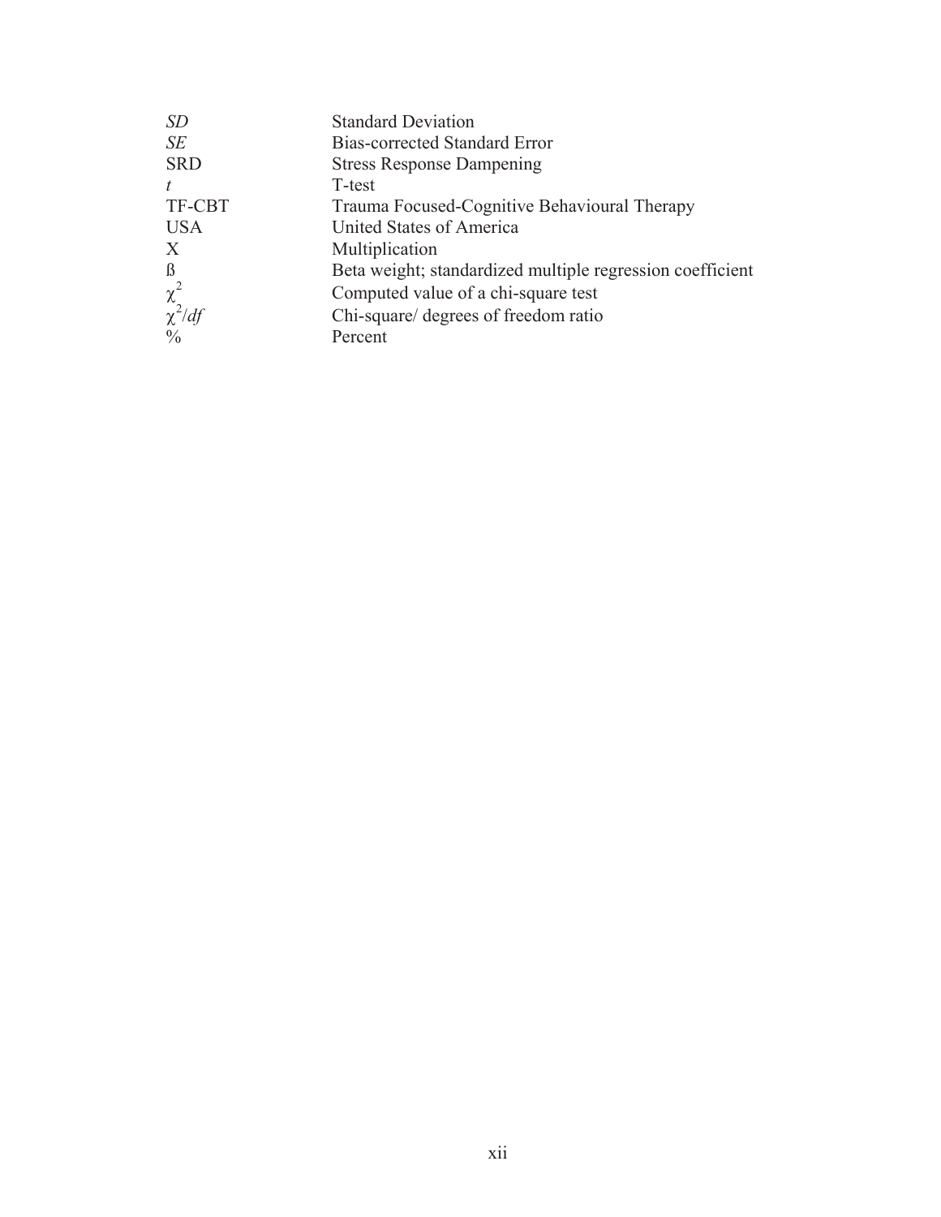| | |
|---|---|
| *SD* | Standard Deviation |
| *SE* | Bias-corrected Standard Error |
| SRD | Stress Response Dampening |
| *t* | T-test |
| TF-CBT | Trauma Focused-Cognitive Behavioural Therapy |
| USA | United States of America |
| X | Multiplication |
| ß | Beta weight; standardized multiple regression coefficient |
| $\chi^2$ | Computed value of a chi-square test |
| $\chi^2/df$ | Chi-square/ degrees of freedom ratio |
| % | Percent |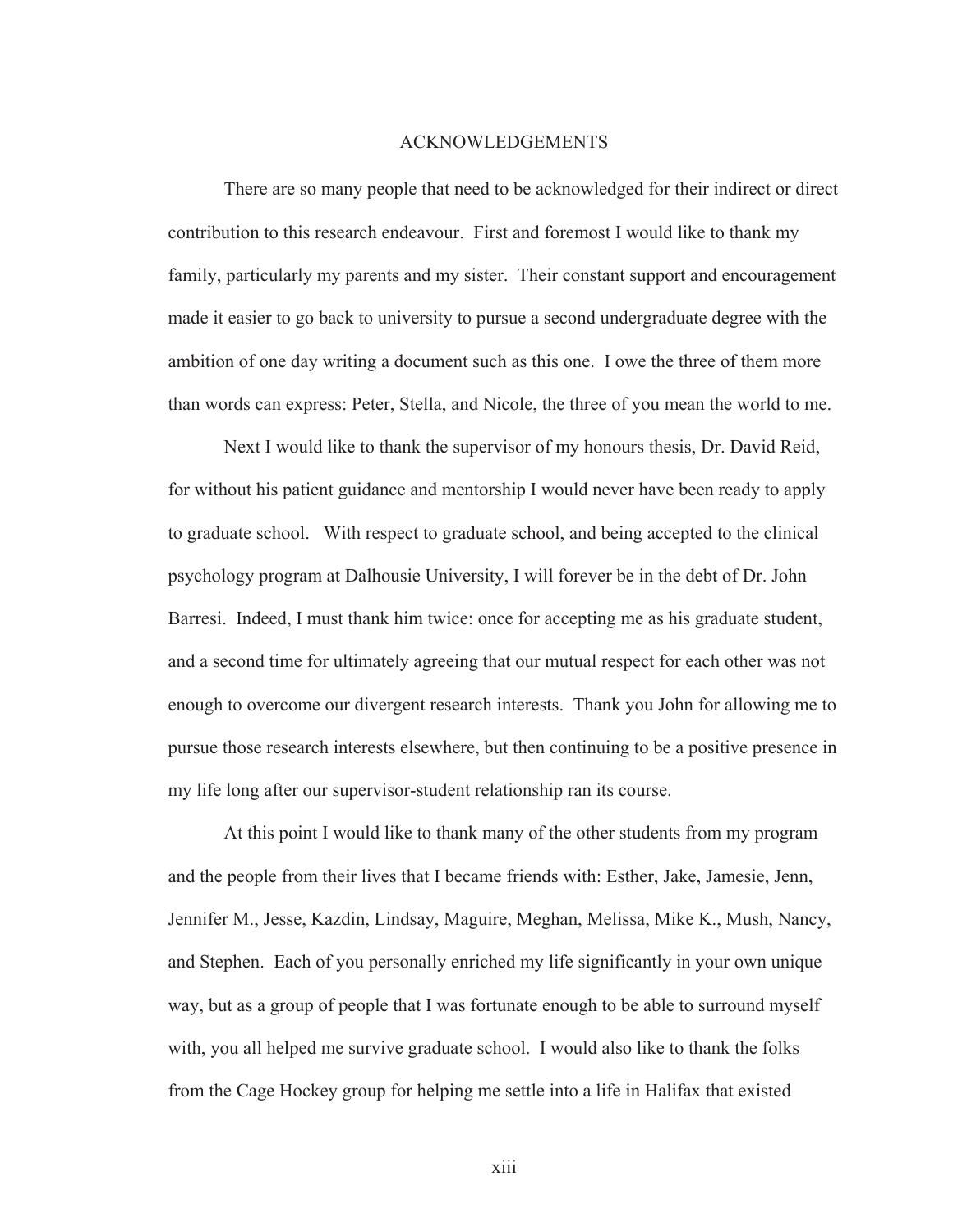# ACKNOWLEDGEMENTS

There are so many people that need to be acknowledged for their indirect or direct contribution to this research endeavour. First and foremost I would like to thank my family, particularly my parents and my sister. Their constant support and encouragement made it easier to go back to university to pursue a second undergraduate degree with the ambition of one day writing a document such as this one. I owe the three of them more than words can express: Peter, Stella, and Nicole, the three of you mean the world to me.

Next I would like to thank the supervisor of my honours thesis, Dr. David Reid, for without his patient guidance and mentorship I would never have been ready to apply to graduate school. With respect to graduate school, and being accepted to the clinical psychology program at Dalhousie University, I will forever be in the debt of Dr. John Barresi. Indeed, I must thank him twice: once for accepting me as his graduate student, and a second time for ultimately agreeing that our mutual respect for each other was not enough to overcome our divergent research interests. Thank you John for allowing me to pursue those research interests elsewhere, but then continuing to be a positive presence in my life long after our supervisor-student relationship ran its course.

At this point I would like to thank many of the other students from my program and the people from their lives that I became friends with: Esther, Jake, Jamesie, Jenn, Jennifer M., Jesse, Kazdin, Lindsay, Maguire, Meghan, Melissa, Mike K., Mush, Nancy, and Stephen. Each of you personally enriched my life significantly in your own unique way, but as a group of people that I was fortunate enough to be able to surround myself with, you all helped me survive graduate school. I would also like to thank the folks from the Cage Hockey group for helping me settle into a life in Halifax that existed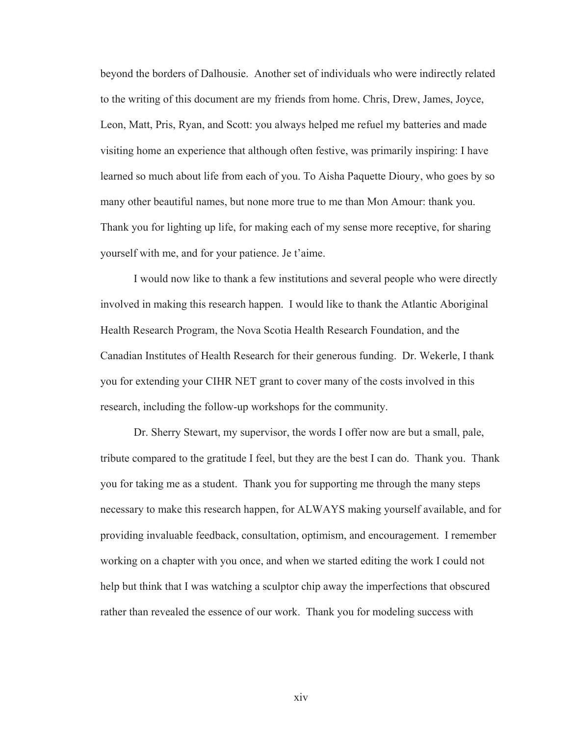beyond the borders of Dalhousie. Another set of individuals who were indirectly related to the writing of this document are my friends from home. Chris, Drew, James, Joyce, Leon, Matt, Pris, Ryan, and Scott: you always helped me refuel my batteries and made visiting home an experience that although often festive, was primarily inspiring: I have learned so much about life from each of you. To Aisha Paquette Dioury, who goes by so many other beautiful names, but none more true to me than Mon Amour: thank you. Thank you for lighting up life, for making each of my sense more receptive, for sharing yourself with me, and for your patience. Je t'aime.

I would now like to thank a few institutions and several people who were directly involved in making this research happen. I would like to thank the Atlantic Aboriginal Health Research Program, the Nova Scotia Health Research Foundation, and the Canadian Institutes of Health Research for their generous funding. Dr. Wekerle, I thank you for extending your CIHR NET grant to cover many of the costs involved in this research, including the follow-up workshops for the community.

Dr. Sherry Stewart, my supervisor, the words I offer now are but a small, pale, tribute compared to the gratitude I feel, but they are the best I can do. Thank you. Thank you for taking me as a student. Thank you for supporting me through the many steps necessary to make this research happen, for ALWAYS making yourself available, and for providing invaluable feedback, consultation, optimism, and encouragement. I remember working on a chapter with you once, and when we started editing the work I could not help but think that I was watching a sculptor chip away the imperfections that obscured rather than revealed the essence of our work. Thank you for modeling success with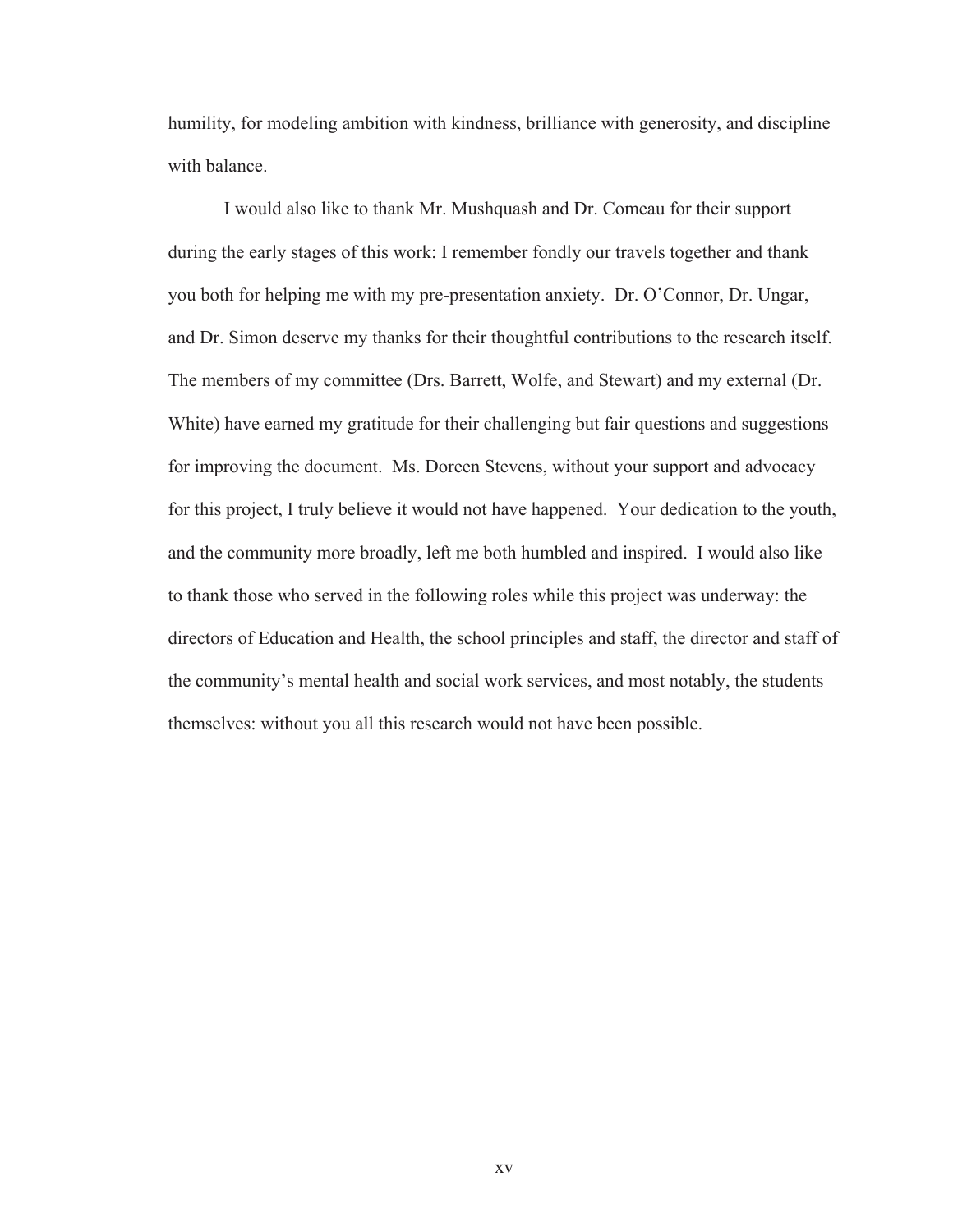humility, for modeling ambition with kindness, brilliance with generosity, and discipline with balance.

I would also like to thank Mr. Mushquash and Dr. Comeau for their support during the early stages of this work: I remember fondly our travels together and thank you both for helping me with my pre-presentation anxiety. Dr. O'Connor, Dr. Ungar, and Dr. Simon deserve my thanks for their thoughtful contributions to the research itself. The members of my committee (Drs. Barrett, Wolfe, and Stewart) and my external (Dr. White) have earned my gratitude for their challenging but fair questions and suggestions for improving the document. Ms. Doreen Stevens, without your support and advocacy for this project, I truly believe it would not have happened. Your dedication to the youth, and the community more broadly, left me both humbled and inspired. I would also like to thank those who served in the following roles while this project was underway: the directors of Education and Health, the school principles and staff, the director and staff of the community's mental health and social work services, and most notably, the students themselves: without you all this research would not have been possible.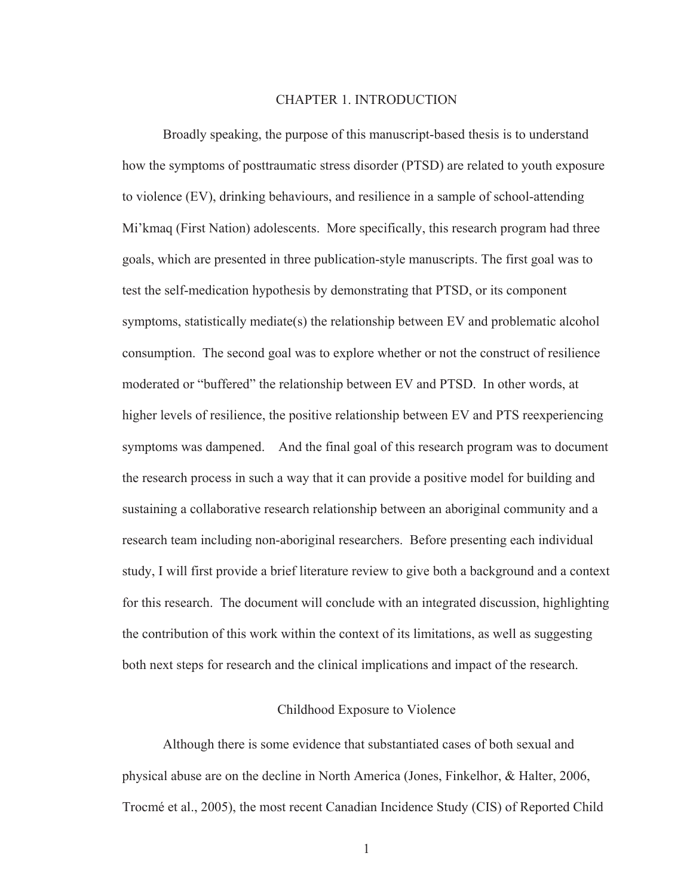# CHAPTER 1. INTRODUCTION

Broadly speaking, the purpose of this manuscript-based thesis is to understand how the symptoms of posttraumatic stress disorder (PTSD) are related to youth exposure to violence (EV), drinking behaviours, and resilience in a sample of school-attending Mi'kmaq (First Nation) adolescents. More specifically, this research program had three goals, which are presented in three publication-style manuscripts. The first goal was to test the self-medication hypothesis by demonstrating that PTSD, or its component symptoms, statistically mediate(s) the relationship between EV and problematic alcohol consumption. The second goal was to explore whether or not the construct of resilience moderated or "buffered" the relationship between EV and PTSD. In other words, at higher levels of resilience, the positive relationship between EV and PTS reexperiencing symptoms was dampened. And the final goal of this research program was to document the research process in such a way that it can provide a positive model for building and sustaining a collaborative research relationship between an aboriginal community and a research team including non-aboriginal researchers. Before presenting each individual study, I will first provide a brief literature review to give both a background and a context for this research. The document will conclude with an integrated discussion, highlighting the contribution of this work within the context of its limitations, as well as suggesting both next steps for research and the clinical implications and impact of the research.

## Childhood Exposure to Violence

Although there is some evidence that substantiated cases of both sexual and physical abuse are on the decline in North America (Jones, Finkelhor, & Halter, 2006, Trocmé et al., 2005), the most recent Canadian Incidence Study (CIS) of Reported Child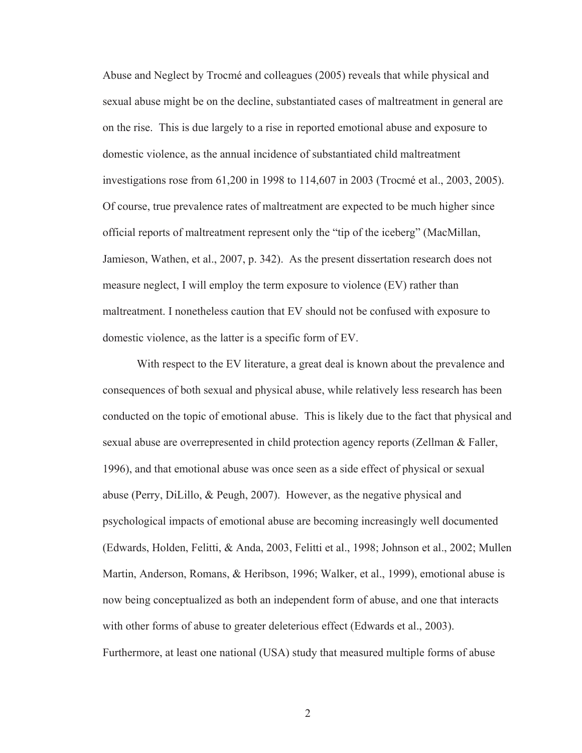Abuse and Neglect by Trocmé and colleagues (2005) reveals that while physical and sexual abuse might be on the decline, substantiated cases of maltreatment in general are on the rise. This is due largely to a rise in reported emotional abuse and exposure to domestic violence, as the annual incidence of substantiated child maltreatment investigations rose from 61,200 in 1998 to 114,607 in 2003 (Trocmé et al., 2003, 2005). Of course, true prevalence rates of maltreatment are expected to be much higher since official reports of maltreatment represent only the "tip of the iceberg" (MacMillan, Jamieson, Wathen, et al., 2007, p. 342). As the present dissertation research does not measure neglect, I will employ the term exposure to violence (EV) rather than maltreatment. I nonetheless caution that EV should not be confused with exposure to domestic violence, as the latter is a specific form of EV.

With respect to the EV literature, a great deal is known about the prevalence and consequences of both sexual and physical abuse, while relatively less research has been conducted on the topic of emotional abuse. This is likely due to the fact that physical and sexual abuse are overrepresented in child protection agency reports (Zellman & Faller, 1996), and that emotional abuse was once seen as a side effect of physical or sexual abuse (Perry, DiLillo, & Peugh, 2007). However, as the negative physical and psychological impacts of emotional abuse are becoming increasingly well documented (Edwards, Holden, Felitti, & Anda, 2003, Felitti et al., 1998; Johnson et al., 2002; Mullen Martin, Anderson, Romans, & Heribson, 1996; Walker, et al., 1999), emotional abuse is now being conceptualized as both an independent form of abuse, and one that interacts with other forms of abuse to greater deleterious effect (Edwards et al., 2003). Furthermore, at least one national (USA) study that measured multiple forms of abuse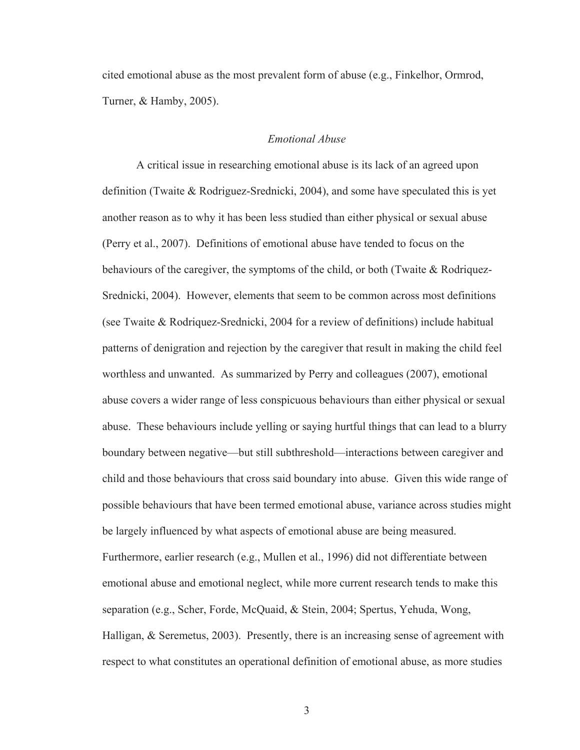cited emotional abuse as the most prevalent form of abuse (e.g., Finkelhor, Ormrod, Turner, & Hamby, 2005).

### *Emotional Abuse*

A critical issue in researching emotional abuse is its lack of an agreed upon definition (Twaite & Rodriguez-Srednicki, 2004), and some have speculated this is yet another reason as to why it has been less studied than either physical or sexual abuse (Perry et al., 2007). Definitions of emotional abuse have tended to focus on the behaviours of the caregiver, the symptoms of the child, or both (Twaite & Rodriquez-Srednicki, 2004). However, elements that seem to be common across most definitions (see Twaite & Rodriquez-Srednicki, 2004 for a review of definitions) include habitual patterns of denigration and rejection by the caregiver that result in making the child feel worthless and unwanted. As summarized by Perry and colleagues (2007), emotional abuse covers a wider range of less conspicuous behaviours than either physical or sexual abuse. These behaviours include yelling or saying hurtful things that can lead to a blurry boundary between negative—but still subthreshold—interactions between caregiver and child and those behaviours that cross said boundary into abuse. Given this wide range of possible behaviours that have been termed emotional abuse, variance across studies might be largely influenced by what aspects of emotional abuse are being measured. Furthermore, earlier research (e.g., Mullen et al., 1996) did not differentiate between emotional abuse and emotional neglect, while more current research tends to make this separation (e.g., Scher, Forde, McQuaid, & Stein, 2004; Spertus, Yehuda, Wong, Halligan, & Seremetus, 2003). Presently, there is an increasing sense of agreement with respect to what constitutes an operational definition of emotional abuse, as more studies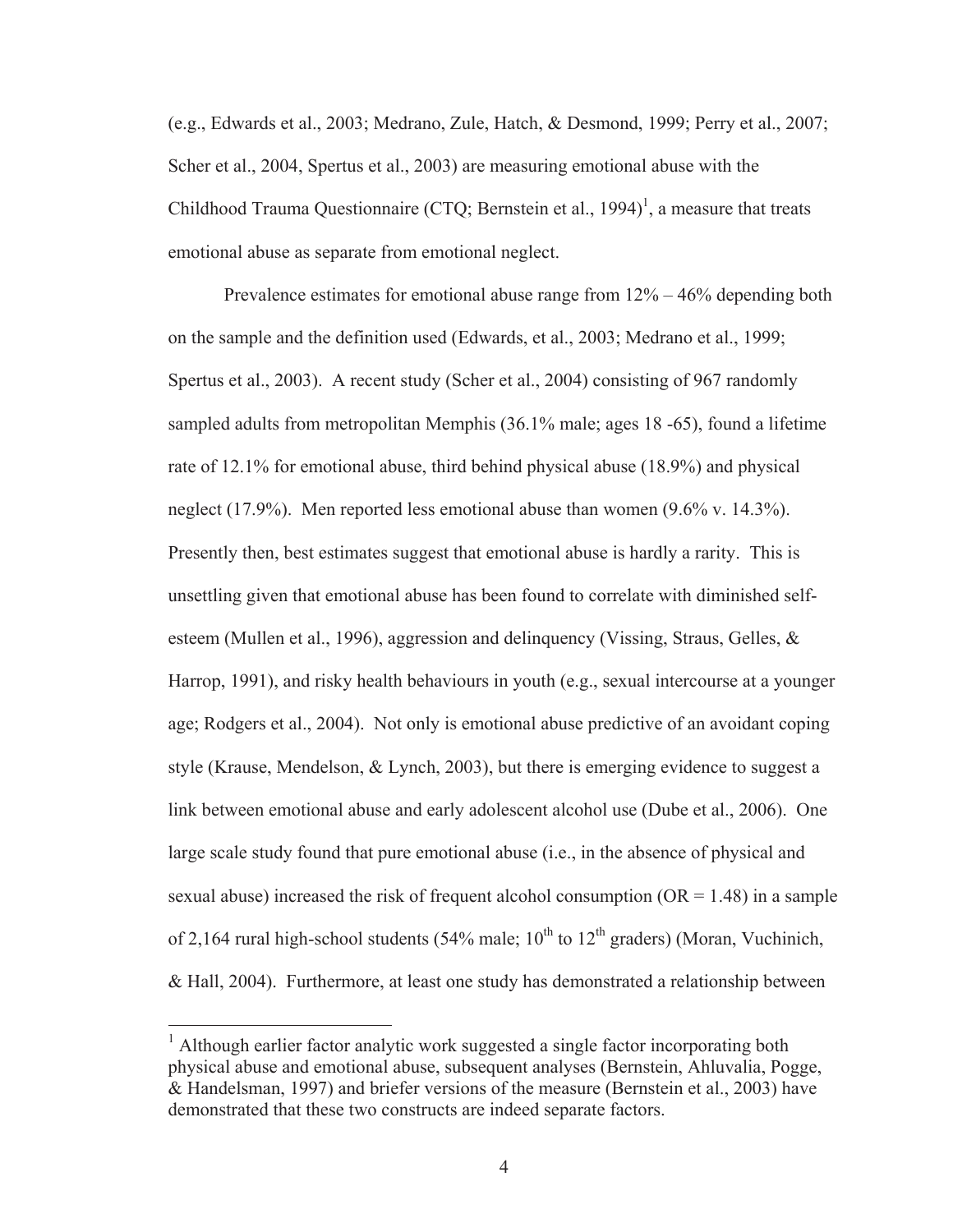(e.g., Edwards et al., 2003; Medrano, Zule, Hatch, & Desmond, 1999; Perry et al., 2007; Scher et al., 2004, Spertus et al., 2003) are measuring emotional abuse with the Childhood Trauma Questionnaire (CTQ; Bernstein et al., 1994)[1], a measure that treats emotional abuse as separate from emotional neglect.

Prevalence estimates for emotional abuse range from 12% – 46% depending both on the sample and the definition used (Edwards, et al., 2003; Medrano et al., 1999; Spertus et al., 2003). A recent study (Scher et al., 2004) consisting of 967 randomly sampled adults from metropolitan Memphis (36.1% male; ages 18 -65), found a lifetime rate of 12.1% for emotional abuse, third behind physical abuse (18.9%) and physical neglect (17.9%). Men reported less emotional abuse than women (9.6% v. 14.3%). Presently then, best estimates suggest that emotional abuse is hardly a rarity. This is unsettling given that emotional abuse has been found to correlate with diminished self-esteem (Mullen et al., 1996), aggression and delinquency (Vissing, Straus, Gelles, & Harrop, 1991), and risky health behaviours in youth (e.g., sexual intercourse at a younger age; Rodgers et al., 2004). Not only is emotional abuse predictive of an avoidant coping style (Krause, Mendelson, & Lynch, 2003), but there is emerging evidence to suggest a link between emotional abuse and early adolescent alcohol use (Dube et al., 2006). One large scale study found that pure emotional abuse (i.e., in the absence of physical and sexual abuse) increased the risk of frequent alcohol consumption (OR = 1.48) in a sample of 2,164 rural high-school students (54% male; 10th to 12th graders) (Moran, Vuchinich, & Hall, 2004). Furthermore, at least one study has demonstrated a relationship between

[1] Although earlier factor analytic work suggested a single factor incorporating both physical abuse and emotional abuse, subsequent analyses (Bernstein, Ahluvalia, Pogge, & Handelsman, 1997) and briefer versions of the measure (Bernstein et al., 2003) have demonstrated that these two constructs are indeed separate factors.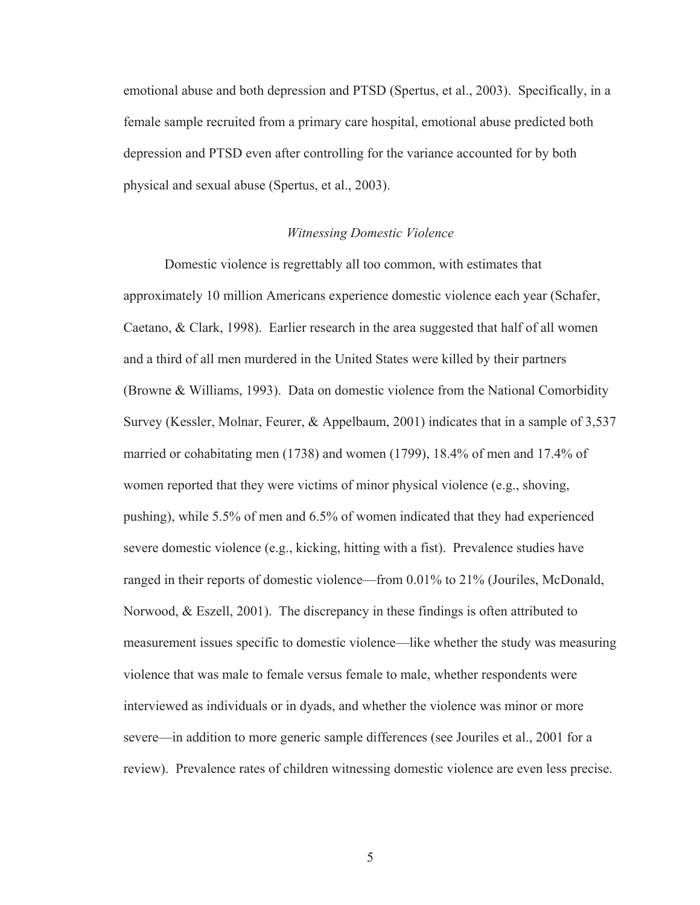emotional abuse and both depression and PTSD (Spertus, et al., 2003). Specifically, in a female sample recruited from a primary care hospital, emotional abuse predicted both depression and PTSD even after controlling for the variance accounted for by both physical and sexual abuse (Spertus, et al., 2003).

### *Witnessing Domestic Violence*

Domestic violence is regrettably all too common, with estimates that approximately 10 million Americans experience domestic violence each year (Schafer, Caetano, & Clark, 1998). Earlier research in the area suggested that half of all women and a third of all men murdered in the United States were killed by their partners (Browne & Williams, 1993). Data on domestic violence from the National Comorbidity Survey (Kessler, Molnar, Feurer, & Appelbaum, 2001) indicates that in a sample of 3,537 married or cohabitating men (1738) and women (1799), 18.4% of men and 17.4% of women reported that they were victims of minor physical violence (e.g., shoving, pushing), while 5.5% of men and 6.5% of women indicated that they had experienced severe domestic violence (e.g., kicking, hitting with a fist). Prevalence studies have ranged in their reports of domestic violence—from 0.01% to 21% (Jouriles, McDonald, Norwood, & Eszell, 2001). The discrepancy in these findings is often attributed to measurement issues specific to domestic violence—like whether the study was measuring violence that was male to female versus female to male, whether respondents were interviewed as individuals or in dyads, and whether the violence was minor or more severe—in addition to more generic sample differences (see Jouriles et al., 2001 for a review). Prevalence rates of children witnessing domestic violence are even less precise.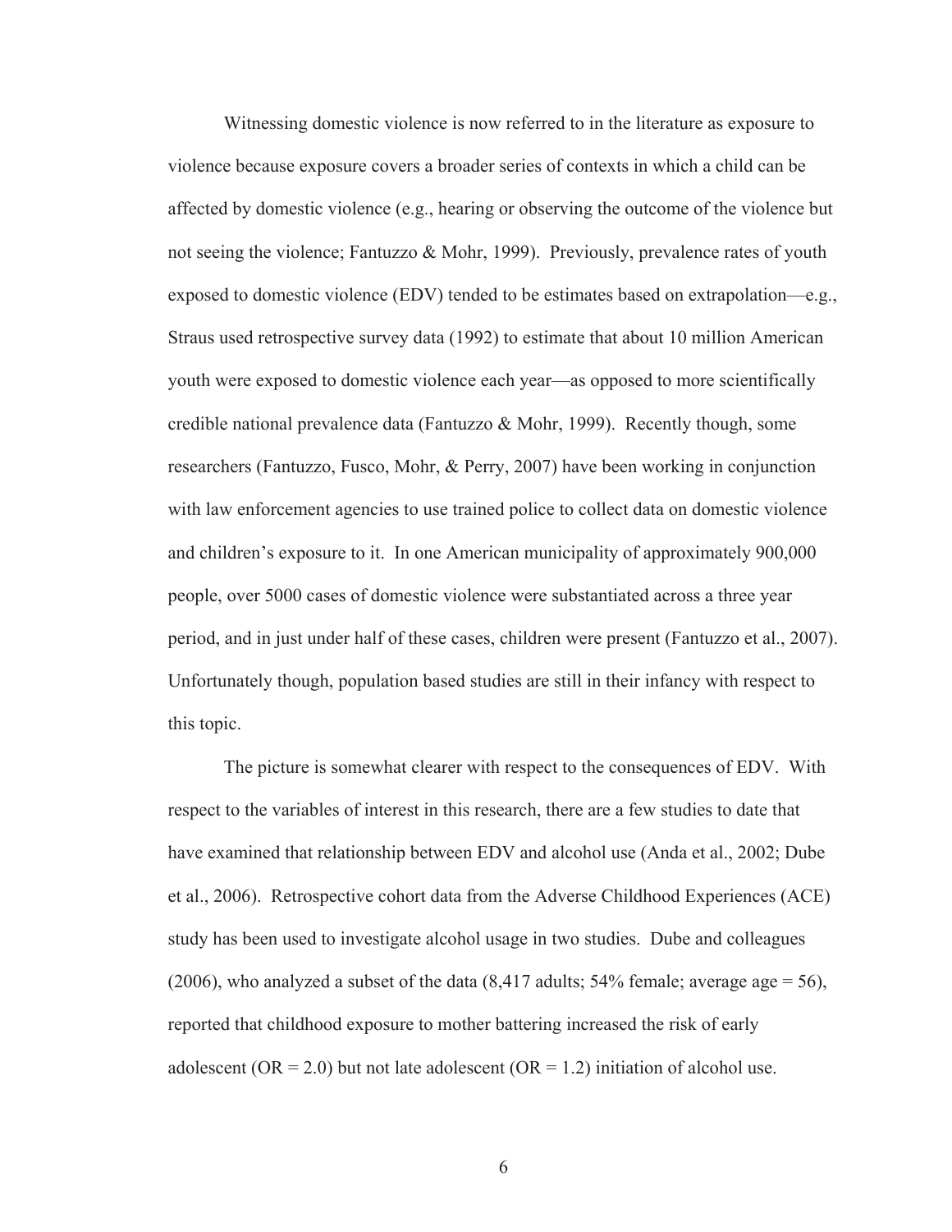Witnessing domestic violence is now referred to in the literature as exposure to violence because exposure covers a broader series of contexts in which a child can be affected by domestic violence (e.g., hearing or observing the outcome of the violence but not seeing the violence; Fantuzzo & Mohr, 1999). Previously, prevalence rates of youth exposed to domestic violence (EDV) tended to be estimates based on extrapolation—e.g., Straus used retrospective survey data (1992) to estimate that about 10 million American youth were exposed to domestic violence each year—as opposed to more scientifically credible national prevalence data (Fantuzzo & Mohr, 1999). Recently though, some researchers (Fantuzzo, Fusco, Mohr, & Perry, 2007) have been working in conjunction with law enforcement agencies to use trained police to collect data on domestic violence and children's exposure to it. In one American municipality of approximately 900,000 people, over 5000 cases of domestic violence were substantiated across a three year period, and in just under half of these cases, children were present (Fantuzzo et al., 2007). Unfortunately though, population based studies are still in their infancy with respect to this topic.

The picture is somewhat clearer with respect to the consequences of EDV. With respect to the variables of interest in this research, there are a few studies to date that have examined that relationship between EDV and alcohol use (Anda et al., 2002; Dube et al., 2006). Retrospective cohort data from the Adverse Childhood Experiences (ACE) study has been used to investigate alcohol usage in two studies. Dube and colleagues (2006), who analyzed a subset of the data (8,417 adults; 54% female; average age = 56), reported that childhood exposure to mother battering increased the risk of early adolescent (OR = 2.0) but not late adolescent (OR = 1.2) initiation of alcohol use.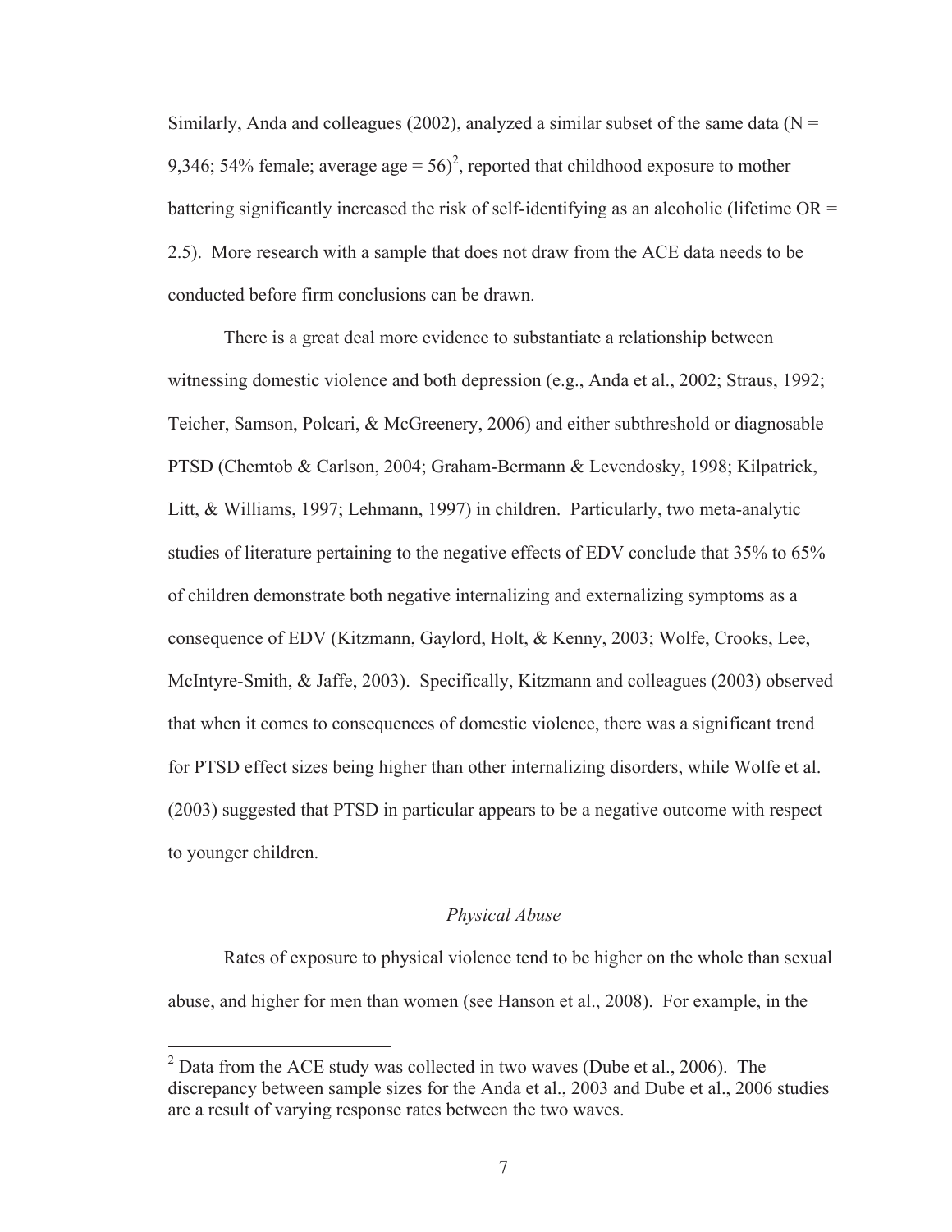Similarly, Anda and colleagues (2002), analyzed a similar subset of the same data (N = 9,346; 54% female; average age = 56)[2], reported that childhood exposure to mother battering significantly increased the risk of self-identifying as an alcoholic (lifetime OR = 2.5). More research with a sample that does not draw from the ACE data needs to be conducted before firm conclusions can be drawn.

There is a great deal more evidence to substantiate a relationship between witnessing domestic violence and both depression (e.g., Anda et al., 2002; Straus, 1992; Teicher, Samson, Polcari, & McGreenery, 2006) and either subthreshold or diagnosable PTSD (Chemtob & Carlson, 2004; Graham-Bermann & Levendosky, 1998; Kilpatrick, Litt, & Williams, 1997; Lehmann, 1997) in children. Particularly, two meta-analytic studies of literature pertaining to the negative effects of EDV conclude that 35% to 65% of children demonstrate both negative internalizing and externalizing symptoms as a consequence of EDV (Kitzmann, Gaylord, Holt, & Kenny, 2003; Wolfe, Crooks, Lee, McIntyre-Smith, & Jaffe, 2003). Specifically, Kitzmann and colleagues (2003) observed that when it comes to consequences of domestic violence, there was a significant trend for PTSD effect sizes being higher than other internalizing disorders, while Wolfe et al. (2003) suggested that PTSD in particular appears to be a negative outcome with respect to younger children.

### *Physical Abuse*

Rates of exposure to physical violence tend to be higher on the whole than sexual abuse, and higher for men than women (see Hanson et al., 2008). For example, in the

[2] Data from the ACE study was collected in two waves (Dube et al., 2006). The discrepancy between sample sizes for the Anda et al., 2003 and Dube et al., 2006 studies are a result of varying response rates between the two waves.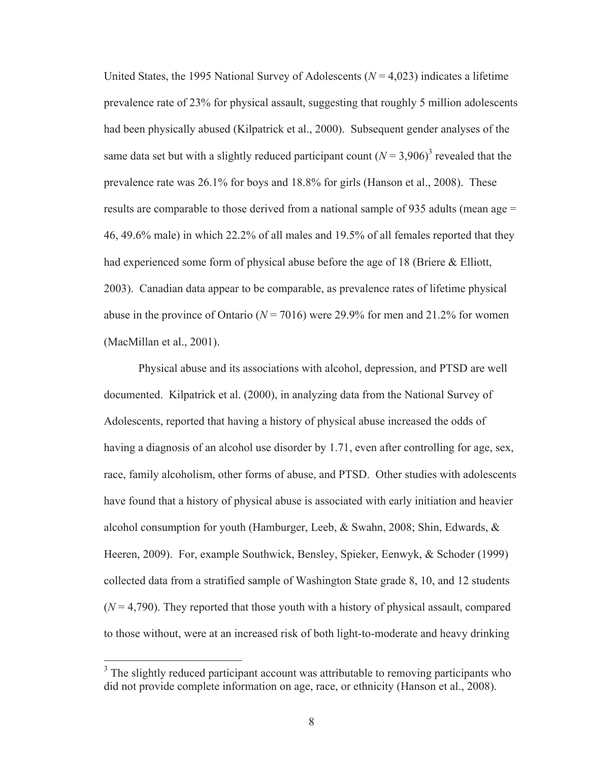United States, the 1995 National Survey of Adolescents (*N* = 4,023) indicates a lifetime prevalence rate of 23% for physical assault, suggesting that roughly 5 million adolescents had been physically abused (Kilpatrick et al., 2000). Subsequent gender analyses of the same data set but with a slightly reduced participant count (*N* = 3,906)[3] revealed that the prevalence rate was 26.1% for boys and 18.8% for girls (Hanson et al., 2008). These results are comparable to those derived from a national sample of 935 adults (mean age = 46, 49.6% male) in which 22.2% of all males and 19.5% of all females reported that they had experienced some form of physical abuse before the age of 18 (Briere & Elliott, 2003). Canadian data appear to be comparable, as prevalence rates of lifetime physical abuse in the province of Ontario (*N* = 7016) were 29.9% for men and 21.2% for women (MacMillan et al., 2001).

Physical abuse and its associations with alcohol, depression, and PTSD are well documented. Kilpatrick et al. (2000), in analyzing data from the National Survey of Adolescents, reported that having a history of physical abuse increased the odds of having a diagnosis of an alcohol use disorder by 1.71, even after controlling for age, sex, race, family alcoholism, other forms of abuse, and PTSD. Other studies with adolescents have found that a history of physical abuse is associated with early initiation and heavier alcohol consumption for youth (Hamburger, Leeb, & Swahn, 2008; Shin, Edwards, & Heeren, 2009). For, example Southwick, Bensley, Spieker, Eenwyk, & Schoder (1999) collected data from a stratified sample of Washington State grade 8, 10, and 12 students (*N* = 4,790). They reported that those youth with a history of physical assault, compared to those without, were at an increased risk of both light-to-moderate and heavy drinking

[3] The slightly reduced participant account was attributable to removing participants who did not provide complete information on age, race, or ethnicity (Hanson et al., 2008).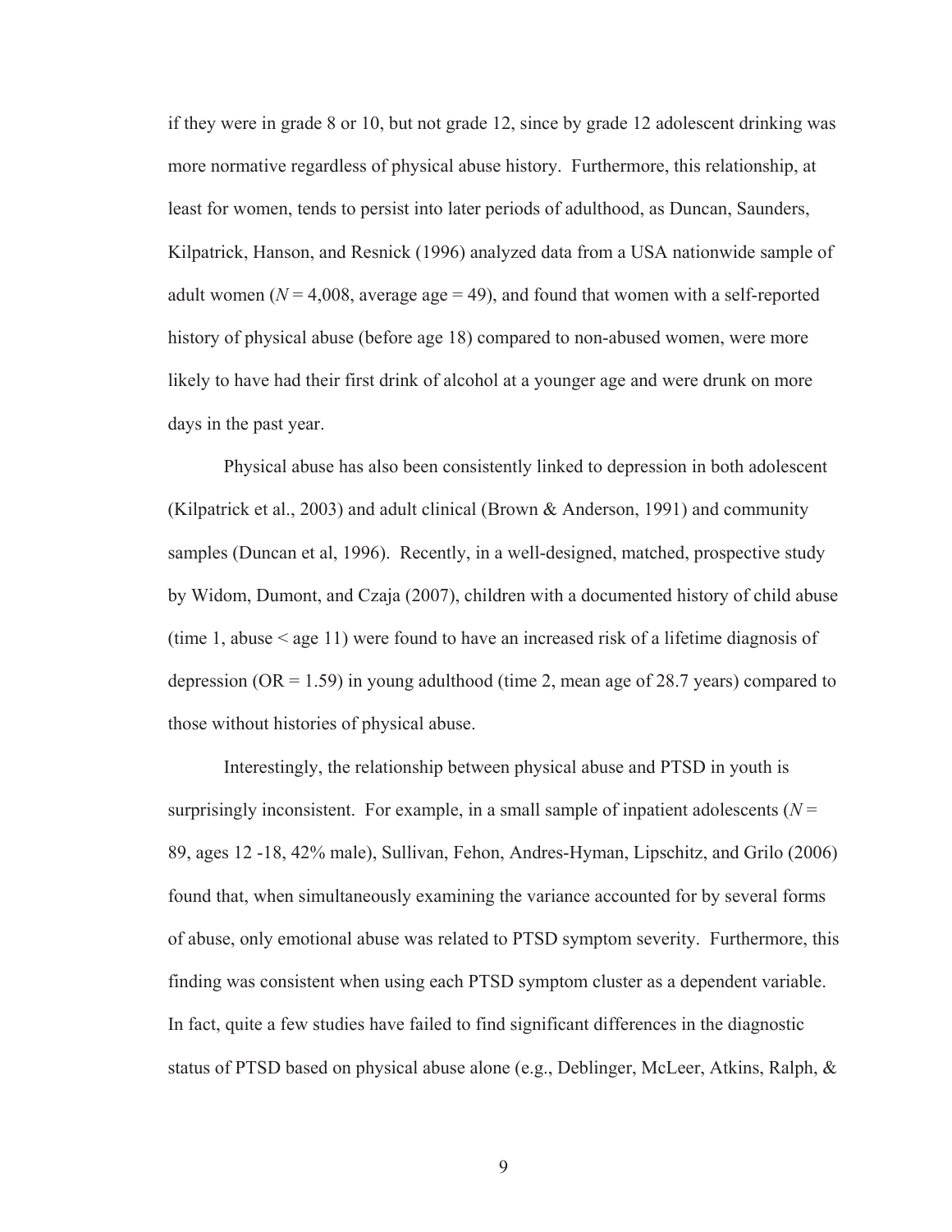if they were in grade 8 or 10, but not grade 12, since by grade 12 adolescent drinking was more normative regardless of physical abuse history. Furthermore, this relationship, at least for women, tends to persist into later periods of adulthood, as Duncan, Saunders, Kilpatrick, Hanson, and Resnick (1996) analyzed data from a USA nationwide sample of adult women (*N* = 4,008, average age = 49), and found that women with a self-reported history of physical abuse (before age 18) compared to non-abused women, were more likely to have had their first drink of alcohol at a younger age and were drunk on more days in the past year.

Physical abuse has also been consistently linked to depression in both adolescent (Kilpatrick et al., 2003) and adult clinical (Brown & Anderson, 1991) and community samples (Duncan et al, 1996). Recently, in a well-designed, matched, prospective study by Widom, Dumont, and Czaja (2007), children with a documented history of child abuse (time 1, abuse < age 11) were found to have an increased risk of a lifetime diagnosis of depression (OR = 1.59) in young adulthood (time 2, mean age of 28.7 years) compared to those without histories of physical abuse.

Interestingly, the relationship between physical abuse and PTSD in youth is surprisingly inconsistent. For example, in a small sample of inpatient adolescents (*N* = 89, ages 12 -18, 42% male), Sullivan, Fehon, Andres-Hyman, Lipschitz, and Grilo (2006) found that, when simultaneously examining the variance accounted for by several forms of abuse, only emotional abuse was related to PTSD symptom severity. Furthermore, this finding was consistent when using each PTSD symptom cluster as a dependent variable. In fact, quite a few studies have failed to find significant differences in the diagnostic status of PTSD based on physical abuse alone (e.g., Deblinger, McLeer, Atkins, Ralph, &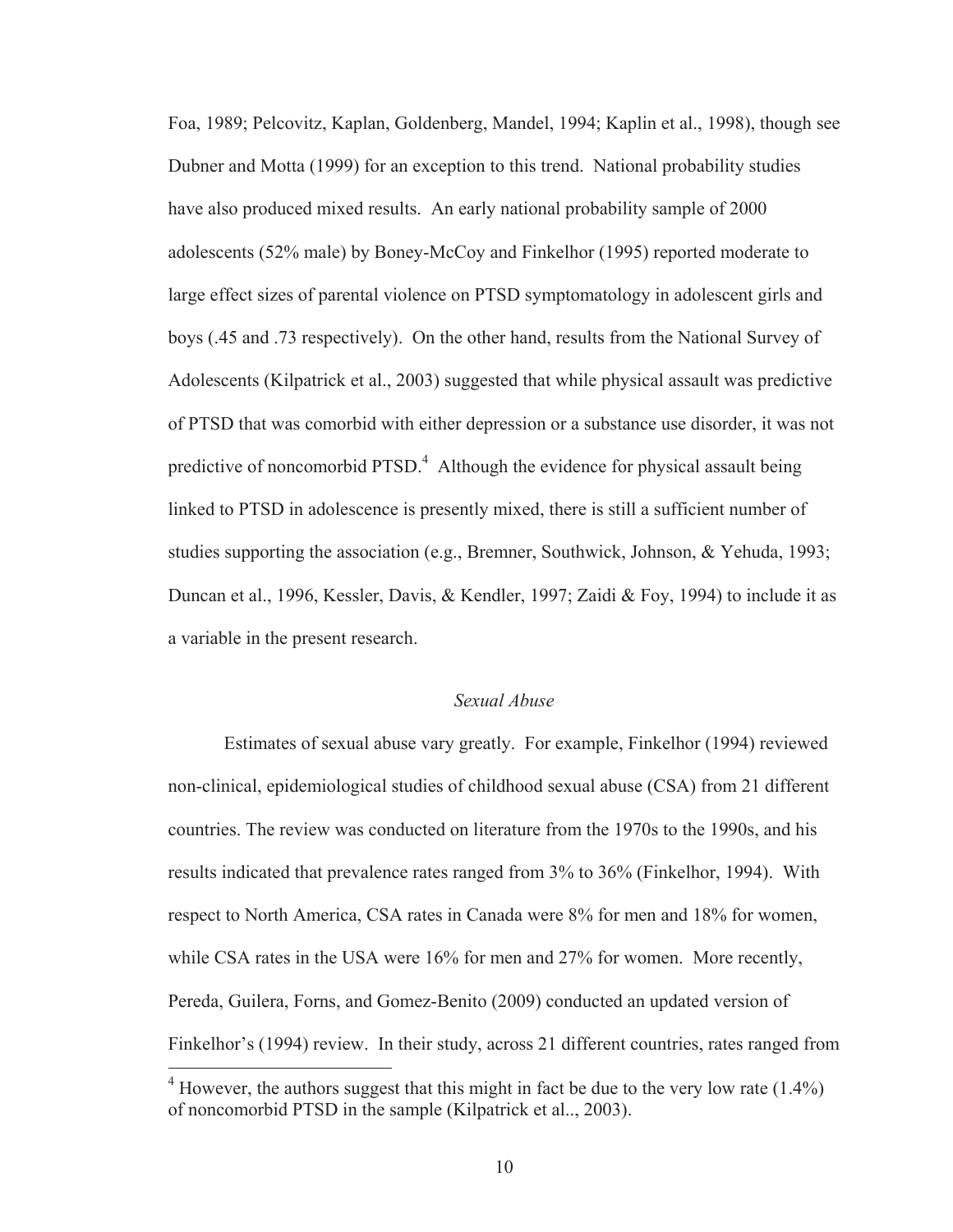Foa, 1989; Pelcovitz, Kaplan, Goldenberg, Mandel, 1994; Kaplin et al., 1998), though see Dubner and Motta (1999) for an exception to this trend. National probability studies have also produced mixed results. An early national probability sample of 2000 adolescents (52% male) by Boney-McCoy and Finkelhor (1995) reported moderate to large effect sizes of parental violence on PTSD symptomatology in adolescent girls and boys (.45 and .73 respectively). On the other hand, results from the National Survey of Adolescents (Kilpatrick et al., 2003) suggested that while physical assault was predictive of PTSD that was comorbid with either depression or a substance use disorder, it was not predictive of noncomorbid PTSD.[4] Although the evidence for physical assault being linked to PTSD in adolescence is presently mixed, there is still a sufficient number of studies supporting the association (e.g., Bremner, Southwick, Johnson, & Yehuda, 1993; Duncan et al., 1996, Kessler, Davis, & Kendler, 1997; Zaidi & Foy, 1994) to include it as a variable in the present research.

### *Sexual Abuse*

Estimates of sexual abuse vary greatly. For example, Finkelhor (1994) reviewed non-clinical, epidemiological studies of childhood sexual abuse (CSA) from 21 different countries. The review was conducted on literature from the 1970s to the 1990s, and his results indicated that prevalence rates ranged from 3% to 36% (Finkelhor, 1994). With respect to North America, CSA rates in Canada were 8% for men and 18% for women, while CSA rates in the USA were 16% for men and 27% for women. More recently, Pereda, Guilera, Forns, and Gomez-Benito (2009) conducted an updated version of Finkelhor's (1994) review. In their study, across 21 different countries, rates ranged from

[4] However, the authors suggest that this might in fact be due to the very low rate (1.4%) of noncomorbid PTSD in the sample (Kilpatrick et al.., 2003).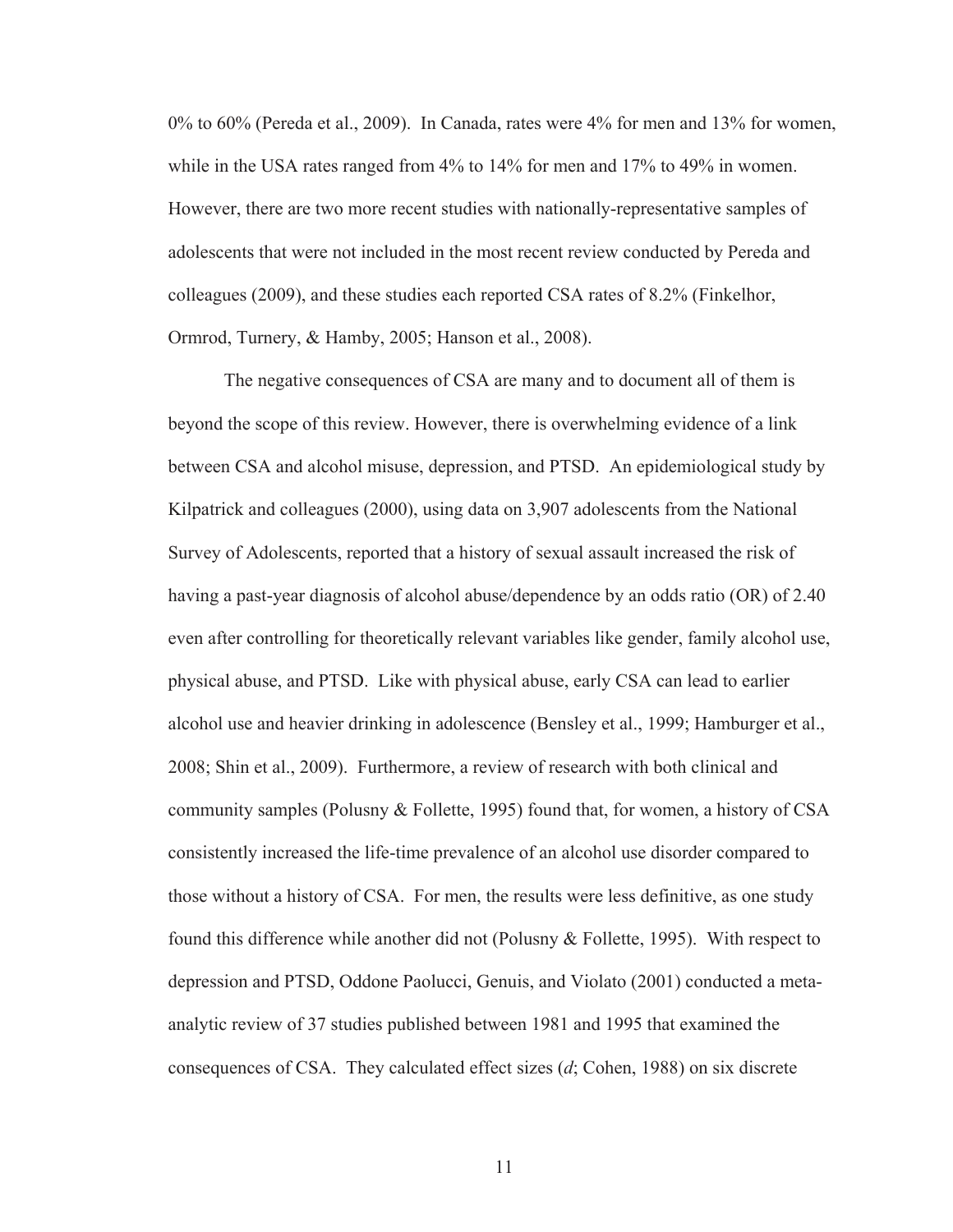0% to 60% (Pereda et al., 2009). In Canada, rates were 4% for men and 13% for women, while in the USA rates ranged from 4% to 14% for men and 17% to 49% in women. However, there are two more recent studies with nationally-representative samples of adolescents that were not included in the most recent review conducted by Pereda and colleagues (2009), and these studies each reported CSA rates of 8.2% (Finkelhor, Ormrod, Turnery, & Hamby, 2005; Hanson et al., 2008).

The negative consequences of CSA are many and to document all of them is beyond the scope of this review. However, there is overwhelming evidence of a link between CSA and alcohol misuse, depression, and PTSD. An epidemiological study by Kilpatrick and colleagues (2000), using data on 3,907 adolescents from the National Survey of Adolescents, reported that a history of sexual assault increased the risk of having a past-year diagnosis of alcohol abuse/dependence by an odds ratio (OR) of 2.40 even after controlling for theoretically relevant variables like gender, family alcohol use, physical abuse, and PTSD. Like with physical abuse, early CSA can lead to earlier alcohol use and heavier drinking in adolescence (Bensley et al., 1999; Hamburger et al., 2008; Shin et al., 2009). Furthermore, a review of research with both clinical and community samples (Polusny & Follette, 1995) found that, for women, a history of CSA consistently increased the life-time prevalence of an alcohol use disorder compared to those without a history of CSA. For men, the results were less definitive, as one study found this difference while another did not (Polusny & Follette, 1995). With respect to depression and PTSD, Oddone Paolucci, Genuis, and Violato (2001) conducted a meta-analytic review of 37 studies published between 1981 and 1995 that examined the consequences of CSA. They calculated effect sizes (*d*; Cohen, 1988) on six discrete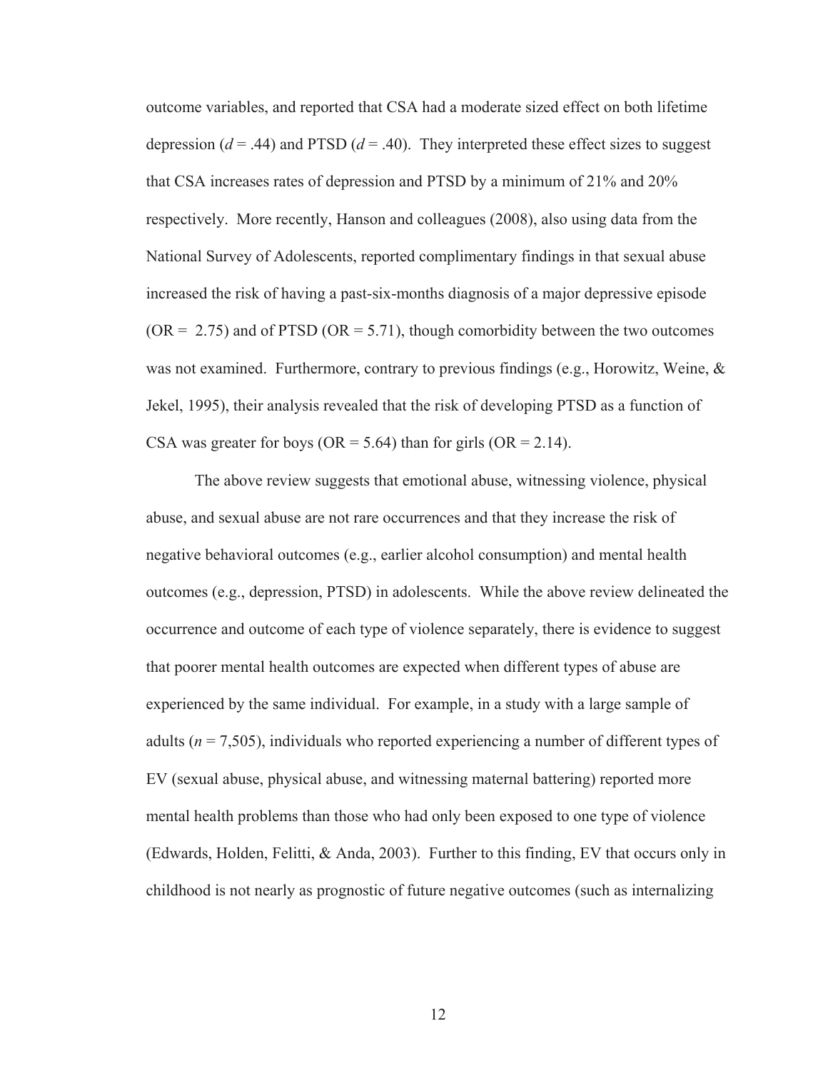outcome variables, and reported that CSA had a moderate sized effect on both lifetime depression (*d* = .44) and PTSD (*d* = .40). They interpreted these effect sizes to suggest that CSA increases rates of depression and PTSD by a minimum of 21% and 20% respectively. More recently, Hanson and colleagues (2008), also using data from the National Survey of Adolescents, reported complimentary findings in that sexual abuse increased the risk of having a past-six-months diagnosis of a major depressive episode (OR = 2.75) and of PTSD (OR = 5.71), though comorbidity between the two outcomes was not examined. Furthermore, contrary to previous findings (e.g., Horowitz, Weine, & Jekel, 1995), their analysis revealed that the risk of developing PTSD as a function of CSA was greater for boys (OR = 5.64) than for girls (OR = 2.14).

The above review suggests that emotional abuse, witnessing violence, physical abuse, and sexual abuse are not rare occurrences and that they increase the risk of negative behavioral outcomes (e.g., earlier alcohol consumption) and mental health outcomes (e.g., depression, PTSD) in adolescents. While the above review delineated the occurrence and outcome of each type of violence separately, there is evidence to suggest that poorer mental health outcomes are expected when different types of abuse are experienced by the same individual. For example, in a study with a large sample of adults (*n* = 7,505), individuals who reported experiencing a number of different types of EV (sexual abuse, physical abuse, and witnessing maternal battering) reported more mental health problems than those who had only been exposed to one type of violence (Edwards, Holden, Felitti, & Anda, 2003). Further to this finding, EV that occurs only in childhood is not nearly as prognostic of future negative outcomes (such as internalizing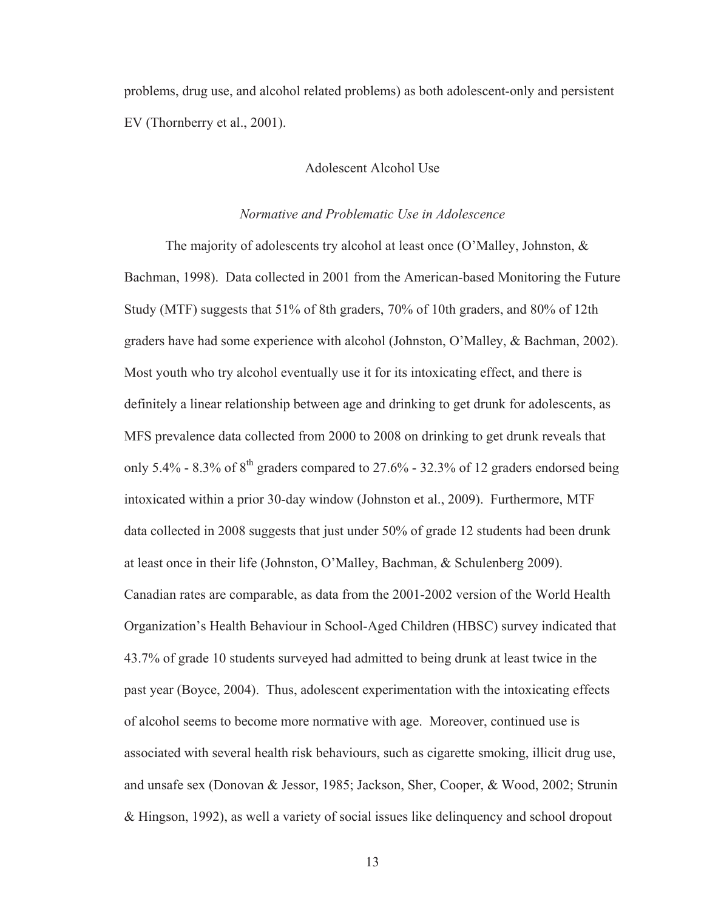problems, drug use, and alcohol related problems) as both adolescent-only and persistent EV (Thornberry et al., 2001).

## Adolescent Alcohol Use

### *Normative and Problematic Use in Adolescence*

The majority of adolescents try alcohol at least once (O'Malley, Johnston, & Bachman, 1998). Data collected in 2001 from the American-based Monitoring the Future Study (MTF) suggests that 51% of 8th graders, 70% of 10th graders, and 80% of 12th graders have had some experience with alcohol (Johnston, O'Malley, & Bachman, 2002). Most youth who try alcohol eventually use it for its intoxicating effect, and there is definitely a linear relationship between age and drinking to get drunk for adolescents, as MFS prevalence data collected from 2000 to 2008 on drinking to get drunk reveals that only 5.4% - 8.3% of 8th graders compared to 27.6% - 32.3% of 12 graders endorsed being intoxicated within a prior 30-day window (Johnston et al., 2009). Furthermore, MTF data collected in 2008 suggests that just under 50% of grade 12 students had been drunk at least once in their life (Johnston, O'Malley, Bachman, & Schulenberg 2009). Canadian rates are comparable, as data from the 2001-2002 version of the World Health Organization's Health Behaviour in School-Aged Children (HBSC) survey indicated that 43.7% of grade 10 students surveyed had admitted to being drunk at least twice in the past year (Boyce, 2004). Thus, adolescent experimentation with the intoxicating effects of alcohol seems to become more normative with age. Moreover, continued use is associated with several health risk behaviours, such as cigarette smoking, illicit drug use, and unsafe sex (Donovan & Jessor, 1985; Jackson, Sher, Cooper, & Wood, 2002; Strunin & Hingson, 1992), as well a variety of social issues like delinquency and school dropout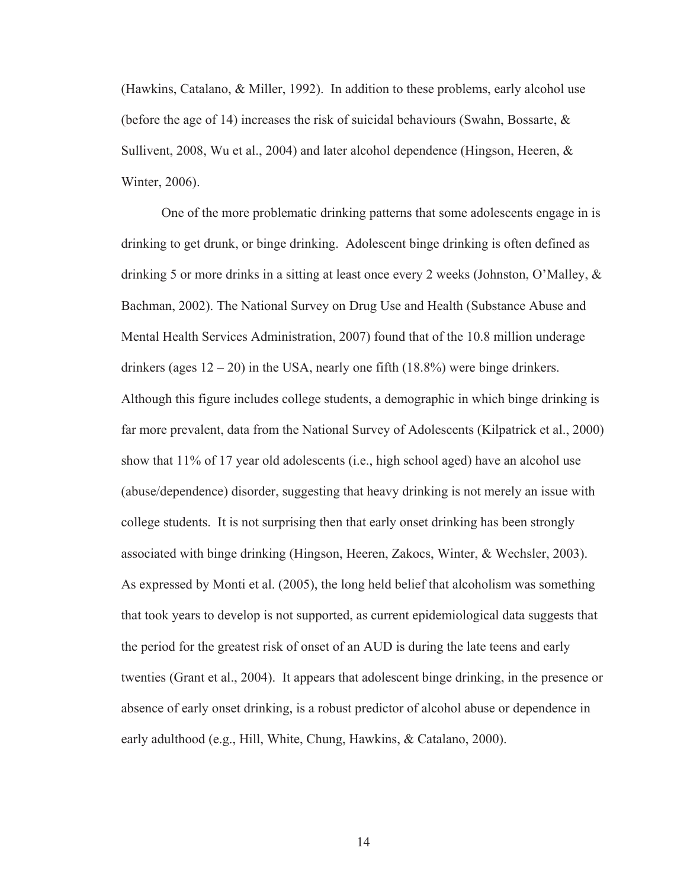(Hawkins, Catalano, & Miller, 1992). In addition to these problems, early alcohol use (before the age of 14) increases the risk of suicidal behaviours (Swahn, Bossarte, & Sullivent, 2008, Wu et al., 2004) and later alcohol dependence (Hingson, Heeren, & Winter, 2006).

One of the more problematic drinking patterns that some adolescents engage in is drinking to get drunk, or binge drinking. Adolescent binge drinking is often defined as drinking 5 or more drinks in a sitting at least once every 2 weeks (Johnston, O'Malley, & Bachman, 2002). The National Survey on Drug Use and Health (Substance Abuse and Mental Health Services Administration, 2007) found that of the 10.8 million underage drinkers (ages 12 – 20) in the USA, nearly one fifth (18.8%) were binge drinkers. Although this figure includes college students, a demographic in which binge drinking is far more prevalent, data from the National Survey of Adolescents (Kilpatrick et al., 2000) show that 11% of 17 year old adolescents (i.e., high school aged) have an alcohol use (abuse/dependence) disorder, suggesting that heavy drinking is not merely an issue with college students. It is not surprising then that early onset drinking has been strongly associated with binge drinking (Hingson, Heeren, Zakocs, Winter, & Wechsler, 2003). As expressed by Monti et al. (2005), the long held belief that alcoholism was something that took years to develop is not supported, as current epidemiological data suggests that the period for the greatest risk of onset of an AUD is during the late teens and early twenties (Grant et al., 2004). It appears that adolescent binge drinking, in the presence or absence of early onset drinking, is a robust predictor of alcohol abuse or dependence in early adulthood (e.g., Hill, White, Chung, Hawkins, & Catalano, 2000).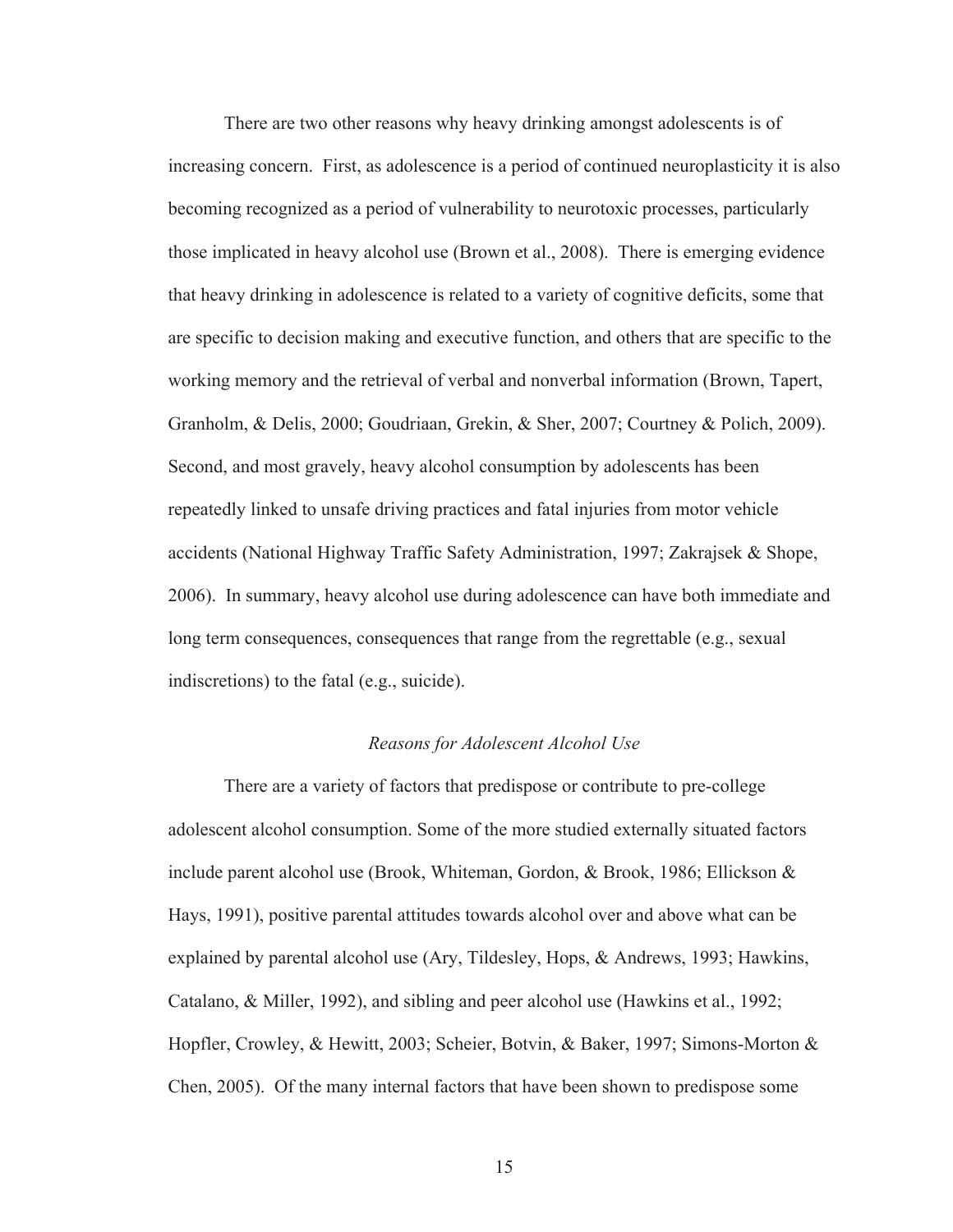There are two other reasons why heavy drinking amongst adolescents is of increasing concern. First, as adolescence is a period of continued neuroplasticity it is also becoming recognized as a period of vulnerability to neurotoxic processes, particularly those implicated in heavy alcohol use (Brown et al., 2008). There is emerging evidence that heavy drinking in adolescence is related to a variety of cognitive deficits, some that are specific to decision making and executive function, and others that are specific to the working memory and the retrieval of verbal and nonverbal information (Brown, Tapert, Granholm, & Delis, 2000; Goudriaan, Grekin, & Sher, 2007; Courtney & Polich, 2009). Second, and most gravely, heavy alcohol consumption by adolescents has been repeatedly linked to unsafe driving practices and fatal injuries from motor vehicle accidents (National Highway Traffic Safety Administration, 1997; Zakrajsek & Shope, 2006). In summary, heavy alcohol use during adolescence can have both immediate and long term consequences, consequences that range from the regrettable (e.g., sexual indiscretions) to the fatal (e.g., suicide).

### *Reasons for Adolescent Alcohol Use*

There are a variety of factors that predispose or contribute to pre-college adolescent alcohol consumption. Some of the more studied externally situated factors include parent alcohol use (Brook, Whiteman, Gordon, & Brook, 1986; Ellickson & Hays, 1991), positive parental attitudes towards alcohol over and above what can be explained by parental alcohol use (Ary, Tildesley, Hops, & Andrews, 1993; Hawkins, Catalano, & Miller, 1992), and sibling and peer alcohol use (Hawkins et al., 1992; Hopfler, Crowley, & Hewitt, 2003; Scheier, Botvin, & Baker, 1997; Simons-Morton & Chen, 2005). Of the many internal factors that have been shown to predispose some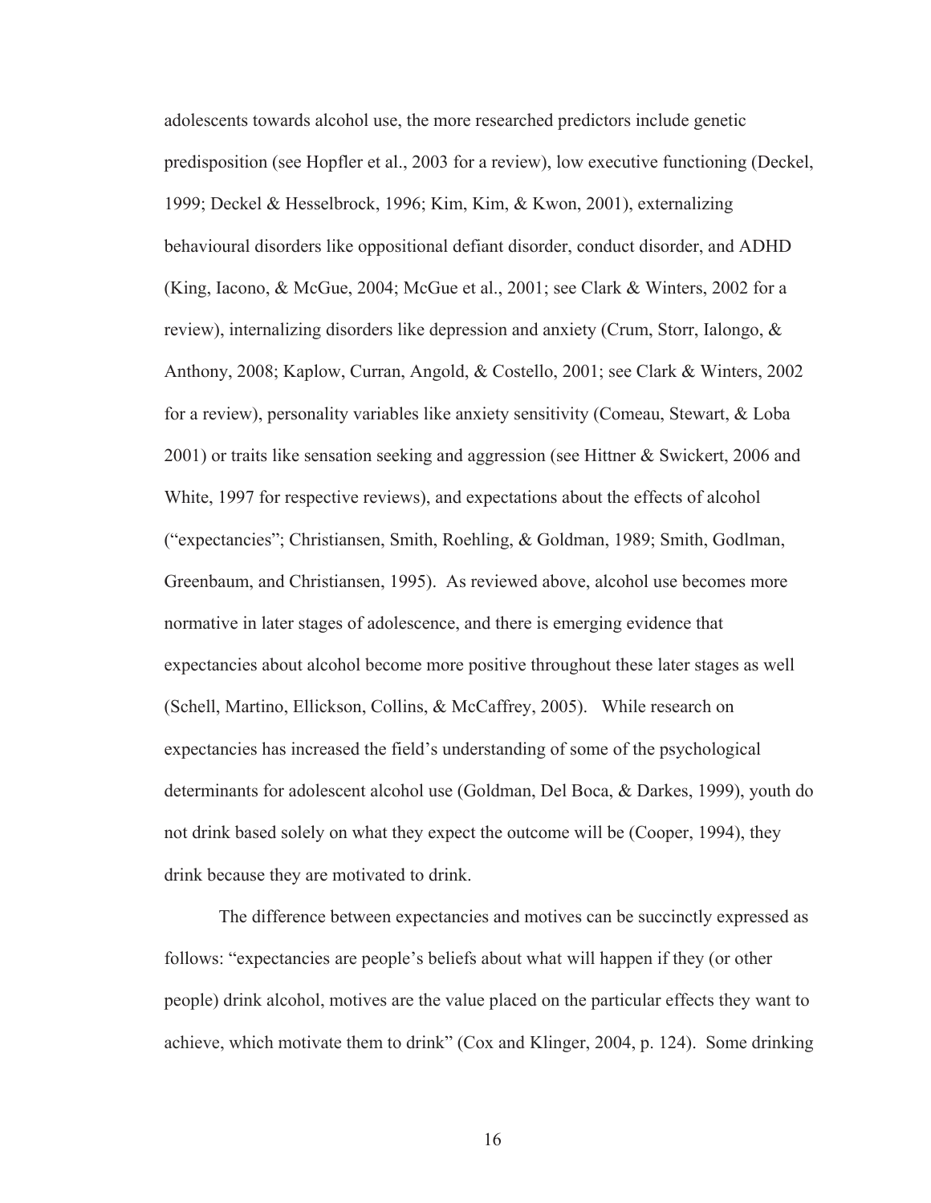adolescents towards alcohol use, the more researched predictors include genetic predisposition (see Hopfler et al., 2003 for a review), low executive functioning (Deckel, 1999; Deckel & Hesselbrock, 1996; Kim, Kim, & Kwon, 2001), externalizing behavioural disorders like oppositional defiant disorder, conduct disorder, and ADHD (King, Iacono, & McGue, 2004; McGue et al., 2001; see Clark & Winters, 2002 for a review), internalizing disorders like depression and anxiety (Crum, Storr, Ialongo, & Anthony, 2008; Kaplow, Curran, Angold, & Costello, 2001; see Clark & Winters, 2002 for a review), personality variables like anxiety sensitivity (Comeau, Stewart, & Loba 2001) or traits like sensation seeking and aggression (see Hittner & Swickert, 2006 and White, 1997 for respective reviews), and expectations about the effects of alcohol ("expectancies"; Christiansen, Smith, Roehling, & Goldman, 1989; Smith, Godlman, Greenbaum, and Christiansen, 1995). As reviewed above, alcohol use becomes more normative in later stages of adolescence, and there is emerging evidence that expectancies about alcohol become more positive throughout these later stages as well (Schell, Martino, Ellickson, Collins, & McCaffrey, 2005). While research on expectancies has increased the field's understanding of some of the psychological determinants for adolescent alcohol use (Goldman, Del Boca, & Darkes, 1999), youth do not drink based solely on what they expect the outcome will be (Cooper, 1994), they drink because they are motivated to drink.

The difference between expectancies and motives can be succinctly expressed as follows: "expectancies are people's beliefs about what will happen if they (or other people) drink alcohol, motives are the value placed on the particular effects they want to achieve, which motivate them to drink" (Cox and Klinger, 2004, p. 124). Some drinking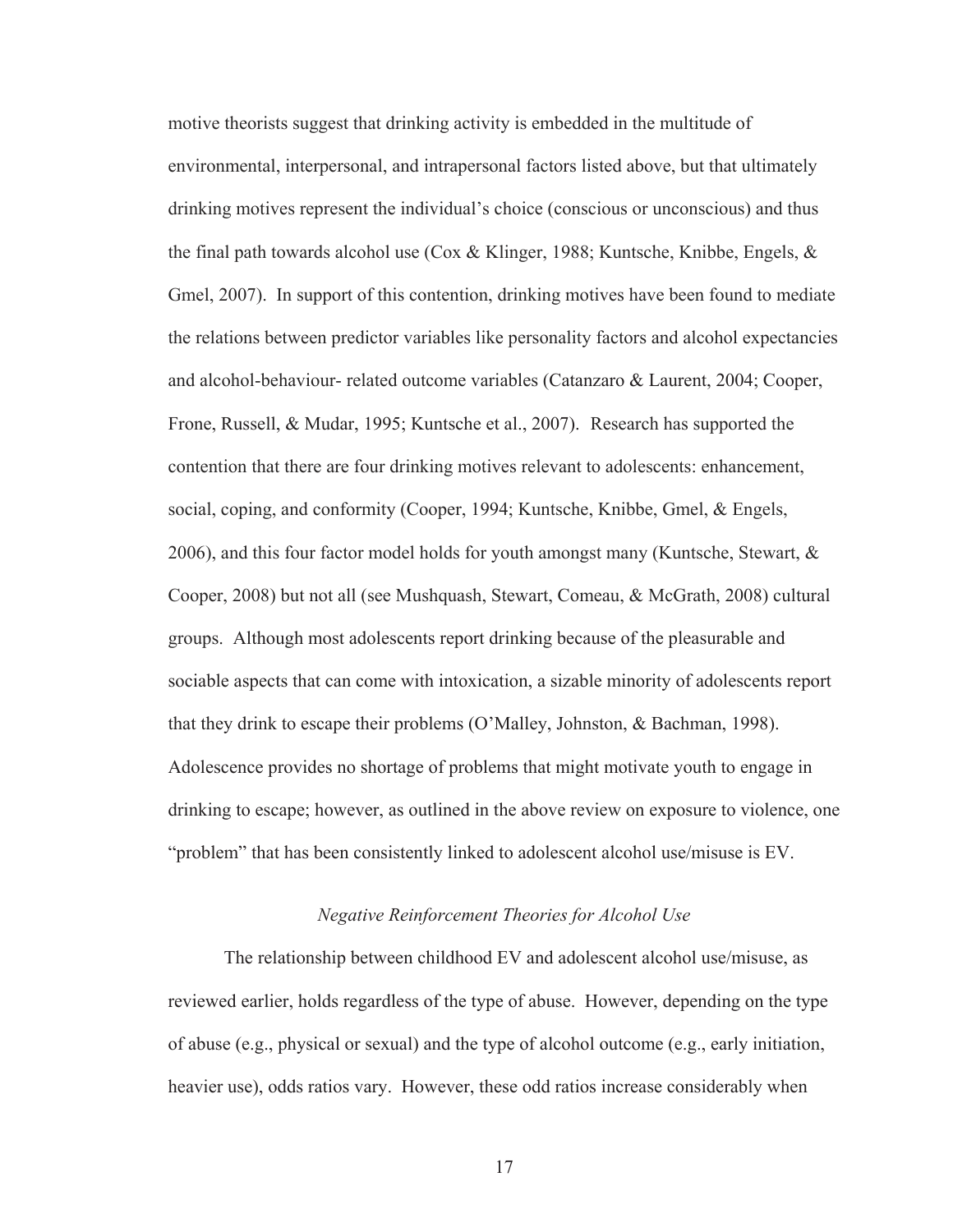motive theorists suggest that drinking activity is embedded in the multitude of environmental, interpersonal, and intrapersonal factors listed above, but that ultimately drinking motives represent the individual's choice (conscious or unconscious) and thus the final path towards alcohol use (Cox & Klinger, 1988; Kuntsche, Knibbe, Engels, & Gmel, 2007). In support of this contention, drinking motives have been found to mediate the relations between predictor variables like personality factors and alcohol expectancies and alcohol-behaviour- related outcome variables (Catanzaro & Laurent, 2004; Cooper, Frone, Russell, & Mudar, 1995; Kuntsche et al., 2007). Research has supported the contention that there are four drinking motives relevant to adolescents: enhancement, social, coping, and conformity (Cooper, 1994; Kuntsche, Knibbe, Gmel, & Engels, 2006), and this four factor model holds for youth amongst many (Kuntsche, Stewart, & Cooper, 2008) but not all (see Mushquash, Stewart, Comeau, & McGrath, 2008) cultural groups. Although most adolescents report drinking because of the pleasurable and sociable aspects that can come with intoxication, a sizable minority of adolescents report that they drink to escape their problems (O'Malley, Johnston, & Bachman, 1998). Adolescence provides no shortage of problems that might motivate youth to engage in drinking to escape; however, as outlined in the above review on exposure to violence, one "problem" that has been consistently linked to adolescent alcohol use/misuse is EV.

### *Negative Reinforcement Theories for Alcohol Use*

The relationship between childhood EV and adolescent alcohol use/misuse, as reviewed earlier, holds regardless of the type of abuse. However, depending on the type of abuse (e.g., physical or sexual) and the type of alcohol outcome (e.g., early initiation, heavier use), odds ratios vary. However, these odd ratios increase considerably when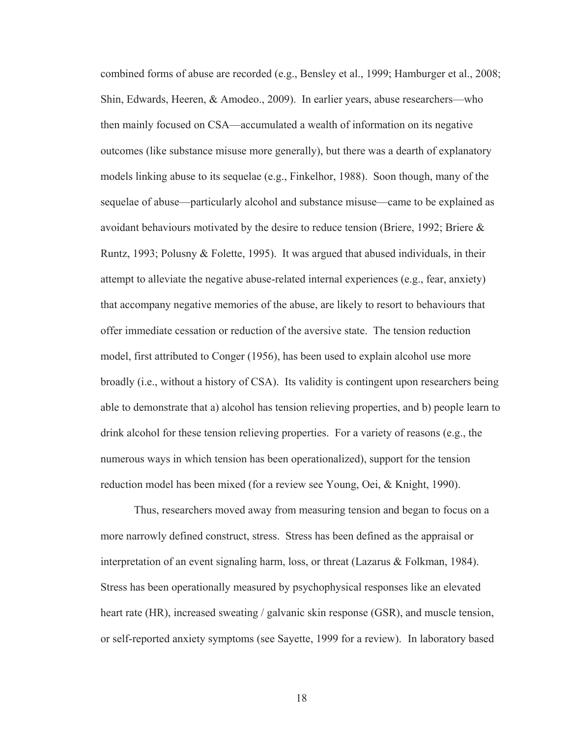combined forms of abuse are recorded (e.g., Bensley et al., 1999; Hamburger et al., 2008; Shin, Edwards, Heeren, & Amodeo., 2009). In earlier years, abuse researchers—who then mainly focused on CSA—accumulated a wealth of information on its negative outcomes (like substance misuse more generally), but there was a dearth of explanatory models linking abuse to its sequelae (e.g., Finkelhor, 1988). Soon though, many of the sequelae of abuse—particularly alcohol and substance misuse—came to be explained as avoidant behaviours motivated by the desire to reduce tension (Briere, 1992; Briere & Runtz, 1993; Polusny & Folette, 1995). It was argued that abused individuals, in their attempt to alleviate the negative abuse-related internal experiences (e.g., fear, anxiety) that accompany negative memories of the abuse, are likely to resort to behaviours that offer immediate cessation or reduction of the aversive state. The tension reduction model, first attributed to Conger (1956), has been used to explain alcohol use more broadly (i.e., without a history of CSA). Its validity is contingent upon researchers being able to demonstrate that a) alcohol has tension relieving properties, and b) people learn to drink alcohol for these tension relieving properties. For a variety of reasons (e.g., the numerous ways in which tension has been operationalized), support for the tension reduction model has been mixed (for a review see Young, Oei, & Knight, 1990).

Thus, researchers moved away from measuring tension and began to focus on a more narrowly defined construct, stress. Stress has been defined as the appraisal or interpretation of an event signaling harm, loss, or threat (Lazarus & Folkman, 1984). Stress has been operationally measured by psychophysical responses like an elevated heart rate (HR), increased sweating / galvanic skin response (GSR), and muscle tension, or self-reported anxiety symptoms (see Sayette, 1999 for a review). In laboratory based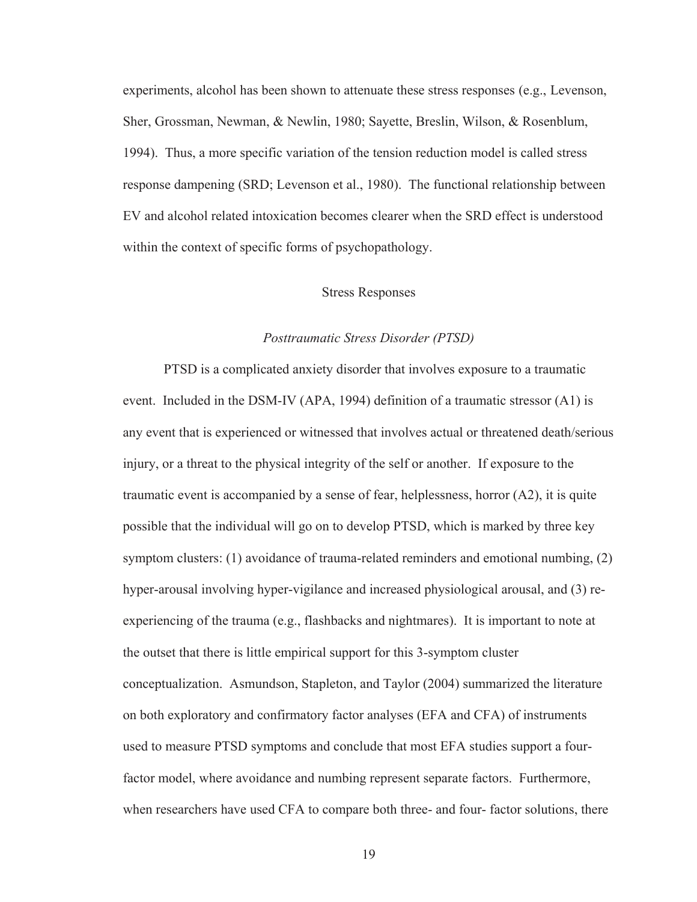experiments, alcohol has been shown to attenuate these stress responses (e.g., Levenson, Sher, Grossman, Newman, & Newlin, 1980; Sayette, Breslin, Wilson, & Rosenblum, 1994). Thus, a more specific variation of the tension reduction model is called stress response dampening (SRD; Levenson et al., 1980). The functional relationship between EV and alcohol related intoxication becomes clearer when the SRD effect is understood within the context of specific forms of psychopathology.

## Stress Responses

### *Posttraumatic Stress Disorder (PTSD)*

PTSD is a complicated anxiety disorder that involves exposure to a traumatic event. Included in the DSM-IV (APA, 1994) definition of a traumatic stressor (A1) is any event that is experienced or witnessed that involves actual or threatened death/serious injury, or a threat to the physical integrity of the self or another. If exposure to the traumatic event is accompanied by a sense of fear, helplessness, horror (A2), it is quite possible that the individual will go on to develop PTSD, which is marked by three key symptom clusters: (1) avoidance of trauma-related reminders and emotional numbing, (2) hyper-arousal involving hyper-vigilance and increased physiological arousal, and (3) re-experiencing of the trauma (e.g., flashbacks and nightmares). It is important to note at the outset that there is little empirical support for this 3-symptom cluster conceptualization. Asmundson, Stapleton, and Taylor (2004) summarized the literature on both exploratory and confirmatory factor analyses (EFA and CFA) of instruments used to measure PTSD symptoms and conclude that most EFA studies support a four-factor model, where avoidance and numbing represent separate factors. Furthermore, when researchers have used CFA to compare both three- and four- factor solutions, there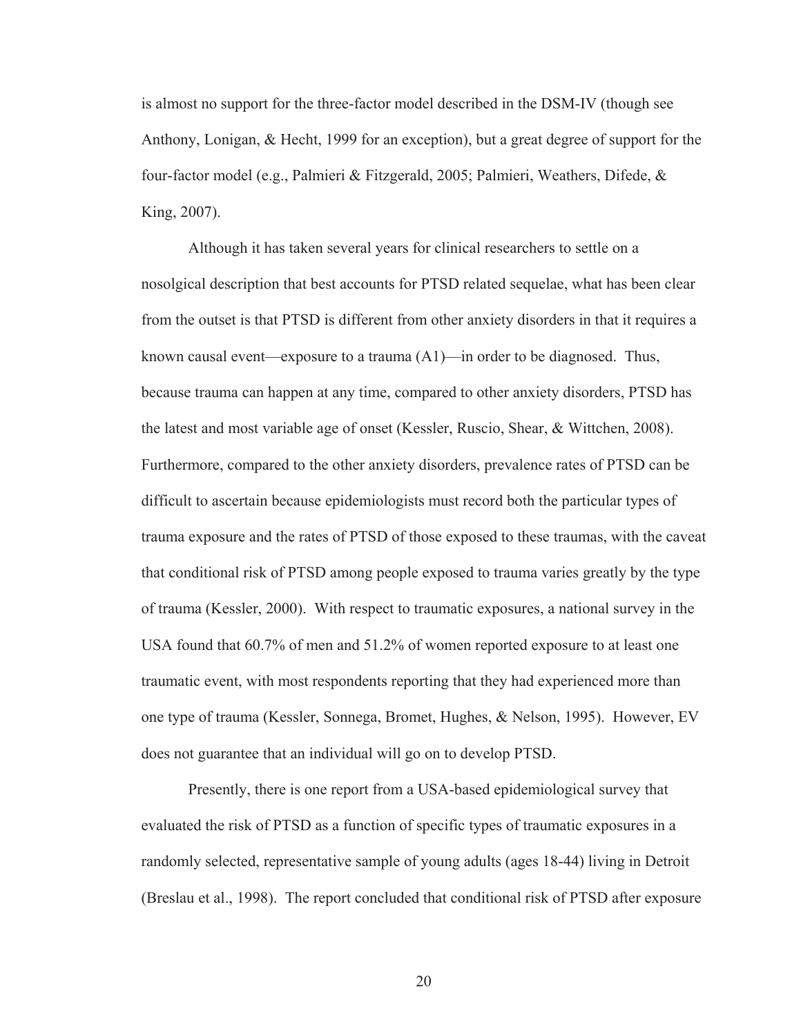is almost no support for the three-factor model described in the DSM-IV (though see Anthony, Lonigan, & Hecht, 1999 for an exception), but a great degree of support for the four-factor model (e.g., Palmieri & Fitzgerald, 2005; Palmieri, Weathers, Difede, & King, 2007).

Although it has taken several years for clinical researchers to settle on a nosolgical description that best accounts for PTSD related sequelae, what has been clear from the outset is that PTSD is different from other anxiety disorders in that it requires a known causal event—exposure to a trauma (A1)—in order to be diagnosed. Thus, because trauma can happen at any time, compared to other anxiety disorders, PTSD has the latest and most variable age of onset (Kessler, Ruscio, Shear, & Wittchen, 2008). Furthermore, compared to the other anxiety disorders, prevalence rates of PTSD can be difficult to ascertain because epidemiologists must record both the particular types of trauma exposure and the rates of PTSD of those exposed to these traumas, with the caveat that conditional risk of PTSD among people exposed to trauma varies greatly by the type of trauma (Kessler, 2000). With respect to traumatic exposures, a national survey in the USA found that 60.7% of men and 51.2% of women reported exposure to at least one traumatic event, with most respondents reporting that they had experienced more than one type of trauma (Kessler, Sonnega, Bromet, Hughes, & Nelson, 1995). However, EV does not guarantee that an individual will go on to develop PTSD.

Presently, there is one report from a USA-based epidemiological survey that evaluated the risk of PTSD as a function of specific types of traumatic exposures in a randomly selected, representative sample of young adults (ages 18-44) living in Detroit (Breslau et al., 1998). The report concluded that conditional risk of PTSD after exposure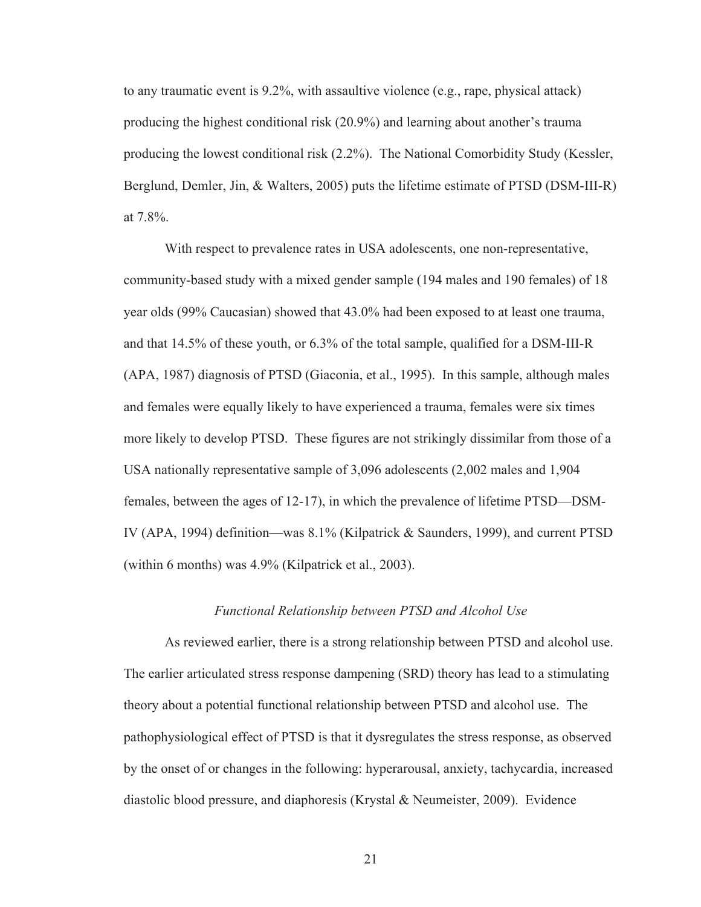to any traumatic event is 9.2%, with assaultive violence (e.g., rape, physical attack) producing the highest conditional risk (20.9%) and learning about another's trauma producing the lowest conditional risk (2.2%). The National Comorbidity Study (Kessler, Berglund, Demler, Jin, & Walters, 2005) puts the lifetime estimate of PTSD (DSM-III-R) at 7.8%.

With respect to prevalence rates in USA adolescents, one non-representative, community-based study with a mixed gender sample (194 males and 190 females) of 18 year olds (99% Caucasian) showed that 43.0% had been exposed to at least one trauma, and that 14.5% of these youth, or 6.3% of the total sample, qualified for a DSM-III-R (APA, 1987) diagnosis of PTSD (Giaconia, et al., 1995). In this sample, although males and females were equally likely to have experienced a trauma, females were six times more likely to develop PTSD. These figures are not strikingly dissimilar from those of a USA nationally representative sample of 3,096 adolescents (2,002 males and 1,904 females, between the ages of 12-17), in which the prevalence of lifetime PTSD—DSM-IV (APA, 1994) definition—was 8.1% (Kilpatrick & Saunders, 1999), and current PTSD (within 6 months) was 4.9% (Kilpatrick et al., 2003).

### *Functional Relationship between PTSD and Alcohol Use*

As reviewed earlier, there is a strong relationship between PTSD and alcohol use. The earlier articulated stress response dampening (SRD) theory has lead to a stimulating theory about a potential functional relationship between PTSD and alcohol use. The pathophysiological effect of PTSD is that it dysregulates the stress response, as observed by the onset of or changes in the following: hyperarousal, anxiety, tachycardia, increased diastolic blood pressure, and diaphoresis (Krystal & Neumeister, 2009). Evidence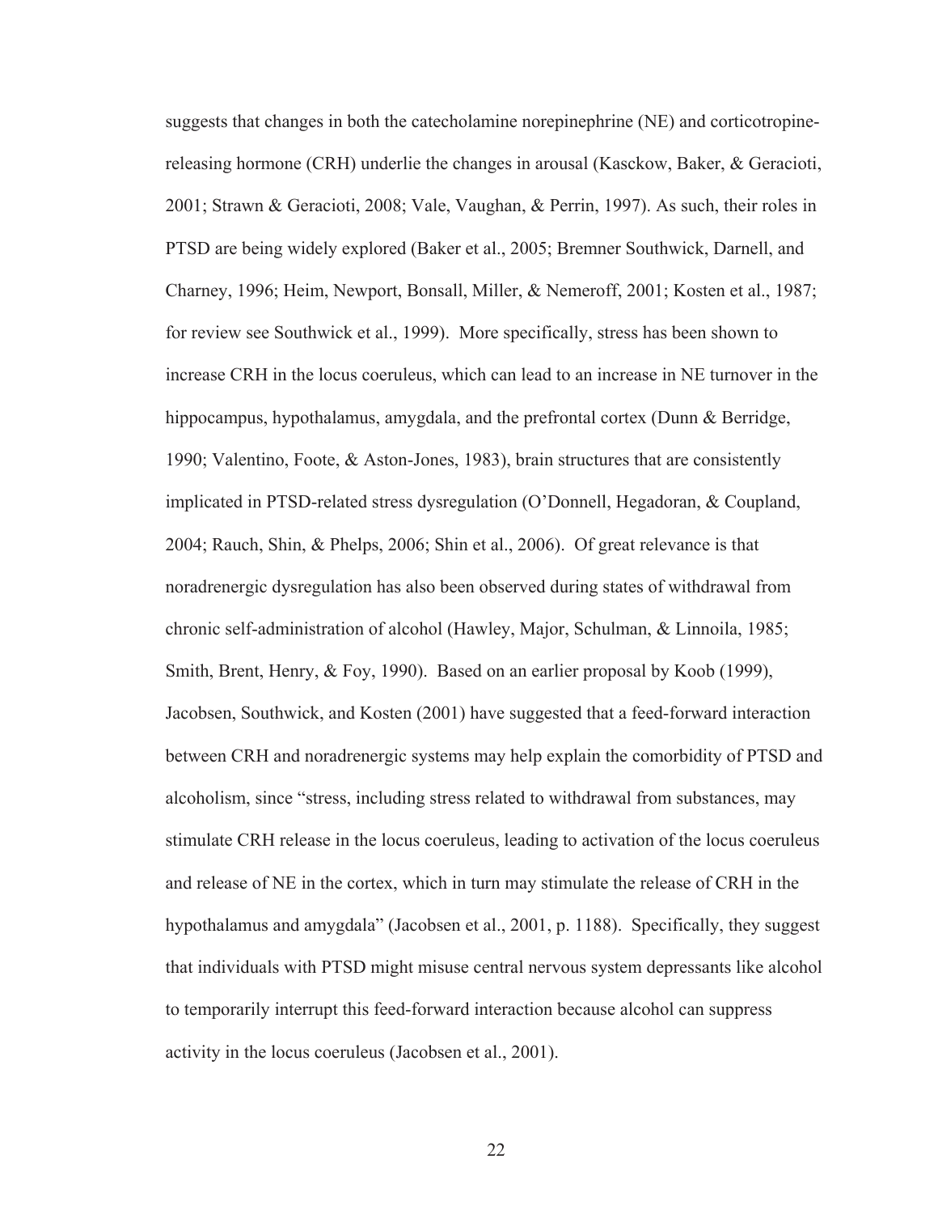suggests that changes in both the catecholamine norepinephrine (NE) and corticotropine-releasing hormone (CRH) underlie the changes in arousal (Kasckow, Baker, & Geracioti, 2001; Strawn & Geracioti, 2008; Vale, Vaughan, & Perrin, 1997). As such, their roles in PTSD are being widely explored (Baker et al., 2005; Bremner Southwick, Darnell, and Charney, 1996; Heim, Newport, Bonsall, Miller, & Nemeroff, 2001; Kosten et al., 1987; for review see Southwick et al., 1999). More specifically, stress has been shown to increase CRH in the locus coeruleus, which can lead to an increase in NE turnover in the hippocampus, hypothalamus, amygdala, and the prefrontal cortex (Dunn & Berridge, 1990; Valentino, Foote, & Aston-Jones, 1983), brain structures that are consistently implicated in PTSD-related stress dysregulation (O'Donnell, Hegadoran, & Coupland, 2004; Rauch, Shin, & Phelps, 2006; Shin et al., 2006). Of great relevance is that noradrenergic dysregulation has also been observed during states of withdrawal from chronic self-administration of alcohol (Hawley, Major, Schulman, & Linnoila, 1985; Smith, Brent, Henry, & Foy, 1990). Based on an earlier proposal by Koob (1999), Jacobsen, Southwick, and Kosten (2001) have suggested that a feed-forward interaction between CRH and noradrenergic systems may help explain the comorbidity of PTSD and alcoholism, since "stress, including stress related to withdrawal from substances, may stimulate CRH release in the locus coeruleus, leading to activation of the locus coeruleus and release of NE in the cortex, which in turn may stimulate the release of CRH in the hypothalamus and amygdala" (Jacobsen et al., 2001, p. 1188). Specifically, they suggest that individuals with PTSD might misuse central nervous system depressants like alcohol to temporarily interrupt this feed-forward interaction because alcohol can suppress activity in the locus coeruleus (Jacobsen et al., 2001).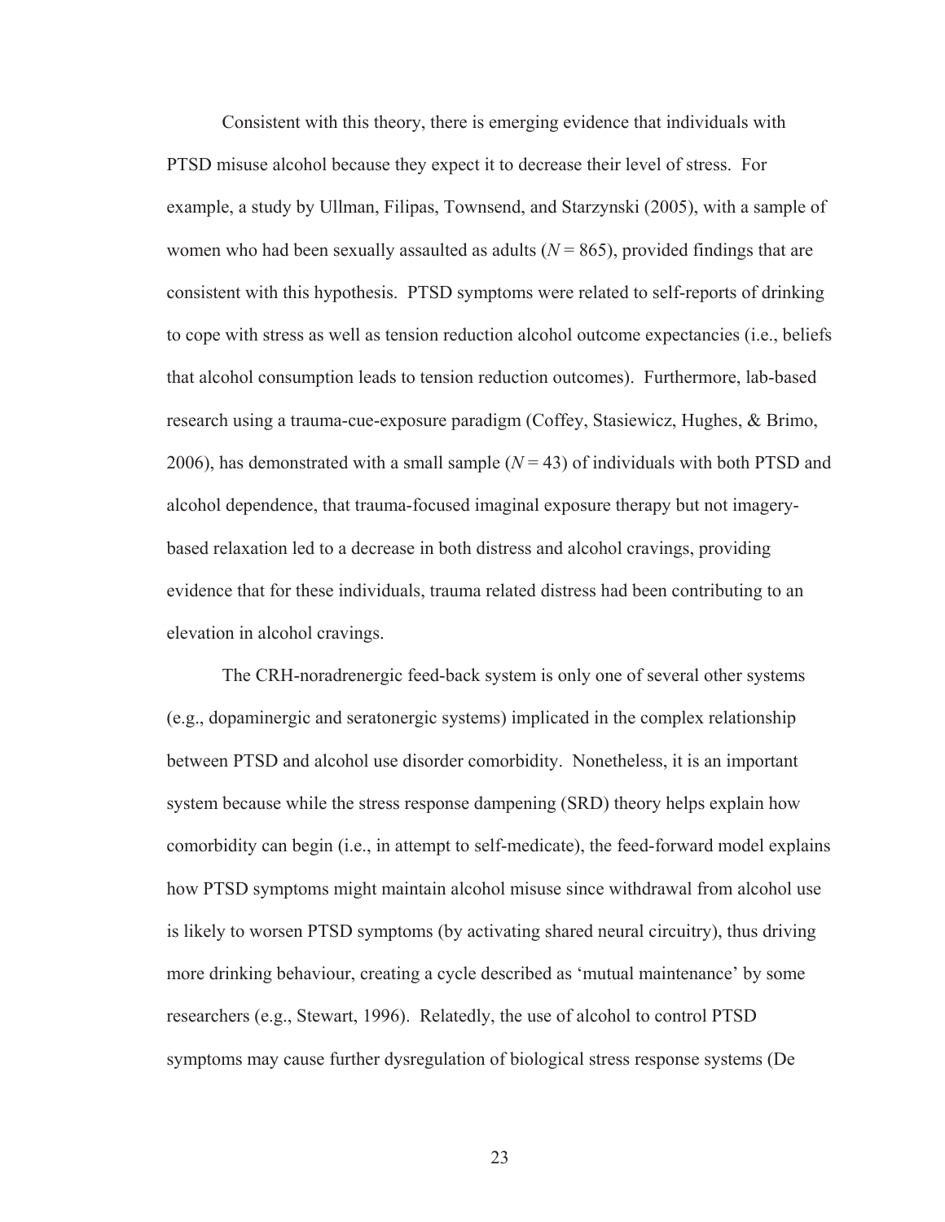Consistent with this theory, there is emerging evidence that individuals with PTSD misuse alcohol because they expect it to decrease their level of stress. For example, a study by Ullman, Filipas, Townsend, and Starzynski (2005), with a sample of women who had been sexually assaulted as adults ($N = 865$), provided findings that are consistent with this hypothesis. PTSD symptoms were related to self-reports of drinking to cope with stress as well as tension reduction alcohol outcome expectancies (i.e., beliefs that alcohol consumption leads to tension reduction outcomes). Furthermore, lab-based research using a trauma-cue-exposure paradigm (Coffey, Stasiewicz, Hughes, & Brimo, 2006), has demonstrated with a small sample ($N = 43$) of individuals with both PTSD and alcohol dependence, that trauma-focused imaginal exposure therapy but not imagery-based relaxation led to a decrease in both distress and alcohol cravings, providing evidence that for these individuals, trauma related distress had been contributing to an elevation in alcohol cravings.

The CRH-noradrenergic feed-back system is only one of several other systems (e.g., dopaminergic and seratonergic systems) implicated in the complex relationship between PTSD and alcohol use disorder comorbidity. Nonetheless, it is an important system because while the stress response dampening (SRD) theory helps explain how comorbidity can begin (i.e., in attempt to self-medicate), the feed-forward model explains how PTSD symptoms might maintain alcohol misuse since withdrawal from alcohol use is likely to worsen PTSD symptoms (by activating shared neural circuitry), thus driving more drinking behaviour, creating a cycle described as 'mutual maintenance' by some researchers (e.g., Stewart, 1996). Relatedly, the use of alcohol to control PTSD symptoms may cause further dysregulation of biological stress response systems (De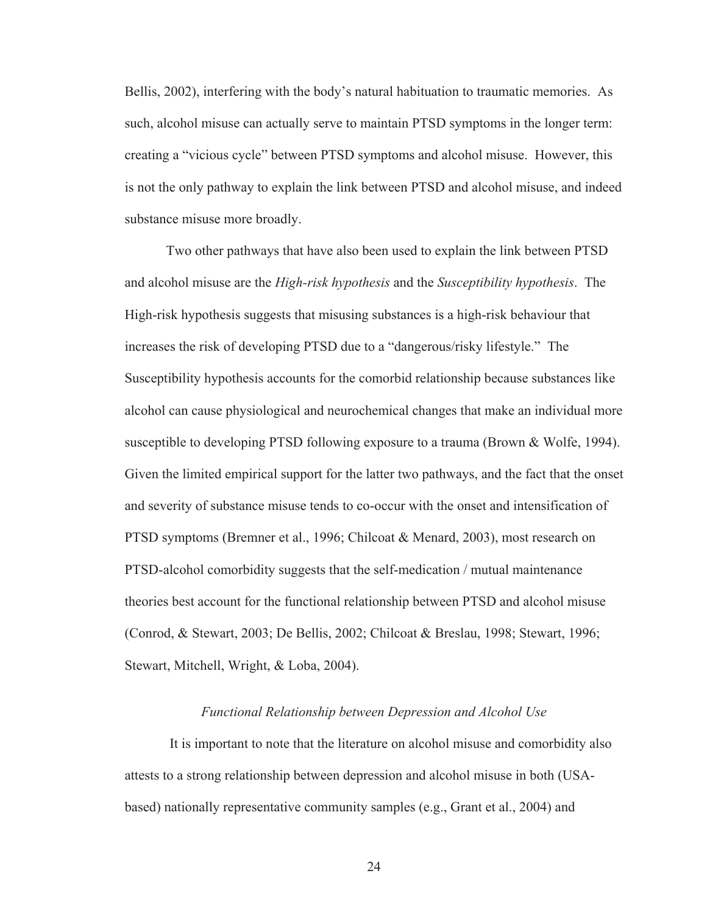Bellis, 2002), interfering with the body's natural habituation to traumatic memories. As such, alcohol misuse can actually serve to maintain PTSD symptoms in the longer term: creating a "vicious cycle" between PTSD symptoms and alcohol misuse. However, this is not the only pathway to explain the link between PTSD and alcohol misuse, and indeed substance misuse more broadly.

Two other pathways that have also been used to explain the link between PTSD and alcohol misuse are the *High-risk hypothesis* and the *Susceptibility hypothesis*. The High-risk hypothesis suggests that misusing substances is a high-risk behaviour that increases the risk of developing PTSD due to a "dangerous/risky lifestyle." The Susceptibility hypothesis accounts for the comorbid relationship because substances like alcohol can cause physiological and neurochemical changes that make an individual more susceptible to developing PTSD following exposure to a trauma (Brown & Wolfe, 1994). Given the limited empirical support for the latter two pathways, and the fact that the onset and severity of substance misuse tends to co-occur with the onset and intensification of PTSD symptoms (Bremner et al., 1996; Chilcoat & Menard, 2003), most research on PTSD-alcohol comorbidity suggests that the self-medication / mutual maintenance theories best account for the functional relationship between PTSD and alcohol misuse (Conrod, & Stewart, 2003; De Bellis, 2002; Chilcoat & Breslau, 1998; Stewart, 1996; Stewart, Mitchell, Wright, & Loba, 2004).

### *Functional Relationship between Depression and Alcohol Use*

It is important to note that the literature on alcohol misuse and comorbidity also attests to a strong relationship between depression and alcohol misuse in both (USA-based) nationally representative community samples (e.g., Grant et al., 2004) and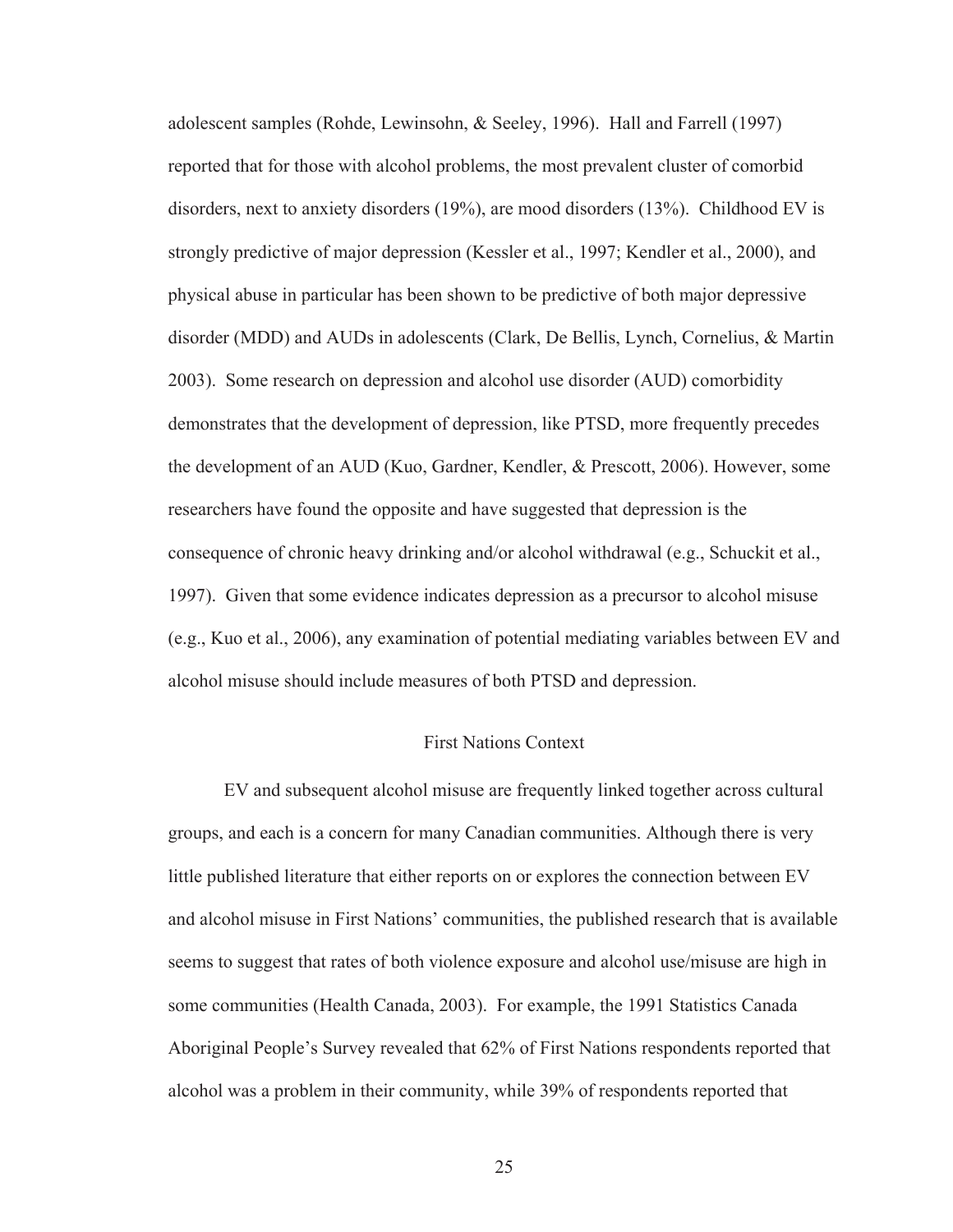adolescent samples (Rohde, Lewinsohn, & Seeley, 1996). Hall and Farrell (1997) reported that for those with alcohol problems, the most prevalent cluster of comorbid disorders, next to anxiety disorders (19%), are mood disorders (13%). Childhood EV is strongly predictive of major depression (Kessler et al., 1997; Kendler et al., 2000), and physical abuse in particular has been shown to be predictive of both major depressive disorder (MDD) and AUDs in adolescents (Clark, De Bellis, Lynch, Cornelius, & Martin 2003). Some research on depression and alcohol use disorder (AUD) comorbidity demonstrates that the development of depression, like PTSD, more frequently precedes the development of an AUD (Kuo, Gardner, Kendler, & Prescott, 2006). However, some researchers have found the opposite and have suggested that depression is the consequence of chronic heavy drinking and/or alcohol withdrawal (e.g., Schuckit et al., 1997). Given that some evidence indicates depression as a precursor to alcohol misuse (e.g., Kuo et al., 2006), any examination of potential mediating variables between EV and alcohol misuse should include measures of both PTSD and depression.

## First Nations Context

EV and subsequent alcohol misuse are frequently linked together across cultural groups, and each is a concern for many Canadian communities. Although there is very little published literature that either reports on or explores the connection between EV and alcohol misuse in First Nations' communities, the published research that is available seems to suggest that rates of both violence exposure and alcohol use/misuse are high in some communities (Health Canada, 2003). For example, the 1991 Statistics Canada Aboriginal People's Survey revealed that 62% of First Nations respondents reported that alcohol was a problem in their community, while 39% of respondents reported that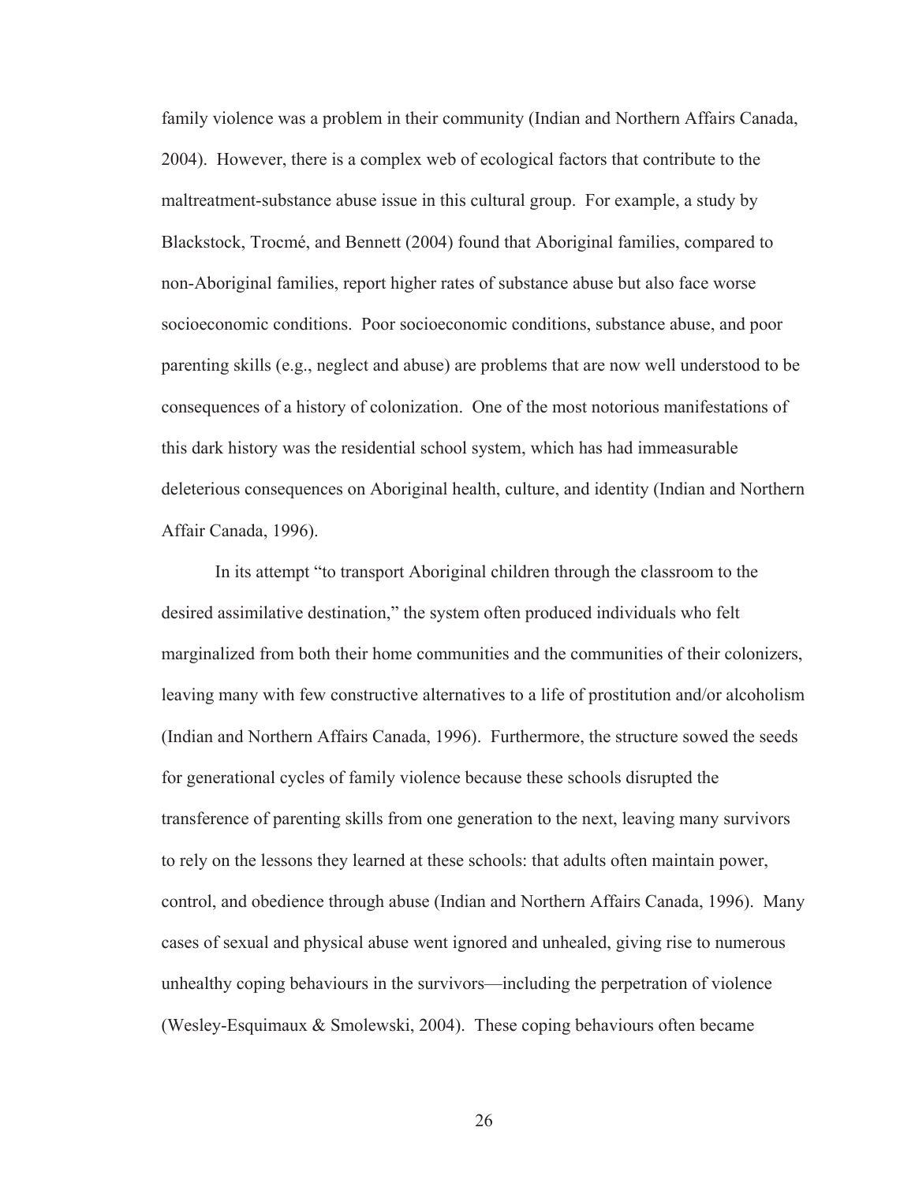family violence was a problem in their community (Indian and Northern Affairs Canada, 2004). However, there is a complex web of ecological factors that contribute to the maltreatment-substance abuse issue in this cultural group. For example, a study by Blackstock, Trocmé, and Bennett (2004) found that Aboriginal families, compared to non-Aboriginal families, report higher rates of substance abuse but also face worse socioeconomic conditions. Poor socioeconomic conditions, substance abuse, and poor parenting skills (e.g., neglect and abuse) are problems that are now well understood to be consequences of a history of colonization. One of the most notorious manifestations of this dark history was the residential school system, which has had immeasurable deleterious consequences on Aboriginal health, culture, and identity (Indian and Northern Affair Canada, 1996).

In its attempt "to transport Aboriginal children through the classroom to the desired assimilative destination," the system often produced individuals who felt marginalized from both their home communities and the communities of their colonizers, leaving many with few constructive alternatives to a life of prostitution and/or alcoholism (Indian and Northern Affairs Canada, 1996). Furthermore, the structure sowed the seeds for generational cycles of family violence because these schools disrupted the transference of parenting skills from one generation to the next, leaving many survivors to rely on the lessons they learned at these schools: that adults often maintain power, control, and obedience through abuse (Indian and Northern Affairs Canada, 1996). Many cases of sexual and physical abuse went ignored and unhealed, giving rise to numerous unhealthy coping behaviours in the survivors—including the perpetration of violence (Wesley-Esquimaux & Smolewski, 2004). These coping behaviours often became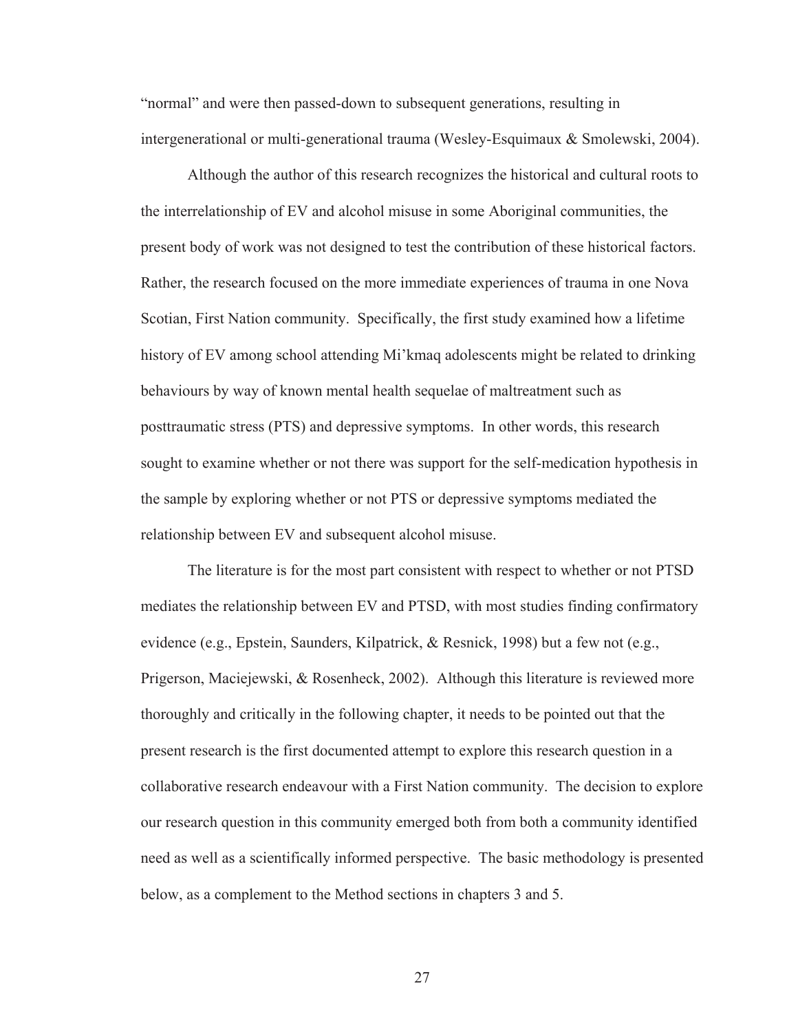"normal" and were then passed-down to subsequent generations, resulting in intergenerational or multi-generational trauma (Wesley-Esquimaux & Smolewski, 2004).

Although the author of this research recognizes the historical and cultural roots to the interrelationship of EV and alcohol misuse in some Aboriginal communities, the present body of work was not designed to test the contribution of these historical factors. Rather, the research focused on the more immediate experiences of trauma in one Nova Scotian, First Nation community. Specifically, the first study examined how a lifetime history of EV among school attending Mi'kmaq adolescents might be related to drinking behaviours by way of known mental health sequelae of maltreatment such as posttraumatic stress (PTS) and depressive symptoms. In other words, this research sought to examine whether or not there was support for the self-medication hypothesis in the sample by exploring whether or not PTS or depressive symptoms mediated the relationship between EV and subsequent alcohol misuse.

The literature is for the most part consistent with respect to whether or not PTSD mediates the relationship between EV and PTSD, with most studies finding confirmatory evidence (e.g., Epstein, Saunders, Kilpatrick, & Resnick, 1998) but a few not (e.g., Prigerson, Maciejewski, & Rosenheck, 2002). Although this literature is reviewed more thoroughly and critically in the following chapter, it needs to be pointed out that the present research is the first documented attempt to explore this research question in a collaborative research endeavour with a First Nation community. The decision to explore our research question in this community emerged both from both a community identified need as well as a scientifically informed perspective. The basic methodology is presented below, as a complement to the Method sections in chapters 3 and 5.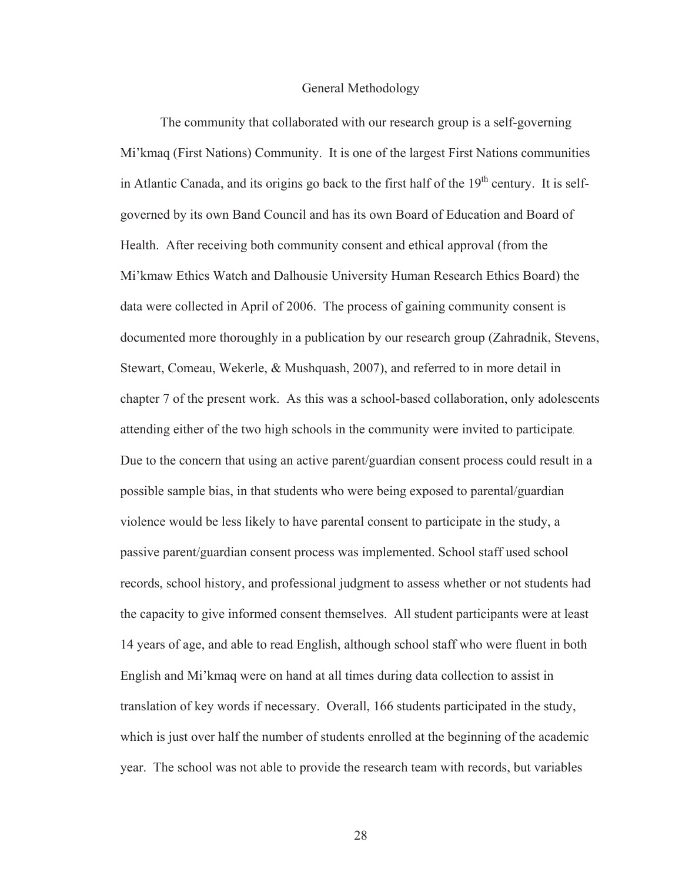# General Methodology

The community that collaborated with our research group is a self-governing Mi'kmaq (First Nations) Community. It is one of the largest First Nations communities in Atlantic Canada, and its origins go back to the first half of the 19th century. It is self-governed by its own Band Council and has its own Board of Education and Board of Health. After receiving both community consent and ethical approval (from the Mi'kmaw Ethics Watch and Dalhousie University Human Research Ethics Board) the data were collected in April of 2006. The process of gaining community consent is documented more thoroughly in a publication by our research group (Zahradnik, Stevens, Stewart, Comeau, Wekerle, & Mushquash, 2007), and referred to in more detail in chapter 7 of the present work. As this was a school-based collaboration, only adolescents attending either of the two high schools in the community were invited to participate. Due to the concern that using an active parent/guardian consent process could result in a possible sample bias, in that students who were being exposed to parental/guardian violence would be less likely to have parental consent to participate in the study, a passive parent/guardian consent process was implemented. School staff used school records, school history, and professional judgment to assess whether or not students had the capacity to give informed consent themselves. All student participants were at least 14 years of age, and able to read English, although school staff who were fluent in both English and Mi'kmaq were on hand at all times during data collection to assist in translation of key words if necessary. Overall, 166 students participated in the study, which is just over half the number of students enrolled at the beginning of the academic year. The school was not able to provide the research team with records, but variables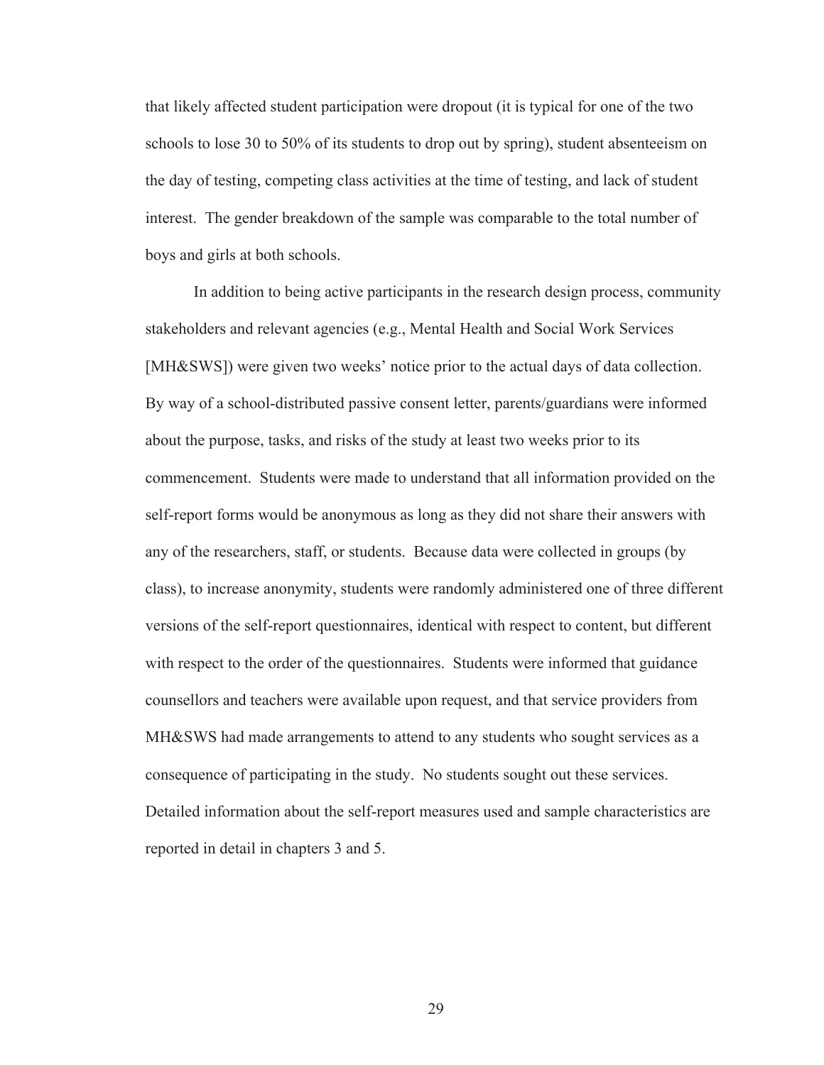that likely affected student participation were dropout (it is typical for one of the two schools to lose 30 to 50% of its students to drop out by spring), student absenteeism on the day of testing, competing class activities at the time of testing, and lack of student interest. The gender breakdown of the sample was comparable to the total number of boys and girls at both schools.

In addition to being active participants in the research design process, community stakeholders and relevant agencies (e.g., Mental Health and Social Work Services [MH&SWS]) were given two weeks' notice prior to the actual days of data collection. By way of a school-distributed passive consent letter, parents/guardians were informed about the purpose, tasks, and risks of the study at least two weeks prior to its commencement. Students were made to understand that all information provided on the self-report forms would be anonymous as long as they did not share their answers with any of the researchers, staff, or students. Because data were collected in groups (by class), to increase anonymity, students were randomly administered one of three different versions of the self-report questionnaires, identical with respect to content, but different with respect to the order of the questionnaires. Students were informed that guidance counsellors and teachers were available upon request, and that service providers from MH&SWS had made arrangements to attend to any students who sought services as a consequence of participating in the study. No students sought out these services. Detailed information about the self-report measures used and sample characteristics are reported in detail in chapters 3 and 5.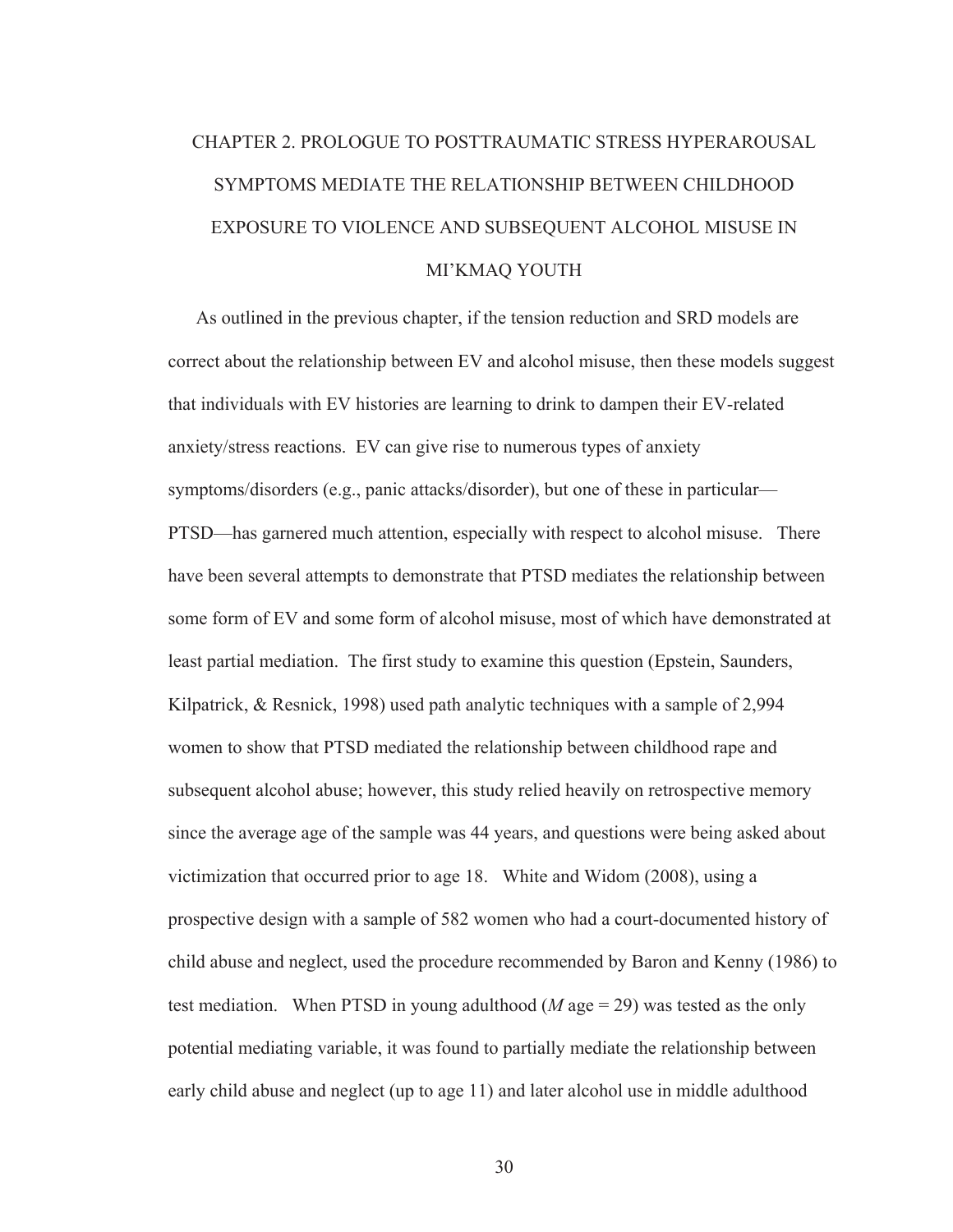# CHAPTER 2. PROLOGUE TO POSTTRAUMATIC STRESS HYPERAROUSAL SYMPTOMS MEDIATE THE RELATIONSHIP BETWEEN CHILDHOOD EXPOSURE TO VIOLENCE AND SUBSEQUENT ALCOHOL MISUSE IN MI'KMAQ YOUTH

As outlined in the previous chapter, if the tension reduction and SRD models are correct about the relationship between EV and alcohol misuse, then these models suggest that individuals with EV histories are learning to drink to dampen their EV-related anxiety/stress reactions. EV can give rise to numerous types of anxiety symptoms/disorders (e.g., panic attacks/disorder), but one of these in particular—PTSD—has garnered much attention, especially with respect to alcohol misuse. There have been several attempts to demonstrate that PTSD mediates the relationship between some form of EV and some form of alcohol misuse, most of which have demonstrated at least partial mediation. The first study to examine this question (Epstein, Saunders, Kilpatrick, & Resnick, 1998) used path analytic techniques with a sample of 2,994 women to show that PTSD mediated the relationship between childhood rape and subsequent alcohol abuse; however, this study relied heavily on retrospective memory since the average age of the sample was 44 years, and questions were being asked about victimization that occurred prior to age 18. White and Widom (2008), using a prospective design with a sample of 582 women who had a court-documented history of child abuse and neglect, used the procedure recommended by Baron and Kenny (1986) to test mediation. When PTSD in young adulthood (*M* age = 29) was tested as the only potential mediating variable, it was found to partially mediate the relationship between early child abuse and neglect (up to age 11) and later alcohol use in middle adulthood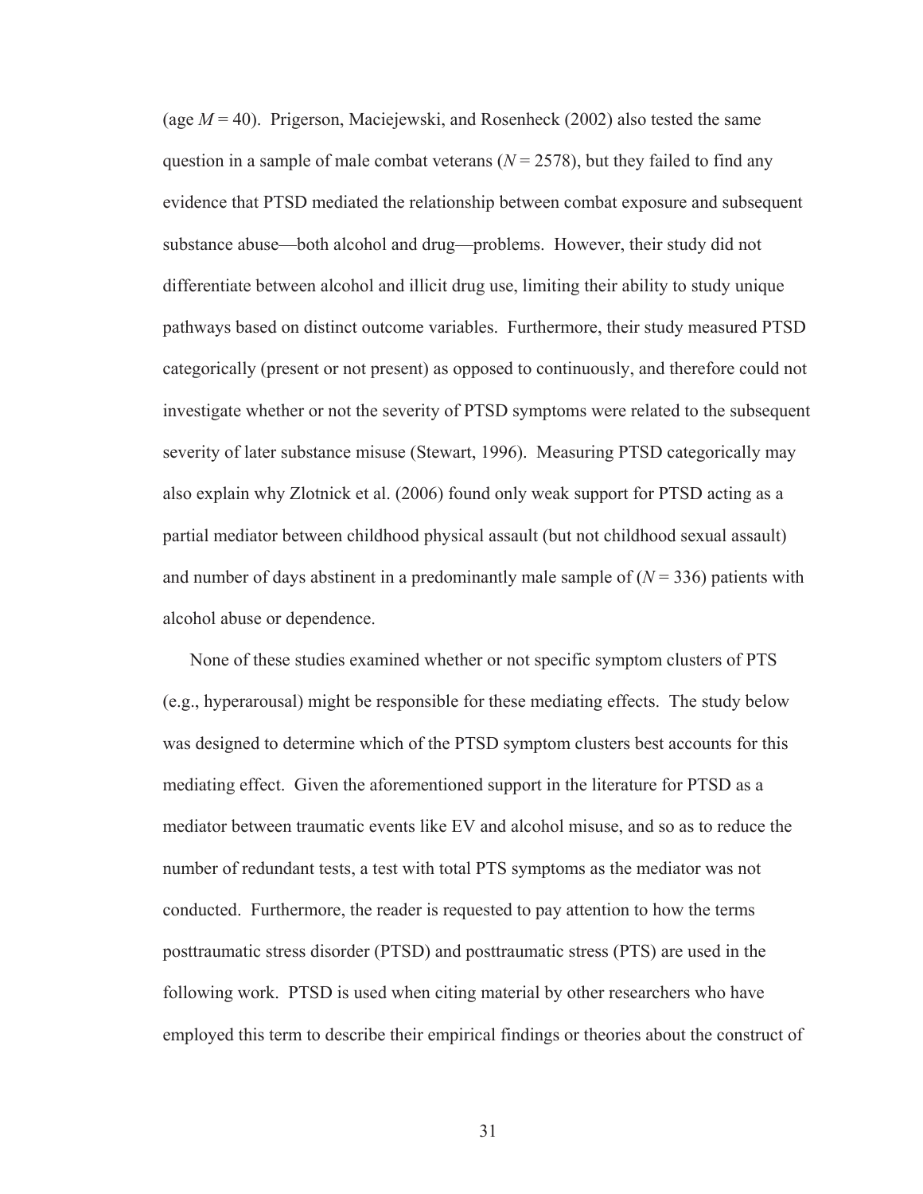(age $M = 40$). Prigerson, Maciejewski, and Rosenheck (2002) also tested the same question in a sample of male combat veterans ($N = 2578$), but they failed to find any evidence that PTSD mediated the relationship between combat exposure and subsequent substance abuse—both alcohol and drug—problems. However, their study did not differentiate between alcohol and illicit drug use, limiting their ability to study unique pathways based on distinct outcome variables. Furthermore, their study measured PTSD categorically (present or not present) as opposed to continuously, and therefore could not investigate whether or not the severity of PTSD symptoms were related to the subsequent severity of later substance misuse (Stewart, 1996). Measuring PTSD categorically may also explain why Zlotnick et al. (2006) found only weak support for PTSD acting as a partial mediator between childhood physical assault (but not childhood sexual assault) and number of days abstinent in a predominantly male sample of ($N = 336$) patients with alcohol abuse or dependence.

None of these studies examined whether or not specific symptom clusters of PTS (e.g., hyperarousal) might be responsible for these mediating effects. The study below was designed to determine which of the PTSD symptom clusters best accounts for this mediating effect. Given the aforementioned support in the literature for PTSD as a mediator between traumatic events like EV and alcohol misuse, and so as to reduce the number of redundant tests, a test with total PTS symptoms as the mediator was not conducted. Furthermore, the reader is requested to pay attention to how the terms posttraumatic stress disorder (PTSD) and posttraumatic stress (PTS) are used in the following work. PTSD is used when citing material by other researchers who have employed this term to describe their empirical findings or theories about the construct of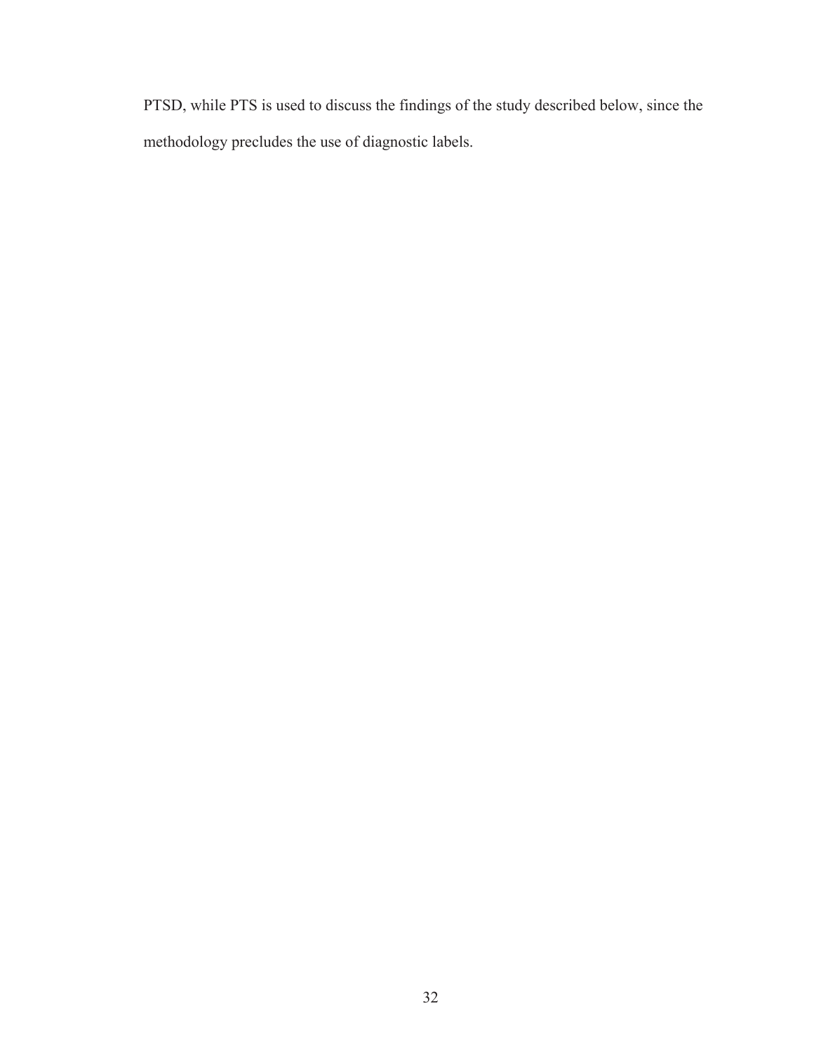PTSD, while PTS is used to discuss the findings of the study described below, since the methodology precludes the use of diagnostic labels.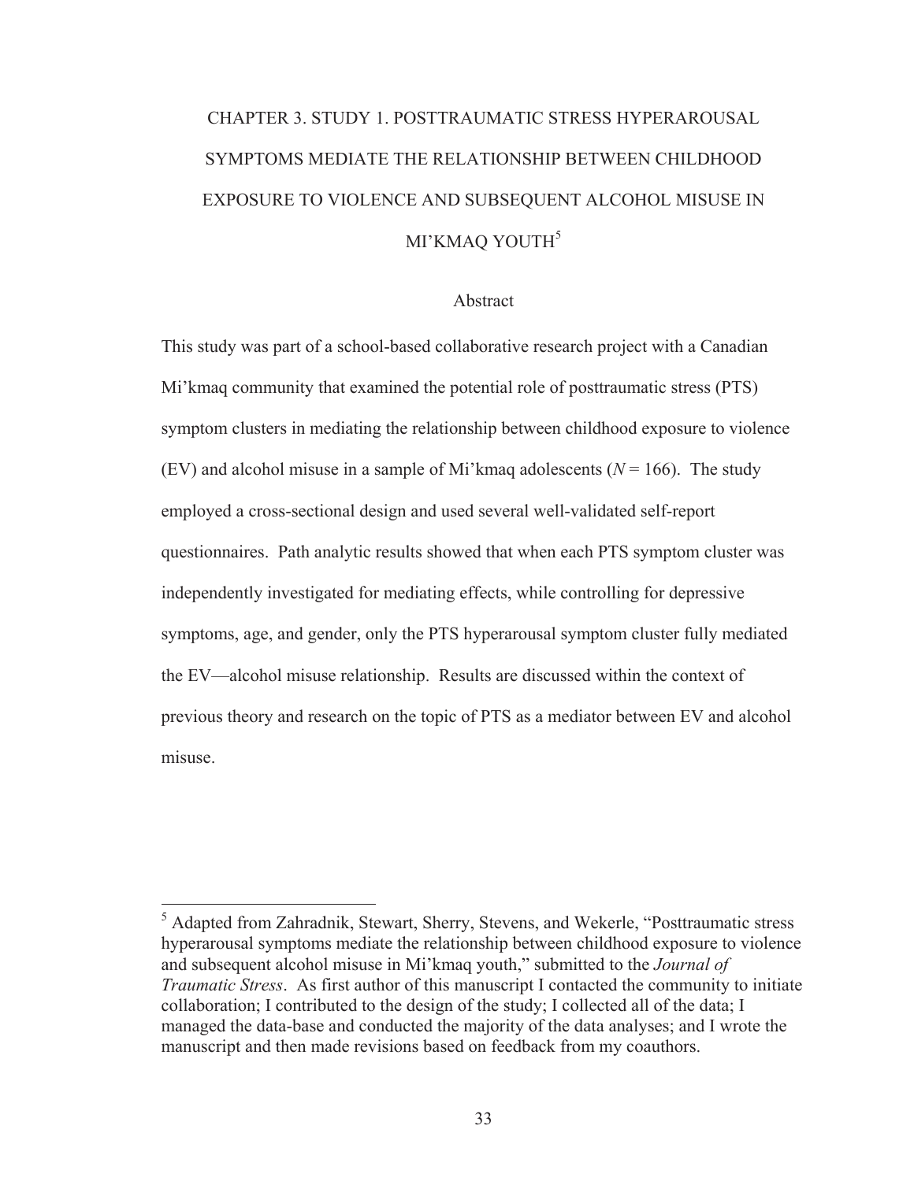# CHAPTER 3. STUDY 1. POSTTRAUMATIC STRESS HYPERAROUSAL SYMPTOMS MEDIATE THE RELATIONSHIP BETWEEN CHILDHOOD EXPOSURE TO VIOLENCE AND SUBSEQUENT ALCOHOL MISUSE IN MI'KMAQ YOUTH[5]

## Abstract

This study was part of a school-based collaborative research project with a Canadian Mi'kmaq community that examined the potential role of posttraumatic stress (PTS) symptom clusters in mediating the relationship between childhood exposure to violence (EV) and alcohol misuse in a sample of Mi'kmaq adolescents ($N = 166$). The study employed a cross-sectional design and used several well-validated self-report questionnaires. Path analytic results showed that when each PTS symptom cluster was independently investigated for mediating effects, while controlling for depressive symptoms, age, and gender, only the PTS hyperarousal symptom cluster fully mediated the EV—alcohol misuse relationship. Results are discussed within the context of previous theory and research on the topic of PTS as a mediator between EV and alcohol misuse.

---

[5] Adapted from Zahradnik, Stewart, Sherry, Stevens, and Wekerle, "Posttraumatic stress hyperarousal symptoms mediate the relationship between childhood exposure to violence and subsequent alcohol misuse in Mi'kmaq youth," submitted to the *Journal of Traumatic Stress*. As first author of this manuscript I contacted the community to initiate collaboration; I contributed to the design of the study; I collected all of the data; I managed the data-base and conducted the majority of the data analyses; and I wrote the manuscript and then made revisions based on feedback from my coauthors.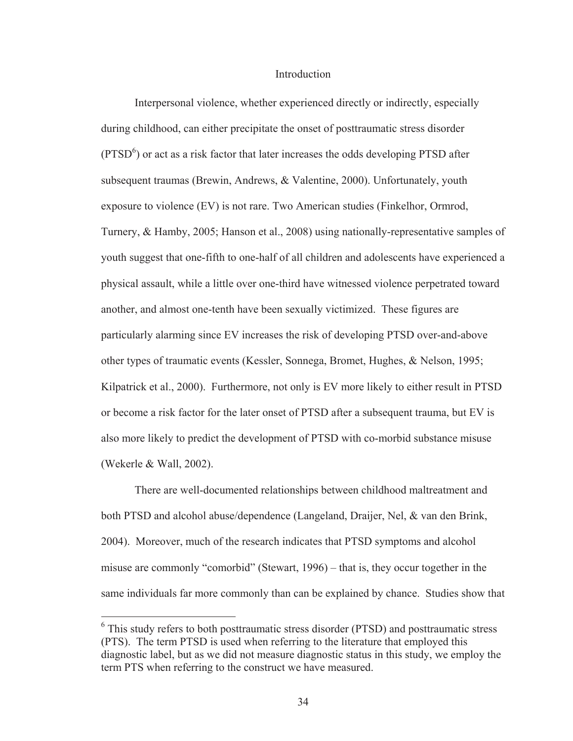# Introduction

Interpersonal violence, whether experienced directly or indirectly, especially during childhood, can either precipitate the onset of posttraumatic stress disorder (PTSD[6]) or act as a risk factor that later increases the odds developing PTSD after subsequent traumas (Brewin, Andrews, & Valentine, 2000). Unfortunately, youth exposure to violence (EV) is not rare. Two American studies (Finkelhor, Ormrod, Turnery, & Hamby, 2005; Hanson et al., 2008) using nationally-representative samples of youth suggest that one-fifth to one-half of all children and adolescents have experienced a physical assault, while a little over one-third have witnessed violence perpetrated toward another, and almost one-tenth have been sexually victimized. These figures are particularly alarming since EV increases the risk of developing PTSD over-and-above other types of traumatic events (Kessler, Sonnega, Bromet, Hughes, & Nelson, 1995; Kilpatrick et al., 2000). Furthermore, not only is EV more likely to either result in PTSD or become a risk factor for the later onset of PTSD after a subsequent trauma, but EV is also more likely to predict the development of PTSD with co-morbid substance misuse (Wekerle & Wall, 2002).

There are well-documented relationships between childhood maltreatment and both PTSD and alcohol abuse/dependence (Langeland, Draijer, Nel, & van den Brink, 2004). Moreover, much of the research indicates that PTSD symptoms and alcohol misuse are commonly "comorbid" (Stewart, 1996) – that is, they occur together in the same individuals far more commonly than can be explained by chance. Studies show that

[6] This study refers to both posttraumatic stress disorder (PTSD) and posttraumatic stress (PTS). The term PTSD is used when referring to the literature that employed this diagnostic label, but as we did not measure diagnostic status in this study, we employ the term PTS when referring to the construct we have measured.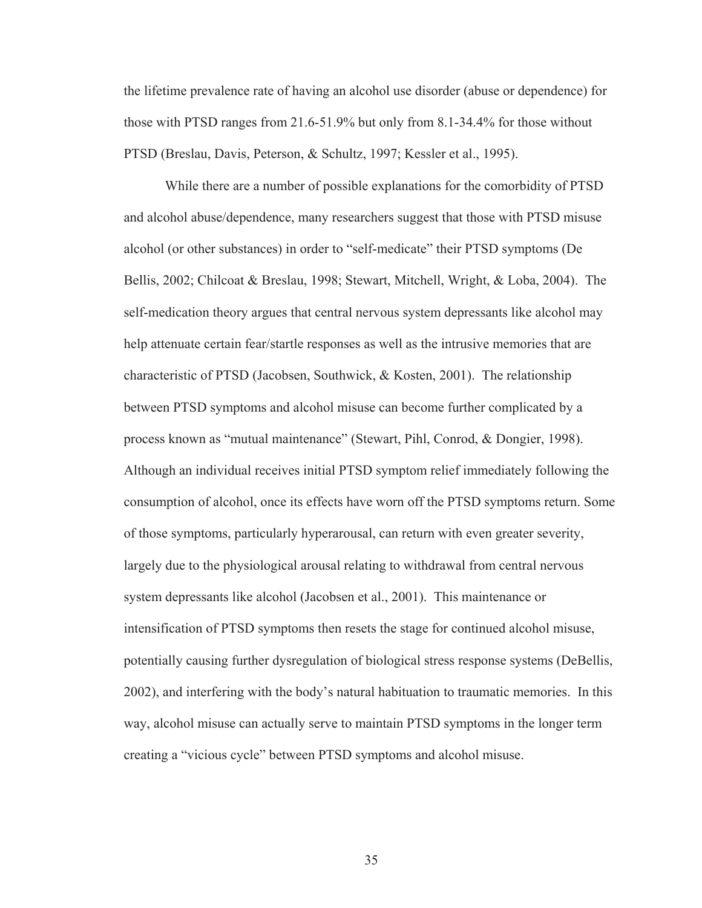the lifetime prevalence rate of having an alcohol use disorder (abuse or dependence) for those with PTSD ranges from 21.6-51.9% but only from 8.1-34.4% for those without PTSD (Breslau, Davis, Peterson, & Schultz, 1997; Kessler et al., 1995).

While there are a number of possible explanations for the comorbidity of PTSD and alcohol abuse/dependence, many researchers suggest that those with PTSD misuse alcohol (or other substances) in order to "self-medicate" their PTSD symptoms (De Bellis, 2002; Chilcoat & Breslau, 1998; Stewart, Mitchell, Wright, & Loba, 2004). The self-medication theory argues that central nervous system depressants like alcohol may help attenuate certain fear/startle responses as well as the intrusive memories that are characteristic of PTSD (Jacobsen, Southwick, & Kosten, 2001). The relationship between PTSD symptoms and alcohol misuse can become further complicated by a process known as "mutual maintenance" (Stewart, Pihl, Conrod, & Dongier, 1998). Although an individual receives initial PTSD symptom relief immediately following the consumption of alcohol, once its effects have worn off the PTSD symptoms return. Some of those symptoms, particularly hyperarousal, can return with even greater severity, largely due to the physiological arousal relating to withdrawal from central nervous system depressants like alcohol (Jacobsen et al., 2001). This maintenance or intensification of PTSD symptoms then resets the stage for continued alcohol misuse, potentially causing further dysregulation of biological stress response systems (DeBellis, 2002), and interfering with the body's natural habituation to traumatic memories. In this way, alcohol misuse can actually serve to maintain PTSD symptoms in the longer term creating a "vicious cycle" between PTSD symptoms and alcohol misuse.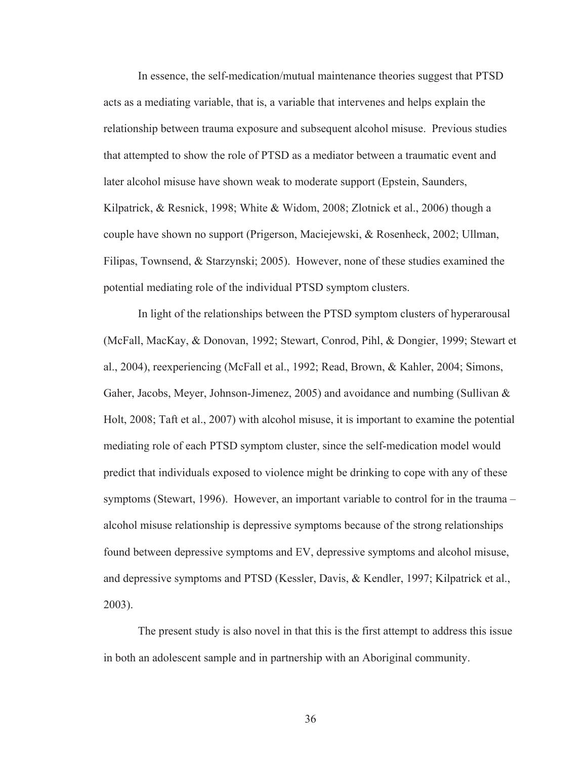In essence, the self-medication/mutual maintenance theories suggest that PTSD acts as a mediating variable, that is, a variable that intervenes and helps explain the relationship between trauma exposure and subsequent alcohol misuse. Previous studies that attempted to show the role of PTSD as a mediator between a traumatic event and later alcohol misuse have shown weak to moderate support (Epstein, Saunders, Kilpatrick, & Resnick, 1998; White & Widom, 2008; Zlotnick et al., 2006) though a couple have shown no support (Prigerson, Maciejewski, & Rosenheck, 2002; Ullman, Filipas, Townsend, & Starzynski; 2005). However, none of these studies examined the potential mediating role of the individual PTSD symptom clusters.

In light of the relationships between the PTSD symptom clusters of hyperarousal (McFall, MacKay, & Donovan, 1992; Stewart, Conrod, Pihl, & Dongier, 1999; Stewart et al., 2004), reexperiencing (McFall et al., 1992; Read, Brown, & Kahler, 2004; Simons, Gaher, Jacobs, Meyer, Johnson-Jimenez, 2005) and avoidance and numbing (Sullivan & Holt, 2008; Taft et al., 2007) with alcohol misuse, it is important to examine the potential mediating role of each PTSD symptom cluster, since the self-medication model would predict that individuals exposed to violence might be drinking to cope with any of these symptoms (Stewart, 1996). However, an important variable to control for in the trauma – alcohol misuse relationship is depressive symptoms because of the strong relationships found between depressive symptoms and EV, depressive symptoms and alcohol misuse, and depressive symptoms and PTSD (Kessler, Davis, & Kendler, 1997; Kilpatrick et al., 2003).

The present study is also novel in that this is the first attempt to address this issue in both an adolescent sample and in partnership with an Aboriginal community.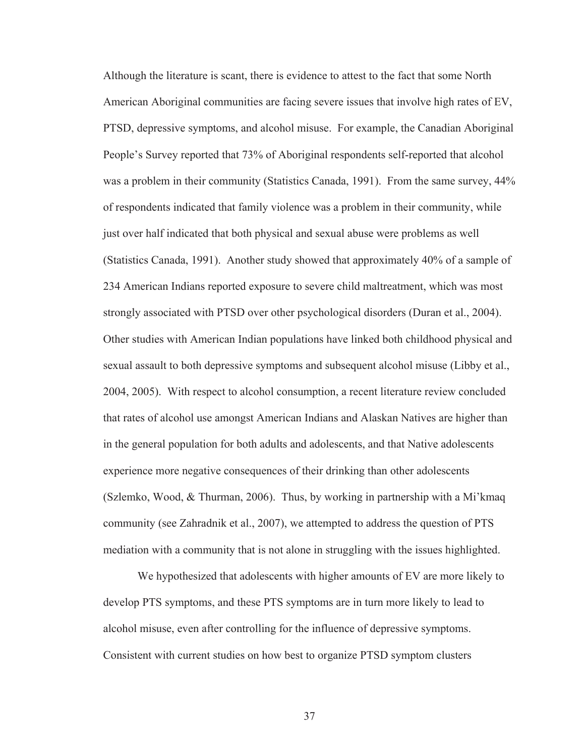Although the literature is scant, there is evidence to attest to the fact that some North American Aboriginal communities are facing severe issues that involve high rates of EV, PTSD, depressive symptoms, and alcohol misuse. For example, the Canadian Aboriginal People's Survey reported that 73% of Aboriginal respondents self-reported that alcohol was a problem in their community (Statistics Canada, 1991). From the same survey, 44% of respondents indicated that family violence was a problem in their community, while just over half indicated that both physical and sexual abuse were problems as well (Statistics Canada, 1991). Another study showed that approximately 40% of a sample of 234 American Indians reported exposure to severe child maltreatment, which was most strongly associated with PTSD over other psychological disorders (Duran et al., 2004). Other studies with American Indian populations have linked both childhood physical and sexual assault to both depressive symptoms and subsequent alcohol misuse (Libby et al., 2004, 2005). With respect to alcohol consumption, a recent literature review concluded that rates of alcohol use amongst American Indians and Alaskan Natives are higher than in the general population for both adults and adolescents, and that Native adolescents experience more negative consequences of their drinking than other adolescents (Szlemko, Wood, & Thurman, 2006). Thus, by working in partnership with a Mi'kmaq community (see Zahradnik et al., 2007), we attempted to address the question of PTS mediation with a community that is not alone in struggling with the issues highlighted.

We hypothesized that adolescents with higher amounts of EV are more likely to develop PTS symptoms, and these PTS symptoms are in turn more likely to lead to alcohol misuse, even after controlling for the influence of depressive symptoms. Consistent with current studies on how best to organize PTSD symptom clusters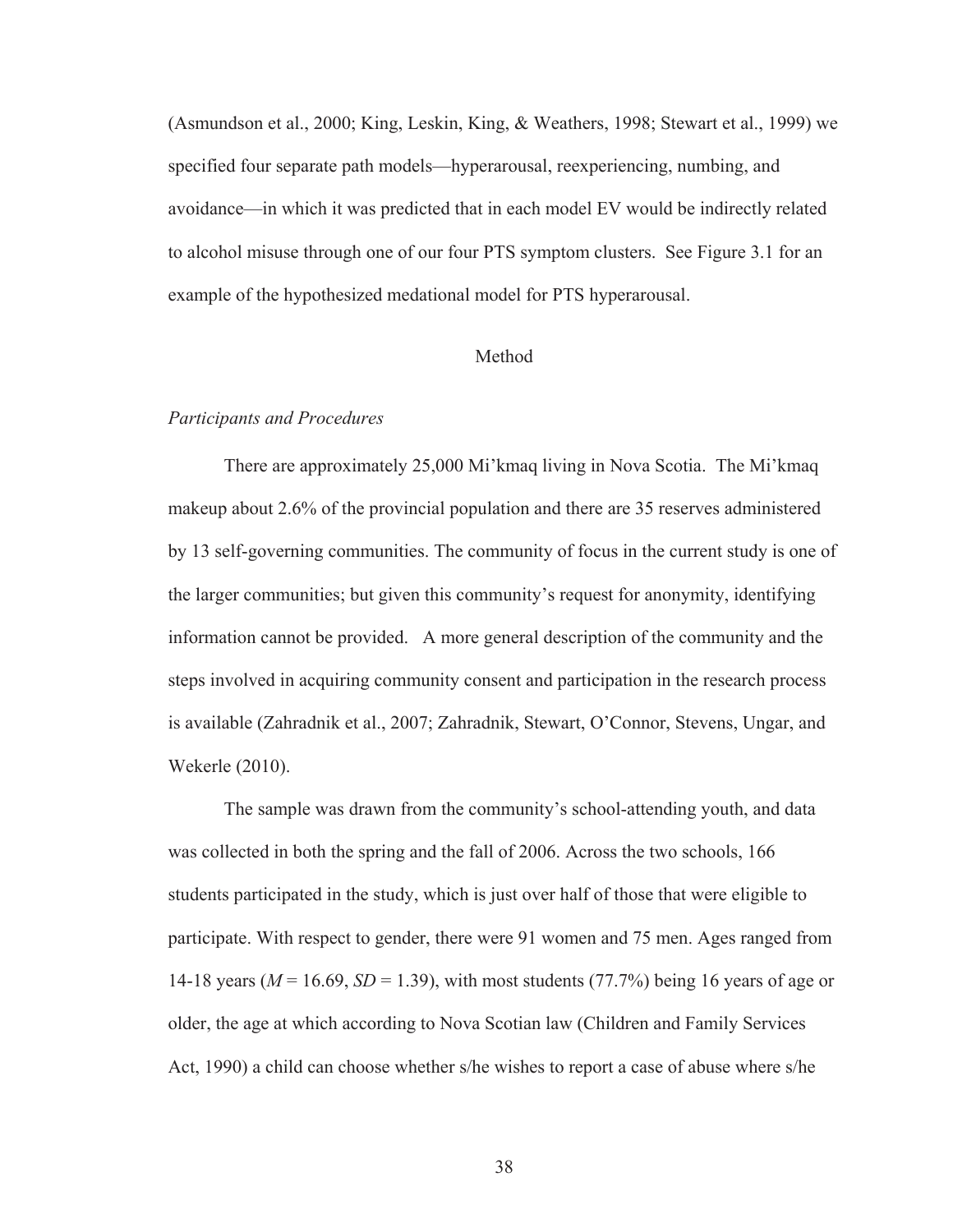(Asmundson et al., 2000; King, Leskin, King, & Weathers, 1998; Stewart et al., 1999) we specified four separate path models—hyperarousal, reexperiencing, numbing, and avoidance—in which it was predicted that in each model EV would be indirectly related to alcohol misuse through one of our four PTS symptom clusters. See Figure 3.1 for an example of the hypothesized medational model for PTS hyperarousal.

## Method

### *Participants and Procedures*

There are approximately 25,000 Mi'kmaq living in Nova Scotia. The Mi'kmaq makeup about 2.6% of the provincial population and there are 35 reserves administered by 13 self-governing communities. The community of focus in the current study is one of the larger communities; but given this community's request for anonymity, identifying information cannot be provided. A more general description of the community and the steps involved in acquiring community consent and participation in the research process is available (Zahradnik et al., 2007; Zahradnik, Stewart, O'Connor, Stevens, Ungar, and Wekerle (2010).

The sample was drawn from the community's school-attending youth, and data was collected in both the spring and the fall of 2006. Across the two schools, 166 students participated in the study, which is just over half of those that were eligible to participate. With respect to gender, there were 91 women and 75 men. Ages ranged from 14-18 years ($M$ = 16.69, $SD$ = 1.39), with most students (77.7%) being 16 years of age or older, the age at which according to Nova Scotian law (Children and Family Services Act, 1990) a child can choose whether s/he wishes to report a case of abuse where s/he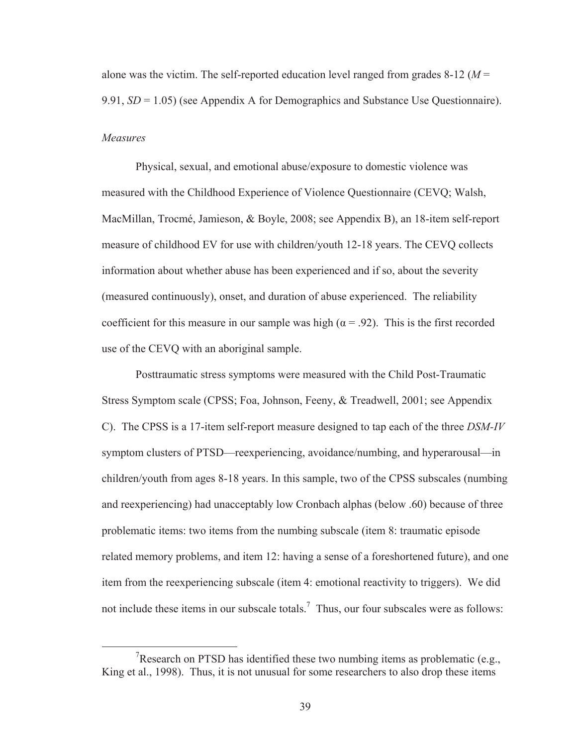alone was the victim. The self-reported education level ranged from grades 8-12 (*M* = 9.91, *SD* = 1.05) (see Appendix A for Demographics and Substance Use Questionnaire).

*Measures*

Physical, sexual, and emotional abuse/exposure to domestic violence was measured with the Childhood Experience of Violence Questionnaire (CEVQ; Walsh, MacMillan, Trocmé, Jamieson, & Boyle, 2008; see Appendix B), an 18-item self-report measure of childhood EV for use with children/youth 12-18 years. The CEVQ collects information about whether abuse has been experienced and if so, about the severity (measured continuously), onset, and duration of abuse experienced. The reliability coefficient for this measure in our sample was high ($\alpha = .92$). This is the first recorded use of the CEVQ with an aboriginal sample.

Posttraumatic stress symptoms were measured with the Child Post-Traumatic Stress Symptom scale (CPSS; Foa, Johnson, Feeny, & Treadwell, 2001; see Appendix C). The CPSS is a 17-item self-report measure designed to tap each of the three *DSM-IV* symptom clusters of PTSD—reexperiencing, avoidance/numbing, and hyperarousal—in children/youth from ages 8-18 years. In this sample, two of the CPSS subscales (numbing and reexperiencing) had unacceptably low Cronbach alphas (below .60) because of three problematic items: two items from the numbing subscale (item 8: traumatic episode related memory problems, and item 12: having a sense of a foreshortened future), and one item from the reexperiencing subscale (item 4: emotional reactivity to triggers). We did not include these items in our subscale totals.[7] Thus, our four subscales were as follows:

[7]Research on PTSD has identified these two numbing items as problematic (e.g., King et al., 1998). Thus, it is not unusual for some researchers to also drop these items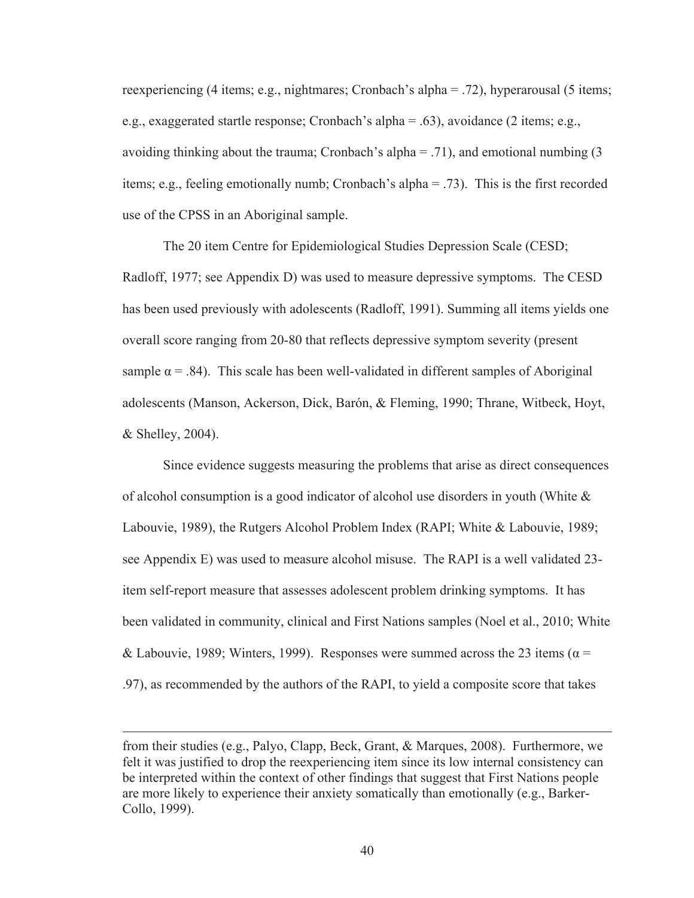reexperiencing (4 items; e.g., nightmares; Cronbach's alpha = .72), hyperarousal (5 items; e.g., exaggerated startle response; Cronbach's alpha = .63), avoidance (2 items; e.g., avoiding thinking about the trauma; Cronbach's alpha = .71), and emotional numbing (3 items; e.g., feeling emotionally numb; Cronbach's alpha = .73). This is the first recorded use of the CPSS in an Aboriginal sample.

The 20 item Centre for Epidemiological Studies Depression Scale (CESD; Radloff, 1977; see Appendix D) was used to measure depressive symptoms. The CESD has been used previously with adolescents (Radloff, 1991). Summing all items yields one overall score ranging from 20-80 that reflects depressive symptom severity (present sample $\alpha = .84$). This scale has been well-validated in different samples of Aboriginal adolescents (Manson, Ackerson, Dick, Barón, & Fleming, 1990; Thrane, Witbeck, Hoyt, & Shelley, 2004).

Since evidence suggests measuring the problems that arise as direct consequences of alcohol consumption is a good indicator of alcohol use disorders in youth (White & Labouvie, 1989), the Rutgers Alcohol Problem Index (RAPI; White & Labouvie, 1989; see Appendix E) was used to measure alcohol misuse. The RAPI is a well validated 23-item self-report measure that assesses adolescent problem drinking symptoms. It has been validated in community, clinical and First Nations samples (Noel et al., 2010; White & Labouvie, 1989; Winters, 1999). Responses were summed across the 23 items ($\alpha = .97$), as recommended by the authors of the RAPI, to yield a composite score that takes

---

from their studies (e.g., Palyo, Clapp, Beck, Grant, & Marques, 2008). Furthermore, we felt it was justified to drop the reexperiencing item since its low internal consistency can be interpreted within the context of other findings that suggest that First Nations people are more likely to experience their anxiety somatically than emotionally (e.g., Barker-Collo, 1999).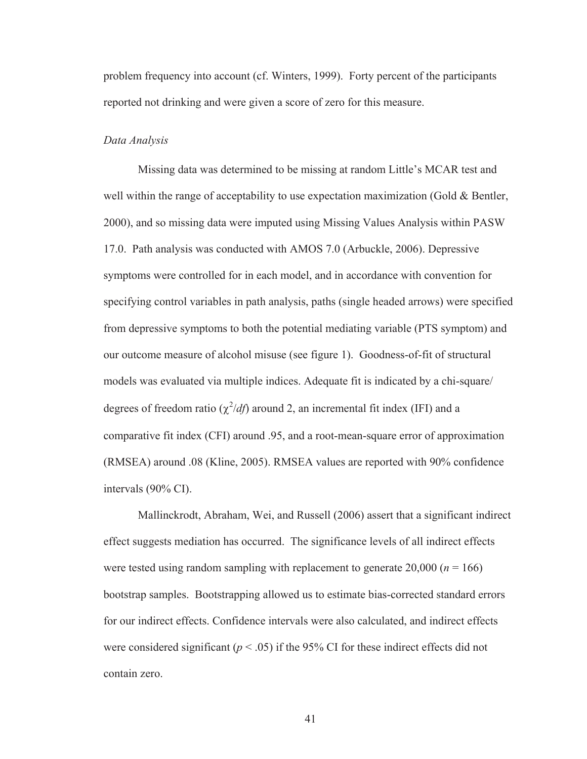problem frequency into account (cf. Winters, 1999). Forty percent of the participants reported not drinking and were given a score of zero for this measure.

*Data Analysis*

Missing data was determined to be missing at random Little's MCAR test and well within the range of acceptability to use expectation maximization (Gold & Bentler, 2000), and so missing data were imputed using Missing Values Analysis within PASW 17.0. Path analysis was conducted with AMOS 7.0 (Arbuckle, 2006). Depressive symptoms were controlled for in each model, and in accordance with convention for specifying control variables in path analysis, paths (single headed arrows) were specified from depressive symptoms to both the potential mediating variable (PTS symptom) and our outcome measure of alcohol misuse (see figure 1). Goodness-of-fit of structural models was evaluated via multiple indices. Adequate fit is indicated by a chi-square/ degrees of freedom ratio ($\chi^2/df$) around 2, an incremental fit index (IFI) and a comparative fit index (CFI) around .95, and a root-mean-square error of approximation (RMSEA) around .08 (Kline, 2005). RMSEA values are reported with 90% confidence intervals (90% CI).

Mallinckrodt, Abraham, Wei, and Russell (2006) assert that a significant indirect effect suggests mediation has occurred. The significance levels of all indirect effects were tested using random sampling with replacement to generate 20,000 ($n = 166$) bootstrap samples. Bootstrapping allowed us to estimate bias-corrected standard errors for our indirect effects. Confidence intervals were also calculated, and indirect effects were considered significant ($p < .05$) if the 95% CI for these indirect effects did not contain zero.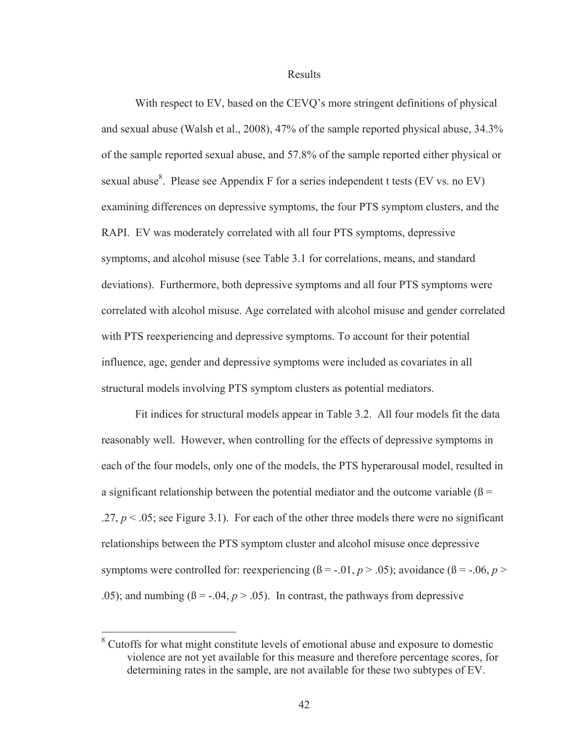## Results

With respect to EV, based on the CEVQ's more stringent definitions of physical and sexual abuse (Walsh et al., 2008), 47% of the sample reported physical abuse, 34.3% of the sample reported sexual abuse, and 57.8% of the sample reported either physical or sexual abuse[8]. Please see Appendix F for a series independent t tests (EV vs. no EV) examining differences on depressive symptoms, the four PTS symptom clusters, and the RAPI. EV was moderately correlated with all four PTS symptoms, depressive symptoms, and alcohol misuse (see Table 3.1 for correlations, means, and standard deviations). Furthermore, both depressive symptoms and all four PTS symptoms were correlated with alcohol misuse. Age correlated with alcohol misuse and gender correlated with PTS reexperiencing and depressive symptoms. To account for their potential influence, age, gender and depressive symptoms were included as covariates in all structural models involving PTS symptom clusters as potential mediators.

Fit indices for structural models appear in Table 3.2. All four models fit the data reasonably well. However, when controlling for the effects of depressive symptoms in each of the four models, only one of the models, the PTS hyperarousal model, resulted in a significant relationship between the potential mediator and the outcome variable (ß = .27, $p < .05$; see Figure 3.1). For each of the other three models there were no significant relationships between the PTS symptom cluster and alcohol misuse once depressive symptoms were controlled for: reexperiencing (ß = -.01, $p > .05$); avoidance (ß = -.06, $p > .05$); and numbing (ß = -.04, $p > .05$). In contrast, the pathways from depressive

[8] Cutoffs for what might constitute levels of emotional abuse and exposure to domestic violence are not yet available for this measure and therefore percentage scores, for determining rates in the sample, are not available for these two subtypes of EV.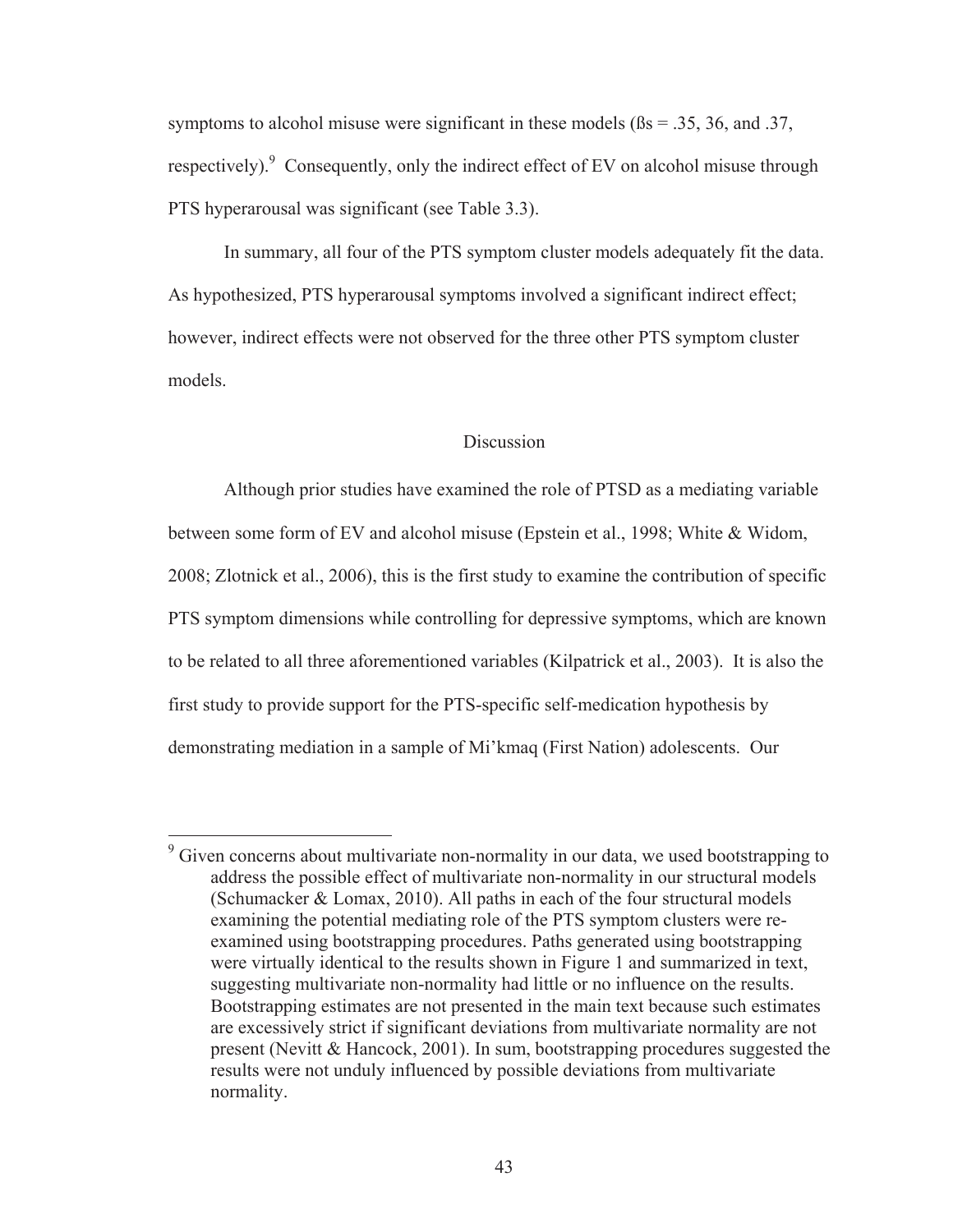symptoms to alcohol misuse were significant in these models (ßs = .35, 36, and .37, respectively).[9] Consequently, only the indirect effect of EV on alcohol misuse through PTS hyperarousal was significant (see Table 3.3).

In summary, all four of the PTS symptom cluster models adequately fit the data. As hypothesized, PTS hyperarousal symptoms involved a significant indirect effect; however, indirect effects were not observed for the three other PTS symptom cluster models.

## Discussion

Although prior studies have examined the role of PTSD as a mediating variable between some form of EV and alcohol misuse (Epstein et al., 1998; White & Widom, 2008; Zlotnick et al., 2006), this is the first study to examine the contribution of specific PTS symptom dimensions while controlling for depressive symptoms, which are known to be related to all three aforementioned variables (Kilpatrick et al., 2003). It is also the first study to provide support for the PTS-specific self-medication hypothesis by demonstrating mediation in a sample of Mi'kmaq (First Nation) adolescents. Our

---

[9] Given concerns about multivariate non-normality in our data, we used bootstrapping to address the possible effect of multivariate non-normality in our structural models (Schumacker & Lomax, 2010). All paths in each of the four structural models examining the potential mediating role of the PTS symptom clusters were re-examined using bootstrapping procedures. Paths generated using bootstrapping were virtually identical to the results shown in Figure 1 and summarized in text, suggesting multivariate non-normality had little or no influence on the results. Bootstrapping estimates are not presented in the main text because such estimates are excessively strict if significant deviations from multivariate normality are not present (Nevitt & Hancock, 2001). In sum, bootstrapping procedures suggested the results were not unduly influenced by possible deviations from multivariate normality.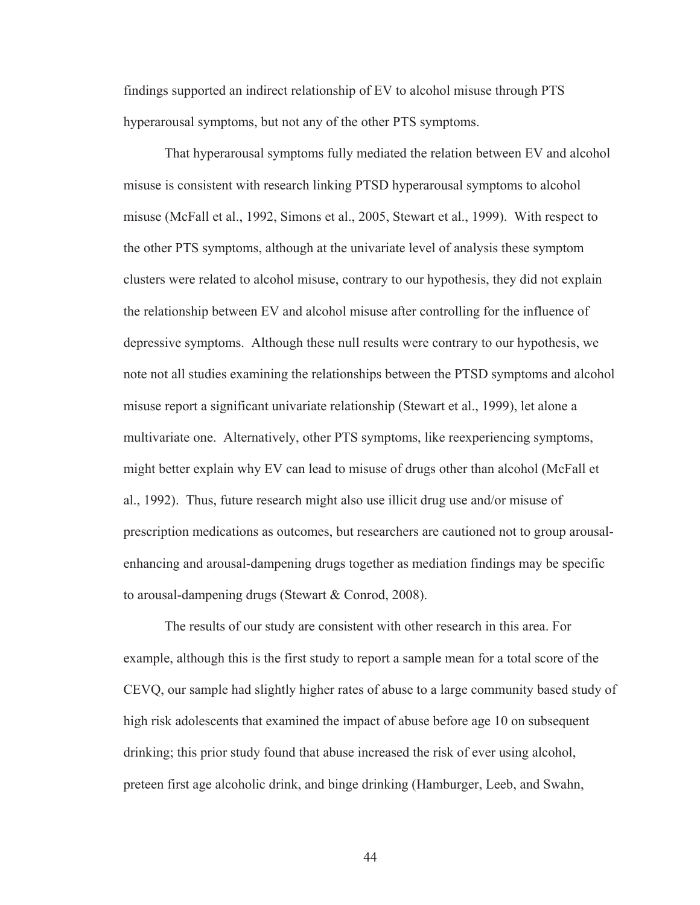findings supported an indirect relationship of EV to alcohol misuse through PTS hyperarousal symptoms, but not any of the other PTS symptoms.

That hyperarousal symptoms fully mediated the relation between EV and alcohol misuse is consistent with research linking PTSD hyperarousal symptoms to alcohol misuse (McFall et al., 1992, Simons et al., 2005, Stewart et al., 1999). With respect to the other PTS symptoms, although at the univariate level of analysis these symptom clusters were related to alcohol misuse, contrary to our hypothesis, they did not explain the relationship between EV and alcohol misuse after controlling for the influence of depressive symptoms. Although these null results were contrary to our hypothesis, we note not all studies examining the relationships between the PTSD symptoms and alcohol misuse report a significant univariate relationship (Stewart et al., 1999), let alone a multivariate one. Alternatively, other PTS symptoms, like reexperiencing symptoms, might better explain why EV can lead to misuse of drugs other than alcohol (McFall et al., 1992). Thus, future research might also use illicit drug use and/or misuse of prescription medications as outcomes, but researchers are cautioned not to group arousal-enhancing and arousal-dampening drugs together as mediation findings may be specific to arousal-dampening drugs (Stewart & Conrod, 2008).

The results of our study are consistent with other research in this area. For example, although this is the first study to report a sample mean for a total score of the CEVQ, our sample had slightly higher rates of abuse to a large community based study of high risk adolescents that examined the impact of abuse before age 10 on subsequent drinking; this prior study found that abuse increased the risk of ever using alcohol, preteen first age alcoholic drink, and binge drinking (Hamburger, Leeb, and Swahn,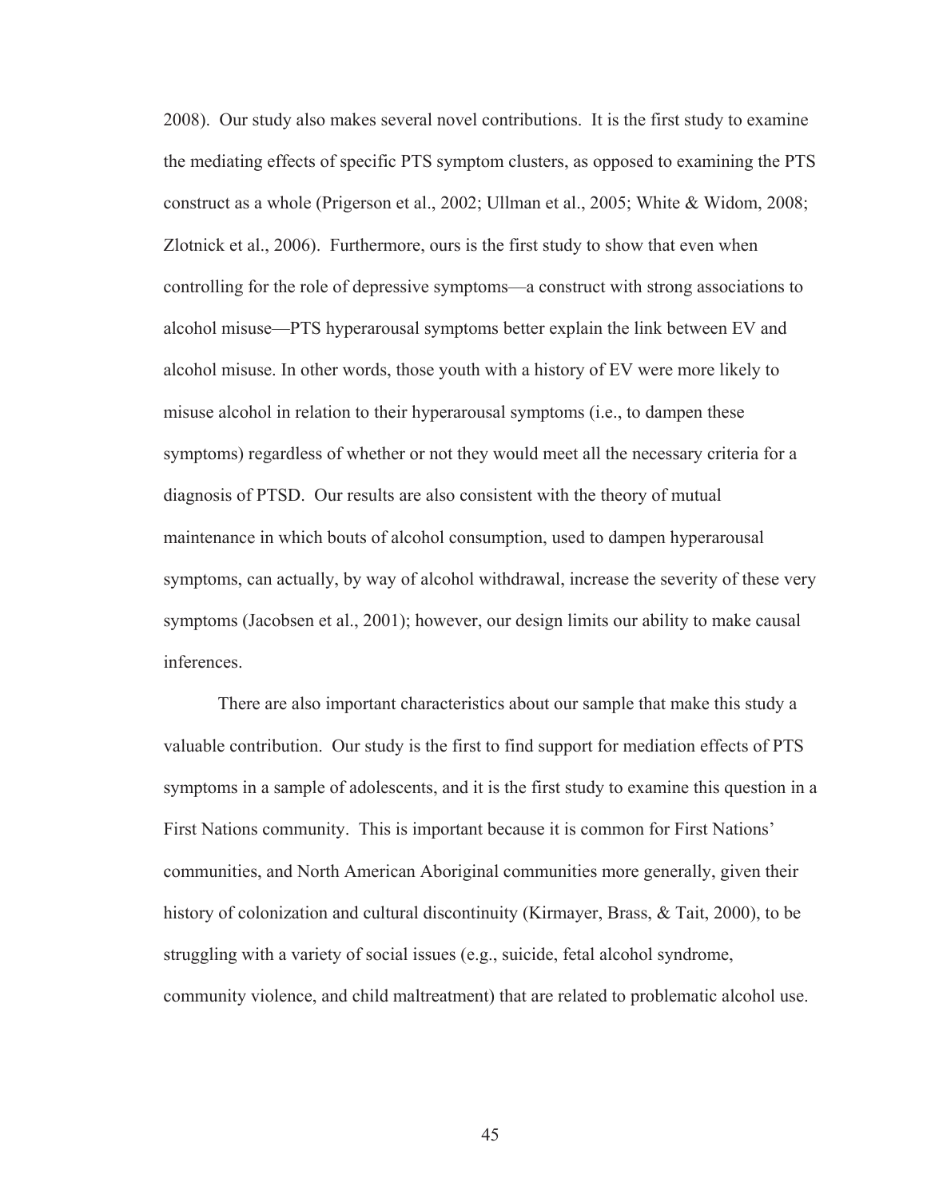2008). Our study also makes several novel contributions. It is the first study to examine the mediating effects of specific PTS symptom clusters, as opposed to examining the PTS construct as a whole (Prigerson et al., 2002; Ullman et al., 2005; White & Widom, 2008; Zlotnick et al., 2006). Furthermore, ours is the first study to show that even when controlling for the role of depressive symptoms—a construct with strong associations to alcohol misuse—PTS hyperarousal symptoms better explain the link between EV and alcohol misuse. In other words, those youth with a history of EV were more likely to misuse alcohol in relation to their hyperarousal symptoms (i.e., to dampen these symptoms) regardless of whether or not they would meet all the necessary criteria for a diagnosis of PTSD. Our results are also consistent with the theory of mutual maintenance in which bouts of alcohol consumption, used to dampen hyperarousal symptoms, can actually, by way of alcohol withdrawal, increase the severity of these very symptoms (Jacobsen et al., 2001); however, our design limits our ability to make causal inferences.

There are also important characteristics about our sample that make this study a valuable contribution. Our study is the first to find support for mediation effects of PTS symptoms in a sample of adolescents, and it is the first study to examine this question in a First Nations community. This is important because it is common for First Nations' communities, and North American Aboriginal communities more generally, given their history of colonization and cultural discontinuity (Kirmayer, Brass, & Tait, 2000), to be struggling with a variety of social issues (e.g., suicide, fetal alcohol syndrome, community violence, and child maltreatment) that are related to problematic alcohol use.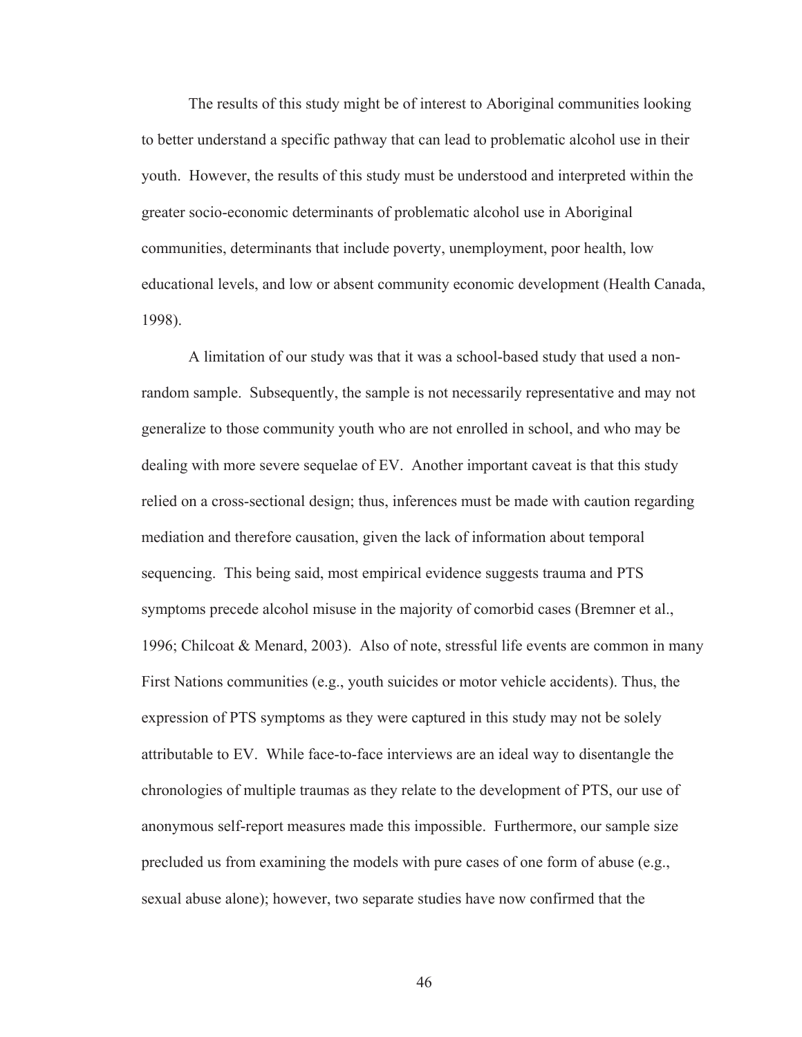The results of this study might be of interest to Aboriginal communities looking to better understand a specific pathway that can lead to problematic alcohol use in their youth. However, the results of this study must be understood and interpreted within the greater socio-economic determinants of problematic alcohol use in Aboriginal communities, determinants that include poverty, unemployment, poor health, low educational levels, and low or absent community economic development (Health Canada, 1998).

A limitation of our study was that it was a school-based study that used a non-random sample. Subsequently, the sample is not necessarily representative and may not generalize to those community youth who are not enrolled in school, and who may be dealing with more severe sequelae of EV. Another important caveat is that this study relied on a cross-sectional design; thus, inferences must be made with caution regarding mediation and therefore causation, given the lack of information about temporal sequencing. This being said, most empirical evidence suggests trauma and PTS symptoms precede alcohol misuse in the majority of comorbid cases (Bremner et al., 1996; Chilcoat & Menard, 2003). Also of note, stressful life events are common in many First Nations communities (e.g., youth suicides or motor vehicle accidents). Thus, the expression of PTS symptoms as they were captured in this study may not be solely attributable to EV. While face-to-face interviews are an ideal way to disentangle the chronologies of multiple traumas as they relate to the development of PTS, our use of anonymous self-report measures made this impossible. Furthermore, our sample size precluded us from examining the models with pure cases of one form of abuse (e.g., sexual abuse alone); however, two separate studies have now confirmed that the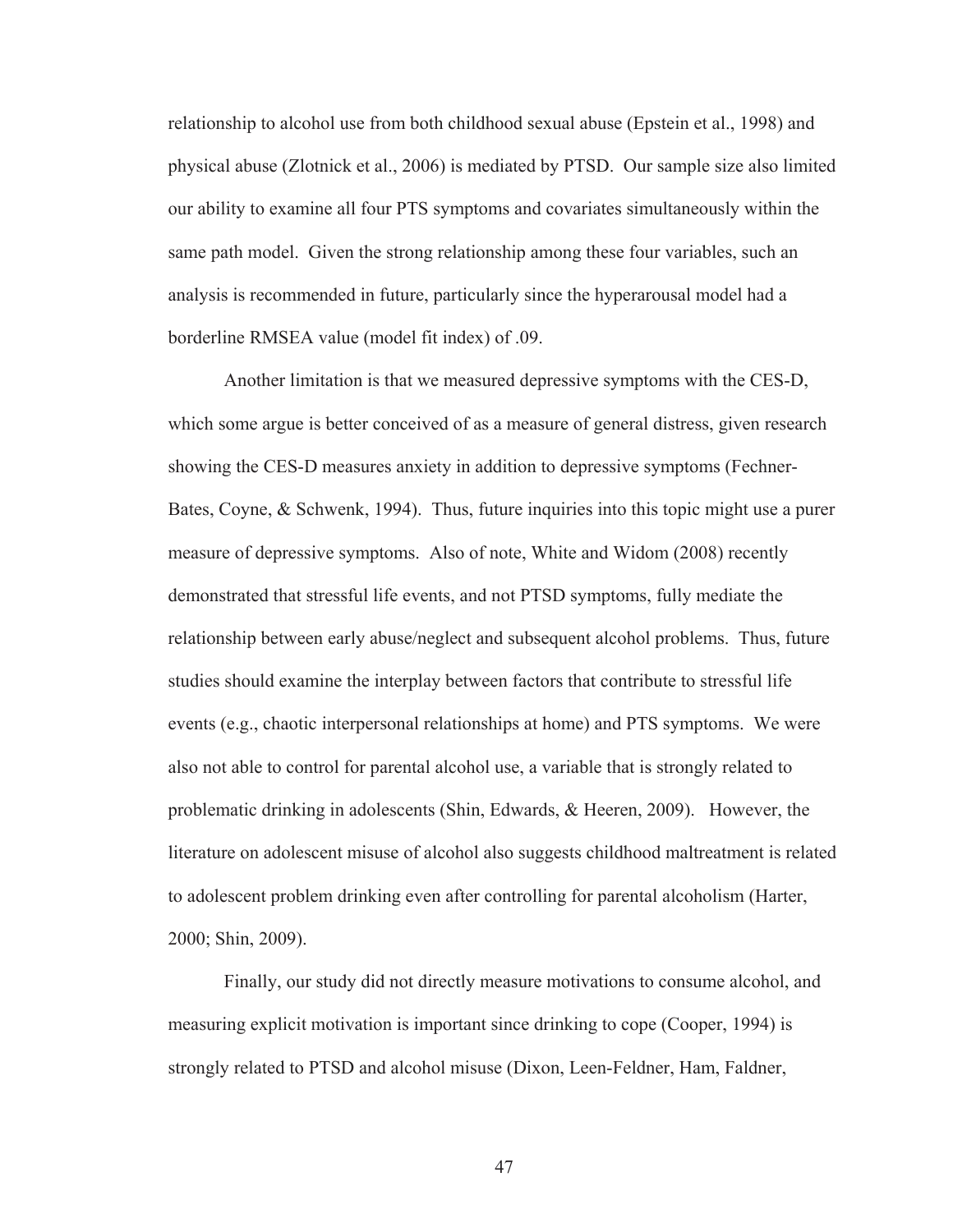relationship to alcohol use from both childhood sexual abuse (Epstein et al., 1998) and physical abuse (Zlotnick et al., 2006) is mediated by PTSD. Our sample size also limited our ability to examine all four PTS symptoms and covariates simultaneously within the same path model. Given the strong relationship among these four variables, such an analysis is recommended in future, particularly since the hyperarousal model had a borderline RMSEA value (model fit index) of .09.

Another limitation is that we measured depressive symptoms with the CES-D, which some argue is better conceived of as a measure of general distress, given research showing the CES-D measures anxiety in addition to depressive symptoms (Fechner-Bates, Coyne, & Schwenk, 1994). Thus, future inquiries into this topic might use a purer measure of depressive symptoms. Also of note, White and Widom (2008) recently demonstrated that stressful life events, and not PTSD symptoms, fully mediate the relationship between early abuse/neglect and subsequent alcohol problems. Thus, future studies should examine the interplay between factors that contribute to stressful life events (e.g., chaotic interpersonal relationships at home) and PTS symptoms. We were also not able to control for parental alcohol use, a variable that is strongly related to problematic drinking in adolescents (Shin, Edwards, & Heeren, 2009). However, the literature on adolescent misuse of alcohol also suggests childhood maltreatment is related to adolescent problem drinking even after controlling for parental alcoholism (Harter, 2000; Shin, 2009).

Finally, our study did not directly measure motivations to consume alcohol, and measuring explicit motivation is important since drinking to cope (Cooper, 1994) is strongly related to PTSD and alcohol misuse (Dixon, Leen-Feldner, Ham, Faldner,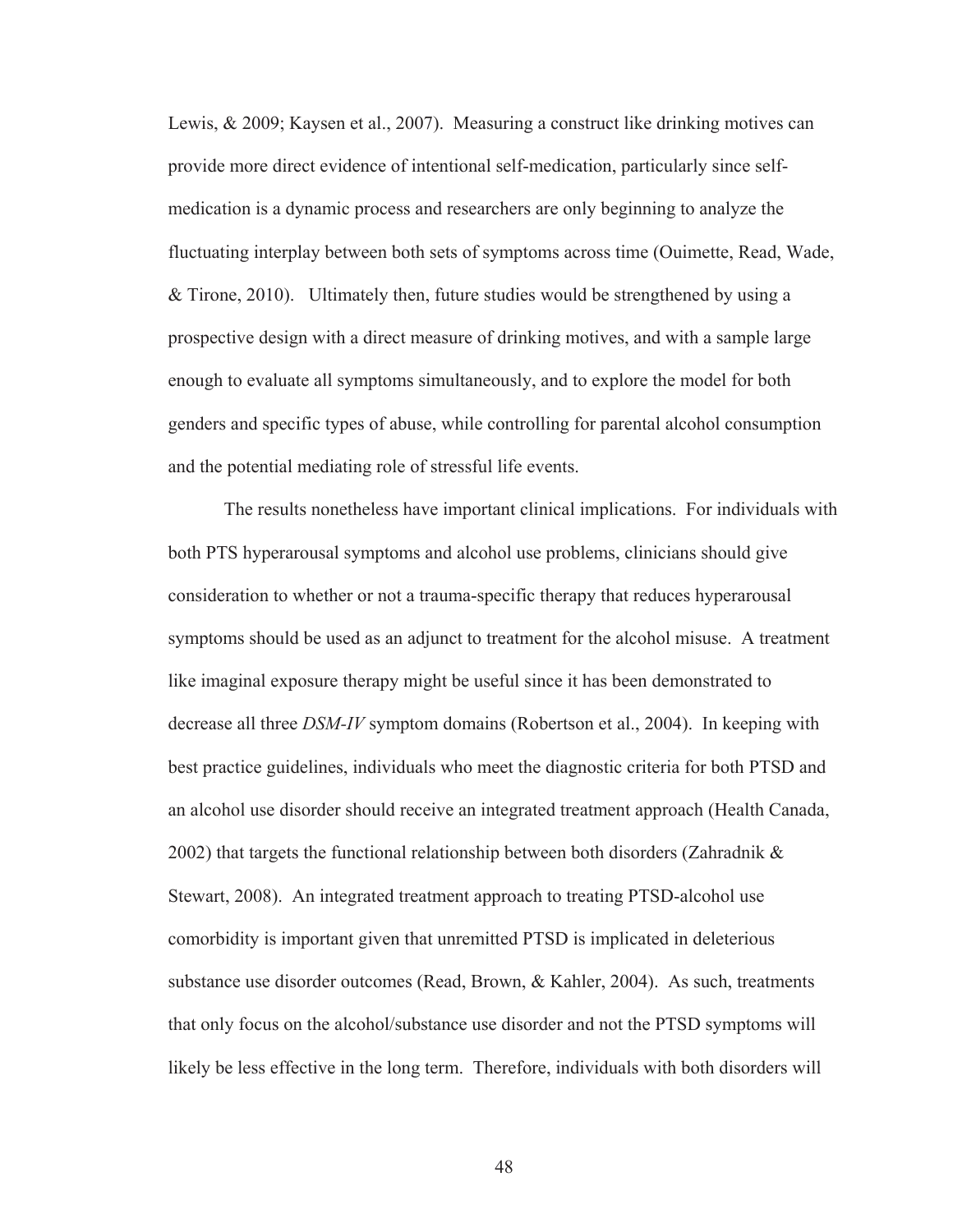Lewis, & 2009; Kaysen et al., 2007). Measuring a construct like drinking motives can provide more direct evidence of intentional self-medication, particularly since self-medication is a dynamic process and researchers are only beginning to analyze the fluctuating interplay between both sets of symptoms across time (Ouimette, Read, Wade, & Tirone, 2010). Ultimately then, future studies would be strengthened by using a prospective design with a direct measure of drinking motives, and with a sample large enough to evaluate all symptoms simultaneously, and to explore the model for both genders and specific types of abuse, while controlling for parental alcohol consumption and the potential mediating role of stressful life events.

The results nonetheless have important clinical implications. For individuals with both PTS hyperarousal symptoms and alcohol use problems, clinicians should give consideration to whether or not a trauma-specific therapy that reduces hyperarousal symptoms should be used as an adjunct to treatment for the alcohol misuse. A treatment like imaginal exposure therapy might be useful since it has been demonstrated to decrease all three *DSM-IV* symptom domains (Robertson et al., 2004). In keeping with best practice guidelines, individuals who meet the diagnostic criteria for both PTSD and an alcohol use disorder should receive an integrated treatment approach (Health Canada, 2002) that targets the functional relationship between both disorders (Zahradnik & Stewart, 2008). An integrated treatment approach to treating PTSD-alcohol use comorbidity is important given that unremitted PTSD is implicated in deleterious substance use disorder outcomes (Read, Brown, & Kahler, 2004). As such, treatments that only focus on the alcohol/substance use disorder and not the PTSD symptoms will likely be less effective in the long term. Therefore, individuals with both disorders will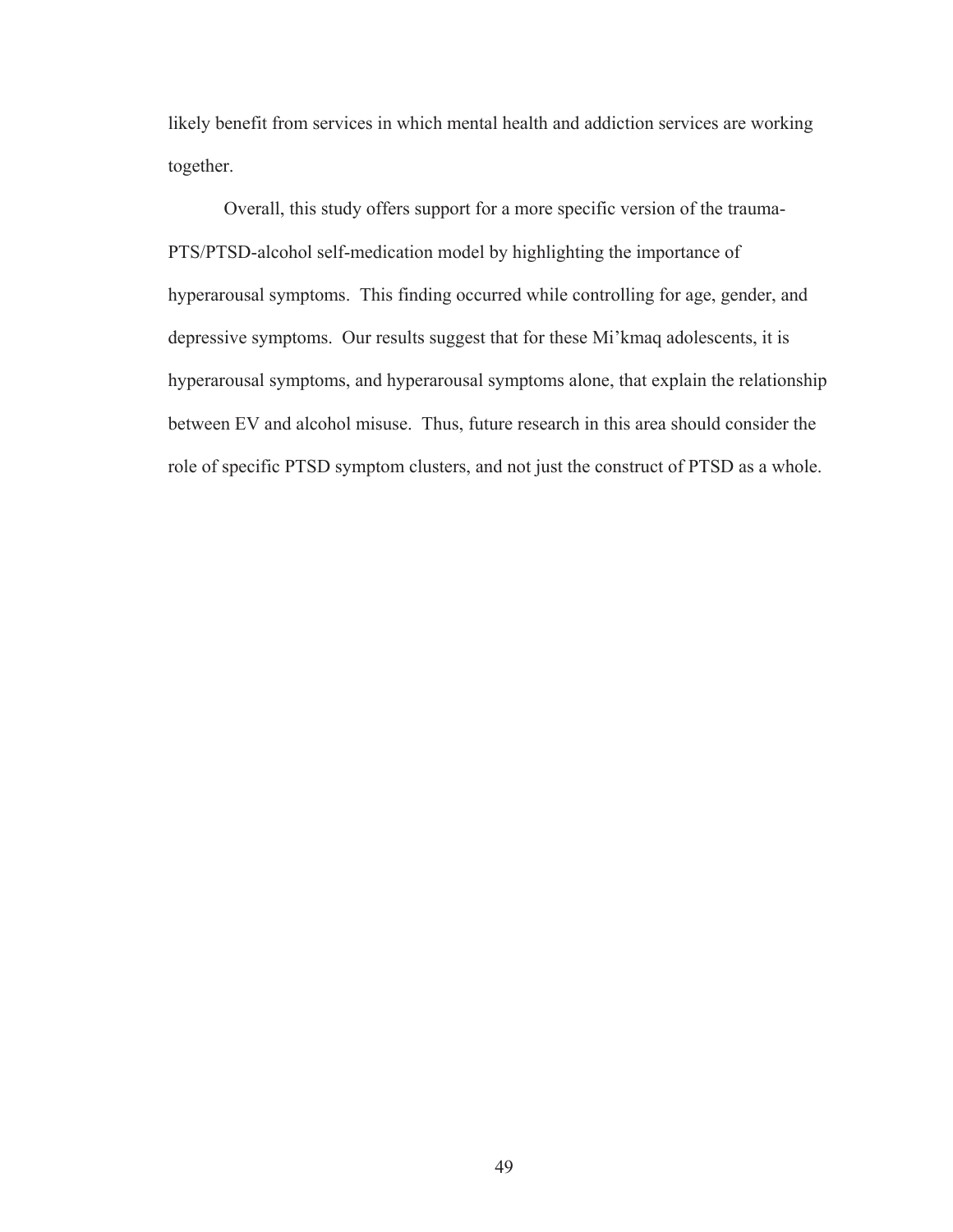likely benefit from services in which mental health and addiction services are working together.

Overall, this study offers support for a more specific version of the trauma-PTS/PTSD-alcohol self-medication model by highlighting the importance of hyperarousal symptoms. This finding occurred while controlling for age, gender, and depressive symptoms. Our results suggest that for these Mi'kmaq adolescents, it is hyperarousal symptoms, and hyperarousal symptoms alone, that explain the relationship between EV and alcohol misuse. Thus, future research in this area should consider the role of specific PTSD symptom clusters, and not just the construct of PTSD as a whole.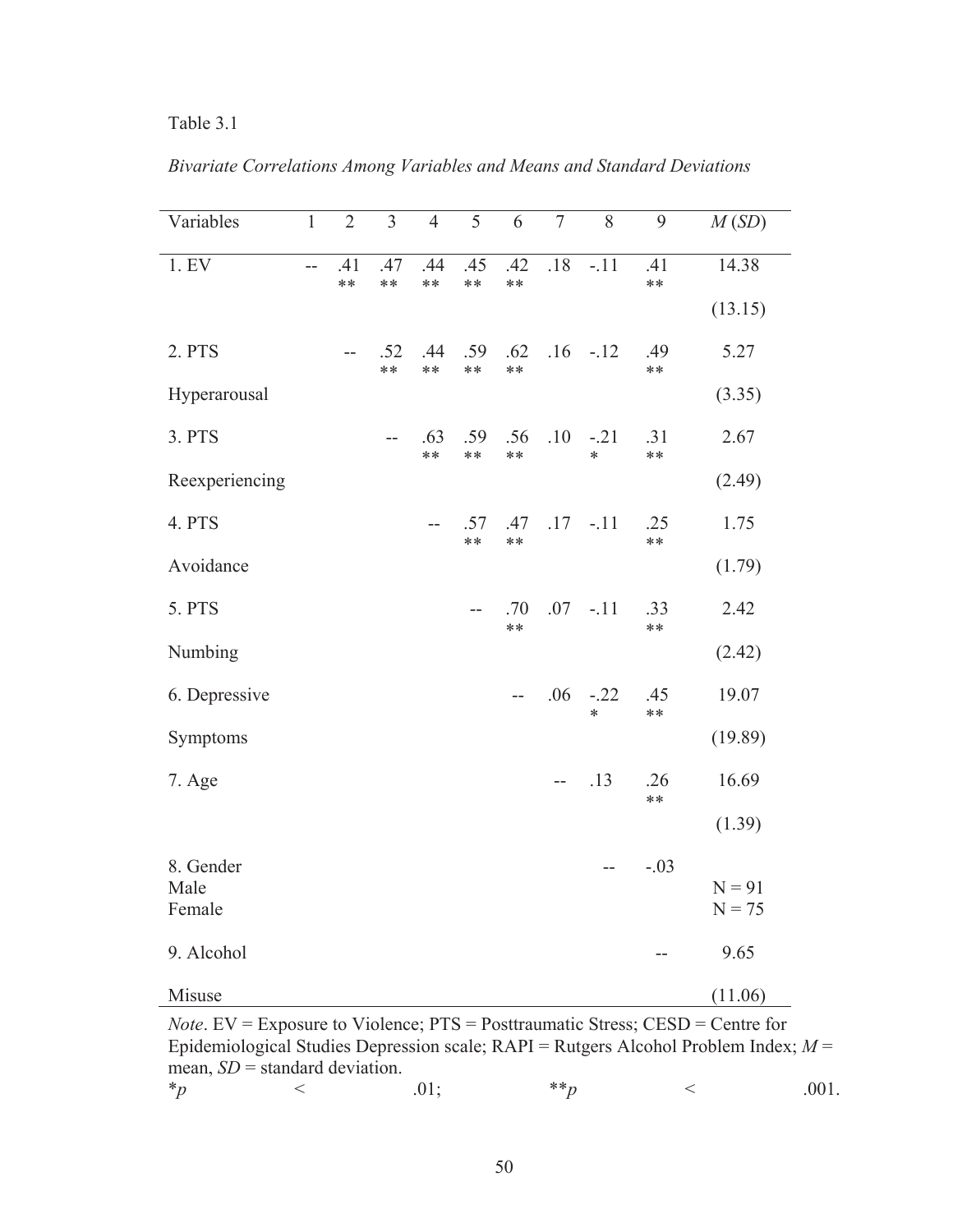Table 3.1

*Bivariate Correlations Among Variables and Means and Standard Deviations*

| Variables | 1 | 2 | 3 | 4 | 5 | 6 | 7 | 8 | 9 | *M* (*SD*) |
|---|---|---|---|---|---|---|---|---|---|---|
| 1. EV | -- | .41** | .47** | .44** | .45** | .42** | .18 | -.11 | .41** | 14.38 (13.15) |
| 2. PTS Hyperarousal | | -- | .52** | .44** | .59** | .62** | .16 | -.12 | .49** | 5.27 (3.35) |
| 3. PTS Reexperiencing | | | -- | .63** | .59** | .56** | .10 | -.21* | .31** | 2.67 (2.49) |
| 4. PTS Avoidance | | | | -- | .57** | .47** | .17 | -.11 | .25** | 1.75 (1.79) |
| 5. PTS Numbing | | | | | -- | .70** | .07 | -.11 | .33** | 2.42 (2.42) |
| 6. Depressive Symptoms | | | | | | -- | .06 | -.22* | .45** | 19.07 (19.89) |
| 7. Age | | | | | | | -- | .13 | .26** | 16.69 (1.39) |
| 8. Gender | | | | | | | | -- | -.03 | |
| Male | | | | | | | | | | N = 91 |
| Female | | | | | | | | | | N = 75 |
| 9. Alcohol Misuse | | | | | | | | | -- | 9.65 (11.06) |

*Note*. EV = Exposure to Violence; PTS = Posttraumatic Stress; CESD = Centre for Epidemiological Studies Depression scale; RAPI = Rutgers Alcohol Problem Index; *M* = mean, *SD* = standard deviation.
$^{*}p < .01$; $^{**}p < .001$.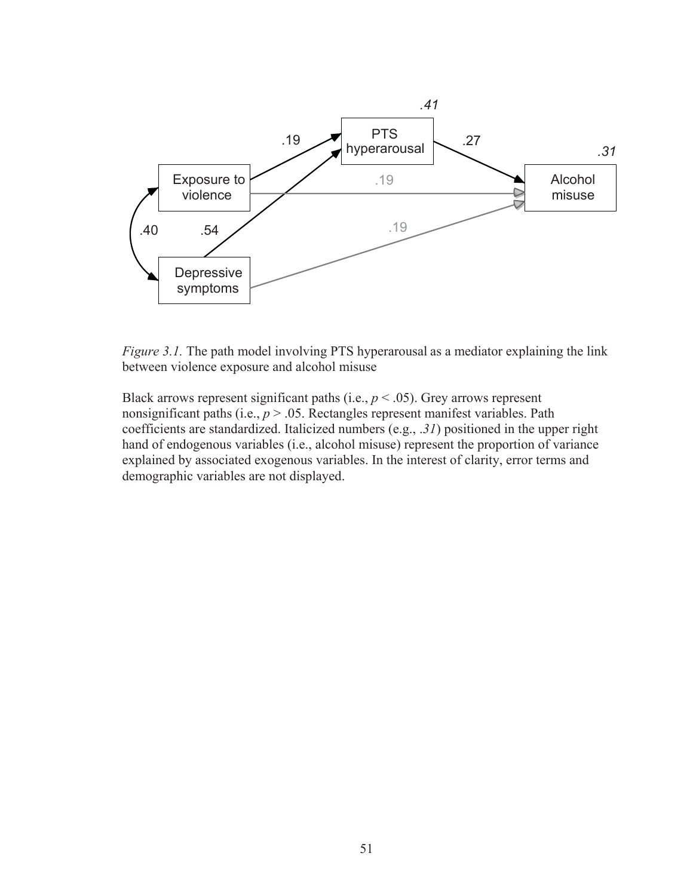*Figure 3.1.* The path model involving PTS hyperarousal as a mediator explaining the link between violence exposure and alcohol misuse

Black arrows represent significant paths (i.e., $p < .05$). Grey arrows represent nonsignificant paths (i.e., $p > .05$. Rectangles represent manifest variables. Path coefficients are standardized. Italicized numbers (e.g., *.31*) positioned in the upper right hand of endogenous variables (i.e., alcohol misuse) represent the proportion of variance explained by associated exogenous variables. In the interest of clarity, error terms and demographic variables are not displayed.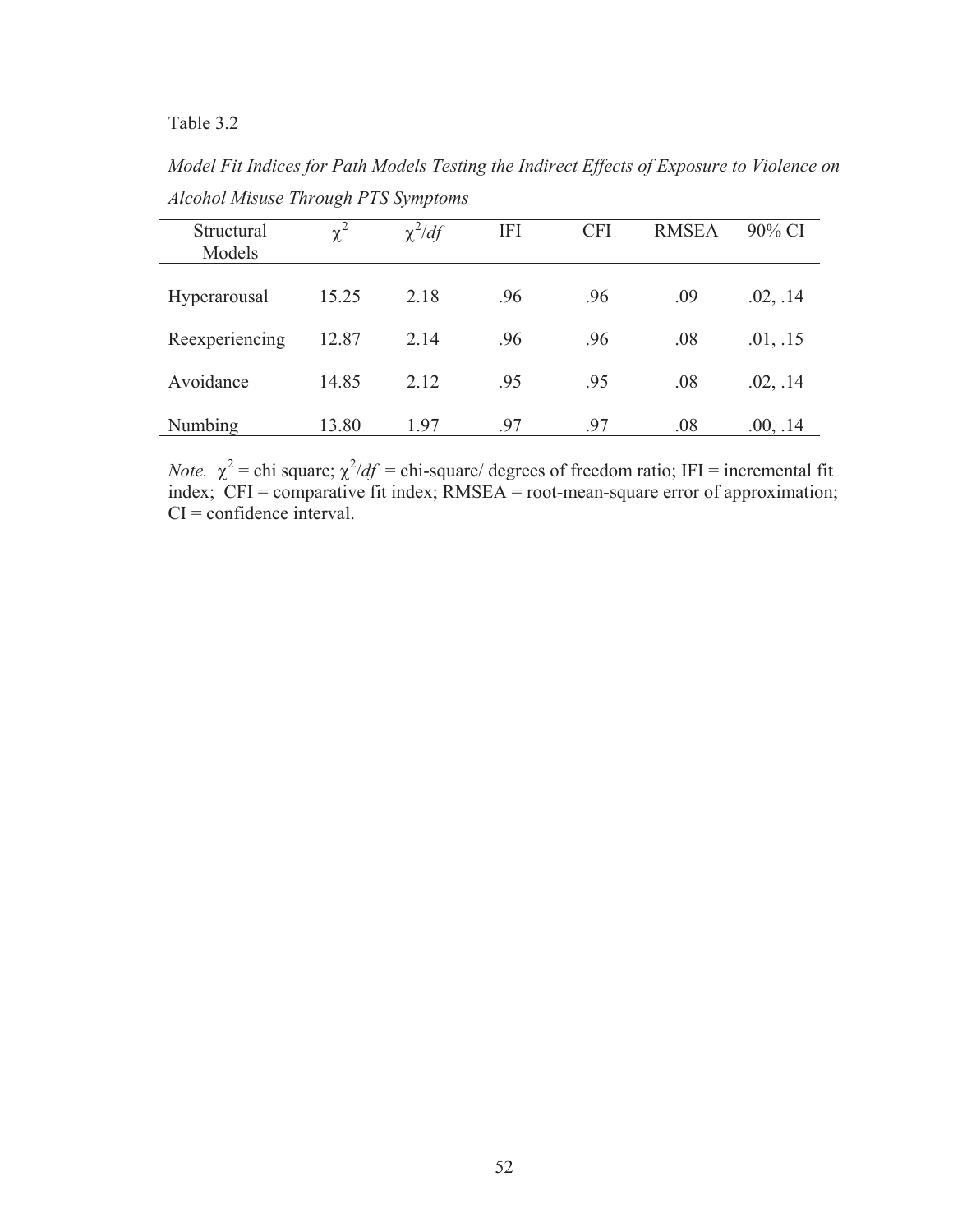Table 3.2

*Model Fit Indices for Path Models Testing the Indirect Effects of Exposure to Violence on Alcohol Misuse Through PTS Symptoms*

| Structural Models | $\chi^2$ | $\chi^2/df$ | IFI | CFI | RMSEA | 90% CI |
|---|---|---|---|---|---|---|
| Hyperarousal | 15.25 | 2.18 | .96 | .96 | .09 | .02, .14 |
| Reexperiencing | 12.87 | 2.14 | .96 | .96 | .08 | .01, .15 |
| Avoidance | 14.85 | 2.12 | .95 | .95 | .08 | .02, .14 |
| Numbing | 13.80 | 1.97 | .97 | .97 | .08 | .00, .14 |

*Note.* $\chi^2$ = chi square; $\chi^2/df$ = chi-square/ degrees of freedom ratio; IFI = incremental fit index; CFI = comparative fit index; RMSEA = root-mean-square error of approximation; CI = confidence interval.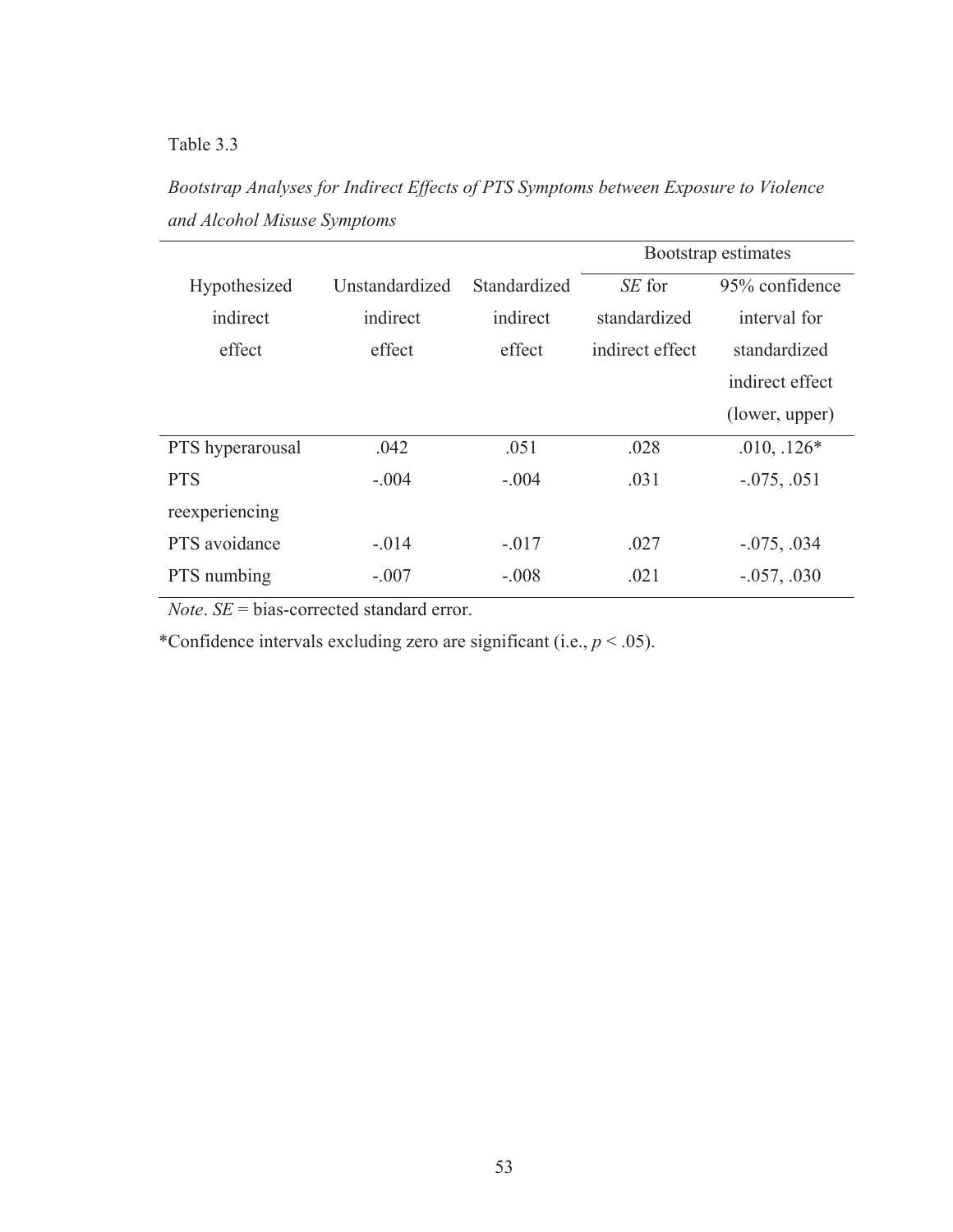Table 3.3

*Bootstrap Analyses for Indirect Effects of PTS Symptoms between Exposure to Violence and Alcohol Misuse Symptoms*

| Hypothesized indirect effect | Unstandardized indirect effect | Standardized indirect effect | Bootstrap estimates | |
|---|---|---|---|---|
| | | | *SE* for standardized indirect effect | 95% confidence interval for standardized indirect effect (lower, upper) |
| PTS hyperarousal | .042 | .051 | .028 | .010, .126* |
| PTS reexperiencing | -.004 | -.004 | .031 | -.075, .051 |
| PTS avoidance | -.014 | -.017 | .027 | -.075, .034 |
| PTS numbing | -.007 | -.008 | .021 | -.057, .030 |

*Note*. *SE* = bias-corrected standard error.

*Confidence intervals excluding zero are significant (i.e., $p < .05$).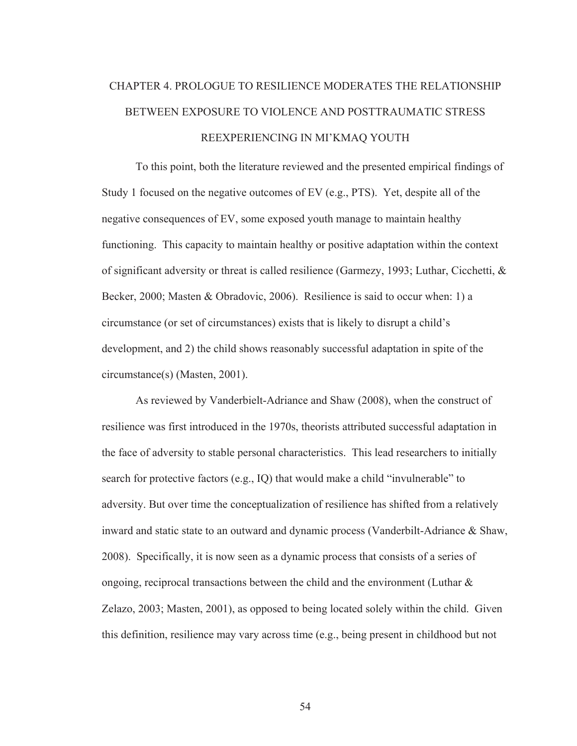# CHAPTER 4. PROLOGUE TO RESILIENCE MODERATES THE RELATIONSHIP BETWEEN EXPOSURE TO VIOLENCE AND POSTTRAUMATIC STRESS REEXPERIENCING IN MI'KMAQ YOUTH

To this point, both the literature reviewed and the presented empirical findings of Study 1 focused on the negative outcomes of EV (e.g., PTS). Yet, despite all of the negative consequences of EV, some exposed youth manage to maintain healthy functioning. This capacity to maintain healthy or positive adaptation within the context of significant adversity or threat is called resilience (Garmezy, 1993; Luthar, Cicchetti, & Becker, 2000; Masten & Obradovic, 2006). Resilience is said to occur when: 1) a circumstance (or set of circumstances) exists that is likely to disrupt a child's development, and 2) the child shows reasonably successful adaptation in spite of the circumstance(s) (Masten, 2001).

As reviewed by Vanderbielt-Adriance and Shaw (2008), when the construct of resilience was first introduced in the 1970s, theorists attributed successful adaptation in the face of adversity to stable personal characteristics. This lead researchers to initially search for protective factors (e.g., IQ) that would make a child "invulnerable" to adversity. But over time the conceptualization of resilience has shifted from a relatively inward and static state to an outward and dynamic process (Vanderbilt-Adriance & Shaw, 2008). Specifically, it is now seen as a dynamic process that consists of a series of ongoing, reciprocal transactions between the child and the environment (Luthar & Zelazo, 2003; Masten, 2001), as opposed to being located solely within the child. Given this definition, resilience may vary across time (e.g., being present in childhood but not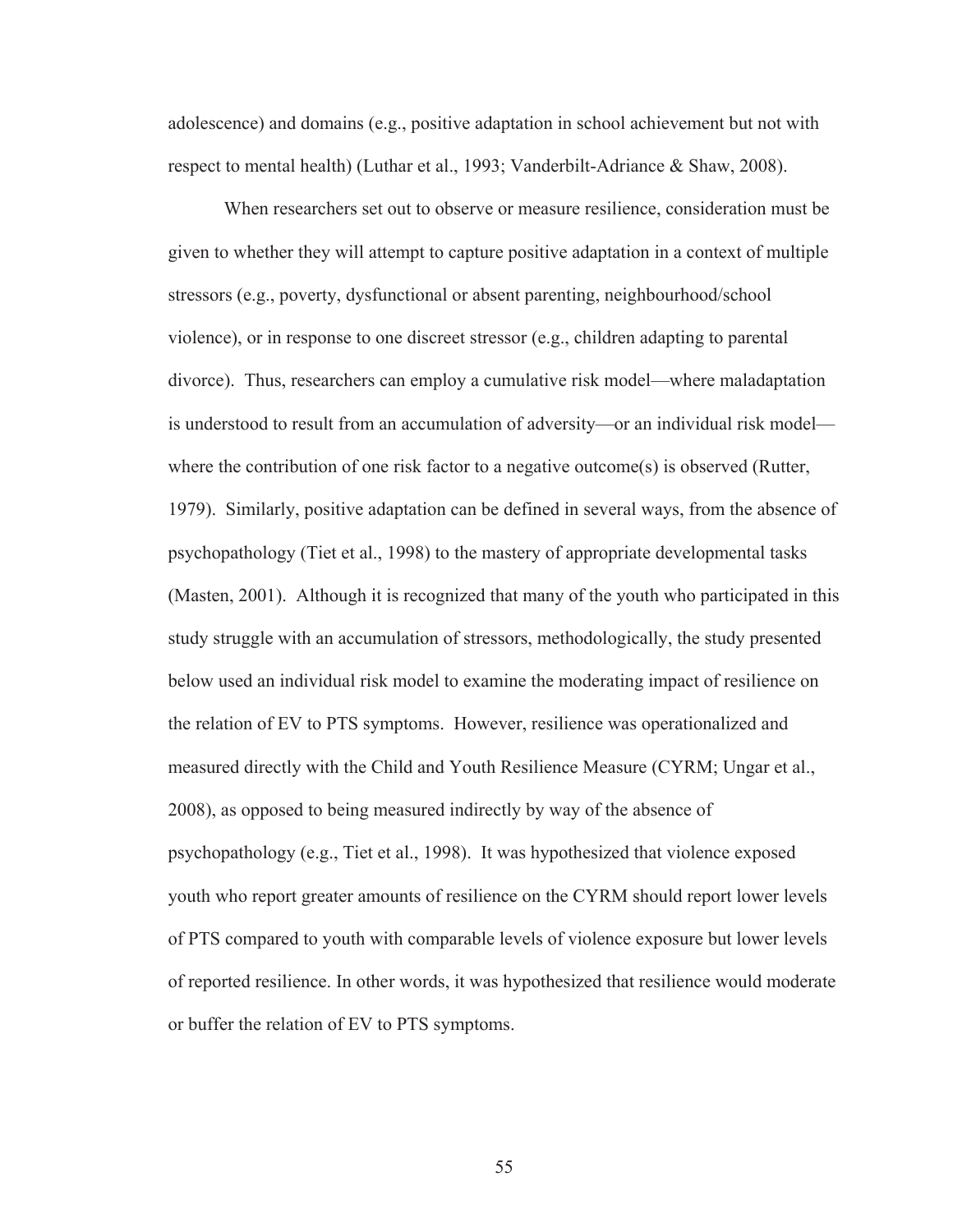adolescence) and domains (e.g., positive adaptation in school achievement but not with respect to mental health) (Luthar et al., 1993; Vanderbilt-Adriance & Shaw, 2008).

When researchers set out to observe or measure resilience, consideration must be given to whether they will attempt to capture positive adaptation in a context of multiple stressors (e.g., poverty, dysfunctional or absent parenting, neighbourhood/school violence), or in response to one discreet stressor (e.g., children adapting to parental divorce). Thus, researchers can employ a cumulative risk model—where maladaptation is understood to result from an accumulation of adversity—or an individual risk model—where the contribution of one risk factor to a negative outcome(s) is observed (Rutter, 1979). Similarly, positive adaptation can be defined in several ways, from the absence of psychopathology (Tiet et al., 1998) to the mastery of appropriate developmental tasks (Masten, 2001). Although it is recognized that many of the youth who participated in this study struggle with an accumulation of stressors, methodologically, the study presented below used an individual risk model to examine the moderating impact of resilience on the relation of EV to PTS symptoms. However, resilience was operationalized and measured directly with the Child and Youth Resilience Measure (CYRM; Ungar et al., 2008), as opposed to being measured indirectly by way of the absence of psychopathology (e.g., Tiet et al., 1998). It was hypothesized that violence exposed youth who report greater amounts of resilience on the CYRM should report lower levels of PTS compared to youth with comparable levels of violence exposure but lower levels of reported resilience. In other words, it was hypothesized that resilience would moderate or buffer the relation of EV to PTS symptoms.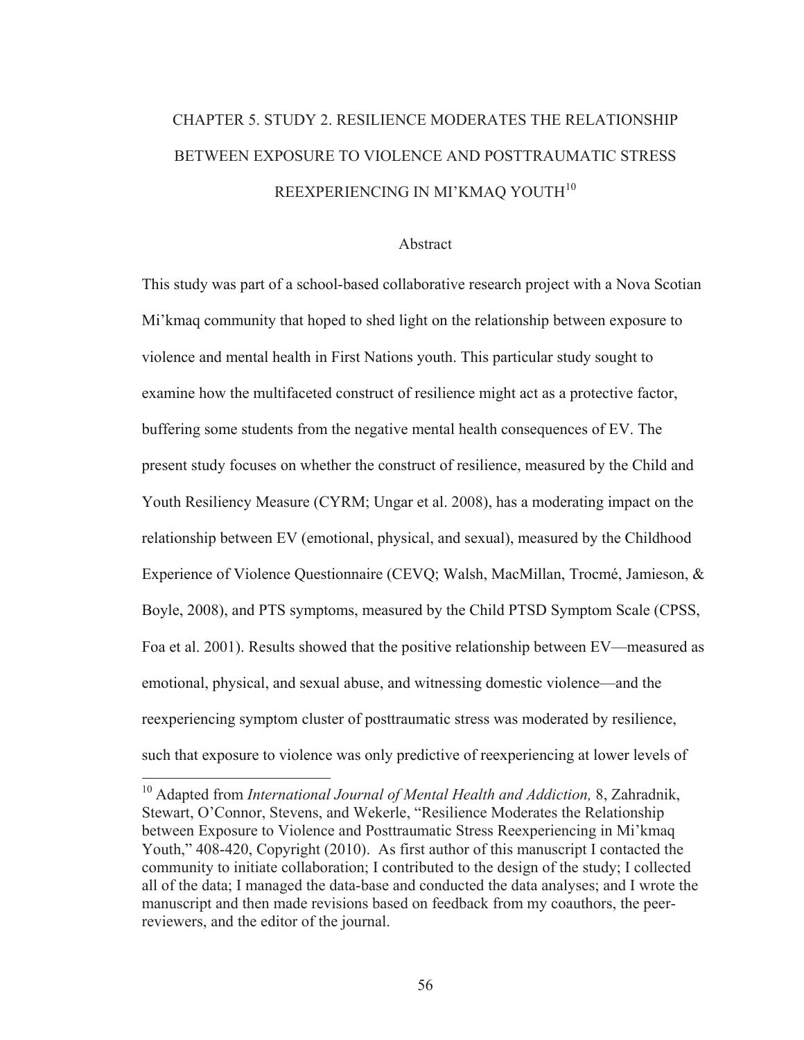# CHAPTER 5. STUDY 2. RESILIENCE MODERATES THE RELATIONSHIP BETWEEN EXPOSURE TO VIOLENCE AND POSTTRAUMATIC STRESS REEXPERIENCING IN MI'KMAQ YOUTH[10]

## Abstract

This study was part of a school-based collaborative research project with a Nova Scotian Mi'kmaq community that hoped to shed light on the relationship between exposure to violence and mental health in First Nations youth. This particular study sought to examine how the multifaceted construct of resilience might act as a protective factor, buffering some students from the negative mental health consequences of EV. The present study focuses on whether the construct of resilience, measured by the Child and Youth Resiliency Measure (CYRM; Ungar et al. 2008), has a moderating impact on the relationship between EV (emotional, physical, and sexual), measured by the Childhood Experience of Violence Questionnaire (CEVQ; Walsh, MacMillan, Trocmé, Jamieson, & Boyle, 2008), and PTS symptoms, measured by the Child PTSD Symptom Scale (CPSS, Foa et al. 2001). Results showed that the positive relationship between EV—measured as emotional, physical, and sexual abuse, and witnessing domestic violence—and the reexperiencing symptom cluster of posttraumatic stress was moderated by resilience, such that exposure to violence was only predictive of reexperiencing at lower levels of

---

[10] Adapted from *International Journal of Mental Health and Addiction,* 8, Zahradnik, Stewart, O'Connor, Stevens, and Wekerle, "Resilience Moderates the Relationship between Exposure to Violence and Posttraumatic Stress Reexperiencing in Mi'kmaq Youth," 408-420, Copyright (2010). As first author of this manuscript I contacted the community to initiate collaboration; I contributed to the design of the study; I collected all of the data; I managed the data-base and conducted the data analyses; and I wrote the manuscript and then made revisions based on feedback from my coauthors, the peer-reviewers, and the editor of the journal.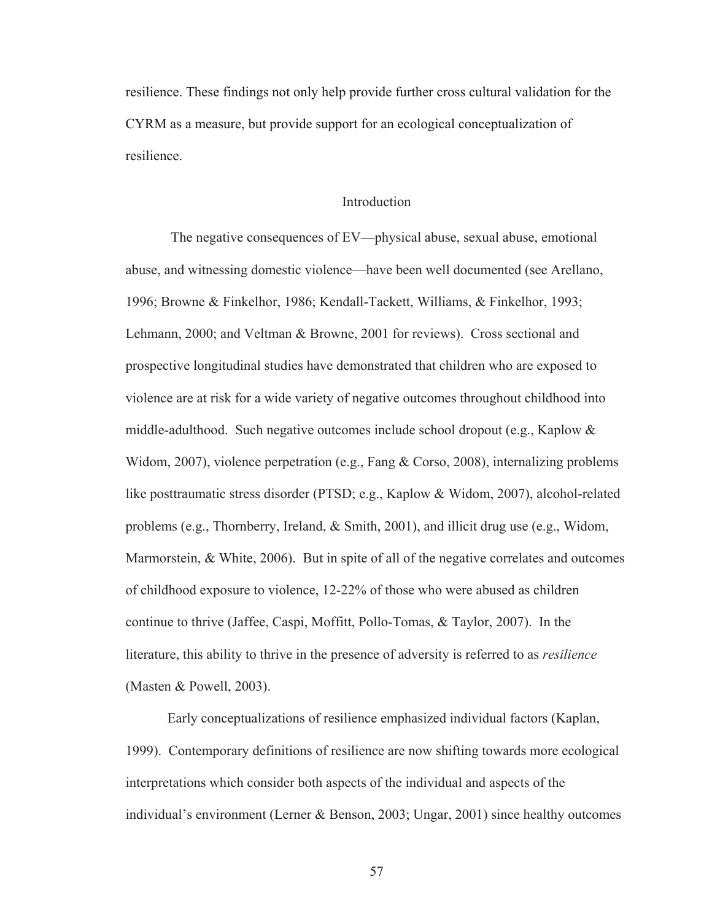resilience. These findings not only help provide further cross cultural validation for the CYRM as a measure, but provide support for an ecological conceptualization of resilience.

## Introduction

The negative consequences of EV—physical abuse, sexual abuse, emotional abuse, and witnessing domestic violence—have been well documented (see Arellano, 1996; Browne & Finkelhor, 1986; Kendall-Tackett, Williams, & Finkelhor, 1993; Lehmann, 2000; and Veltman & Browne, 2001 for reviews). Cross sectional and prospective longitudinal studies have demonstrated that children who are exposed to violence are at risk for a wide variety of negative outcomes throughout childhood into middle-adulthood. Such negative outcomes include school dropout (e.g., Kaplow & Widom, 2007), violence perpetration (e.g., Fang & Corso, 2008), internalizing problems like posttraumatic stress disorder (PTSD; e.g., Kaplow & Widom, 2007), alcohol-related problems (e.g., Thornberry, Ireland, & Smith, 2001), and illicit drug use (e.g., Widom, Marmorstein, & White, 2006). But in spite of all of the negative correlates and outcomes of childhood exposure to violence, 12-22% of those who were abused as children continue to thrive (Jaffee, Caspi, Moffitt, Pollo-Tomas, & Taylor, 2007). In the literature, this ability to thrive in the presence of adversity is referred to as *resilience* (Masten & Powell, 2003).

Early conceptualizations of resilience emphasized individual factors (Kaplan, 1999). Contemporary definitions of resilience are now shifting towards more ecological interpretations which consider both aspects of the individual and aspects of the individual's environment (Lerner & Benson, 2003; Ungar, 2001) since healthy outcomes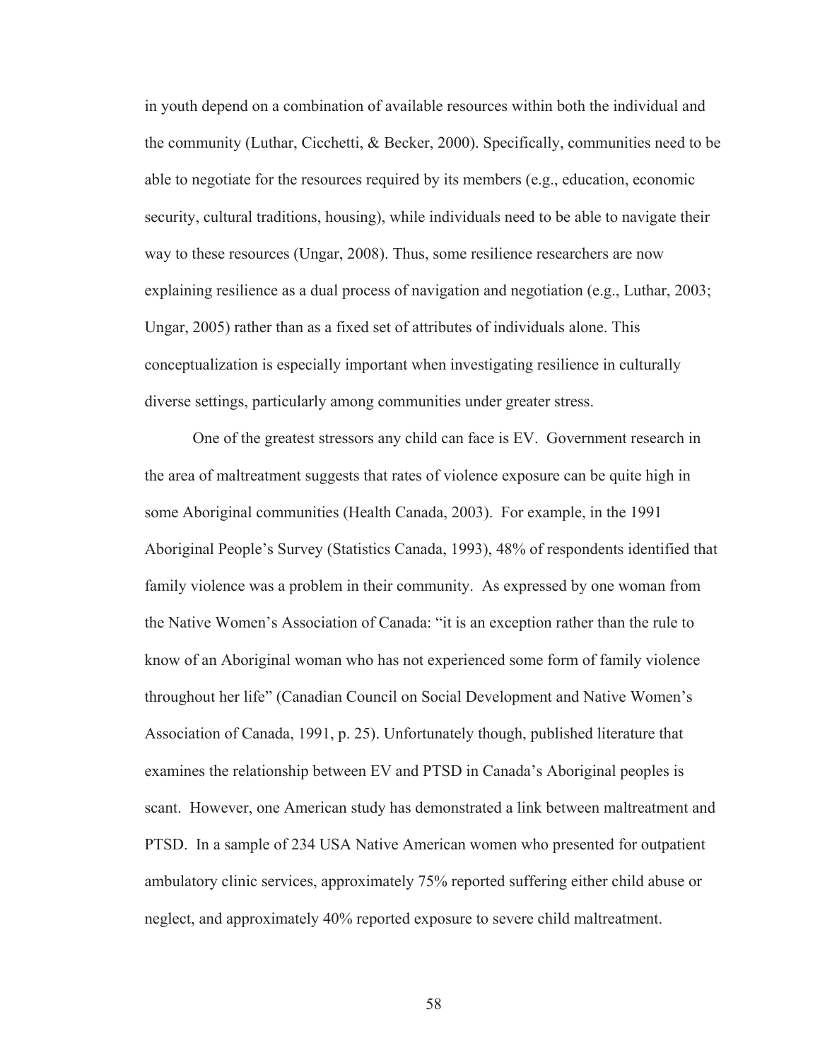in youth depend on a combination of available resources within both the individual and the community (Luthar, Cicchetti, & Becker, 2000). Specifically, communities need to be able to negotiate for the resources required by its members (e.g., education, economic security, cultural traditions, housing), while individuals need to be able to navigate their way to these resources (Ungar, 2008). Thus, some resilience researchers are now explaining resilience as a dual process of navigation and negotiation (e.g., Luthar, 2003; Ungar, 2005) rather than as a fixed set of attributes of individuals alone. This conceptualization is especially important when investigating resilience in culturally diverse settings, particularly among communities under greater stress.

One of the greatest stressors any child can face is EV. Government research in the area of maltreatment suggests that rates of violence exposure can be quite high in some Aboriginal communities (Health Canada, 2003). For example, in the 1991 Aboriginal People's Survey (Statistics Canada, 1993), 48% of respondents identified that family violence was a problem in their community. As expressed by one woman from the Native Women's Association of Canada: "it is an exception rather than the rule to know of an Aboriginal woman who has not experienced some form of family violence throughout her life" (Canadian Council on Social Development and Native Women's Association of Canada, 1991, p. 25). Unfortunately though, published literature that examines the relationship between EV and PTSD in Canada's Aboriginal peoples is scant. However, one American study has demonstrated a link between maltreatment and PTSD. In a sample of 234 USA Native American women who presented for outpatient ambulatory clinic services, approximately 75% reported suffering either child abuse or neglect, and approximately 40% reported exposure to severe child maltreatment.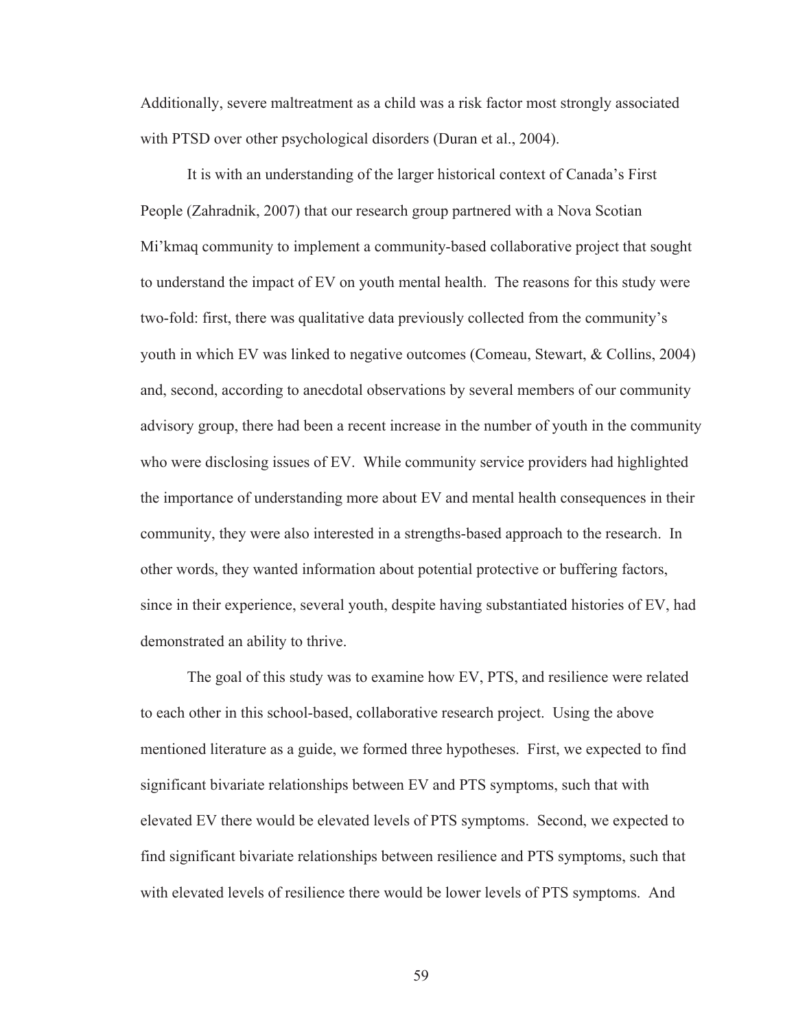Additionally, severe maltreatment as a child was a risk factor most strongly associated with PTSD over other psychological disorders (Duran et al., 2004).

It is with an understanding of the larger historical context of Canada's First People (Zahradnik, 2007) that our research group partnered with a Nova Scotian Mi'kmaq community to implement a community-based collaborative project that sought to understand the impact of EV on youth mental health. The reasons for this study were two-fold: first, there was qualitative data previously collected from the community's youth in which EV was linked to negative outcomes (Comeau, Stewart, & Collins, 2004) and, second, according to anecdotal observations by several members of our community advisory group, there had been a recent increase in the number of youth in the community who were disclosing issues of EV. While community service providers had highlighted the importance of understanding more about EV and mental health consequences in their community, they were also interested in a strengths-based approach to the research. In other words, they wanted information about potential protective or buffering factors, since in their experience, several youth, despite having substantiated histories of EV, had demonstrated an ability to thrive.

The goal of this study was to examine how EV, PTS, and resilience were related to each other in this school-based, collaborative research project. Using the above mentioned literature as a guide, we formed three hypotheses. First, we expected to find significant bivariate relationships between EV and PTS symptoms, such that with elevated EV there would be elevated levels of PTS symptoms. Second, we expected to find significant bivariate relationships between resilience and PTS symptoms, such that with elevated levels of resilience there would be lower levels of PTS symptoms. And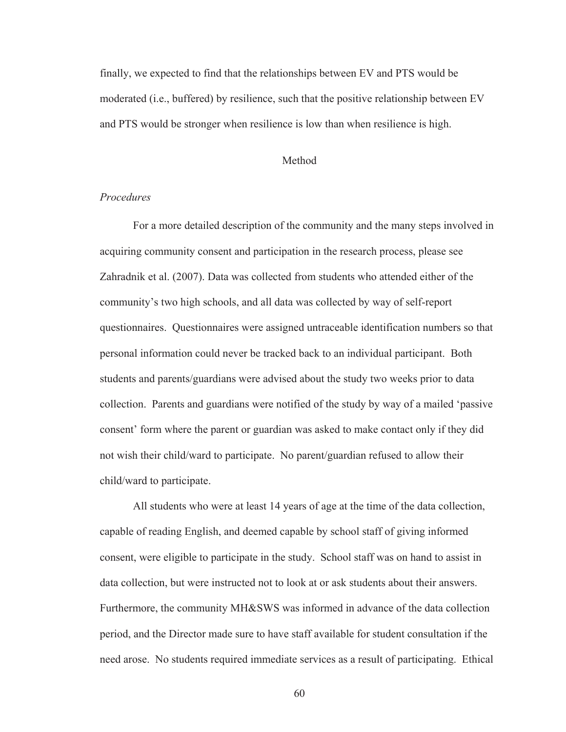finally, we expected to find that the relationships between EV and PTS would be moderated (i.e., buffered) by resilience, such that the positive relationship between EV and PTS would be stronger when resilience is low than when resilience is high.

## Method

### *Procedures*

For a more detailed description of the community and the many steps involved in acquiring community consent and participation in the research process, please see Zahradnik et al. (2007). Data was collected from students who attended either of the community's two high schools, and all data was collected by way of self-report questionnaires. Questionnaires were assigned untraceable identification numbers so that personal information could never be tracked back to an individual participant. Both students and parents/guardians were advised about the study two weeks prior to data collection. Parents and guardians were notified of the study by way of a mailed 'passive consent' form where the parent or guardian was asked to make contact only if they did not wish their child/ward to participate. No parent/guardian refused to allow their child/ward to participate.

All students who were at least 14 years of age at the time of the data collection, capable of reading English, and deemed capable by school staff of giving informed consent, were eligible to participate in the study. School staff was on hand to assist in data collection, but were instructed not to look at or ask students about their answers. Furthermore, the community MH&SWS was informed in advance of the data collection period, and the Director made sure to have staff available for student consultation if the need arose. No students required immediate services as a result of participating. Ethical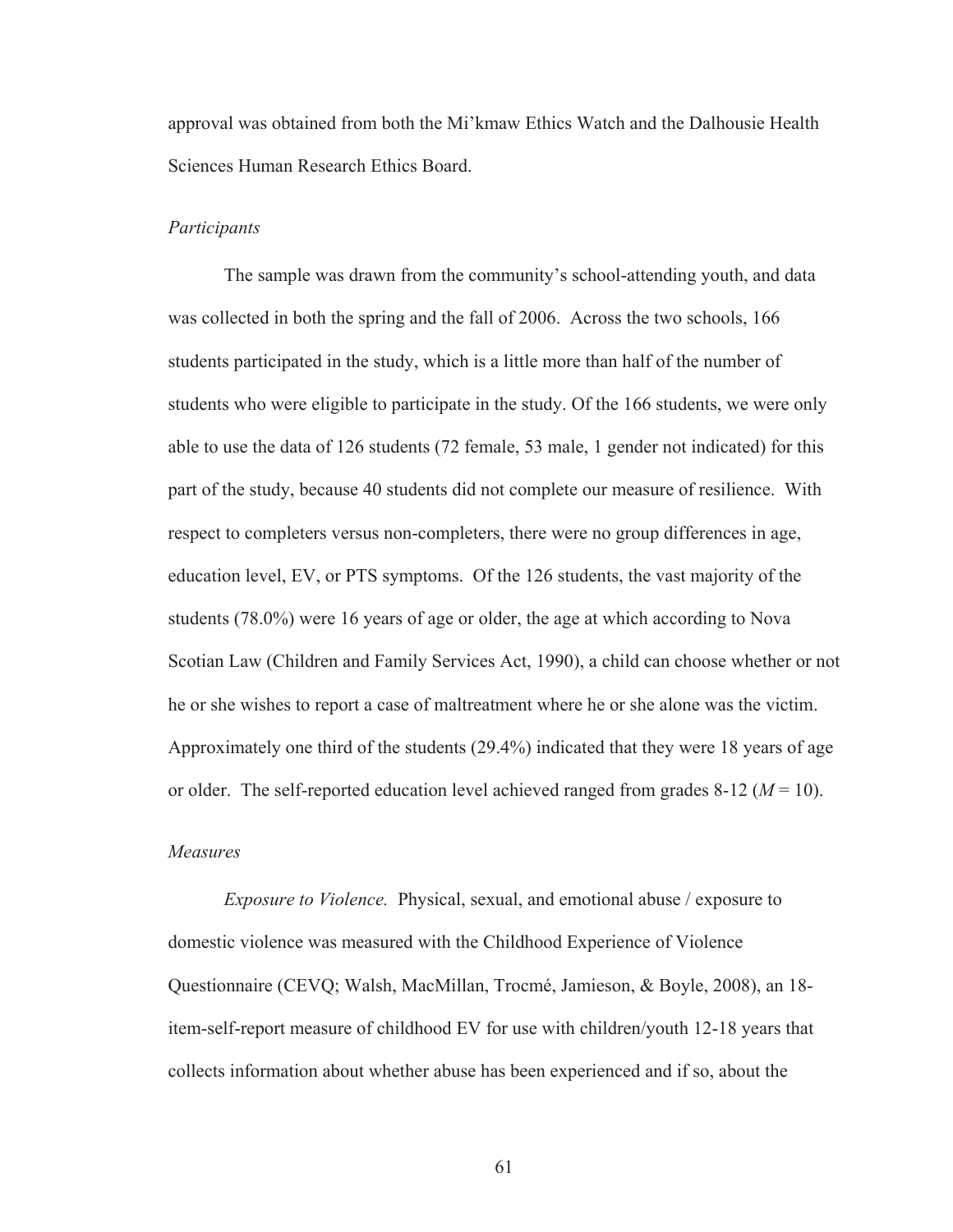approval was obtained from both the Mi'kmaw Ethics Watch and the Dalhousie Health Sciences Human Research Ethics Board.

### *Participants*

The sample was drawn from the community's school-attending youth, and data was collected in both the spring and the fall of 2006. Across the two schools, 166 students participated in the study, which is a little more than half of the number of students who were eligible to participate in the study. Of the 166 students, we were only able to use the data of 126 students (72 female, 53 male, 1 gender not indicated) for this part of the study, because 40 students did not complete our measure of resilience. With respect to completers versus non-completers, there were no group differences in age, education level, EV, or PTS symptoms. Of the 126 students, the vast majority of the students (78.0%) were 16 years of age or older, the age at which according to Nova Scotian Law (Children and Family Services Act, 1990), a child can choose whether or not he or she wishes to report a case of maltreatment where he or she alone was the victim. Approximately one third of the students (29.4%) indicated that they were 18 years of age or older. The self-reported education level achieved ranged from grades 8-12 ($M = 10$).

### *Measures*

*Exposure to Violence.* Physical, sexual, and emotional abuse / exposure to domestic violence was measured with the Childhood Experience of Violence Questionnaire (CEVQ; Walsh, MacMillan, Trocmé, Jamieson, & Boyle, 2008), an 18-item-self-report measure of childhood EV for use with children/youth 12-18 years that collects information about whether abuse has been experienced and if so, about the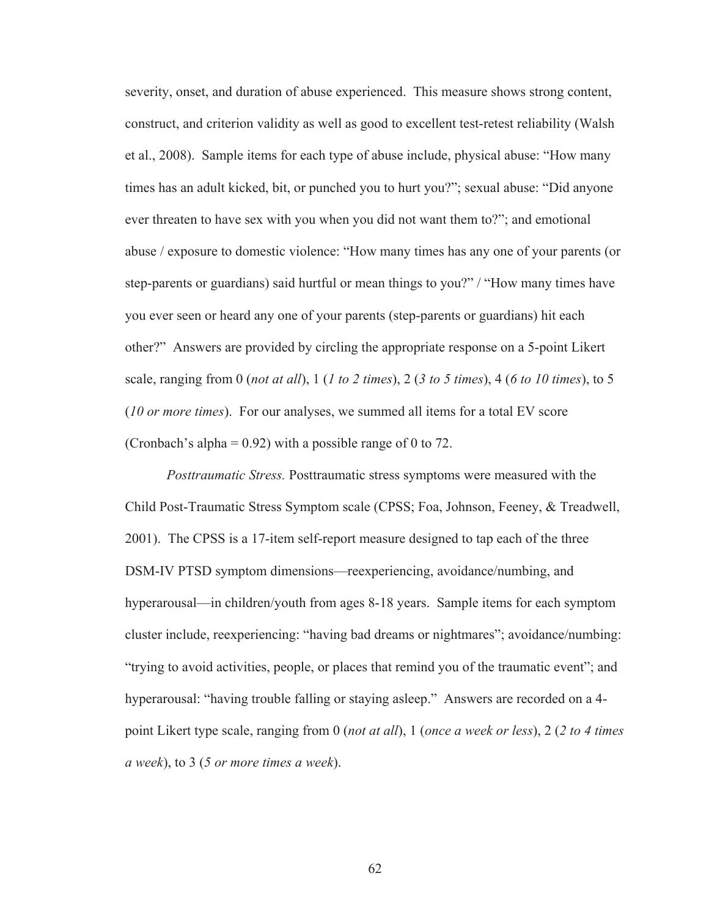severity, onset, and duration of abuse experienced. This measure shows strong content, construct, and criterion validity as well as good to excellent test-retest reliability (Walsh et al., 2008). Sample items for each type of abuse include, physical abuse: “How many times has an adult kicked, bit, or punched you to hurt you?”; sexual abuse: “Did anyone ever threaten to have sex with you when you did not want them to?”; and emotional abuse / exposure to domestic violence: “How many times has any one of your parents (or step-parents or guardians) said hurtful or mean things to you?” / “How many times have you ever seen or heard any one of your parents (step-parents or guardians) hit each other?” Answers are provided by circling the appropriate response on a 5-point Likert scale, ranging from 0 (*not at all*), 1 (*1 to 2 times*), 2 (*3 to 5 times*), 4 (*6 to 10 times*), to 5 (*10 or more times*). For our analyses, we summed all items for a total EV score (Cronbach’s alpha = 0.92) with a possible range of 0 to 72.

*Posttraumatic Stress.* Posttraumatic stress symptoms were measured with the Child Post-Traumatic Stress Symptom scale (CPSS; Foa, Johnson, Feeney, & Treadwell, 2001). The CPSS is a 17-item self-report measure designed to tap each of the three DSM-IV PTSD symptom dimensions—reexperiencing, avoidance/numbing, and hyperarousal—in children/youth from ages 8-18 years. Sample items for each symptom cluster include, reexperiencing: “having bad dreams or nightmares”; avoidance/numbing: “trying to avoid activities, people, or places that remind you of the traumatic event”; and hyperarousal: “having trouble falling or staying asleep.” Answers are recorded on a 4-point Likert type scale, ranging from 0 (*not at all*), 1 (*once a week or less*), 2 (*2 to 4 times a week*), to 3 (*5 or more times a week*).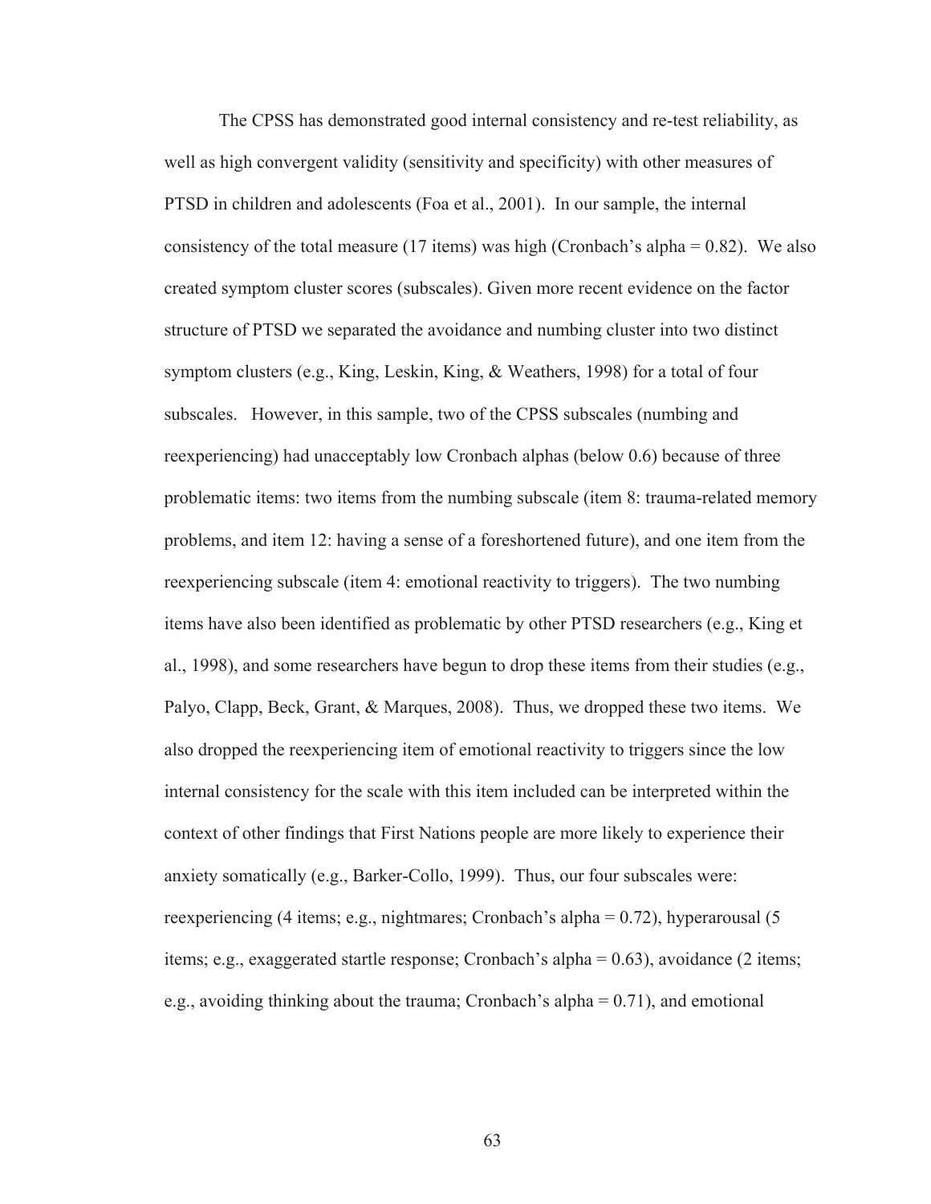The CPSS has demonstrated good internal consistency and re-test reliability, as well as high convergent validity (sensitivity and specificity) with other measures of PTSD in children and adolescents (Foa et al., 2001). In our sample, the internal consistency of the total measure (17 items) was high (Cronbach's alpha = 0.82). We also created symptom cluster scores (subscales). Given more recent evidence on the factor structure of PTSD we separated the avoidance and numbing cluster into two distinct symptom clusters (e.g., King, Leskin, King, & Weathers, 1998) for a total of four subscales. However, in this sample, two of the CPSS subscales (numbing and reexperiencing) had unacceptably low Cronbach alphas (below 0.6) because of three problematic items: two items from the numbing subscale (item 8: trauma-related memory problems, and item 12: having a sense of a foreshortened future), and one item from the reexperiencing subscale (item 4: emotional reactivity to triggers). The two numbing items have also been identified as problematic by other PTSD researchers (e.g., King et al., 1998), and some researchers have begun to drop these items from their studies (e.g., Palyo, Clapp, Beck, Grant, & Marques, 2008). Thus, we dropped these two items. We also dropped the reexperiencing item of emotional reactivity to triggers since the low internal consistency for the scale with this item included can be interpreted within the context of other findings that First Nations people are more likely to experience their anxiety somatically (e.g., Barker-Collo, 1999). Thus, our four subscales were: reexperiencing (4 items; e.g., nightmares; Cronbach's alpha = 0.72), hyperarousal (5 items; e.g., exaggerated startle response; Cronbach's alpha = 0.63), avoidance (2 items; e.g., avoiding thinking about the trauma; Cronbach's alpha = 0.71), and emotional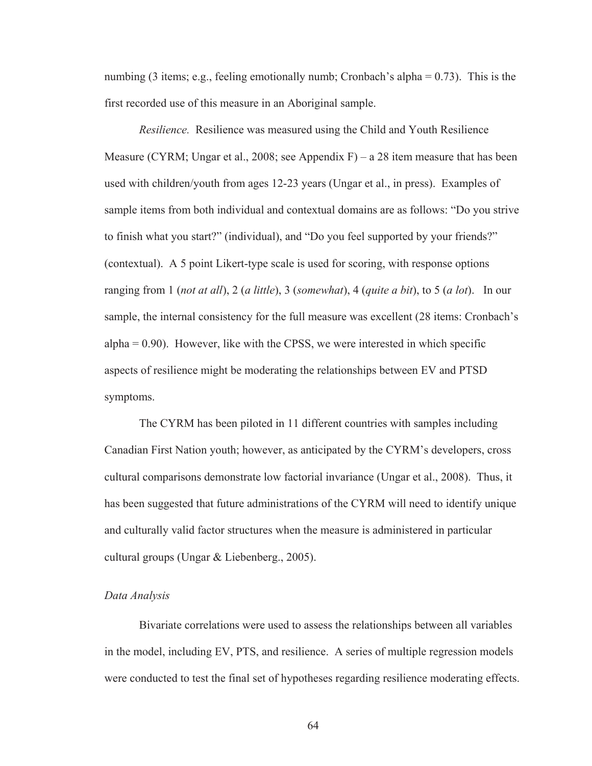numbing (3 items; e.g., feeling emotionally numb; Cronbach's alpha = 0.73). This is the first recorded use of this measure in an Aboriginal sample.

*Resilience.* Resilience was measured using the Child and Youth Resilience Measure (CYRM; Ungar et al., 2008; see Appendix F) – a 28 item measure that has been used with children/youth from ages 12-23 years (Ungar et al., in press). Examples of sample items from both individual and contextual domains are as follows: "Do you strive to finish what you start?" (individual), and "Do you feel supported by your friends?" (contextual). A 5 point Likert-type scale is used for scoring, with response options ranging from 1 (*not at all*), 2 (*a little*), 3 (*somewhat*), 4 (*quite a bit*), to 5 (*a lot*). In our sample, the internal consistency for the full measure was excellent (28 items: Cronbach's alpha = 0.90). However, like with the CPSS, we were interested in which specific aspects of resilience might be moderating the relationships between EV and PTSD symptoms.

The CYRM has been piloted in 11 different countries with samples including Canadian First Nation youth; however, as anticipated by the CYRM's developers, cross cultural comparisons demonstrate low factorial invariance (Ungar et al., 2008). Thus, it has been suggested that future administrations of the CYRM will need to identify unique and culturally valid factor structures when the measure is administered in particular cultural groups (Ungar & Liebenberg., 2005).

*Data Analysis*

Bivariate correlations were used to assess the relationships between all variables in the model, including EV, PTS, and resilience. A series of multiple regression models were conducted to test the final set of hypotheses regarding resilience moderating effects.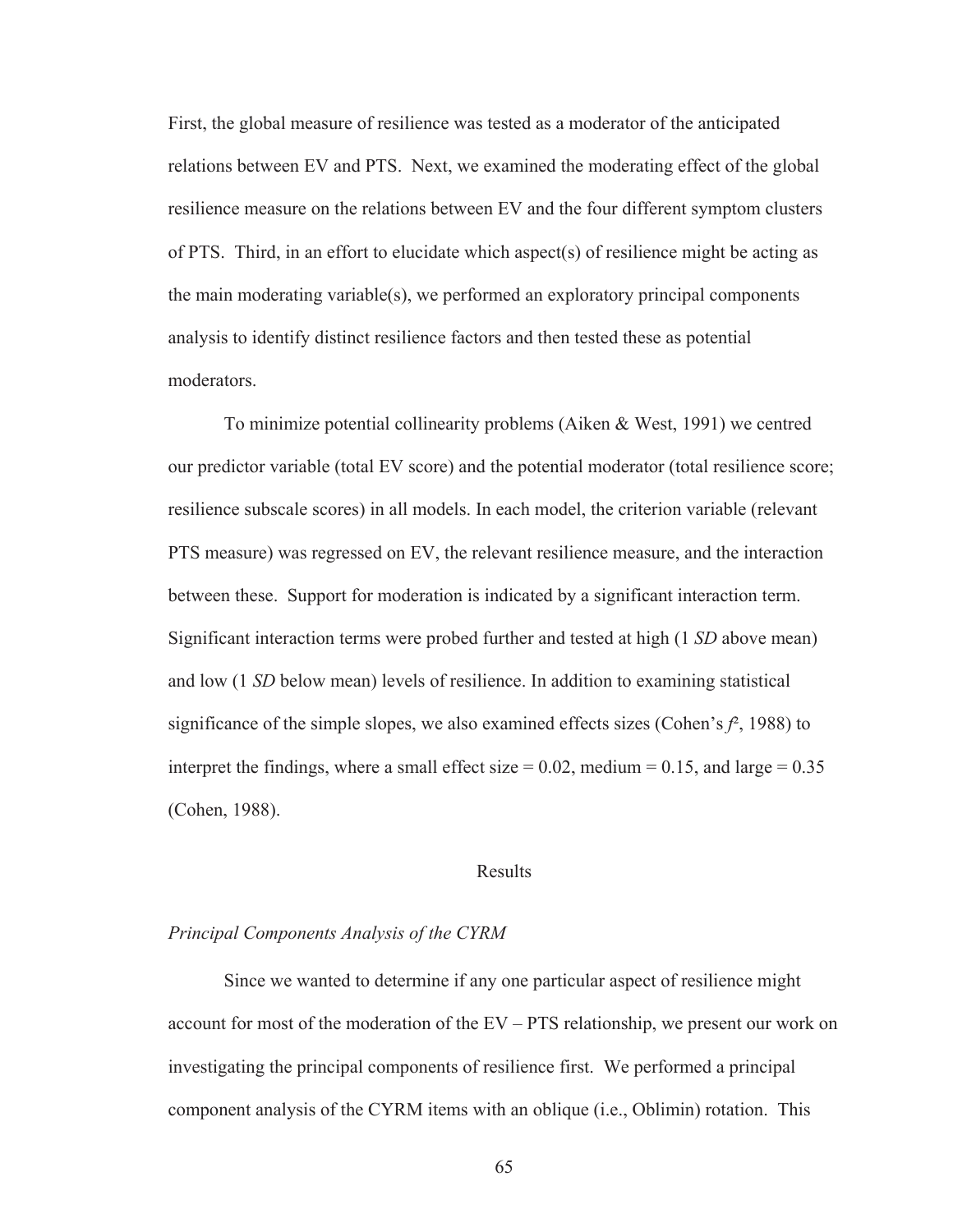First, the global measure of resilience was tested as a moderator of the anticipated relations between EV and PTS. Next, we examined the moderating effect of the global resilience measure on the relations between EV and the four different symptom clusters of PTS. Third, in an effort to elucidate which aspect(s) of resilience might be acting as the main moderating variable(s), we performed an exploratory principal components analysis to identify distinct resilience factors and then tested these as potential moderators.

To minimize potential collinearity problems (Aiken & West, 1991) we centred our predictor variable (total EV score) and the potential moderator (total resilience score; resilience subscale scores) in all models. In each model, the criterion variable (relevant PTS measure) was regressed on EV, the relevant resilience measure, and the interaction between these. Support for moderation is indicated by a significant interaction term. Significant interaction terms were probed further and tested at high (1 *SD* above mean) and low (1 *SD* below mean) levels of resilience. In addition to examining statistical significance of the simple slopes, we also examined effects sizes (Cohen's $f^2$, 1988) to interpret the findings, where a small effect size = 0.02, medium = 0.15, and large = 0.35 (Cohen, 1988).

## Results

### *Principal Components Analysis of the CYRM*

Since we wanted to determine if any one particular aspect of resilience might account for most of the moderation of the EV – PTS relationship, we present our work on investigating the principal components of resilience first. We performed a principal component analysis of the CYRM items with an oblique (i.e., Oblimin) rotation. This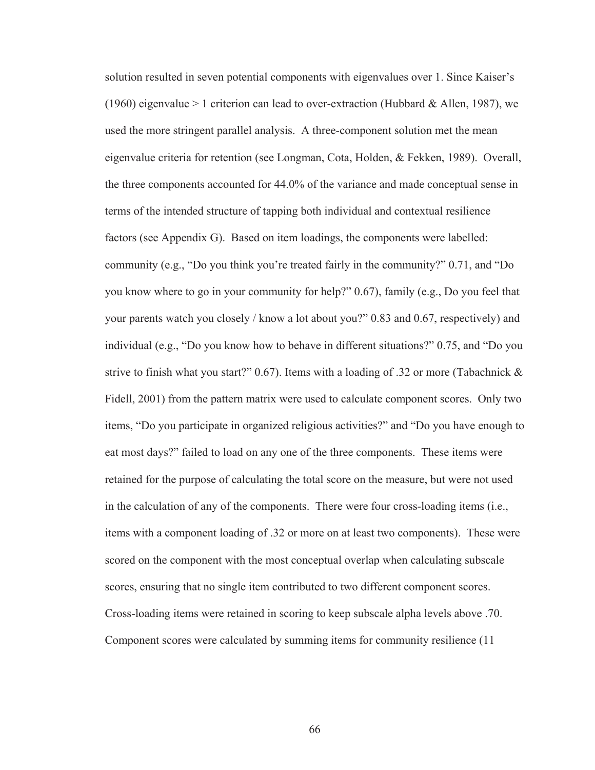solution resulted in seven potential components with eigenvalues over 1. Since Kaiser's (1960) eigenvalue > 1 criterion can lead to over-extraction (Hubbard & Allen, 1987), we used the more stringent parallel analysis. A three-component solution met the mean eigenvalue criteria for retention (see Longman, Cota, Holden, & Fekken, 1989). Overall, the three components accounted for 44.0% of the variance and made conceptual sense in terms of the intended structure of tapping both individual and contextual resilience factors (see Appendix G). Based on item loadings, the components were labelled: community (e.g., "Do you think you're treated fairly in the community?" 0.71, and "Do you know where to go in your community for help?" 0.67), family (e.g., Do you feel that your parents watch you closely / know a lot about you?" 0.83 and 0.67, respectively) and individual (e.g., "Do you know how to behave in different situations?" 0.75, and "Do you strive to finish what you start?" 0.67). Items with a loading of .32 or more (Tabachnick & Fidell, 2001) from the pattern matrix were used to calculate component scores. Only two items, "Do you participate in organized religious activities?" and "Do you have enough to eat most days?" failed to load on any one of the three components. These items were retained for the purpose of calculating the total score on the measure, but were not used in the calculation of any of the components. There were four cross-loading items (i.e., items with a component loading of .32 or more on at least two components). These were scored on the component with the most conceptual overlap when calculating subscale scores, ensuring that no single item contributed to two different component scores. Cross-loading items were retained in scoring to keep subscale alpha levels above .70. Component scores were calculated by summing items for community resilience (11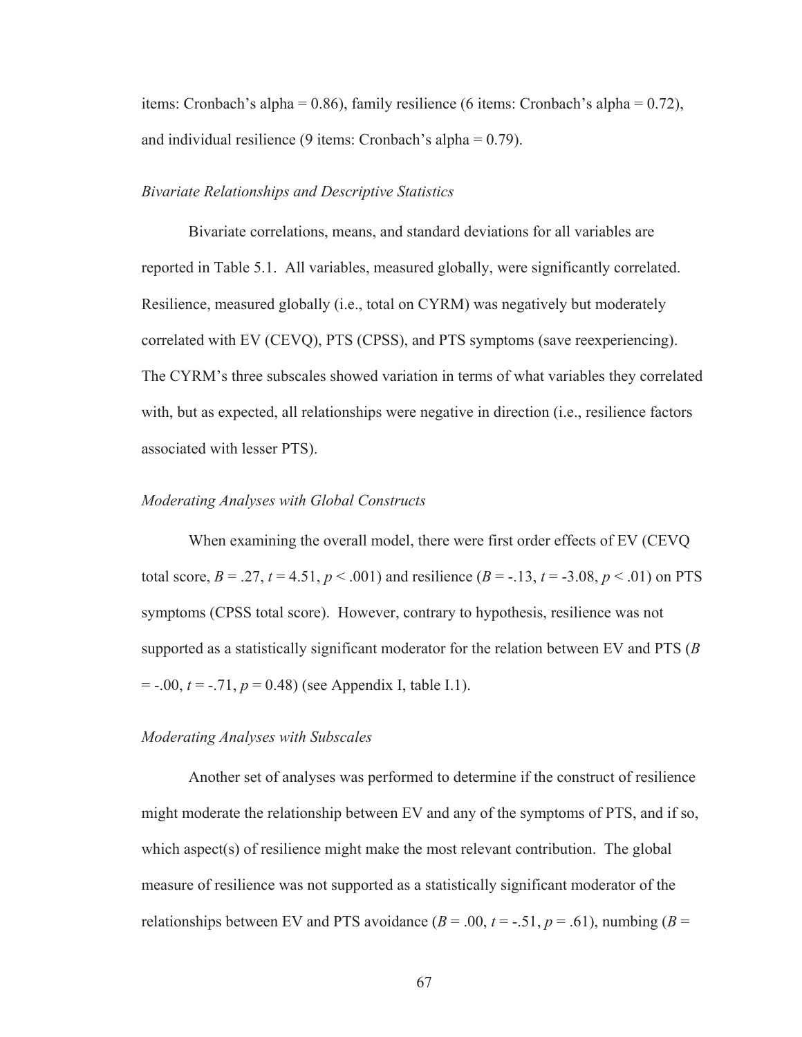items: Cronbach's alpha = 0.86), family resilience (6 items: Cronbach's alpha = 0.72), and individual resilience (9 items: Cronbach's alpha = 0.79).

### *Bivariate Relationships and Descriptive Statistics*

Bivariate correlations, means, and standard deviations for all variables are reported in Table 5.1. All variables, measured globally, were significantly correlated. Resilience, measured globally (i.e., total on CYRM) was negatively but moderately correlated with EV (CEVQ), PTS (CPSS), and PTS symptoms (save reexperiencing). The CYRM's three subscales showed variation in terms of what variables they correlated with, but as expected, all relationships were negative in direction (i.e., resilience factors associated with lesser PTS).

### *Moderating Analyses with Global Constructs*

When examining the overall model, there were first order effects of EV (CEVQ total score, $B = .27$, $t = 4.51$, $p < .001$) and resilience ($B = -.13$, $t = -3.08$, $p < .01$) on PTS symptoms (CPSS total score). However, contrary to hypothesis, resilience was not supported as a statistically significant moderator for the relation between EV and PTS ($B = -.00$, $t = -.71$, $p = 0.48$) (see Appendix I, table I.1).

### *Moderating Analyses with Subscales*

Another set of analyses was performed to determine if the construct of resilience might moderate the relationship between EV and any of the symptoms of PTS, and if so, which aspect(s) of resilience might make the most relevant contribution. The global measure of resilience was not supported as a statistically significant moderator of the relationships between EV and PTS avoidance ($B = .00$, $t = -.51$, $p = .61$), numbing ($B =$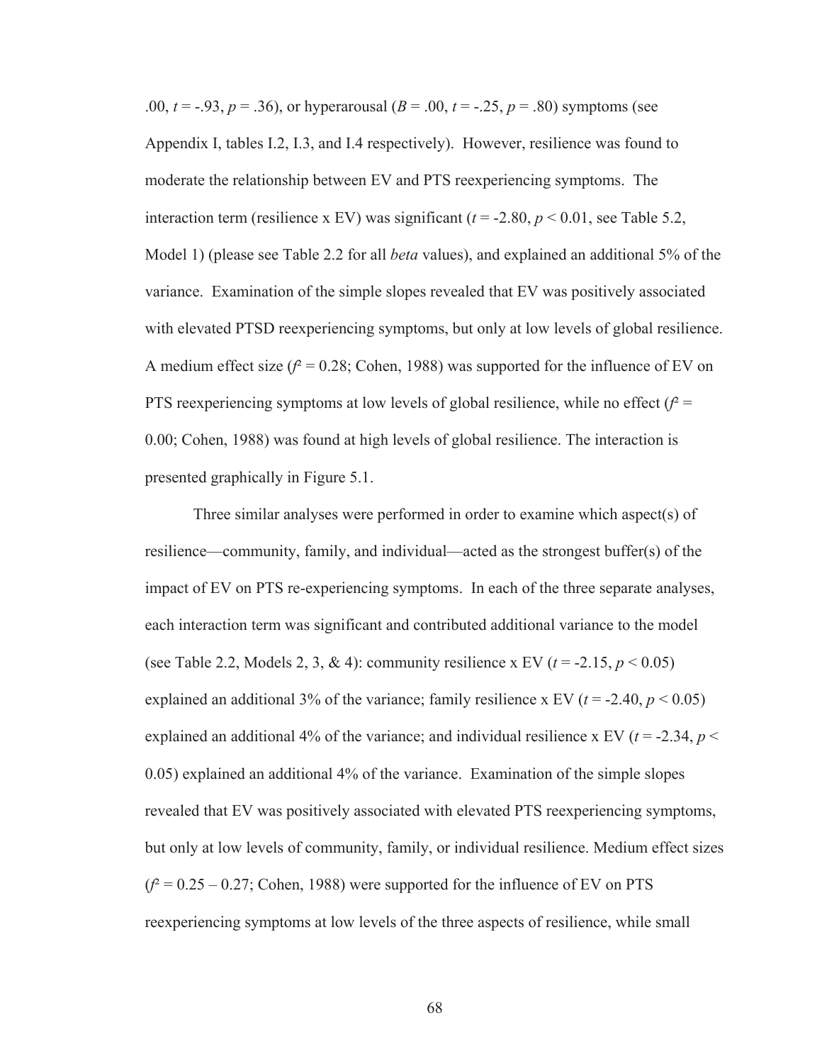.00, $t = -.93$, $p = .36$), or hyperarousal ($B = .00$, $t = -.25$, $p = .80$) symptoms (see Appendix I, tables I.2, I.3, and I.4 respectively). However, resilience was found to moderate the relationship between EV and PTS reexperiencing symptoms. The interaction term (resilience x EV) was significant ($t = -2.80$, $p < 0.01$, see Table 5.2, Model 1) (please see Table 2.2 for all *beta* values), and explained an additional 5% of the variance. Examination of the simple slopes revealed that EV was positively associated with elevated PTSD reexperiencing symptoms, but only at low levels of global resilience. A medium effect size ($f^2 = 0.28$; Cohen, 1988) was supported for the influence of EV on PTS reexperiencing symptoms at low levels of global resilience, while no effect ($f^2 = 0.00$; Cohen, 1988) was found at high levels of global resilience. The interaction is presented graphically in Figure 5.1.

Three similar analyses were performed in order to examine which aspect(s) of resilience—community, family, and individual—acted as the strongest buffer(s) of the impact of EV on PTS re-experiencing symptoms. In each of the three separate analyses, each interaction term was significant and contributed additional variance to the model (see Table 2.2, Models 2, 3, & 4): community resilience x EV ($t = -2.15$, $p < 0.05$) explained an additional 3% of the variance; family resilience x EV ($t = -2.40$, $p < 0.05$) explained an additional 4% of the variance; and individual resilience x EV ($t = -2.34$, $p < 0.05$) explained an additional 4% of the variance. Examination of the simple slopes revealed that EV was positively associated with elevated PTS reexperiencing symptoms, but only at low levels of community, family, or individual resilience. Medium effect sizes ($f^2 = 0.25 – 0.27$; Cohen, 1988) were supported for the influence of EV on PTS reexperiencing symptoms at low levels of the three aspects of resilience, while small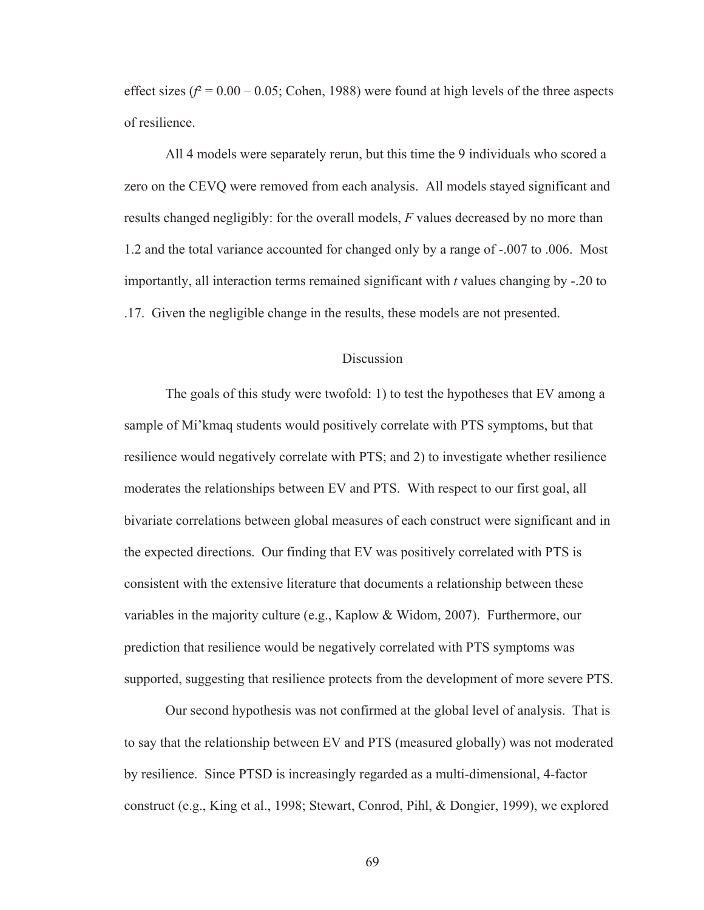effect sizes ($f^2 = 0.00 – 0.05$; Cohen, 1988) were found at high levels of the three aspects of resilience.

All 4 models were separately rerun, but this time the 9 individuals who scored a zero on the CEVQ were removed from each analysis. All models stayed significant and results changed negligibly: for the overall models, *F* values decreased by no more than 1.2 and the total variance accounted for changed only by a range of -.007 to .006. Most importantly, all interaction terms remained significant with *t* values changing by -.20 to .17. Given the negligible change in the results, these models are not presented.

## Discussion

The goals of this study were twofold: 1) to test the hypotheses that EV among a sample of Mi'kmaq students would positively correlate with PTS symptoms, but that resilience would negatively correlate with PTS; and 2) to investigate whether resilience moderates the relationships between EV and PTS. With respect to our first goal, all bivariate correlations between global measures of each construct were significant and in the expected directions. Our finding that EV was positively correlated with PTS is consistent with the extensive literature that documents a relationship between these variables in the majority culture (e.g., Kaplow & Widom, 2007). Furthermore, our prediction that resilience would be negatively correlated with PTS symptoms was supported, suggesting that resilience protects from the development of more severe PTS.

Our second hypothesis was not confirmed at the global level of analysis. That is to say that the relationship between EV and PTS (measured globally) was not moderated by resilience. Since PTSD is increasingly regarded as a multi-dimensional, 4-factor construct (e.g., King et al., 1998; Stewart, Conrod, Pihl, & Dongier, 1999), we explored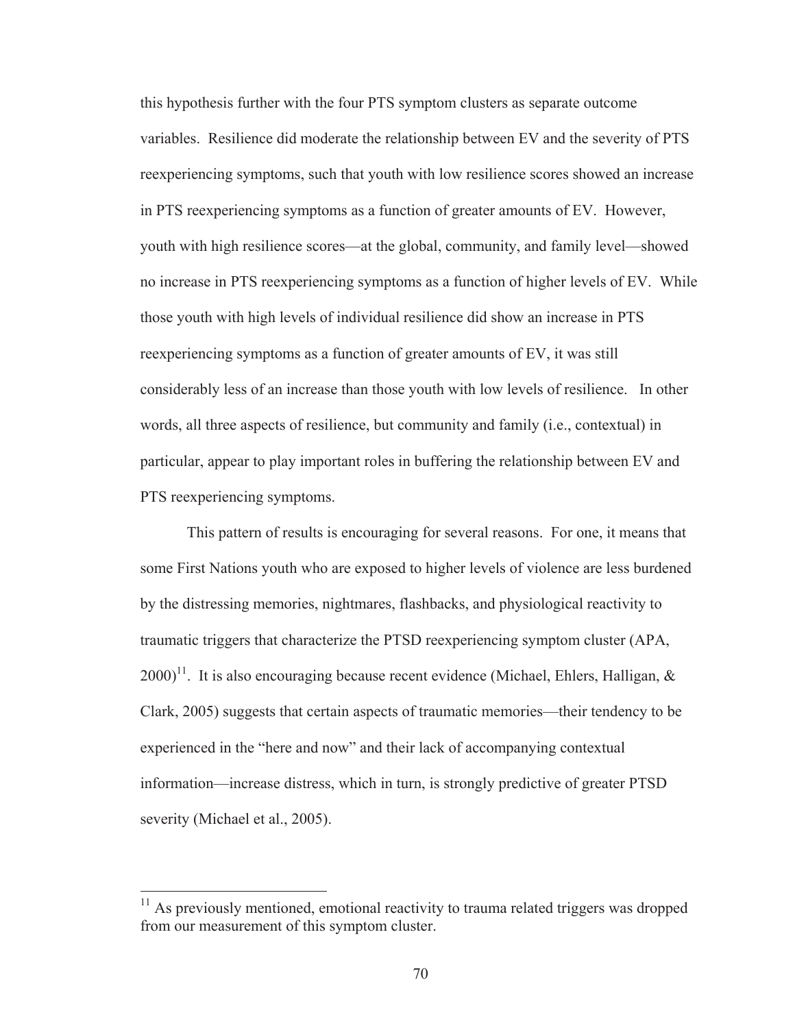this hypothesis further with the four PTS symptom clusters as separate outcome variables. Resilience did moderate the relationship between EV and the severity of PTS reexperiencing symptoms, such that youth with low resilience scores showed an increase in PTS reexperiencing symptoms as a function of greater amounts of EV. However, youth with high resilience scores—at the global, community, and family level—showed no increase in PTS reexperiencing symptoms as a function of higher levels of EV. While those youth with high levels of individual resilience did show an increase in PTS reexperiencing symptoms as a function of greater amounts of EV, it was still considerably less of an increase than those youth with low levels of resilience. In other words, all three aspects of resilience, but community and family (i.e., contextual) in particular, appear to play important roles in buffering the relationship between EV and PTS reexperiencing symptoms.

This pattern of results is encouraging for several reasons. For one, it means that some First Nations youth who are exposed to higher levels of violence are less burdened by the distressing memories, nightmares, flashbacks, and physiological reactivity to traumatic triggers that characterize the PTSD reexperiencing symptom cluster (APA, 2000)[11]. It is also encouraging because recent evidence (Michael, Ehlers, Halligan, & Clark, 2005) suggests that certain aspects of traumatic memories—their tendency to be experienced in the "here and now" and their lack of accompanying contextual information—increase distress, which in turn, is strongly predictive of greater PTSD severity (Michael et al., 2005).

[11] As previously mentioned, emotional reactivity to trauma related triggers was dropped from our measurement of this symptom cluster.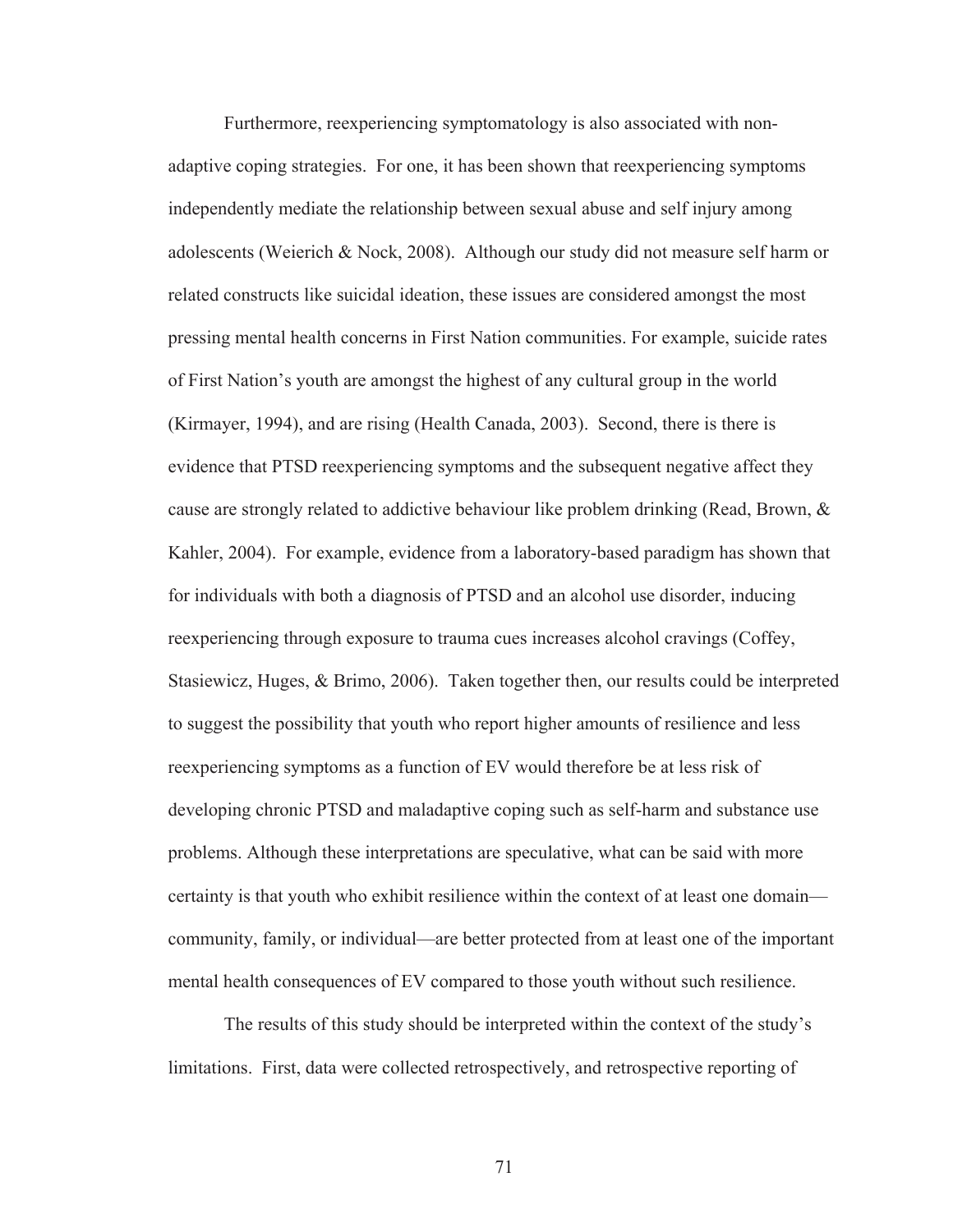Furthermore, reexperiencing symptomatology is also associated with non-adaptive coping strategies. For one, it has been shown that reexperiencing symptoms independently mediate the relationship between sexual abuse and self injury among adolescents (Weierich & Nock, 2008). Although our study did not measure self harm or related constructs like suicidal ideation, these issues are considered amongst the most pressing mental health concerns in First Nation communities. For example, suicide rates of First Nation's youth are amongst the highest of any cultural group in the world (Kirmayer, 1994), and are rising (Health Canada, 2003). Second, there is there is evidence that PTSD reexperiencing symptoms and the subsequent negative affect they cause are strongly related to addictive behaviour like problem drinking (Read, Brown, & Kahler, 2004). For example, evidence from a laboratory-based paradigm has shown that for individuals with both a diagnosis of PTSD and an alcohol use disorder, inducing reexperiencing through exposure to trauma cues increases alcohol cravings (Coffey, Stasiewicz, Huges, & Brimo, 2006). Taken together then, our results could be interpreted to suggest the possibility that youth who report higher amounts of resilience and less reexperiencing symptoms as a function of EV would therefore be at less risk of developing chronic PTSD and maladaptive coping such as self-harm and substance use problems. Although these interpretations are speculative, what can be said with more certainty is that youth who exhibit resilience within the context of at least one domain—community, family, or individual—are better protected from at least one of the important mental health consequences of EV compared to those youth without such resilience.

The results of this study should be interpreted within the context of the study's limitations. First, data were collected retrospectively, and retrospective reporting of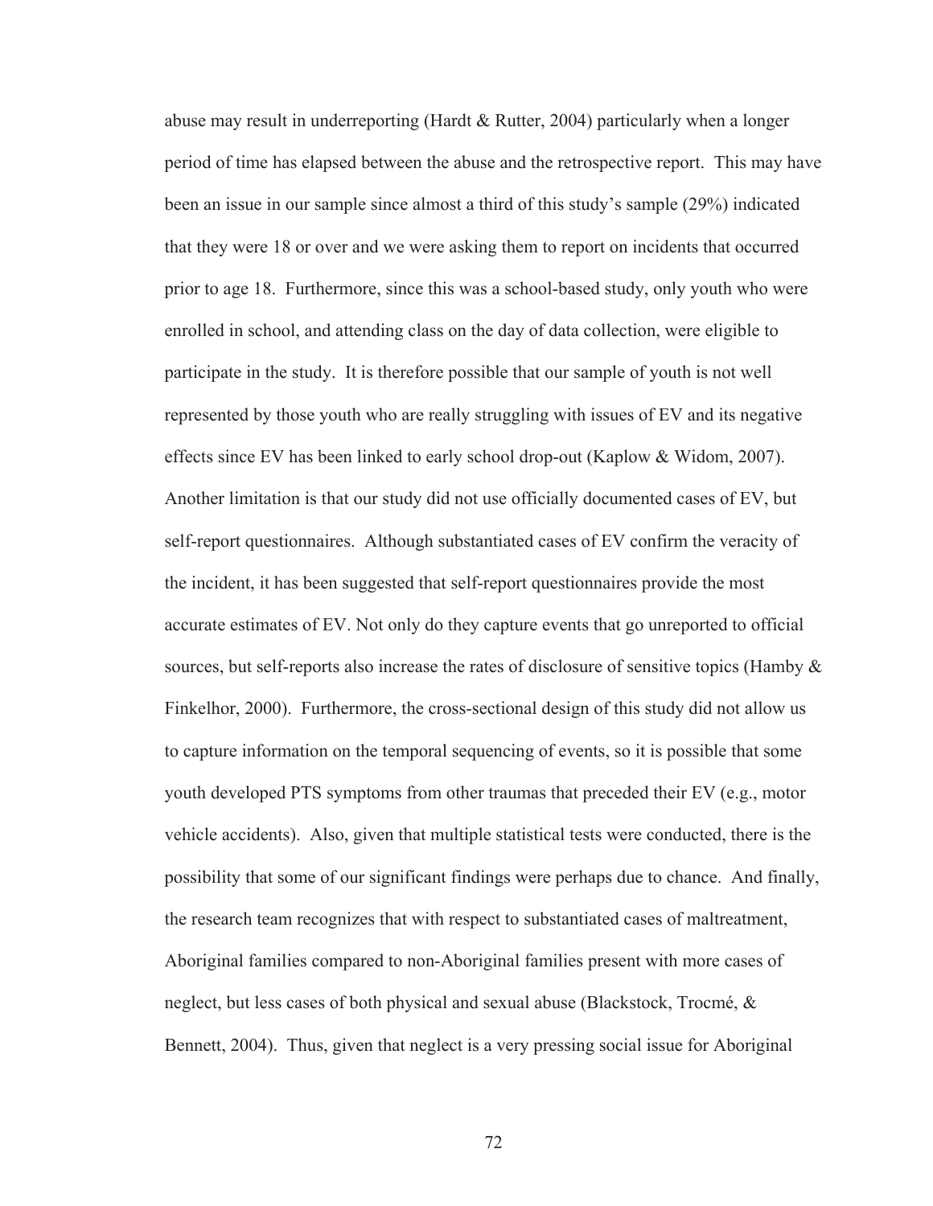abuse may result in underreporting (Hardt & Rutter, 2004) particularly when a longer period of time has elapsed between the abuse and the retrospective report. This may have been an issue in our sample since almost a third of this study's sample (29%) indicated that they were 18 or over and we were asking them to report on incidents that occurred prior to age 18. Furthermore, since this was a school-based study, only youth who were enrolled in school, and attending class on the day of data collection, were eligible to participate in the study. It is therefore possible that our sample of youth is not well represented by those youth who are really struggling with issues of EV and its negative effects since EV has been linked to early school drop-out (Kaplow & Widom, 2007). Another limitation is that our study did not use officially documented cases of EV, but self-report questionnaires. Although substantiated cases of EV confirm the veracity of the incident, it has been suggested that self-report questionnaires provide the most accurate estimates of EV. Not only do they capture events that go unreported to official sources, but self-reports also increase the rates of disclosure of sensitive topics (Hamby & Finkelhor, 2000). Furthermore, the cross-sectional design of this study did not allow us to capture information on the temporal sequencing of events, so it is possible that some youth developed PTS symptoms from other traumas that preceded their EV (e.g., motor vehicle accidents). Also, given that multiple statistical tests were conducted, there is the possibility that some of our significant findings were perhaps due to chance. And finally, the research team recognizes that with respect to substantiated cases of maltreatment, Aboriginal families compared to non-Aboriginal families present with more cases of neglect, but less cases of both physical and sexual abuse (Blackstock, Trocmé, & Bennett, 2004). Thus, given that neglect is a very pressing social issue for Aboriginal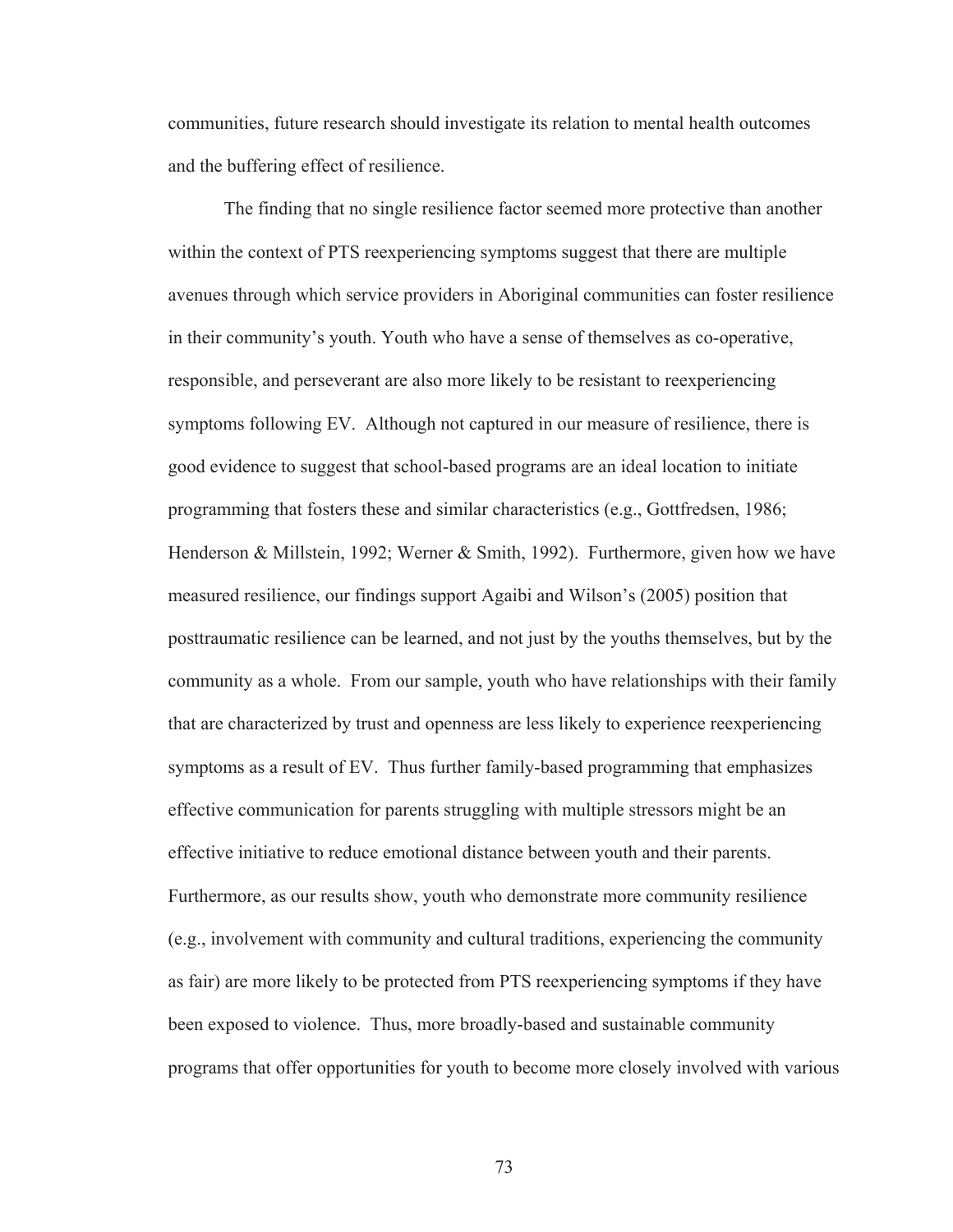communities, future research should investigate its relation to mental health outcomes and the buffering effect of resilience.

The finding that no single resilience factor seemed more protective than another within the context of PTS reexperiencing symptoms suggest that there are multiple avenues through which service providers in Aboriginal communities can foster resilience in their community's youth. Youth who have a sense of themselves as co-operative, responsible, and perseverant are also more likely to be resistant to reexperiencing symptoms following EV. Although not captured in our measure of resilience, there is good evidence to suggest that school-based programs are an ideal location to initiate programming that fosters these and similar characteristics (e.g., Gottfredsen, 1986; Henderson & Millstein, 1992; Werner & Smith, 1992). Furthermore, given how we have measured resilience, our findings support Agaibi and Wilson's (2005) position that posttraumatic resilience can be learned, and not just by the youths themselves, but by the community as a whole. From our sample, youth who have relationships with their family that are characterized by trust and openness are less likely to experience reexperiencing symptoms as a result of EV. Thus further family-based programming that emphasizes effective communication for parents struggling with multiple stressors might be an effective initiative to reduce emotional distance between youth and their parents. Furthermore, as our results show, youth who demonstrate more community resilience (e.g., involvement with community and cultural traditions, experiencing the community as fair) are more likely to be protected from PTS reexperiencing symptoms if they have been exposed to violence. Thus, more broadly-based and sustainable community programs that offer opportunities for youth to become more closely involved with various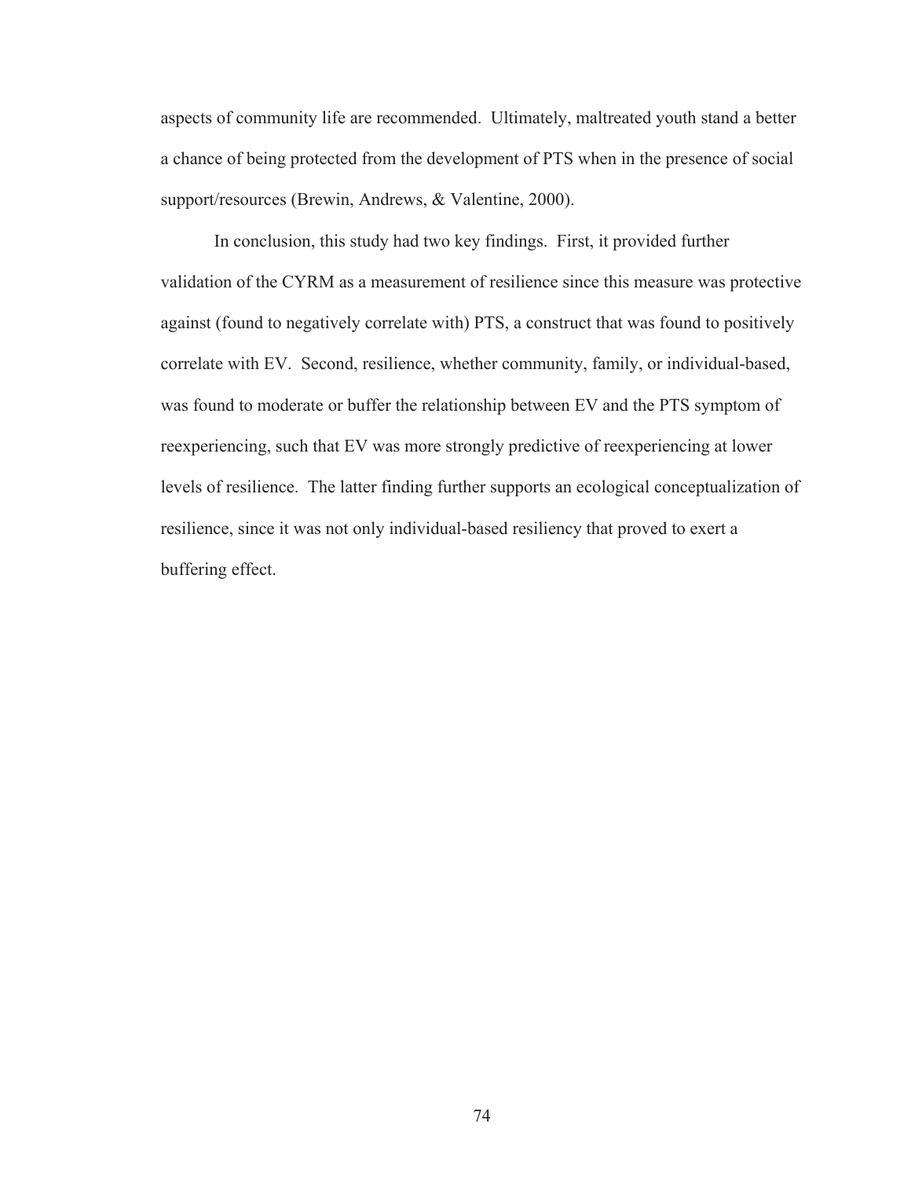aspects of community life are recommended. Ultimately, maltreated youth stand a better a chance of being protected from the development of PTS when in the presence of social support/resources (Brewin, Andrews, & Valentine, 2000).

In conclusion, this study had two key findings. First, it provided further validation of the CYRM as a measurement of resilience since this measure was protective against (found to negatively correlate with) PTS, a construct that was found to positively correlate with EV. Second, resilience, whether community, family, or individual-based, was found to moderate or buffer the relationship between EV and the PTS symptom of reexperiencing, such that EV was more strongly predictive of reexperiencing at lower levels of resilience. The latter finding further supports an ecological conceptualization of resilience, since it was not only individual-based resiliency that proved to exert a buffering effect.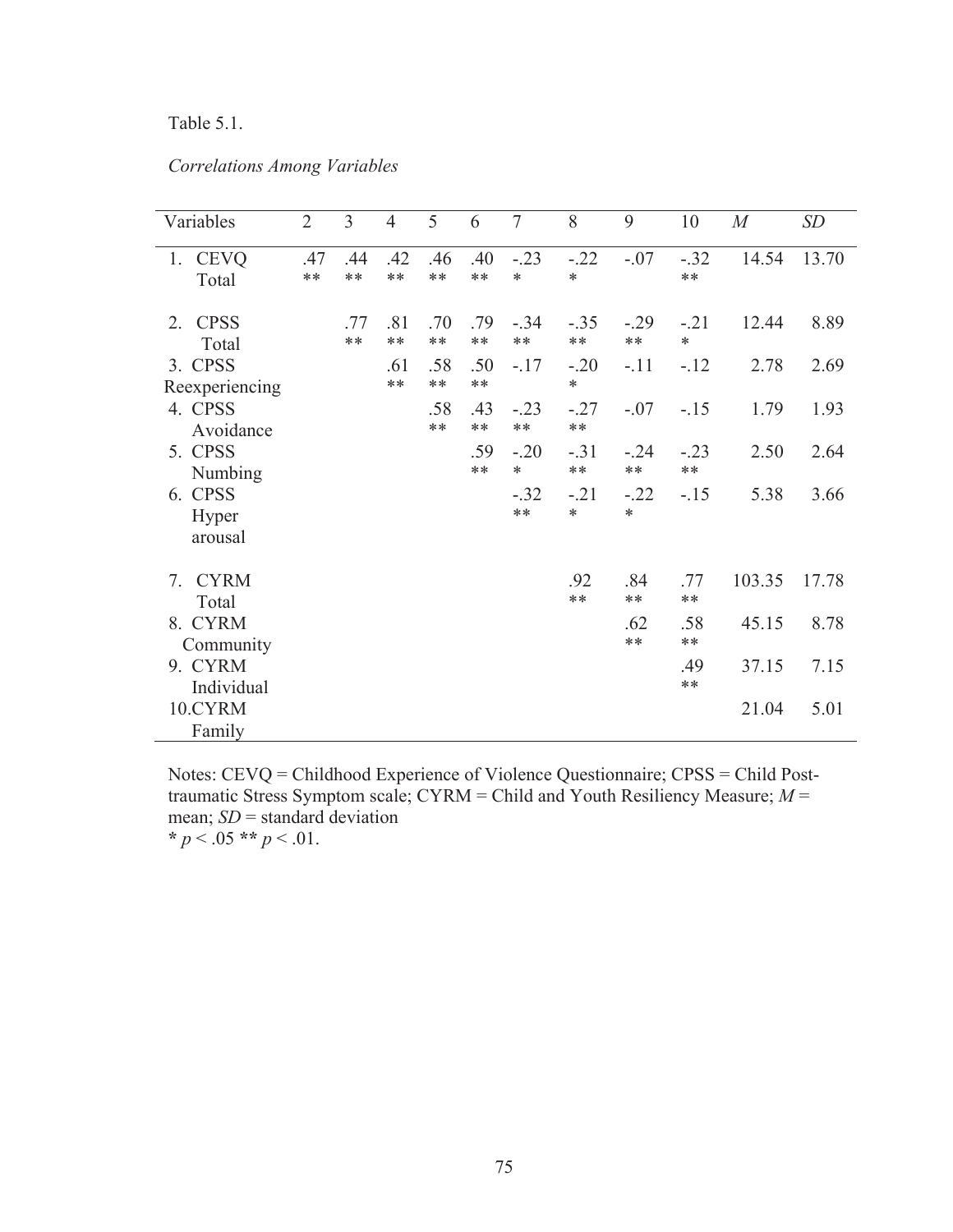Table 5.1.

*Correlations Among Variables*

| Variables | 2 | 3 | 4 | 5 | 6 | 7 | 8 | 9 | 10 | *M* | *SD* |
|---|---|---|---|---|---|---|---|---|---|---|---|
| 1. CEVQ Total | .47** | .44** | .42** | .46** | .40** | -.23* | -.22* | -.07 | -.32** | 14.54 | 13.70 |
| 2. CPSS Total | | .77** | .81** | .70** | .79** | -.34** | -.35** | -.29** | -.21* | 12.44 | 8.89 |
| 3. CPSS Reexperiencing | | | .61** | .58** | .50** | -.17 | -.20* | -.11 | -.12 | 2.78 | 2.69 |
| 4. CPSS Avoidance | | | | .58** | .43** | -.23** | -.27** | -.07 | -.15 | 1.79 | 1.93 |
| 5. CPSS Numbing | | | | | .59** | -.20* | -.31** | -.24** | -.23** | 2.50 | 2.64 |
| 6. CPSS Hyper arousal | | | | | | -.32** | -.21* | -.22* | -.15 | 5.38 | 3.66 |
| 7. CYRM Total | | | | | | | .92** | .84** | .77** | 103.35 | 17.78 |
| 8. CYRM Community | | | | | | | | .62** | .58** | 45.15 | 8.78 |
| 9. CYRM Individual | | | | | | | | | .49** | 37.15 | 7.15 |
| 10. CYRM Family | | | | | | | | | | 21.04 | 5.01 |

Notes: CEVQ = Childhood Experience of Violence Questionnaire; CPSS = Child Post-traumatic Stress Symptom scale; CYRM = Child and Youth Resiliency Measure; *M* = mean; *SD* = standard deviation
* $p < .05$ ** $p < .01$.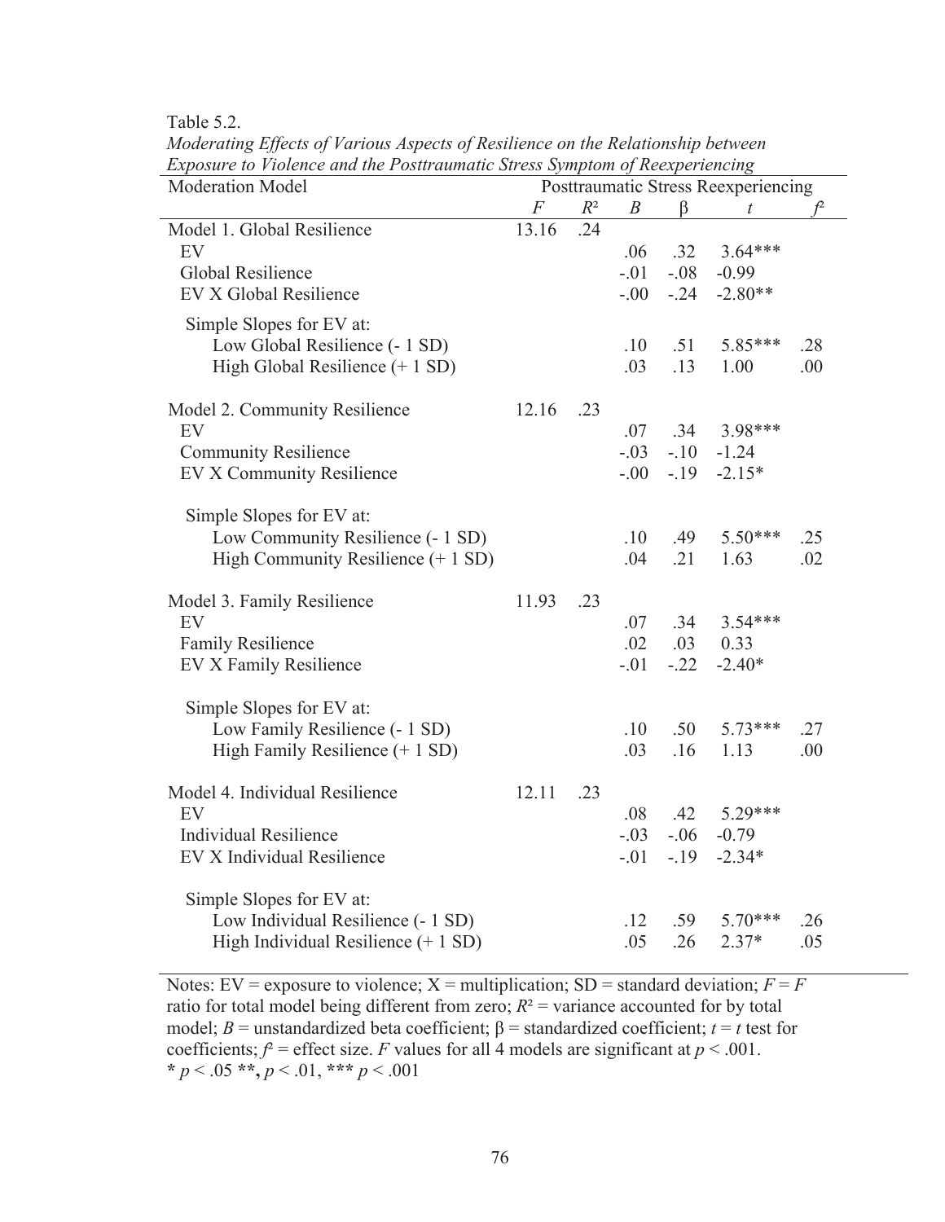Table 5.2.

*Moderating Effects of Various Aspects of Resilience on the Relationship between Exposure to Violence and the Posttraumatic Stress Symptom of Reexperiencing*

| Moderation Model | Posttraumatic Stress Reexperiencing | | | | | |
|---|---|---|---|---|---|---|
| | $F$ | $R^2$ | $B$ | β | $t$ | $f^2$ |
| Model 1. Global Resilience | 13.16 | .24 | | | | |
| EV | | | .06 | .32 | 3.64*** | |
| Global Resilience | | | -.01 | -.08 | -0.99 | |
| EV X Global Resilience | | | -.00 | -.24 | -2.80** | |
| Simple Slopes for EV at: | | | | | | |
| Low Global Resilience (- 1 SD) | | | .10 | .51 | 5.85*** | .28 |
| High Global Resilience (+ 1 SD) | | | .03 | .13 | 1.00 | .00 |
| Model 2. Community Resilience | 12.16 | .23 | | | | |
| EV | | | .07 | .34 | 3.98*** | |
| Community Resilience | | | -.03 | -.10 | -1.24 | |
| EV X Community Resilience | | | -.00 | -.19 | -2.15* | |
| Simple Slopes for EV at: | | | | | | |
| Low Community Resilience (- 1 SD) | | | .10 | .49 | 5.50*** | .25 |
| High Community Resilience (+ 1 SD) | | | .04 | .21 | 1.63 | .02 |
| Model 3. Family Resilience | 11.93 | .23 | | | | |
| EV | | | .07 | .34 | 3.54*** | |
| Family Resilience | | | .02 | .03 | 0.33 | |
| EV X Family Resilience | | | -.01 | -.22 | -2.40* | |
| Simple Slopes for EV at: | | | | | | |
| Low Family Resilience (- 1 SD) | | | .10 | .50 | 5.73*** | .27 |
| High Family Resilience (+ 1 SD) | | | .03 | .16 | 1.13 | .00 |
| Model 4. Individual Resilience | 12.11 | .23 | | | | |
| EV | | | .08 | .42 | 5.29*** | |
| Individual Resilience | | | -.03 | -.06 | -0.79 | |
| EV X Individual Resilience | | | -.01 | -.19 | -2.34* | |
| Simple Slopes for EV at: | | | | | | |
| Low Individual Resilience (- 1 SD) | | | .12 | .59 | 5.70*** | .26 |
| High Individual Resilience (+ 1 SD) | | | .05 | .26 | 2.37* | .05 |

Notes: EV = exposure to violence; X = multiplication; SD = standard deviation; $F$ = $F$ ratio for total model being different from zero; $R^2$ = variance accounted for by total model; $B$ = unstandardized beta coefficient; β = standardized coefficient; $t$ = $t$ test for coefficients; $f^2$ = effect size. $F$ values for all 4 models are significant at $p < .001$.
* $p < .05$ **, $p < .01$, *** $p < .001$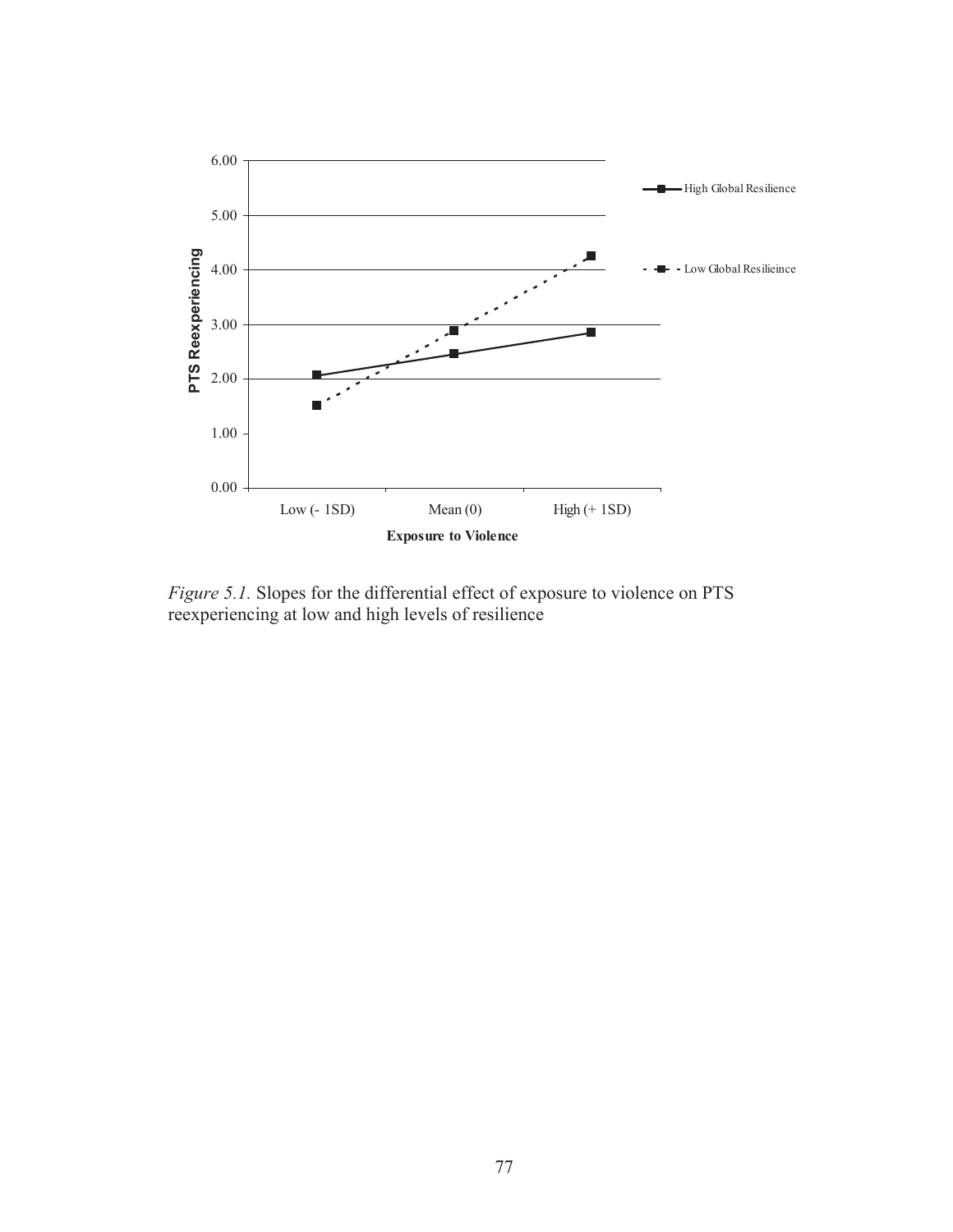*Figure 5.1.* Slopes for the differential effect of exposure to violence on PTS reexperiencing at low and high levels of resilience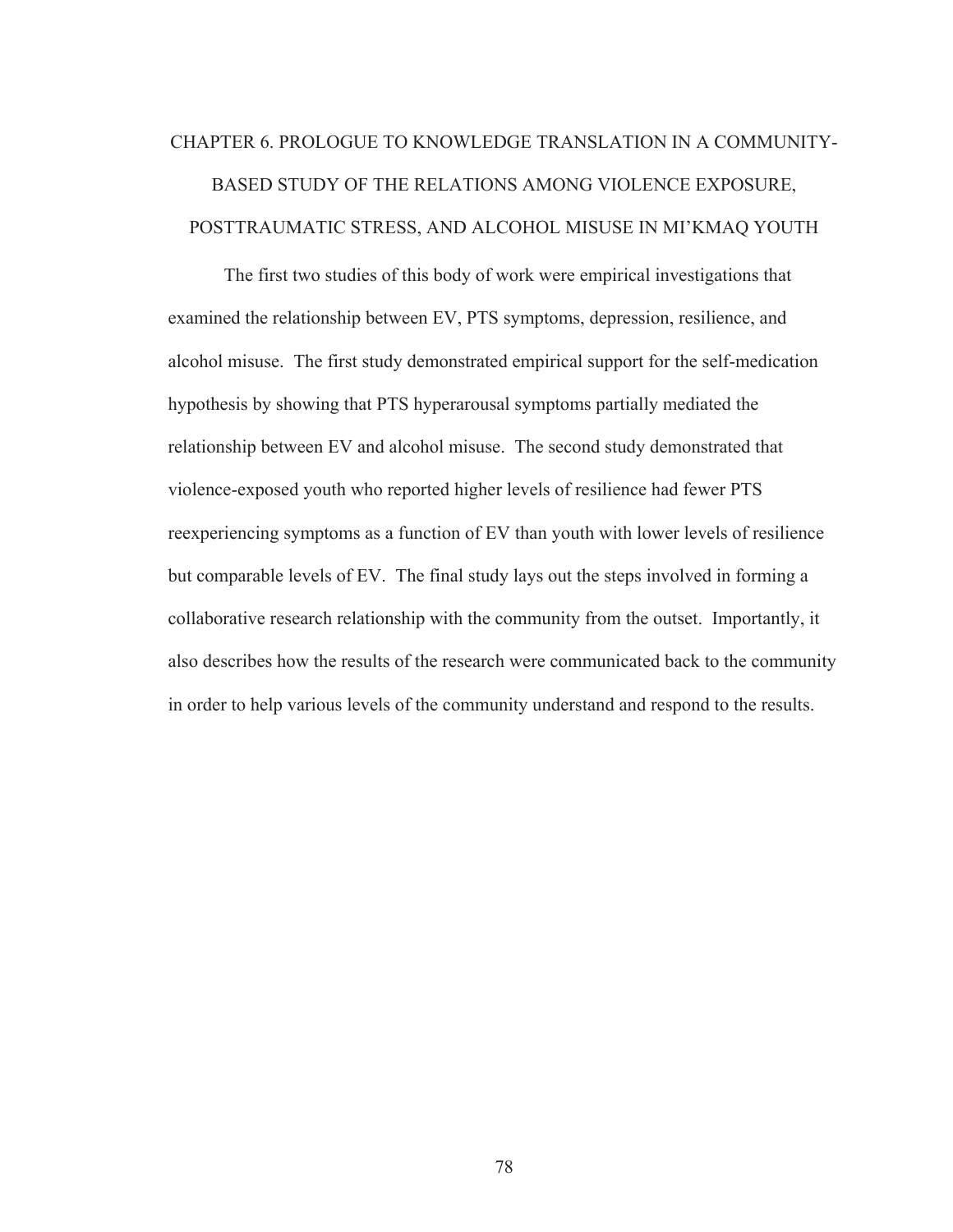# CHAPTER 6. PROLOGUE TO KNOWLEDGE TRANSLATION IN A COMMUNITY-BASED STUDY OF THE RELATIONS AMONG VIOLENCE EXPOSURE, POSTTRAUMATIC STRESS, AND ALCOHOL MISUSE IN MI'KMAQ YOUTH

The first two studies of this body of work were empirical investigations that examined the relationship between EV, PTS symptoms, depression, resilience, and alcohol misuse. The first study demonstrated empirical support for the self-medication hypothesis by showing that PTS hyperarousal symptoms partially mediated the relationship between EV and alcohol misuse. The second study demonstrated that violence-exposed youth who reported higher levels of resilience had fewer PTS reexperiencing symptoms as a function of EV than youth with lower levels of resilience but comparable levels of EV. The final study lays out the steps involved in forming a collaborative research relationship with the community from the outset. Importantly, it also describes how the results of the research were communicated back to the community in order to help various levels of the community understand and respond to the results.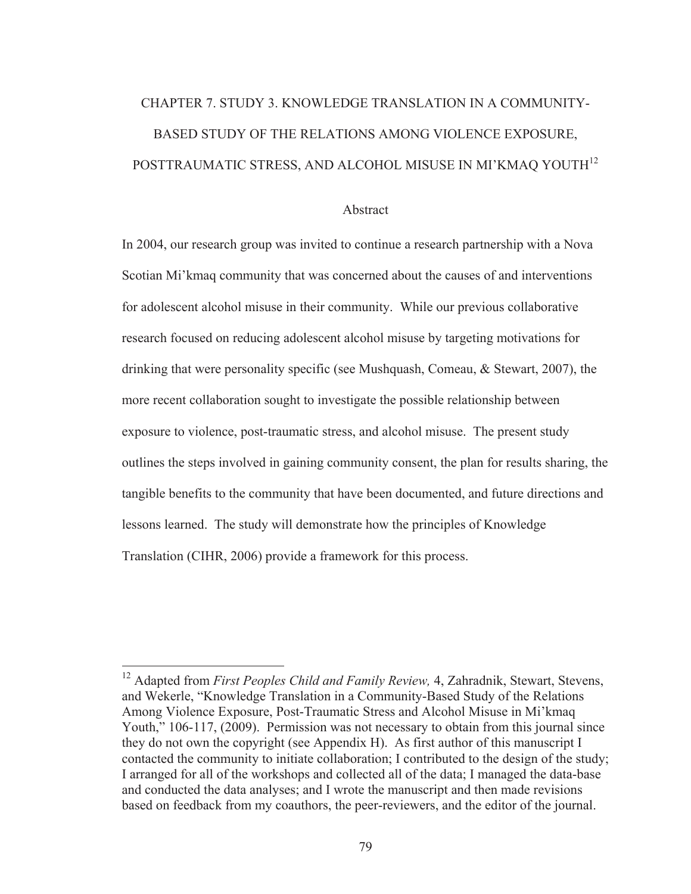# CHAPTER 7. STUDY 3. KNOWLEDGE TRANSLATION IN A COMMUNITY-BASED STUDY OF THE RELATIONS AMONG VIOLENCE EXPOSURE, POSTTRAUMATIC STRESS, AND ALCOHOL MISUSE IN MI'KMAQ YOUTH[12]

## Abstract

In 2004, our research group was invited to continue a research partnership with a Nova Scotian Mi'kmaq community that was concerned about the causes of and interventions for adolescent alcohol misuse in their community. While our previous collaborative research focused on reducing adolescent alcohol misuse by targeting motivations for drinking that were personality specific (see Mushquash, Comeau, & Stewart, 2007), the more recent collaboration sought to investigate the possible relationship between exposure to violence, post-traumatic stress, and alcohol misuse. The present study outlines the steps involved in gaining community consent, the plan for results sharing, the tangible benefits to the community that have been documented, and future directions and lessons learned. The study will demonstrate how the principles of Knowledge Translation (CIHR, 2006) provide a framework for this process.

---

[12] Adapted from *First Peoples Child and Family Review,* 4, Zahradnik, Stewart, Stevens, and Wekerle, "Knowledge Translation in a Community-Based Study of the Relations Among Violence Exposure, Post-Traumatic Stress and Alcohol Misuse in Mi'kmaq Youth," 106-117, (2009). Permission was not necessary to obtain from this journal since they do not own the copyright (see Appendix H). As first author of this manuscript I contacted the community to initiate collaboration; I contributed to the design of the study; I arranged for all of the workshops and collected all of the data; I managed the data-base and conducted the data analyses; and I wrote the manuscript and then made revisions based on feedback from my coauthors, the peer-reviewers, and the editor of the journal.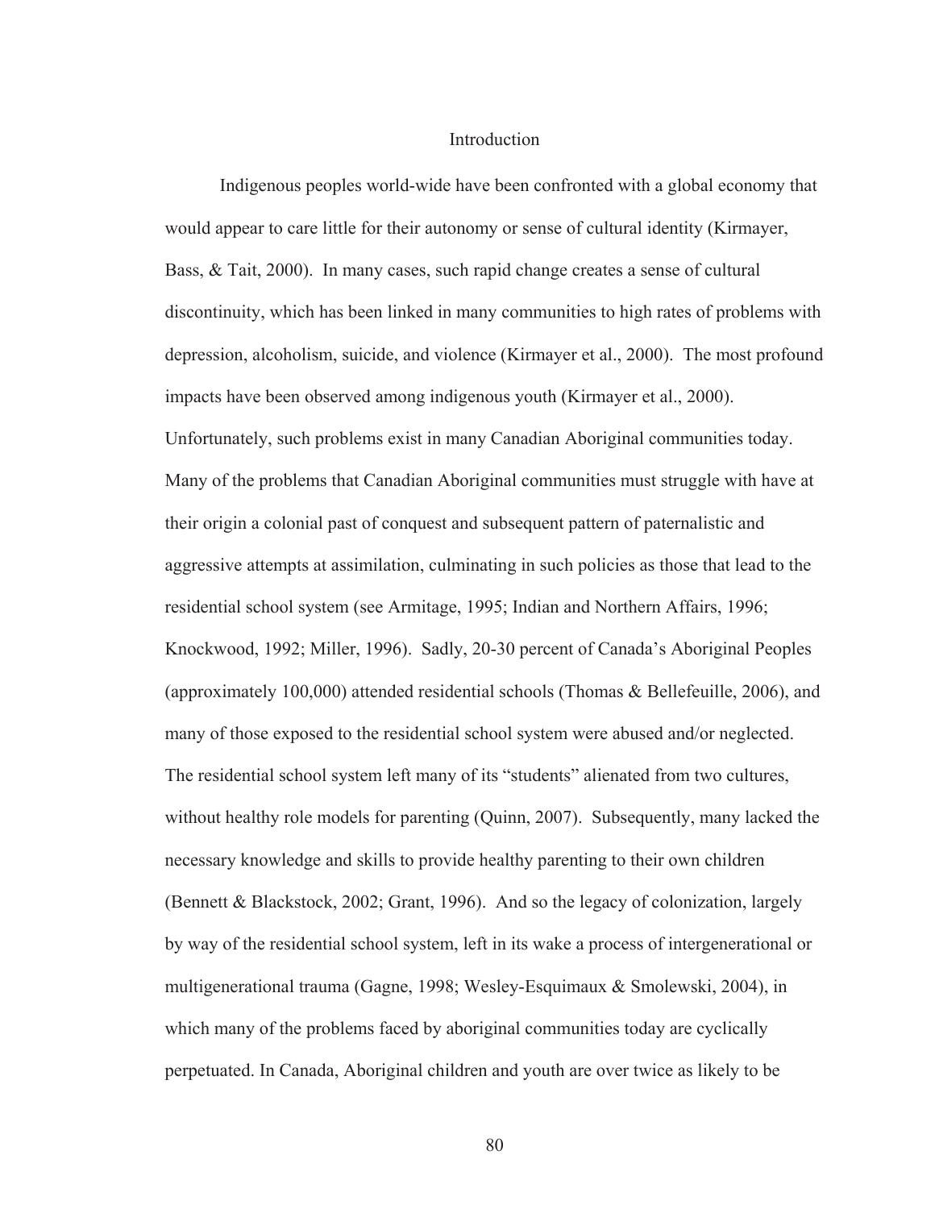## Introduction

Indigenous peoples world-wide have been confronted with a global economy that would appear to care little for their autonomy or sense of cultural identity (Kirmayer, Bass, & Tait, 2000). In many cases, such rapid change creates a sense of cultural discontinuity, which has been linked in many communities to high rates of problems with depression, alcoholism, suicide, and violence (Kirmayer et al., 2000). The most profound impacts have been observed among indigenous youth (Kirmayer et al., 2000). Unfortunately, such problems exist in many Canadian Aboriginal communities today. Many of the problems that Canadian Aboriginal communities must struggle with have at their origin a colonial past of conquest and subsequent pattern of paternalistic and aggressive attempts at assimilation, culminating in such policies as those that lead to the residential school system (see Armitage, 1995; Indian and Northern Affairs, 1996; Knockwood, 1992; Miller, 1996). Sadly, 20-30 percent of Canada's Aboriginal Peoples (approximately 100,000) attended residential schools (Thomas & Bellefeuille, 2006), and many of those exposed to the residential school system were abused and/or neglected. The residential school system left many of its "students" alienated from two cultures, without healthy role models for parenting (Quinn, 2007). Subsequently, many lacked the necessary knowledge and skills to provide healthy parenting to their own children (Bennett & Blackstock, 2002; Grant, 1996). And so the legacy of colonization, largely by way of the residential school system, left in its wake a process of intergenerational or multigenerational trauma (Gagne, 1998; Wesley-Esquimaux & Smolewski, 2004), in which many of the problems faced by aboriginal communities today are cyclically perpetuated. In Canada, Aboriginal children and youth are over twice as likely to be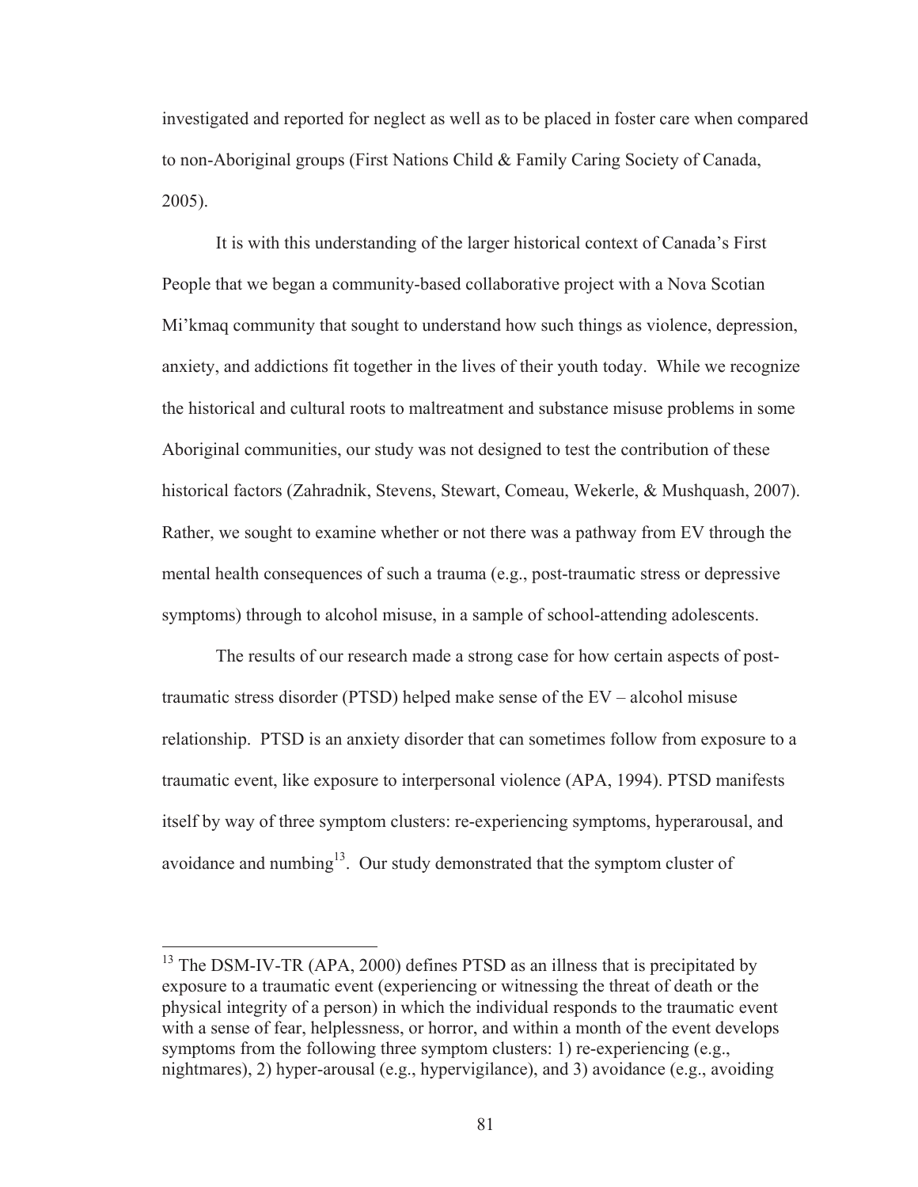investigated and reported for neglect as well as to be placed in foster care when compared to non-Aboriginal groups (First Nations Child & Family Caring Society of Canada, 2005).

It is with this understanding of the larger historical context of Canada's First People that we began a community-based collaborative project with a Nova Scotian Mi'kmaq community that sought to understand how such things as violence, depression, anxiety, and addictions fit together in the lives of their youth today. While we recognize the historical and cultural roots to maltreatment and substance misuse problems in some Aboriginal communities, our study was not designed to test the contribution of these historical factors (Zahradnik, Stevens, Stewart, Comeau, Wekerle, & Mushquash, 2007). Rather, we sought to examine whether or not there was a pathway from EV through the mental health consequences of such a trauma (e.g., post-traumatic stress or depressive symptoms) through to alcohol misuse, in a sample of school-attending adolescents.

The results of our research made a strong case for how certain aspects of post-traumatic stress disorder (PTSD) helped make sense of the EV – alcohol misuse relationship. PTSD is an anxiety disorder that can sometimes follow from exposure to a traumatic event, like exposure to interpersonal violence (APA, 1994). PTSD manifests itself by way of three symptom clusters: re-experiencing symptoms, hyperarousal, and avoidance and numbing[13]. Our study demonstrated that the symptom cluster of

[13] The DSM-IV-TR (APA, 2000) defines PTSD as an illness that is precipitated by exposure to a traumatic event (experiencing or witnessing the threat of death or the physical integrity of a person) in which the individual responds to the traumatic event with a sense of fear, helplessness, or horror, and within a month of the event develops symptoms from the following three symptom clusters: 1) re-experiencing (e.g., nightmares), 2) hyper-arousal (e.g., hypervigilance), and 3) avoidance (e.g., avoiding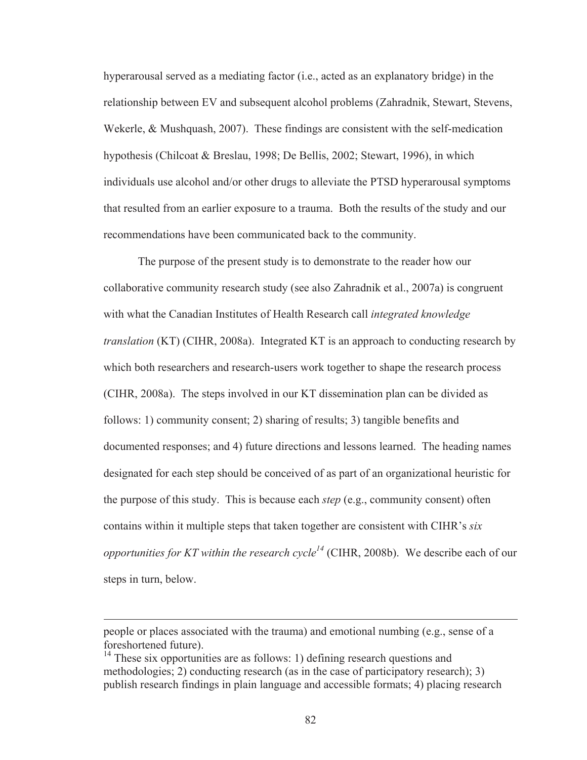hyperarousal served as a mediating factor (i.e., acted as an explanatory bridge) in the relationship between EV and subsequent alcohol problems (Zahradnik, Stewart, Stevens, Wekerle, & Mushquash, 2007). These findings are consistent with the self-medication hypothesis (Chilcoat & Breslau, 1998; De Bellis, 2002; Stewart, 1996), in which individuals use alcohol and/or other drugs to alleviate the PTSD hyperarousal symptoms that resulted from an earlier exposure to a trauma. Both the results of the study and our recommendations have been communicated back to the community.

The purpose of the present study is to demonstrate to the reader how our collaborative community research study (see also Zahradnik et al., 2007a) is congruent with what the Canadian Institutes of Health Research call *integrated knowledge translation* (KT) (CIHR, 2008a). Integrated KT is an approach to conducting research by which both researchers and research-users work together to shape the research process (CIHR, 2008a). The steps involved in our KT dissemination plan can be divided as follows: 1) community consent; 2) sharing of results; 3) tangible benefits and documented responses; and 4) future directions and lessons learned. The heading names designated for each step should be conceived of as part of an organizational heuristic for the purpose of this study. This is because each *step* (e.g., community consent) often contains within it multiple steps that taken together are consistent with CIHR's *six opportunities for KT within the research cycle*[14] (CIHR, 2008b). We describe each of our steps in turn, below.

---

people or places associated with the trauma) and emotional numbing (e.g., sense of a foreshortened future).

[14] These six opportunities are as follows: 1) defining research questions and methodologies; 2) conducting research (as in the case of participatory research); 3) publish research findings in plain language and accessible formats; 4) placing research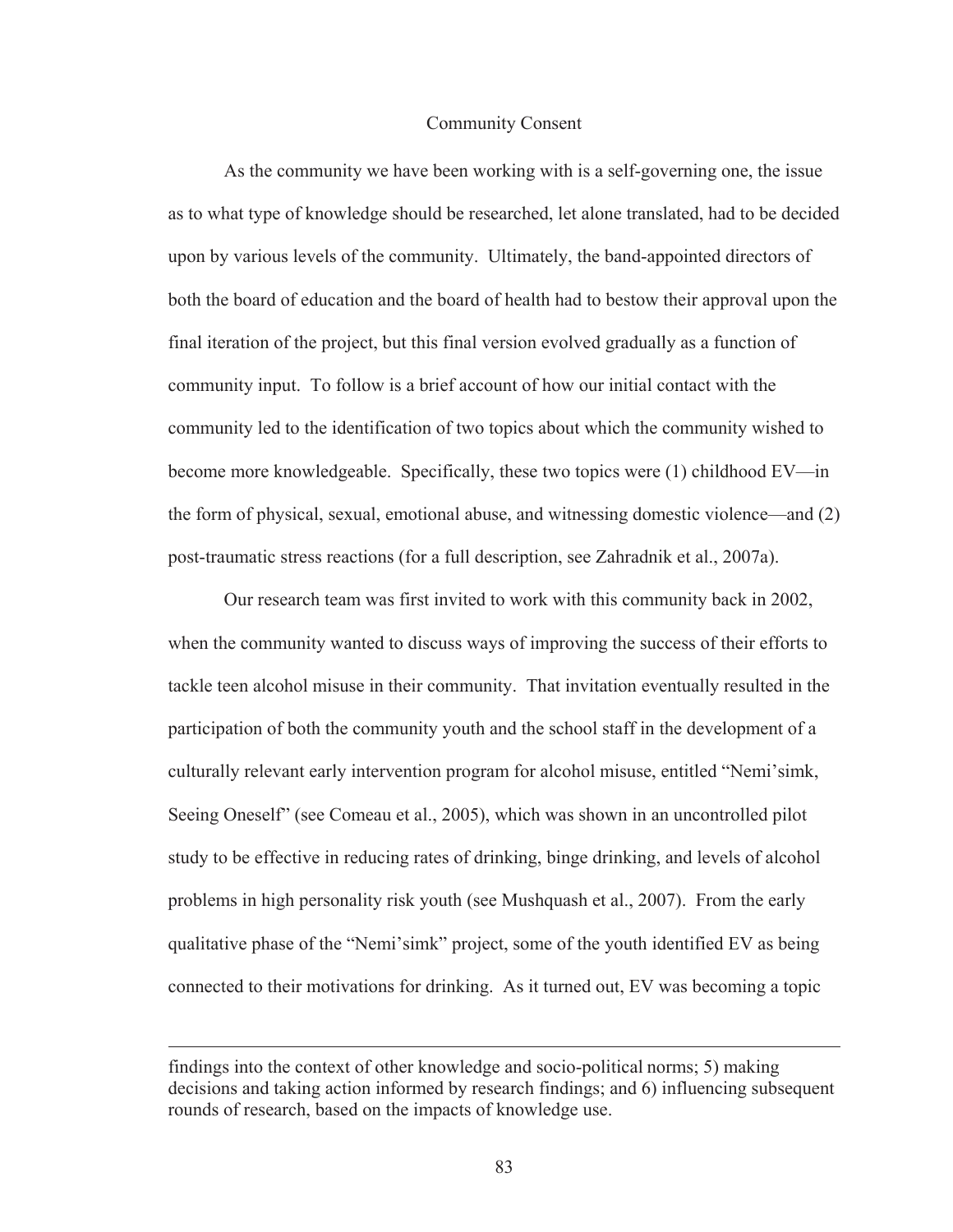## Community Consent

As the community we have been working with is a self-governing one, the issue as to what type of knowledge should be researched, let alone translated, had to be decided upon by various levels of the community. Ultimately, the band-appointed directors of both the board of education and the board of health had to bestow their approval upon the final iteration of the project, but this final version evolved gradually as a function of community input. To follow is a brief account of how our initial contact with the community led to the identification of two topics about which the community wished to become more knowledgeable. Specifically, these two topics were (1) childhood EV—in the form of physical, sexual, emotional abuse, and witnessing domestic violence—and (2) post-traumatic stress reactions (for a full description, see Zahradnik et al., 2007a).

Our research team was first invited to work with this community back in 2002, when the community wanted to discuss ways of improving the success of their efforts to tackle teen alcohol misuse in their community. That invitation eventually resulted in the participation of both the community youth and the school staff in the development of a culturally relevant early intervention program for alcohol misuse, entitled "Nemi'simk, Seeing Oneself" (see Comeau et al., 2005), which was shown in an uncontrolled pilot study to be effective in reducing rates of drinking, binge drinking, and levels of alcohol problems in high personality risk youth (see Mushquash et al., 2007). From the early qualitative phase of the "Nemi'simk" project, some of the youth identified EV as being connected to their motivations for drinking. As it turned out, EV was becoming a topic

---

findings into the context of other knowledge and socio-political norms; 5) making decisions and taking action informed by research findings; and 6) influencing subsequent rounds of research, based on the impacts of knowledge use.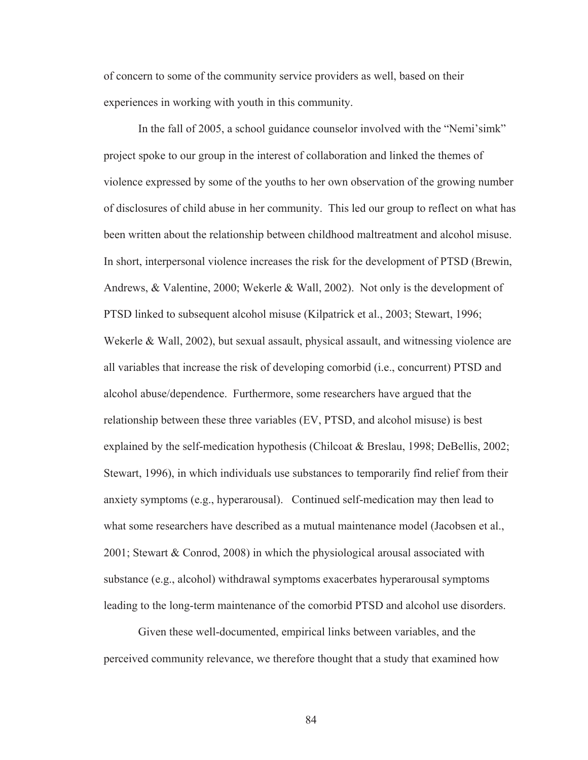of concern to some of the community service providers as well, based on their experiences in working with youth in this community.

In the fall of 2005, a school guidance counselor involved with the "Nemi'simk" project spoke to our group in the interest of collaboration and linked the themes of violence expressed by some of the youths to her own observation of the growing number of disclosures of child abuse in her community. This led our group to reflect on what has been written about the relationship between childhood maltreatment and alcohol misuse. In short, interpersonal violence increases the risk for the development of PTSD (Brewin, Andrews, & Valentine, 2000; Wekerle & Wall, 2002). Not only is the development of PTSD linked to subsequent alcohol misuse (Kilpatrick et al., 2003; Stewart, 1996; Wekerle & Wall, 2002), but sexual assault, physical assault, and witnessing violence are all variables that increase the risk of developing comorbid (i.e., concurrent) PTSD and alcohol abuse/dependence. Furthermore, some researchers have argued that the relationship between these three variables (EV, PTSD, and alcohol misuse) is best explained by the self-medication hypothesis (Chilcoat & Breslau, 1998; DeBellis, 2002; Stewart, 1996), in which individuals use substances to temporarily find relief from their anxiety symptoms (e.g., hyperarousal). Continued self-medication may then lead to what some researchers have described as a mutual maintenance model (Jacobsen et al., 2001; Stewart & Conrod, 2008) in which the physiological arousal associated with substance (e.g., alcohol) withdrawal symptoms exacerbates hyperarousal symptoms leading to the long-term maintenance of the comorbid PTSD and alcohol use disorders.

Given these well-documented, empirical links between variables, and the perceived community relevance, we therefore thought that a study that examined how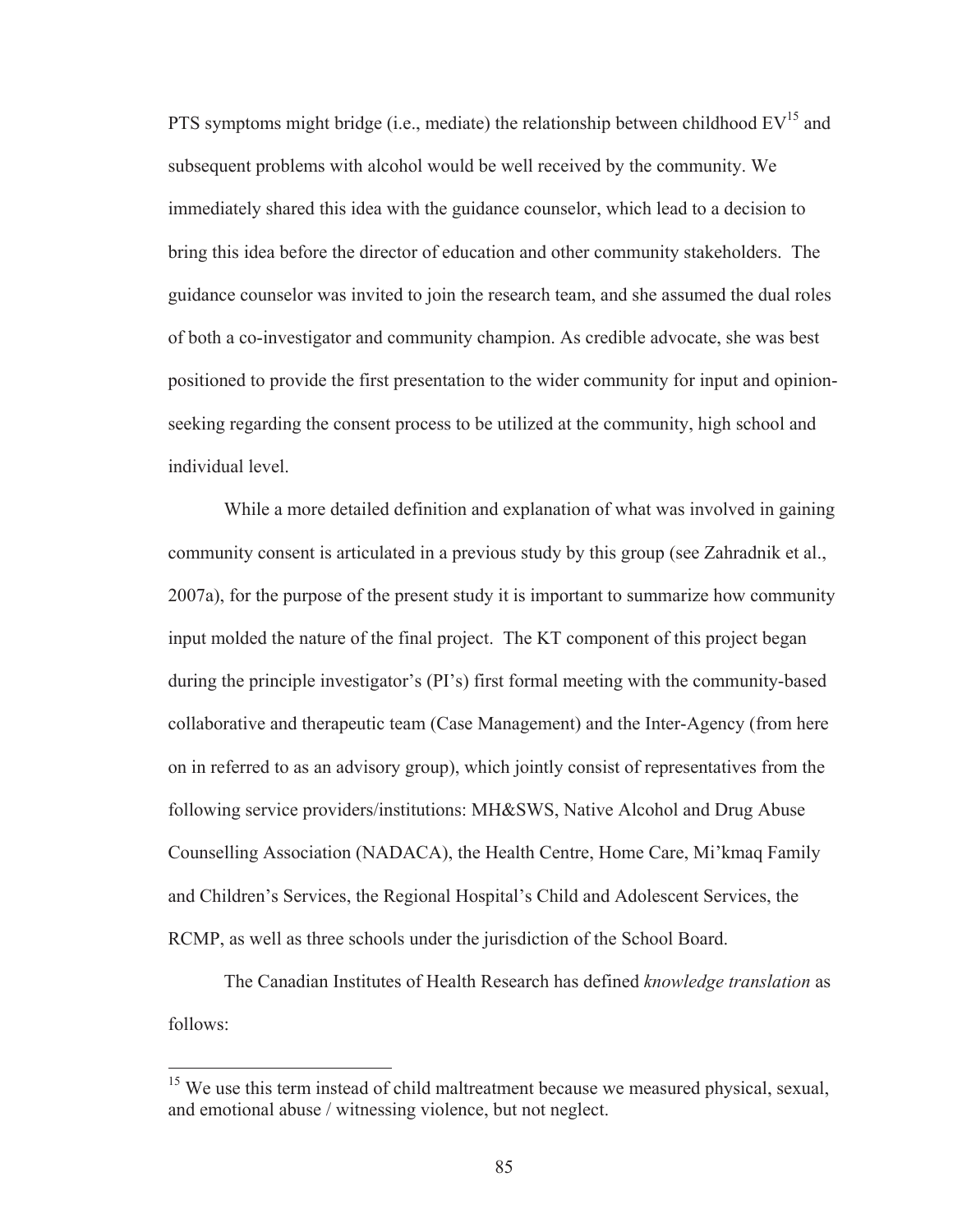PTS symptoms might bridge (i.e., mediate) the relationship between childhood EV[15] and subsequent problems with alcohol would be well received by the community. We immediately shared this idea with the guidance counselor, which lead to a decision to bring this idea before the director of education and other community stakeholders. The guidance counselor was invited to join the research team, and she assumed the dual roles of both a co-investigator and community champion. As credible advocate, she was best positioned to provide the first presentation to the wider community for input and opinion-seeking regarding the consent process to be utilized at the community, high school and individual level.

While a more detailed definition and explanation of what was involved in gaining community consent is articulated in a previous study by this group (see Zahradnik et al., 2007a), for the purpose of the present study it is important to summarize how community input molded the nature of the final project. The KT component of this project began during the principle investigator's (PI's) first formal meeting with the community-based collaborative and therapeutic team (Case Management) and the Inter-Agency (from here on in referred to as an advisory group), which jointly consist of representatives from the following service providers/institutions: MH&SWS, Native Alcohol and Drug Abuse Counselling Association (NADACA), the Health Centre, Home Care, Mi'kmaq Family and Children's Services, the Regional Hospital's Child and Adolescent Services, the RCMP, as well as three schools under the jurisdiction of the School Board.

The Canadian Institutes of Health Research has defined *knowledge translation* as follows:

---

[15] We use this term instead of child maltreatment because we measured physical, sexual, and emotional abuse / witnessing violence, but not neglect.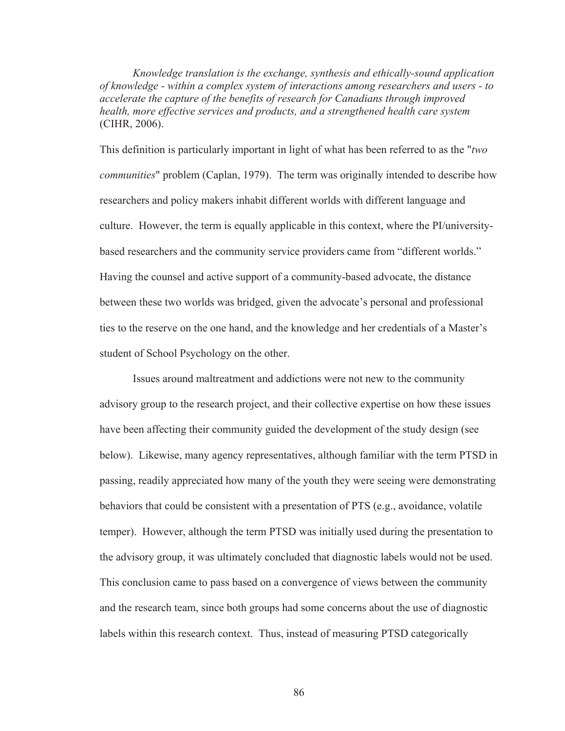*Knowledge translation is the exchange, synthesis and ethically-sound application of knowledge - within a complex system of interactions among researchers and users - to accelerate the capture of the benefits of research for Canadians through improved health, more effective services and products, and a strengthened health care system* (CIHR, 2006).

This definition is particularly important in light of what has been referred to as the "*two communities*" problem (Caplan, 1979). The term was originally intended to describe how researchers and policy makers inhabit different worlds with different language and culture. However, the term is equally applicable in this context, where the PI/university-based researchers and the community service providers came from "different worlds." Having the counsel and active support of a community-based advocate, the distance between these two worlds was bridged, given the advocate's personal and professional ties to the reserve on the one hand, and the knowledge and her credentials of a Master's student of School Psychology on the other.

Issues around maltreatment and addictions were not new to the community advisory group to the research project, and their collective expertise on how these issues have been affecting their community guided the development of the study design (see below). Likewise, many agency representatives, although familiar with the term PTSD in passing, readily appreciated how many of the youth they were seeing were demonstrating behaviors that could be consistent with a presentation of PTS (e.g., avoidance, volatile temper). However, although the term PTSD was initially used during the presentation to the advisory group, it was ultimately concluded that diagnostic labels would not be used. This conclusion came to pass based on a convergence of views between the community and the research team, since both groups had some concerns about the use of diagnostic labels within this research context. Thus, instead of measuring PTSD categorically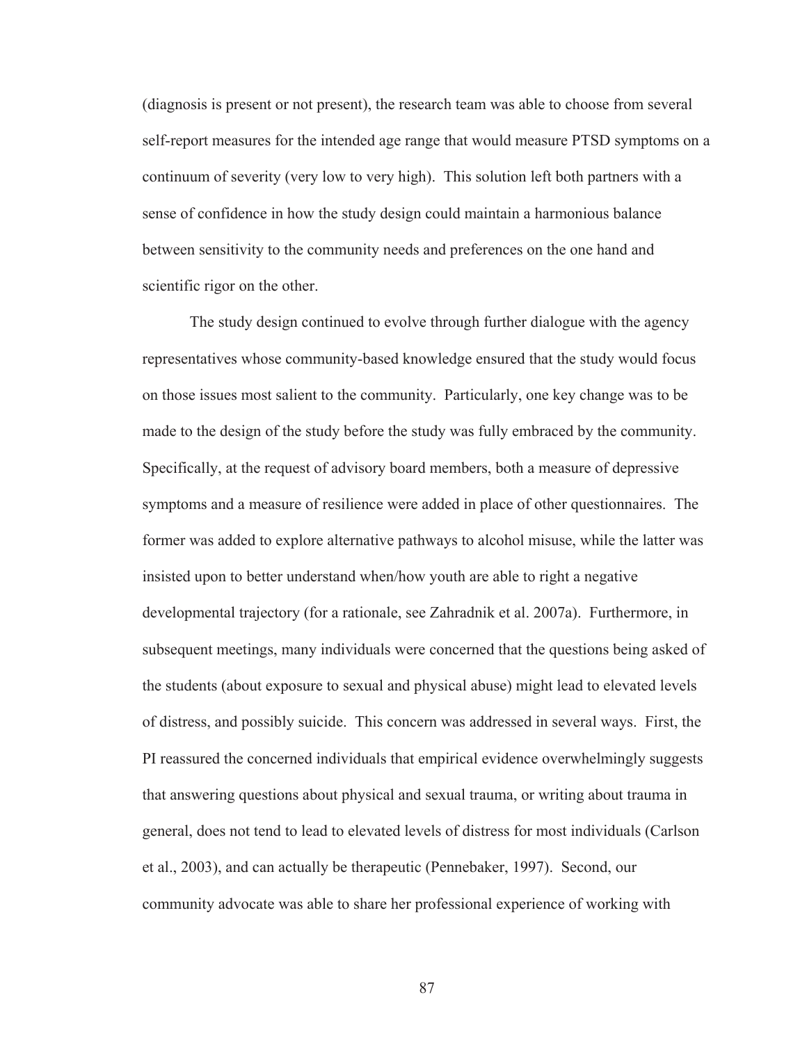(diagnosis is present or not present), the research team was able to choose from several self-report measures for the intended age range that would measure PTSD symptoms on a continuum of severity (very low to very high). This solution left both partners with a sense of confidence in how the study design could maintain a harmonious balance between sensitivity to the community needs and preferences on the one hand and scientific rigor on the other.

The study design continued to evolve through further dialogue with the agency representatives whose community-based knowledge ensured that the study would focus on those issues most salient to the community. Particularly, one key change was to be made to the design of the study before the study was fully embraced by the community. Specifically, at the request of advisory board members, both a measure of depressive symptoms and a measure of resilience were added in place of other questionnaires. The former was added to explore alternative pathways to alcohol misuse, while the latter was insisted upon to better understand when/how youth are able to right a negative developmental trajectory (for a rationale, see Zahradnik et al. 2007a). Furthermore, in subsequent meetings, many individuals were concerned that the questions being asked of the students (about exposure to sexual and physical abuse) might lead to elevated levels of distress, and possibly suicide. This concern was addressed in several ways. First, the PI reassured the concerned individuals that empirical evidence overwhelmingly suggests that answering questions about physical and sexual trauma, or writing about trauma in general, does not tend to lead to elevated levels of distress for most individuals (Carlson et al., 2003), and can actually be therapeutic (Pennebaker, 1997). Second, our community advocate was able to share her professional experience of working with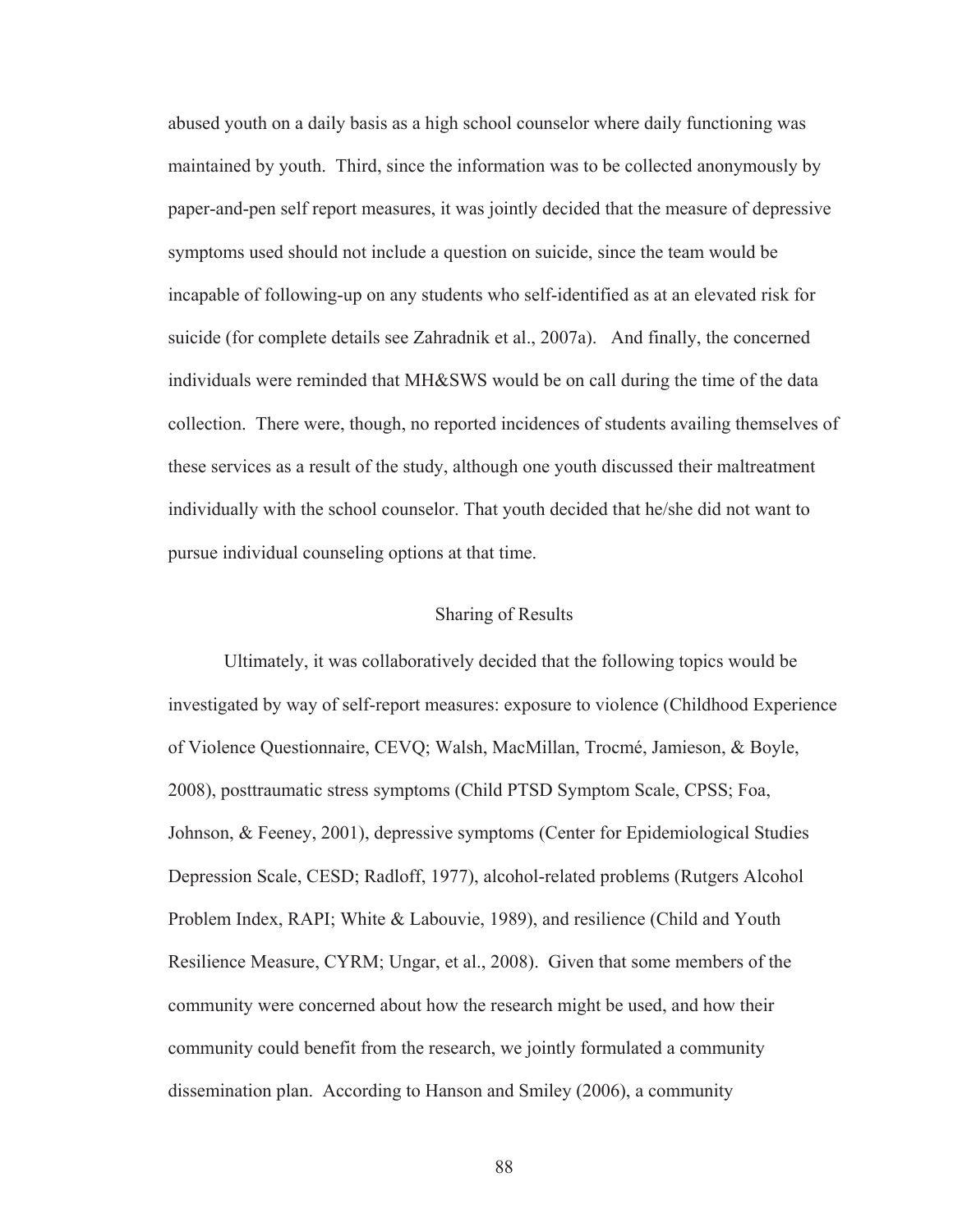abused youth on a daily basis as a high school counselor where daily functioning was maintained by youth. Third, since the information was to be collected anonymously by paper-and-pen self report measures, it was jointly decided that the measure of depressive symptoms used should not include a question on suicide, since the team would be incapable of following-up on any students who self-identified as at an elevated risk for suicide (for complete details see Zahradnik et al., 2007a). And finally, the concerned individuals were reminded that MH&SWS would be on call during the time of the data collection. There were, though, no reported incidences of students availing themselves of these services as a result of the study, although one youth discussed their maltreatment individually with the school counselor. That youth decided that he/she did not want to pursue individual counseling options at that time.

## Sharing of Results

Ultimately, it was collaboratively decided that the following topics would be investigated by way of self-report measures: exposure to violence (Childhood Experience of Violence Questionnaire, CEVQ; Walsh, MacMillan, Trocmé, Jamieson, & Boyle, 2008), posttraumatic stress symptoms (Child PTSD Symptom Scale, CPSS; Foa, Johnson, & Feeney, 2001), depressive symptoms (Center for Epidemiological Studies Depression Scale, CESD; Radloff, 1977), alcohol-related problems (Rutgers Alcohol Problem Index, RAPI; White & Labouvie, 1989), and resilience (Child and Youth Resilience Measure, CYRM; Ungar, et al., 2008). Given that some members of the community were concerned about how the research might be used, and how their community could benefit from the research, we jointly formulated a community dissemination plan. According to Hanson and Smiley (2006), a community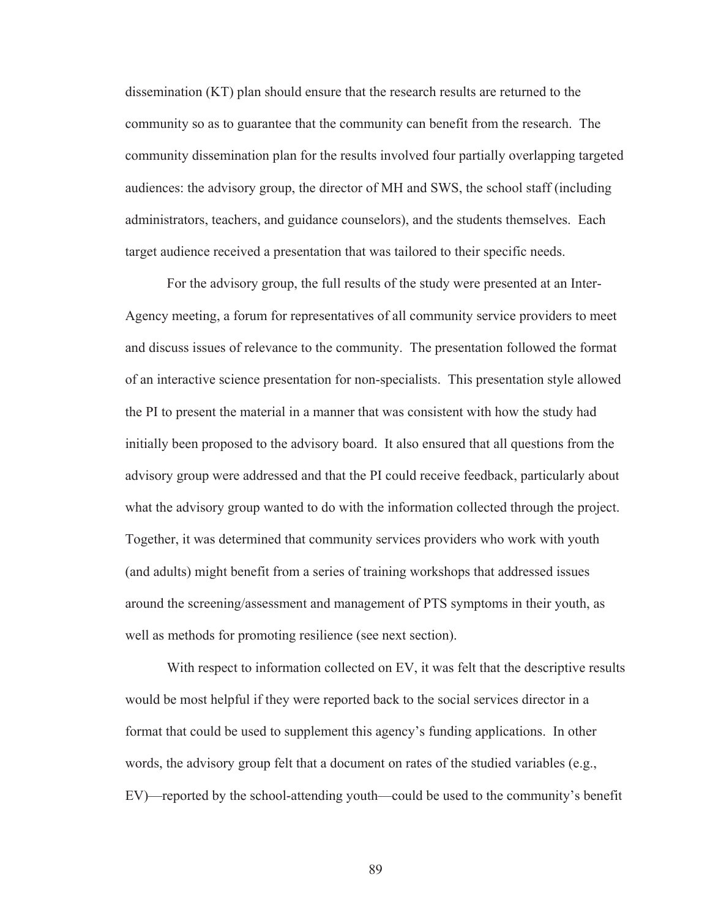dissemination (KT) plan should ensure that the research results are returned to the community so as to guarantee that the community can benefit from the research. The community dissemination plan for the results involved four partially overlapping targeted audiences: the advisory group, the director of MH and SWS, the school staff (including administrators, teachers, and guidance counselors), and the students themselves. Each target audience received a presentation that was tailored to their specific needs.

For the advisory group, the full results of the study were presented at an Inter-Agency meeting, a forum for representatives of all community service providers to meet and discuss issues of relevance to the community. The presentation followed the format of an interactive science presentation for non-specialists. This presentation style allowed the PI to present the material in a manner that was consistent with how the study had initially been proposed to the advisory board. It also ensured that all questions from the advisory group were addressed and that the PI could receive feedback, particularly about what the advisory group wanted to do with the information collected through the project. Together, it was determined that community services providers who work with youth (and adults) might benefit from a series of training workshops that addressed issues around the screening/assessment and management of PTS symptoms in their youth, as well as methods for promoting resilience (see next section).

With respect to information collected on EV, it was felt that the descriptive results would be most helpful if they were reported back to the social services director in a format that could be used to supplement this agency's funding applications. In other words, the advisory group felt that a document on rates of the studied variables (e.g., EV)—reported by the school-attending youth—could be used to the community's benefit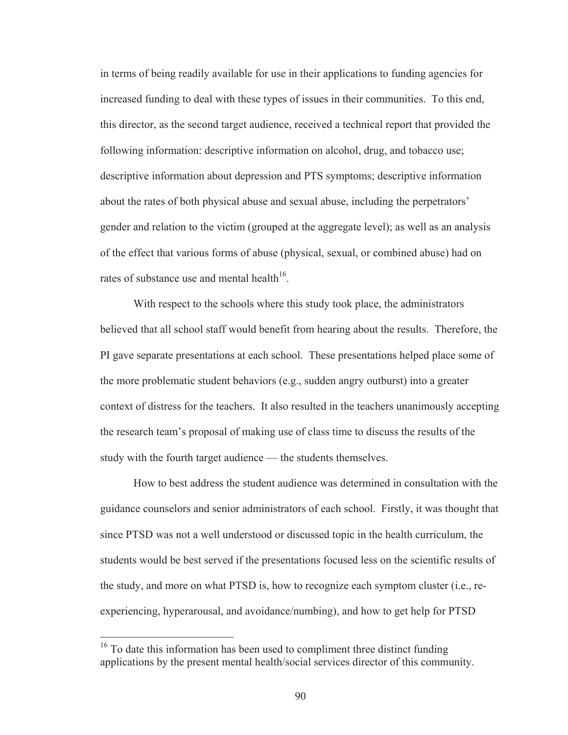in terms of being readily available for use in their applications to funding agencies for increased funding to deal with these types of issues in their communities. To this end, this director, as the second target audience, received a technical report that provided the following information: descriptive information on alcohol, drug, and tobacco use; descriptive information about depression and PTS symptoms; descriptive information about the rates of both physical abuse and sexual abuse, including the perpetrators' gender and relation to the victim (grouped at the aggregate level); as well as an analysis of the effect that various forms of abuse (physical, sexual, or combined abuse) had on rates of substance use and mental health[16].

With respect to the schools where this study took place, the administrators believed that all school staff would benefit from hearing about the results. Therefore, the PI gave separate presentations at each school. These presentations helped place some of the more problematic student behaviors (e.g., sudden angry outburst) into a greater context of distress for the teachers. It also resulted in the teachers unanimously accepting the research team's proposal of making use of class time to discuss the results of the study with the fourth target audience — the students themselves.

How to best address the student audience was determined in consultation with the guidance counselors and senior administrators of each school. Firstly, it was thought that since PTSD was not a well understood or discussed topic in the health curriculum, the students would be best served if the presentations focused less on the scientific results of the study, and more on what PTSD is, how to recognize each symptom cluster (i.e., re-experiencing, hyperarousal, and avoidance/numbing), and how to get help for PTSD

[16] To date this information has been used to compliment three distinct funding applications by the present mental health/social services director of this community.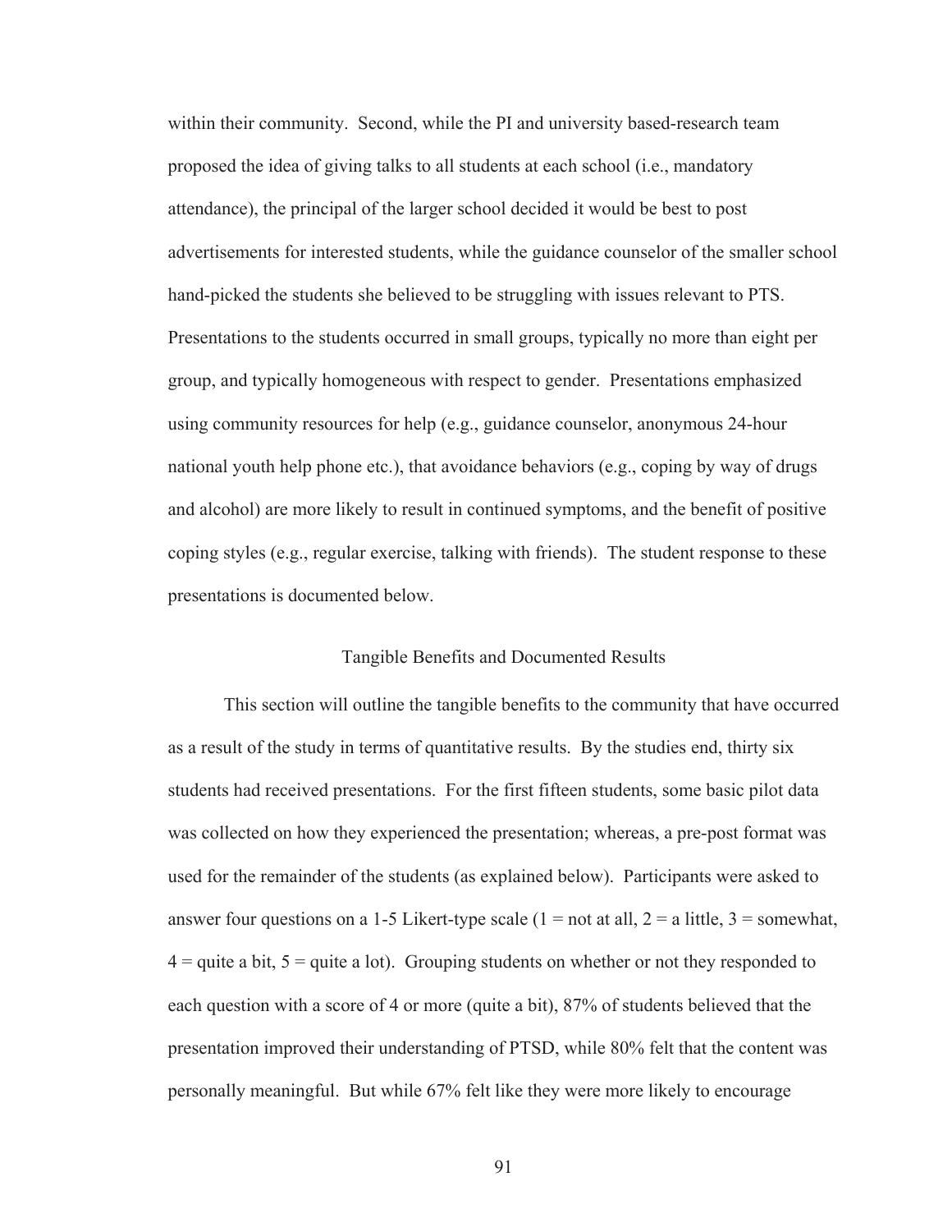within their community. Second, while the PI and university based-research team proposed the idea of giving talks to all students at each school (i.e., mandatory attendance), the principal of the larger school decided it would be best to post advertisements for interested students, while the guidance counselor of the smaller school hand-picked the students she believed to be struggling with issues relevant to PTS. Presentations to the students occurred in small groups, typically no more than eight per group, and typically homogeneous with respect to gender. Presentations emphasized using community resources for help (e.g., guidance counselor, anonymous 24-hour national youth help phone etc.), that avoidance behaviors (e.g., coping by way of drugs and alcohol) are more likely to result in continued symptoms, and the benefit of positive coping styles (e.g., regular exercise, talking with friends). The student response to these presentations is documented below.

## Tangible Benefits and Documented Results

This section will outline the tangible benefits to the community that have occurred as a result of the study in terms of quantitative results. By the studies end, thirty six students had received presentations. For the first fifteen students, some basic pilot data was collected on how they experienced the presentation; whereas, a pre-post format was used for the remainder of the students (as explained below). Participants were asked to answer four questions on a 1-5 Likert-type scale (1 = not at all, 2 = a little, 3 = somewhat, 4 = quite a bit, 5 = quite a lot). Grouping students on whether or not they responded to each question with a score of 4 or more (quite a bit), 87% of students believed that the presentation improved their understanding of PTSD, while 80% felt that the content was personally meaningful. But while 67% felt like they were more likely to encourage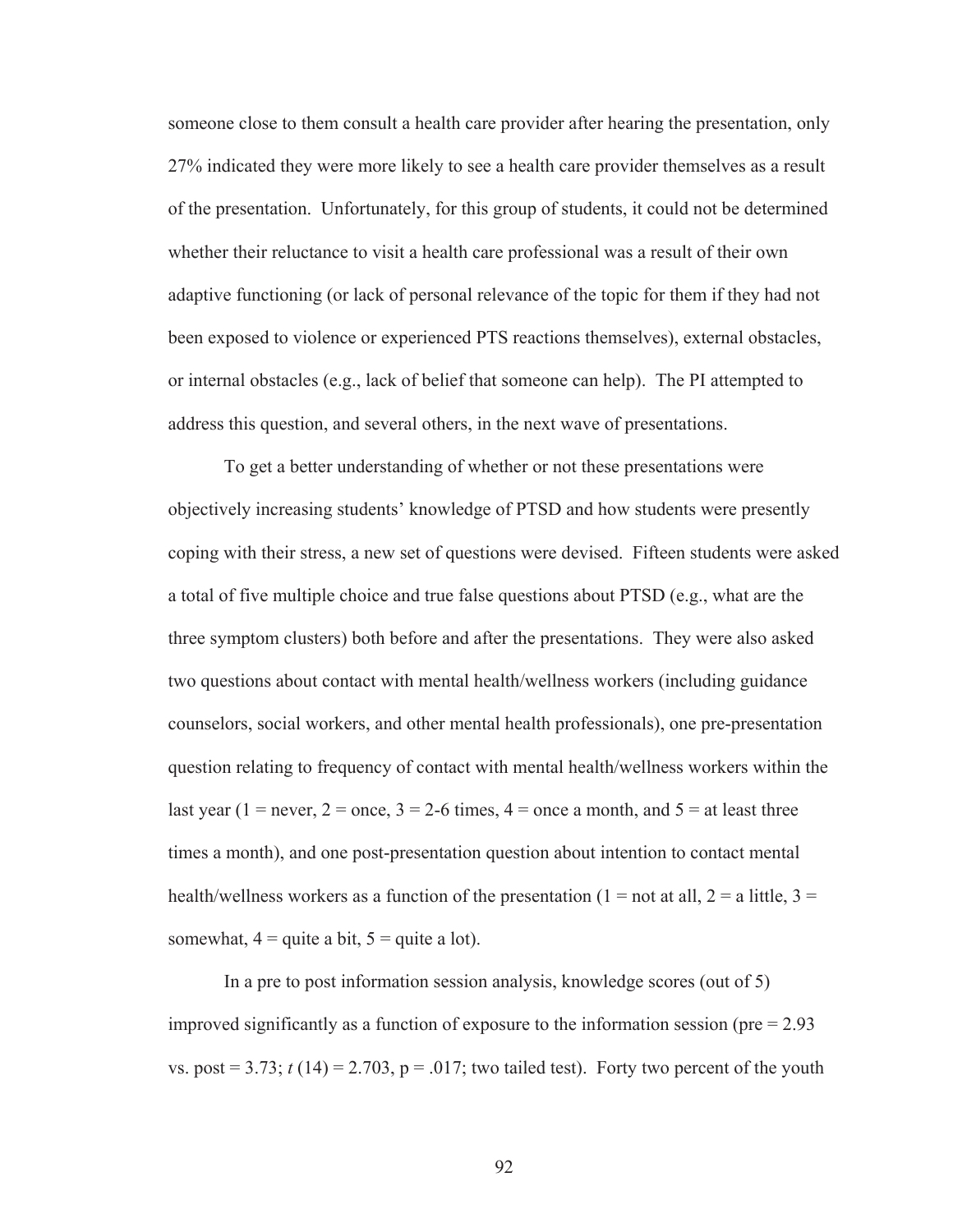someone close to them consult a health care provider after hearing the presentation, only 27% indicated they were more likely to see a health care provider themselves as a result of the presentation. Unfortunately, for this group of students, it could not be determined whether their reluctance to visit a health care professional was a result of their own adaptive functioning (or lack of personal relevance of the topic for them if they had not been exposed to violence or experienced PTS reactions themselves), external obstacles, or internal obstacles (e.g., lack of belief that someone can help). The PI attempted to address this question, and several others, in the next wave of presentations.

To get a better understanding of whether or not these presentations were objectively increasing students' knowledge of PTSD and how students were presently coping with their stress, a new set of questions were devised. Fifteen students were asked a total of five multiple choice and true false questions about PTSD (e.g., what are the three symptom clusters) both before and after the presentations. They were also asked two questions about contact with mental health/wellness workers (including guidance counselors, social workers, and other mental health professionals), one pre-presentation question relating to frequency of contact with mental health/wellness workers within the last year (1 = never, 2 = once, 3 = 2-6 times, 4 = once a month, and 5 = at least three times a month), and one post-presentation question about intention to contact mental health/wellness workers as a function of the presentation (1 = not at all, 2 = a little, 3 = somewhat, 4 = quite a bit, 5 = quite a lot).

In a pre to post information session analysis, knowledge scores (out of 5) improved significantly as a function of exposure to the information session (pre = 2.93 vs. post = 3.73; $t$ (14) = 2.703, p = .017; two tailed test). Forty two percent of the youth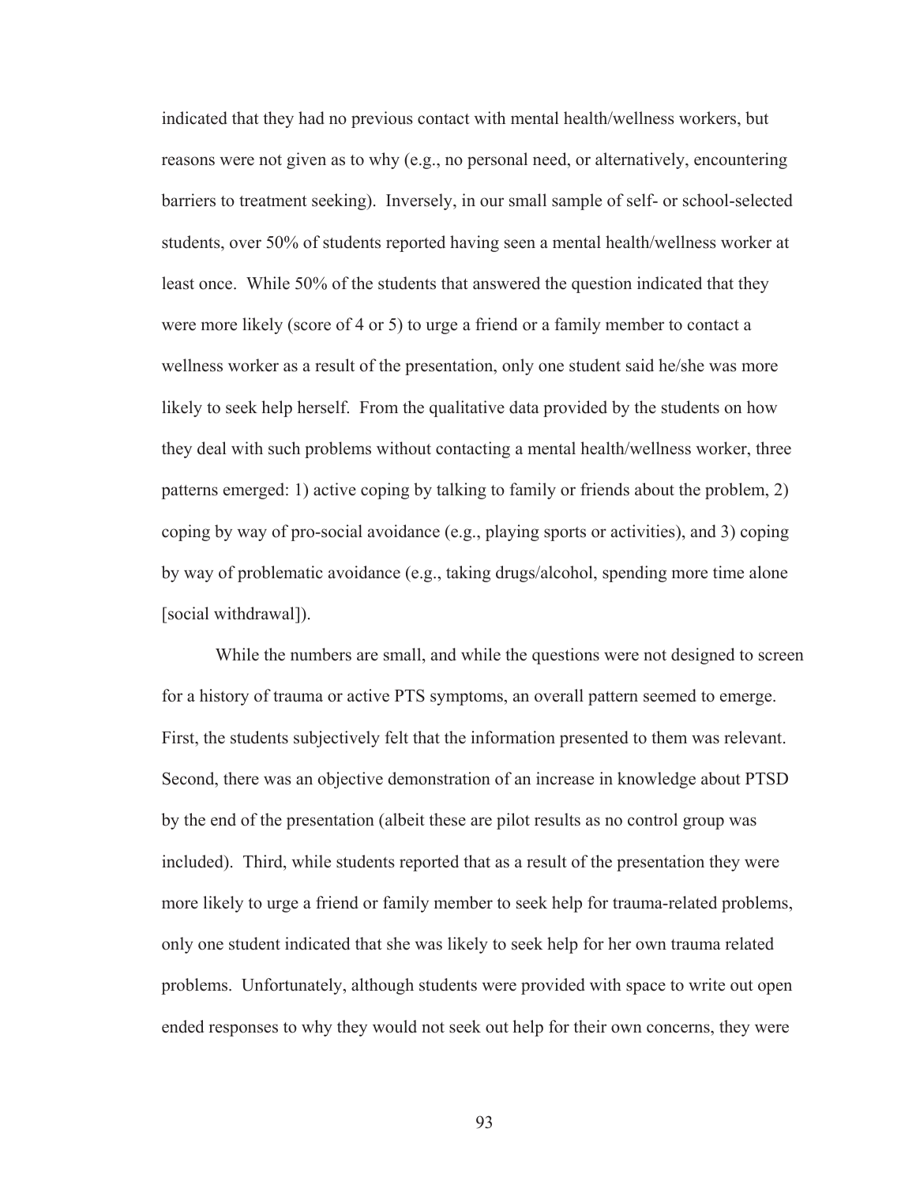indicated that they had no previous contact with mental health/wellness workers, but reasons were not given as to why (e.g., no personal need, or alternatively, encountering barriers to treatment seeking). Inversely, in our small sample of self- or school-selected students, over 50% of students reported having seen a mental health/wellness worker at least once. While 50% of the students that answered the question indicated that they were more likely (score of 4 or 5) to urge a friend or a family member to contact a wellness worker as a result of the presentation, only one student said he/she was more likely to seek help herself. From the qualitative data provided by the students on how they deal with such problems without contacting a mental health/wellness worker, three patterns emerged: 1) active coping by talking to family or friends about the problem, 2) coping by way of pro-social avoidance (e.g., playing sports or activities), and 3) coping by way of problematic avoidance (e.g., taking drugs/alcohol, spending more time alone [social withdrawal]).

While the numbers are small, and while the questions were not designed to screen for a history of trauma or active PTS symptoms, an overall pattern seemed to emerge. First, the students subjectively felt that the information presented to them was relevant. Second, there was an objective demonstration of an increase in knowledge about PTSD by the end of the presentation (albeit these are pilot results as no control group was included). Third, while students reported that as a result of the presentation they were more likely to urge a friend or family member to seek help for trauma-related problems, only one student indicated that she was likely to seek help for her own trauma related problems. Unfortunately, although students were provided with space to write out open ended responses to why they would not seek out help for their own concerns, they were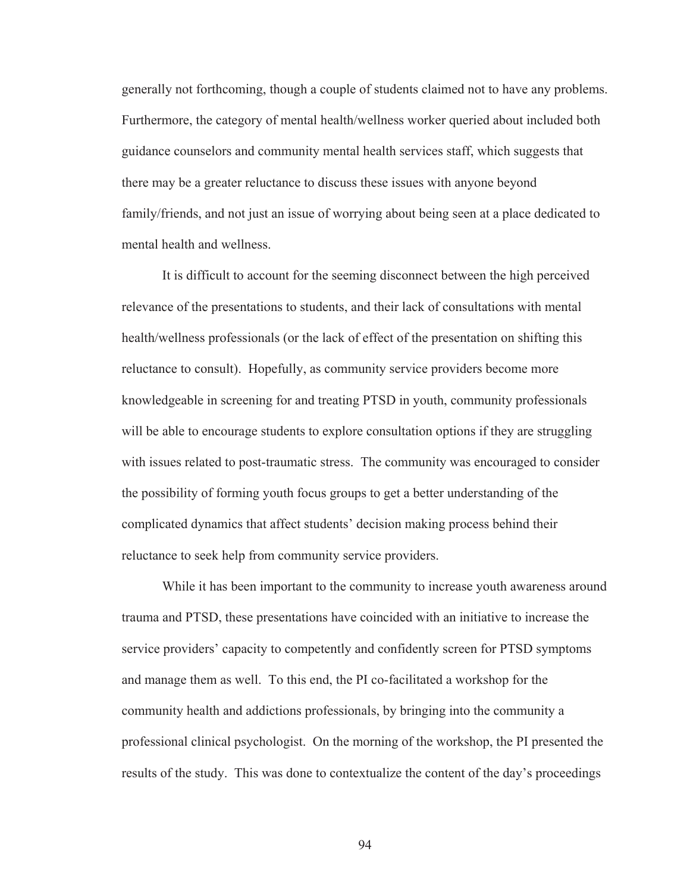generally not forthcoming, though a couple of students claimed not to have any problems. Furthermore, the category of mental health/wellness worker queried about included both guidance counselors and community mental health services staff, which suggests that there may be a greater reluctance to discuss these issues with anyone beyond family/friends, and not just an issue of worrying about being seen at a place dedicated to mental health and wellness.

It is difficult to account for the seeming disconnect between the high perceived relevance of the presentations to students, and their lack of consultations with mental health/wellness professionals (or the lack of effect of the presentation on shifting this reluctance to consult). Hopefully, as community service providers become more knowledgeable in screening for and treating PTSD in youth, community professionals will be able to encourage students to explore consultation options if they are struggling with issues related to post-traumatic stress. The community was encouraged to consider the possibility of forming youth focus groups to get a better understanding of the complicated dynamics that affect students' decision making process behind their reluctance to seek help from community service providers.

While it has been important to the community to increase youth awareness around trauma and PTSD, these presentations have coincided with an initiative to increase the service providers' capacity to competently and confidently screen for PTSD symptoms and manage them as well. To this end, the PI co-facilitated a workshop for the community health and addictions professionals, by bringing into the community a professional clinical psychologist. On the morning of the workshop, the PI presented the results of the study. This was done to contextualize the content of the day's proceedings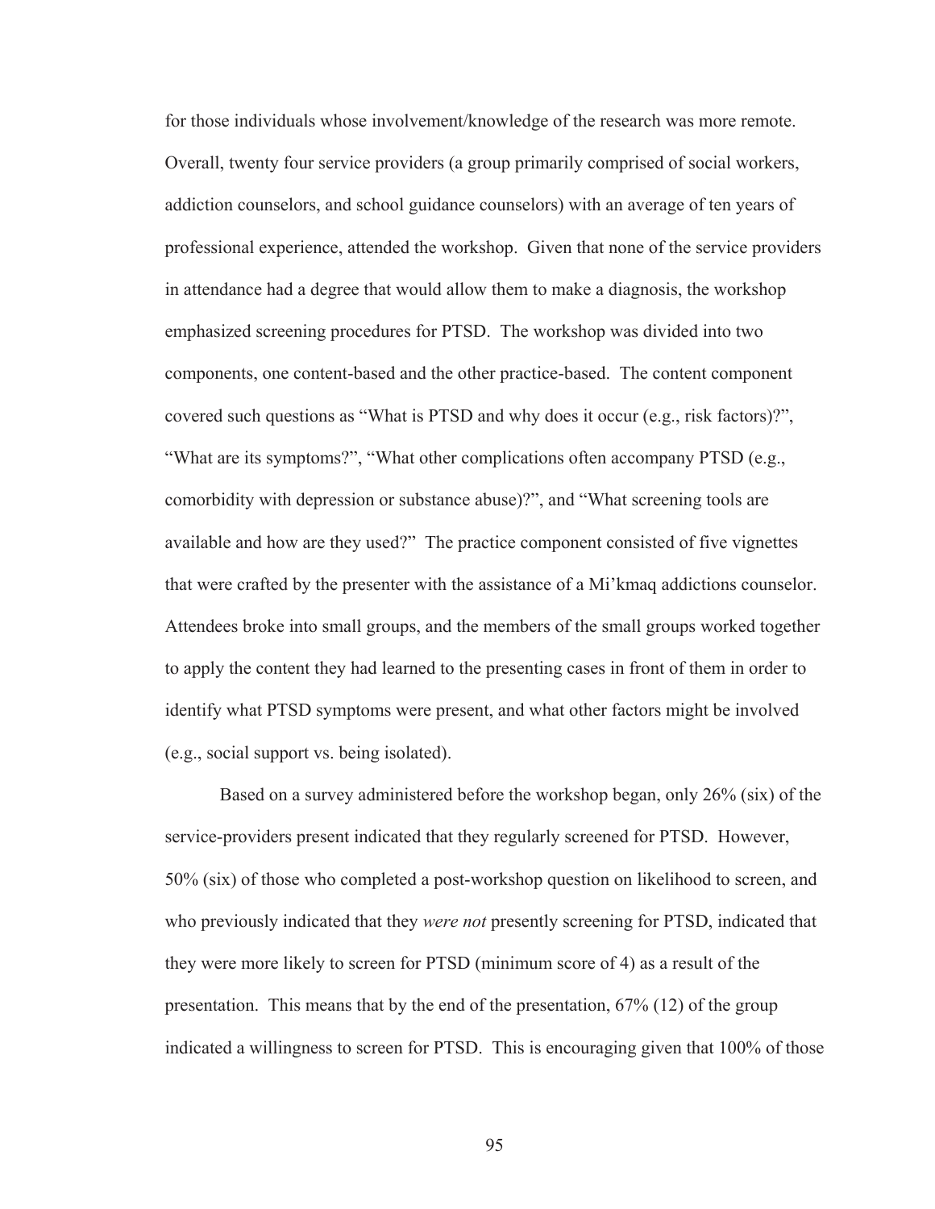for those individuals whose involvement/knowledge of the research was more remote. Overall, twenty four service providers (a group primarily comprised of social workers, addiction counselors, and school guidance counselors) with an average of ten years of professional experience, attended the workshop. Given that none of the service providers in attendance had a degree that would allow them to make a diagnosis, the workshop emphasized screening procedures for PTSD. The workshop was divided into two components, one content-based and the other practice-based. The content component covered such questions as "What is PTSD and why does it occur (e.g., risk factors)?", "What are its symptoms?", "What other complications often accompany PTSD (e.g., comorbidity with depression or substance abuse)?", and "What screening tools are available and how are they used?" The practice component consisted of five vignettes that were crafted by the presenter with the assistance of a Mi'kmaq addictions counselor. Attendees broke into small groups, and the members of the small groups worked together to apply the content they had learned to the presenting cases in front of them in order to identify what PTSD symptoms were present, and what other factors might be involved (e.g., social support vs. being isolated).

Based on a survey administered before the workshop began, only 26% (six) of the service-providers present indicated that they regularly screened for PTSD. However, 50% (six) of those who completed a post-workshop question on likelihood to screen, and who previously indicated that they *were not* presently screening for PTSD, indicated that they were more likely to screen for PTSD (minimum score of 4) as a result of the presentation. This means that by the end of the presentation, 67% (12) of the group indicated a willingness to screen for PTSD. This is encouraging given that 100% of those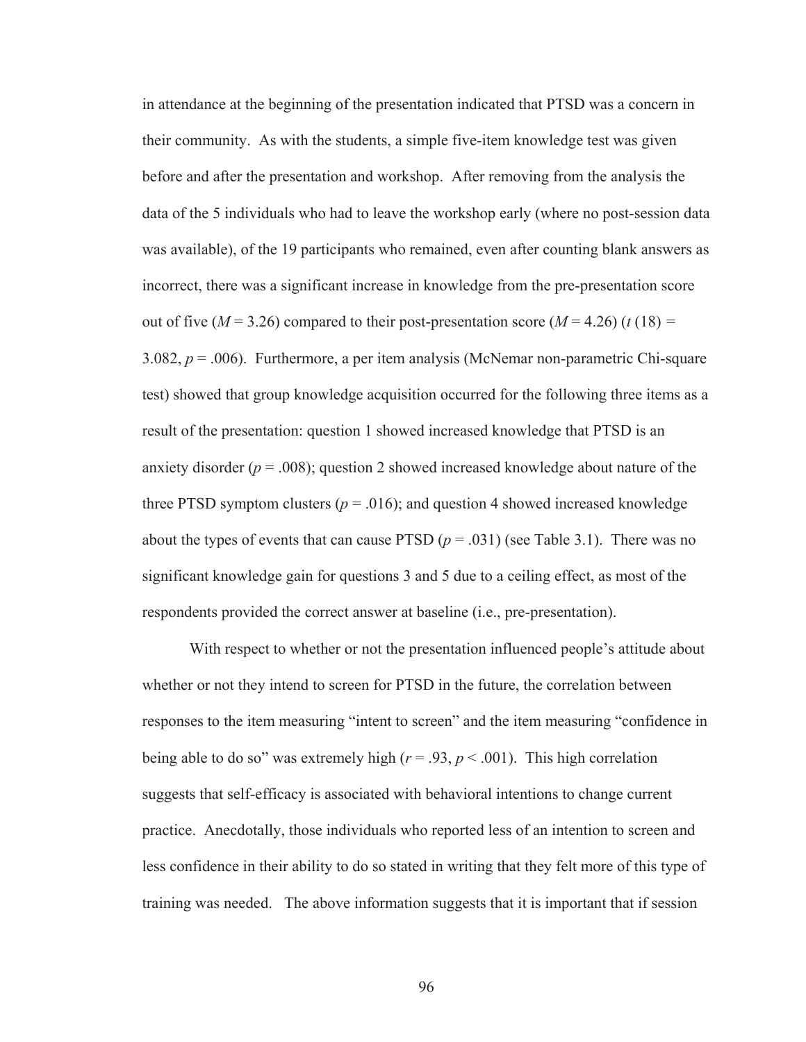in attendance at the beginning of the presentation indicated that PTSD was a concern in their community. As with the students, a simple five-item knowledge test was given before and after the presentation and workshop. After removing from the analysis the data of the 5 individuals who had to leave the workshop early (where no post-session data was available), of the 19 participants who remained, even after counting blank answers as incorrect, there was a significant increase in knowledge from the pre-presentation score out of five ($M = 3.26$) compared to their post-presentation score ($M = 4.26$) ($t(18) = 3.082$, $p = .006$). Furthermore, a per item analysis (McNemar non-parametric Chi-square test) showed that group knowledge acquisition occurred for the following three items as a result of the presentation: question 1 showed increased knowledge that PTSD is an anxiety disorder ($p = .008$); question 2 showed increased knowledge about nature of the three PTSD symptom clusters ($p = .016$); and question 4 showed increased knowledge about the types of events that can cause PTSD ($p = .031$) (see Table 3.1). There was no significant knowledge gain for questions 3 and 5 due to a ceiling effect, as most of the respondents provided the correct answer at baseline (i.e., pre-presentation).

With respect to whether or not the presentation influenced people's attitude about whether or not they intend to screen for PTSD in the future, the correlation between responses to the item measuring "intent to screen" and the item measuring "confidence in being able to do so" was extremely high ($r = .93$, $p < .001$). This high correlation suggests that self-efficacy is associated with behavioral intentions to change current practice. Anecdotally, those individuals who reported less of an intention to screen and less confidence in their ability to do so stated in writing that they felt more of this type of training was needed. The above information suggests that it is important that if session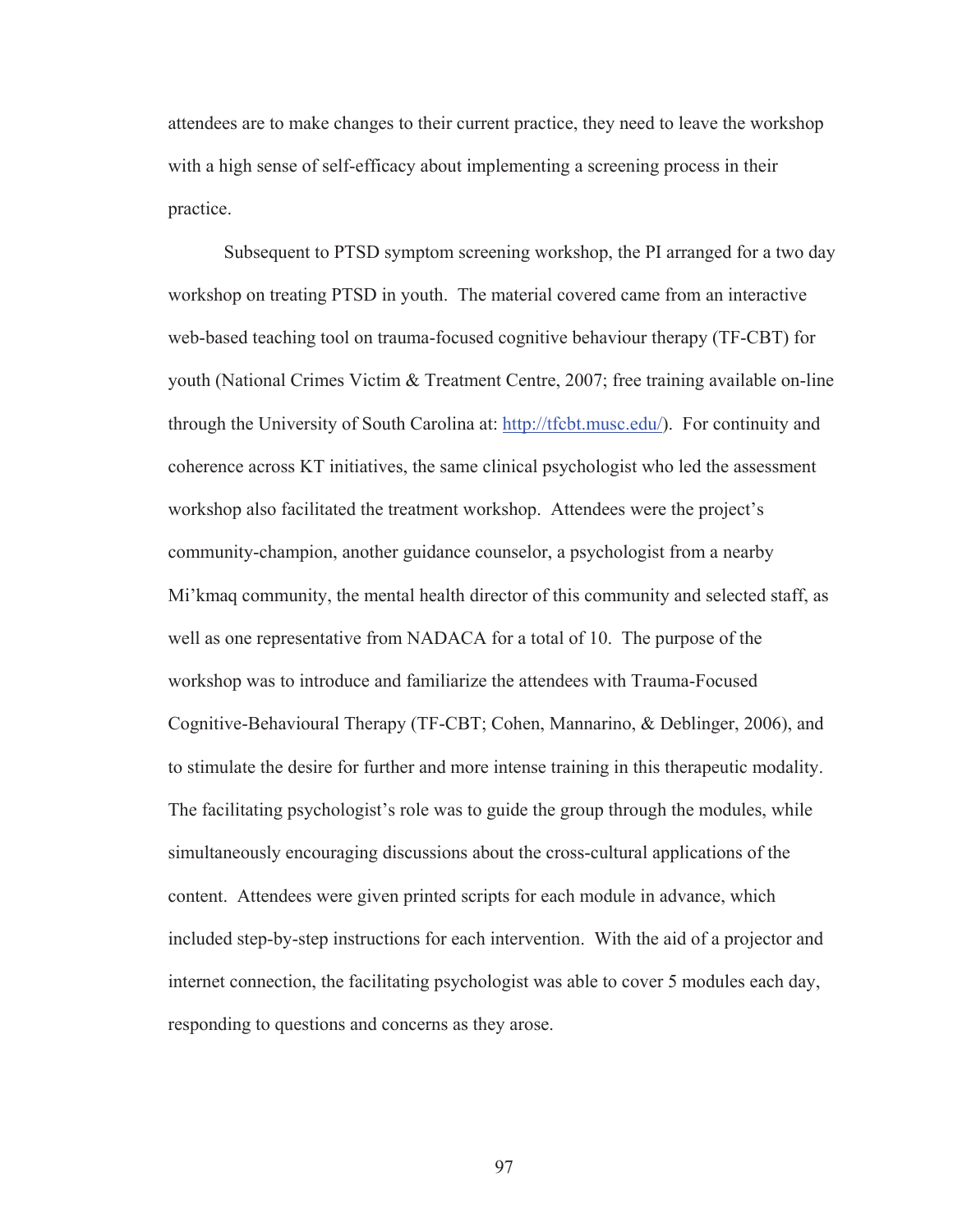attendees are to make changes to their current practice, they need to leave the workshop with a high sense of self-efficacy about implementing a screening process in their practice.

Subsequent to PTSD symptom screening workshop, the PI arranged for a two day workshop on treating PTSD in youth. The material covered came from an interactive web-based teaching tool on trauma-focused cognitive behaviour therapy (TF-CBT) for youth (National Crimes Victim & Treatment Centre, 2007; free training available on-line through the University of South Carolina at: http://tfcbt.musc.edu/). For continuity and coherence across KT initiatives, the same clinical psychologist who led the assessment workshop also facilitated the treatment workshop. Attendees were the project's community-champion, another guidance counselor, a psychologist from a nearby Mi'kmaq community, the mental health director of this community and selected staff, as well as one representative from NADACA for a total of 10. The purpose of the workshop was to introduce and familiarize the attendees with Trauma-Focused Cognitive-Behavioural Therapy (TF-CBT; Cohen, Mannarino, & Deblinger, 2006), and to stimulate the desire for further and more intense training in this therapeutic modality. The facilitating psychologist's role was to guide the group through the modules, while simultaneously encouraging discussions about the cross-cultural applications of the content. Attendees were given printed scripts for each module in advance, which included step-by-step instructions for each intervention. With the aid of a projector and internet connection, the facilitating psychologist was able to cover 5 modules each day, responding to questions and concerns as they arose.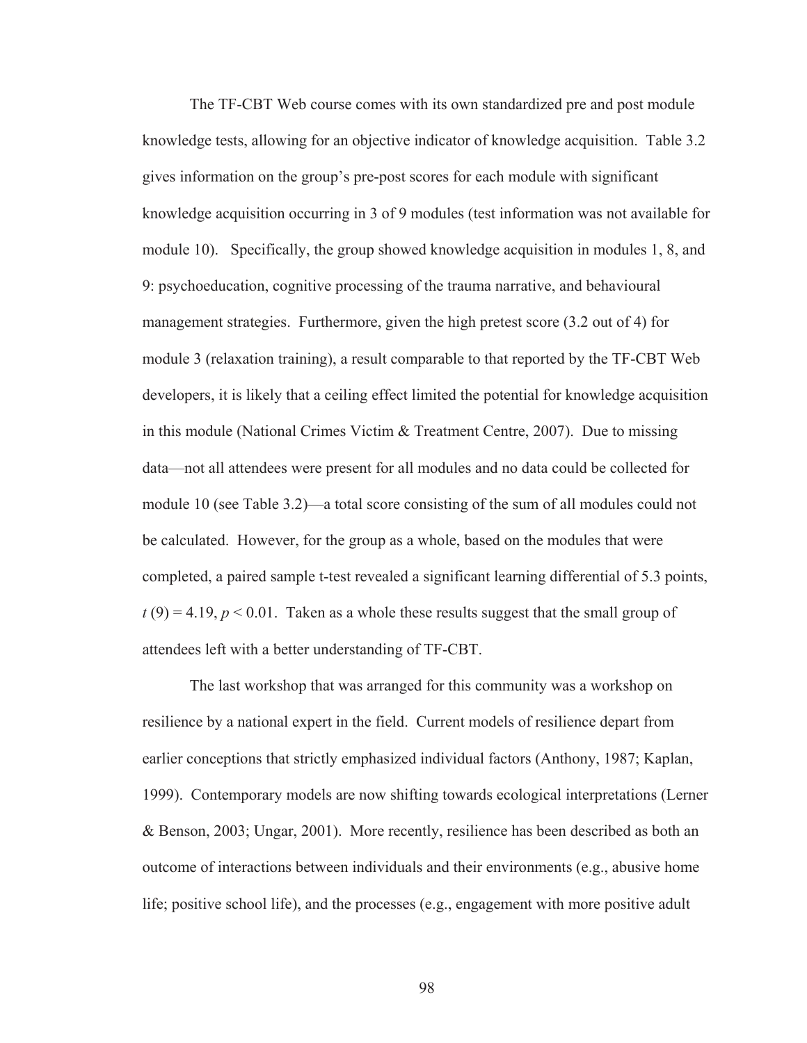The TF-CBT Web course comes with its own standardized pre and post module knowledge tests, allowing for an objective indicator of knowledge acquisition. Table 3.2 gives information on the group's pre-post scores for each module with significant knowledge acquisition occurring in 3 of 9 modules (test information was not available for module 10). Specifically, the group showed knowledge acquisition in modules 1, 8, and 9: psychoeducation, cognitive processing of the trauma narrative, and behavioural management strategies. Furthermore, given the high pretest score (3.2 out of 4) for module 3 (relaxation training), a result comparable to that reported by the TF-CBT Web developers, it is likely that a ceiling effect limited the potential for knowledge acquisition in this module (National Crimes Victim & Treatment Centre, 2007). Due to missing data—not all attendees were present for all modules and no data could be collected for module 10 (see Table 3.2)—a total score consisting of the sum of all modules could not be calculated. However, for the group as a whole, based on the modules that were completed, a paired sample t-test revealed a significant learning differential of 5.3 points, $t(9) = 4.19$, $p < 0.01$. Taken as a whole these results suggest that the small group of attendees left with a better understanding of TF-CBT.

The last workshop that was arranged for this community was a workshop on resilience by a national expert in the field. Current models of resilience depart from earlier conceptions that strictly emphasized individual factors (Anthony, 1987; Kaplan, 1999). Contemporary models are now shifting towards ecological interpretations (Lerner & Benson, 2003; Ungar, 2001). More recently, resilience has been described as both an outcome of interactions between individuals and their environments (e.g., abusive home life; positive school life), and the processes (e.g., engagement with more positive adult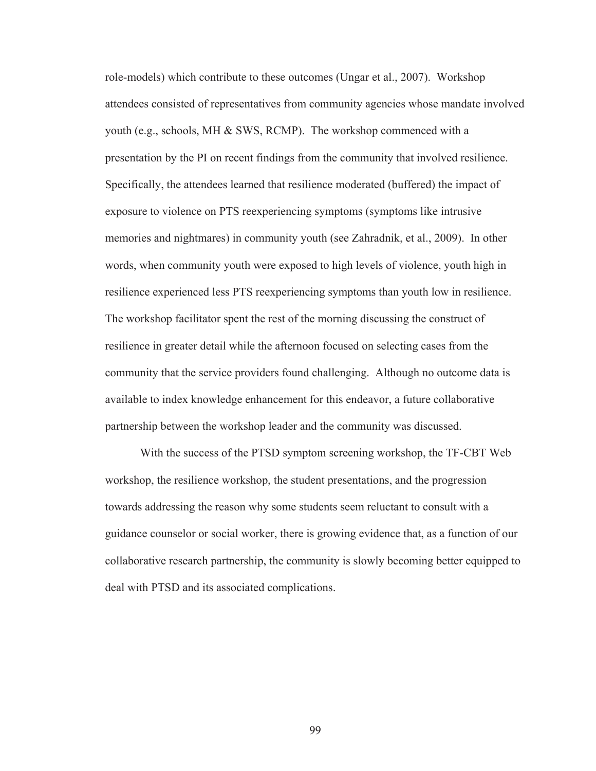role-models) which contribute to these outcomes (Ungar et al., 2007). Workshop attendees consisted of representatives from community agencies whose mandate involved youth (e.g., schools, MH & SWS, RCMP). The workshop commenced with a presentation by the PI on recent findings from the community that involved resilience. Specifically, the attendees learned that resilience moderated (buffered) the impact of exposure to violence on PTS reexperiencing symptoms (symptoms like intrusive memories and nightmares) in community youth (see Zahradnik, et al., 2009). In other words, when community youth were exposed to high levels of violence, youth high in resilience experienced less PTS reexperiencing symptoms than youth low in resilience. The workshop facilitator spent the rest of the morning discussing the construct of resilience in greater detail while the afternoon focused on selecting cases from the community that the service providers found challenging. Although no outcome data is available to index knowledge enhancement for this endeavor, a future collaborative partnership between the workshop leader and the community was discussed.

With the success of the PTSD symptom screening workshop, the TF-CBT Web workshop, the resilience workshop, the student presentations, and the progression towards addressing the reason why some students seem reluctant to consult with a guidance counselor or social worker, there is growing evidence that, as a function of our collaborative research partnership, the community is slowly becoming better equipped to deal with PTSD and its associated complications.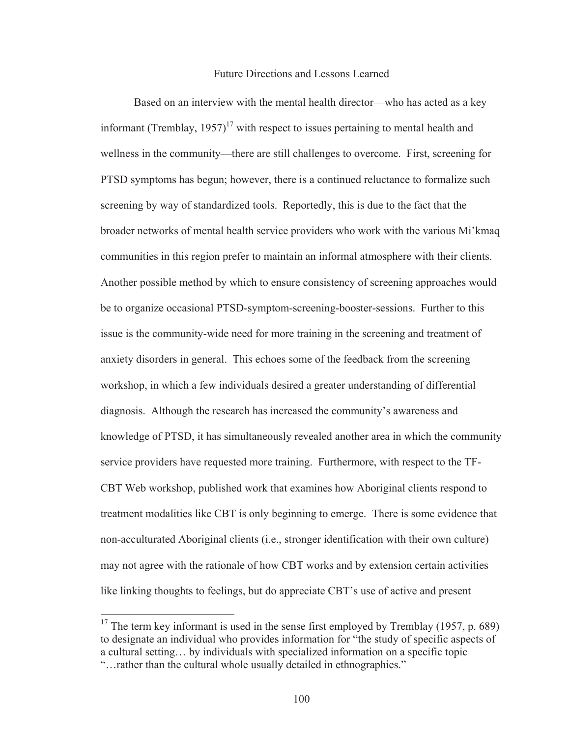## Future Directions and Lessons Learned

Based on an interview with the mental health director—who has acted as a key informant (Tremblay, 1957)[17] with respect to issues pertaining to mental health and wellness in the community—there are still challenges to overcome. First, screening for PTSD symptoms has begun; however, there is a continued reluctance to formalize such screening by way of standardized tools. Reportedly, this is due to the fact that the broader networks of mental health service providers who work with the various Mi'kmaq communities in this region prefer to maintain an informal atmosphere with their clients. Another possible method by which to ensure consistency of screening approaches would be to organize occasional PTSD-symptom-screening-booster-sessions. Further to this issue is the community-wide need for more training in the screening and treatment of anxiety disorders in general. This echoes some of the feedback from the screening workshop, in which a few individuals desired a greater understanding of differential diagnosis. Although the research has increased the community's awareness and knowledge of PTSD, it has simultaneously revealed another area in which the community service providers have requested more training. Furthermore, with respect to the TF-CBT Web workshop, published work that examines how Aboriginal clients respond to treatment modalities like CBT is only beginning to emerge. There is some evidence that non-acculturated Aboriginal clients (i.e., stronger identification with their own culture) may not agree with the rationale of how CBT works and by extension certain activities like linking thoughts to feelings, but do appreciate CBT's use of active and present

---

[17] The term key informant is used in the sense first employed by Tremblay (1957, p. 689) to designate an individual who provides information for "the study of specific aspects of a cultural setting… by individuals with specialized information on a specific topic "…rather than the cultural whole usually detailed in ethnographies."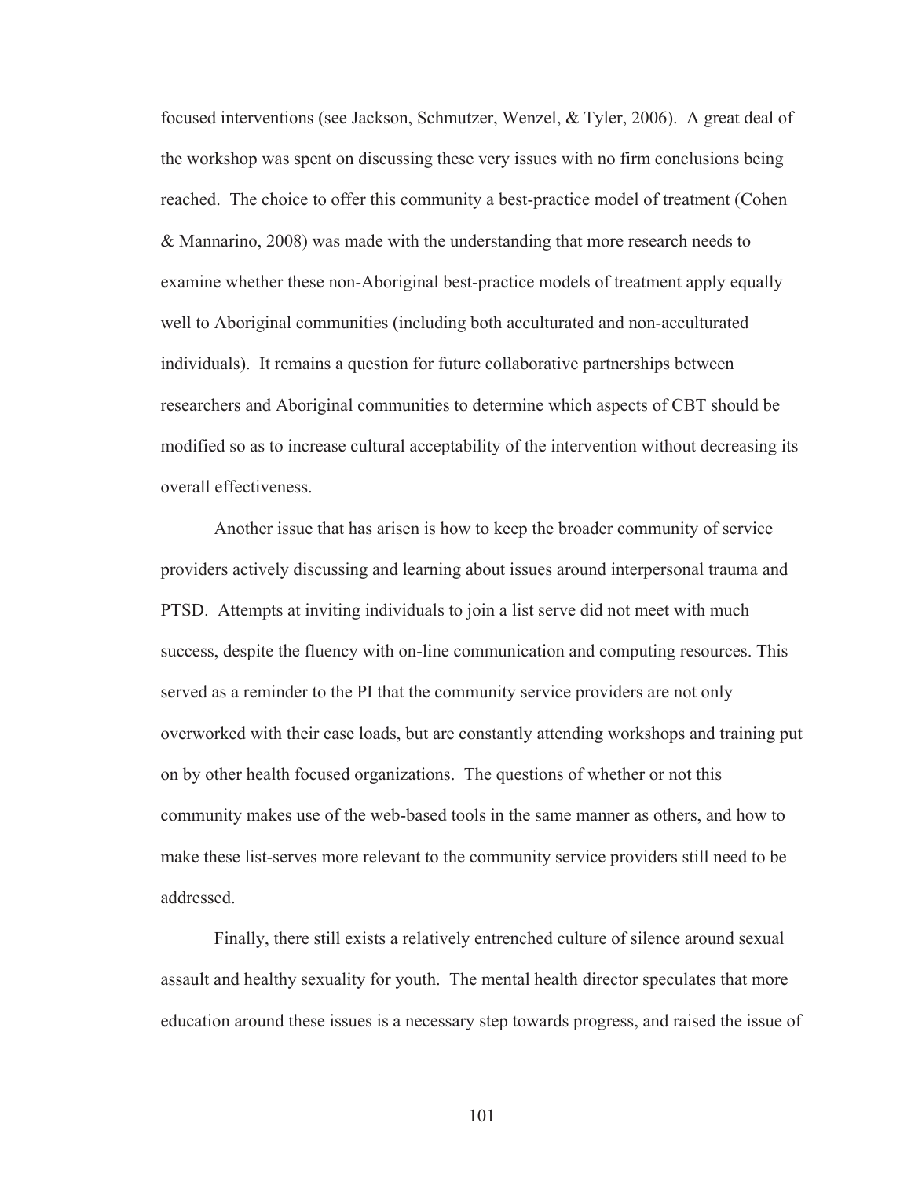focused interventions (see Jackson, Schmutzer, Wenzel, & Tyler, 2006). A great deal of the workshop was spent on discussing these very issues with no firm conclusions being reached. The choice to offer this community a best-practice model of treatment (Cohen & Mannarino, 2008) was made with the understanding that more research needs to examine whether these non-Aboriginal best-practice models of treatment apply equally well to Aboriginal communities (including both acculturated and non-acculturated individuals). It remains a question for future collaborative partnerships between researchers and Aboriginal communities to determine which aspects of CBT should be modified so as to increase cultural acceptability of the intervention without decreasing its overall effectiveness.

Another issue that has arisen is how to keep the broader community of service providers actively discussing and learning about issues around interpersonal trauma and PTSD. Attempts at inviting individuals to join a list serve did not meet with much success, despite the fluency with on-line communication and computing resources. This served as a reminder to the PI that the community service providers are not only overworked with their case loads, but are constantly attending workshops and training put on by other health focused organizations. The questions of whether or not this community makes use of the web-based tools in the same manner as others, and how to make these list-serves more relevant to the community service providers still need to be addressed.

Finally, there still exists a relatively entrenched culture of silence around sexual assault and healthy sexuality for youth. The mental health director speculates that more education around these issues is a necessary step towards progress, and raised the issue of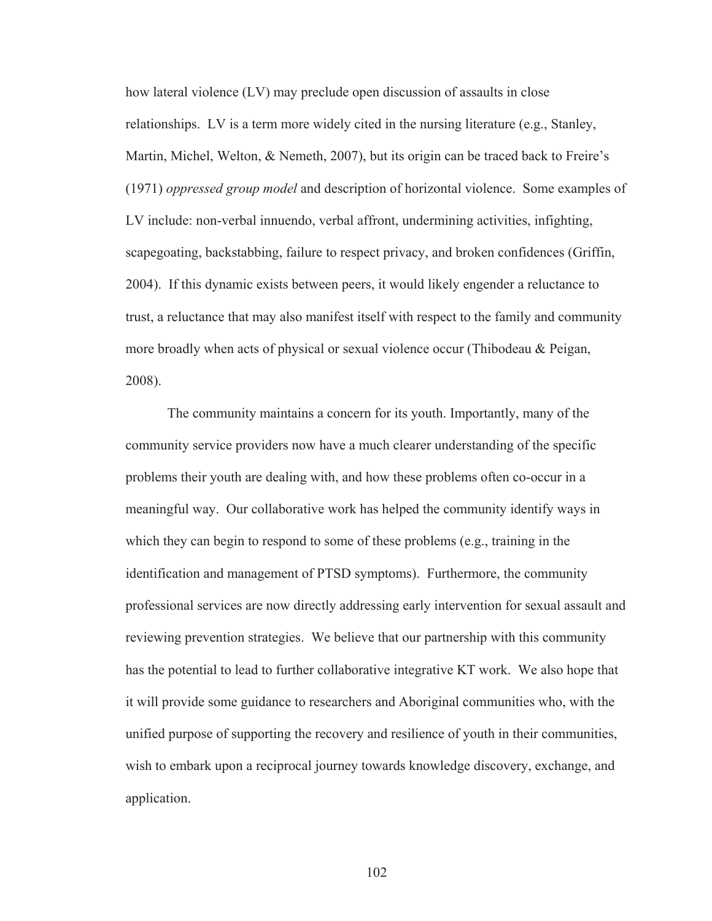how lateral violence (LV) may preclude open discussion of assaults in close relationships. LV is a term more widely cited in the nursing literature (e.g., Stanley, Martin, Michel, Welton, & Nemeth, 2007), but its origin can be traced back to Freire's (1971) *oppressed group model* and description of horizontal violence. Some examples of LV include: non-verbal innuendo, verbal affront, undermining activities, infighting, scapegoating, backstabbing, failure to respect privacy, and broken confidences (Griffin, 2004). If this dynamic exists between peers, it would likely engender a reluctance to trust, a reluctance that may also manifest itself with respect to the family and community more broadly when acts of physical or sexual violence occur (Thibodeau & Peigan, 2008).

The community maintains a concern for its youth. Importantly, many of the community service providers now have a much clearer understanding of the specific problems their youth are dealing with, and how these problems often co-occur in a meaningful way. Our collaborative work has helped the community identify ways in which they can begin to respond to some of these problems (e.g., training in the identification and management of PTSD symptoms). Furthermore, the community professional services are now directly addressing early intervention for sexual assault and reviewing prevention strategies. We believe that our partnership with this community has the potential to lead to further collaborative integrative KT work. We also hope that it will provide some guidance to researchers and Aboriginal communities who, with the unified purpose of supporting the recovery and resilience of youth in their communities, wish to embark upon a reciprocal journey towards knowledge discovery, exchange, and application.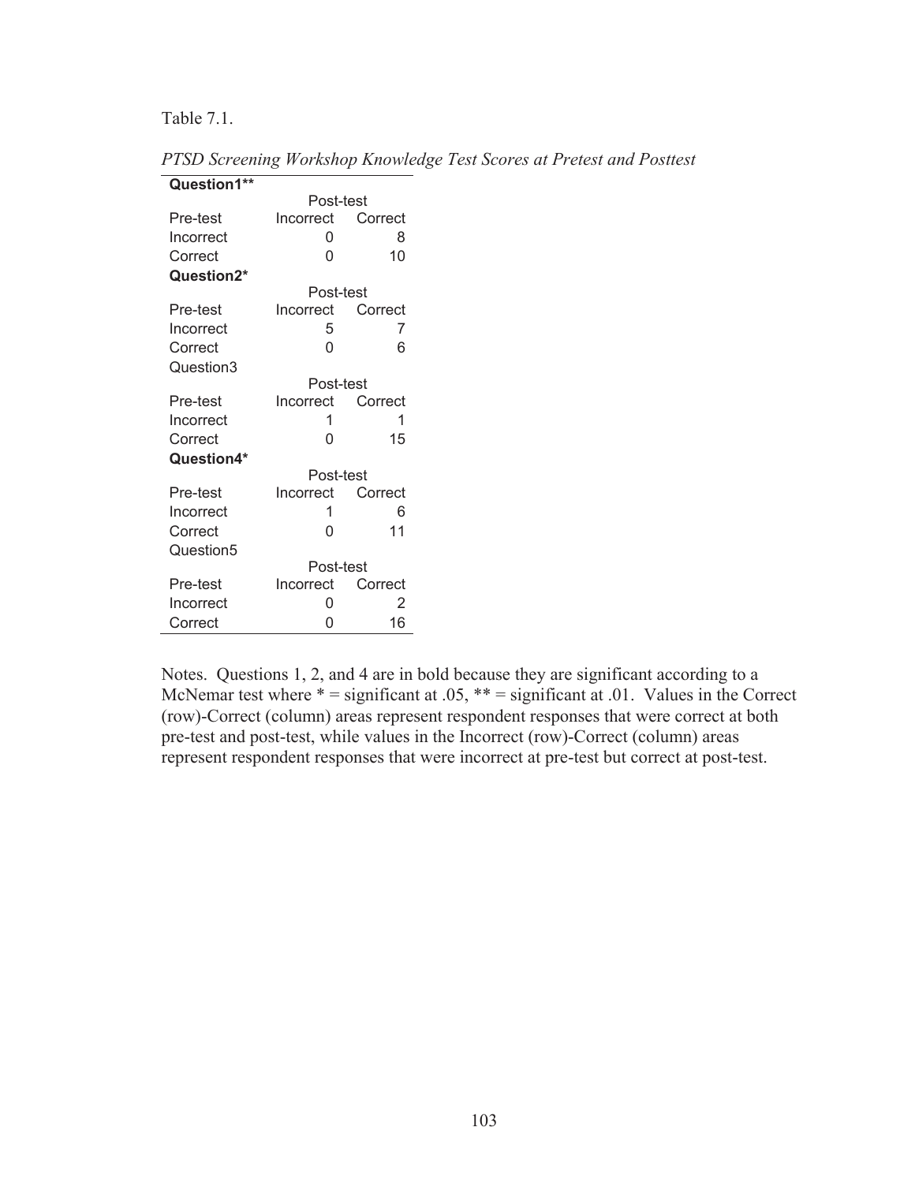Table 7.1.

*PTSD Screening Workshop Knowledge Test Scores at Pretest and Posttest*

| **Question1**** | | |
|---|---|---|
| | Post-test | |
| Pre-test | Incorrect | Correct |
| Incorrect | 0 | 8 |
| Correct | 0 | 10 |
| **Question2*** | | |
| | Post-test | |
| Pre-test | Incorrect | Correct |
| Incorrect | 5 | 7 |
| Correct | 0 | 6 |
| Question3 | | |
| | Post-test | |
| Pre-test | Incorrect | Correct |
| Incorrect | 1 | 1 |
| Correct | 0 | 15 |
| **Question4*** | | |
| | Post-test | |
| Pre-test | Incorrect | Correct |
| Incorrect | 1 | 6 |
| Correct | 0 | 11 |
| Question5 | | |
| | Post-test | |
| Pre-test | Incorrect | Correct |
| Incorrect | 0 | 2 |
| Correct | 0 | 16 |

Notes. Questions 1, 2, and 4 are in bold because they are significant according to a McNemar test where * = significant at .05, ** = significant at .01. Values in the Correct (row)-Correct (column) areas represent respondent responses that were correct at both pre-test and post-test, while values in the Incorrect (row)-Correct (column) areas represent respondent responses that were incorrect at pre-test but correct at post-test.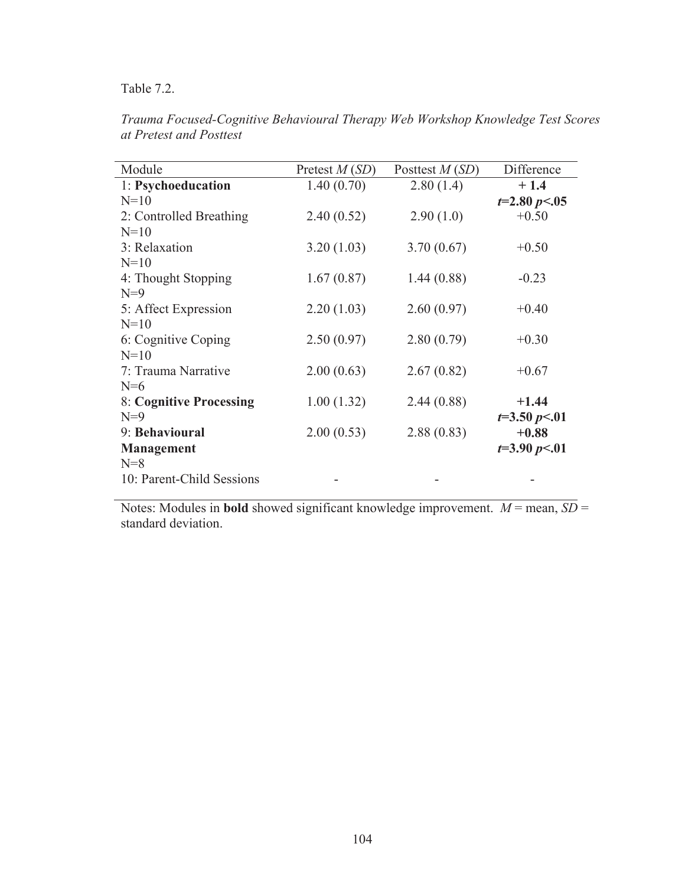Table 7.2.

*Trauma Focused-Cognitive Behavioural Therapy Web Workshop Knowledge Test Scores at Pretest and Posttest*

| Module | Pretest *M* (*SD*) | Posttest *M* (*SD*) | Difference |
|---|---|---|---|
| 1: **Psychoeducation** N=10 | 1.40 (0.70) | 2.80 (1.4) | **+ 1.4** **$t$=2.80 $p$<.05** |
| 2: Controlled Breathing N=10 | 2.40 (0.52) | 2.90 (1.0) | +0.50 |
| 3: Relaxation N=10 | 3.20 (1.03) | 3.70 (0.67) | +0.50 |
| 4: Thought Stopping N=9 | 1.67 (0.87) | 1.44 (0.88) | -0.23 |
| 5: Affect Expression N=10 | 2.20 (1.03) | 2.60 (0.97) | +0.40 |
| 6: Cognitive Coping N=10 | 2.50 (0.97) | 2.80 (0.79) | +0.30 |
| 7: Trauma Narrative N=6 | 2.00 (0.63) | 2.67 (0.82) | +0.67 |
| 8: **Cognitive Processing** N=9 | 1.00 (1.32) | 2.44 (0.88) | **+1.44** **$t$=3.50 $p$<.01** |
| 9: **Behavioural Management** N=8 | 2.00 (0.53) | 2.88 (0.83) | **+0.88** **$t$=3.90 $p$<.01** |
| 10: Parent-Child Sessions | - | - | - |

Notes: Modules in **bold** showed significant knowledge improvement. *M* = mean, *SD* = standard deviation.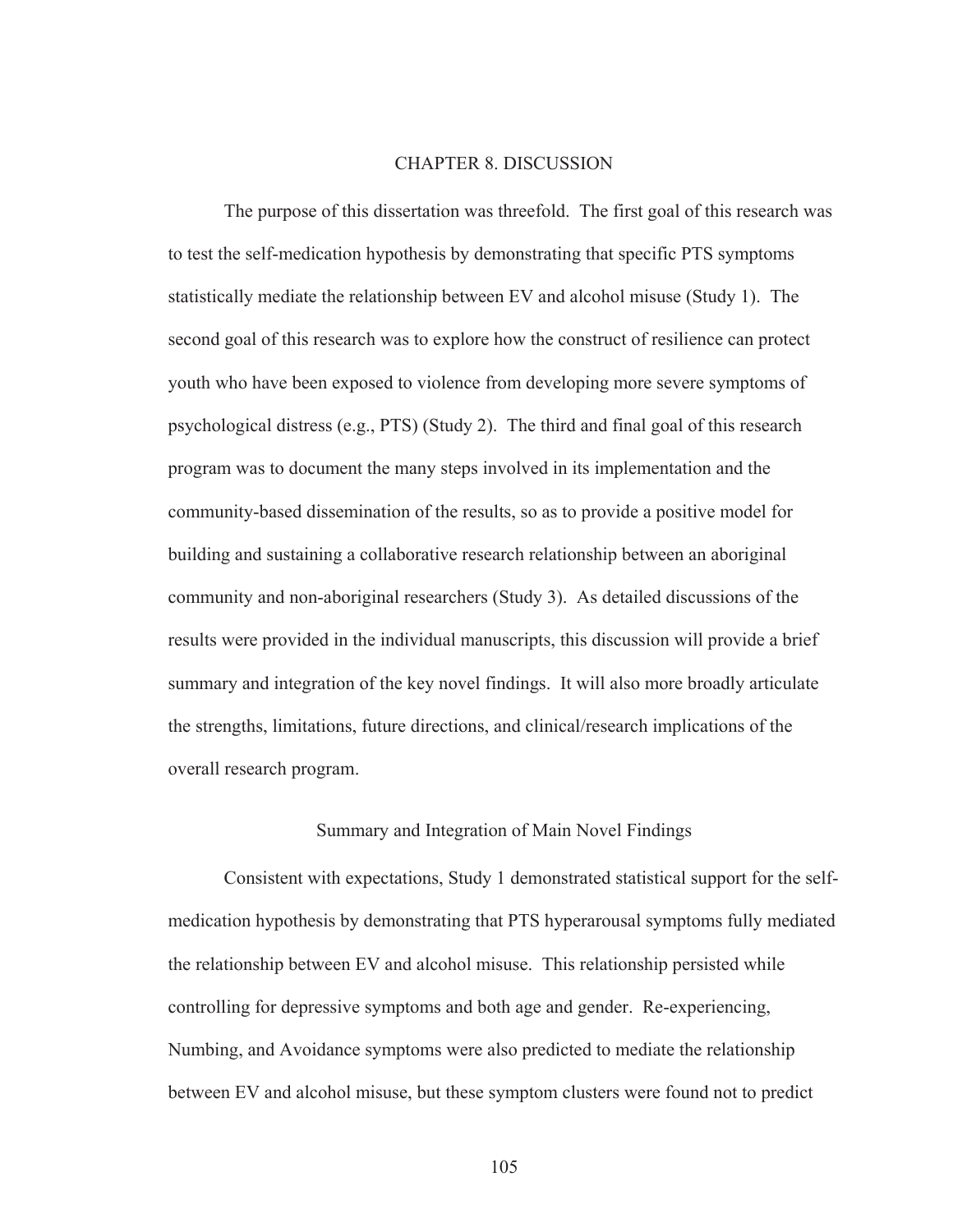# CHAPTER 8. DISCUSSION

The purpose of this dissertation was threefold. The first goal of this research was to test the self-medication hypothesis by demonstrating that specific PTS symptoms statistically mediate the relationship between EV and alcohol misuse (Study 1). The second goal of this research was to explore how the construct of resilience can protect youth who have been exposed to violence from developing more severe symptoms of psychological distress (e.g., PTS) (Study 2). The third and final goal of this research program was to document the many steps involved in its implementation and the community-based dissemination of the results, so as to provide a positive model for building and sustaining a collaborative research relationship between an aboriginal community and non-aboriginal researchers (Study 3). As detailed discussions of the results were provided in the individual manuscripts, this discussion will provide a brief summary and integration of the key novel findings. It will also more broadly articulate the strengths, limitations, future directions, and clinical/research implications of the overall research program.

## Summary and Integration of Main Novel Findings

Consistent with expectations, Study 1 demonstrated statistical support for the self-medication hypothesis by demonstrating that PTS hyperarousal symptoms fully mediated the relationship between EV and alcohol misuse. This relationship persisted while controlling for depressive symptoms and both age and gender. Re-experiencing, Numbing, and Avoidance symptoms were also predicted to mediate the relationship between EV and alcohol misuse, but these symptom clusters were found not to predict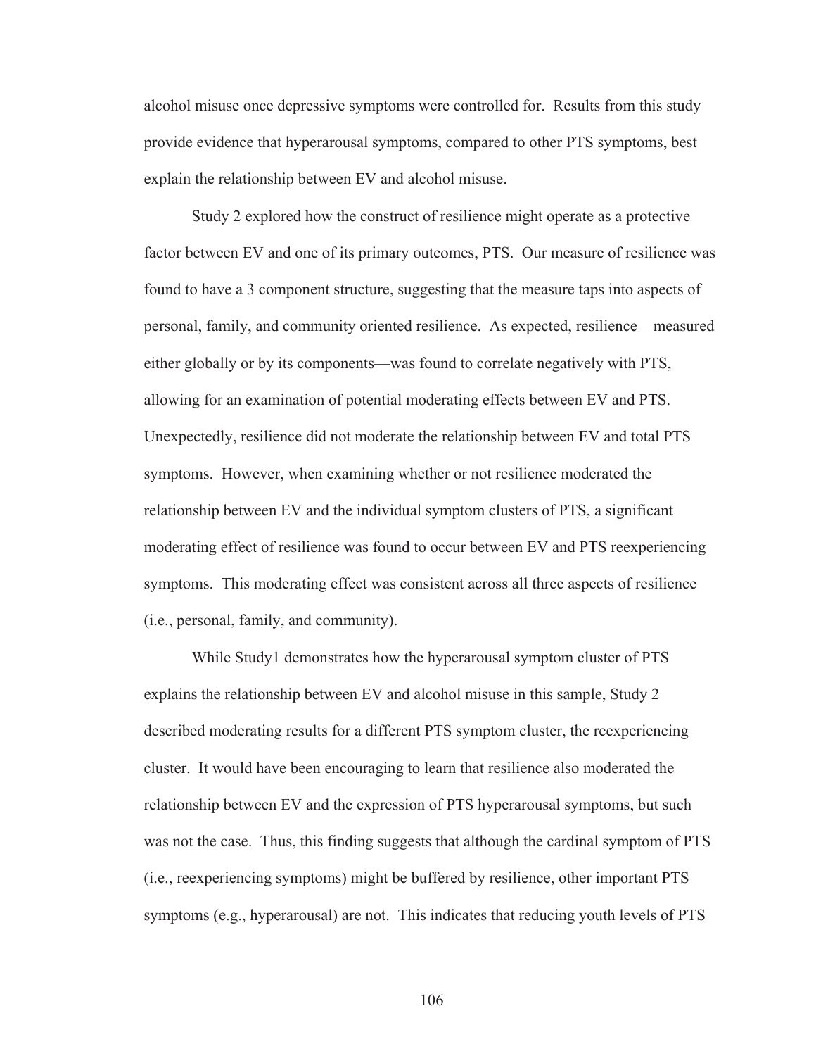alcohol misuse once depressive symptoms were controlled for. Results from this study provide evidence that hyperarousal symptoms, compared to other PTS symptoms, best explain the relationship between EV and alcohol misuse.

Study 2 explored how the construct of resilience might operate as a protective factor between EV and one of its primary outcomes, PTS. Our measure of resilience was found to have a 3 component structure, suggesting that the measure taps into aspects of personal, family, and community oriented resilience. As expected, resilience—measured either globally or by its components—was found to correlate negatively with PTS, allowing for an examination of potential moderating effects between EV and PTS. Unexpectedly, resilience did not moderate the relationship between EV and total PTS symptoms. However, when examining whether or not resilience moderated the relationship between EV and the individual symptom clusters of PTS, a significant moderating effect of resilience was found to occur between EV and PTS reexperiencing symptoms. This moderating effect was consistent across all three aspects of resilience (i.e., personal, family, and community).

While Study1 demonstrates how the hyperarousal symptom cluster of PTS explains the relationship between EV and alcohol misuse in this sample, Study 2 described moderating results for a different PTS symptom cluster, the reexperiencing cluster. It would have been encouraging to learn that resilience also moderated the relationship between EV and the expression of PTS hyperarousal symptoms, but such was not the case. Thus, this finding suggests that although the cardinal symptom of PTS (i.e., reexperiencing symptoms) might be buffered by resilience, other important PTS symptoms (e.g., hyperarousal) are not. This indicates that reducing youth levels of PTS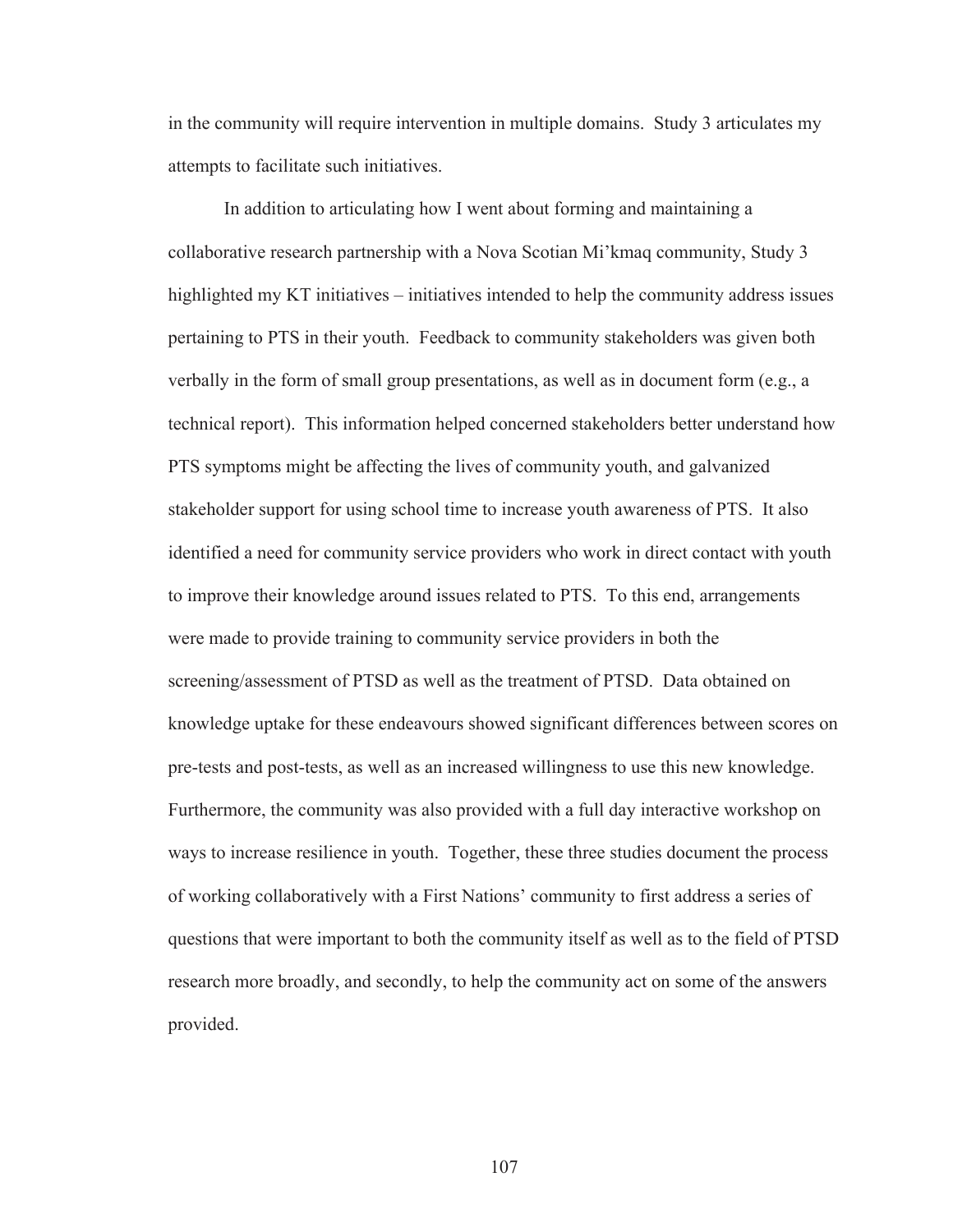in the community will require intervention in multiple domains. Study 3 articulates my attempts to facilitate such initiatives.

In addition to articulating how I went about forming and maintaining a collaborative research partnership with a Nova Scotian Mi'kmaq community, Study 3 highlighted my KT initiatives – initiatives intended to help the community address issues pertaining to PTS in their youth. Feedback to community stakeholders was given both verbally in the form of small group presentations, as well as in document form (e.g., a technical report). This information helped concerned stakeholders better understand how PTS symptoms might be affecting the lives of community youth, and galvanized stakeholder support for using school time to increase youth awareness of PTS. It also identified a need for community service providers who work in direct contact with youth to improve their knowledge around issues related to PTS. To this end, arrangements were made to provide training to community service providers in both the screening/assessment of PTSD as well as the treatment of PTSD. Data obtained on knowledge uptake for these endeavours showed significant differences between scores on pre-tests and post-tests, as well as an increased willingness to use this new knowledge. Furthermore, the community was also provided with a full day interactive workshop on ways to increase resilience in youth. Together, these three studies document the process of working collaboratively with a First Nations' community to first address a series of questions that were important to both the community itself as well as to the field of PTSD research more broadly, and secondly, to help the community act on some of the answers provided.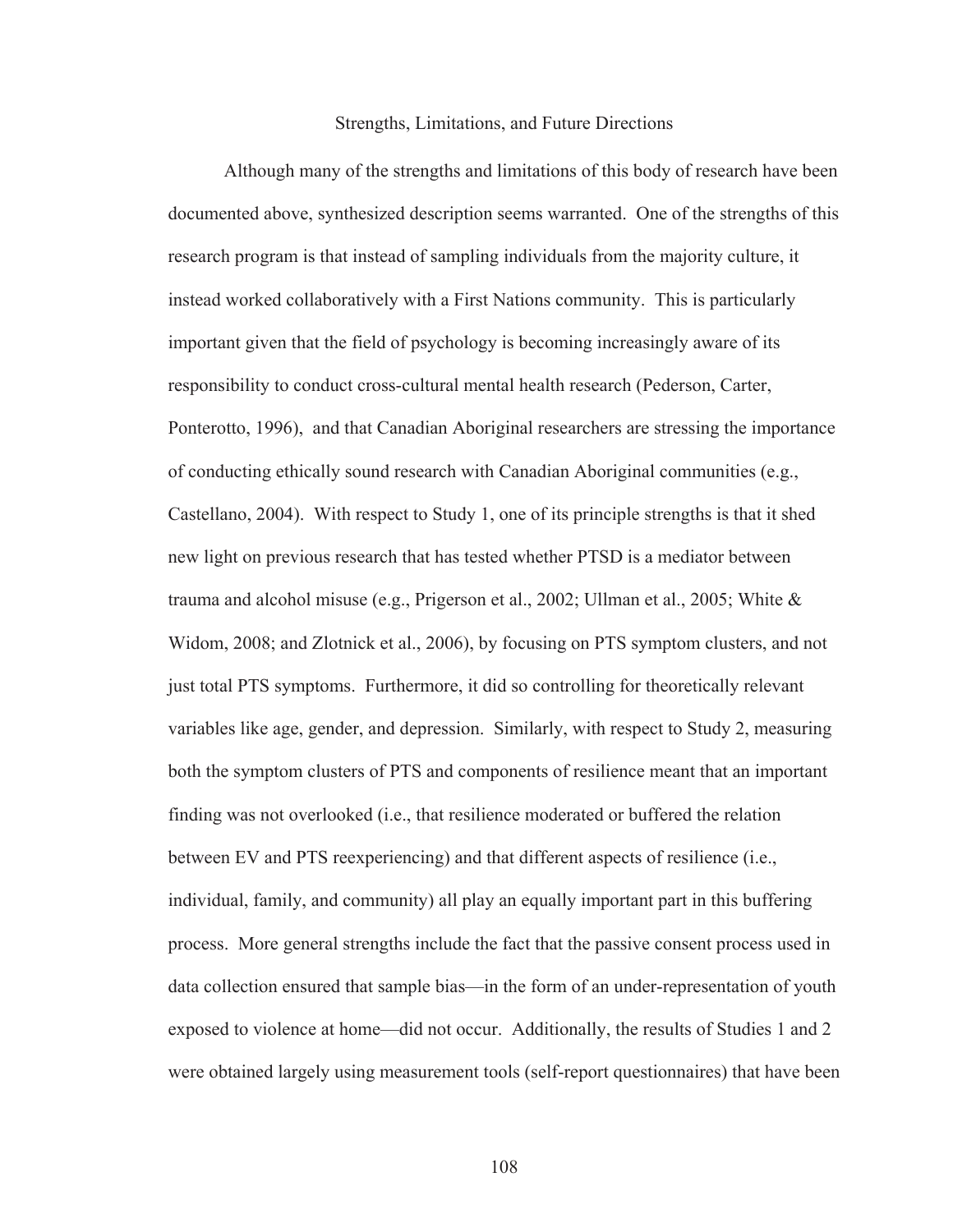## Strengths, Limitations, and Future Directions

Although many of the strengths and limitations of this body of research have been documented above, synthesized description seems warranted. One of the strengths of this research program is that instead of sampling individuals from the majority culture, it instead worked collaboratively with a First Nations community. This is particularly important given that the field of psychology is becoming increasingly aware of its responsibility to conduct cross-cultural mental health research (Pederson, Carter, Ponterotto, 1996), and that Canadian Aboriginal researchers are stressing the importance of conducting ethically sound research with Canadian Aboriginal communities (e.g., Castellano, 2004). With respect to Study 1, one of its principle strengths is that it shed new light on previous research that has tested whether PTSD is a mediator between trauma and alcohol misuse (e.g., Prigerson et al., 2002; Ullman et al., 2005; White & Widom, 2008; and Zlotnick et al., 2006), by focusing on PTS symptom clusters, and not just total PTS symptoms. Furthermore, it did so controlling for theoretically relevant variables like age, gender, and depression. Similarly, with respect to Study 2, measuring both the symptom clusters of PTS and components of resilience meant that an important finding was not overlooked (i.e., that resilience moderated or buffered the relation between EV and PTS reexperiencing) and that different aspects of resilience (i.e., individual, family, and community) all play an equally important part in this buffering process. More general strengths include the fact that the passive consent process used in data collection ensured that sample bias—in the form of an under-representation of youth exposed to violence at home—did not occur. Additionally, the results of Studies 1 and 2 were obtained largely using measurement tools (self-report questionnaires) that have been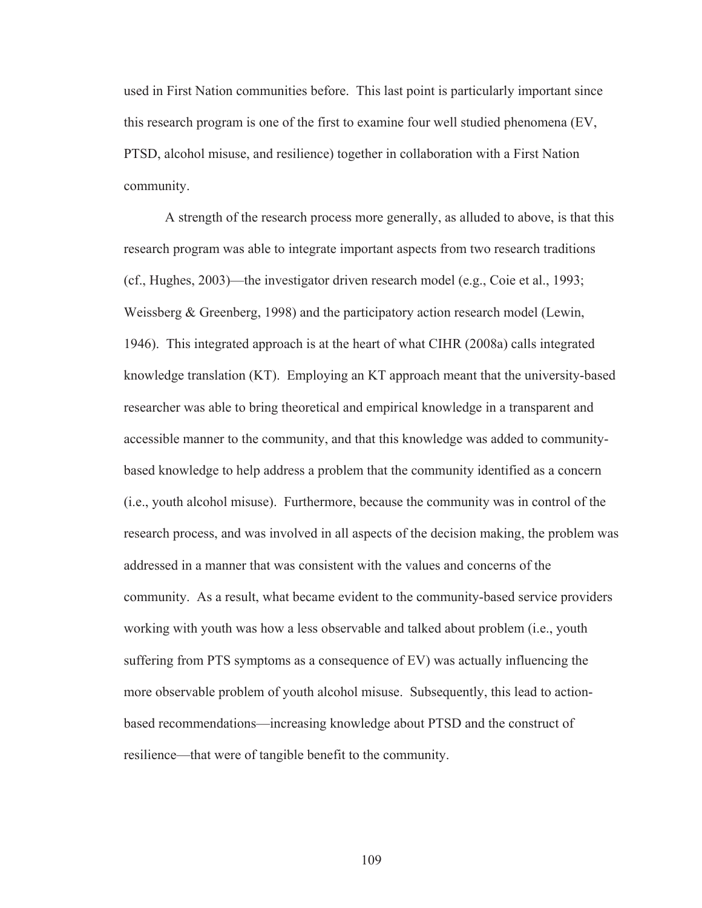used in First Nation communities before. This last point is particularly important since this research program is one of the first to examine four well studied phenomena (EV, PTSD, alcohol misuse, and resilience) together in collaboration with a First Nation community.

A strength of the research process more generally, as alluded to above, is that this research program was able to integrate important aspects from two research traditions (cf., Hughes, 2003)—the investigator driven research model (e.g., Coie et al., 1993; Weissberg & Greenberg, 1998) and the participatory action research model (Lewin, 1946). This integrated approach is at the heart of what CIHR (2008a) calls integrated knowledge translation (KT). Employing an KT approach meant that the university-based researcher was able to bring theoretical and empirical knowledge in a transparent and accessible manner to the community, and that this knowledge was added to community-based knowledge to help address a problem that the community identified as a concern (i.e., youth alcohol misuse). Furthermore, because the community was in control of the research process, and was involved in all aspects of the decision making, the problem was addressed in a manner that was consistent with the values and concerns of the community. As a result, what became evident to the community-based service providers working with youth was how a less observable and talked about problem (i.e., youth suffering from PTS symptoms as a consequence of EV) was actually influencing the more observable problem of youth alcohol misuse. Subsequently, this lead to action-based recommendations—increasing knowledge about PTSD and the construct of resilience—that were of tangible benefit to the community.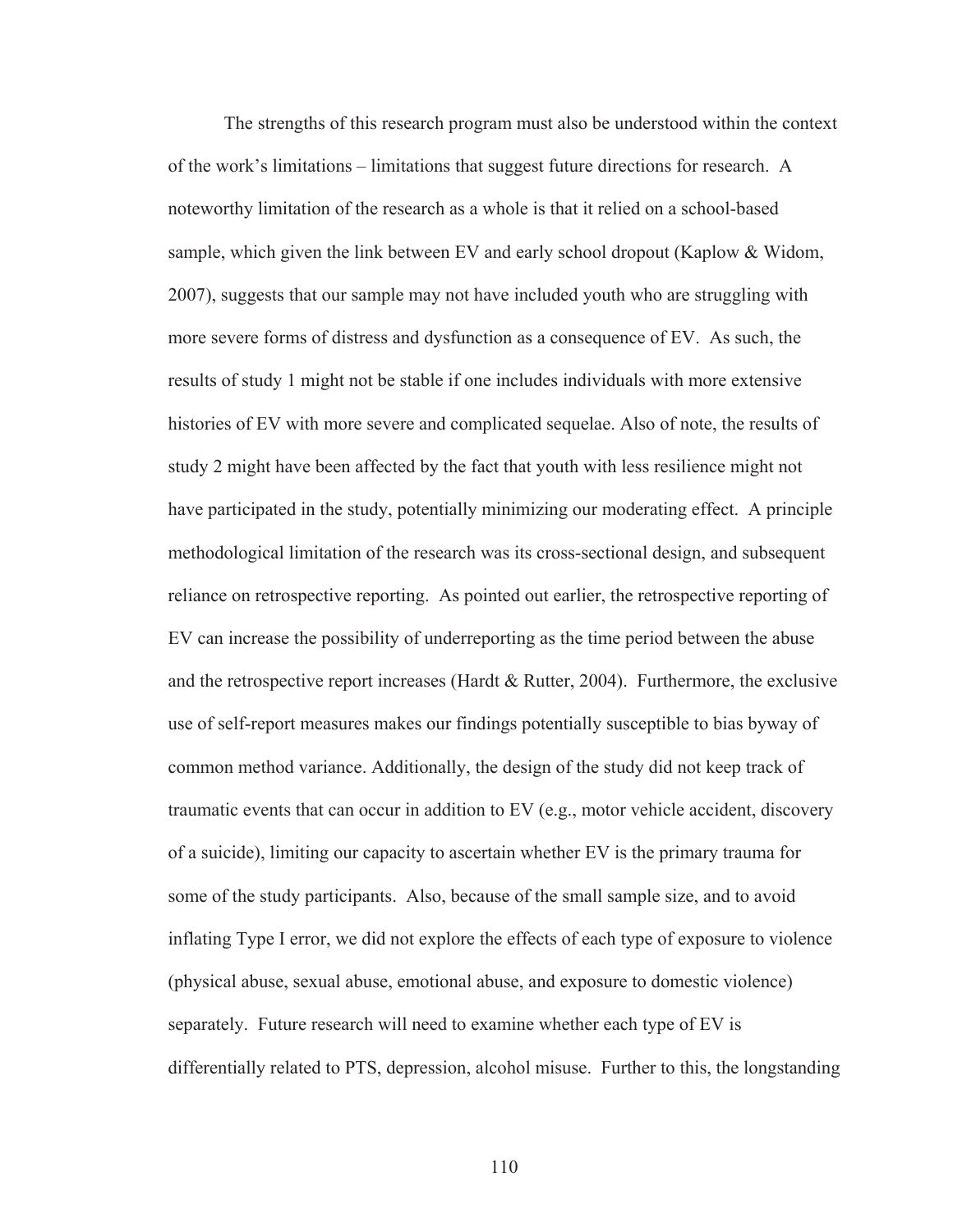The strengths of this research program must also be understood within the context of the work's limitations – limitations that suggest future directions for research. A noteworthy limitation of the research as a whole is that it relied on a school-based sample, which given the link between EV and early school dropout (Kaplow & Widom, 2007), suggests that our sample may not have included youth who are struggling with more severe forms of distress and dysfunction as a consequence of EV. As such, the results of study 1 might not be stable if one includes individuals with more extensive histories of EV with more severe and complicated sequelae. Also of note, the results of study 2 might have been affected by the fact that youth with less resilience might not have participated in the study, potentially minimizing our moderating effect. A principle methodological limitation of the research was its cross-sectional design, and subsequent reliance on retrospective reporting. As pointed out earlier, the retrospective reporting of EV can increase the possibility of underreporting as the time period between the abuse and the retrospective report increases (Hardt & Rutter, 2004). Furthermore, the exclusive use of self-report measures makes our findings potentially susceptible to bias byway of common method variance. Additionally, the design of the study did not keep track of traumatic events that can occur in addition to EV (e.g., motor vehicle accident, discovery of a suicide), limiting our capacity to ascertain whether EV is the primary trauma for some of the study participants. Also, because of the small sample size, and to avoid inflating Type I error, we did not explore the effects of each type of exposure to violence (physical abuse, sexual abuse, emotional abuse, and exposure to domestic violence) separately. Future research will need to examine whether each type of EV is differentially related to PTS, depression, alcohol misuse. Further to this, the longstanding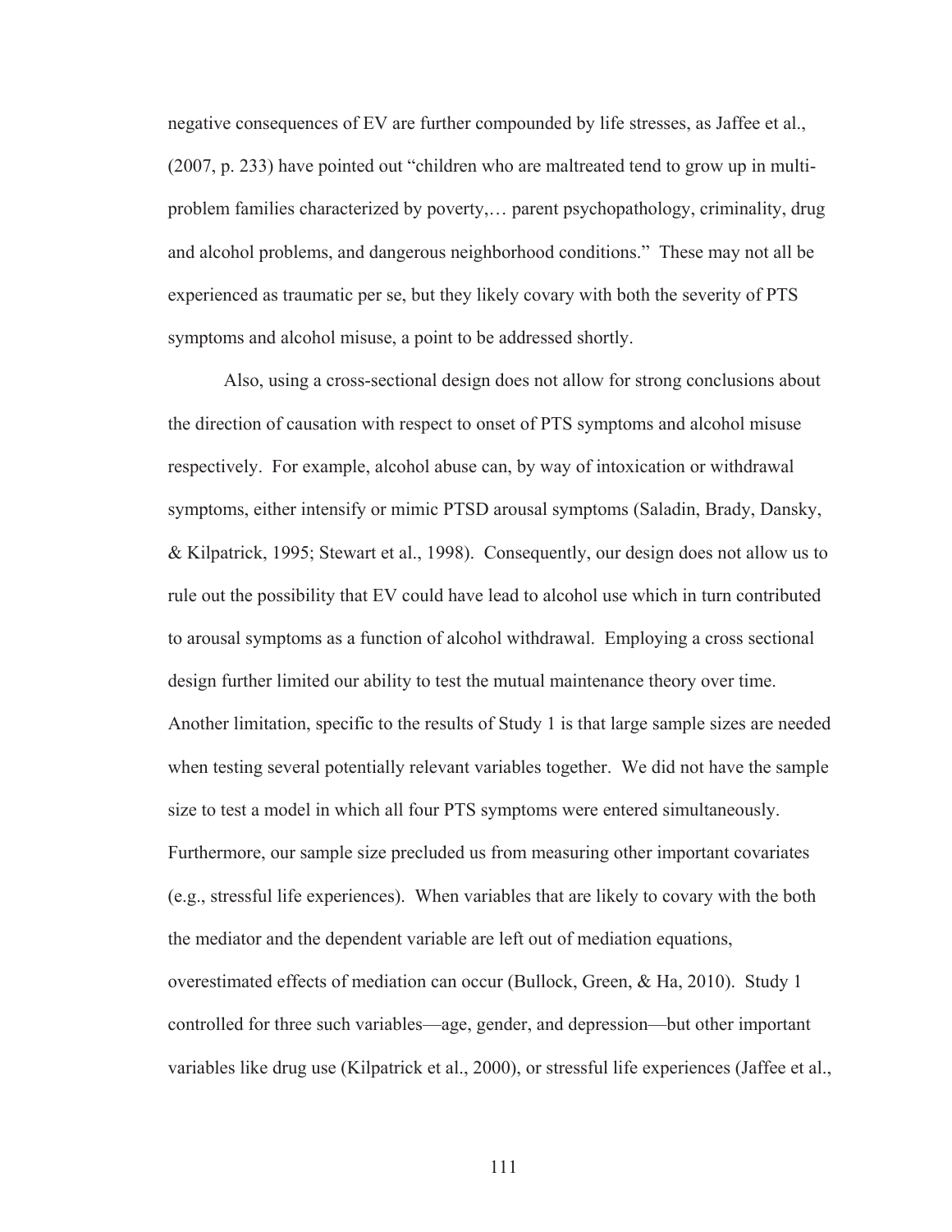negative consequences of EV are further compounded by life stresses, as Jaffee et al., (2007, p. 233) have pointed out "children who are maltreated tend to grow up in multi-problem families characterized by poverty,… parent psychopathology, criminality, drug and alcohol problems, and dangerous neighborhood conditions." These may not all be experienced as traumatic per se, but they likely covary with both the severity of PTS symptoms and alcohol misuse, a point to be addressed shortly.

Also, using a cross-sectional design does not allow for strong conclusions about the direction of causation with respect to onset of PTS symptoms and alcohol misuse respectively. For example, alcohol abuse can, by way of intoxication or withdrawal symptoms, either intensify or mimic PTSD arousal symptoms (Saladin, Brady, Dansky, & Kilpatrick, 1995; Stewart et al., 1998). Consequently, our design does not allow us to rule out the possibility that EV could have lead to alcohol use which in turn contributed to arousal symptoms as a function of alcohol withdrawal. Employing a cross sectional design further limited our ability to test the mutual maintenance theory over time. Another limitation, specific to the results of Study 1 is that large sample sizes are needed when testing several potentially relevant variables together. We did not have the sample size to test a model in which all four PTS symptoms were entered simultaneously. Furthermore, our sample size precluded us from measuring other important covariates (e.g., stressful life experiences). When variables that are likely to covary with the both the mediator and the dependent variable are left out of mediation equations, overestimated effects of mediation can occur (Bullock, Green, & Ha, 2010). Study 1 controlled for three such variables—age, gender, and depression—but other important variables like drug use (Kilpatrick et al., 2000), or stressful life experiences (Jaffee et al.,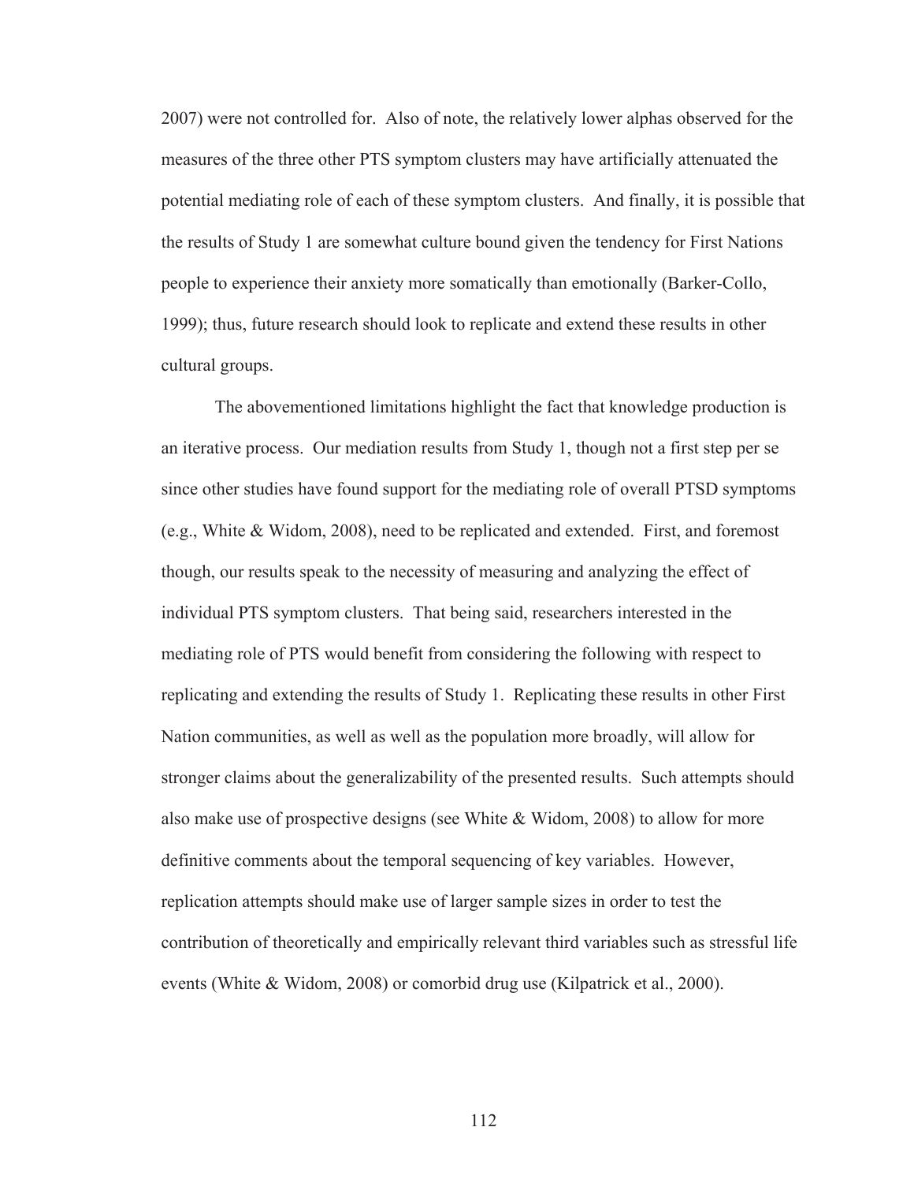2007) were not controlled for. Also of note, the relatively lower alphas observed for the measures of the three other PTS symptom clusters may have artificially attenuated the potential mediating role of each of these symptom clusters. And finally, it is possible that the results of Study 1 are somewhat culture bound given the tendency for First Nations people to experience their anxiety more somatically than emotionally (Barker-Collo, 1999); thus, future research should look to replicate and extend these results in other cultural groups.

The abovementioned limitations highlight the fact that knowledge production is an iterative process. Our mediation results from Study 1, though not a first step per se since other studies have found support for the mediating role of overall PTSD symptoms (e.g., White & Widom, 2008), need to be replicated and extended. First, and foremost though, our results speak to the necessity of measuring and analyzing the effect of individual PTS symptom clusters. That being said, researchers interested in the mediating role of PTS would benefit from considering the following with respect to replicating and extending the results of Study 1. Replicating these results in other First Nation communities, as well as well as the population more broadly, will allow for stronger claims about the generalizability of the presented results. Such attempts should also make use of prospective designs (see White & Widom, 2008) to allow for more definitive comments about the temporal sequencing of key variables. However, replication attempts should make use of larger sample sizes in order to test the contribution of theoretically and empirically relevant third variables such as stressful life events (White & Widom, 2008) or comorbid drug use (Kilpatrick et al., 2000).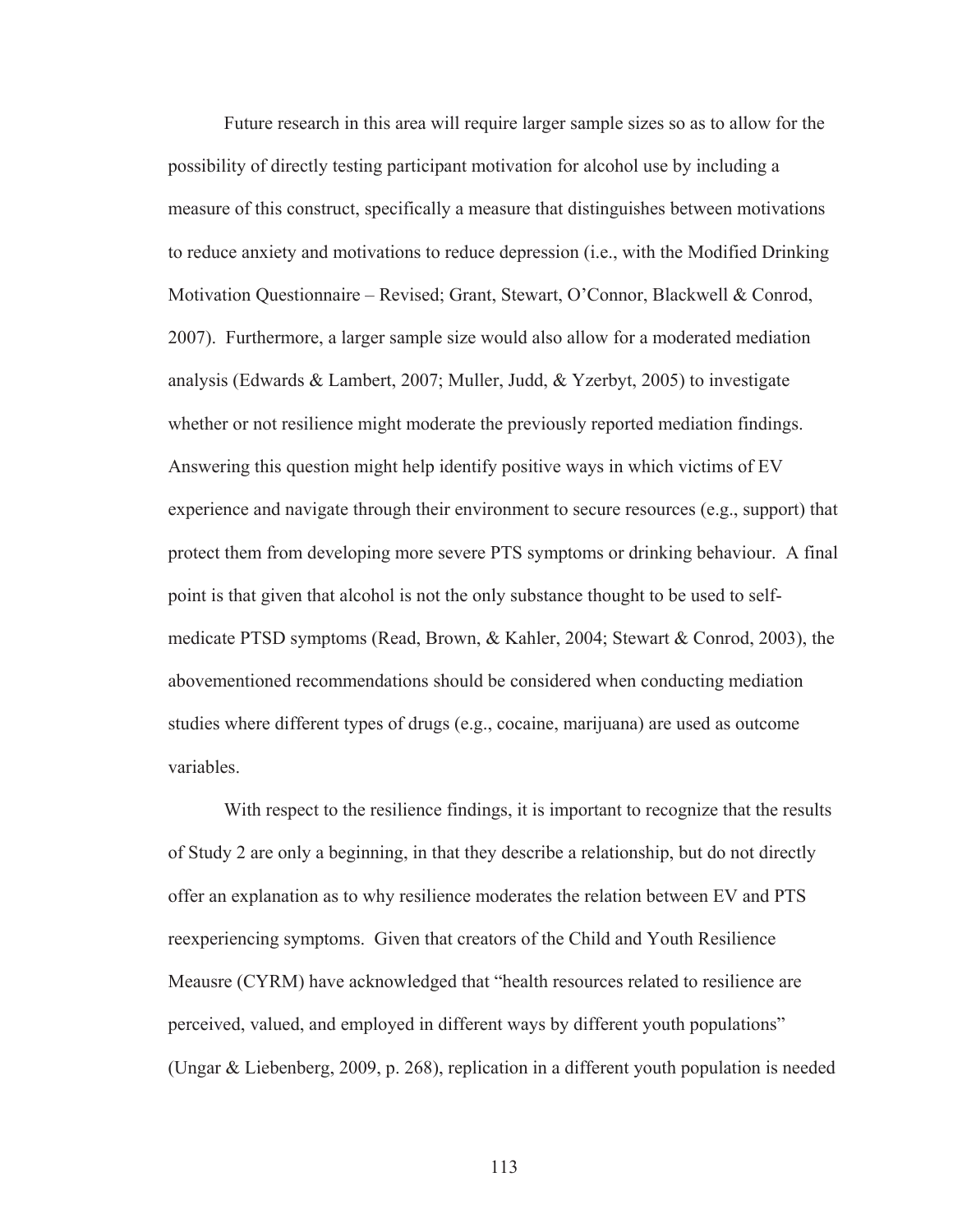Future research in this area will require larger sample sizes so as to allow for the possibility of directly testing participant motivation for alcohol use by including a measure of this construct, specifically a measure that distinguishes between motivations to reduce anxiety and motivations to reduce depression (i.e., with the Modified Drinking Motivation Questionnaire – Revised; Grant, Stewart, O'Connor, Blackwell & Conrod, 2007). Furthermore, a larger sample size would also allow for a moderated mediation analysis (Edwards & Lambert, 2007; Muller, Judd, & Yzerbyt, 2005) to investigate whether or not resilience might moderate the previously reported mediation findings. Answering this question might help identify positive ways in which victims of EV experience and navigate through their environment to secure resources (e.g., support) that protect them from developing more severe PTS symptoms or drinking behaviour. A final point is that given that alcohol is not the only substance thought to be used to self-medicate PTSD symptoms (Read, Brown, & Kahler, 2004; Stewart & Conrod, 2003), the abovementioned recommendations should be considered when conducting mediation studies where different types of drugs (e.g., cocaine, marijuana) are used as outcome variables.

With respect to the resilience findings, it is important to recognize that the results of Study 2 are only a beginning, in that they describe a relationship, but do not directly offer an explanation as to why resilience moderates the relation between EV and PTS reexperiencing symptoms. Given that creators of the Child and Youth Resilience Meausre (CYRM) have acknowledged that "health resources related to resilience are perceived, valued, and employed in different ways by different youth populations" (Ungar & Liebenberg, 2009, p. 268), replication in a different youth population is needed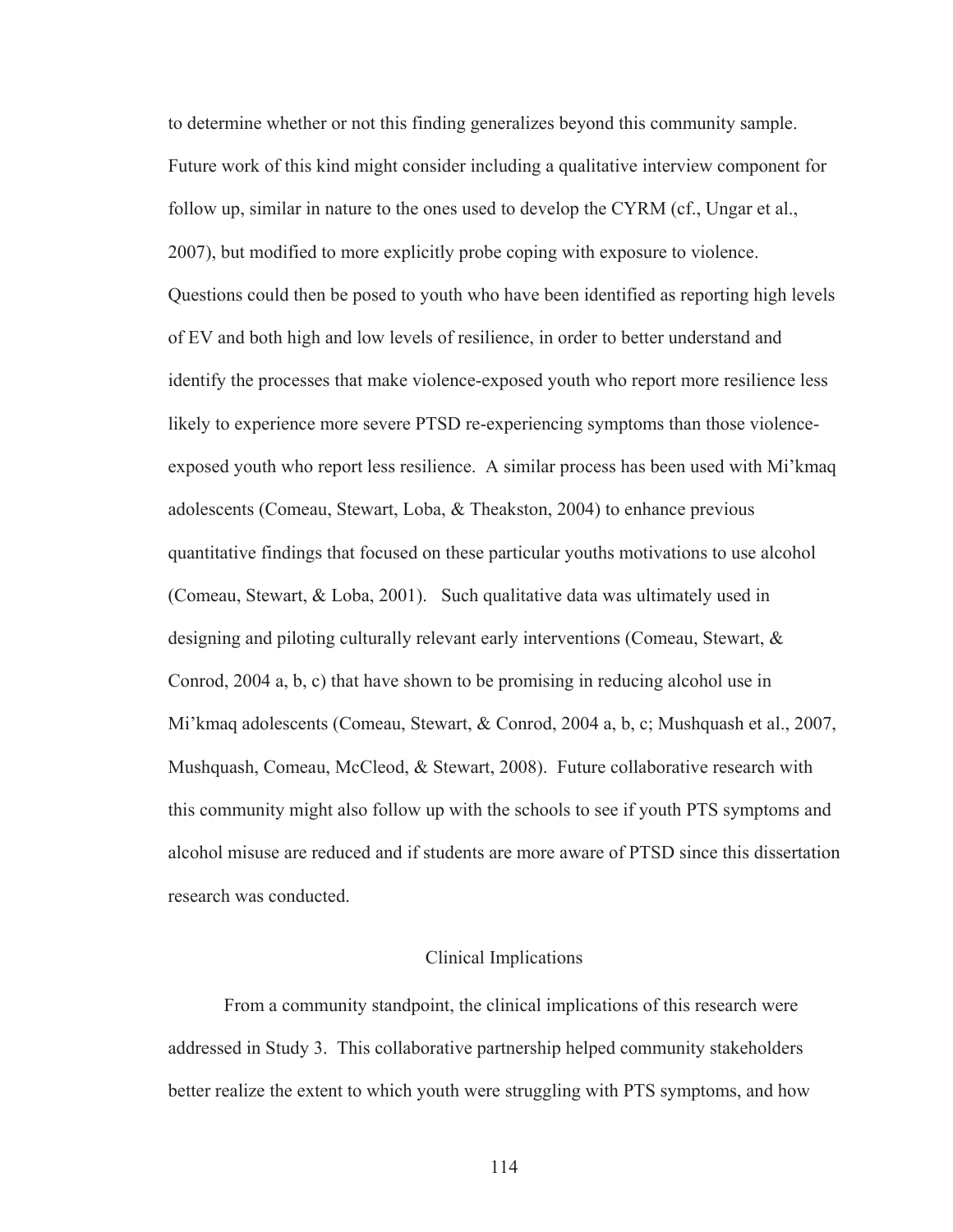to determine whether or not this finding generalizes beyond this community sample. Future work of this kind might consider including a qualitative interview component for follow up, similar in nature to the ones used to develop the CYRM (cf., Ungar et al., 2007), but modified to more explicitly probe coping with exposure to violence. Questions could then be posed to youth who have been identified as reporting high levels of EV and both high and low levels of resilience, in order to better understand and identify the processes that make violence-exposed youth who report more resilience less likely to experience more severe PTSD re-experiencing symptoms than those violence-exposed youth who report less resilience. A similar process has been used with Mi'kmaq adolescents (Comeau, Stewart, Loba, & Theakston, 2004) to enhance previous quantitative findings that focused on these particular youths motivations to use alcohol (Comeau, Stewart, & Loba, 2001). Such qualitative data was ultimately used in designing and piloting culturally relevant early interventions (Comeau, Stewart, & Conrod, 2004 a, b, c) that have shown to be promising in reducing alcohol use in Mi'kmaq adolescents (Comeau, Stewart, & Conrod, 2004 a, b, c; Mushquash et al., 2007, Mushquash, Comeau, McCleod, & Stewart, 2008). Future collaborative research with this community might also follow up with the schools to see if youth PTS symptoms and alcohol misuse are reduced and if students are more aware of PTSD since this dissertation research was conducted.

## Clinical Implications

From a community standpoint, the clinical implications of this research were addressed in Study 3. This collaborative partnership helped community stakeholders better realize the extent to which youth were struggling with PTS symptoms, and how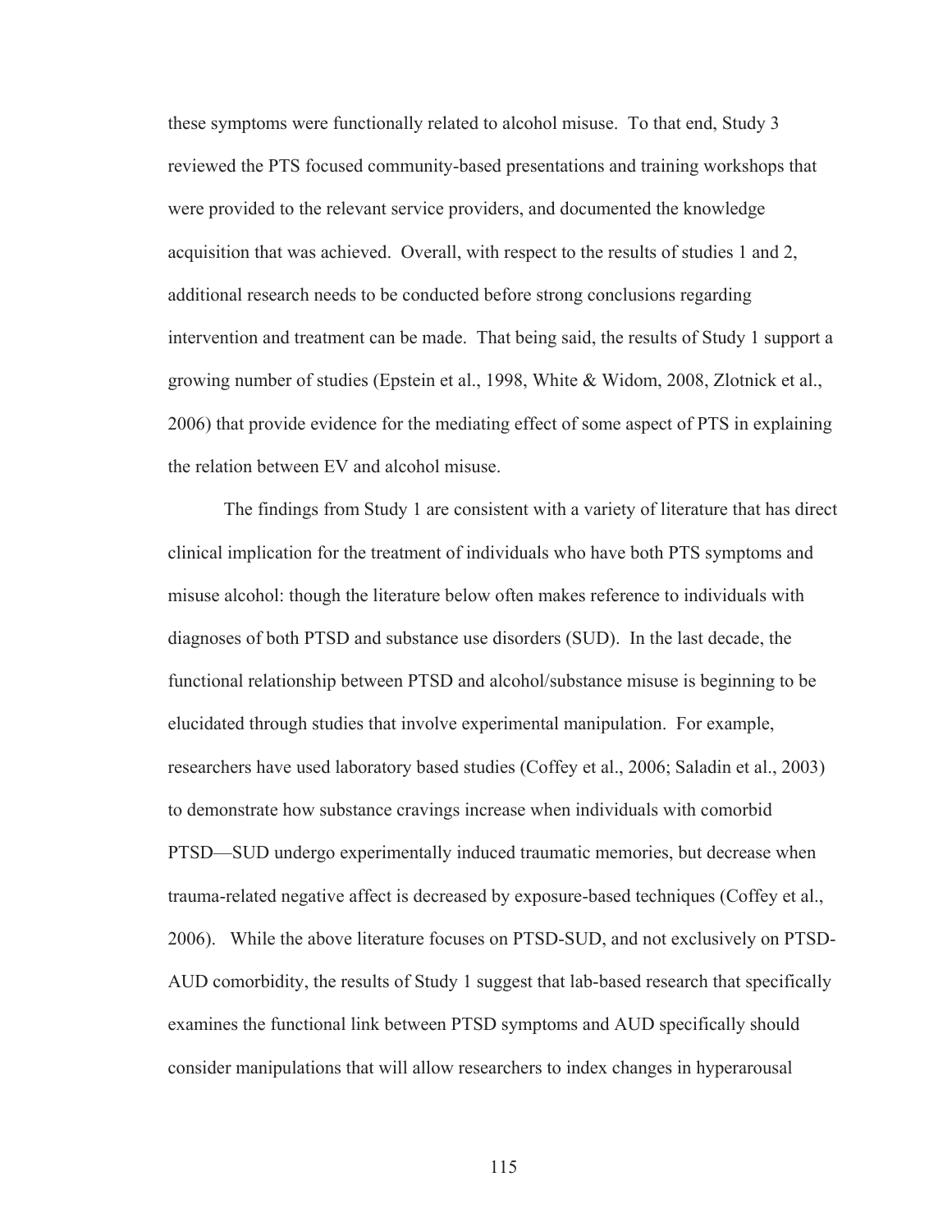these symptoms were functionally related to alcohol misuse. To that end, Study 3 reviewed the PTS focused community-based presentations and training workshops that were provided to the relevant service providers, and documented the knowledge acquisition that was achieved. Overall, with respect to the results of studies 1 and 2, additional research needs to be conducted before strong conclusions regarding intervention and treatment can be made. That being said, the results of Study 1 support a growing number of studies (Epstein et al., 1998, White & Widom, 2008, Zlotnick et al., 2006) that provide evidence for the mediating effect of some aspect of PTS in explaining the relation between EV and alcohol misuse.

The findings from Study 1 are consistent with a variety of literature that has direct clinical implication for the treatment of individuals who have both PTS symptoms and misuse alcohol: though the literature below often makes reference to individuals with diagnoses of both PTSD and substance use disorders (SUD). In the last decade, the functional relationship between PTSD and alcohol/substance misuse is beginning to be elucidated through studies that involve experimental manipulation. For example, researchers have used laboratory based studies (Coffey et al., 2006; Saladin et al., 2003) to demonstrate how substance cravings increase when individuals with comorbid PTSD—SUD undergo experimentally induced traumatic memories, but decrease when trauma-related negative affect is decreased by exposure-based techniques (Coffey et al., 2006). While the above literature focuses on PTSD-SUD, and not exclusively on PTSD-AUD comorbidity, the results of Study 1 suggest that lab-based research that specifically examines the functional link between PTSD symptoms and AUD specifically should consider manipulations that will allow researchers to index changes in hyperarousal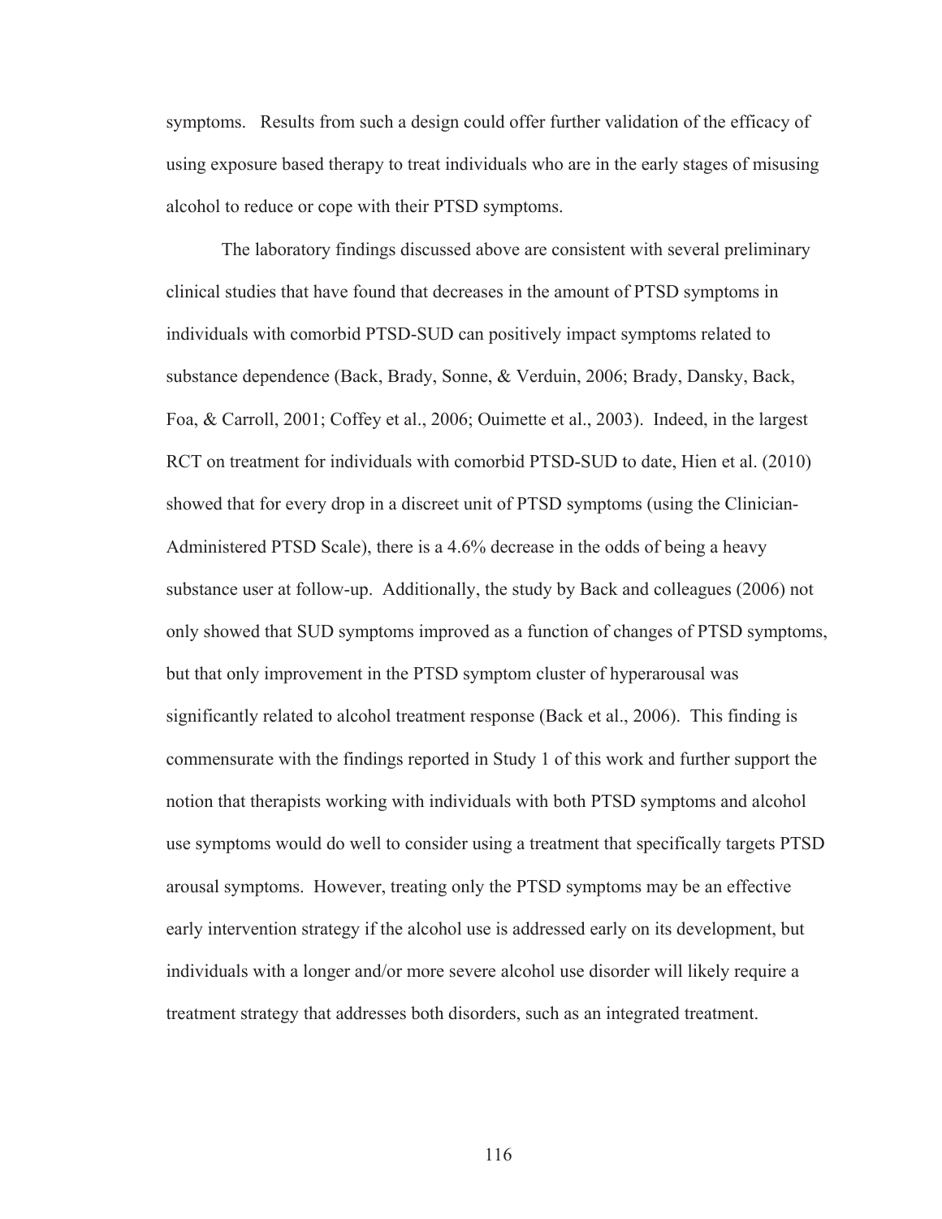symptoms. Results from such a design could offer further validation of the efficacy of using exposure based therapy to treat individuals who are in the early stages of misusing alcohol to reduce or cope with their PTSD symptoms.

The laboratory findings discussed above are consistent with several preliminary clinical studies that have found that decreases in the amount of PTSD symptoms in individuals with comorbid PTSD-SUD can positively impact symptoms related to substance dependence (Back, Brady, Sonne, & Verduin, 2006; Brady, Dansky, Back, Foa, & Carroll, 2001; Coffey et al., 2006; Ouimette et al., 2003). Indeed, in the largest RCT on treatment for individuals with comorbid PTSD-SUD to date, Hien et al. (2010) showed that for every drop in a discreet unit of PTSD symptoms (using the Clinician-Administered PTSD Scale), there is a 4.6% decrease in the odds of being a heavy substance user at follow-up. Additionally, the study by Back and colleagues (2006) not only showed that SUD symptoms improved as a function of changes of PTSD symptoms, but that only improvement in the PTSD symptom cluster of hyperarousal was significantly related to alcohol treatment response (Back et al., 2006). This finding is commensurate with the findings reported in Study 1 of this work and further support the notion that therapists working with individuals with both PTSD symptoms and alcohol use symptoms would do well to consider using a treatment that specifically targets PTSD arousal symptoms. However, treating only the PTSD symptoms may be an effective early intervention strategy if the alcohol use is addressed early on its development, but individuals with a longer and/or more severe alcohol use disorder will likely require a treatment strategy that addresses both disorders, such as an integrated treatment.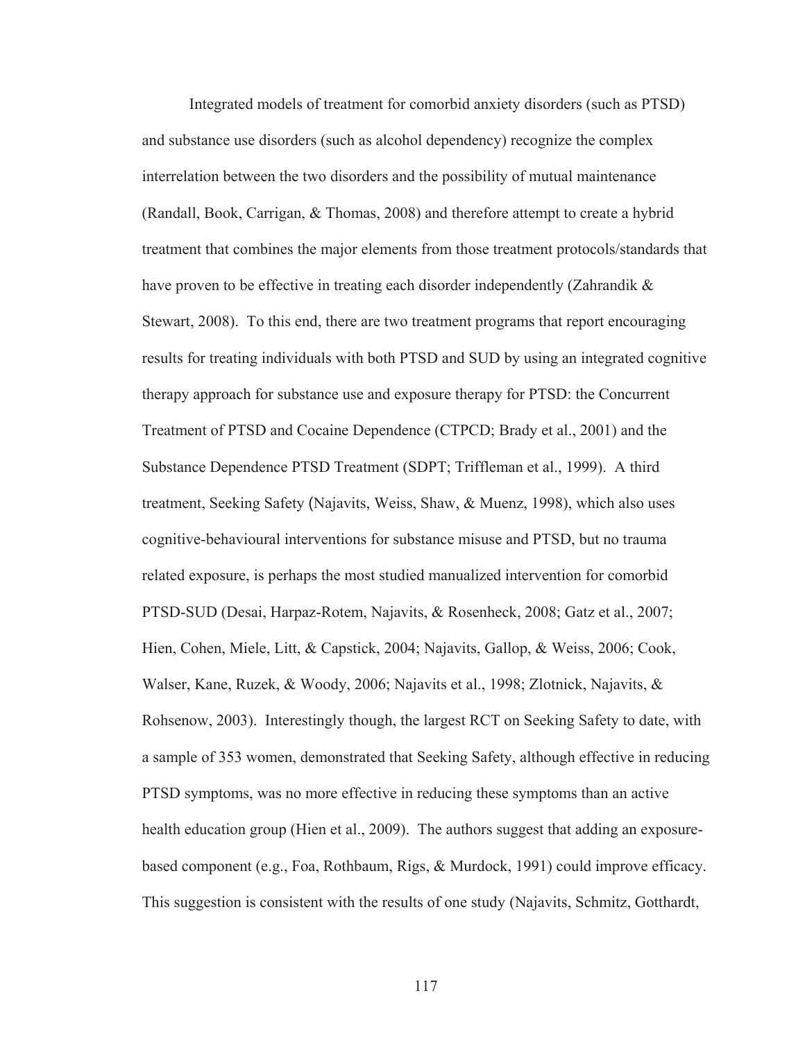Integrated models of treatment for comorbid anxiety disorders (such as PTSD) and substance use disorders (such as alcohol dependency) recognize the complex interrelation between the two disorders and the possibility of mutual maintenance (Randall, Book, Carrigan, & Thomas, 2008) and therefore attempt to create a hybrid treatment that combines the major elements from those treatment protocols/standards that have proven to be effective in treating each disorder independently (Zahrandik & Stewart, 2008). To this end, there are two treatment programs that report encouraging results for treating individuals with both PTSD and SUD by using an integrated cognitive therapy approach for substance use and exposure therapy for PTSD: the Concurrent Treatment of PTSD and Cocaine Dependence (CTPCD; Brady et al., 2001) and the Substance Dependence PTSD Treatment (SDPT; Triffleman et al., 1999). A third treatment, Seeking Safety (Najavits, Weiss, Shaw, & Muenz, 1998), which also uses cognitive-behavioural interventions for substance misuse and PTSD, but no trauma related exposure, is perhaps the most studied manualized intervention for comorbid PTSD-SUD (Desai, Harpaz-Rotem, Najavits, & Rosenheck, 2008; Gatz et al., 2007; Hien, Cohen, Miele, Litt, & Capstick, 2004; Najavits, Gallop, & Weiss, 2006; Cook, Walser, Kane, Ruzek, & Woody, 2006; Najavits et al., 1998; Zlotnick, Najavits, & Rohsenow, 2003). Interestingly though, the largest RCT on Seeking Safety to date, with a sample of 353 women, demonstrated that Seeking Safety, although effective in reducing PTSD symptoms, was no more effective in reducing these symptoms than an active health education group (Hien et al., 2009). The authors suggest that adding an exposure-based component (e.g., Foa, Rothbaum, Rigs, & Murdock, 1991) could improve efficacy. This suggestion is consistent with the results of one study (Najavits, Schmitz, Gotthardt,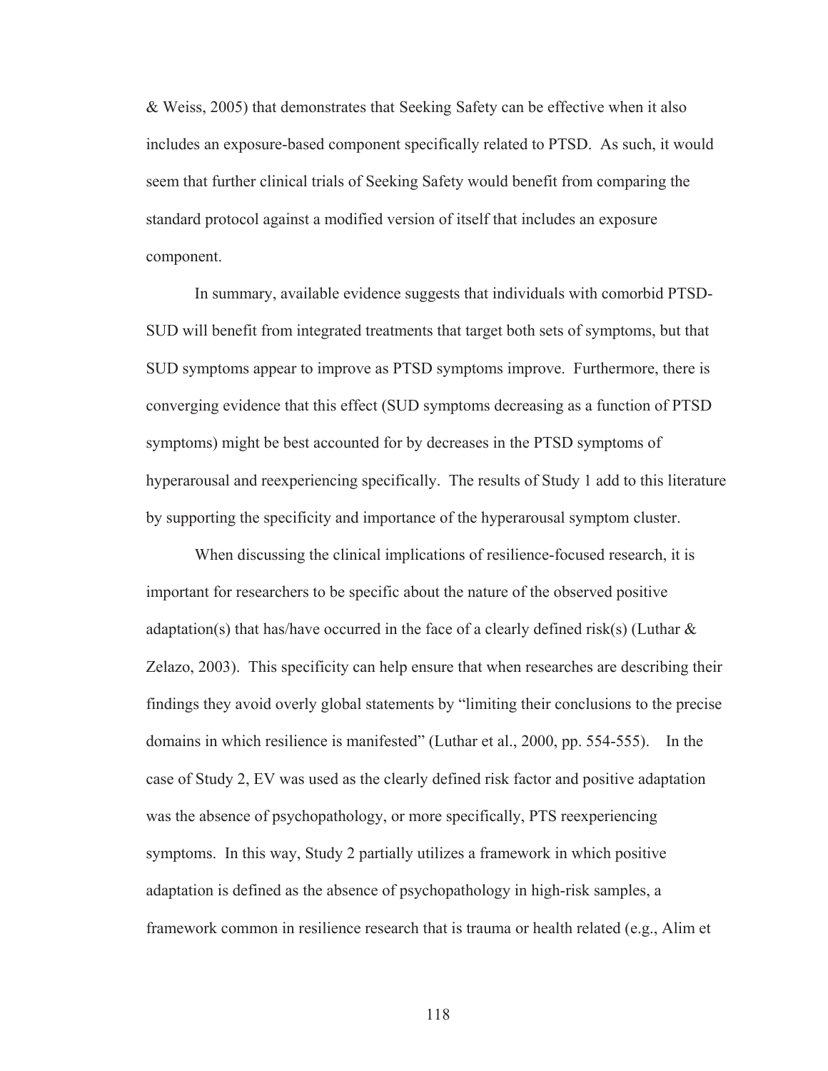& Weiss, 2005) that demonstrates that Seeking Safety can be effective when it also includes an exposure-based component specifically related to PTSD. As such, it would seem that further clinical trials of Seeking Safety would benefit from comparing the standard protocol against a modified version of itself that includes an exposure component.

In summary, available evidence suggests that individuals with comorbid PTSD-SUD will benefit from integrated treatments that target both sets of symptoms, but that SUD symptoms appear to improve as PTSD symptoms improve. Furthermore, there is converging evidence that this effect (SUD symptoms decreasing as a function of PTSD symptoms) might be best accounted for by decreases in the PTSD symptoms of hyperarousal and reexperiencing specifically. The results of Study 1 add to this literature by supporting the specificity and importance of the hyperarousal symptom cluster.

When discussing the clinical implications of resilience-focused research, it is important for researchers to be specific about the nature of the observed positive adaptation(s) that has/have occurred in the face of a clearly defined risk(s) (Luthar & Zelazo, 2003). This specificity can help ensure that when researches are describing their findings they avoid overly global statements by "limiting their conclusions to the precise domains in which resilience is manifested" (Luthar et al., 2000, pp. 554-555). In the case of Study 2, EV was used as the clearly defined risk factor and positive adaptation was the absence of psychopathology, or more specifically, PTS reexperiencing symptoms. In this way, Study 2 partially utilizes a framework in which positive adaptation is defined as the absence of psychopathology in high-risk samples, a framework common in resilience research that is trauma or health related (e.g., Alim et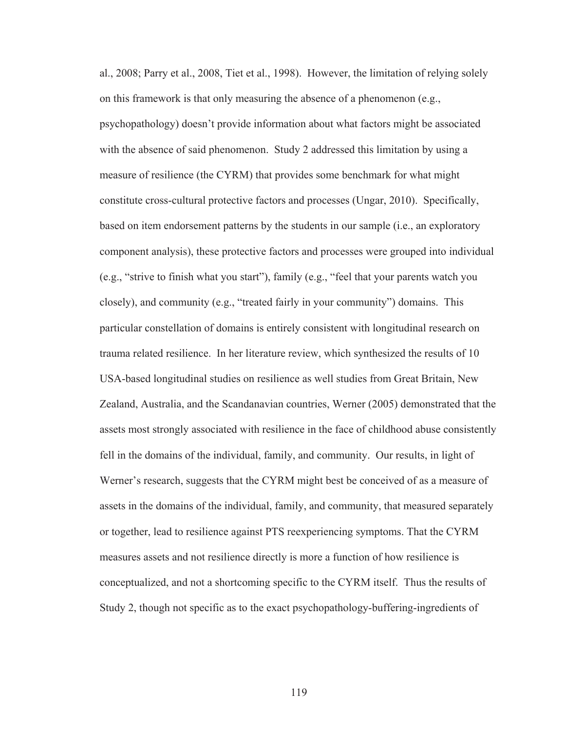al., 2008; Parry et al., 2008, Tiet et al., 1998). However, the limitation of relying solely on this framework is that only measuring the absence of a phenomenon (e.g., psychopathology) doesn't provide information about what factors might be associated with the absence of said phenomenon. Study 2 addressed this limitation by using a measure of resilience (the CYRM) that provides some benchmark for what might constitute cross-cultural protective factors and processes (Ungar, 2010). Specifically, based on item endorsement patterns by the students in our sample (i.e., an exploratory component analysis), these protective factors and processes were grouped into individual (e.g., "strive to finish what you start"), family (e.g., "feel that your parents watch you closely), and community (e.g., "treated fairly in your community") domains. This particular constellation of domains is entirely consistent with longitudinal research on trauma related resilience. In her literature review, which synthesized the results of 10 USA-based longitudinal studies on resilience as well studies from Great Britain, New Zealand, Australia, and the Scandanavian countries, Werner (2005) demonstrated that the assets most strongly associated with resilience in the face of childhood abuse consistently fell in the domains of the individual, family, and community. Our results, in light of Werner's research, suggests that the CYRM might best be conceived of as a measure of assets in the domains of the individual, family, and community, that measured separately or together, lead to resilience against PTS reexperiencing symptoms. That the CYRM measures assets and not resilience directly is more a function of how resilience is conceptualized, and not a shortcoming specific to the CYRM itself. Thus the results of Study 2, though not specific as to the exact psychopathology-buffering-ingredients of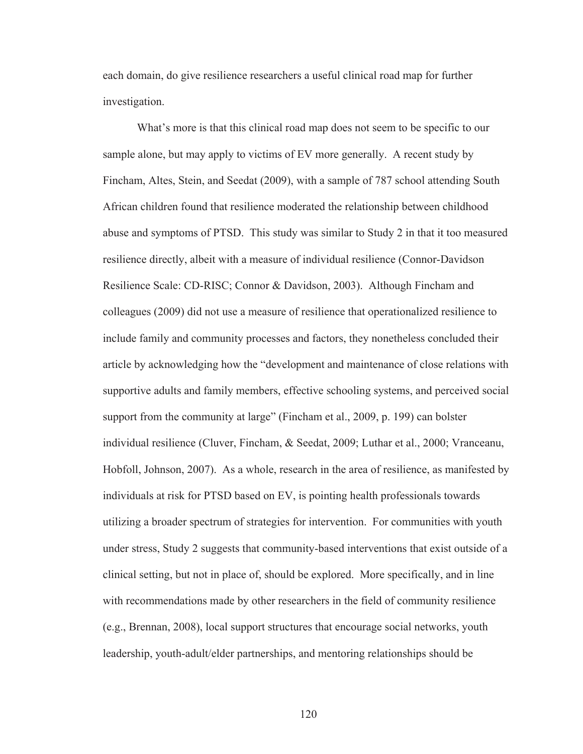each domain, do give resilience researchers a useful clinical road map for further investigation.

What's more is that this clinical road map does not seem to be specific to our sample alone, but may apply to victims of EV more generally. A recent study by Fincham, Altes, Stein, and Seedat (2009), with a sample of 787 school attending South African children found that resilience moderated the relationship between childhood abuse and symptoms of PTSD. This study was similar to Study 2 in that it too measured resilience directly, albeit with a measure of individual resilience (Connor-Davidson Resilience Scale: CD-RISC; Connor & Davidson, 2003). Although Fincham and colleagues (2009) did not use a measure of resilience that operationalized resilience to include family and community processes and factors, they nonetheless concluded their article by acknowledging how the "development and maintenance of close relations with supportive adults and family members, effective schooling systems, and perceived social support from the community at large" (Fincham et al., 2009, p. 199) can bolster individual resilience (Cluver, Fincham, & Seedat, 2009; Luthar et al., 2000; Vranceanu, Hobfoll, Johnson, 2007). As a whole, research in the area of resilience, as manifested by individuals at risk for PTSD based on EV, is pointing health professionals towards utilizing a broader spectrum of strategies for intervention. For communities with youth under stress, Study 2 suggests that community-based interventions that exist outside of a clinical setting, but not in place of, should be explored. More specifically, and in line with recommendations made by other researchers in the field of community resilience (e.g., Brennan, 2008), local support structures that encourage social networks, youth leadership, youth-adult/elder partnerships, and mentoring relationships should be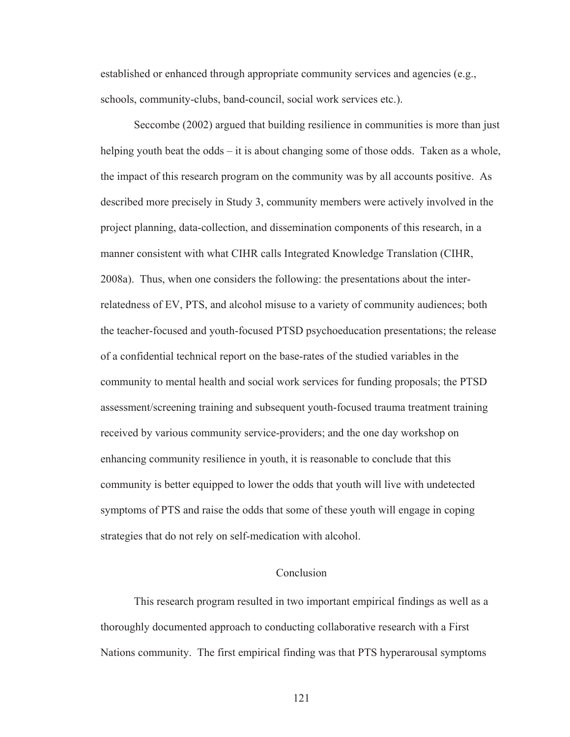established or enhanced through appropriate community services and agencies (e.g., schools, community-clubs, band-council, social work services etc.).

Seccombe (2002) argued that building resilience in communities is more than just helping youth beat the odds – it is about changing some of those odds. Taken as a whole, the impact of this research program on the community was by all accounts positive. As described more precisely in Study 3, community members were actively involved in the project planning, data-collection, and dissemination components of this research, in a manner consistent with what CIHR calls Integrated Knowledge Translation (CIHR, 2008a). Thus, when one considers the following: the presentations about the inter-relatedness of EV, PTS, and alcohol misuse to a variety of community audiences; both the teacher-focused and youth-focused PTSD psychoeducation presentations; the release of a confidential technical report on the base-rates of the studied variables in the community to mental health and social work services for funding proposals; the PTSD assessment/screening training and subsequent youth-focused trauma treatment training received by various community service-providers; and the one day workshop on enhancing community resilience in youth, it is reasonable to conclude that this community is better equipped to lower the odds that youth will live with undetected symptoms of PTS and raise the odds that some of these youth will engage in coping strategies that do not rely on self-medication with alcohol.

## Conclusion

This research program resulted in two important empirical findings as well as a thoroughly documented approach to conducting collaborative research with a First Nations community. The first empirical finding was that PTS hyperarousal symptoms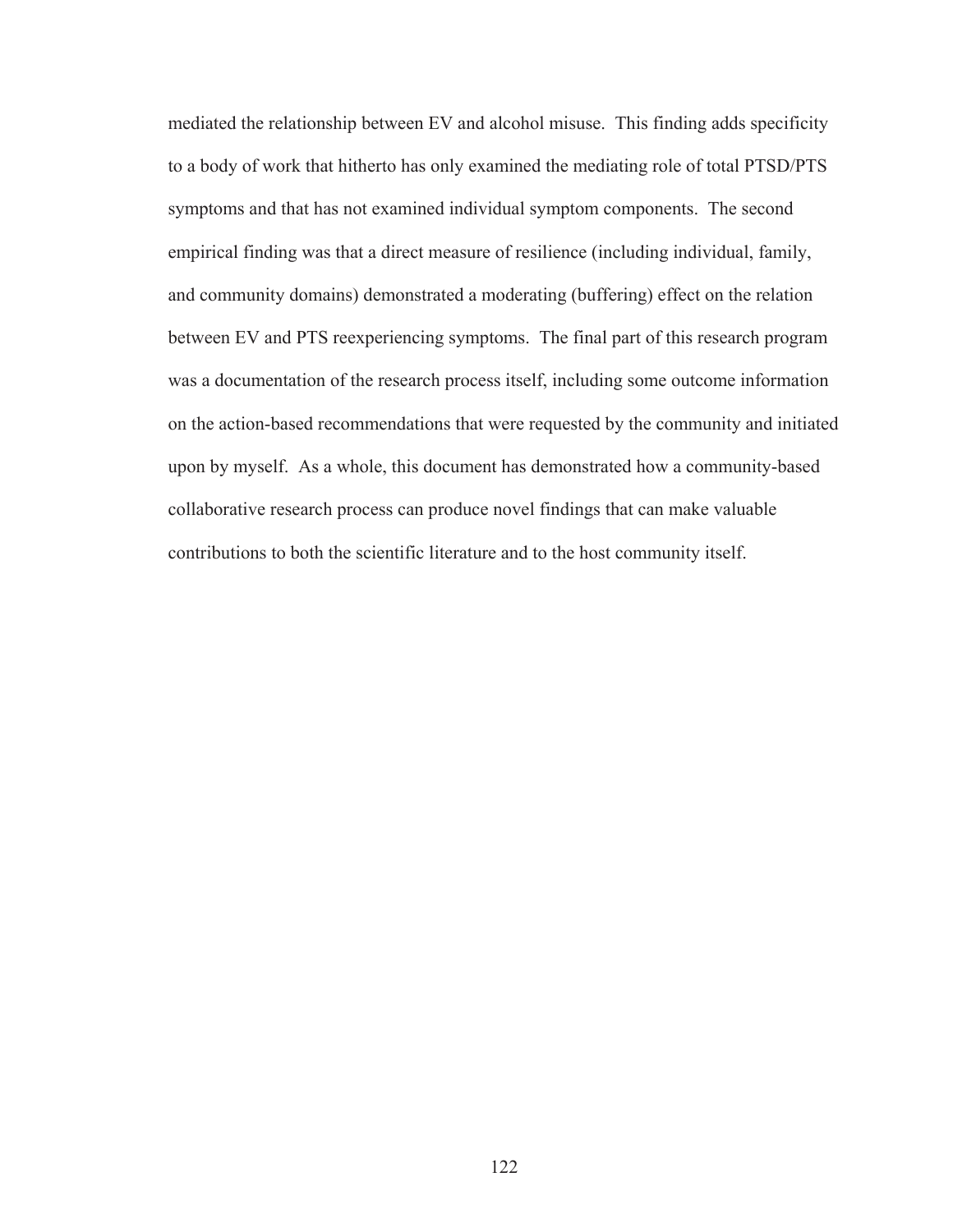mediated the relationship between EV and alcohol misuse. This finding adds specificity to a body of work that hitherto has only examined the mediating role of total PTSD/PTS symptoms and that has not examined individual symptom components. The second empirical finding was that a direct measure of resilience (including individual, family, and community domains) demonstrated a moderating (buffering) effect on the relation between EV and PTS reexperiencing symptoms. The final part of this research program was a documentation of the research process itself, including some outcome information on the action-based recommendations that were requested by the community and initiated upon by myself. As a whole, this document has demonstrated how a community-based collaborative research process can produce novel findings that can make valuable contributions to both the scientific literature and to the host community itself.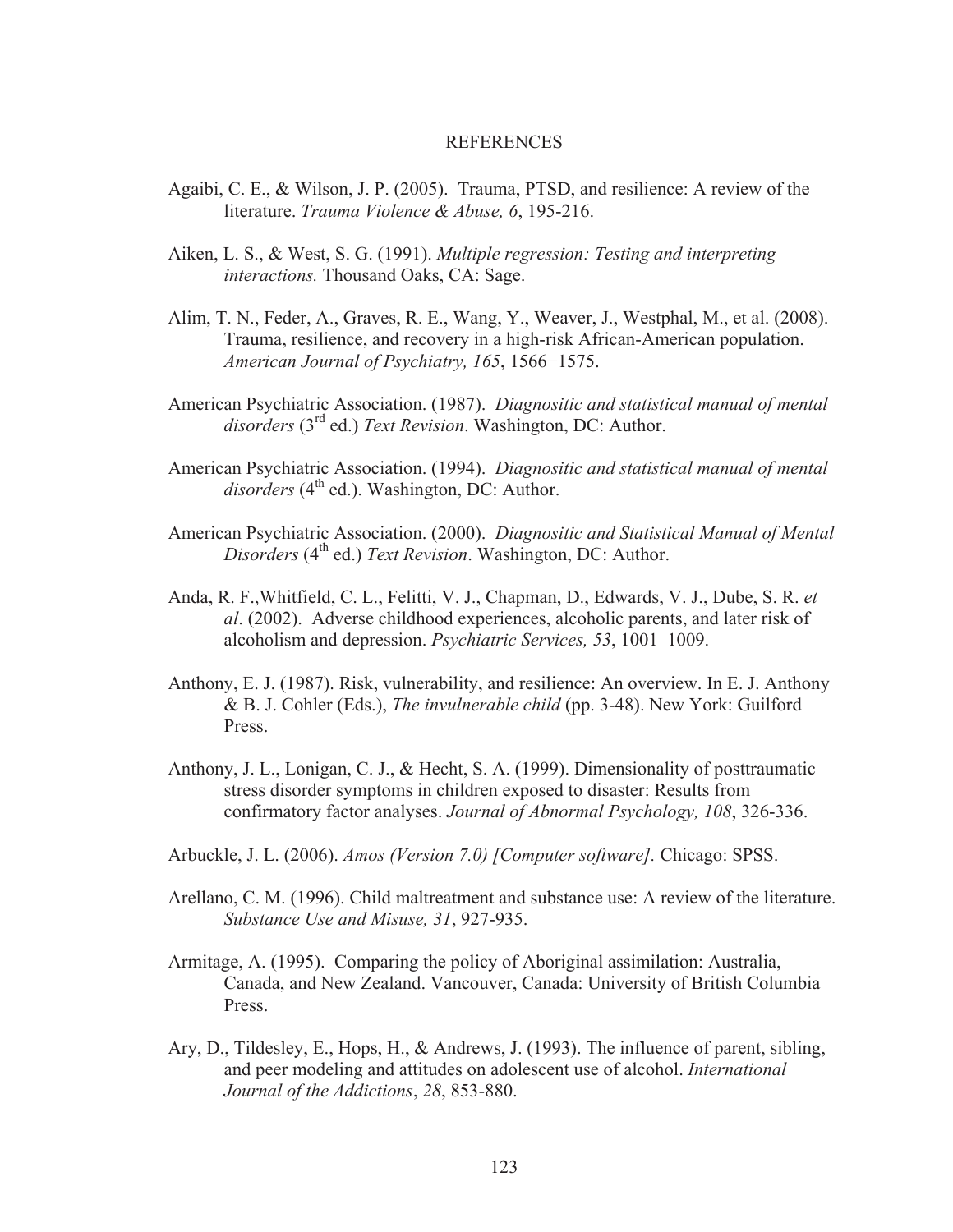# REFERENCES

Agaibi, C. E., & Wilson, J. P. (2005). Trauma, PTSD, and resilience: A review of the literature. *Trauma Violence & Abuse, 6*, 195-216.

Aiken, L. S., & West, S. G. (1991). *Multiple regression: Testing and interpreting interactions.* Thousand Oaks, CA: Sage.

Alim, T. N., Feder, A., Graves, R. E., Wang, Y., Weaver, J., Westphal, M., et al. (2008). Trauma, resilience, and recovery in a high-risk African-American population. *American Journal of Psychiatry, 165*, 1566−1575.

American Psychiatric Association. (1987). *Diagnositic and statistical manual of mental disorders* (3rd ed.) *Text Revision*. Washington, DC: Author.

American Psychiatric Association. (1994). *Diagnositic and statistical manual of mental disorders* (4th ed.). Washington, DC: Author.

American Psychiatric Association. (2000). *Diagnositic and Statistical Manual of Mental Disorders* (4th ed.) *Text Revision*. Washington, DC: Author.

Anda, R. F.,Whitfield, C. L., Felitti, V. J., Chapman, D., Edwards, V. J., Dube, S. R. *et al*. (2002). Adverse childhood experiences, alcoholic parents, and later risk of alcoholism and depression. *Psychiatric Services, 53*, 1001–1009.

Anthony, E. J. (1987). Risk, vulnerability, and resilience: An overview. In E. J. Anthony & B. J. Cohler (Eds.), *The invulnerable child* (pp. 3-48). New York: Guilford Press.

Anthony, J. L., Lonigan, C. J., & Hecht, S. A. (1999). Dimensionality of posttraumatic stress disorder symptoms in children exposed to disaster: Results from confirmatory factor analyses. *Journal of Abnormal Psychology, 108*, 326-336.

Arbuckle, J. L. (2006). *Amos (Version 7.0) [Computer software].* Chicago: SPSS.

Arellano, C. M. (1996). Child maltreatment and substance use: A review of the literature. *Substance Use and Misuse, 31*, 927-935.

Armitage, A. (1995). Comparing the policy of Aboriginal assimilation: Australia, Canada, and New Zealand. Vancouver, Canada: University of British Columbia Press.

Ary, D., Tildesley, E., Hops, H., & Andrews, J. (1993). The influence of parent, sibling, and peer modeling and attitudes on adolescent use of alcohol. *International Journal of the Addictions*, *28*, 853-880.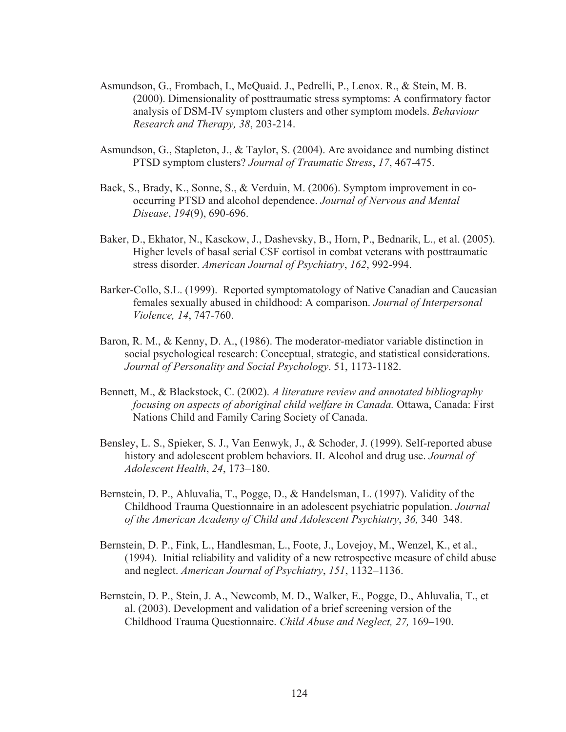Asmundson, G., Frombach, I., McQuaid. J., Pedrelli, P., Lenox. R., & Stein, M. B. (2000). Dimensionality of posttraumatic stress symptoms: A confirmatory factor analysis of DSM-IV symptom clusters and other symptom models. *Behaviour Research and Therapy, 38*, 203-214.

Asmundson, G., Stapleton, J., & Taylor, S. (2004). Are avoidance and numbing distinct PTSD symptom clusters? *Journal of Traumatic Stress*, *17*, 467-475.

Back, S., Brady, K., Sonne, S., & Verduin, M. (2006). Symptom improvement in co-occurring PTSD and alcohol dependence. *Journal of Nervous and Mental Disease*, *194*(9), 690-696.

Baker, D., Ekhator, N., Kasckow, J., Dashevsky, B., Horn, P., Bednarik, L., et al. (2005). Higher levels of basal serial CSF cortisol in combat veterans with posttraumatic stress disorder. *American Journal of Psychiatry*, *162*, 992-994.

Barker-Collo, S.L. (1999). Reported symptomatology of Native Canadian and Caucasian females sexually abused in childhood: A comparison. *Journal of Interpersonal Violence, 14*, 747-760.

Baron, R. M., & Kenny, D. A., (1986). The moderator-mediator variable distinction in social psychological research: Conceptual, strategic, and statistical considerations. *Journal of Personality and Social Psychology*. 51, 1173-1182.

Bennett, M., & Blackstock, C. (2002). *A literature review and annotated bibliography focusing on aspects of aboriginal child welfare in Canada.* Ottawa, Canada: First Nations Child and Family Caring Society of Canada.

Bensley, L. S., Spieker, S. J., Van Eenwyk, J., & Schoder, J. (1999). Self-reported abuse history and adolescent problem behaviors. II. Alcohol and drug use. *Journal of Adolescent Health*, *24*, 173–180.

Bernstein, D. P., Ahluvalia, T., Pogge, D., & Handelsman, L. (1997). Validity of the Childhood Trauma Questionnaire in an adolescent psychiatric population. *Journal of the American Academy of Child and Adolescent Psychiatry*, *36,* 340–348.

Bernstein, D. P., Fink, L., Handlesman, L., Foote, J., Lovejoy, M., Wenzel, K., et al., (1994). Initial reliability and validity of a new retrospective measure of child abuse and neglect. *American Journal of Psychiatry*, *151*, 1132–1136.

Bernstein, D. P., Stein, J. A., Newcomb, M. D., Walker, E., Pogge, D., Ahluvalia, T., et al. (2003). Development and validation of a brief screening version of the Childhood Trauma Questionnaire. *Child Abuse and Neglect, 27,* 169–190.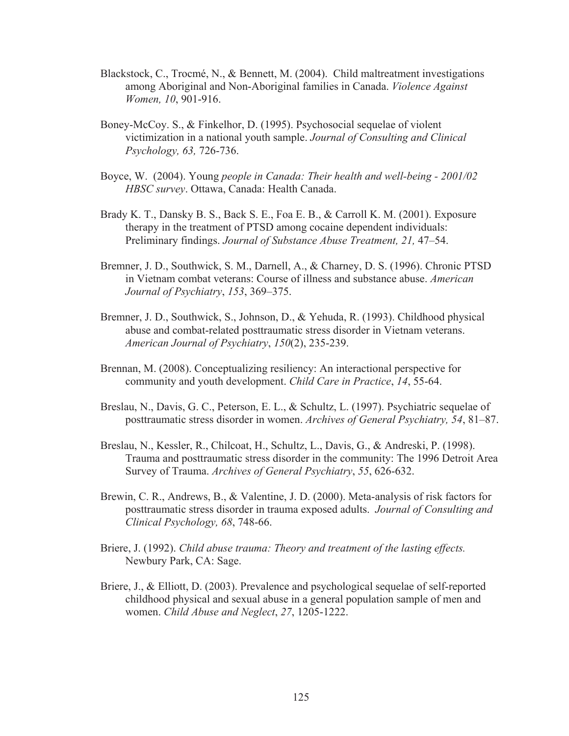Blackstock, C., Trocmé, N., & Bennett, M. (2004). Child maltreatment investigations among Aboriginal and Non-Aboriginal families in Canada. *Violence Against Women, 10*, 901-916.

Boney-McCoy. S., & Finkelhor, D. (1995). Psychosocial sequelae of violent victimization in a national youth sample. *Journal of Consulting and Clinical Psychology, 63,* 726-736.

Boyce, W. (2004). Young *people in Canada: Their health and well-being - 2001/02 HBSC survey*. Ottawa, Canada: Health Canada.

Brady K. T., Dansky B. S., Back S. E., Foa E. B., & Carroll K. M. (2001). Exposure therapy in the treatment of PTSD among cocaine dependent individuals: Preliminary findings. *Journal of Substance Abuse Treatment, 21,* 47–54.

Bremner, J. D., Southwick, S. M., Darnell, A., & Charney, D. S. (1996). Chronic PTSD in Vietnam combat veterans: Course of illness and substance abuse. *American Journal of Psychiatry*, *153*, 369–375.

Bremner, J. D., Southwick, S., Johnson, D., & Yehuda, R. (1993). Childhood physical abuse and combat-related posttraumatic stress disorder in Vietnam veterans. *American Journal of Psychiatry*, *150*(2), 235-239.

Brennan, M. (2008). Conceptualizing resiliency: An interactional perspective for community and youth development. *Child Care in Practice*, *14*, 55-64.

Breslau, N., Davis, G. C., Peterson, E. L., & Schultz, L. (1997). Psychiatric sequelae of posttraumatic stress disorder in women. *Archives of General Psychiatry, 54*, 81–87.

Breslau, N., Kessler, R., Chilcoat, H., Schultz, L., Davis, G., & Andreski, P. (1998). Trauma and posttraumatic stress disorder in the community: The 1996 Detroit Area Survey of Trauma. *Archives of General Psychiatry*, *55*, 626-632.

Brewin, C. R., Andrews, B., & Valentine, J. D. (2000). Meta-analysis of risk factors for posttraumatic stress disorder in trauma exposed adults. *Journal of Consulting and Clinical Psychology, 68*, 748-66.

Briere, J. (1992). *Child abuse trauma: Theory and treatment of the lasting effects.* Newbury Park, CA: Sage.

Briere, J., & Elliott, D. (2003). Prevalence and psychological sequelae of self-reported childhood physical and sexual abuse in a general population sample of men and women. *Child Abuse and Neglect*, *27*, 1205-1222.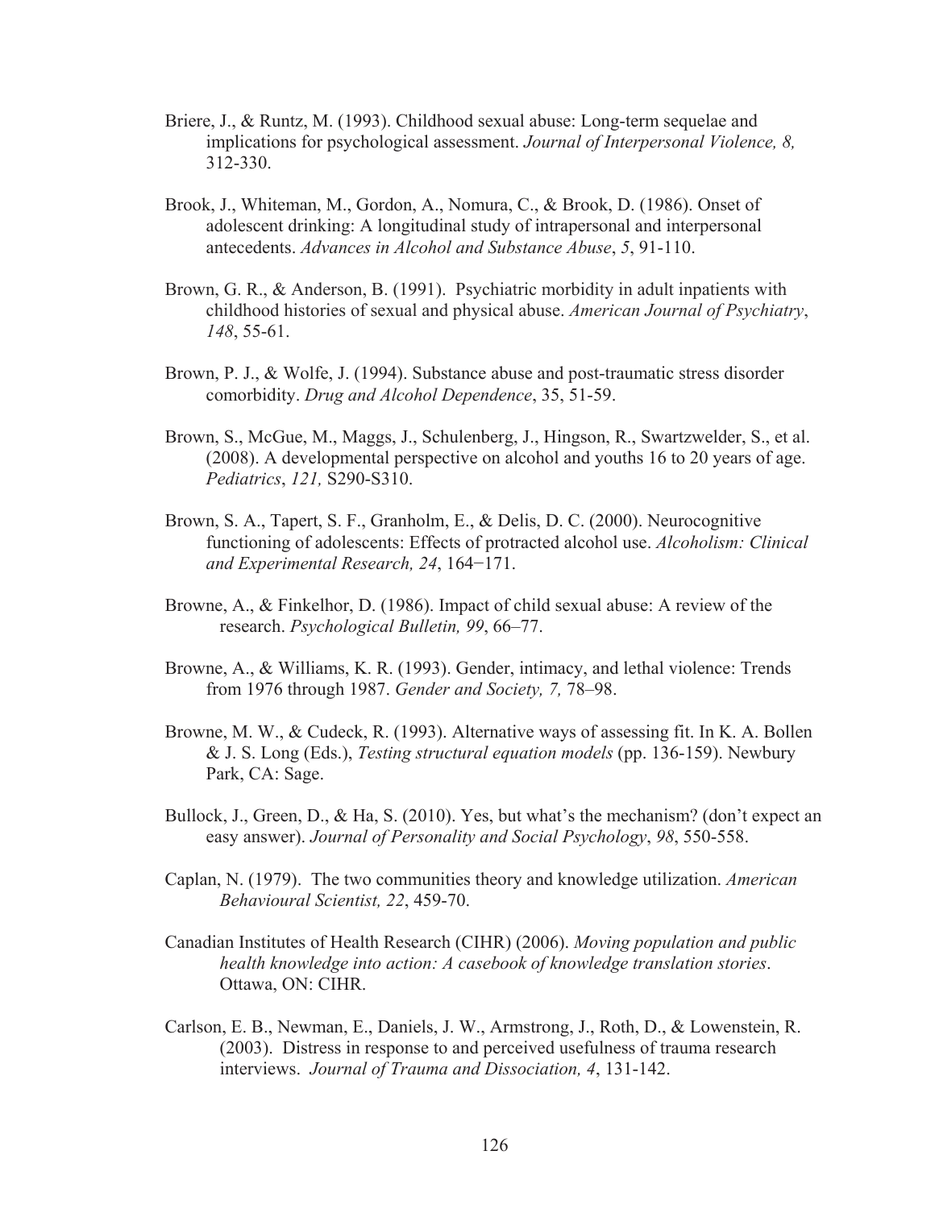Briere, J., & Runtz, M. (1993). Childhood sexual abuse: Long-term sequelae and implications for psychological assessment. *Journal of Interpersonal Violence, 8,* 312-330.

Brook, J., Whiteman, M., Gordon, A., Nomura, C., & Brook, D. (1986). Onset of adolescent drinking: A longitudinal study of intrapersonal and interpersonal antecedents. *Advances in Alcohol and Substance Abuse*, *5*, 91-110.

Brown, G. R., & Anderson, B. (1991). Psychiatric morbidity in adult inpatients with childhood histories of sexual and physical abuse. *American Journal of Psychiatry*, *148*, 55-61.

Brown, P. J., & Wolfe, J. (1994). Substance abuse and post-traumatic stress disorder comorbidity. *Drug and Alcohol Dependence*, 35, 51-59.

Brown, S., McGue, M., Maggs, J., Schulenberg, J., Hingson, R., Swartzwelder, S., et al. (2008). A developmental perspective on alcohol and youths 16 to 20 years of age. *Pediatrics*, *121,* S290-S310.

Brown, S. A., Tapert, S. F., Granholm, E., & Delis, D. C. (2000). Neurocognitive functioning of adolescents: Effects of protracted alcohol use. *Alcoholism: Clinical and Experimental Research, 24*, 164−171.

Browne, A., & Finkelhor, D. (1986). Impact of child sexual abuse: A review of the research. *Psychological Bulletin, 99*, 66–77.

Browne, A., & Williams, K. R. (1993). Gender, intimacy, and lethal violence: Trends from 1976 through 1987. *Gender and Society, 7,* 78–98.

Browne, M. W., & Cudeck, R. (1993). Alternative ways of assessing fit. In K. A. Bollen & J. S. Long (Eds.), *Testing structural equation models* (pp. 136-159). Newbury Park, CA: Sage.

Bullock, J., Green, D., & Ha, S. (2010). Yes, but what's the mechanism? (don't expect an easy answer). *Journal of Personality and Social Psychology*, *98*, 550-558.

Caplan, N. (1979). The two communities theory and knowledge utilization. *American Behavioural Scientist, 22*, 459-70.

Canadian Institutes of Health Research (CIHR) (2006). *Moving population and public health knowledge into action: A casebook of knowledge translation stories*. Ottawa, ON: CIHR.

Carlson, E. B., Newman, E., Daniels, J. W., Armstrong, J., Roth, D., & Lowenstein, R. (2003). Distress in response to and perceived usefulness of trauma research interviews. *Journal of Trauma and Dissociation, 4*, 131-142.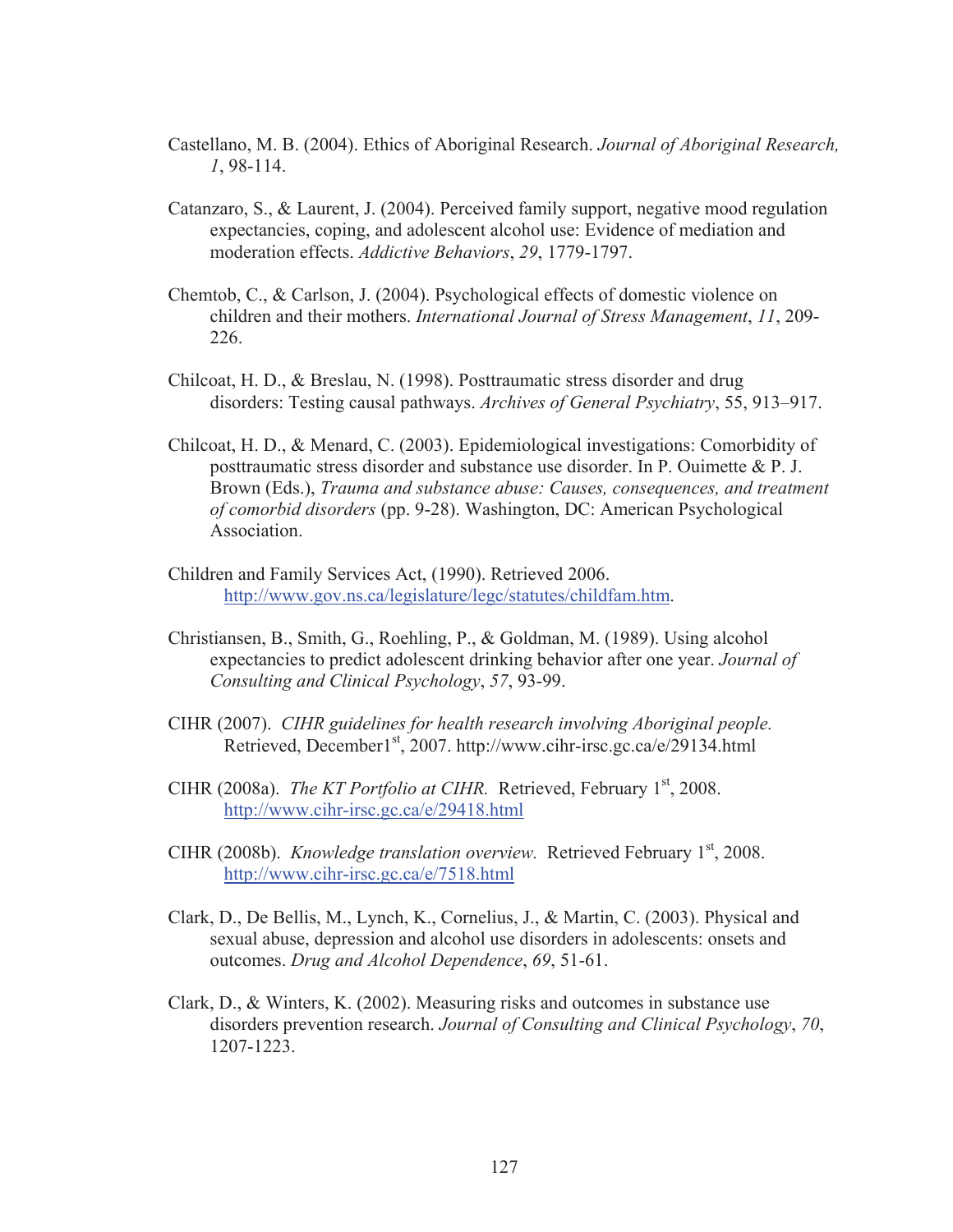Castellano, M. B. (2004). Ethics of Aboriginal Research. *Journal of Aboriginal Research, 1*, 98-114.

Catanzaro, S., & Laurent, J. (2004). Perceived family support, negative mood regulation expectancies, coping, and adolescent alcohol use: Evidence of mediation and moderation effects. *Addictive Behaviors*, *29*, 1779-1797.

Chemtob, C., & Carlson, J. (2004). Psychological effects of domestic violence on children and their mothers. *International Journal of Stress Management*, *11*, 209-226.

Chilcoat, H. D., & Breslau, N. (1998). Posttraumatic stress disorder and drug disorders: Testing causal pathways. *Archives of General Psychiatry*, 55, 913–917.

Chilcoat, H. D., & Menard, C. (2003). Epidemiological investigations: Comorbidity of posttraumatic stress disorder and substance use disorder. In P. Ouimette & P. J. Brown (Eds.), *Trauma and substance abuse: Causes, consequences, and treatment of comorbid disorders* (pp. 9-28). Washington, DC: American Psychological Association.

Children and Family Services Act, (1990). Retrieved 2006. http://www.gov.ns.ca/legislature/legc/statutes/childfam.htm.

Christiansen, B., Smith, G., Roehling, P., & Goldman, M. (1989). Using alcohol expectancies to predict adolescent drinking behavior after one year. *Journal of Consulting and Clinical Psychology*, *57*, 93-99.

CIHR (2007). *CIHR guidelines for health research involving Aboriginal people.* Retrieved, December1st, 2007. http://www.cihr-irsc.gc.ca/e/29134.html

CIHR (2008a). *The KT Portfolio at CIHR.* Retrieved, February 1st, 2008. http://www.cihr-irsc.gc.ca/e/29418.html

CIHR (2008b). *Knowledge translation overview.* Retrieved February 1st, 2008. http://www.cihr-irsc.gc.ca/e/7518.html

Clark, D., De Bellis, M., Lynch, K., Cornelius, J., & Martin, C. (2003). Physical and sexual abuse, depression and alcohol use disorders in adolescents: onsets and outcomes. *Drug and Alcohol Dependence*, *69*, 51-61.

Clark, D., & Winters, K. (2002). Measuring risks and outcomes in substance use disorders prevention research. *Journal of Consulting and Clinical Psychology*, *70*, 1207-1223.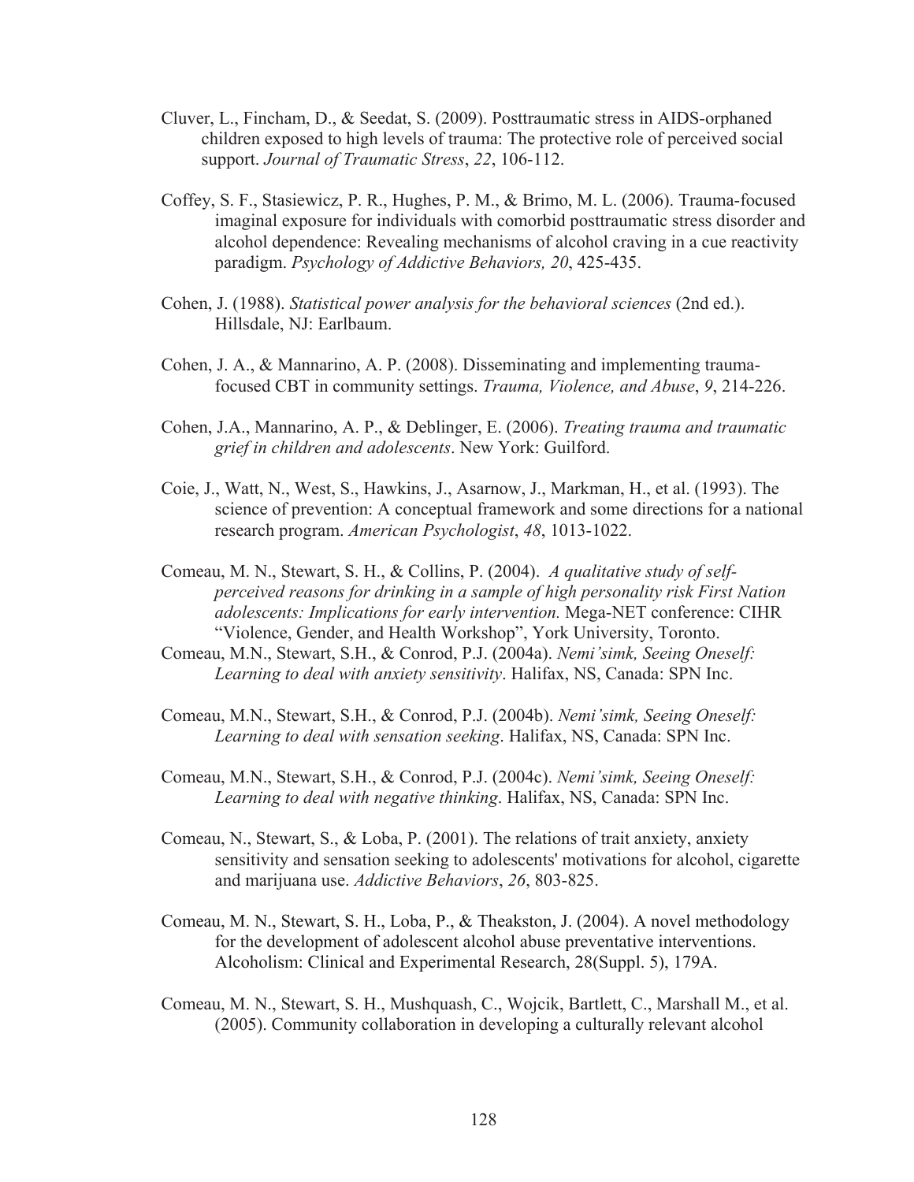Cluver, L., Fincham, D., & Seedat, S. (2009). Posttraumatic stress in AIDS-orphaned children exposed to high levels of trauma: The protective role of perceived social support. *Journal of Traumatic Stress*, *22*, 106-112.

Coffey, S. F., Stasiewicz, P. R., Hughes, P. M., & Brimo, M. L. (2006). Trauma-focused imaginal exposure for individuals with comorbid posttraumatic stress disorder and alcohol dependence: Revealing mechanisms of alcohol craving in a cue reactivity paradigm. *Psychology of Addictive Behaviors, 20*, 425-435.

Cohen, J. (1988). *Statistical power analysis for the behavioral sciences* (2nd ed.). Hillsdale, NJ: Earlbaum.

Cohen, J. A., & Mannarino, A. P. (2008). Disseminating and implementing trauma-focused CBT in community settings. *Trauma, Violence, and Abuse*, *9*, 214-226.

Cohen, J.A., Mannarino, A. P., & Deblinger, E. (2006). *Treating trauma and traumatic grief in children and adolescents*. New York: Guilford.

Coie, J., Watt, N., West, S., Hawkins, J., Asarnow, J., Markman, H., et al. (1993). The science of prevention: A conceptual framework and some directions for a national research program. *American Psychologist*, *48*, 1013-1022.

Comeau, M. N., Stewart, S. H., & Collins, P. (2004). *A qualitative study of self-perceived reasons for drinking in a sample of high personality risk First Nation adolescents: Implications for early intervention.* Mega-NET conference: CIHR "Violence, Gender, and Health Workshop", York University, Toronto.

Comeau, M.N., Stewart, S.H., & Conrod, P.J. (2004a). *Nemi'simk, Seeing Oneself: Learning to deal with anxiety sensitivity*. Halifax, NS, Canada: SPN Inc.

Comeau, M.N., Stewart, S.H., & Conrod, P.J. (2004b). *Nemi'simk, Seeing Oneself: Learning to deal with sensation seeking*. Halifax, NS, Canada: SPN Inc.

Comeau, M.N., Stewart, S.H., & Conrod, P.J. (2004c). *Nemi'simk, Seeing Oneself: Learning to deal with negative thinking*. Halifax, NS, Canada: SPN Inc.

Comeau, N., Stewart, S., & Loba, P. (2001). The relations of trait anxiety, anxiety sensitivity and sensation seeking to adolescents' motivations for alcohol, cigarette and marijuana use. *Addictive Behaviors*, *26*, 803-825.

Comeau, M. N., Stewart, S. H., Loba, P., & Theakston, J. (2004). A novel methodology for the development of adolescent alcohol abuse preventative interventions. Alcoholism: Clinical and Experimental Research, 28(Suppl. 5), 179A.

Comeau, M. N., Stewart, S. H., Mushquash, C., Wojcik, Bartlett, C., Marshall M., et al. (2005). Community collaboration in developing a culturally relevant alcohol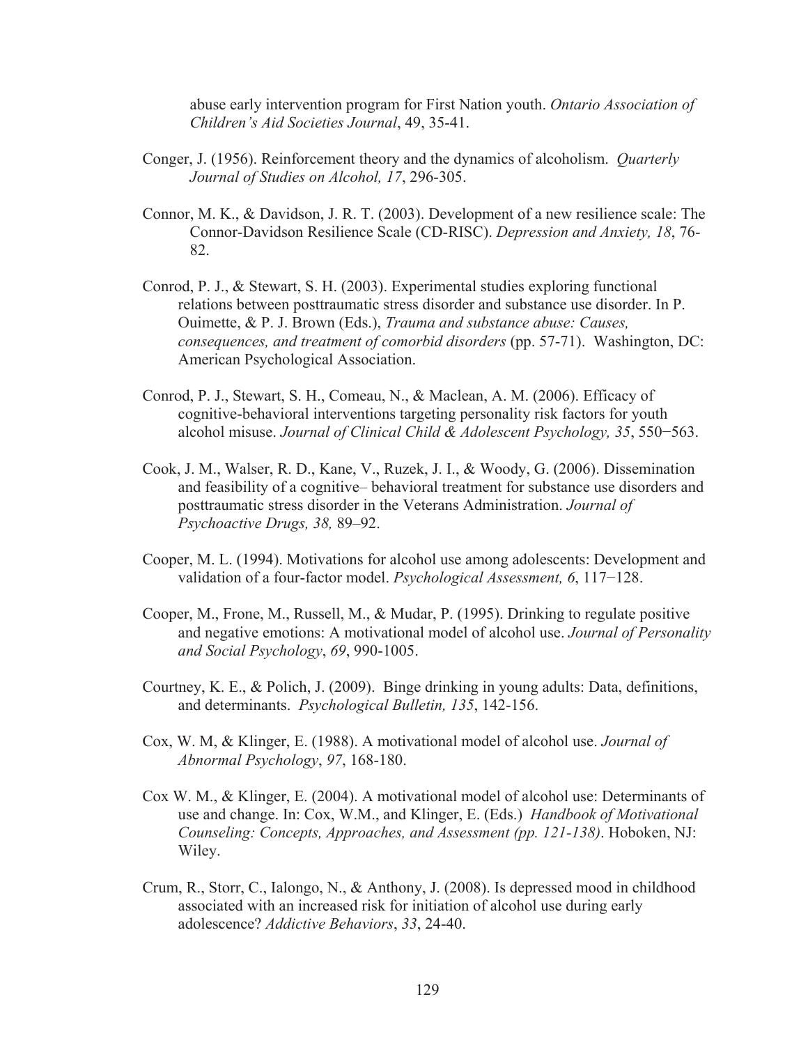abuse early intervention program for First Nation youth. *Ontario Association of Children's Aid Societies Journal*, 49, 35-41.

Conger, J. (1956). Reinforcement theory and the dynamics of alcoholism. *Quarterly Journal of Studies on Alcohol, 17*, 296-305.

Connor, M. K., & Davidson, J. R. T. (2003). Development of a new resilience scale: The Connor-Davidson Resilience Scale (CD-RISC). *Depression and Anxiety, 18*, 76-82.

Conrod, P. J., & Stewart, S. H. (2003). Experimental studies exploring functional relations between posttraumatic stress disorder and substance use disorder. In P. Ouimette, & P. J. Brown (Eds.), *Trauma and substance abuse: Causes, consequences, and treatment of comorbid disorders* (pp. 57-71). Washington, DC: American Psychological Association.

Conrod, P. J., Stewart, S. H., Comeau, N., & Maclean, A. M. (2006). Efficacy of cognitive-behavioral interventions targeting personality risk factors for youth alcohol misuse. *Journal of Clinical Child & Adolescent Psychology, 35*, 550−563.

Cook, J. M., Walser, R. D., Kane, V., Ruzek, J. I., & Woody, G. (2006). Dissemination and feasibility of a cognitive– behavioral treatment for substance use disorders and posttraumatic stress disorder in the Veterans Administration. *Journal of Psychoactive Drugs, 38,* 89–92.

Cooper, M. L. (1994). Motivations for alcohol use among adolescents: Development and validation of a four-factor model. *Psychological Assessment, 6*, 117−128.

Cooper, M., Frone, M., Russell, M., & Mudar, P. (1995). Drinking to regulate positive and negative emotions: A motivational model of alcohol use. *Journal of Personality and Social Psychology*, *69*, 990-1005.

Courtney, K. E., & Polich, J. (2009). Binge drinking in young adults: Data, definitions, and determinants. *Psychological Bulletin, 135*, 142-156.

Cox, W. M, & Klinger, E. (1988). A motivational model of alcohol use. *Journal of Abnormal Psychology*, *97*, 168-180.

Cox W. M., & Klinger, E. (2004). A motivational model of alcohol use: Determinants of use and change. In: Cox, W.M., and Klinger, E. (Eds.) *Handbook of Motivational Counseling: Concepts, Approaches, and Assessment (pp. 121-138)*. Hoboken, NJ: Wiley.

Crum, R., Storr, C., Ialongo, N., & Anthony, J. (2008). Is depressed mood in childhood associated with an increased risk for initiation of alcohol use during early adolescence? *Addictive Behaviors*, *33*, 24-40.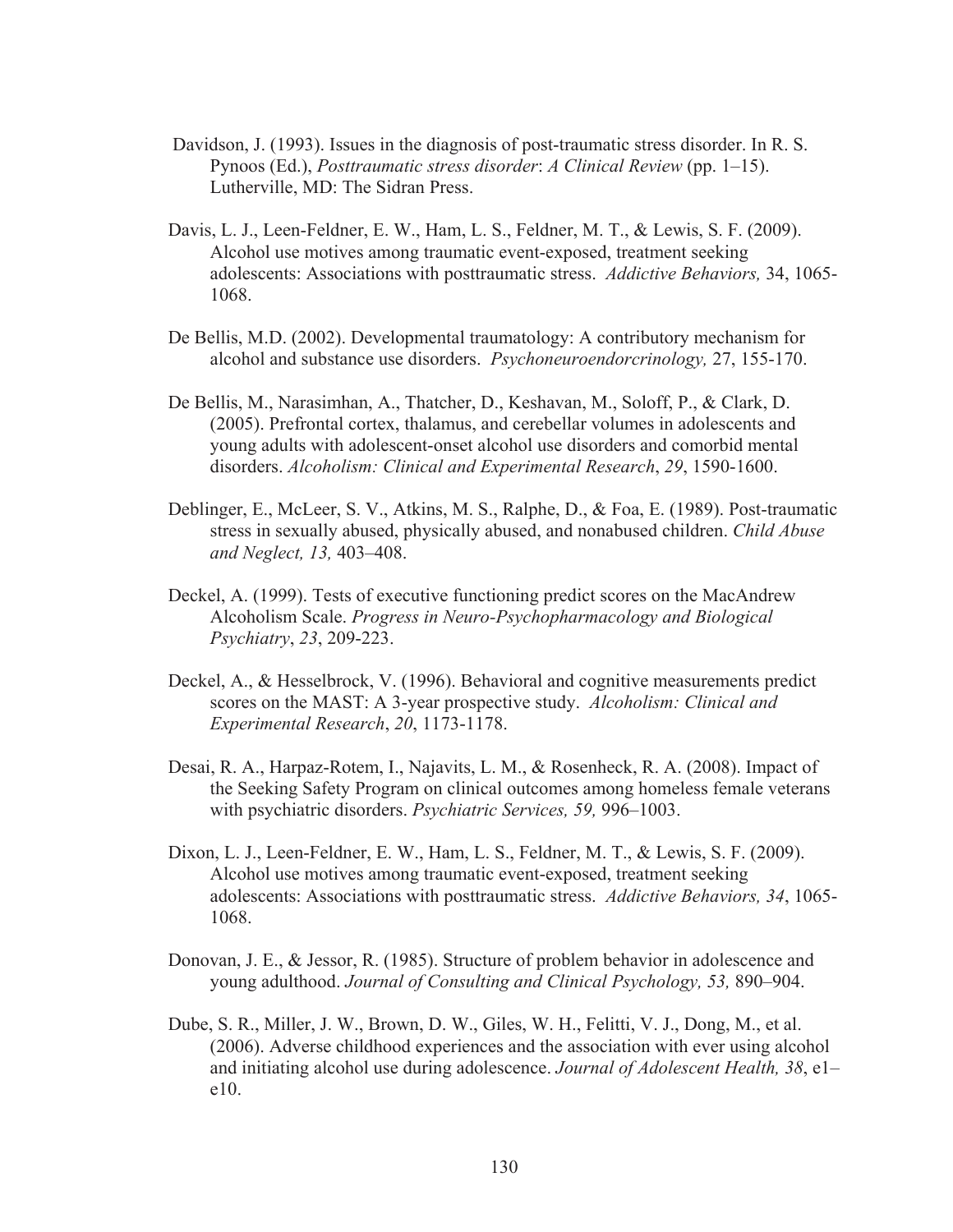Davidson, J. (1993). Issues in the diagnosis of post-traumatic stress disorder. In R. S. Pynoos (Ed.), *Posttraumatic stress disorder*: *A Clinical Review* (pp. 1–15). Lutherville, MD: The Sidran Press.

Davis, L. J., Leen-Feldner, E. W., Ham, L. S., Feldner, M. T., & Lewis, S. F. (2009). Alcohol use motives among traumatic event-exposed, treatment seeking adolescents: Associations with posttraumatic stress. *Addictive Behaviors,* 34, 1065-1068.

De Bellis, M.D. (2002). Developmental traumatology: A contributory mechanism for alcohol and substance use disorders. *Psychoneuroendorcrinology,* 27, 155-170.

De Bellis, M., Narasimhan, A., Thatcher, D., Keshavan, M., Soloff, P., & Clark, D. (2005). Prefrontal cortex, thalamus, and cerebellar volumes in adolescents and young adults with adolescent-onset alcohol use disorders and comorbid mental disorders. *Alcoholism: Clinical and Experimental Research*, *29*, 1590-1600.

Deblinger, E., McLeer, S. V., Atkins, M. S., Ralphe, D., & Foa, E. (1989). Post-traumatic stress in sexually abused, physically abused, and nonabused children. *Child Abuse and Neglect, 13,* 403–408.

Deckel, A. (1999). Tests of executive functioning predict scores on the MacAndrew Alcoholism Scale. *Progress in Neuro-Psychopharmacology and Biological Psychiatry*, *23*, 209-223.

Deckel, A., & Hesselbrock, V. (1996). Behavioral and cognitive measurements predict scores on the MAST: A 3-year prospective study. *Alcoholism: Clinical and Experimental Research*, *20*, 1173-1178.

Desai, R. A., Harpaz-Rotem, I., Najavits, L. M., & Rosenheck, R. A. (2008). Impact of the Seeking Safety Program on clinical outcomes among homeless female veterans with psychiatric disorders. *Psychiatric Services, 59,* 996–1003.

Dixon, L. J., Leen-Feldner, E. W., Ham, L. S., Feldner, M. T., & Lewis, S. F. (2009). Alcohol use motives among traumatic event-exposed, treatment seeking adolescents: Associations with posttraumatic stress. *Addictive Behaviors, 34*, 1065-1068.

Donovan, J. E., & Jessor, R. (1985). Structure of problem behavior in adolescence and young adulthood. *Journal of Consulting and Clinical Psychology, 53,* 890–904.

Dube, S. R., Miller, J. W., Brown, D. W., Giles, W. H., Felitti, V. J., Dong, M., et al. (2006). Adverse childhood experiences and the association with ever using alcohol and initiating alcohol use during adolescence. *Journal of Adolescent Health, 38*, e1–e10.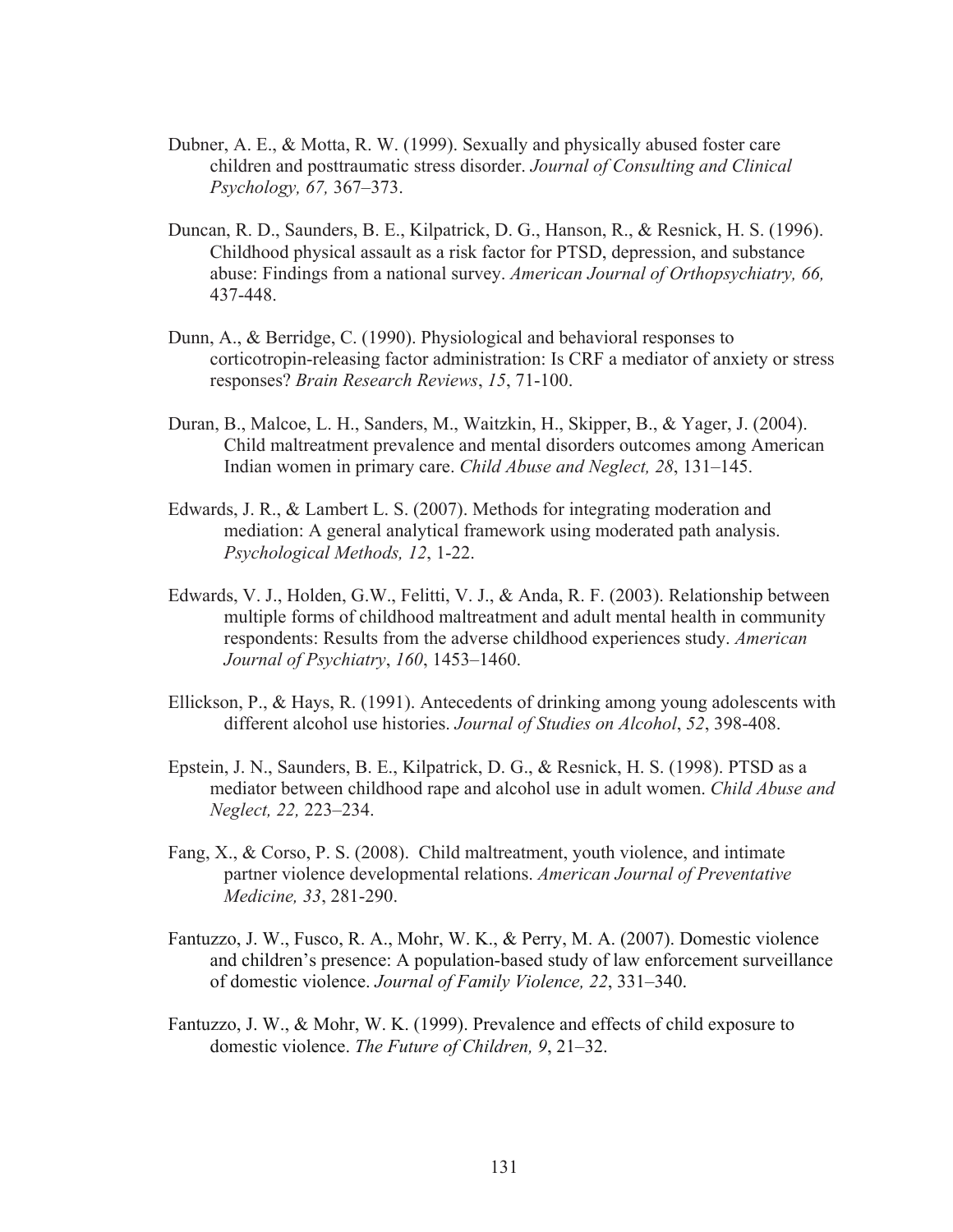Dubner, A. E., & Motta, R. W. (1999). Sexually and physically abused foster care children and posttraumatic stress disorder. *Journal of Consulting and Clinical Psychology, 67,* 367–373.

Duncan, R. D., Saunders, B. E., Kilpatrick, D. G., Hanson, R., & Resnick, H. S. (1996). Childhood physical assault as a risk factor for PTSD, depression, and substance abuse: Findings from a national survey. *American Journal of Orthopsychiatry, 66,* 437-448.

Dunn, A., & Berridge, C. (1990). Physiological and behavioral responses to corticotropin-releasing factor administration: Is CRF a mediator of anxiety or stress responses? *Brain Research Reviews*, *15*, 71-100.

Duran, B., Malcoe, L. H., Sanders, M., Waitzkin, H., Skipper, B., & Yager, J. (2004). Child maltreatment prevalence and mental disorders outcomes among American Indian women in primary care. *Child Abuse and Neglect, 28*, 131–145.

Edwards, J. R., & Lambert L. S. (2007). Methods for integrating moderation and mediation: A general analytical framework using moderated path analysis. *Psychological Methods, 12*, 1-22.

Edwards, V. J., Holden, G.W., Felitti, V. J., & Anda, R. F. (2003). Relationship between multiple forms of childhood maltreatment and adult mental health in community respondents: Results from the adverse childhood experiences study. *American Journal of Psychiatry*, *160*, 1453–1460.

Ellickson, P., & Hays, R. (1991). Antecedents of drinking among young adolescents with different alcohol use histories. *Journal of Studies on Alcohol*, *52*, 398-408.

Epstein, J. N., Saunders, B. E., Kilpatrick, D. G., & Resnick, H. S. (1998). PTSD as a mediator between childhood rape and alcohol use in adult women. *Child Abuse and Neglect, 22,* 223–234.

Fang, X., & Corso, P. S. (2008). Child maltreatment, youth violence, and intimate partner violence developmental relations. *American Journal of Preventative Medicine, 33*, 281-290.

Fantuzzo, J. W., Fusco, R. A., Mohr, W. K., & Perry, M. A. (2007). Domestic violence and children's presence: A population-based study of law enforcement surveillance of domestic violence. *Journal of Family Violence, 22*, 331–340.

Fantuzzo, J. W., & Mohr, W. K. (1999). Prevalence and effects of child exposure to domestic violence. *The Future of Children, 9*, 21–32.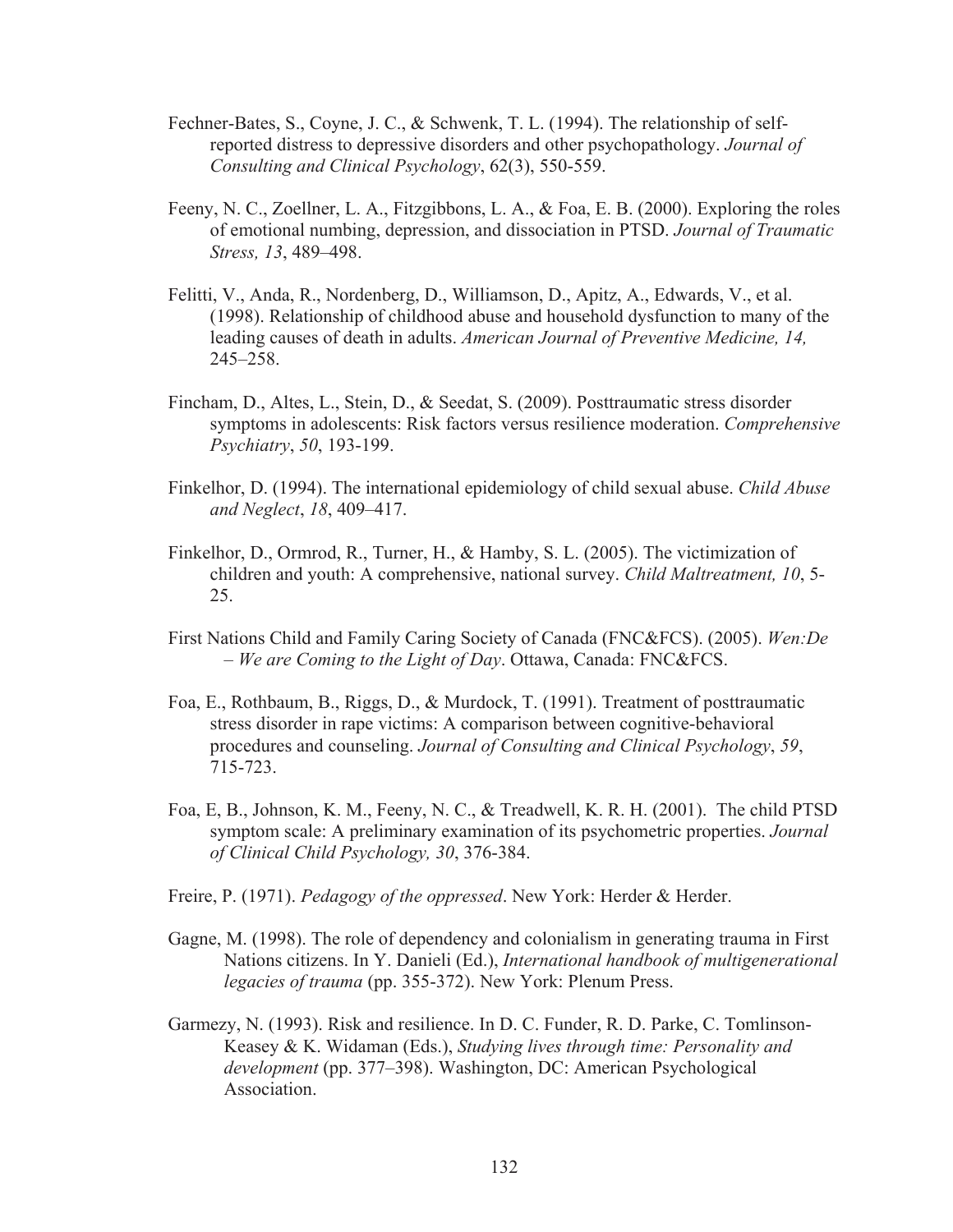Fechner-Bates, S., Coyne, J. C., & Schwenk, T. L. (1994). The relationship of self-reported distress to depressive disorders and other psychopathology. *Journal of Consulting and Clinical Psychology*, 62(3), 550-559.

Feeny, N. C., Zoellner, L. A., Fitzgibbons, L. A., & Foa, E. B. (2000). Exploring the roles of emotional numbing, depression, and dissociation in PTSD. *Journal of Traumatic Stress, 13*, 489–498.

Felitti, V., Anda, R., Nordenberg, D., Williamson, D., Apitz, A., Edwards, V., et al. (1998). Relationship of childhood abuse and household dysfunction to many of the leading causes of death in adults. *American Journal of Preventive Medicine, 14,* 245–258.

Fincham, D., Altes, L., Stein, D., & Seedat, S. (2009). Posttraumatic stress disorder symptoms in adolescents: Risk factors versus resilience moderation. *Comprehensive Psychiatry*, *50*, 193-199.

Finkelhor, D. (1994). The international epidemiology of child sexual abuse. *Child Abuse and Neglect*, *18*, 409–417.

Finkelhor, D., Ormrod, R., Turner, H., & Hamby, S. L. (2005). The victimization of children and youth: A comprehensive, national survey. *Child Maltreatment, 10*, 5-25.

First Nations Child and Family Caring Society of Canada (FNC&FCS). (2005). *Wen:De – We are Coming to the Light of Day*. Ottawa, Canada: FNC&FCS.

Foa, E., Rothbaum, B., Riggs, D., & Murdock, T. (1991). Treatment of posttraumatic stress disorder in rape victims: A comparison between cognitive-behavioral procedures and counseling. *Journal of Consulting and Clinical Psychology*, *59*, 715-723.

Foa, E, B., Johnson, K. M., Feeny, N. C., & Treadwell, K. R. H. (2001). The child PTSD symptom scale: A preliminary examination of its psychometric properties. *Journal of Clinical Child Psychology, 30*, 376-384.

Freire, P. (1971). *Pedagogy of the oppressed*. New York: Herder & Herder.

Gagne, M. (1998). The role of dependency and colonialism in generating trauma in First Nations citizens. In Y. Danieli (Ed.), *International handbook of multigenerational legacies of trauma* (pp. 355-372). New York: Plenum Press.

Garmezy, N. (1993). Risk and resilience. In D. C. Funder, R. D. Parke, C. Tomlinson-Keasey & K. Widaman (Eds.), *Studying lives through time: Personality and development* (pp. 377–398). Washington, DC: American Psychological Association.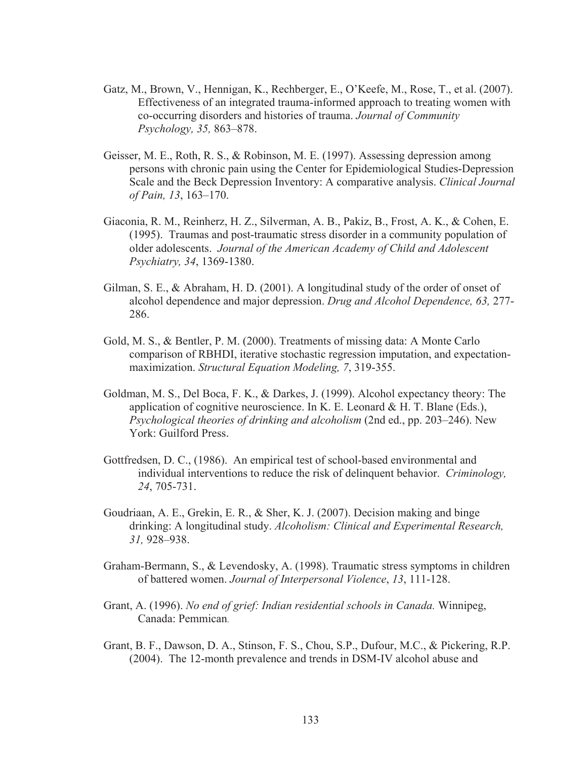Gatz, M., Brown, V., Hennigan, K., Rechberger, E., O'Keefe, M., Rose, T., et al. (2007). Effectiveness of an integrated trauma-informed approach to treating women with co-occurring disorders and histories of trauma. *Journal of Community Psychology, 35,* 863–878.

Geisser, M. E., Roth, R. S., & Robinson, M. E. (1997). Assessing depression among persons with chronic pain using the Center for Epidemiological Studies-Depression Scale and the Beck Depression Inventory: A comparative analysis. *Clinical Journal of Pain, 13*, 163–170.

Giaconia, R. M., Reinherz, H. Z., Silverman, A. B., Pakiz, B., Frost, A. K., & Cohen, E. (1995). Traumas and post-traumatic stress disorder in a community population of older adolescents. *Journal of the American Academy of Child and Adolescent Psychiatry, 34*, 1369-1380.

Gilman, S. E., & Abraham, H. D. (2001). A longitudinal study of the order of onset of alcohol dependence and major depression. *Drug and Alcohol Dependence, 63,* 277-286.

Gold, M. S., & Bentler, P. M. (2000). Treatments of missing data: A Monte Carlo comparison of RBHDI, iterative stochastic regression imputation, and expectation-maximization. *Structural Equation Modeling, 7*, 319-355.

Goldman, M. S., Del Boca, F. K., & Darkes, J. (1999). Alcohol expectancy theory: The application of cognitive neuroscience. In K. E. Leonard & H. T. Blane (Eds.), *Psychological theories of drinking and alcoholism* (2nd ed., pp. 203–246). New York: Guilford Press.

Gottfredsen, D. C., (1986). An empirical test of school-based environmental and individual interventions to reduce the risk of delinquent behavior. *Criminology, 24*, 705-731.

Goudriaan, A. E., Grekin, E. R., & Sher, K. J. (2007). Decision making and binge drinking: A longitudinal study. *Alcoholism: Clinical and Experimental Research, 31,* 928–938.

Graham-Bermann, S., & Levendosky, A. (1998). Traumatic stress symptoms in children of battered women. *Journal of Interpersonal Violence*, *13*, 111-128.

Grant, A. (1996). *No end of grief: Indian residential schools in Canada.* Winnipeg, Canada: Pemmican.

Grant, B. F., Dawson, D. A., Stinson, F. S., Chou, S.P., Dufour, M.C., & Pickering, R.P. (2004). The 12-month prevalence and trends in DSM-IV alcohol abuse and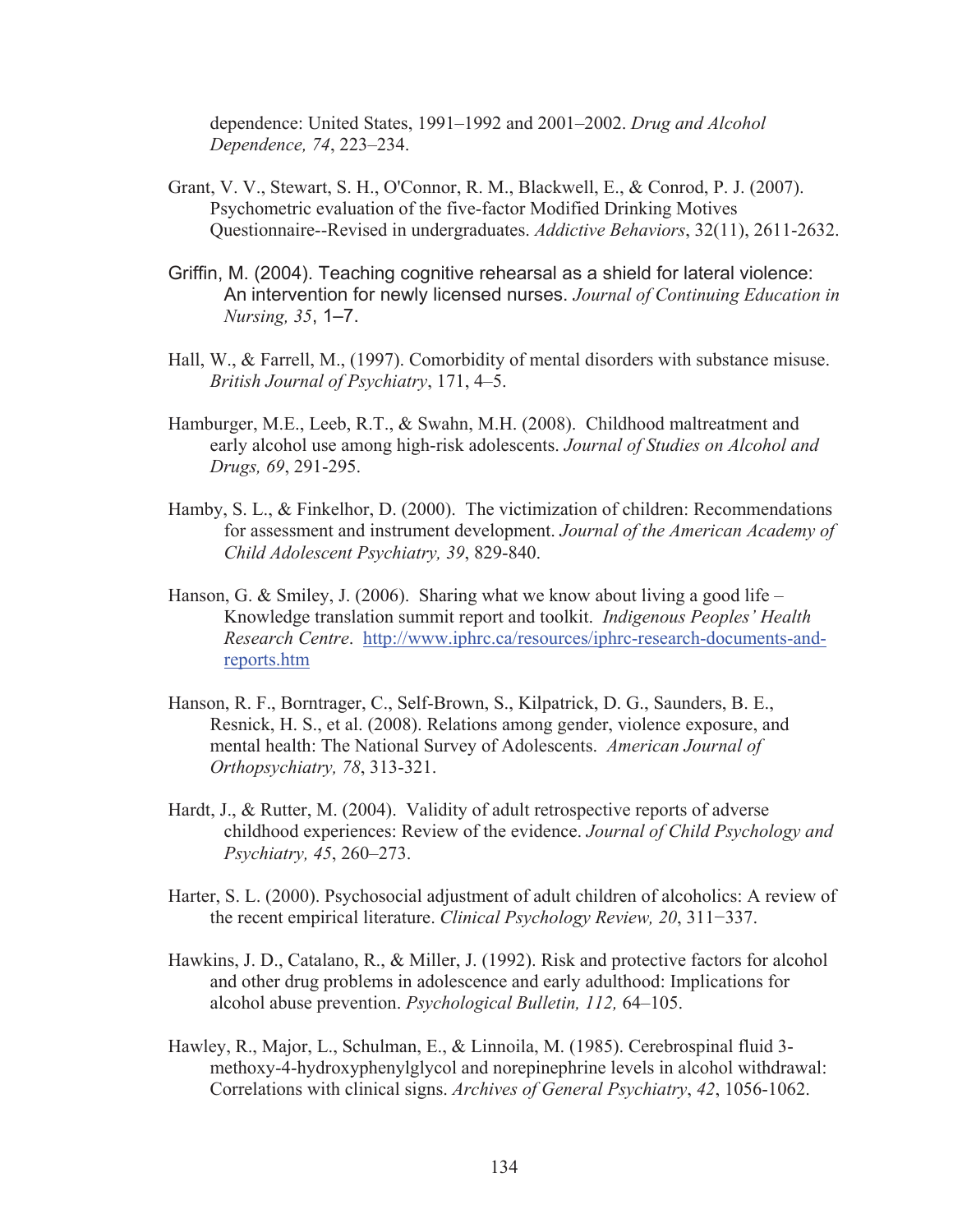dependence: United States, 1991–1992 and 2001–2002. *Drug and Alcohol Dependence, 74*, 223–234.

Grant, V. V., Stewart, S. H., O'Connor, R. M., Blackwell, E., & Conrod, P. J. (2007). Psychometric evaluation of the five-factor Modified Drinking Motives Questionnaire--Revised in undergraduates. *Addictive Behaviors*, 32(11), 2611-2632.

Griffin, M. (2004). Teaching cognitive rehearsal as a shield for lateral violence: An intervention for newly licensed nurses. *Journal of Continuing Education in Nursing, 35*, 1–7.

Hall, W., & Farrell, M., (1997). Comorbidity of mental disorders with substance misuse. *British Journal of Psychiatry*, 171, 4–5.

Hamburger, M.E., Leeb, R.T., & Swahn, M.H. (2008). Childhood maltreatment and early alcohol use among high-risk adolescents. *Journal of Studies on Alcohol and Drugs, 69*, 291-295.

Hamby, S. L., & Finkelhor, D. (2000). The victimization of children: Recommendations for assessment and instrument development. *Journal of the American Academy of Child Adolescent Psychiatry, 39*, 829-840.

Hanson, G. & Smiley, J. (2006). Sharing what we know about living a good life – Knowledge translation summit report and toolkit. *Indigenous Peoples' Health Research Centre*. http://www.iphrc.ca/resources/iphrc-research-documents-and-reports.htm

Hanson, R. F., Borntrager, C., Self-Brown, S., Kilpatrick, D. G., Saunders, B. E., Resnick, H. S., et al. (2008). Relations among gender, violence exposure, and mental health: The National Survey of Adolescents. *American Journal of Orthopsychiatry, 78*, 313-321.

Hardt, J., & Rutter, M. (2004). Validity of adult retrospective reports of adverse childhood experiences: Review of the evidence. *Journal of Child Psychology and Psychiatry, 45*, 260–273.

Harter, S. L. (2000). Psychosocial adjustment of adult children of alcoholics: A review of the recent empirical literature. *Clinical Psychology Review, 20*, 311−337.

Hawkins, J. D., Catalano, R., & Miller, J. (1992). Risk and protective factors for alcohol and other drug problems in adolescence and early adulthood: Implications for alcohol abuse prevention. *Psychological Bulletin, 112,* 64–105.

Hawley, R., Major, L., Schulman, E., & Linnoila, M. (1985). Cerebrospinal fluid 3-methoxy-4-hydroxyphenylglycol and norepinephrine levels in alcohol withdrawal: Correlations with clinical signs. *Archives of General Psychiatry*, *42*, 1056-1062.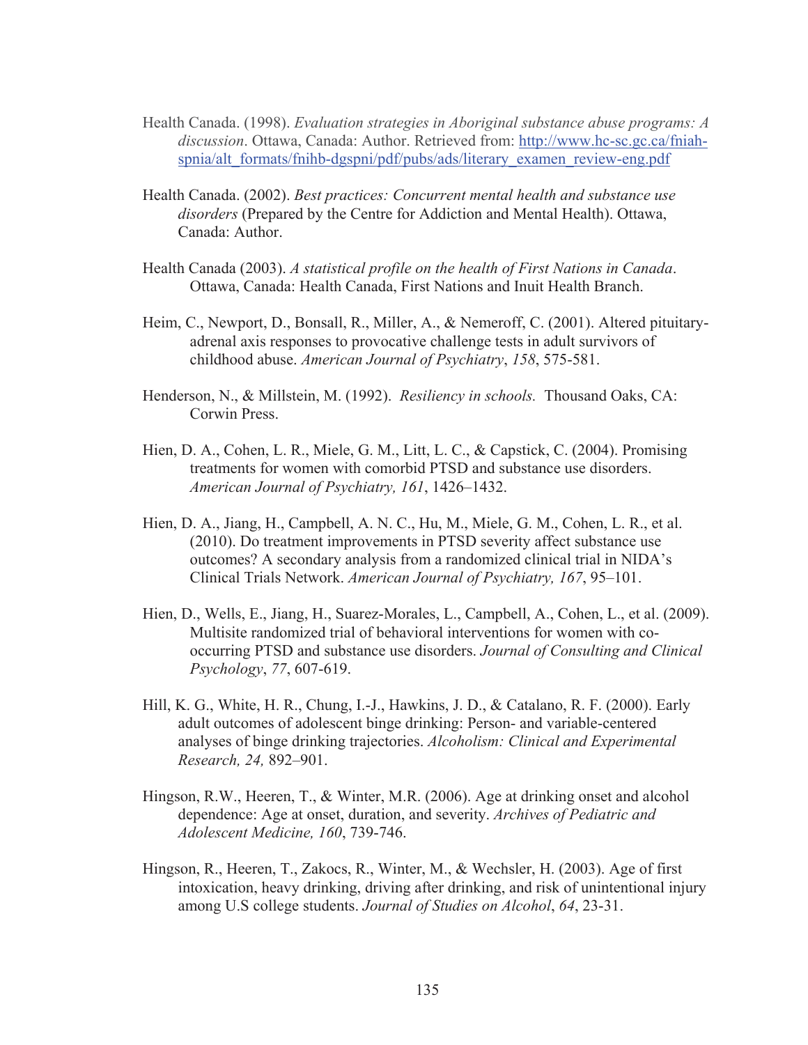Health Canada. (1998). *Evaluation strategies in Aboriginal substance abuse programs: A discussion*. Ottawa, Canada: Author. Retrieved from: http://www.hc-sc.gc.ca/fniah-spnia/alt_formats/fnihb-dgspni/pdf/pubs/ads/literary_examen_review-eng.pdf

Health Canada. (2002). *Best practices: Concurrent mental health and substance use disorders* (Prepared by the Centre for Addiction and Mental Health). Ottawa, Canada: Author.

Health Canada (2003). *A statistical profile on the health of First Nations in Canada*. Ottawa, Canada: Health Canada, First Nations and Inuit Health Branch.

Heim, C., Newport, D., Bonsall, R., Miller, A., & Nemeroff, C. (2001). Altered pituitary-adrenal axis responses to provocative challenge tests in adult survivors of childhood abuse. *American Journal of Psychiatry*, *158*, 575-581.

Henderson, N., & Millstein, M. (1992). *Resiliency in schools.* Thousand Oaks, CA: Corwin Press.

Hien, D. A., Cohen, L. R., Miele, G. M., Litt, L. C., & Capstick, C. (2004). Promising treatments for women with comorbid PTSD and substance use disorders. *American Journal of Psychiatry, 161*, 1426–1432.

Hien, D. A., Jiang, H., Campbell, A. N. C., Hu, M., Miele, G. M., Cohen, L. R., et al. (2010). Do treatment improvements in PTSD severity affect substance use outcomes? A secondary analysis from a randomized clinical trial in NIDA's Clinical Trials Network. *American Journal of Psychiatry, 167*, 95–101.

Hien, D., Wells, E., Jiang, H., Suarez-Morales, L., Campbell, A., Cohen, L., et al. (2009). Multisite randomized trial of behavioral interventions for women with co-occurring PTSD and substance use disorders. *Journal of Consulting and Clinical Psychology*, *77*, 607-619.

Hill, K. G., White, H. R., Chung, I.-J., Hawkins, J. D., & Catalano, R. F. (2000). Early adult outcomes of adolescent binge drinking: Person- and variable-centered analyses of binge drinking trajectories. *Alcoholism: Clinical and Experimental Research, 24,* 892–901.

Hingson, R.W., Heeren, T., & Winter, M.R. (2006). Age at drinking onset and alcohol dependence: Age at onset, duration, and severity. *Archives of Pediatric and Adolescent Medicine, 160*, 739-746.

Hingson, R., Heeren, T., Zakocs, R., Winter, M., & Wechsler, H. (2003). Age of first intoxication, heavy drinking, driving after drinking, and risk of unintentional injury among U.S college students. *Journal of Studies on Alcohol*, *64*, 23-31.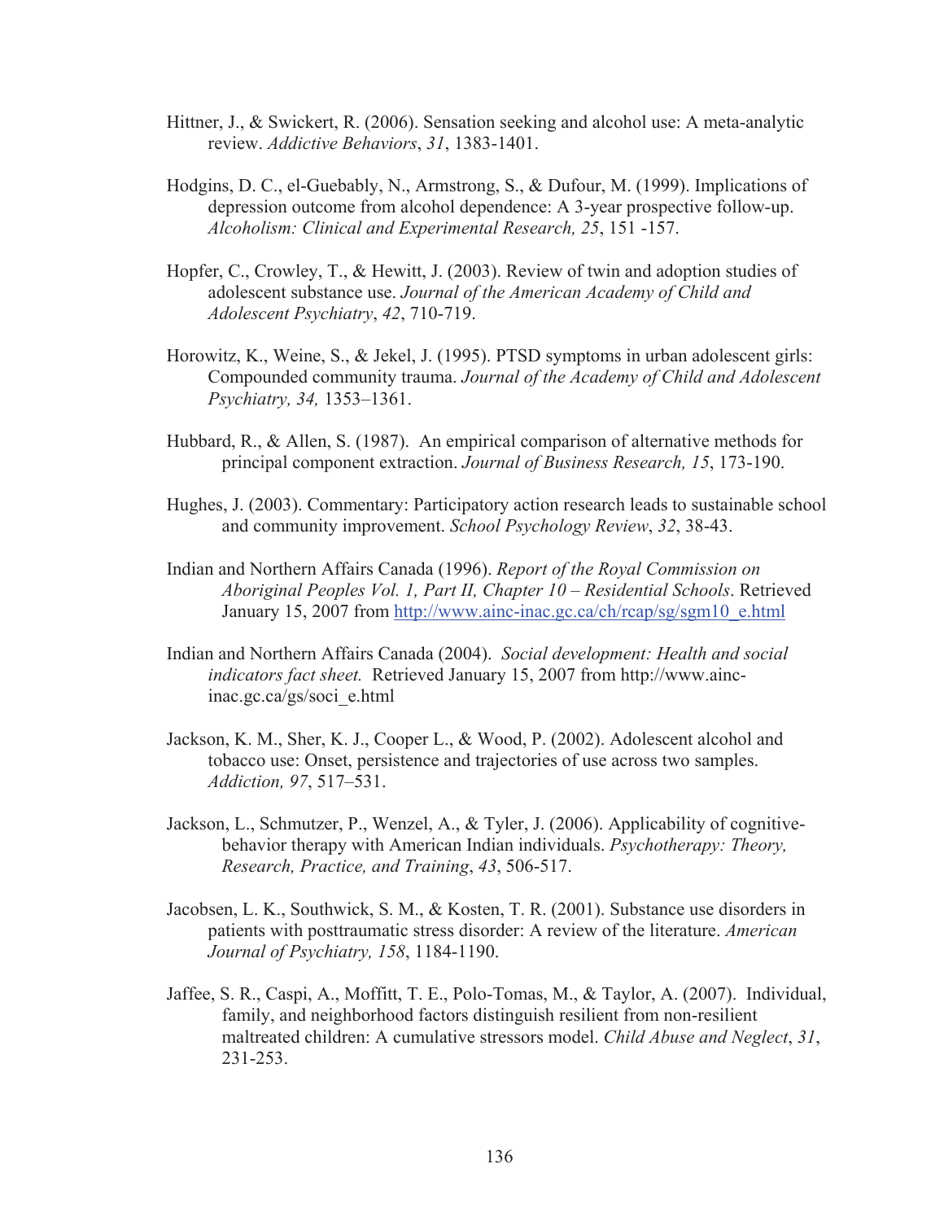Hittner, J., & Swickert, R. (2006). Sensation seeking and alcohol use: A meta-analytic review. *Addictive Behaviors*, *31*, 1383-1401.

Hodgins, D. C., el-Guebably, N., Armstrong, S., & Dufour, M. (1999). Implications of depression outcome from alcohol dependence: A 3-year prospective follow-up. *Alcoholism: Clinical and Experimental Research, 25*, 151 -157.

Hopfer, C., Crowley, T., & Hewitt, J. (2003). Review of twin and adoption studies of adolescent substance use. *Journal of the American Academy of Child and Adolescent Psychiatry*, *42*, 710-719.

Horowitz, K., Weine, S., & Jekel, J. (1995). PTSD symptoms in urban adolescent girls: Compounded community trauma. *Journal of the Academy of Child and Adolescent Psychiatry, 34,* 1353–1361.

Hubbard, R., & Allen, S. (1987). An empirical comparison of alternative methods for principal component extraction. *Journal of Business Research, 15*, 173-190.

Hughes, J. (2003). Commentary: Participatory action research leads to sustainable school and community improvement. *School Psychology Review*, *32*, 38-43.

Indian and Northern Affairs Canada (1996). *Report of the Royal Commission on Aboriginal Peoples Vol. 1, Part II, Chapter 10 – Residential Schools*. Retrieved January 15, 2007 from http://www.ainc-inac.gc.ca/ch/rcap/sg/sgm10_e.html

Indian and Northern Affairs Canada (2004). *Social development: Health and social indicators fact sheet.* Retrieved January 15, 2007 from http://www.ainc-inac.gc.ca/gs/soci_e.html

Jackson, K. M., Sher, K. J., Cooper L., & Wood, P. (2002). Adolescent alcohol and tobacco use: Onset, persistence and trajectories of use across two samples. *Addiction, 97*, 517–531.

Jackson, L., Schmutzer, P., Wenzel, A., & Tyler, J. (2006). Applicability of cognitive-behavior therapy with American Indian individuals. *Psychotherapy: Theory, Research, Practice, and Training*, *43*, 506-517.

Jacobsen, L. K., Southwick, S. M., & Kosten, T. R. (2001). Substance use disorders in patients with posttraumatic stress disorder: A review of the literature. *American Journal of Psychiatry, 158*, 1184-1190.

Jaffee, S. R., Caspi, A., Moffitt, T. E., Polo-Tomas, M., & Taylor, A. (2007). Individual, family, and neighborhood factors distinguish resilient from non-resilient maltreated children: A cumulative stressors model. *Child Abuse and Neglect*, *31*, 231-253.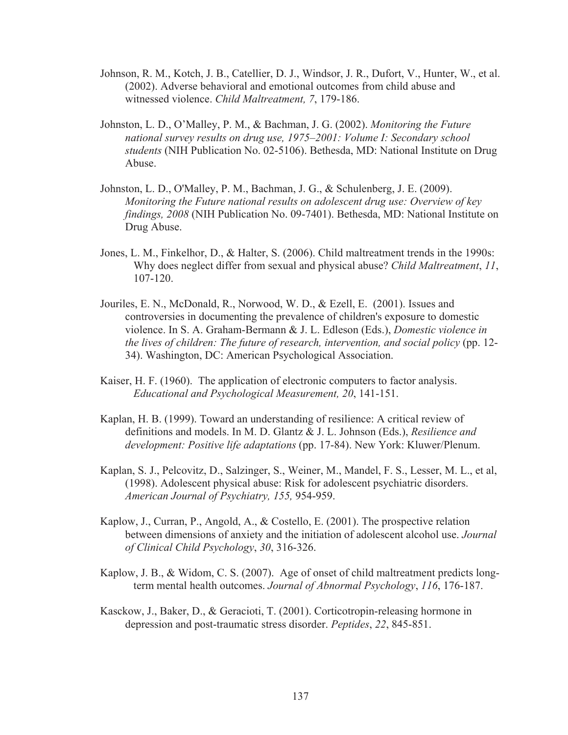Johnson, R. M., Kotch, J. B., Catellier, D. J., Windsor, J. R., Dufort, V., Hunter, W., et al. (2002). Adverse behavioral and emotional outcomes from child abuse and witnessed violence. *Child Maltreatment, 7*, 179-186.

Johnston, L. D., O'Malley, P. M., & Bachman, J. G. (2002). *Monitoring the Future national survey results on drug use, 1975–2001: Volume I: Secondary school students* (NIH Publication No. 02-5106). Bethesda, MD: National Institute on Drug Abuse.

Johnston, L. D., O'Malley, P. M., Bachman, J. G., & Schulenberg, J. E. (2009). *Monitoring the Future national results on adolescent drug use: Overview of key findings, 2008* (NIH Publication No. 09-7401). Bethesda, MD: National Institute on Drug Abuse.

Jones, L. M., Finkelhor, D., & Halter, S. (2006). Child maltreatment trends in the 1990s: Why does neglect differ from sexual and physical abuse? *Child Maltreatment*, *11*, 107-120.

Jouriles, E. N., McDonald, R., Norwood, W. D., & Ezell, E. (2001). Issues and controversies in documenting the prevalence of children's exposure to domestic violence. In S. A. Graham-Bermann & J. L. Edleson (Eds.), *Domestic violence in the lives of children: The future of research, intervention, and social policy* (pp. 12-34). Washington, DC: American Psychological Association.

Kaiser, H. F. (1960). The application of electronic computers to factor analysis. *Educational and Psychological Measurement, 20*, 141-151.

Kaplan, H. B. (1999). Toward an understanding of resilience: A critical review of definitions and models. In M. D. Glantz & J. L. Johnson (Eds.), *Resilience and development: Positive life adaptations* (pp. 17-84). New York: Kluwer/Plenum.

Kaplan, S. J., Pelcovitz, D., Salzinger, S., Weiner, M., Mandel, F. S., Lesser, M. L., et al, (1998). Adolescent physical abuse: Risk for adolescent psychiatric disorders. *American Journal of Psychiatry, 155,* 954-959.

Kaplow, J., Curran, P., Angold, A., & Costello, E. (2001). The prospective relation between dimensions of anxiety and the initiation of adolescent alcohol use. *Journal of Clinical Child Psychology*, *30*, 316-326.

Kaplow, J. B., & Widom, C. S. (2007). Age of onset of child maltreatment predicts long-term mental health outcomes. *Journal of Abnormal Psychology*, *116*, 176-187.

Kasckow, J., Baker, D., & Geracioti, T. (2001). Corticotropin-releasing hormone in depression and post-traumatic stress disorder. *Peptides*, *22*, 845-851.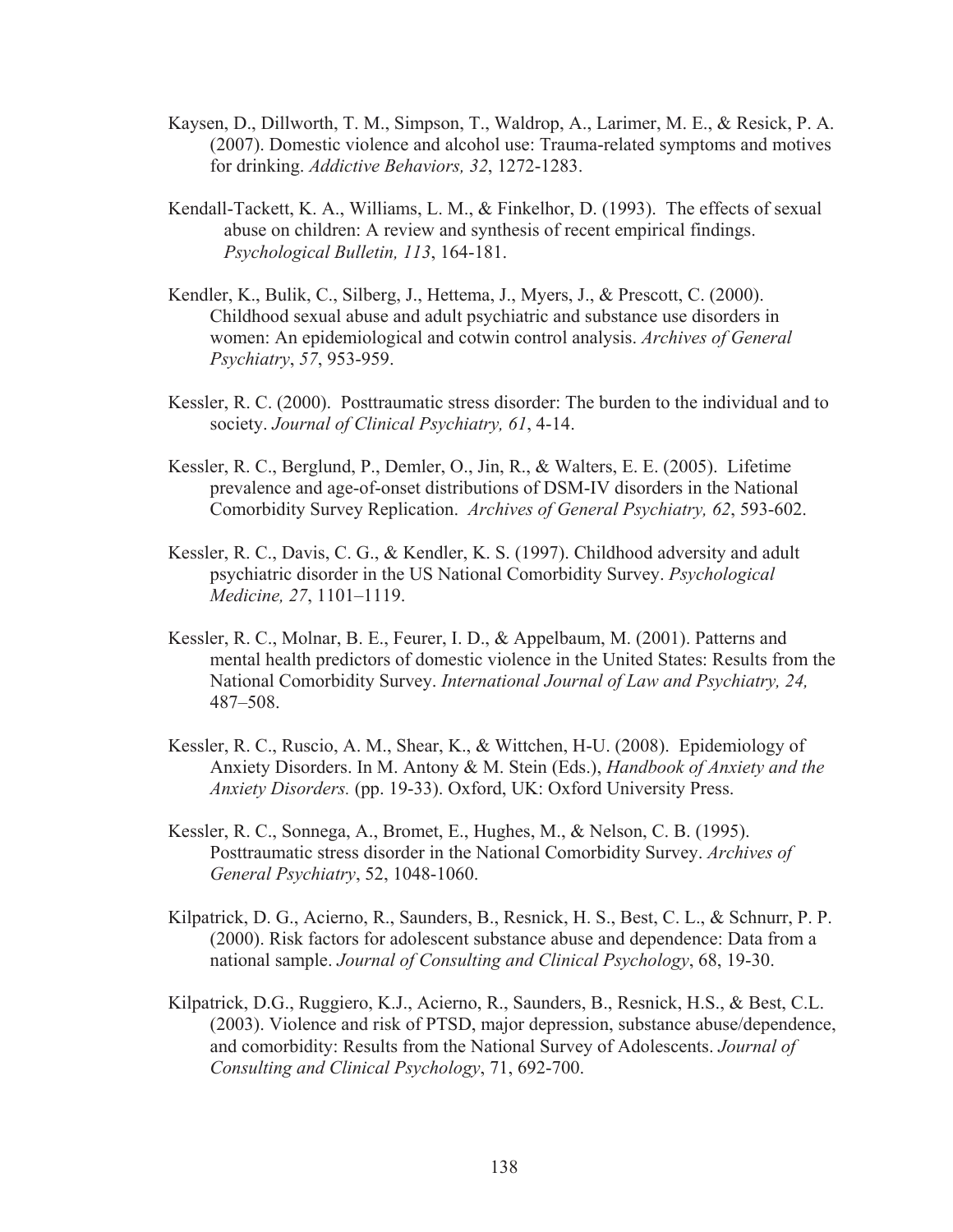Kaysen, D., Dillworth, T. M., Simpson, T., Waldrop, A., Larimer, M. E., & Resick, P. A. (2007). Domestic violence and alcohol use: Trauma-related symptoms and motives for drinking. *Addictive Behaviors, 32*, 1272-1283.

Kendall-Tackett, K. A., Williams, L. M., & Finkelhor, D. (1993). The effects of sexual abuse on children: A review and synthesis of recent empirical findings. *Psychological Bulletin, 113*, 164-181.

Kendler, K., Bulik, C., Silberg, J., Hettema, J., Myers, J., & Prescott, C. (2000). Childhood sexual abuse and adult psychiatric and substance use disorders in women: An epidemiological and cotwin control analysis. *Archives of General Psychiatry*, *57*, 953-959.

Kessler, R. C. (2000). Posttraumatic stress disorder: The burden to the individual and to society. *Journal of Clinical Psychiatry, 61*, 4-14.

Kessler, R. C., Berglund, P., Demler, O., Jin, R., & Walters, E. E. (2005). Lifetime prevalence and age-of-onset distributions of DSM-IV disorders in the National Comorbidity Survey Replication. *Archives of General Psychiatry, 62*, 593-602.

Kessler, R. C., Davis, C. G., & Kendler, K. S. (1997). Childhood adversity and adult psychiatric disorder in the US National Comorbidity Survey. *Psychological Medicine, 27*, 1101–1119.

Kessler, R. C., Molnar, B. E., Feurer, I. D., & Appelbaum, M. (2001). Patterns and mental health predictors of domestic violence in the United States: Results from the National Comorbidity Survey. *International Journal of Law and Psychiatry, 24,* 487–508.

Kessler, R. C., Ruscio, A. M., Shear, K., & Wittchen, H-U. (2008). Epidemiology of Anxiety Disorders. In M. Antony & M. Stein (Eds.), *Handbook of Anxiety and the Anxiety Disorders.* (pp. 19-33). Oxford, UK: Oxford University Press.

Kessler, R. C., Sonnega, A., Bromet, E., Hughes, M., & Nelson, C. B. (1995). Posttraumatic stress disorder in the National Comorbidity Survey. *Archives of General Psychiatry*, 52, 1048-1060.

Kilpatrick, D. G., Acierno, R., Saunders, B., Resnick, H. S., Best, C. L., & Schnurr, P. P. (2000). Risk factors for adolescent substance abuse and dependence: Data from a national sample. *Journal of Consulting and Clinical Psychology*, 68, 19-30.

Kilpatrick, D.G., Ruggiero, K.J., Acierno, R., Saunders, B., Resnick, H.S., & Best, C.L. (2003). Violence and risk of PTSD, major depression, substance abuse/dependence, and comorbidity: Results from the National Survey of Adolescents. *Journal of Consulting and Clinical Psychology*, 71, 692-700.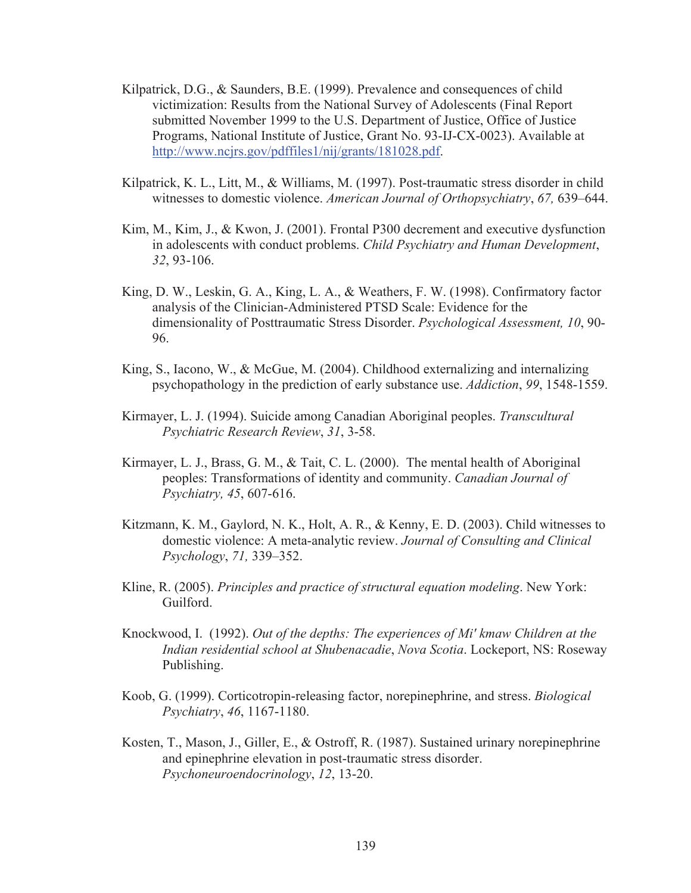Kilpatrick, D.G., & Saunders, B.E. (1999). Prevalence and consequences of child victimization: Results from the National Survey of Adolescents (Final Report submitted November 1999 to the U.S. Department of Justice, Office of Justice Programs, National Institute of Justice, Grant No. 93-IJ-CX-0023). Available at http://www.ncjrs.gov/pdffiles1/nij/grants/181028.pdf.

Kilpatrick, K. L., Litt, M., & Williams, M. (1997). Post-traumatic stress disorder in child witnesses to domestic violence. *American Journal of Orthopsychiatry*, *67,* 639–644.

Kim, M., Kim, J., & Kwon, J. (2001). Frontal P300 decrement and executive dysfunction in adolescents with conduct problems. *Child Psychiatry and Human Development*, *32*, 93-106.

King, D. W., Leskin, G. A., King, L. A., & Weathers, F. W. (1998). Confirmatory factor analysis of the Clinician-Administered PTSD Scale: Evidence for the dimensionality of Posttraumatic Stress Disorder. *Psychological Assessment, 10*, 90-96.

King, S., Iacono, W., & McGue, M. (2004). Childhood externalizing and internalizing psychopathology in the prediction of early substance use. *Addiction*, *99*, 1548-1559.

Kirmayer, L. J. (1994). Suicide among Canadian Aboriginal peoples. *Transcultural Psychiatric Research Review*, *31*, 3-58.

Kirmayer, L. J., Brass, G. M., & Tait, C. L. (2000). The mental health of Aboriginal peoples: Transformations of identity and community. *Canadian Journal of Psychiatry, 45*, 607-616.

Kitzmann, K. M., Gaylord, N. K., Holt, A. R., & Kenny, E. D. (2003). Child witnesses to domestic violence: A meta-analytic review. *Journal of Consulting and Clinical Psychology*, *71,* 339–352.

Kline, R. (2005). *Principles and practice of structural equation modeling*. New York: Guilford.

Knockwood, I. (1992). *Out of the depths: The experiences of Mi' kmaw Children at the Indian residential school at Shubenacadie*, *Nova Scotia*. Lockeport, NS: Roseway Publishing.

Koob, G. (1999). Corticotropin-releasing factor, norepinephrine, and stress. *Biological Psychiatry*, *46*, 1167-1180.

Kosten, T., Mason, J., Giller, E., & Ostroff, R. (1987). Sustained urinary norepinephrine and epinephrine elevation in post-traumatic stress disorder. *Psychoneuroendocrinology*, *12*, 13-20.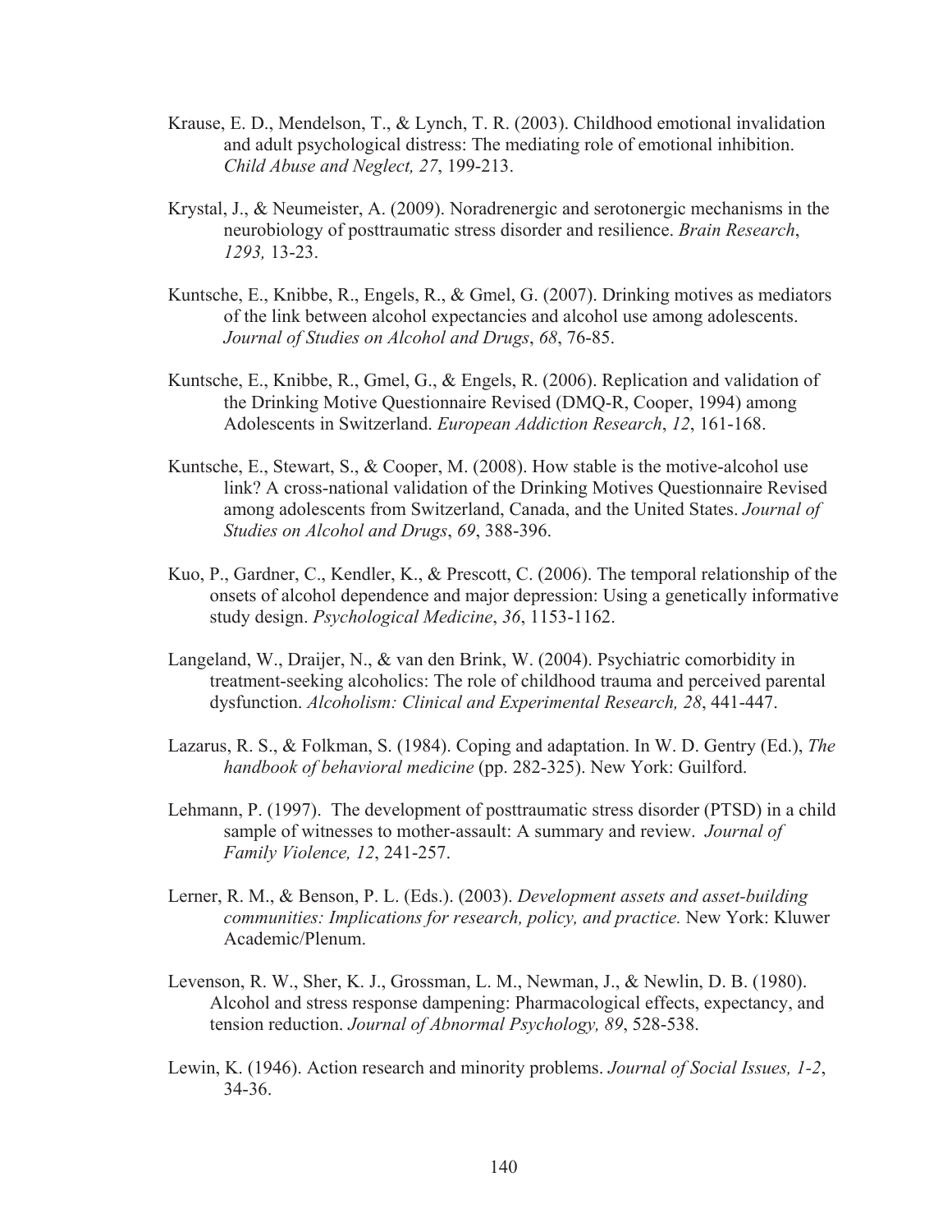Krause, E. D., Mendelson, T., & Lynch, T. R. (2003). Childhood emotional invalidation and adult psychological distress: The mediating role of emotional inhibition. *Child Abuse and Neglect, 27*, 199-213.

Krystal, J., & Neumeister, A. (2009). Noradrenergic and serotonergic mechanisms in the neurobiology of posttraumatic stress disorder and resilience. *Brain Research*, *1293,* 13-23.

Kuntsche, E., Knibbe, R., Engels, R., & Gmel, G. (2007). Drinking motives as mediators of the link between alcohol expectancies and alcohol use among adolescents. *Journal of Studies on Alcohol and Drugs*, *68*, 76-85.

Kuntsche, E., Knibbe, R., Gmel, G., & Engels, R. (2006). Replication and validation of the Drinking Motive Questionnaire Revised (DMQ-R, Cooper, 1994) among Adolescents in Switzerland. *European Addiction Research*, *12*, 161-168.

Kuntsche, E., Stewart, S., & Cooper, M. (2008). How stable is the motive-alcohol use link? A cross-national validation of the Drinking Motives Questionnaire Revised among adolescents from Switzerland, Canada, and the United States. *Journal of Studies on Alcohol and Drugs*, *69*, 388-396.

Kuo, P., Gardner, C., Kendler, K., & Prescott, C. (2006). The temporal relationship of the onsets of alcohol dependence and major depression: Using a genetically informative study design. *Psychological Medicine*, *36*, 1153-1162.

Langeland, W., Draijer, N., & van den Brink, W. (2004). Psychiatric comorbidity in treatment-seeking alcoholics: The role of childhood trauma and perceived parental dysfunction. *Alcoholism: Clinical and Experimental Research, 28*, 441-447.

Lazarus, R. S., & Folkman, S. (1984). Coping and adaptation. In W. D. Gentry (Ed.), *The handbook of behavioral medicine* (pp. 282-325). New York: Guilford.

Lehmann, P. (1997). The development of posttraumatic stress disorder (PTSD) in a child sample of witnesses to mother-assault: A summary and review. *Journal of Family Violence, 12*, 241-257.

Lerner, R. M., & Benson, P. L. (Eds.). (2003). *Development assets and asset-building communities: Implications for research, policy, and practice.* New York: Kluwer Academic/Plenum.

Levenson, R. W., Sher, K. J., Grossman, L. M., Newman, J., & Newlin, D. B. (1980). Alcohol and stress response dampening: Pharmacological effects, expectancy, and tension reduction. *Journal of Abnormal Psychology, 89*, 528-538.

Lewin, K. (1946). Action research and minority problems. *Journal of Social Issues, 1-2*, 34-36.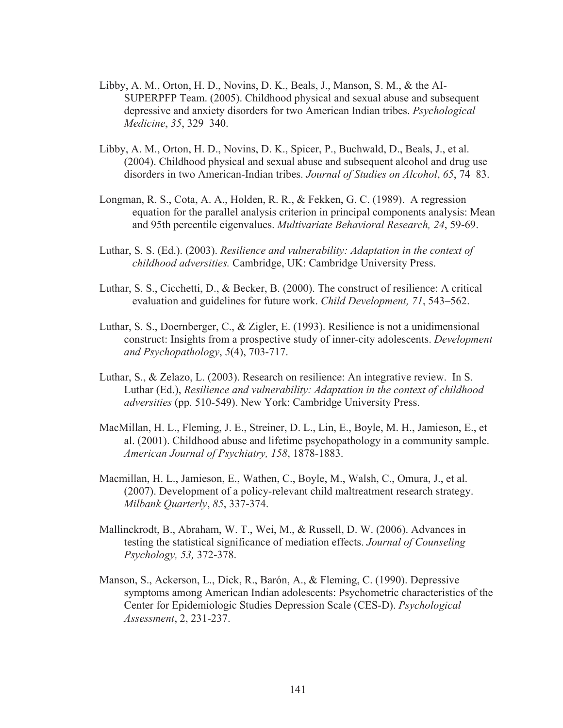Libby, A. M., Orton, H. D., Novins, D. K., Beals, J., Manson, S. M., & the AI-SUPERPFP Team. (2005). Childhood physical and sexual abuse and subsequent depressive and anxiety disorders for two American Indian tribes. *Psychological Medicine*, *35*, 329–340.

Libby, A. M., Orton, H. D., Novins, D. K., Spicer, P., Buchwald, D., Beals, J., et al. (2004). Childhood physical and sexual abuse and subsequent alcohol and drug use disorders in two American-Indian tribes. *Journal of Studies on Alcohol*, *65*, 74–83.

Longman, R. S., Cota, A. A., Holden, R. R., & Fekken, G. C. (1989). A regression equation for the parallel analysis criterion in principal components analysis: Mean and 95th percentile eigenvalues. *Multivariate Behavioral Research, 24*, 59-69.

Luthar, S. S. (Ed.). (2003). *Resilience and vulnerability: Adaptation in the context of childhood adversities.* Cambridge, UK: Cambridge University Press.

Luthar, S. S., Cicchetti, D., & Becker, B. (2000). The construct of resilience: A critical evaluation and guidelines for future work. *Child Development, 71*, 543–562.

Luthar, S. S., Doernberger, C., & Zigler, E. (1993). Resilience is not a unidimensional construct: Insights from a prospective study of inner-city adolescents. *Development and Psychopathology*, *5*(4), 703-717.

Luthar, S., & Zelazo, L. (2003). Research on resilience: An integrative review. In S. Luthar (Ed.), *Resilience and vulnerability: Adaptation in the context of childhood adversities* (pp. 510-549). New York: Cambridge University Press.

MacMillan, H. L., Fleming, J. E., Streiner, D. L., Lin, E., Boyle, M. H., Jamieson, E., et al. (2001). Childhood abuse and lifetime psychopathology in a community sample. *American Journal of Psychiatry, 158*, 1878-1883.

Macmillan, H. L., Jamieson, E., Wathen, C., Boyle, M., Walsh, C., Omura, J., et al. (2007). Development of a policy-relevant child maltreatment research strategy. *Milbank Quarterly*, *85*, 337-374.

Mallinckrodt, B., Abraham, W. T., Wei, M., & Russell, D. W. (2006). Advances in testing the statistical significance of mediation effects. *Journal of Counseling Psychology, 53,* 372-378.

Manson, S., Ackerson, L., Dick, R., Barón, A., & Fleming, C. (1990). Depressive symptoms among American Indian adolescents: Psychometric characteristics of the Center for Epidemiologic Studies Depression Scale (CES-D). *Psychological Assessment*, 2, 231-237.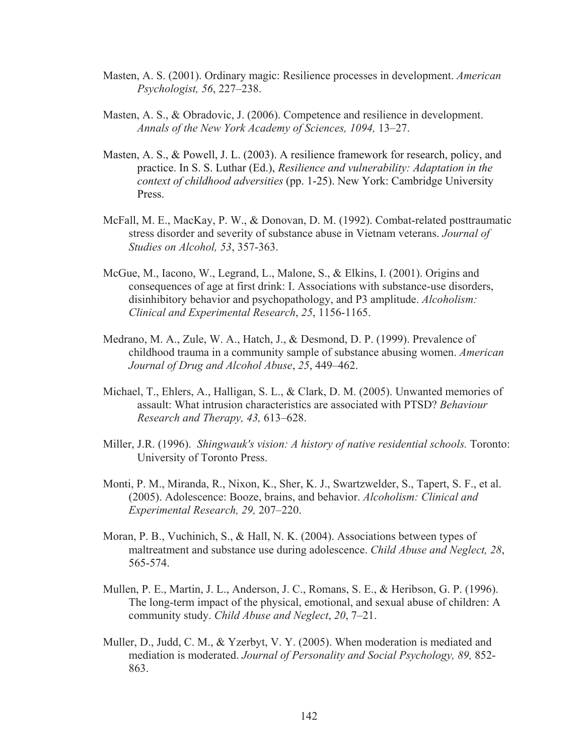Masten, A. S. (2001). Ordinary magic: Resilience processes in development. *American Psychologist, 56*, 227–238.

Masten, A. S., & Obradovic, J. (2006). Competence and resilience in development. *Annals of the New York Academy of Sciences, 1094,* 13–27.

Masten, A. S., & Powell, J. L. (2003). A resilience framework for research, policy, and practice. In S. S. Luthar (Ed.), *Resilience and vulnerability: Adaptation in the context of childhood adversities* (pp. 1-25). New York: Cambridge University Press.

McFall, M. E., MacKay, P. W., & Donovan, D. M. (1992). Combat-related posttraumatic stress disorder and severity of substance abuse in Vietnam veterans. *Journal of Studies on Alcohol, 53*, 357-363.

McGue, M., Iacono, W., Legrand, L., Malone, S., & Elkins, I. (2001). Origins and consequences of age at first drink: I. Associations with substance-use disorders, disinhibitory behavior and psychopathology, and P3 amplitude. *Alcoholism: Clinical and Experimental Research*, *25*, 1156-1165.

Medrano, M. A., Zule, W. A., Hatch, J., & Desmond, D. P. (1999). Prevalence of childhood trauma in a community sample of substance abusing women. *American Journal of Drug and Alcohol Abuse*, *25*, 449–462.

Michael, T., Ehlers, A., Halligan, S. L., & Clark, D. M. (2005). Unwanted memories of assault: What intrusion characteristics are associated with PTSD? *Behaviour Research and Therapy, 43,* 613–628.

Miller, J.R. (1996). *Shingwauk's vision: A history of native residential schools.* Toronto: University of Toronto Press.

Monti, P. M., Miranda, R., Nixon, K., Sher, K. J., Swartzwelder, S., Tapert, S. F., et al. (2005). Adolescence: Booze, brains, and behavior. *Alcoholism: Clinical and Experimental Research, 29,* 207–220.

Moran, P. B., Vuchinich, S., & Hall, N. K. (2004). Associations between types of maltreatment and substance use during adolescence. *Child Abuse and Neglect, 28*, 565-574.

Mullen, P. E., Martin, J. L., Anderson, J. C., Romans, S. E., & Heribson, G. P. (1996). The long-term impact of the physical, emotional, and sexual abuse of children: A community study. *Child Abuse and Neglect*, *20*, 7–21.

Muller, D., Judd, C. M., & Yzerbyt, V. Y. (2005). When moderation is mediated and mediation is moderated. *Journal of Personality and Social Psychology, 89,* 852-863.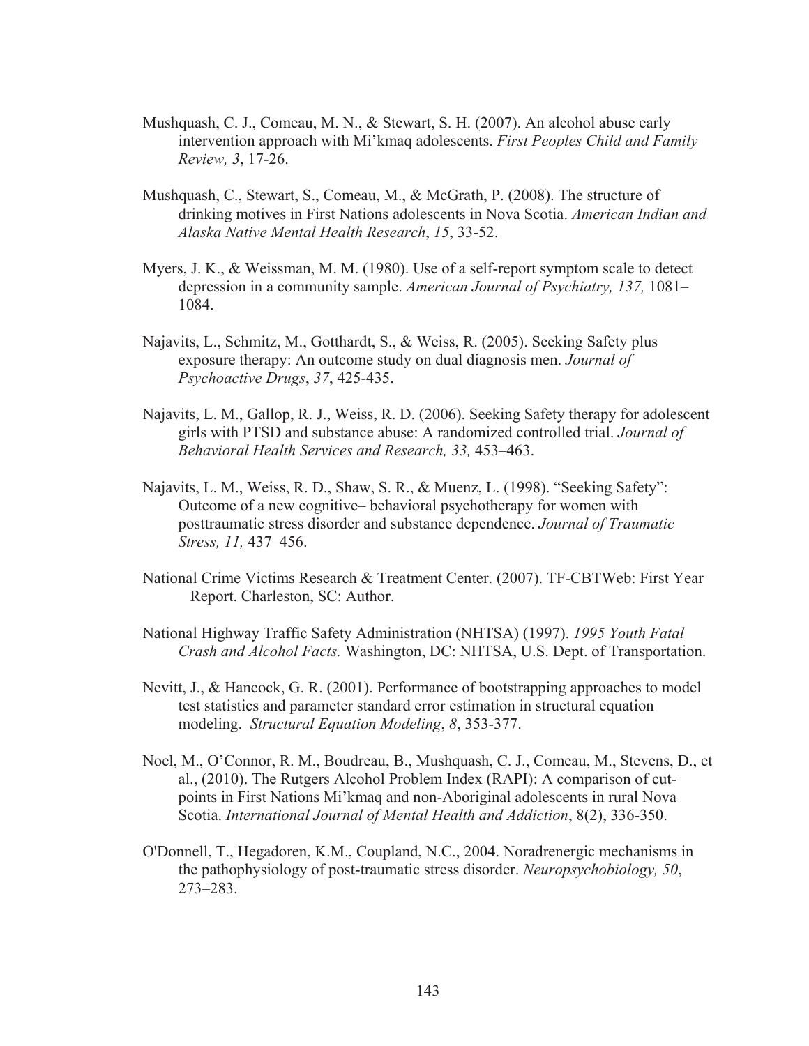Mushquash, C. J., Comeau, M. N., & Stewart, S. H. (2007). An alcohol abuse early intervention approach with Mi'kmaq adolescents. *First Peoples Child and Family Review, 3*, 17-26.

Mushquash, C., Stewart, S., Comeau, M., & McGrath, P. (2008). The structure of drinking motives in First Nations adolescents in Nova Scotia. *American Indian and Alaska Native Mental Health Research*, *15*, 33-52.

Myers, J. K., & Weissman, M. M. (1980). Use of a self-report symptom scale to detect depression in a community sample. *American Journal of Psychiatry, 137,* 1081–1084.

Najavits, L., Schmitz, M., Gotthardt, S., & Weiss, R. (2005). Seeking Safety plus exposure therapy: An outcome study on dual diagnosis men. *Journal of Psychoactive Drugs*, *37*, 425-435.

Najavits, L. M., Gallop, R. J., Weiss, R. D. (2006). Seeking Safety therapy for adolescent girls with PTSD and substance abuse: A randomized controlled trial. *Journal of Behavioral Health Services and Research, 33,* 453–463.

Najavits, L. M., Weiss, R. D., Shaw, S. R., & Muenz, L. (1998). "Seeking Safety": Outcome of a new cognitive– behavioral psychotherapy for women with posttraumatic stress disorder and substance dependence. *Journal of Traumatic Stress, 11,* 437–456.

National Crime Victims Research & Treatment Center. (2007). TF-CBTWeb: First Year Report. Charleston, SC: Author.

National Highway Traffic Safety Administration (NHTSA) (1997). *1995 Youth Fatal Crash and Alcohol Facts.* Washington, DC: NHTSA, U.S. Dept. of Transportation.

Nevitt, J., & Hancock, G. R. (2001). Performance of bootstrapping approaches to model test statistics and parameter standard error estimation in structural equation modeling. *Structural Equation Modeling*, *8*, 353-377.

Noel, M., O'Connor, R. M., Boudreau, B., Mushquash, C. J., Comeau, M., Stevens, D., et al., (2010). The Rutgers Alcohol Problem Index (RAPI): A comparison of cut-points in First Nations Mi'kmaq and non-Aboriginal adolescents in rural Nova Scotia. *International Journal of Mental Health and Addiction*, 8(2), 336-350.

O'Donnell, T., Hegadoren, K.M., Coupland, N.C., 2004. Noradrenergic mechanisms in the pathophysiology of post-traumatic stress disorder. *Neuropsychobiology, 50*, 273–283.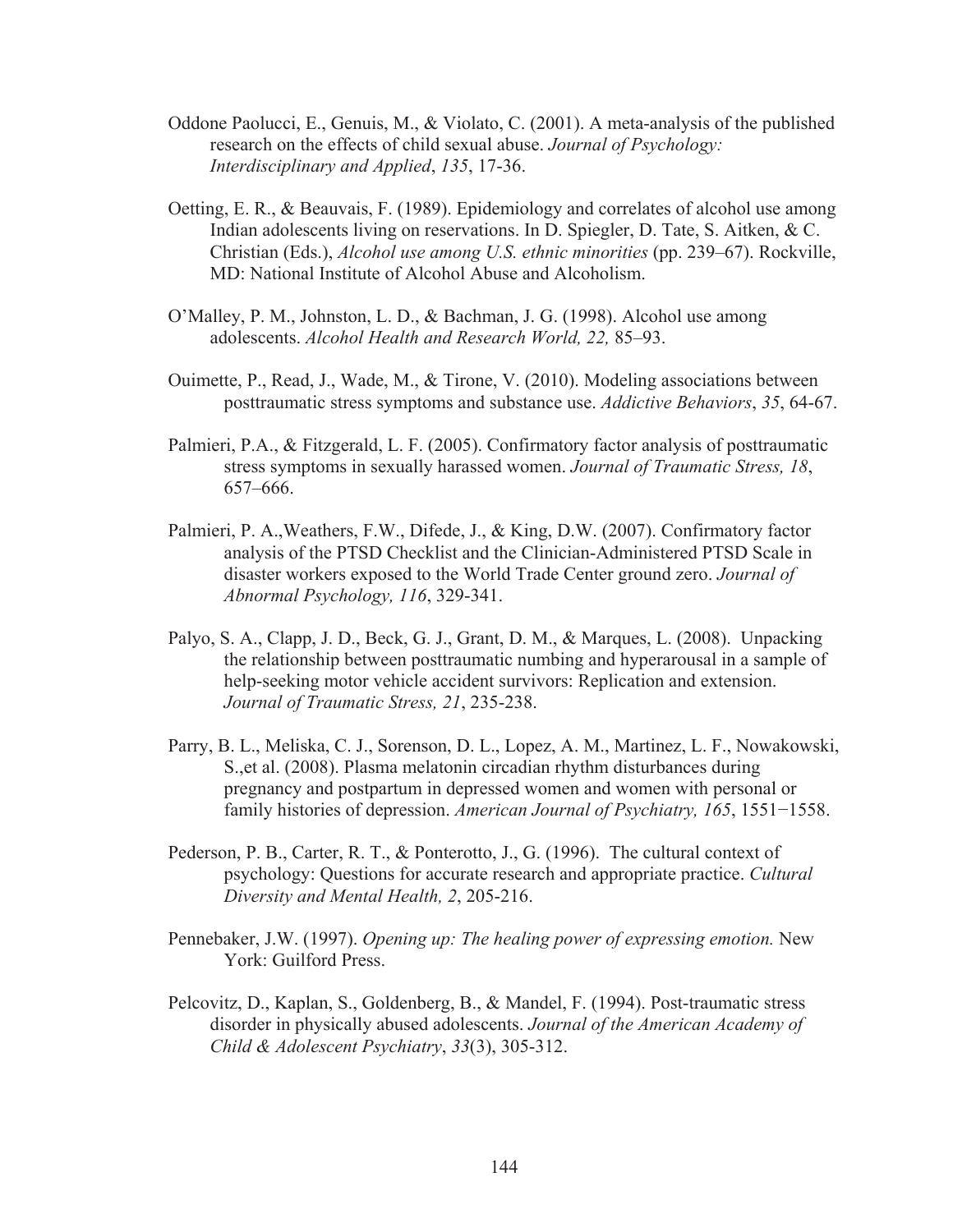Oddone Paolucci, E., Genuis, M., & Violato, C. (2001). A meta-analysis of the published research on the effects of child sexual abuse. *Journal of Psychology: Interdisciplinary and Applied*, *135*, 17-36.

Oetting, E. R., & Beauvais, F. (1989). Epidemiology and correlates of alcohol use among Indian adolescents living on reservations. In D. Spiegler, D. Tate, S. Aitken, & C. Christian (Eds.), *Alcohol use among U.S. ethnic minorities* (pp. 239–67). Rockville, MD: National Institute of Alcohol Abuse and Alcoholism.

O'Malley, P. M., Johnston, L. D., & Bachman, J. G. (1998). Alcohol use among adolescents. *Alcohol Health and Research World, 22,* 85–93.

Ouimette, P., Read, J., Wade, M., & Tirone, V. (2010). Modeling associations between posttraumatic stress symptoms and substance use. *Addictive Behaviors*, *35*, 64-67.

Palmieri, P.A., & Fitzgerald, L. F. (2005). Confirmatory factor analysis of posttraumatic stress symptoms in sexually harassed women. *Journal of Traumatic Stress, 18*, 657–666.

Palmieri, P. A.,Weathers, F.W., Difede, J., & King, D.W. (2007). Confirmatory factor analysis of the PTSD Checklist and the Clinician-Administered PTSD Scale in disaster workers exposed to the World Trade Center ground zero. *Journal of Abnormal Psychology, 116*, 329-341.

Palyo, S. A., Clapp, J. D., Beck, G. J., Grant, D. M., & Marques, L. (2008). Unpacking the relationship between posttraumatic numbing and hyperarousal in a sample of help-seeking motor vehicle accident survivors: Replication and extension. *Journal of Traumatic Stress, 21*, 235-238.

Parry, B. L., Meliska, C. J., Sorenson, D. L., Lopez, A. M., Martinez, L. F., Nowakowski, S.,et al. (2008). Plasma melatonin circadian rhythm disturbances during pregnancy and postpartum in depressed women and women with personal or family histories of depression. *American Journal of Psychiatry, 165*, 1551−1558.

Pederson, P. B., Carter, R. T., & Ponterotto, J., G. (1996). The cultural context of psychology: Questions for accurate research and appropriate practice. *Cultural Diversity and Mental Health, 2*, 205-216.

Pennebaker, J.W. (1997). *Opening up: The healing power of expressing emotion.* New York: Guilford Press.

Pelcovitz, D., Kaplan, S., Goldenberg, B., & Mandel, F. (1994). Post-traumatic stress disorder in physically abused adolescents. *Journal of the American Academy of Child & Adolescent Psychiatry*, *33*(3), 305-312.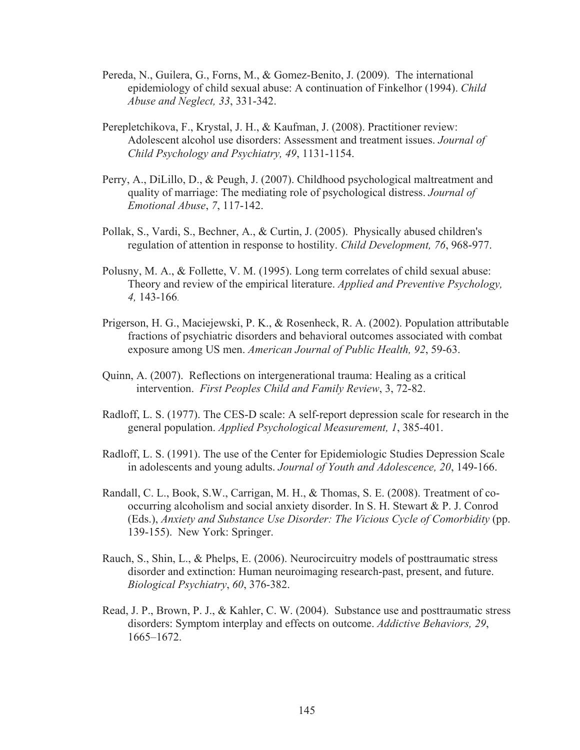Pereda, N., Guilera, G., Forns, M., & Gomez-Benito, J. (2009). The international epidemiology of child sexual abuse: A continuation of Finkelhor (1994). *Child Abuse and Neglect, 33*, 331-342.

Perepletchikova, F., Krystal, J. H., & Kaufman, J. (2008). Practitioner review: Adolescent alcohol use disorders: Assessment and treatment issues. *Journal of Child Psychology and Psychiatry, 49*, 1131-1154.

Perry, A., DiLillo, D., & Peugh, J. (2007). Childhood psychological maltreatment and quality of marriage: The mediating role of psychological distress. *Journal of Emotional Abuse*, *7*, 117-142.

Pollak, S., Vardi, S., Bechner, A., & Curtin, J. (2005). Physically abused children's regulation of attention in response to hostility. *Child Development, 76*, 968-977.

Polusny, M. A., & Follette, V. M. (1995). Long term correlates of child sexual abuse: Theory and review of the empirical literature. *Applied and Preventive Psychology, 4,* 143-166.

Prigerson, H. G., Maciejewski, P. K., & Rosenheck, R. A. (2002). Population attributable fractions of psychiatric disorders and behavioral outcomes associated with combat exposure among US men. *American Journal of Public Health, 92*, 59-63.

Quinn, A. (2007). Reflections on intergenerational trauma: Healing as a critical intervention. *First Peoples Child and Family Review*, 3, 72-82.

Radloff, L. S. (1977). The CES-D scale: A self-report depression scale for research in the general population. *Applied Psychological Measurement, 1*, 385-401.

Radloff, L. S. (1991). The use of the Center for Epidemiologic Studies Depression Scale in adolescents and young adults. *Journal of Youth and Adolescence, 20*, 149-166.

Randall, C. L., Book, S.W., Carrigan, M. H., & Thomas, S. E. (2008). Treatment of co-occurring alcoholism and social anxiety disorder. In S. H. Stewart & P. J. Conrod (Eds.), *Anxiety and Substance Use Disorder: The Vicious Cycle of Comorbidity* (pp. 139-155). New York: Springer.

Rauch, S., Shin, L., & Phelps, E. (2006). Neurocircuitry models of posttraumatic stress disorder and extinction: Human neuroimaging research-past, present, and future. *Biological Psychiatry*, *60*, 376-382.

Read, J. P., Brown, P. J., & Kahler, C. W. (2004). Substance use and posttraumatic stress disorders: Symptom interplay and effects on outcome. *Addictive Behaviors, 29*, 1665–1672.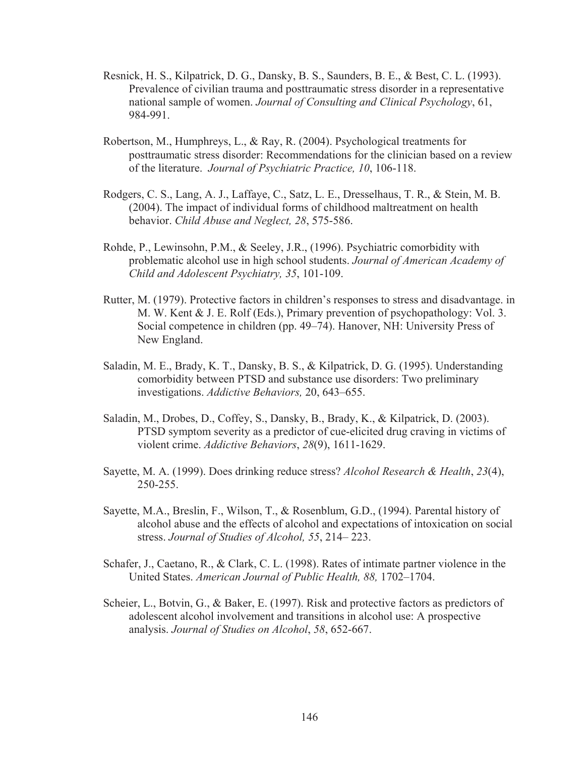Resnick, H. S., Kilpatrick, D. G., Dansky, B. S., Saunders, B. E., & Best, C. L. (1993). Prevalence of civilian trauma and posttraumatic stress disorder in a representative national sample of women. *Journal of Consulting and Clinical Psychology*, 61, 984-991.

Robertson, M., Humphreys, L., & Ray, R. (2004). Psychological treatments for posttraumatic stress disorder: Recommendations for the clinician based on a review of the literature. *Journal of Psychiatric Practice, 10*, 106-118.

Rodgers, C. S., Lang, A. J., Laffaye, C., Satz, L. E., Dresselhaus, T. R., & Stein, M. B. (2004). The impact of individual forms of childhood maltreatment on health behavior. *Child Abuse and Neglect, 28*, 575-586.

Rohde, P., Lewinsohn, P.M., & Seeley, J.R., (1996). Psychiatric comorbidity with problematic alcohol use in high school students. *Journal of American Academy of Child and Adolescent Psychiatry, 35*, 101-109.

Rutter, M. (1979). Protective factors in children's responses to stress and disadvantage. in M. W. Kent & J. E. Rolf (Eds.), Primary prevention of psychopathology: Vol. 3. Social competence in children (pp. 49–74). Hanover, NH: University Press of New England.

Saladin, M. E., Brady, K. T., Dansky, B. S., & Kilpatrick, D. G. (1995). Understanding comorbidity between PTSD and substance use disorders: Two preliminary investigations. *Addictive Behaviors,* 20, 643–655.

Saladin, M., Drobes, D., Coffey, S., Dansky, B., Brady, K., & Kilpatrick, D. (2003). PTSD symptom severity as a predictor of cue-elicited drug craving in victims of violent crime. *Addictive Behaviors*, *28*(9), 1611-1629.

Sayette, M. A. (1999). Does drinking reduce stress? *Alcohol Research & Health*, *23*(4), 250-255.

Sayette, M.A., Breslin, F., Wilson, T., & Rosenblum, G.D., (1994). Parental history of alcohol abuse and the effects of alcohol and expectations of intoxication on social stress. *Journal of Studies of Alcohol, 55*, 214– 223.

Schafer, J., Caetano, R., & Clark, C. L. (1998). Rates of intimate partner violence in the United States. *American Journal of Public Health, 88,* 1702–1704.

Scheier, L., Botvin, G., & Baker, E. (1997). Risk and protective factors as predictors of adolescent alcohol involvement and transitions in alcohol use: A prospective analysis. *Journal of Studies on Alcohol*, *58*, 652-667.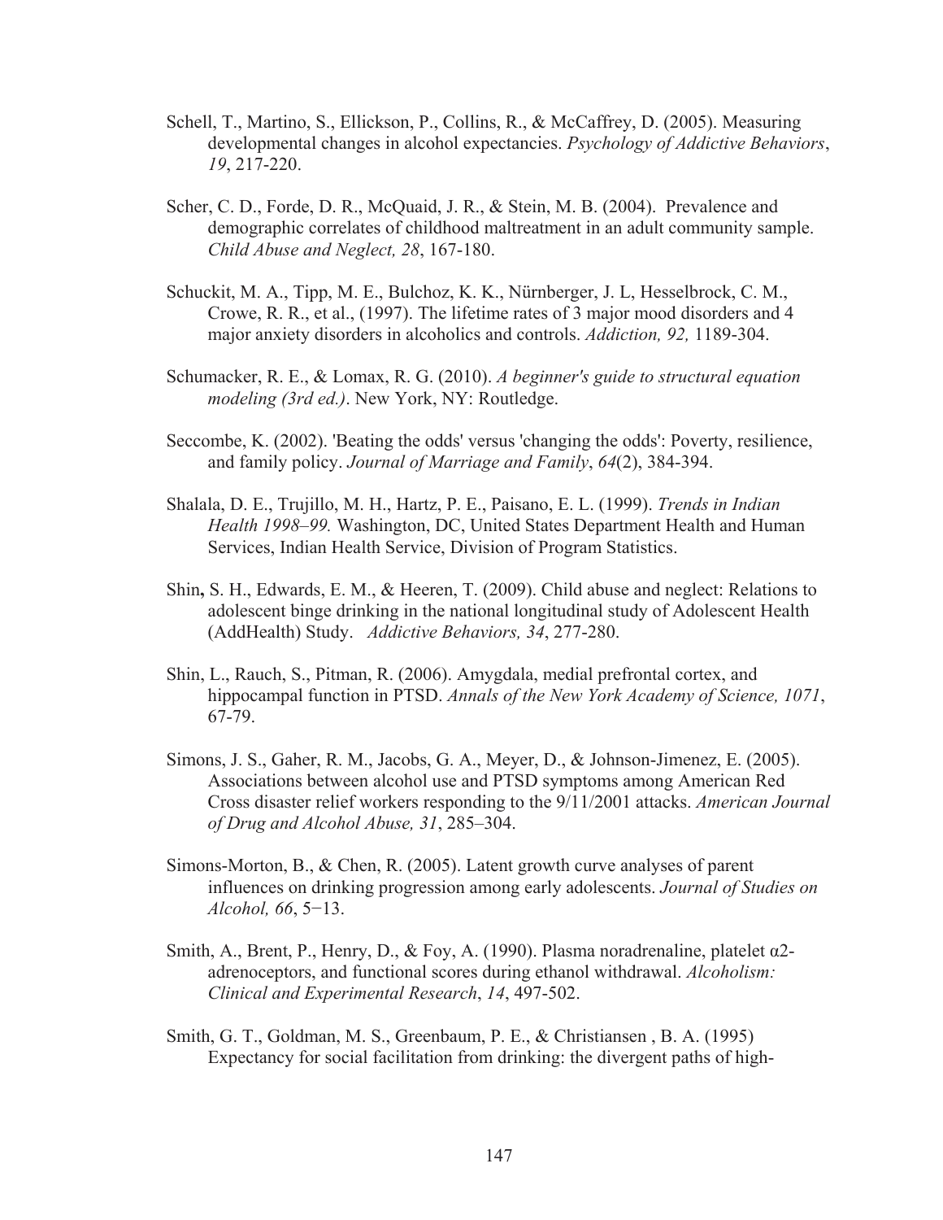Schell, T., Martino, S., Ellickson, P., Collins, R., & McCaffrey, D. (2005). Measuring developmental changes in alcohol expectancies. *Psychology of Addictive Behaviors*, *19*, 217-220.

Scher, C. D., Forde, D. R., McQuaid, J. R., & Stein, M. B. (2004). Prevalence and demographic correlates of childhood maltreatment in an adult community sample. *Child Abuse and Neglect, 28*, 167-180.

Schuckit, M. A., Tipp, M. E., Bulchoz, K. K., Nürnberger, J. L, Hesselbrock, C. M., Crowe, R. R., et al., (1997). The lifetime rates of 3 major mood disorders and 4 major anxiety disorders in alcoholics and controls. *Addiction, 92,* 1189-304.

Schumacker, R. E., & Lomax, R. G. (2010). *A beginner's guide to structural equation modeling (3rd ed.)*. New York, NY: Routledge.

Seccombe, K. (2002). 'Beating the odds' versus 'changing the odds': Poverty, resilience, and family policy. *Journal of Marriage and Family*, *64*(2), 384-394.

Shalala, D. E., Trujillo, M. H., Hartz, P. E., Paisano, E. L. (1999). *Trends in Indian Health 1998–99.* Washington, DC, United States Department Health and Human Services, Indian Health Service, Division of Program Statistics.

Shin**,** S. H., Edwards, E. M., & Heeren, T. (2009). Child abuse and neglect: Relations to adolescent binge drinking in the national longitudinal study of Adolescent Health (AddHealth) Study. *Addictive Behaviors, 34*, 277-280.

Shin, L., Rauch, S., Pitman, R. (2006). Amygdala, medial prefrontal cortex, and hippocampal function in PTSD. *Annals of the New York Academy of Science, 1071*, 67-79.

Simons, J. S., Gaher, R. M., Jacobs, G. A., Meyer, D., & Johnson-Jimenez, E. (2005). Associations between alcohol use and PTSD symptoms among American Red Cross disaster relief workers responding to the 9/11/2001 attacks. *American Journal of Drug and Alcohol Abuse, 31*, 285–304.

Simons-Morton, B., & Chen, R. (2005). Latent growth curve analyses of parent influences on drinking progression among early adolescents. *Journal of Studies on Alcohol, 66*, 5−13.

Smith, A., Brent, P., Henry, D., & Foy, A. (1990). Plasma noradrenaline, platelet α2-adrenoceptors, and functional scores during ethanol withdrawal. *Alcoholism: Clinical and Experimental Research*, *14*, 497-502.

Smith, G. T., Goldman, M. S., Greenbaum, P. E., & Christiansen , B. A. (1995) Expectancy for social facilitation from drinking: the divergent paths of high-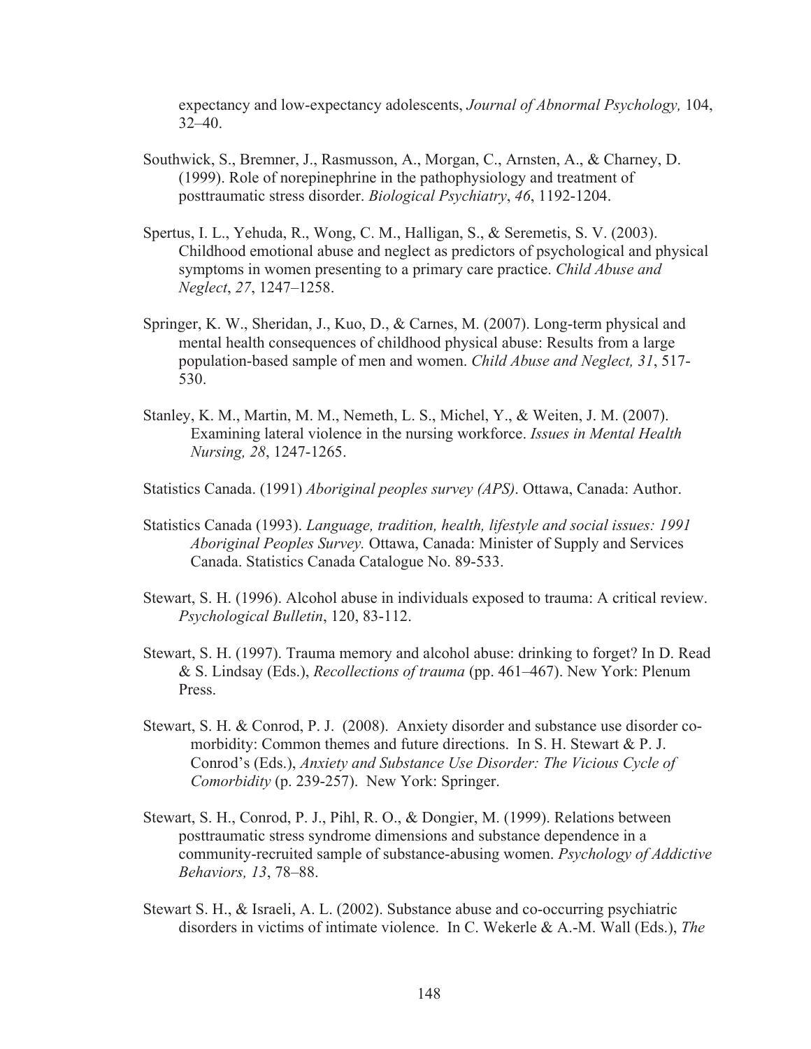expectancy and low-expectancy adolescents, *Journal of Abnormal Psychology,* 104, 32–40.

Southwick, S., Bremner, J., Rasmusson, A., Morgan, C., Arnsten, A., & Charney, D. (1999). Role of norepinephrine in the pathophysiology and treatment of posttraumatic stress disorder. *Biological Psychiatry*, *46*, 1192-1204.

Spertus, I. L., Yehuda, R., Wong, C. M., Halligan, S., & Seremetis, S. V. (2003). Childhood emotional abuse and neglect as predictors of psychological and physical symptoms in women presenting to a primary care practice. *Child Abuse and Neglect*, *27*, 1247–1258.

Springer, K. W., Sheridan, J., Kuo, D., & Carnes, M. (2007). Long-term physical and mental health consequences of childhood physical abuse: Results from a large population-based sample of men and women. *Child Abuse and Neglect, 31*, 517-530.

Stanley, K. M., Martin, M. M., Nemeth, L. S., Michel, Y., & Weiten, J. M. (2007). Examining lateral violence in the nursing workforce. *Issues in Mental Health Nursing, 28*, 1247-1265.

Statistics Canada. (1991) *Aboriginal peoples survey (APS)*. Ottawa, Canada: Author.

Statistics Canada (1993). *Language, tradition, health, lifestyle and social issues: 1991 Aboriginal Peoples Survey.* Ottawa, Canada: Minister of Supply and Services Canada. Statistics Canada Catalogue No. 89-533.

Stewart, S. H. (1996). Alcohol abuse in individuals exposed to trauma: A critical review. *Psychological Bulletin*, 120, 83-112.

Stewart, S. H. (1997). Trauma memory and alcohol abuse: drinking to forget? In D. Read & S. Lindsay (Eds.), *Recollections of trauma* (pp. 461–467). New York: Plenum Press.

Stewart, S. H. & Conrod, P. J. (2008). Anxiety disorder and substance use disorder co-morbidity: Common themes and future directions. In S. H. Stewart & P. J. Conrod's (Eds.), *Anxiety and Substance Use Disorder: The Vicious Cycle of Comorbidity* (p. 239-257). New York: Springer.

Stewart, S. H., Conrod, P. J., Pihl, R. O., & Dongier, M. (1999). Relations between posttraumatic stress syndrome dimensions and substance dependence in a community-recruited sample of substance-abusing women. *Psychology of Addictive Behaviors, 13*, 78–88.

Stewart S. H., & Israeli, A. L. (2002). Substance abuse and co-occurring psychiatric disorders in victims of intimate violence. In C. Wekerle & A.-M. Wall (Eds.), *The*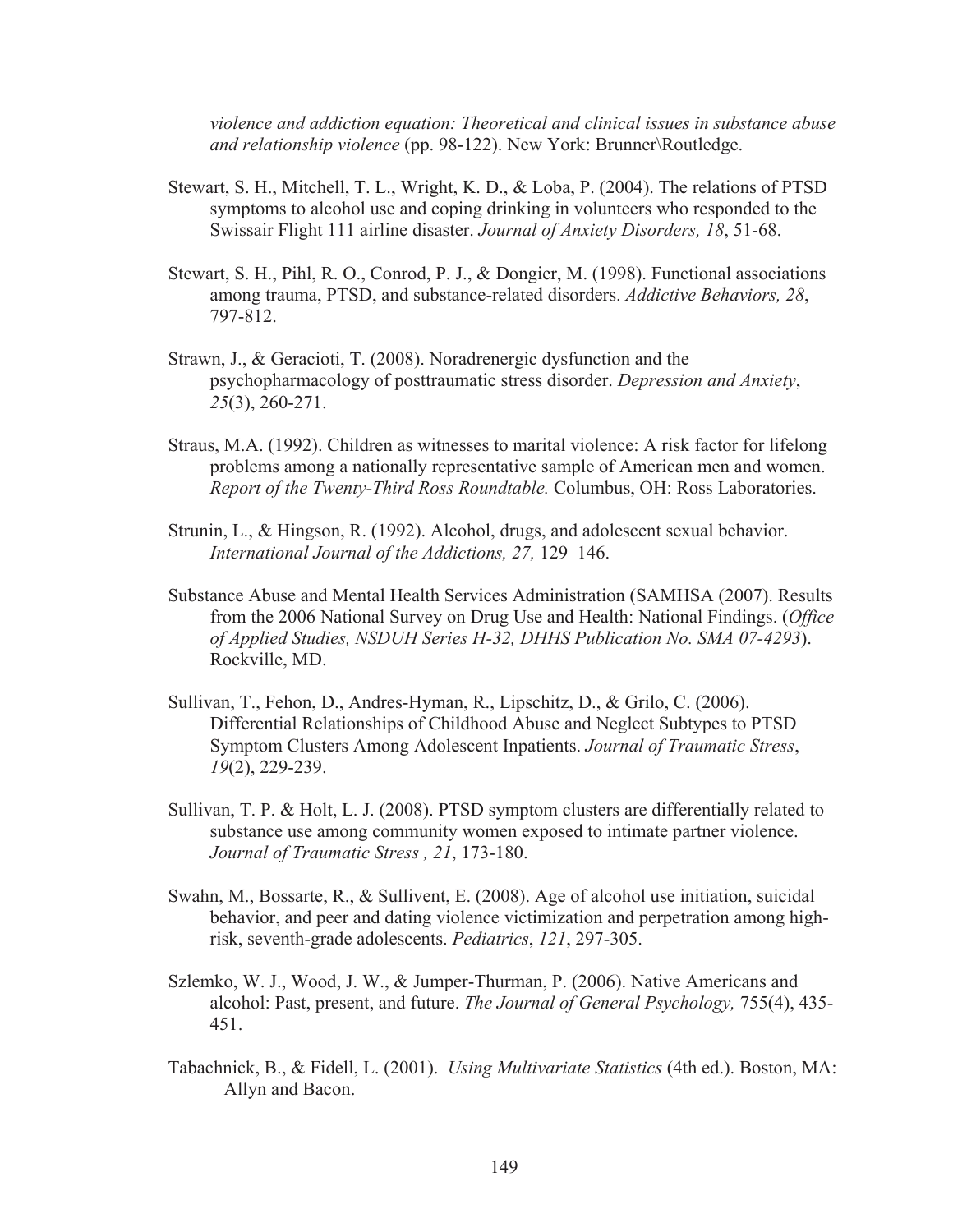*violence and addiction equation: Theoretical and clinical issues in substance abuse and relationship violence* (pp. 98-122). New York: Brunner\Routledge.

Stewart, S. H., Mitchell, T. L., Wright, K. D., & Loba, P. (2004). The relations of PTSD symptoms to alcohol use and coping drinking in volunteers who responded to the Swissair Flight 111 airline disaster. *Journal of Anxiety Disorders, 18*, 51-68.

Stewart, S. H., Pihl, R. O., Conrod, P. J., & Dongier, M. (1998). Functional associations among trauma, PTSD, and substance-related disorders. *Addictive Behaviors, 28*, 797-812.

Strawn, J., & Geracioti, T. (2008). Noradrenergic dysfunction and the psychopharmacology of posttraumatic stress disorder. *Depression and Anxiety*, *25*(3), 260-271.

Straus, M.A. (1992). Children as witnesses to marital violence: A risk factor for lifelong problems among a nationally representative sample of American men and women. *Report of the Twenty-Third Ross Roundtable.* Columbus, OH: Ross Laboratories.

Strunin, L., & Hingson, R. (1992). Alcohol, drugs, and adolescent sexual behavior. *International Journal of the Addictions, 27,* 129–146.

Substance Abuse and Mental Health Services Administration (SAMHSA (2007). Results from the 2006 National Survey on Drug Use and Health: National Findings. (*Office of Applied Studies, NSDUH Series H-32, DHHS Publication No. SMA 07-4293*). Rockville, MD.

Sullivan, T., Fehon, D., Andres-Hyman, R., Lipschitz, D., & Grilo, C. (2006). Differential Relationships of Childhood Abuse and Neglect Subtypes to PTSD Symptom Clusters Among Adolescent Inpatients. *Journal of Traumatic Stress*, *19*(2), 229-239.

Sullivan, T. P. & Holt, L. J. (2008). PTSD symptom clusters are differentially related to substance use among community women exposed to intimate partner violence. *Journal of Traumatic Stress , 21*, 173-180.

Swahn, M., Bossarte, R., & Sullivent, E. (2008). Age of alcohol use initiation, suicidal behavior, and peer and dating violence victimization and perpetration among high-risk, seventh-grade adolescents. *Pediatrics*, *121*, 297-305.

Szlemko, W. J., Wood, J. W., & Jumper-Thurman, P. (2006). Native Americans and alcohol: Past, present, and future. *The Journal of General Psychology,* 755(4), 435-451.

Tabachnick, B., & Fidell, L. (2001). *Using Multivariate Statistics* (4th ed.). Boston, MA: Allyn and Bacon.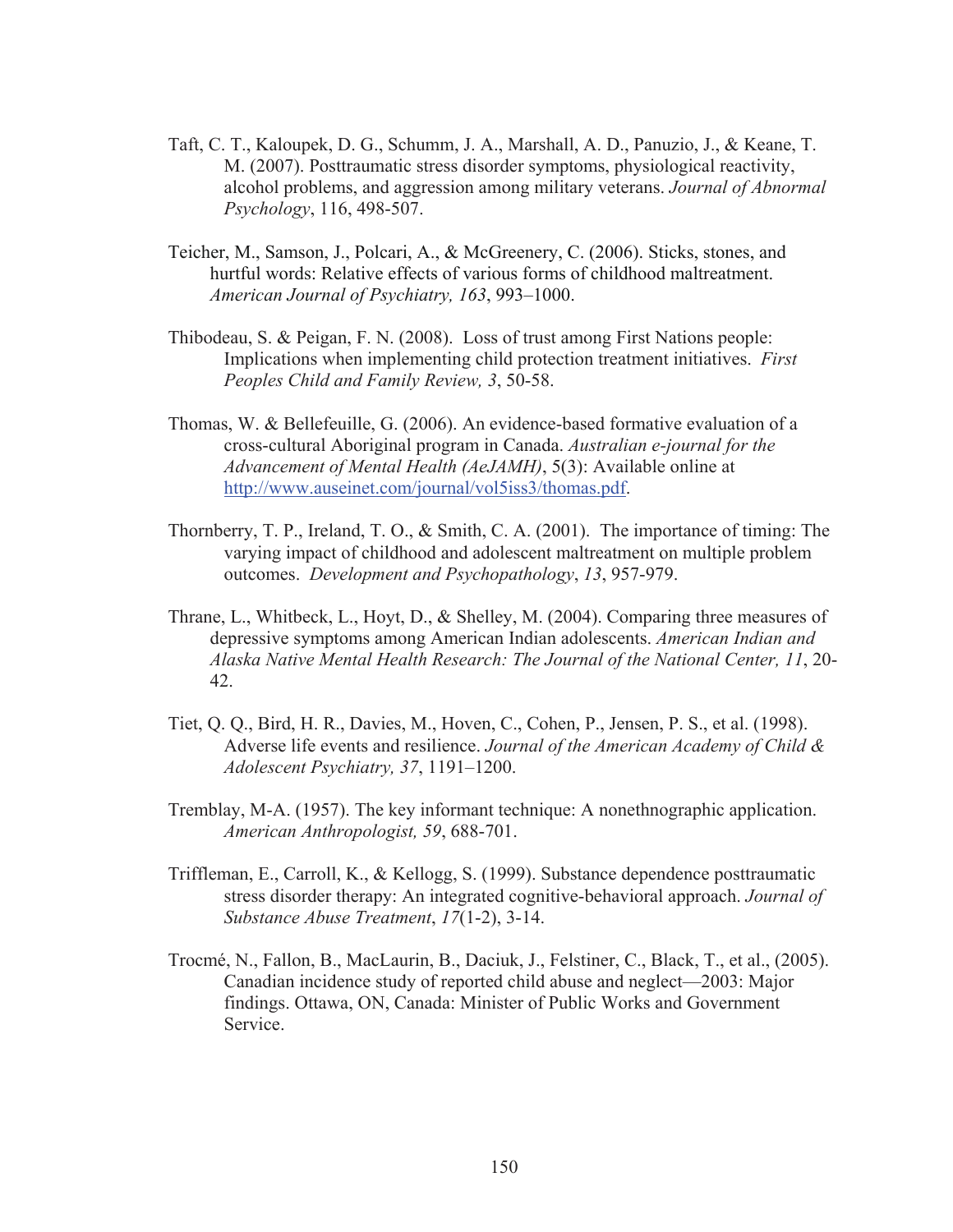Taft, C. T., Kaloupek, D. G., Schumm, J. A., Marshall, A. D., Panuzio, J., & Keane, T. M. (2007). Posttraumatic stress disorder symptoms, physiological reactivity, alcohol problems, and aggression among military veterans. *Journal of Abnormal Psychology*, 116, 498-507.

Teicher, M., Samson, J., Polcari, A., & McGreenery, C. (2006). Sticks, stones, and hurtful words: Relative effects of various forms of childhood maltreatment. *American Journal of Psychiatry, 163*, 993–1000.

Thibodeau, S. & Peigan, F. N. (2008). Loss of trust among First Nations people: Implications when implementing child protection treatment initiatives. *First Peoples Child and Family Review, 3*, 50-58.

Thomas, W. & Bellefeuille, G. (2006). An evidence-based formative evaluation of a cross-cultural Aboriginal program in Canada. *Australian e-journal for the Advancement of Mental Health (AeJAMH)*, 5(3): Available online at http://www.auseinet.com/journal/vol5iss3/thomas.pdf.

Thornberry, T. P., Ireland, T. O., & Smith, C. A. (2001). The importance of timing: The varying impact of childhood and adolescent maltreatment on multiple problem outcomes. *Development and Psychopathology*, *13*, 957-979.

Thrane, L., Whitbeck, L., Hoyt, D., & Shelley, M. (2004). Comparing three measures of depressive symptoms among American Indian adolescents. *American Indian and Alaska Native Mental Health Research: The Journal of the National Center, 11*, 20-42.

Tiet, Q. Q., Bird, H. R., Davies, M., Hoven, C., Cohen, P., Jensen, P. S., et al. (1998). Adverse life events and resilience. *Journal of the American Academy of Child & Adolescent Psychiatry, 37*, 1191–1200.

Tremblay, M-A. (1957). The key informant technique: A nonethnographic application. *American Anthropologist, 59*, 688-701.

Triffleman, E., Carroll, K., & Kellogg, S. (1999). Substance dependence posttraumatic stress disorder therapy: An integrated cognitive-behavioral approach. *Journal of Substance Abuse Treatment*, *17*(1-2), 3-14.

Trocmé, N., Fallon, B., MacLaurin, B., Daciuk, J., Felstiner, C., Black, T., et al., (2005). Canadian incidence study of reported child abuse and neglect—2003: Major findings. Ottawa, ON, Canada: Minister of Public Works and Government Service.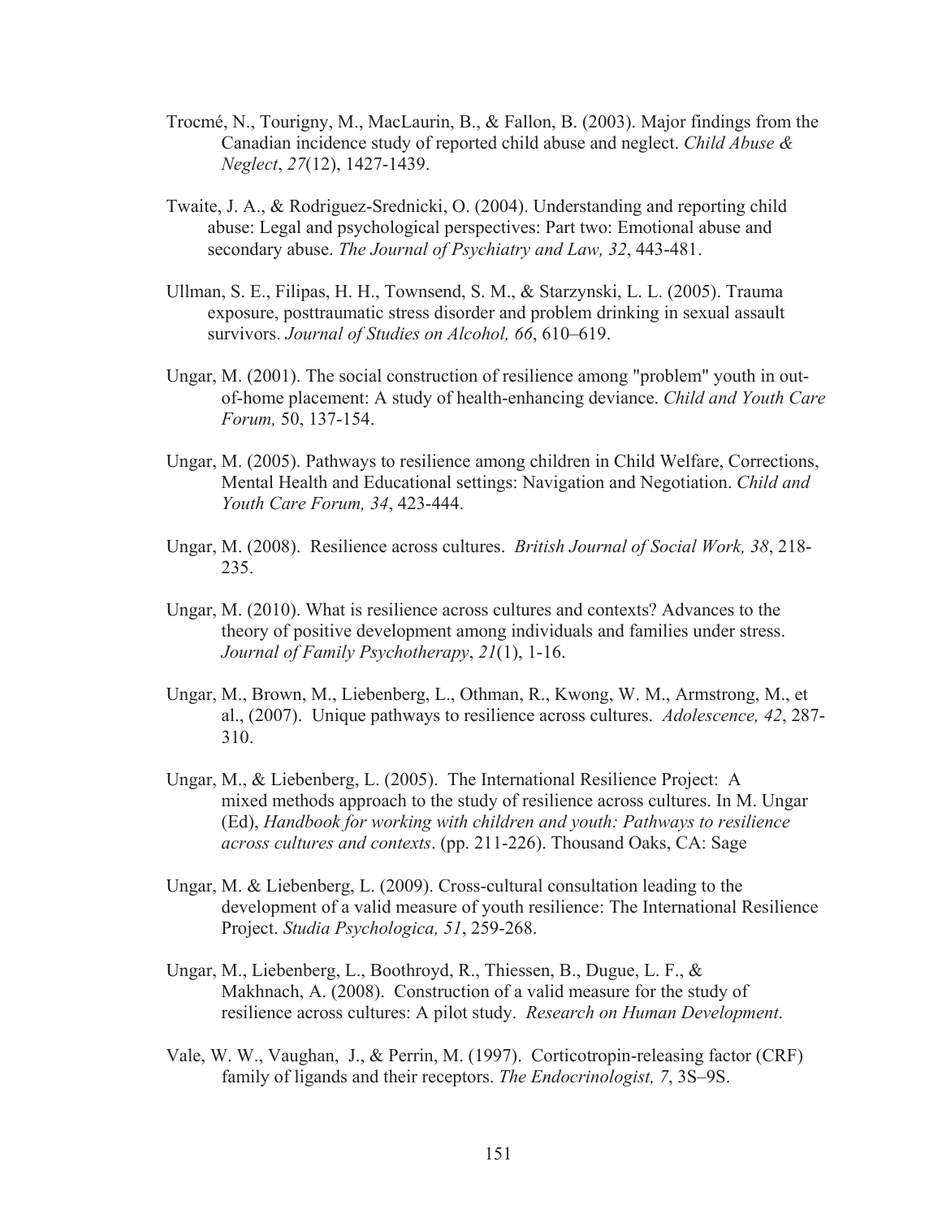Trocmé, N., Tourigny, M., MacLaurin, B., & Fallon, B. (2003). Major findings from the Canadian incidence study of reported child abuse and neglect. *Child Abuse & Neglect*, *27*(12), 1427-1439.

Twaite, J. A., & Rodriguez-Srednicki, O. (2004). Understanding and reporting child abuse: Legal and psychological perspectives: Part two: Emotional abuse and secondary abuse. *The Journal of Psychiatry and Law, 32*, 443-481.

Ullman, S. E., Filipas, H. H., Townsend, S. M., & Starzynski, L. L. (2005). Trauma exposure, posttraumatic stress disorder and problem drinking in sexual assault survivors. *Journal of Studies on Alcohol, 66*, 610–619.

Ungar, M. (2001). The social construction of resilience among "problem" youth in out-of-home placement: A study of health-enhancing deviance. *Child and Youth Care Forum,* 50, 137-154.

Ungar, M. (2005). Pathways to resilience among children in Child Welfare, Corrections, Mental Health and Educational settings: Navigation and Negotiation. *Child and Youth Care Forum, 34*, 423-444.

Ungar, M. (2008). Resilience across cultures. *British Journal of Social Work, 38*, 218-235.

Ungar, M. (2010). What is resilience across cultures and contexts? Advances to the theory of positive development among individuals and families under stress. *Journal of Family Psychotherapy*, *21*(1), 1-16.

Ungar, M., Brown, M., Liebenberg, L., Othman, R., Kwong, W. M., Armstrong, M., et al., (2007). Unique pathways to resilience across cultures. *Adolescence, 42*, 287-310.

Ungar, M., & Liebenberg, L. (2005). The International Resilience Project: A mixed methods approach to the study of resilience across cultures. In M. Ungar (Ed), *Handbook for working with children and youth: Pathways to resilience across cultures and contexts*. (pp. 211-226). Thousand Oaks, CA: Sage

Ungar, M. & Liebenberg, L. (2009). Cross-cultural consultation leading to the development of a valid measure of youth resilience: The International Resilience Project. *Studia Psychologica, 51*, 259-268.

Ungar, M., Liebenberg, L., Boothroyd, R., Thiessen, B., Dugue, L. F., & Makhnach, A. (2008). Construction of a valid measure for the study of resilience across cultures: A pilot study. *Research on Human Development*.

Vale, W. W., Vaughan, J., & Perrin, M. (1997). Corticotropin-releasing factor (CRF) family of ligands and their receptors. *The Endocrinologist, 7*, 3S–9S.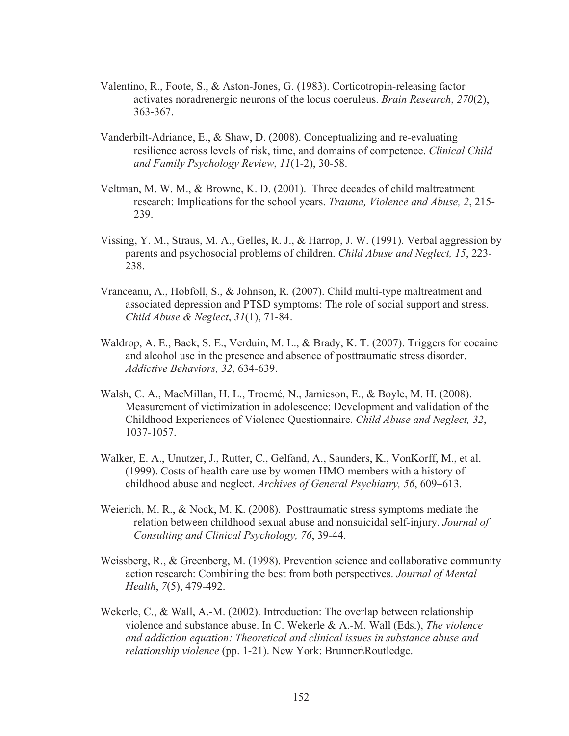Valentino, R., Foote, S., & Aston-Jones, G. (1983). Corticotropin-releasing factor activates noradrenergic neurons of the locus coeruleus. *Brain Research*, *270*(2), 363-367.

Vanderbilt-Adriance, E., & Shaw, D. (2008). Conceptualizing and re-evaluating resilience across levels of risk, time, and domains of competence. *Clinical Child and Family Psychology Review*, *11*(1-2), 30-58.

Veltman, M. W. M., & Browne, K. D. (2001). Three decades of child maltreatment research: Implications for the school years. *Trauma, Violence and Abuse, 2*, 215-239.

Vissing, Y. M., Straus, M. A., Gelles, R. J., & Harrop, J. W. (1991). Verbal aggression by parents and psychosocial problems of children. *Child Abuse and Neglect, 15*, 223-238.

Vranceanu, A., Hobfoll, S., & Johnson, R. (2007). Child multi-type maltreatment and associated depression and PTSD symptoms: The role of social support and stress. *Child Abuse & Neglect*, *31*(1), 71-84.

Waldrop, A. E., Back, S. E., Verduin, M. L., & Brady, K. T. (2007). Triggers for cocaine and alcohol use in the presence and absence of posttraumatic stress disorder. *Addictive Behaviors, 32*, 634-639.

Walsh, C. A., MacMillan, H. L., Trocmé, N., Jamieson, E., & Boyle, M. H. (2008). Measurement of victimization in adolescence: Development and validation of the Childhood Experiences of Violence Questionnaire. *Child Abuse and Neglect, 32*, 1037-1057.

Walker, E. A., Unutzer, J., Rutter, C., Gelfand, A., Saunders, K., VonKorff, M., et al. (1999). Costs of health care use by women HMO members with a history of childhood abuse and neglect. *Archives of General Psychiatry, 56*, 609–613.

Weierich, M. R., & Nock, M. K. (2008). Posttraumatic stress symptoms mediate the relation between childhood sexual abuse and nonsuicidal self-injury. *Journal of Consulting and Clinical Psychology, 76*, 39-44.

Weissberg, R., & Greenberg, M. (1998). Prevention science and collaborative community action research: Combining the best from both perspectives. *Journal of Mental Health*, *7*(5), 479-492.

Wekerle, C., & Wall, A.-M. (2002). Introduction: The overlap between relationship violence and substance abuse. In C. Wekerle & A.-M. Wall (Eds.), *The violence and addiction equation: Theoretical and clinical issues in substance abuse and relationship violence* (pp. 1-21). New York: Brunner\Routledge.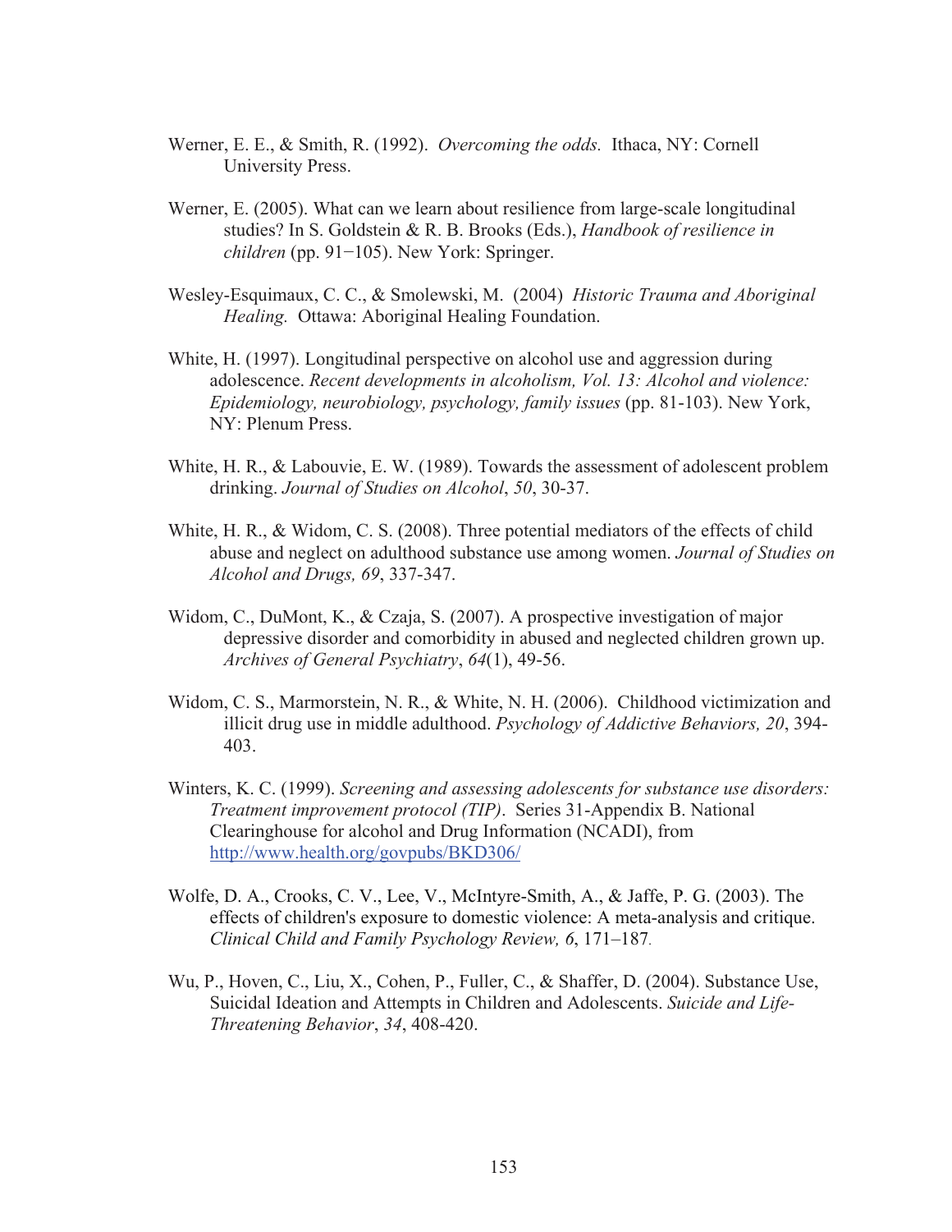Werner, E. E., & Smith, R. (1992). *Overcoming the odds.* Ithaca, NY: Cornell University Press.

Werner, E. (2005). What can we learn about resilience from large-scale longitudinal studies? In S. Goldstein & R. B. Brooks (Eds.), *Handbook of resilience in children* (pp. 91−105). New York: Springer.

Wesley-Esquimaux, C. C., & Smolewski, M. (2004) *Historic Trauma and Aboriginal Healing.* Ottawa: Aboriginal Healing Foundation.

White, H. (1997). Longitudinal perspective on alcohol use and aggression during adolescence. *Recent developments in alcoholism, Vol. 13: Alcohol and violence: Epidemiology, neurobiology, psychology, family issues* (pp. 81-103). New York, NY: Plenum Press.

White, H. R., & Labouvie, E. W. (1989). Towards the assessment of adolescent problem drinking. *Journal of Studies on Alcohol*, *50*, 30-37.

White, H. R., & Widom, C. S. (2008). Three potential mediators of the effects of child abuse and neglect on adulthood substance use among women. *Journal of Studies on Alcohol and Drugs, 69*, 337-347.

Widom, C., DuMont, K., & Czaja, S. (2007). A prospective investigation of major depressive disorder and comorbidity in abused and neglected children grown up. *Archives of General Psychiatry*, *64*(1), 49-56.

Widom, C. S., Marmorstein, N. R., & White, N. H. (2006). Childhood victimization and illicit drug use in middle adulthood. *Psychology of Addictive Behaviors, 20*, 394-403.

Winters, K. C. (1999). *Screening and assessing adolescents for substance use disorders: Treatment improvement protocol (TIP)*. Series 31-Appendix B. National Clearinghouse for alcohol and Drug Information (NCADI), from http://www.health.org/govpubs/BKD306/

Wolfe, D. A., Crooks, C. V., Lee, V., McIntyre-Smith, A., & Jaffe, P. G. (2003). The effects of children's exposure to domestic violence: A meta-analysis and critique. *Clinical Child and Family Psychology Review, 6*, 171–187.

Wu, P., Hoven, C., Liu, X., Cohen, P., Fuller, C., & Shaffer, D. (2004). Substance Use, Suicidal Ideation and Attempts in Children and Adolescents. *Suicide and Life-Threatening Behavior*, *34*, 408-420.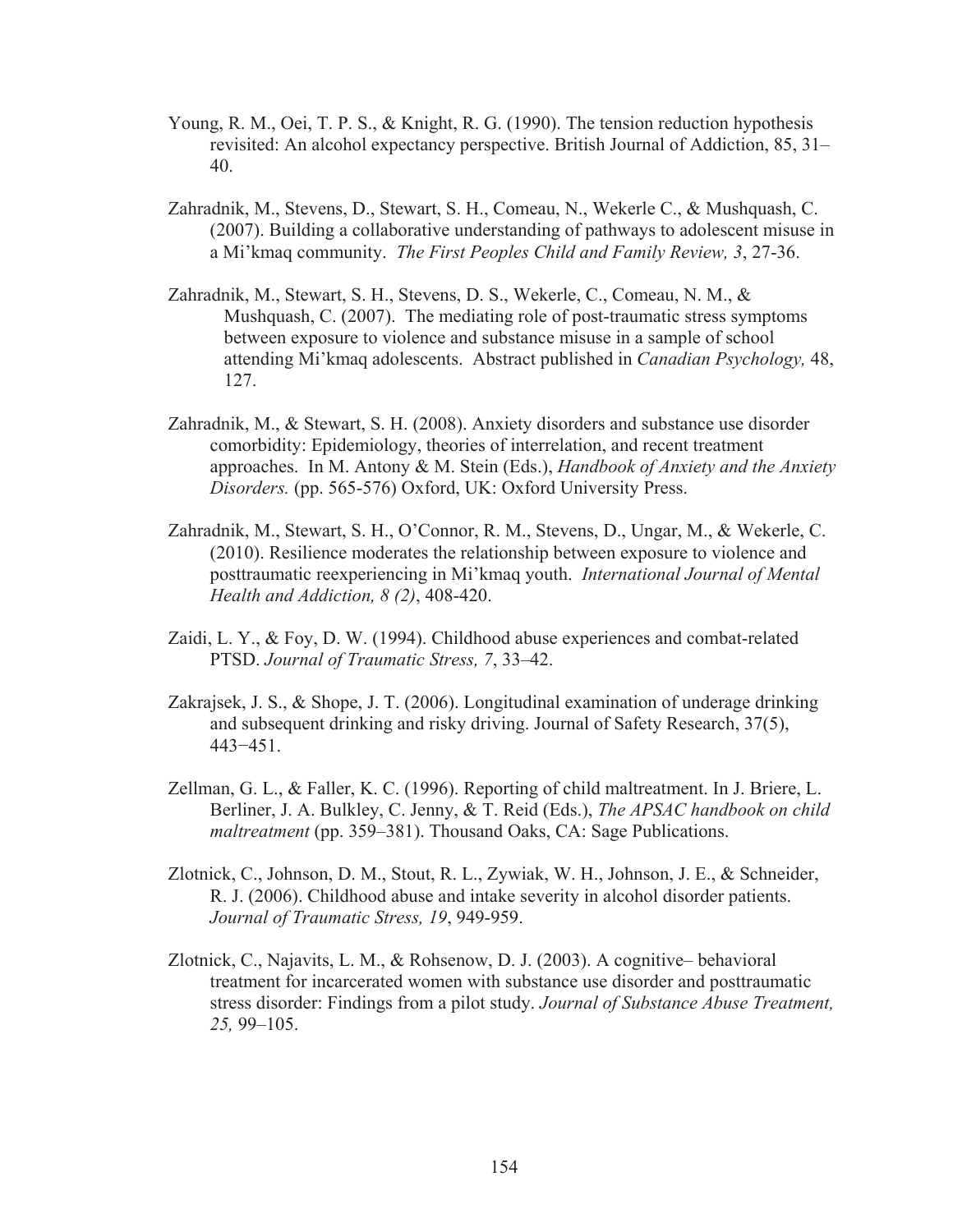Young, R. M., Oei, T. P. S., & Knight, R. G. (1990). The tension reduction hypothesis revisited: An alcohol expectancy perspective. British Journal of Addiction, 85, 31–40.

Zahradnik, M., Stevens, D., Stewart, S. H., Comeau, N., Wekerle C., & Mushquash, C. (2007). Building a collaborative understanding of pathways to adolescent misuse in a Mi'kmaq community. *The First Peoples Child and Family Review, 3*, 27-36.

Zahradnik, M., Stewart, S. H., Stevens, D. S., Wekerle, C., Comeau, N. M., & Mushquash, C. (2007). The mediating role of post-traumatic stress symptoms between exposure to violence and substance misuse in a sample of school attending Mi'kmaq adolescents. Abstract published in *Canadian Psychology,* 48, 127.

Zahradnik, M., & Stewart, S. H. (2008). Anxiety disorders and substance use disorder comorbidity: Epidemiology, theories of interrelation, and recent treatment approaches. In M. Antony & M. Stein (Eds.), *Handbook of Anxiety and the Anxiety Disorders.* (pp. 565-576) Oxford, UK: Oxford University Press.

Zahradnik, M., Stewart, S. H., O'Connor, R. M., Stevens, D., Ungar, M., & Wekerle, C. (2010). Resilience moderates the relationship between exposure to violence and posttraumatic reexperiencing in Mi'kmaq youth. *International Journal of Mental Health and Addiction, 8 (2)*, 408-420.

Zaidi, L. Y., & Foy, D. W. (1994). Childhood abuse experiences and combat-related PTSD. *Journal of Traumatic Stress, 7*, 33–42.

Zakrajsek, J. S., & Shope, J. T. (2006). Longitudinal examination of underage drinking and subsequent drinking and risky driving. Journal of Safety Research, 37(5), 443−451.

Zellman, G. L., & Faller, K. C. (1996). Reporting of child maltreatment. In J. Briere, L. Berliner, J. A. Bulkley, C. Jenny, & T. Reid (Eds.), *The APSAC handbook on child maltreatment* (pp. 359–381). Thousand Oaks, CA: Sage Publications.

Zlotnick, C., Johnson, D. M., Stout, R. L., Zywiak, W. H., Johnson, J. E., & Schneider, R. J. (2006). Childhood abuse and intake severity in alcohol disorder patients. *Journal of Traumatic Stress, 19*, 949-959.

Zlotnick, C., Najavits, L. M., & Rohsenow, D. J. (2003). A cognitive– behavioral treatment for incarcerated women with substance use disorder and posttraumatic stress disorder: Findings from a pilot study. *Journal of Substance Abuse Treatment, 25,* 99–105.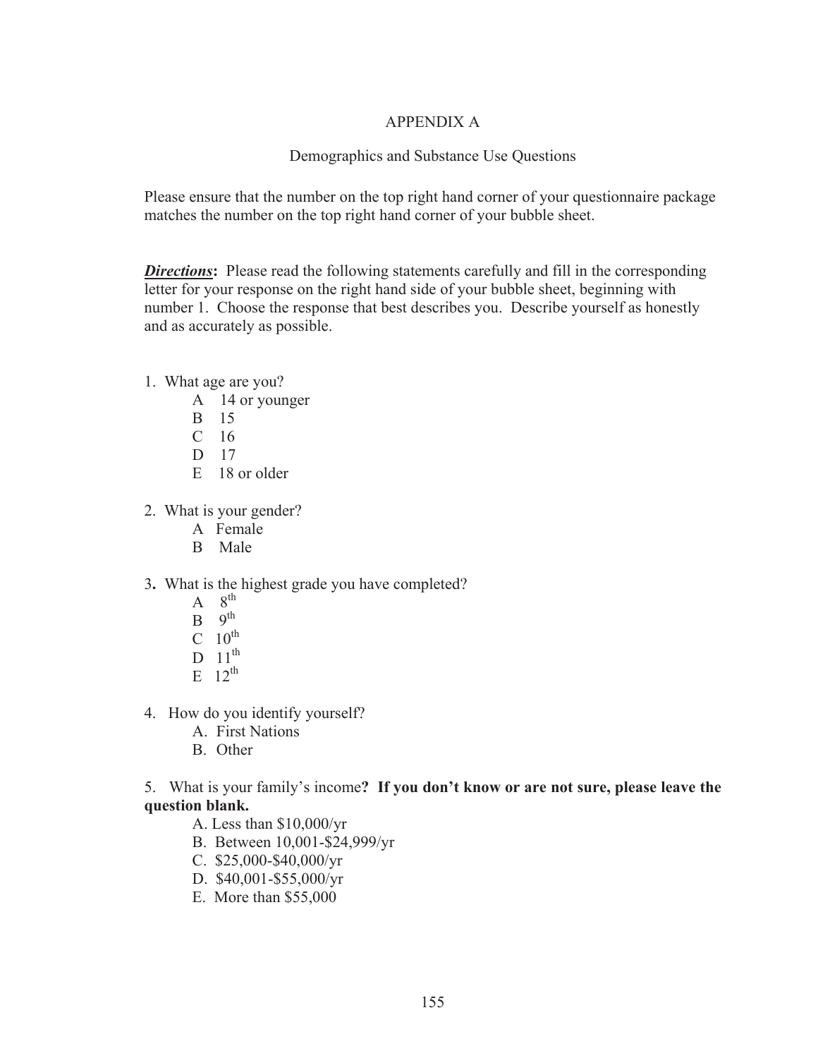# APPENDIX A

## Demographics and Substance Use Questions

Please ensure that the number on the top right hand corner of your questionnaire package matches the number on the top right hand corner of your bubble sheet.

***Directions*:** Please read the following statements carefully and fill in the corresponding letter for your response on the right hand side of your bubble sheet, beginning with number 1. Choose the response that best describes you. Describe yourself as honestly and as accurately as possible.

1. What age are you?
   - A 14 or younger
   - B 15
   - C 16
   - D 17
   - E 18 or older

2. What is your gender?
   - A Female
   - B Male

3. What is the highest grade you have completed?
   - A 8th
   - B 9th
   - C 10th
   - D 11th
   - E 12th

4. How do you identify yourself?
   - A. First Nations
   - B. Other

5. What is your family's income**? If you don't know or are not sure, please leave the question blank.**
   - A. Less than $10,000/yr
   - B. Between 10,001-$24,999/yr
   - C. $25,000-$40,000/yr
   - D. $40,001-$55,000/yr
   - E. More than $55,000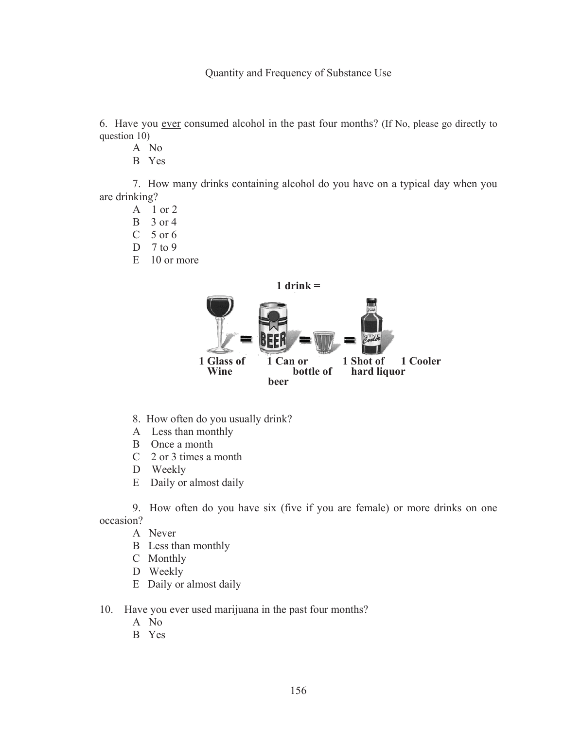<u>Quantity and Frequency of Substance Use</u>

6. Have you <u>ever</u> consumed alcohol in the past four months? (If No, please go directly to question 10)

A No  
B Yes

7. How many drinks containing alcohol do you have on a typical day when you are drinking?

A 1 or 2  
B 3 or 4  
C 5 or 6  
D 7 to 9  
E 10 or more

**1 drink =**

**1 Glass of Wine** = **1 Can or bottle of beer** = **1 Shot of hard liquor** = **1 Cooler**

8. How often do you usually drink?

A Less than monthly  
B Once a month  
C 2 or 3 times a month  
D Weekly  
E Daily or almost daily

9. How often do you have six (five if you are female) or more drinks on one occasion?

A Never  
B Less than monthly  
C Monthly  
D Weekly  
E Daily or almost daily

10. Have you ever used marijuana in the past four months?

A No  
B Yes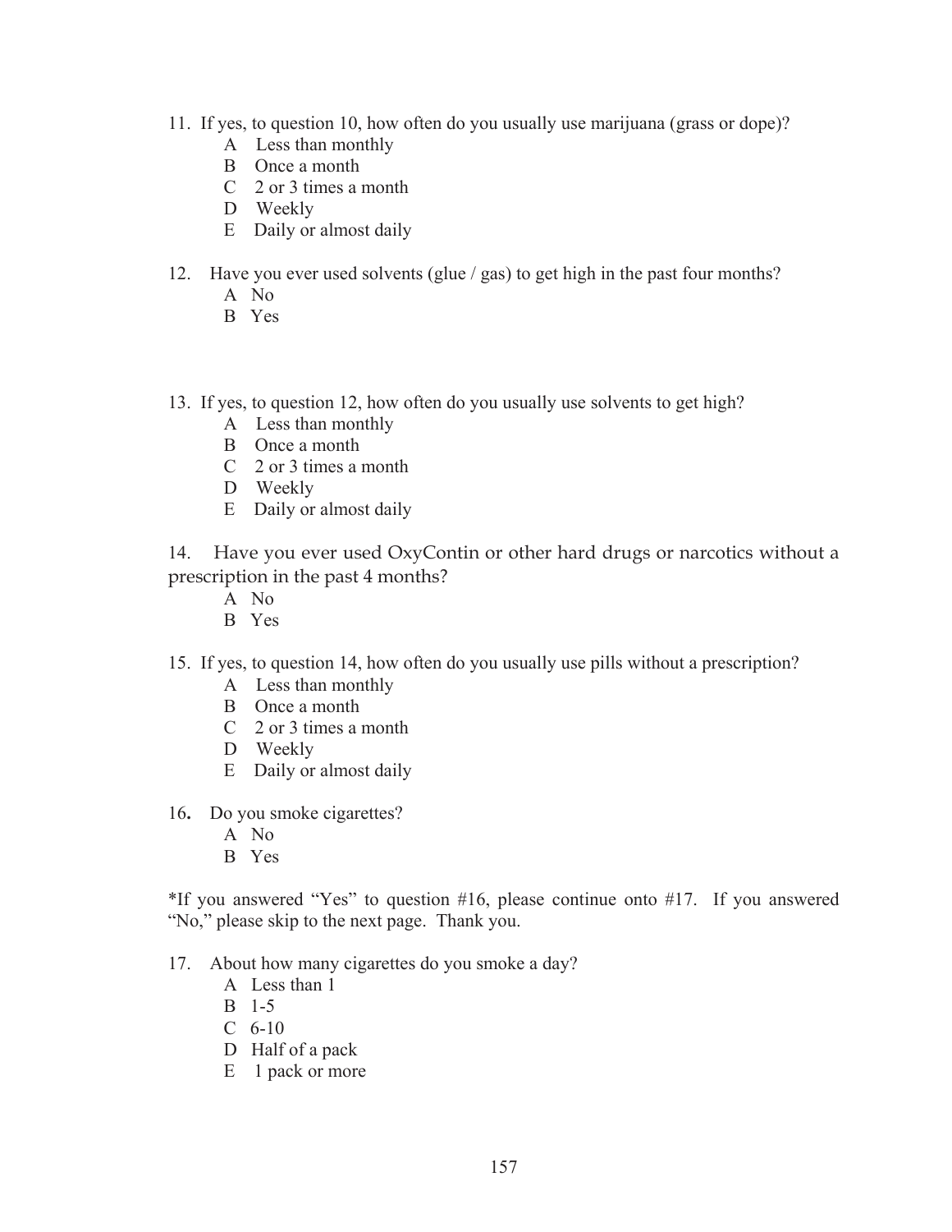11. If yes, to question 10, how often do you usually use marijuana (grass or dope)?
    - A Less than monthly
    - B Once a month
    - C 2 or 3 times a month
    - D Weekly
    - E Daily or almost daily

12. Have you ever used solvents (glue / gas) to get high in the past four months?
    - A No
    - B Yes

13. If yes, to question 12, how often do you usually use solvents to get high?
    - A Less than monthly
    - B Once a month
    - C 2 or 3 times a month
    - D Weekly
    - E Daily or almost daily

14. Have you ever used OxyContin or other hard drugs or narcotics without a prescription in the past 4 months?
    - A No
    - B Yes

15. If yes, to question 14, how often do you usually use pills without a prescription?
    - A Less than monthly
    - B Once a month
    - C 2 or 3 times a month
    - D Weekly
    - E Daily or almost daily

16. Do you smoke cigarettes?
    - A No
    - B Yes

*If you answered "Yes" to question #16, please continue onto #17. If you answered "No," please skip to the next page. Thank you.

17. About how many cigarettes do you smoke a day?
    - A Less than 1
    - B 1-5
    - C 6-10
    - D Half of a pack
    - E 1 pack or more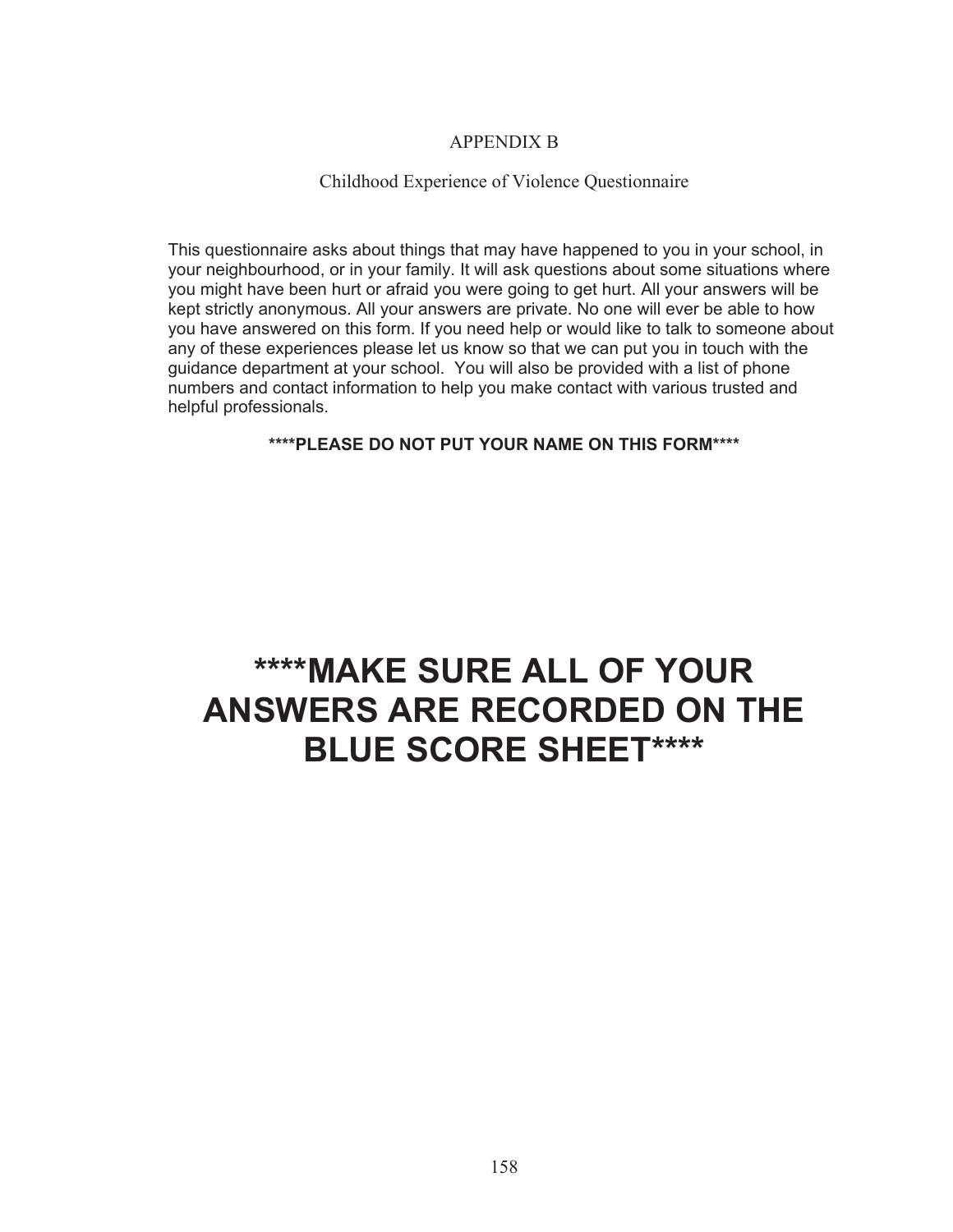# APPENDIX B

## Childhood Experience of Violence Questionnaire

This questionnaire asks about things that may have happened to you in your school, in your neighbourhood, or in your family. It will ask questions about some situations where you might have been hurt or afraid you were going to get hurt. All your answers will be kept strictly anonymous. All your answers are private. No one will ever be able to how you have answered on this form. If you need help or would like to talk to someone about any of these experiences please let us know so that we can put you in touch with the guidance department at your school. You will also be provided with a list of phone numbers and contact information to help you make contact with various trusted and helpful professionals.

**\*\*\*\*PLEASE DO NOT PUT YOUR NAME ON THIS FORM\*\*\*\***

**\*\*\*\*MAKE SURE ALL OF YOUR ANSWERS ARE RECORDED ON THE BLUE SCORE SHEET\*\*\*\***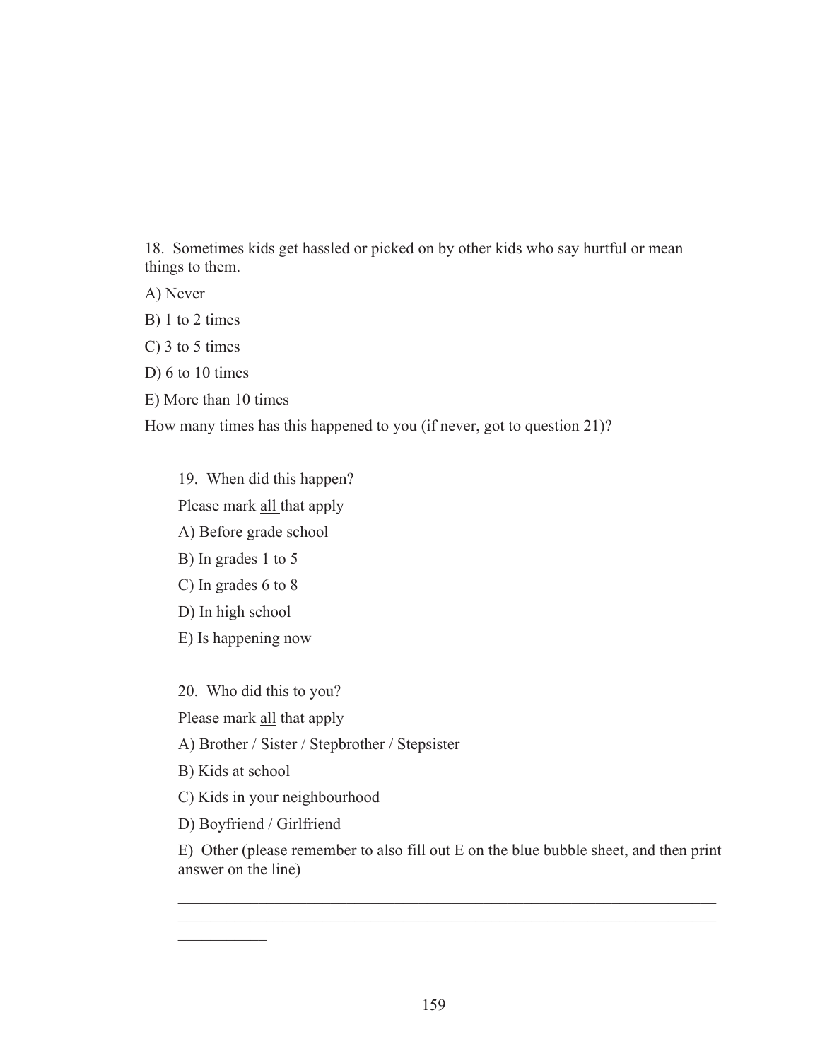18. Sometimes kids get hassled or picked on by other kids who say hurtful or mean things to them.

A) Never

B) 1 to 2 times

C) 3 to 5 times

D) 6 to 10 times

E) More than 10 times

How many times has this happened to you (if never, got to question 21)?

19. When did this happen?

Please mark <u>all</u> that apply

A) Before grade school

B) In grades 1 to 5

C) In grades 6 to 8

D) In high school

E) Is happening now

20. Who did this to you?

Please mark <u>all</u> that apply

A) Brother / Sister / Stepbrother / Stepsister

B) Kids at school

C) Kids in your neighbourhood

D) Boyfriend / Girlfriend

E) Other (please remember to also fill out E on the blue bubble sheet, and then print answer on the line)

\_\_\_\_\_\_\_\_\_\_\_\_\_\_\_\_\_\_\_\_\_\_\_\_\_\_\_\_\_\_\_\_\_\_\_\_\_\_\_\_\_\_\_\_\_\_\_\_\_\_\_\_\_\_\_\_\_\_\_\_\_\_\_\_\_\_\_\_\_\_\_\_
\_\_\_\_\_\_\_\_\_\_\_\_\_\_\_\_\_\_\_\_\_\_\_\_\_\_\_\_\_\_\_\_\_\_\_\_\_\_\_\_\_\_\_\_\_\_\_\_\_\_\_\_\_\_\_\_\_\_\_\_\_\_\_\_\_\_\_\_\_\_\_\_
\_\_\_\_\_\_\_\_\_\_\_\_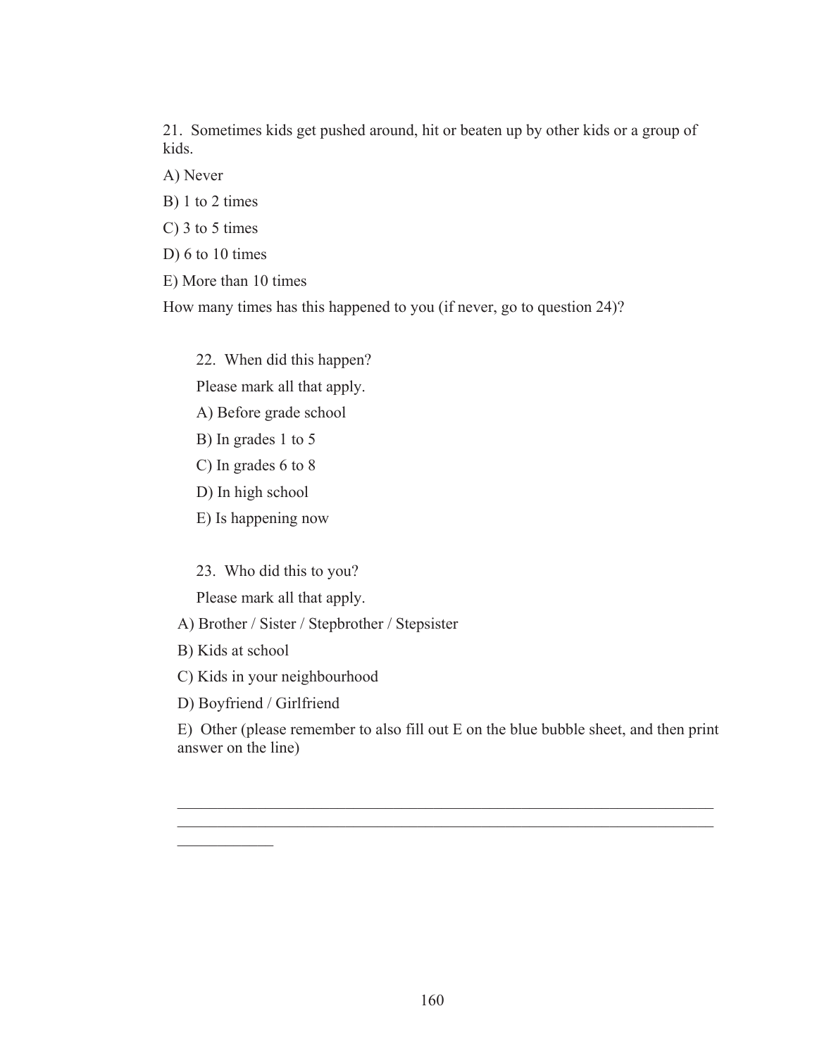21. Sometimes kids get pushed around, hit or beaten up by other kids or a group of kids.

A) Never

B) 1 to 2 times

C) 3 to 5 times

D) 6 to 10 times

E) More than 10 times

How many times has this happened to you (if never, go to question 24)?

22. When did this happen?

Please mark all that apply.

A) Before grade school

B) In grades 1 to 5

C) In grades 6 to 8

D) In high school

E) Is happening now

23. Who did this to you?

Please mark all that apply.

A) Brother / Sister / Stepbrother / Stepsister

B) Kids at school

C) Kids in your neighbourhood

D) Boyfriend / Girlfriend

E) Other (please remember to also fill out E on the blue bubble sheet, and then print answer on the line)

______________________________________________________________________
______________________________________________________________________
____________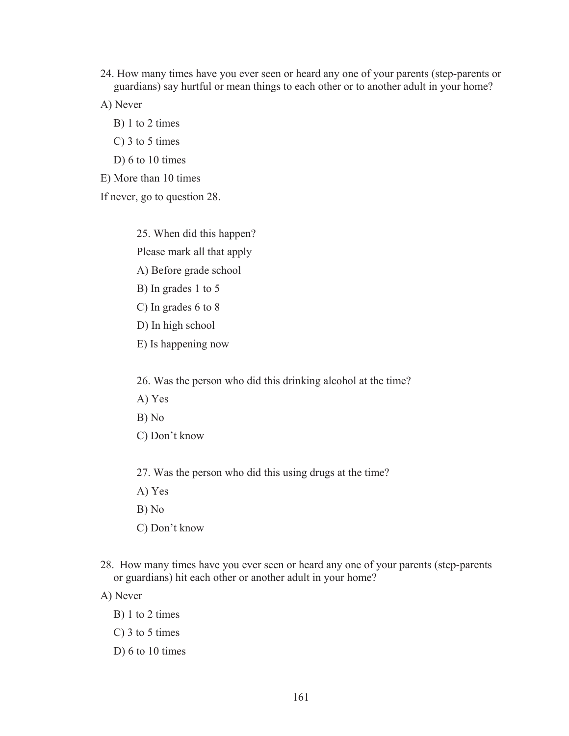24. How many times have you ever seen or heard any one of your parents (step-parents or guardians) say hurtful or mean things to each other or to another adult in your home?

A) Never

B) 1 to 2 times

C) 3 to 5 times

D) 6 to 10 times

E) More than 10 times

If never, go to question 28.

25. When did this happen?

Please mark all that apply

A) Before grade school

B) In grades 1 to 5

C) In grades 6 to 8

D) In high school

E) Is happening now

26. Was the person who did this drinking alcohol at the time?

A) Yes

B) No

C) Don't know

27. Was the person who did this using drugs at the time?

A) Yes

B) No

C) Don't know

28. How many times have you ever seen or heard any one of your parents (step-parents or guardians) hit each other or another adult in your home?

A) Never

B) 1 to 2 times

C) 3 to 5 times

D) 6 to 10 times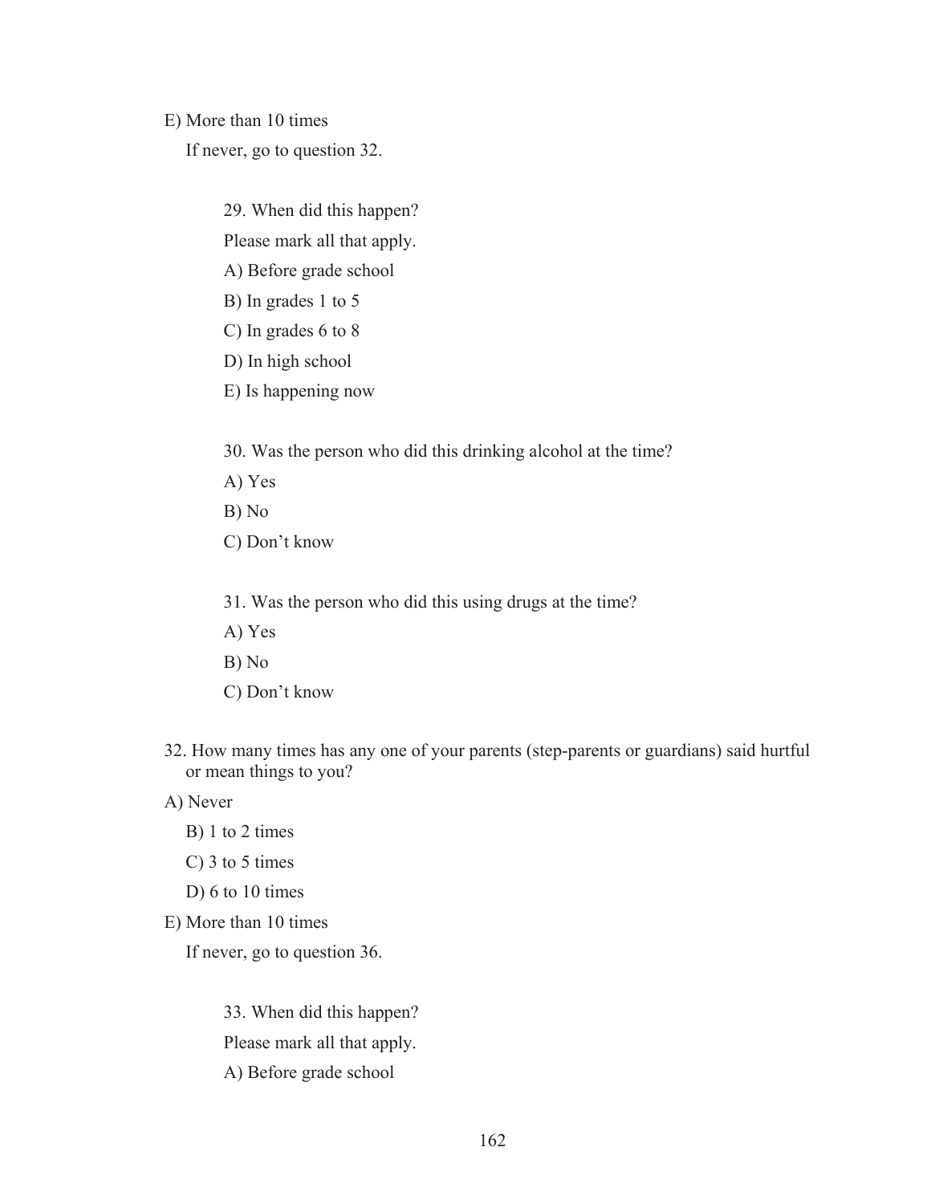E) More than 10 times

If never, go to question 32.

29. When did this happen?

Please mark all that apply.

A) Before grade school

B) In grades 1 to 5

C) In grades 6 to 8

D) In high school

E) Is happening now

30. Was the person who did this drinking alcohol at the time?

A) Yes

B) No

C) Don't know

31. Was the person who did this using drugs at the time?

A) Yes

B) No

C) Don't know

32. How many times has any one of your parents (step-parents or guardians) said hurtful or mean things to you?

A) Never

B) 1 to 2 times

C) 3 to 5 times

D) 6 to 10 times

E) More than 10 times

If never, go to question 36.

33. When did this happen?

Please mark all that apply.

A) Before grade school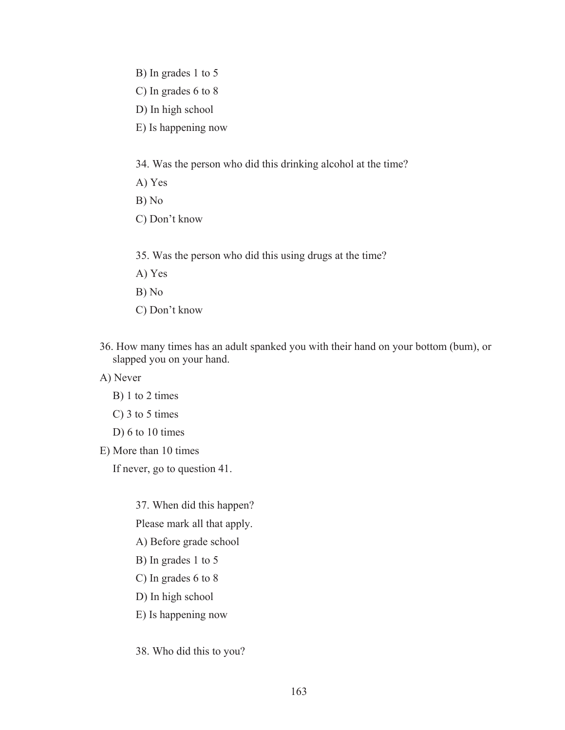B) In grades 1 to 5

C) In grades 6 to 8

D) In high school

E) Is happening now

34. Was the person who did this drinking alcohol at the time?

A) Yes

B) No

C) Don't know

35. Was the person who did this using drugs at the time?

A) Yes

B) No

C) Don't know

36. How many times has an adult spanked you with their hand on your bottom (bum), or slapped you on your hand.

A) Never

B) 1 to 2 times

C) 3 to 5 times

D) 6 to 10 times

E) More than 10 times

If never, go to question 41.

37. When did this happen?

Please mark all that apply.

A) Before grade school

B) In grades 1 to 5

C) In grades 6 to 8

D) In high school

E) Is happening now

38. Who did this to you?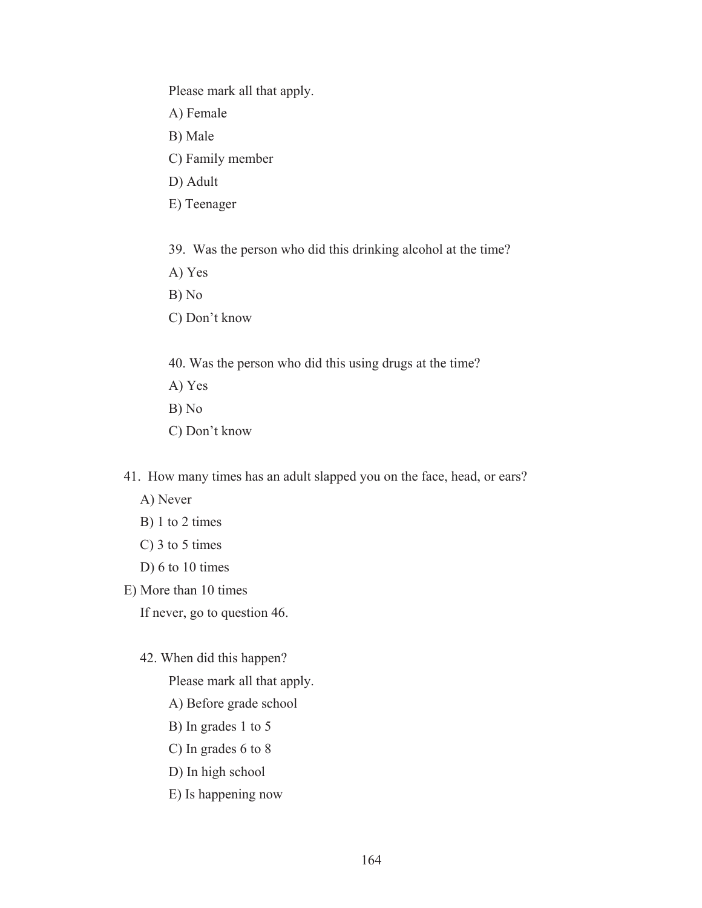Please mark all that apply.

A) Female

B) Male

C) Family member

D) Adult

E) Teenager

39. Was the person who did this drinking alcohol at the time?

A) Yes

B) No

C) Don't know

40. Was the person who did this using drugs at the time?

A) Yes

B) No

C) Don't know

41. How many times has an adult slapped you on the face, head, or ears?

A) Never

B) 1 to 2 times

C) 3 to 5 times

D) 6 to 10 times

E) More than 10 times

If never, go to question 46.

42. When did this happen?

Please mark all that apply.

A) Before grade school

B) In grades 1 to 5

C) In grades 6 to 8

D) In high school

E) Is happening now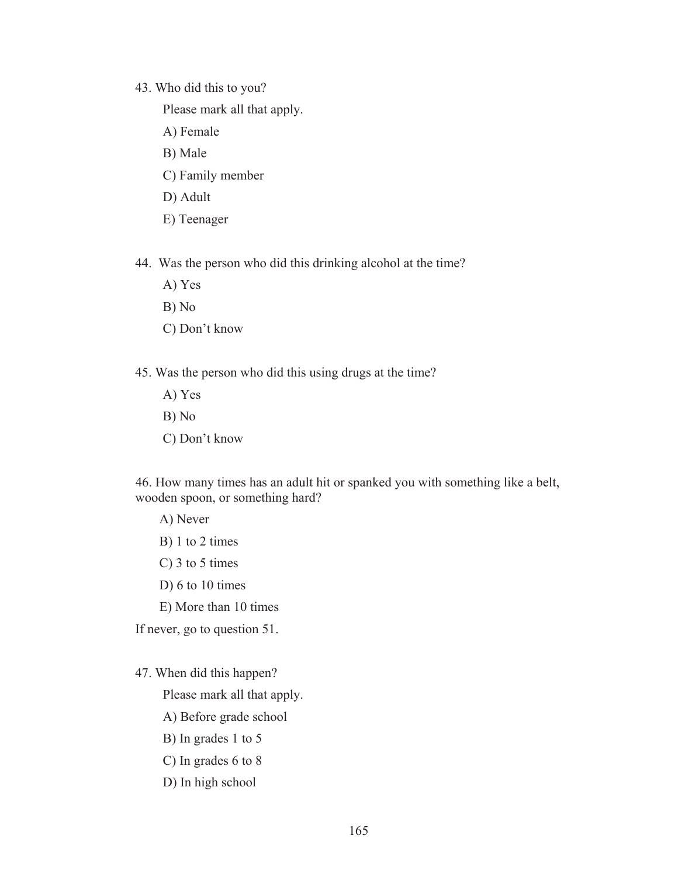43. Who did this to you?

Please mark all that apply.

A) Female

B) Male

C) Family member

D) Adult

E) Teenager

44. Was the person who did this drinking alcohol at the time?

A) Yes

B) No

C) Don't know

45. Was the person who did this using drugs at the time?

A) Yes

B) No

C) Don't know

46. How many times has an adult hit or spanked you with something like a belt, wooden spoon, or something hard?

A) Never

B) 1 to 2 times

C) 3 to 5 times

D) 6 to 10 times

E) More than 10 times

If never, go to question 51.

47. When did this happen?

Please mark all that apply.

A) Before grade school

B) In grades 1 to 5

C) In grades 6 to 8

D) In high school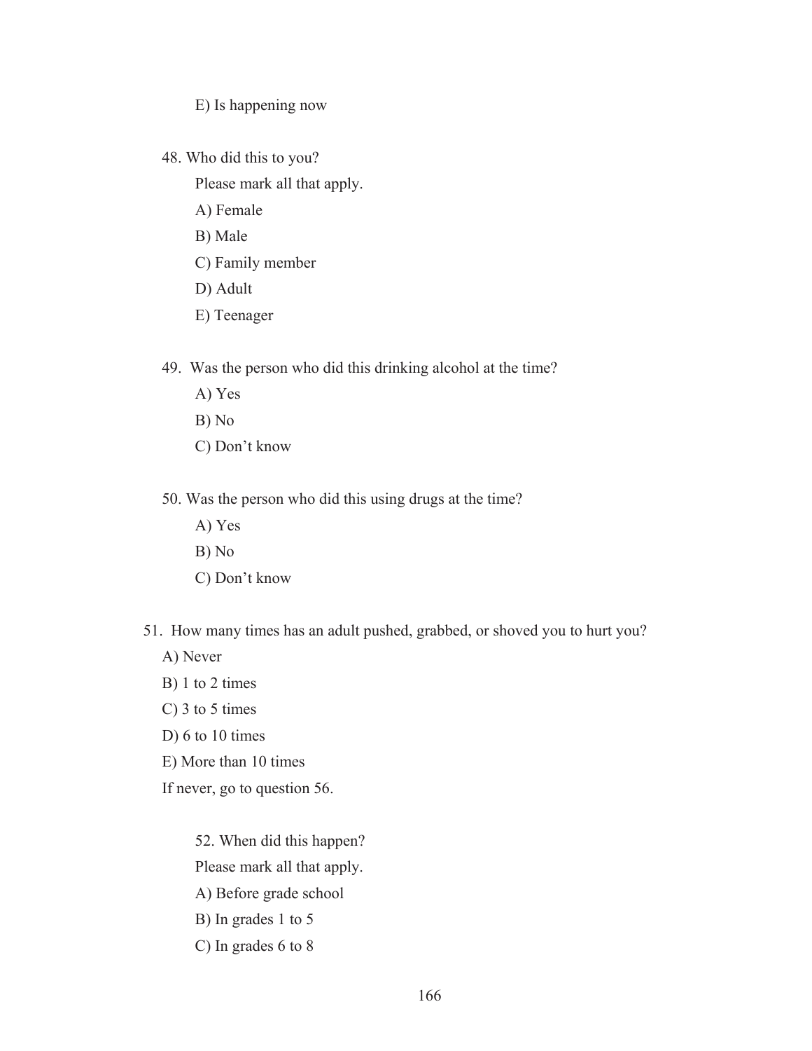E) Is happening now

48. Who did this to you?

    Please mark all that apply.

    A) Female

    B) Male

    C) Family member

    D) Adult

    E) Teenager

49. Was the person who did this drinking alcohol at the time?

    A) Yes

    B) No

    C) Don't know

50. Was the person who did this using drugs at the time?

    A) Yes

    B) No

    C) Don't know

51. How many times has an adult pushed, grabbed, or shoved you to hurt you?

    A) Never

    B) 1 to 2 times

    C) 3 to 5 times

    D) 6 to 10 times

    E) More than 10 times

    If never, go to question 56.

52. When did this happen?

    Please mark all that apply.

    A) Before grade school

    B) In grades 1 to 5

    C) In grades 6 to 8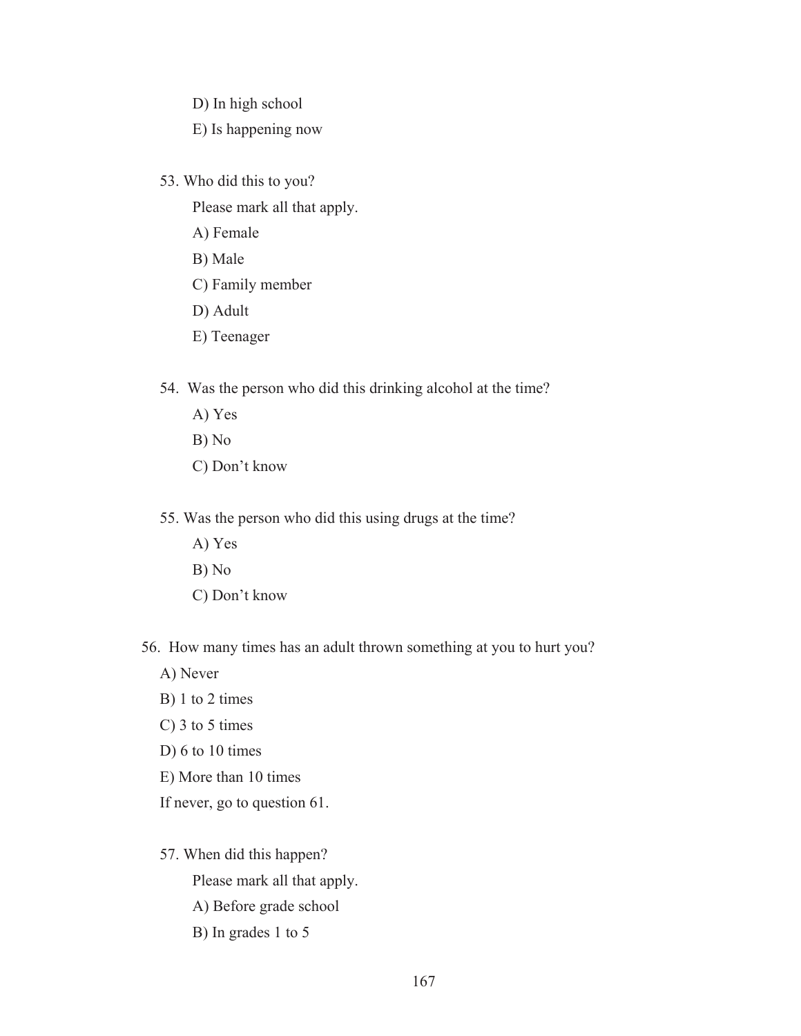D) In high school

E) Is happening now

53. Who did this to you?

    Please mark all that apply.

    A) Female

    B) Male

    C) Family member

    D) Adult

    E) Teenager

54. Was the person who did this drinking alcohol at the time?

    A) Yes

    B) No

    C) Don't know

55. Was the person who did this using drugs at the time?

    A) Yes

    B) No

    C) Don't know

56. How many times has an adult thrown something at you to hurt you?

A) Never

B) 1 to 2 times

C) 3 to 5 times

D) 6 to 10 times

E) More than 10 times

If never, go to question 61.

57. When did this happen?

    Please mark all that apply.

    A) Before grade school

    B) In grades 1 to 5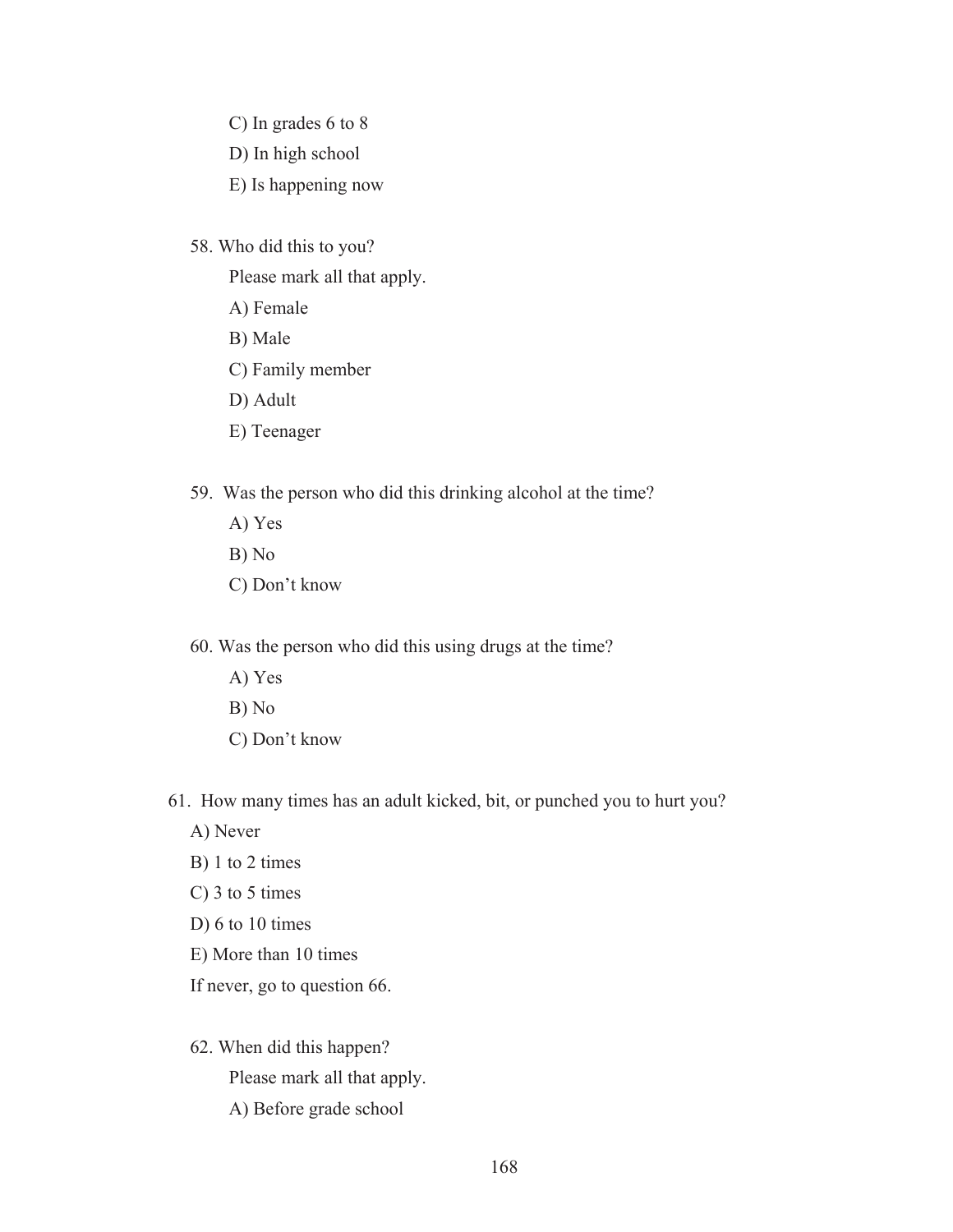C) In grades 6 to 8

D) In high school

E) Is happening now

58. Who did this to you?

Please mark all that apply.

A) Female

B) Male

C) Family member

D) Adult

E) Teenager

59. Was the person who did this drinking alcohol at the time?

A) Yes

B) No

C) Don't know

60. Was the person who did this using drugs at the time?

A) Yes

B) No

C) Don't know

61. How many times has an adult kicked, bit, or punched you to hurt you?

A) Never

B) 1 to 2 times

C) 3 to 5 times

D) 6 to 10 times

E) More than 10 times

If never, go to question 66.

62. When did this happen?

Please mark all that apply.

A) Before grade school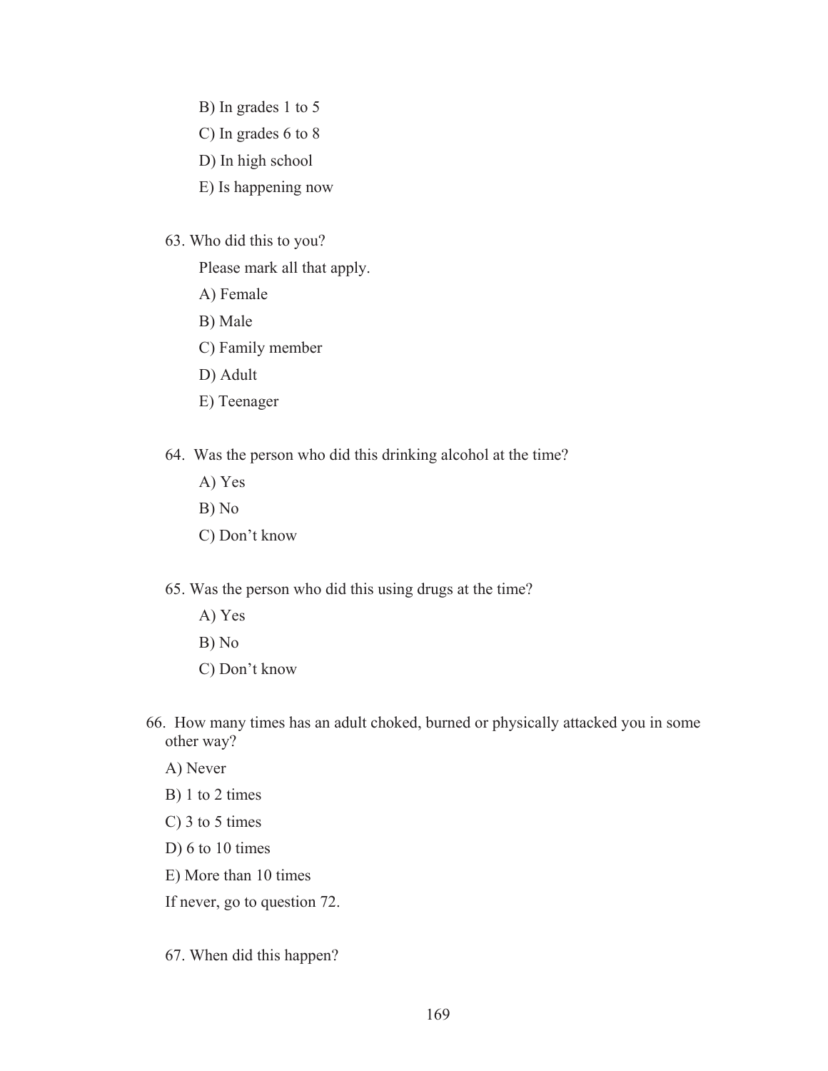B) In grades 1 to 5

C) In grades 6 to 8

D) In high school

E) Is happening now

63. Who did this to you?

Please mark all that apply.

A) Female

B) Male

C) Family member

D) Adult

E) Teenager

64. Was the person who did this drinking alcohol at the time?

A) Yes

B) No

C) Don't know

65. Was the person who did this using drugs at the time?

A) Yes

B) No

C) Don't know

66. How many times has an adult choked, burned or physically attacked you in some other way?

A) Never

B) 1 to 2 times

C) 3 to 5 times

D) 6 to 10 times

E) More than 10 times

If never, go to question 72.

67. When did this happen?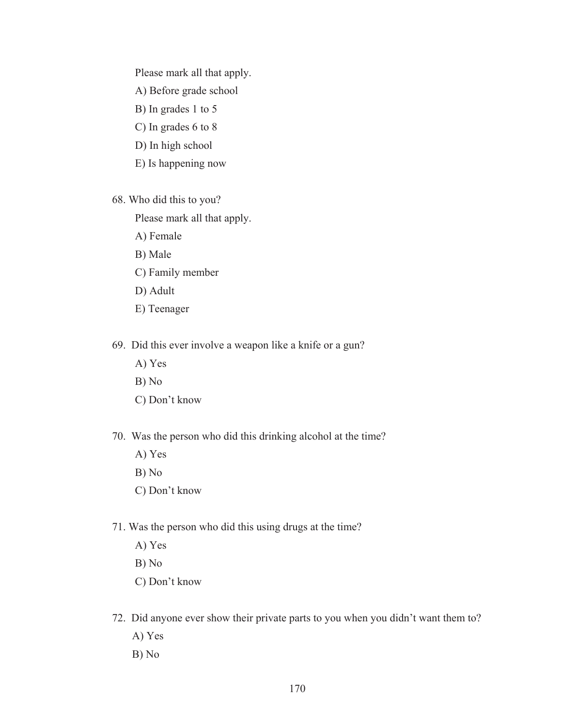Please mark all that apply.

A) Before grade school

B) In grades 1 to 5

C) In grades 6 to 8

D) In high school

E) Is happening now

68. Who did this to you?

    Please mark all that apply.

    A) Female

    B) Male

    C) Family member

    D) Adult

    E) Teenager

69. Did this ever involve a weapon like a knife or a gun?

    A) Yes

    B) No

    C) Don't know

70. Was the person who did this drinking alcohol at the time?

    A) Yes

    B) No

    C) Don't know

71. Was the person who did this using drugs at the time?

    A) Yes

    B) No

    C) Don't know

72. Did anyone ever show their private parts to you when you didn't want them to?

    A) Yes

    B) No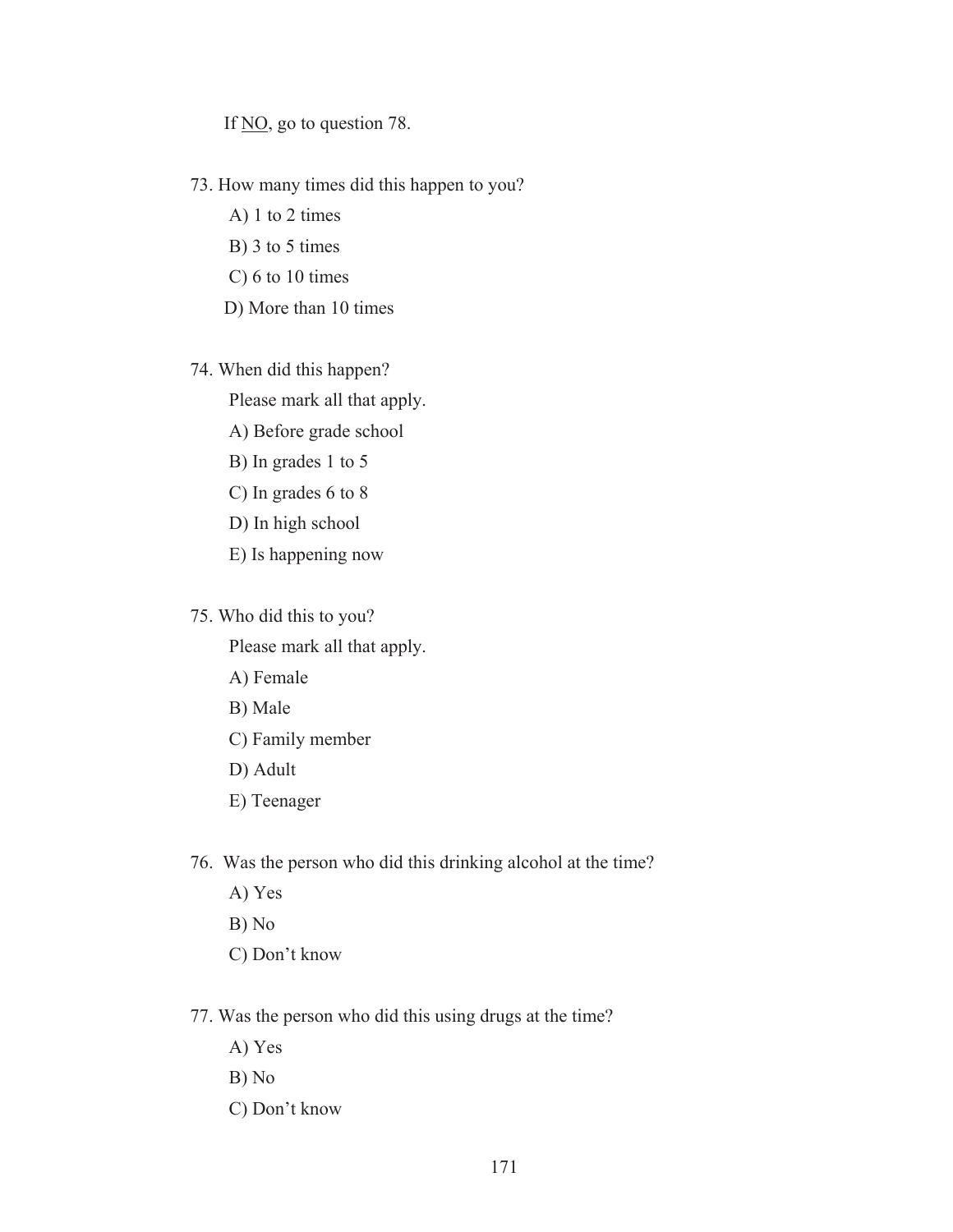If <u>NO</u>, go to question 78.

73. How many times did this happen to you?

    A) 1 to 2 times

    B) 3 to 5 times

    C) 6 to 10 times

    D) More than 10 times

74. When did this happen?

    Please mark all that apply.

    A) Before grade school

    B) In grades 1 to 5

    C) In grades 6 to 8

    D) In high school

    E) Is happening now

75. Who did this to you?

    Please mark all that apply.

    A) Female

    B) Male

    C) Family member

    D) Adult

    E) Teenager

76. Was the person who did this drinking alcohol at the time?

    A) Yes

    B) No

    C) Don't know

77. Was the person who did this using drugs at the time?

    A) Yes

    B) No

    C) Don't know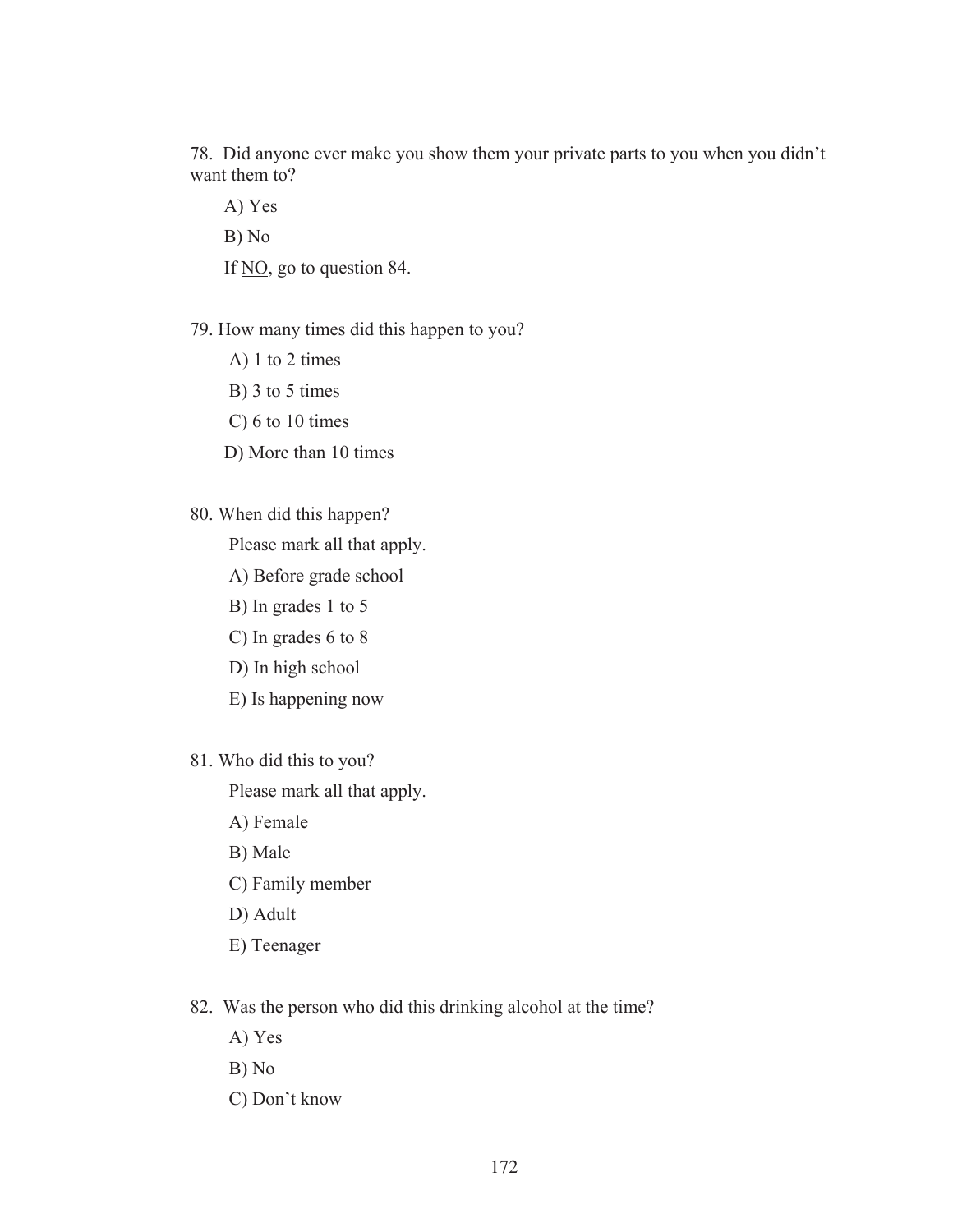78. Did anyone ever make you show them your private parts to you when you didn't want them to?

A) Yes

B) No

If <u>NO</u>, go to question 84.

79. How many times did this happen to you?

A) 1 to 2 times

B) 3 to 5 times

C) 6 to 10 times

D) More than 10 times

80. When did this happen?

Please mark all that apply.

A) Before grade school

B) In grades 1 to 5

C) In grades 6 to 8

D) In high school

E) Is happening now

81. Who did this to you?

Please mark all that apply.

A) Female

B) Male

C) Family member

D) Adult

E) Teenager

82. Was the person who did this drinking alcohol at the time?

A) Yes

B) No

C) Don't know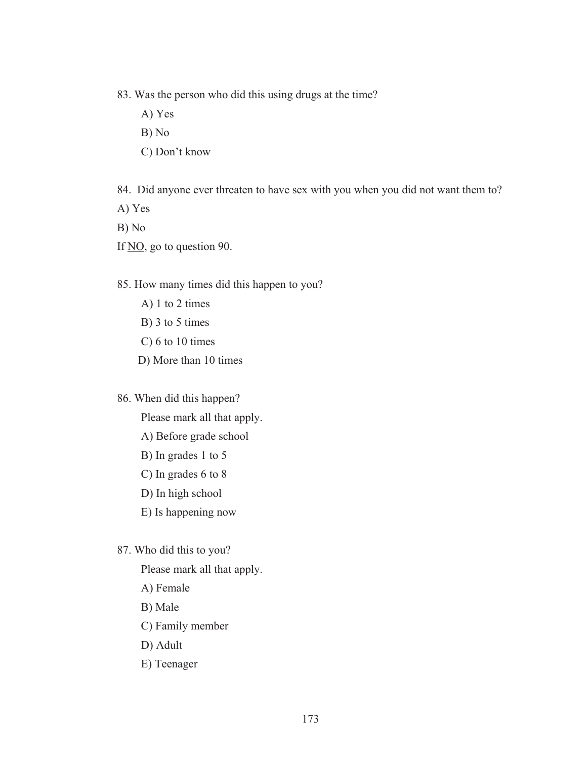83. Was the person who did this using drugs at the time?

    A) Yes

    B) No

    C) Don't know

84. Did anyone ever threaten to have sex with you when you did not want them to?

A) Yes

B) No

If <u>NO</u>, go to question 90.

85. How many times did this happen to you?

    A) 1 to 2 times

    B) 3 to 5 times

    C) 6 to 10 times

    D) More than 10 times

86. When did this happen?

    Please mark all that apply.

    A) Before grade school

    B) In grades 1 to 5

    C) In grades 6 to 8

    D) In high school

    E) Is happening now

87. Who did this to you?

    Please mark all that apply.

    A) Female

    B) Male

    C) Family member

    D) Adult

    E) Teenager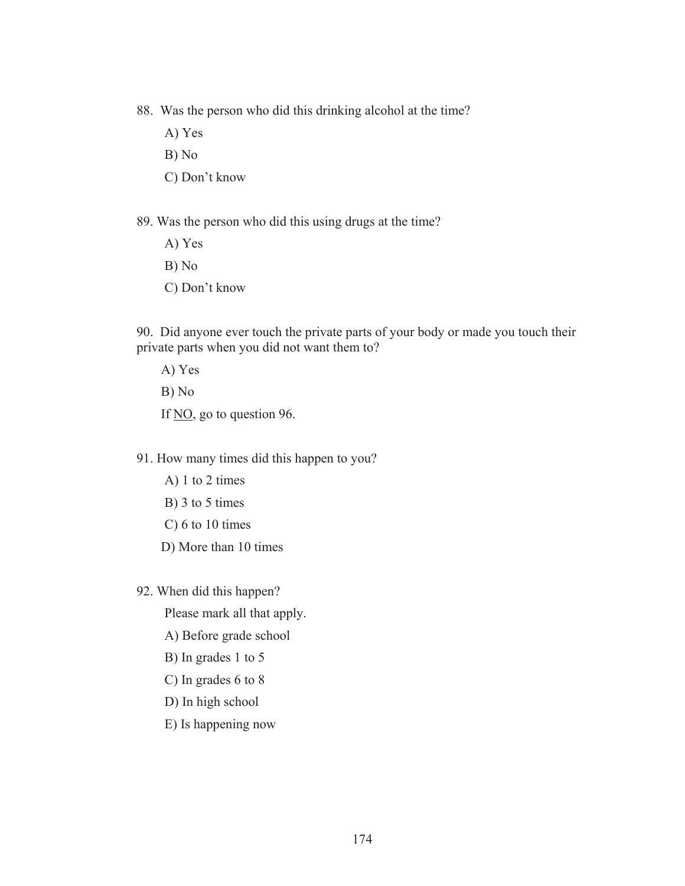88. Was the person who did this drinking alcohol at the time?

A) Yes

B) No

C) Don't know

89. Was the person who did this using drugs at the time?

A) Yes

B) No

C) Don't know

90. Did anyone ever touch the private parts of your body or made you touch their private parts when you did not want them to?

A) Yes

B) No

If <u>NO</u>, go to question 96.

91. How many times did this happen to you?

A) 1 to 2 times

B) 3 to 5 times

C) 6 to 10 times

D) More than 10 times

92. When did this happen?

Please mark all that apply.

A) Before grade school

B) In grades 1 to 5

C) In grades 6 to 8

D) In high school

E) Is happening now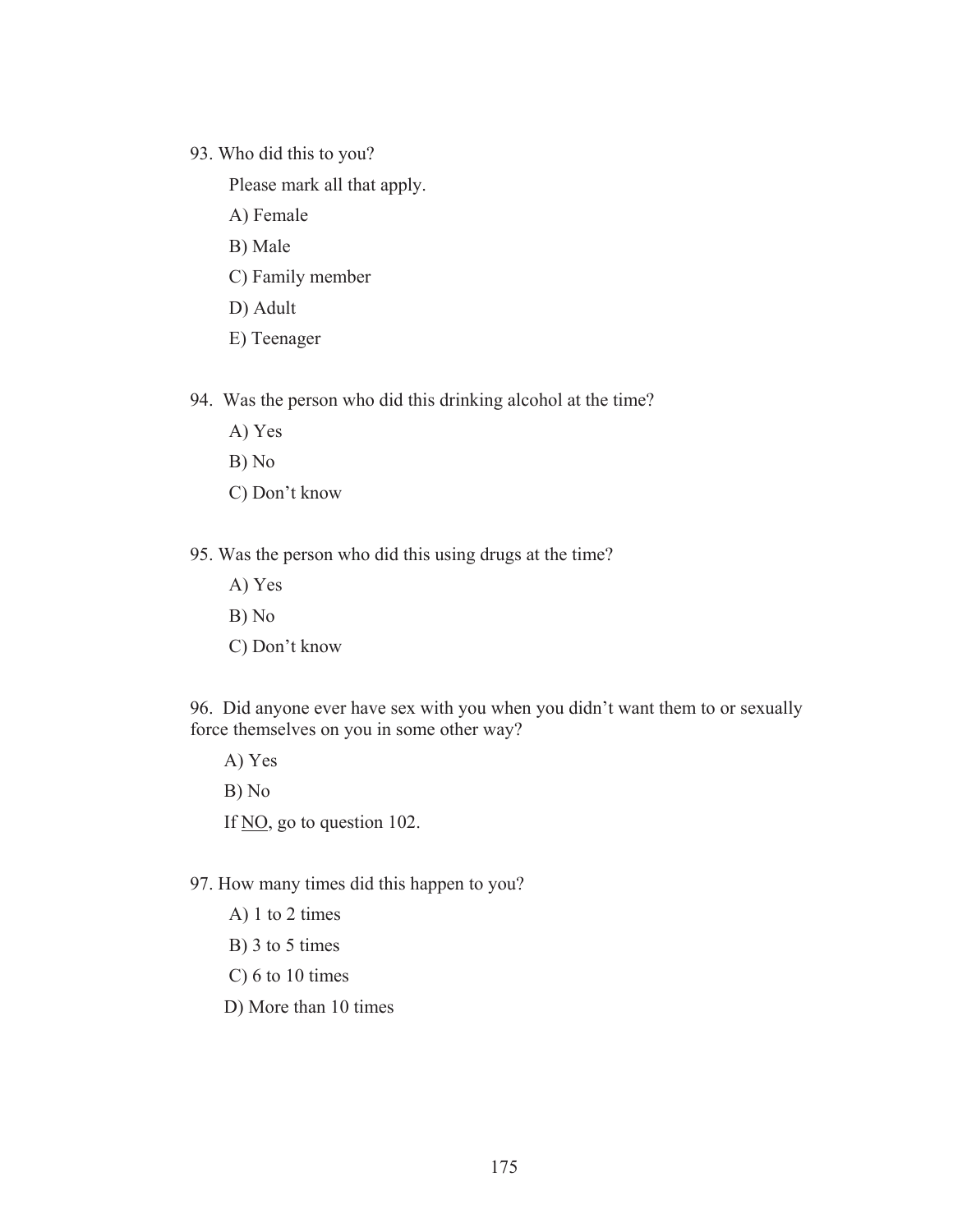93. Who did this to you?

Please mark all that apply.

A) Female

B) Male

C) Family member

D) Adult

E) Teenager

94. Was the person who did this drinking alcohol at the time?

A) Yes

B) No

C) Don't know

95. Was the person who did this using drugs at the time?

A) Yes

B) No

C) Don't know

96. Did anyone ever have sex with you when you didn't want them to or sexually force themselves on you in some other way?

A) Yes

B) No

If <u>NO</u>, go to question 102.

97. How many times did this happen to you?

A) 1 to 2 times

B) 3 to 5 times

C) 6 to 10 times

D) More than 10 times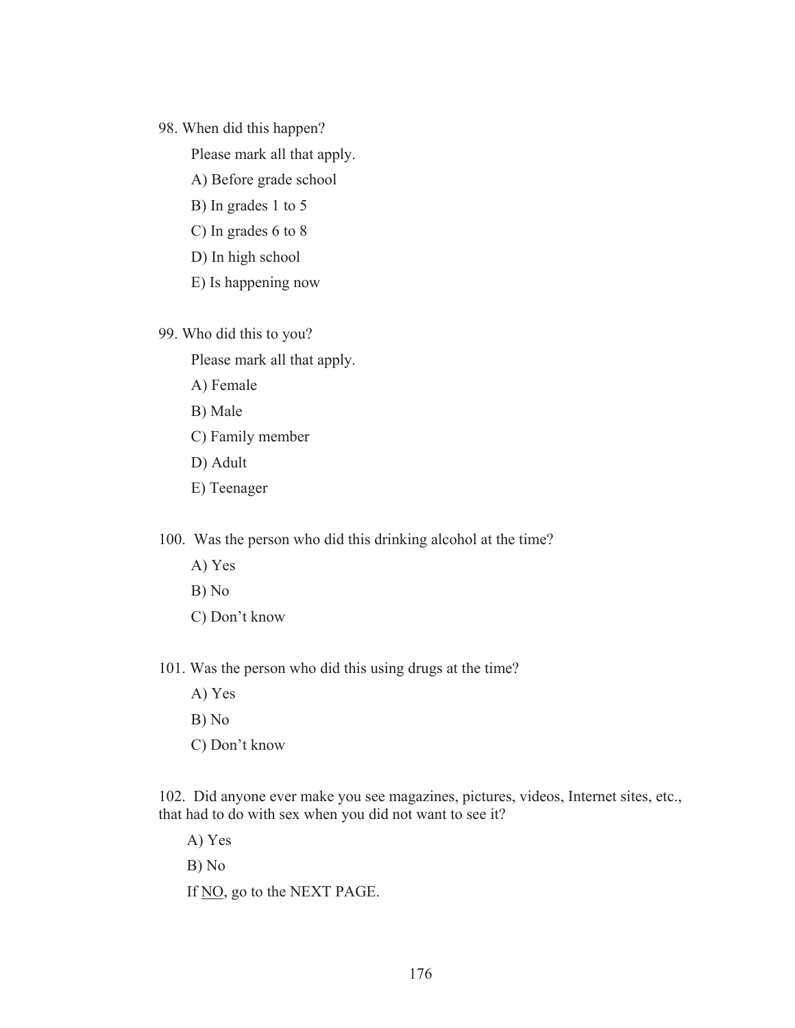98. When did this happen?

Please mark all that apply.

A) Before grade school

B) In grades 1 to 5

C) In grades 6 to 8

D) In high school

E) Is happening now

99. Who did this to you?

Please mark all that apply.

A) Female

B) Male

C) Family member

D) Adult

E) Teenager

100. Was the person who did this drinking alcohol at the time?

A) Yes

B) No

C) Don't know

101. Was the person who did this using drugs at the time?

A) Yes

B) No

C) Don't know

102. Did anyone ever make you see magazines, pictures, videos, Internet sites, etc., that had to do with sex when you did not want to see it?

A) Yes

B) No

If <u>NO</u>, go to the NEXT PAGE.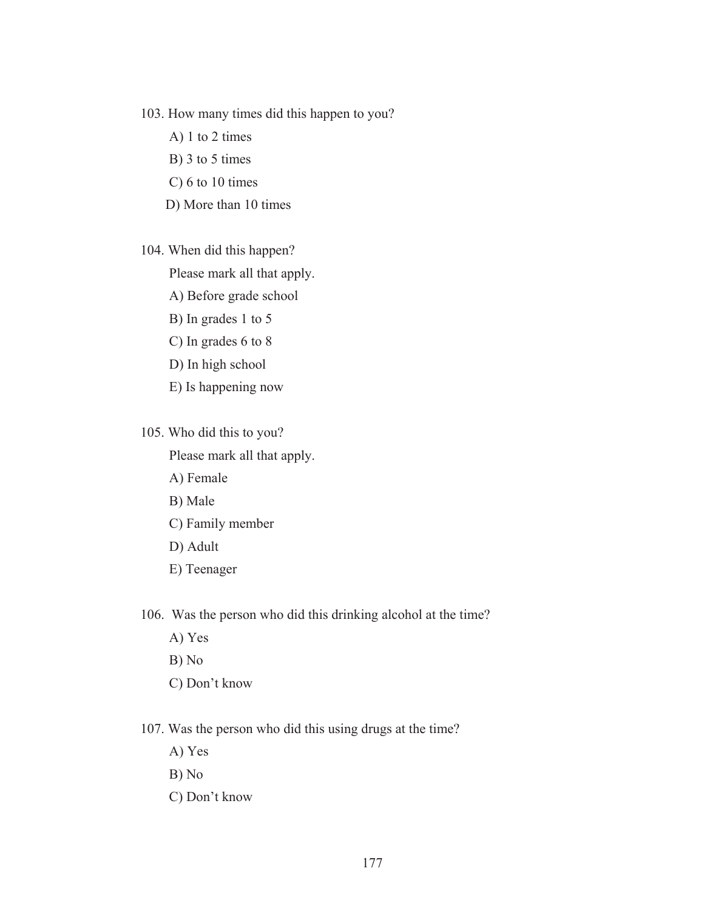103. How many times did this happen to you?

  A) 1 to 2 times

  B) 3 to 5 times

  C) 6 to 10 times

  D) More than 10 times

104. When did this happen?

  Please mark all that apply.

  A) Before grade school

  B) In grades 1 to 5

  C) In grades 6 to 8

  D) In high school

  E) Is happening now

105. Who did this to you?

  Please mark all that apply.

  A) Female

  B) Male

  C) Family member

  D) Adult

  E) Teenager

106. Was the person who did this drinking alcohol at the time?

  A) Yes

  B) No

  C) Don't know

107. Was the person who did this using drugs at the time?

  A) Yes

  B) No

  C) Don't know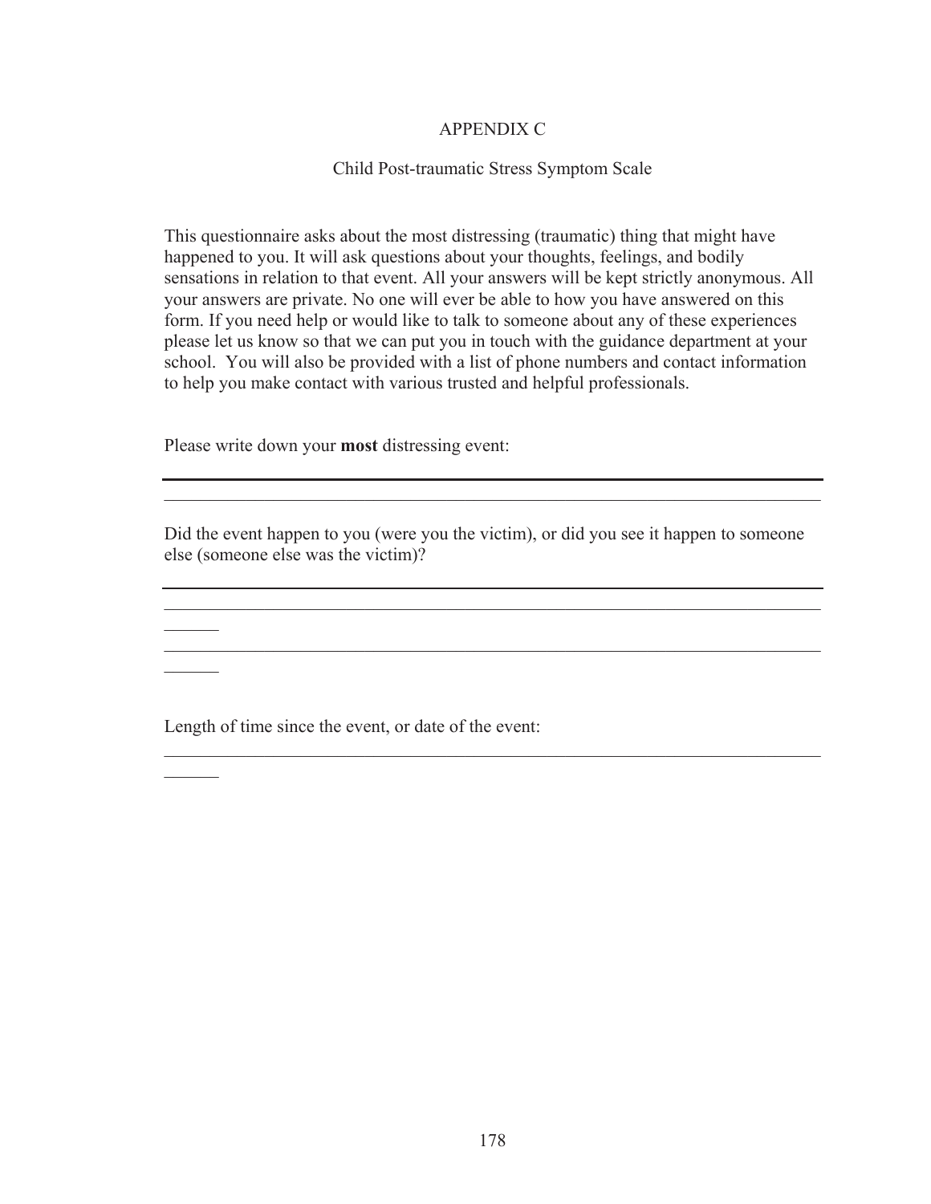# APPENDIX C

## Child Post-traumatic Stress Symptom Scale

This questionnaire asks about the most distressing (traumatic) thing that might have happened to you. It will ask questions about your thoughts, feelings, and bodily sensations in relation to that event. All your answers will be kept strictly anonymous. All your answers are private. No one will ever be able to how you have answered on this form. If you need help or would like to talk to someone about any of these experiences please let us know so that we can put you in touch with the guidance department at your school. You will also be provided with a list of phone numbers and contact information to help you make contact with various trusted and helpful professionals.

Please write down your **most** distressing event:

______________________________________________________________________________

______________________________________________________________________________

Did the event happen to you (were you the victim), or did you see it happen to someone else (someone else was the victim)?

______________________________________________________________________________

______________________________________________________________________________

______________________________________________________________________________

Length of time since the event, or date of the event:

______________________________________________________________________________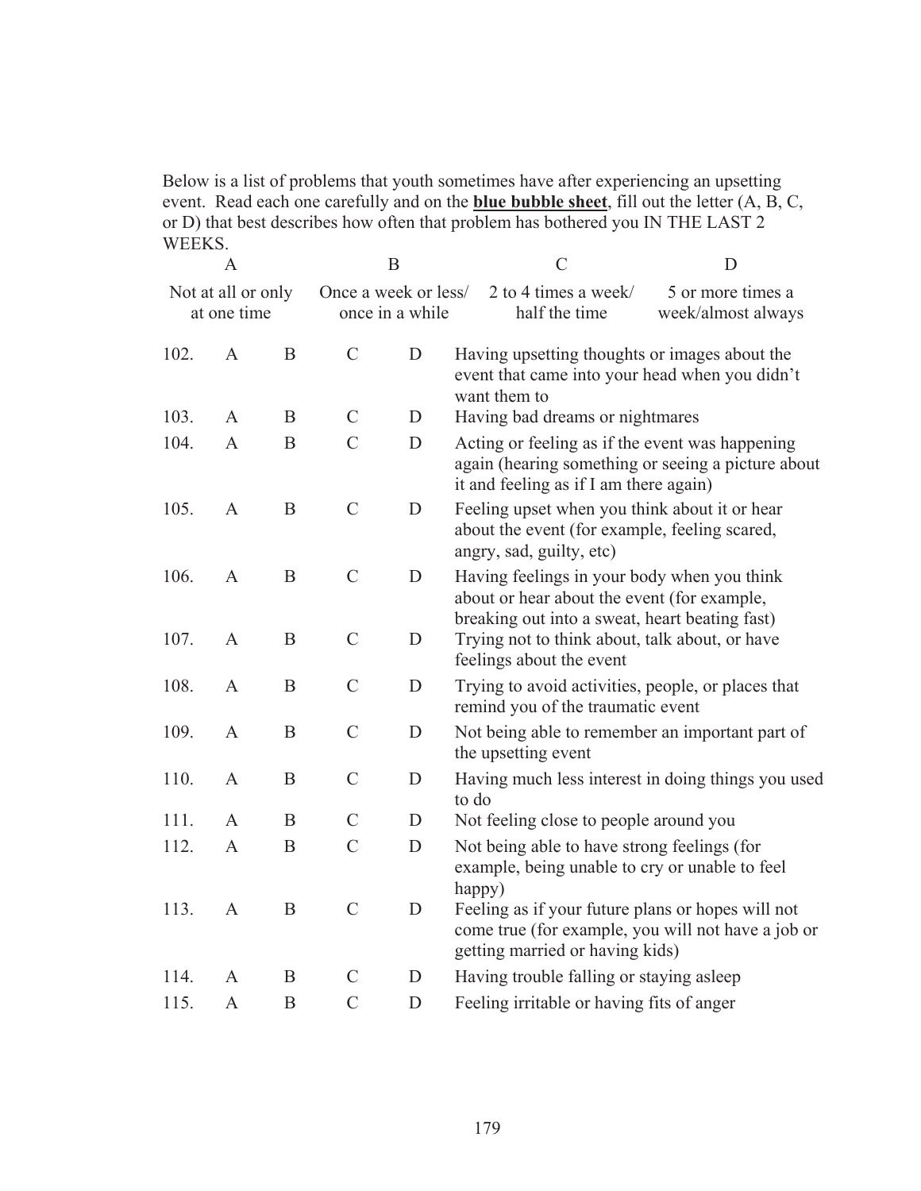Below is a list of problems that youth sometimes have after experiencing an upsetting event. Read each one carefully and on the **blue bubble sheet**, fill out the letter (A, B, C, or D) that best describes how often that problem has bothered you IN THE LAST 2 WEEKS.

| A | B | C | D |
|---|---|---|---|
| Not at all or only at one time | Once a week or less/ once in a while | 2 to 4 times a week/ half the time | 5 or more times a week/almost always |

| | | | | | |
|---|---|---|---|---|---|
| 102. | A | B | C | D | Having upsetting thoughts or images about the event that came into your head when you didn't want them to |
| 103. | A | B | C | D | Having bad dreams or nightmares |
| 104. | A | B | C | D | Acting or feeling as if the event was happening again (hearing something or seeing a picture about it and feeling as if I am there again) |
| 105. | A | B | C | D | Feeling upset when you think about it or hear about the event (for example, feeling scared, angry, sad, guilty, etc) |
| 106. | A | B | C | D | Having feelings in your body when you think about or hear about the event (for example, breaking out into a sweat, heart beating fast) |
| 107. | A | B | C | D | Trying not to think about, talk about, or have feelings about the event |
| 108. | A | B | C | D | Trying to avoid activities, people, or places that remind you of the traumatic event |
| 109. | A | B | C | D | Not being able to remember an important part of the upsetting event |
| 110. | A | B | C | D | Having much less interest in doing things you used to do |
| 111. | A | B | C | D | Not feeling close to people around you |
| 112. | A | B | C | D | Not being able to have strong feelings (for example, being unable to cry or unable to feel happy) |
| 113. | A | B | C | D | Feeling as if your future plans or hopes will not come true (for example, you will not have a job or getting married or having kids) |
| 114. | A | B | C | D | Having trouble falling or staying asleep |
| 115. | A | B | C | D | Feeling irritable or having fits of anger |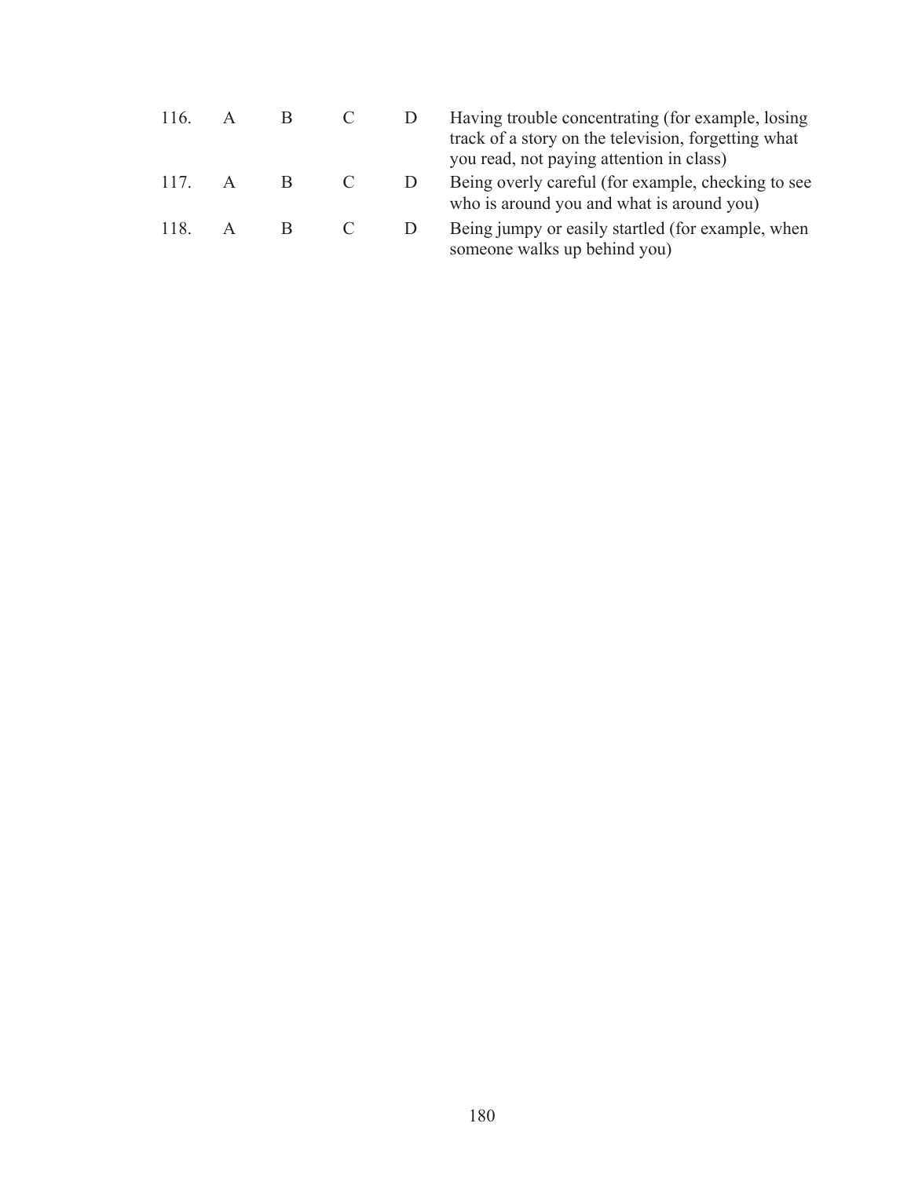| | | | | | |
|---|---|---|---|---|---|
| 116. | A | B | C | D | Having trouble concentrating (for example, losing track of a story on the television, forgetting what you read, not paying attention in class) |
| 117. | A | B | C | D | Being overly careful (for example, checking to see who is around you and what is around you) |
| 118. | A | B | C | D | Being jumpy or easily startled (for example, when someone walks up behind you) |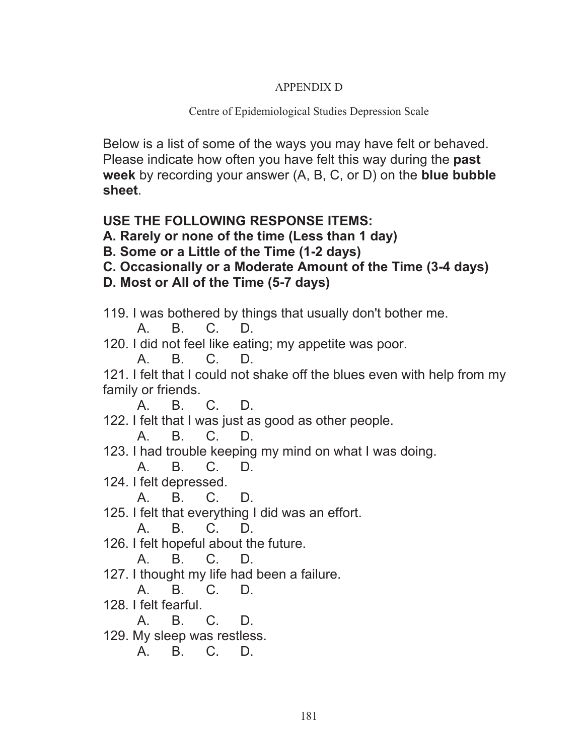APPENDIX D

Centre of Epidemiological Studies Depression Scale

Below is a list of some of the ways you may have felt or behaved. Please indicate how often you have felt this way during the **past week** by recording your answer (A, B, C, or D) on the **blue bubble sheet**.

**USE THE FOLLOWING RESPONSE ITEMS:**
**A. Rarely or none of the time (Less than 1 day)**
**B. Some or a Little of the Time (1-2 days)**
**C. Occasionally or a Moderate Amount of the Time (3-4 days)**
**D. Most or All of the Time (5-7 days)**

119. I was bothered by things that usually don't bother me.
    A. B. C. D.
120. I did not feel like eating; my appetite was poor.
    A. B. C. D.
121. I felt that I could not shake off the blues even with help from my family or friends.
    A. B. C. D.
122. I felt that I was just as good as other people.
    A. B. C. D.
123. I had trouble keeping my mind on what I was doing.
    A. B. C. D.
124. I felt depressed.
    A. B. C. D.
125. I felt that everything I did was an effort.
    A. B. C. D.
126. I felt hopeful about the future.
    A. B. C. D.
127. I thought my life had been a failure.
    A. B. C. D.
128. I felt fearful.
    A. B. C. D.
129. My sleep was restless.
    A. B. C. D.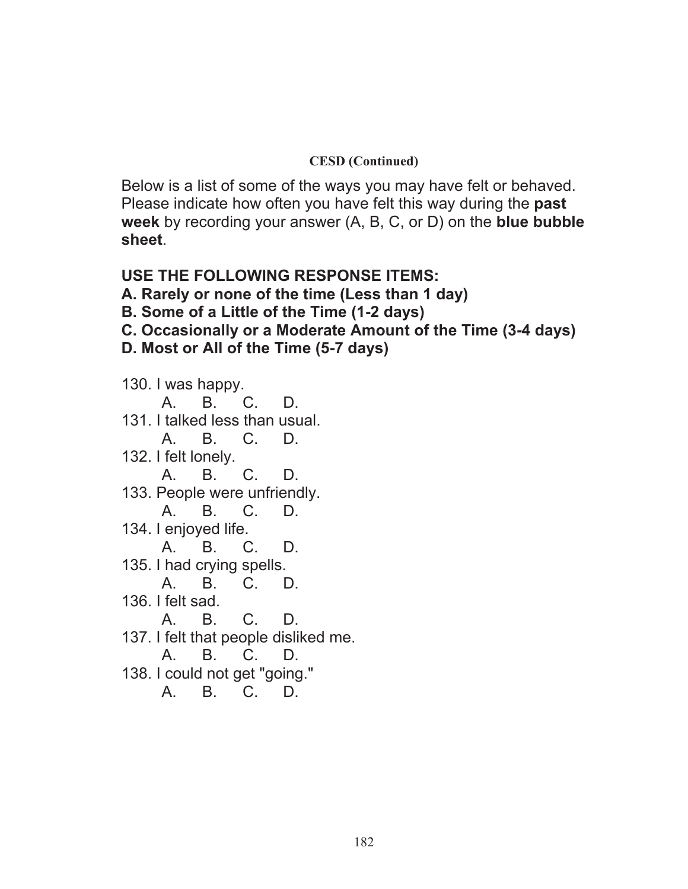**CESD (Continued)**

Below is a list of some of the ways you may have felt or behaved. Please indicate how often you have felt this way during the **past week** by recording your answer (A, B, C, or D) on the **blue bubble sheet**.

**USE THE FOLLOWING RESPONSE ITEMS:**
**A. Rarely or none of the time (Less than 1 day)**
**B. Some of a Little of the Time (1-2 days)**
**C. Occasionally or a Moderate Amount of the Time (3-4 days)**
**D. Most or All of the Time (5-7 days)**

130. I was happy.
A. B. C. D.
131. I talked less than usual.
A. B. C. D.
132. I felt lonely.
A. B. C. D.
133. People were unfriendly.
A. B. C. D.
134. I enjoyed life.
A. B. C. D.
135. I had crying spells.
A. B. C. D.
136. I felt sad.
A. B. C. D.
137. I felt that people disliked me.
A. B. C. D.
138. I could not get "going."
A. B. C. D.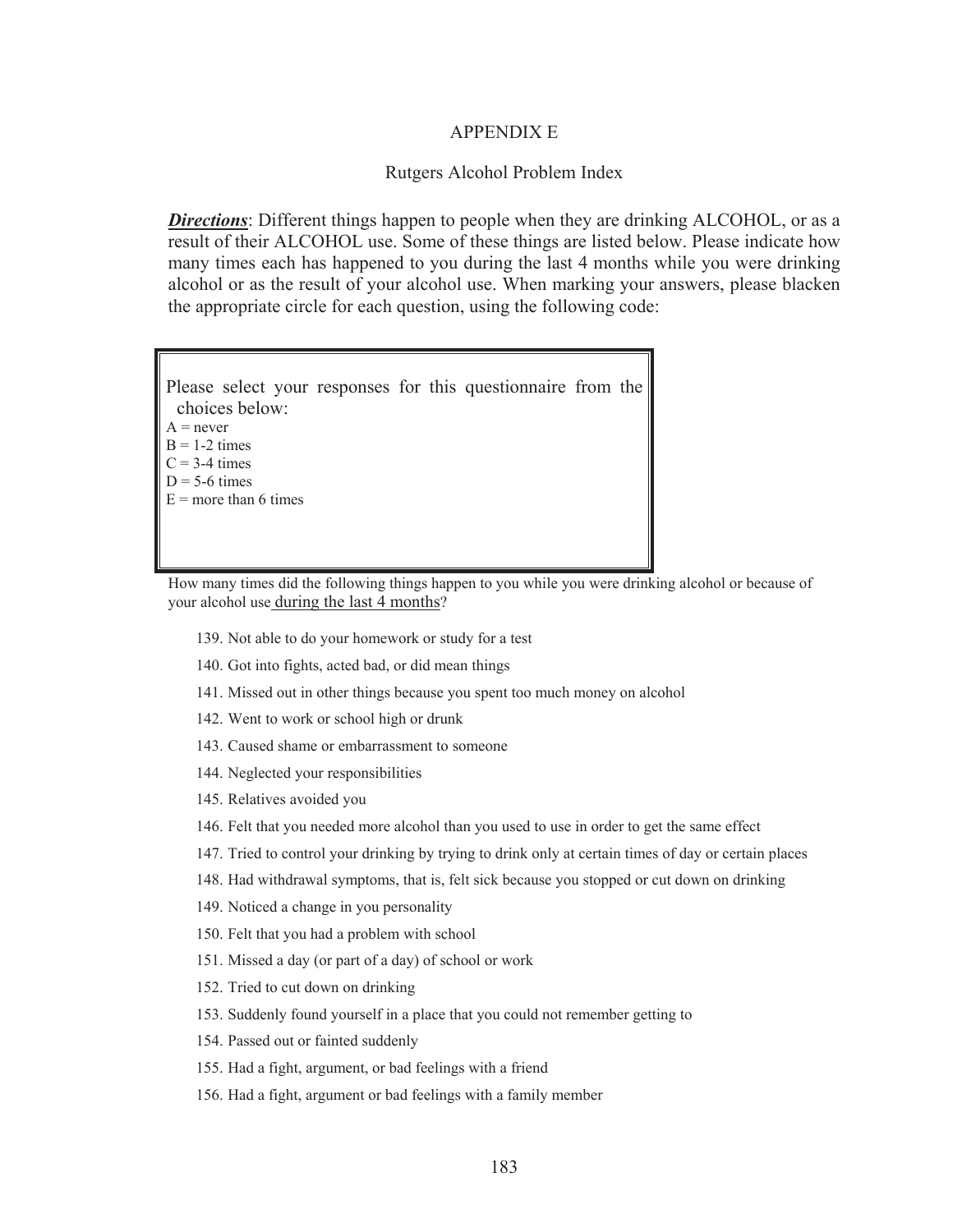# APPENDIX E

## Rutgers Alcohol Problem Index

***Directions***: Different things happen to people when they are drinking ALCOHOL, or as a result of their ALCOHOL use. Some of these things are listed below. Please indicate how many times each has happened to you during the last 4 months while you were drinking alcohol or as the result of your alcohol use. When marking your answers, please blacken the appropriate circle for each question, using the following code:

Please select your responses for this questionnaire from the choices below:
A = never
B = 1-2 times
C = 3-4 times
D = 5-6 times
E = more than 6 times

How many times did the following things happen to you while you were drinking alcohol or because of your alcohol use during the last 4 months?

139. Not able to do your homework or study for a test
140. Got into fights, acted bad, or did mean things
141. Missed out in other things because you spent too much money on alcohol
142. Went to work or school high or drunk
143. Caused shame or embarrassment to someone
144. Neglected your responsibilities
145. Relatives avoided you
146. Felt that you needed more alcohol than you used to use in order to get the same effect
147. Tried to control your drinking by trying to drink only at certain times of day or certain places
148. Had withdrawal symptoms, that is, felt sick because you stopped or cut down on drinking
149. Noticed a change in you personality
150. Felt that you had a problem with school
151. Missed a day (or part of a day) of school or work
152. Tried to cut down on drinking
153. Suddenly found yourself in a place that you could not remember getting to
154. Passed out or fainted suddenly
155. Had a fight, argument, or bad feelings with a friend
156. Had a fight, argument or bad feelings with a family member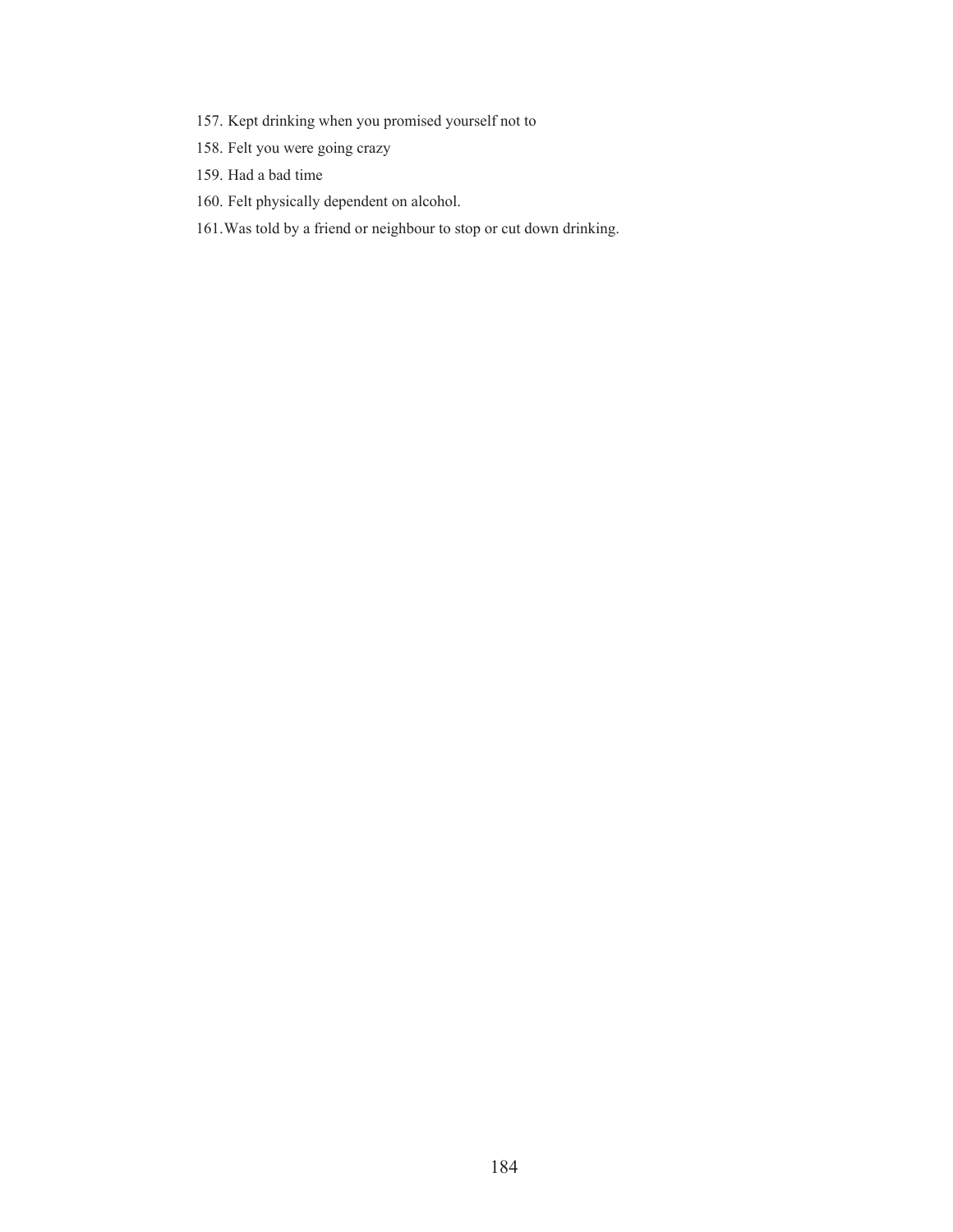157. Kept drinking when you promised yourself not to
158. Felt you were going crazy
159. Had a bad time
160. Felt physically dependent on alcohol.
161. Was told by a friend or neighbour to stop or cut down drinking.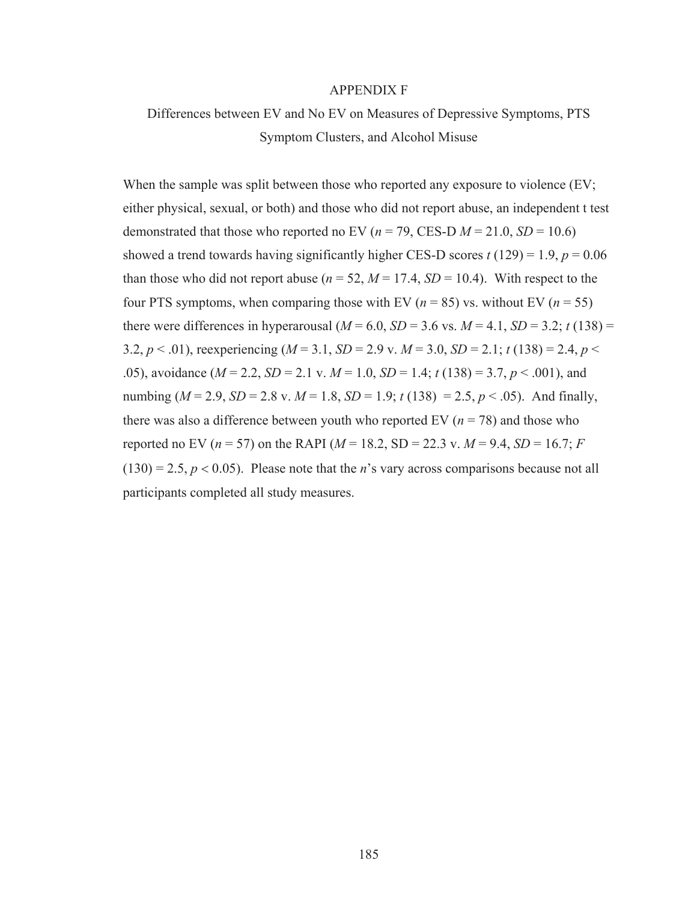# APPENDIX F

## Differences between EV and No EV on Measures of Depressive Symptoms, PTS Symptom Clusters, and Alcohol Misuse

When the sample was split between those who reported any exposure to violence (EV; either physical, sexual, or both) and those who did not report abuse, an independent t test demonstrated that those who reported no EV ($n$ = 79, CES-D $M$ = 21.0, $SD$ = 10.6) showed a trend towards having significantly higher CES-D scores $t$ (129) = 1.9, $p$ = 0.06 than those who did not report abuse ($n$ = 52, $M$ = 17.4, $SD$ = 10.4). With respect to the four PTS symptoms, when comparing those with EV ($n$ = 85) vs. without EV ($n$ = 55) there were differences in hyperarousal ($M$ = 6.0, $SD$ = 3.6 vs. $M$ = 4.1, $SD$ = 3.2; $t$ (138) = 3.2, $p$ < .01), reexperiencing ($M$ = 3.1, $SD$ = 2.9 v. $M$ = 3.0, $SD$ = 2.1; $t$ (138) = 2.4, $p$ < .05), avoidance ($M$ = 2.2, $SD$ = 2.1 v. $M$ = 1.0, $SD$ = 1.4; $t$ (138) = 3.7, $p$ < .001), and numbing ($M$ = 2.9, $SD$ = 2.8 v. $M$ = 1.8, $SD$ = 1.9; $t$ (138) = 2.5, $p$ < .05). And finally, there was also a difference between youth who reported EV ($n$ = 78) and those who reported no EV ($n$ = 57) on the RAPI ($M$ = 18.2, SD = 22.3 v. $M$ = 9.4, $SD$ = 16.7; $F$ (130) = 2.5, $p$ < 0.05). Please note that the $n$'s vary across comparisons because not all participants completed all study measures.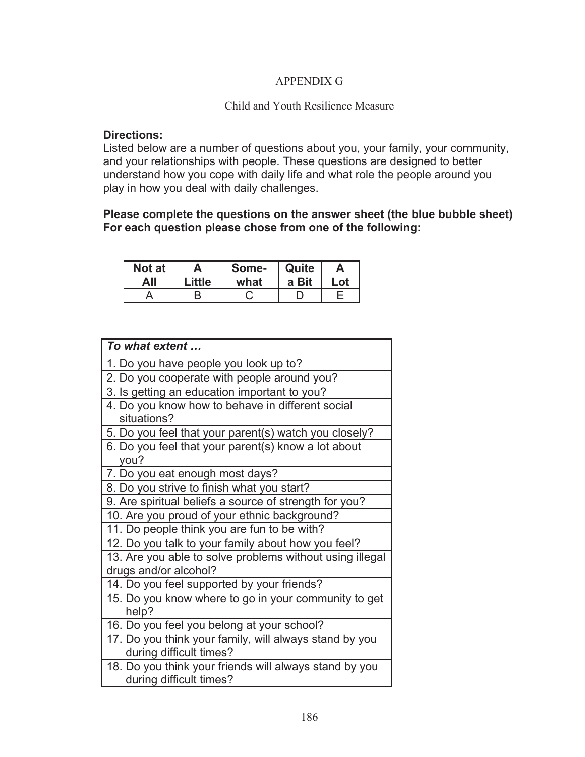# APPENDIX G

## Child and Youth Resilience Measure

**Directions:**
Listed below are a number of questions about you, your family, your community, and your relationships with people. These questions are designed to better understand how you cope with daily life and what role the people around you play in how you deal with daily challenges.

**Please complete the questions on the answer sheet (the blue bubble sheet) For each question please chose from one of the following:**

| Not at All | A Little | Some-what | Quite a Bit | A Lot |
|---|---|---|---|---|
| A | B | C | D | E |

| *To what extent …* |
|---|
| 1. Do you have people you look up to? |
| 2. Do you cooperate with people around you? |
| 3. Is getting an education important to you? |
| 4. Do you know how to behave in different social situations? |
| 5. Do you feel that your parent(s) watch you closely? |
| 6. Do you feel that your parent(s) know a lot about you? |
| 7. Do you eat enough most days? |
| 8. Do you strive to finish what you start? |
| 9. Are spiritual beliefs a source of strength for you? |
| 10. Are you proud of your ethnic background? |
| 11. Do people think you are fun to be with? |
| 12. Do you talk to your family about how you feel? |
| 13. Are you able to solve problems without using illegal drugs and/or alcohol? |
| 14. Do you feel supported by your friends? |
| 15. Do you know where to go in your community to get help? |
| 16. Do you feel you belong at your school? |
| 17. Do you think your family, will always stand by you during difficult times? |
| 18. Do you think your friends will always stand by you during difficult times? |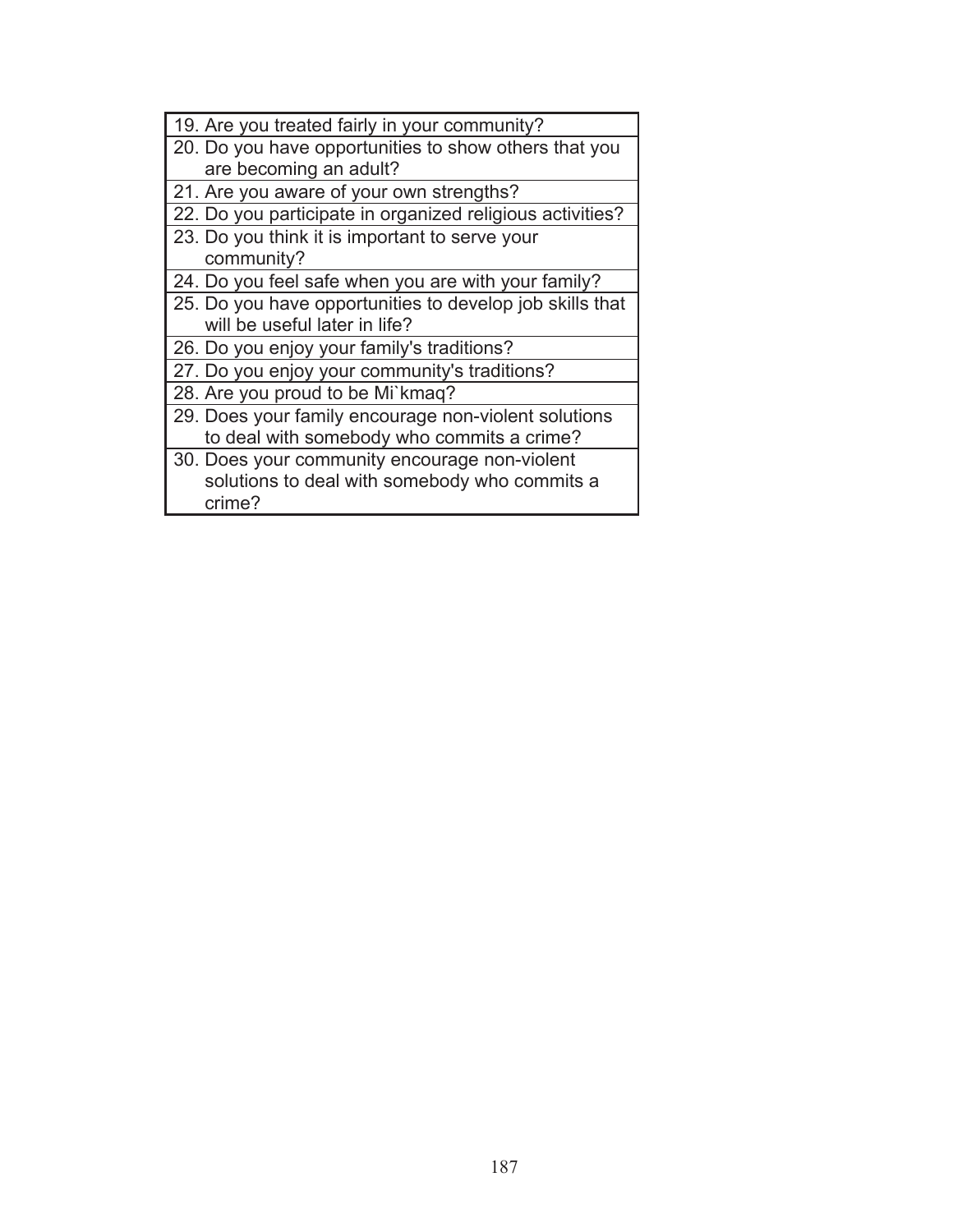| 19. Are you treated fairly in your community? |
|---|
| 20. Do you have opportunities to show others that you are becoming an adult? |
| 21. Are you aware of your own strengths? |
| 22. Do you participate in organized religious activities? |
| 23. Do you think it is important to serve your community? |
| 24. Do you feel safe when you are with your family? |
| 25. Do you have opportunities to develop job skills that will be useful later in life? |
| 26. Do you enjoy your family's traditions? |
| 27. Do you enjoy your community's traditions? |
| 28. Are you proud to be Mi`kmaq? |
| 29. Does your family encourage non-violent solutions to deal with somebody who commits a crime? |
| 30. Does your community encourage non-violent solutions to deal with somebody who commits a crime? |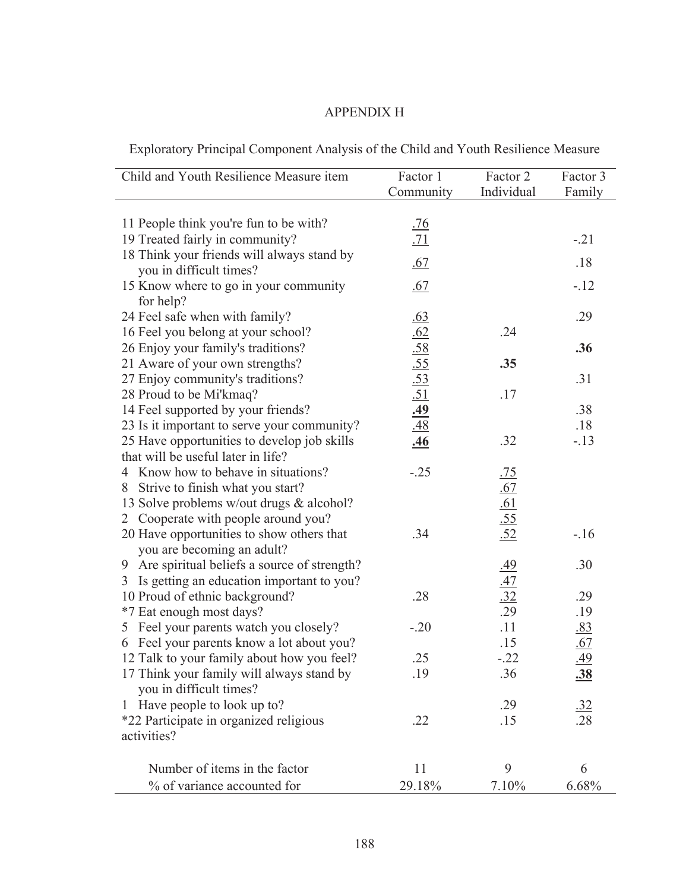APPENDIX H

Exploratory Principal Component Analysis of the Child and Youth Resilience Measure

| Child and Youth Resilience Measure item | Factor 1 Community | Factor 2 Individual | Factor 3 Family |
|---|---|---|---|
| 11 People think you're fun to be with? | <u>.76</u> | | |
| 19 Treated fairly in community? | <u>.71</u> | | -.21 |
| 18 Think your friends will always stand by you in difficult times? | <u>.67</u> | | .18 |
| 15 Know where to go in your community for help? | <u>.67</u> | | -.12 |
| 24 Feel safe when with family? | <u>.63</u> | | .29 |
| 16 Feel you belong at your school? | <u>.62</u> | .24 | |
| 26 Enjoy your family's traditions? | <u>.58</u> | | **.36** |
| 21 Aware of your own strengths? | <u>.55</u> | **.35** | |
| 27 Enjoy community's traditions? | <u>.53</u> | | .31 |
| 28 Proud to be Mi'kmaq? | <u>.51</u> | .17 | |
| 14 Feel supported by your friends? | **<u>.49</u>** | | .38 |
| 23 Is it important to serve your community? | <u>.48</u> | | .18 |
| 25 Have opportunities to develop job skills that will be useful later in life? | **<u>.46</u>** | .32 | -.13 |
| 4 Know how to behave in situations? | -.25 | <u>.75</u> | |
| 8 Strive to finish what you start? | | <u>.67</u> | |
| 13 Solve problems w/out drugs & alcohol? | | <u>.61</u> | |
| 2 Cooperate with people around you? | | <u>.55</u> | |
| 20 Have opportunities to show others that you are becoming an adult? | .34 | <u>.52</u> | -.16 |
| 9 Are spiritual beliefs a source of strength? | | <u>.49</u> | .30 |
| 3 Is getting an education important to you? | | <u>.47</u> | |
| 10 Proud of ethnic background? | .28 | <u>.32</u> | .29 |
| *7 Eat enough most days? | | .29 | .19 |
| 5 Feel your parents watch you closely? | -.20 | .11 | <u>.83</u> |
| 6 Feel your parents know a lot about you? | | .15 | <u>.67</u> |
| 12 Talk to your family about how you feel? | .25 | -.22 | <u>.49</u> |
| 17 Think your family will always stand by you in difficult times? | .19 | .36 | **<u>.38</u>** |
| 1 Have people to look up to? | | .29 | <u>.32</u> |
| *22 Participate in organized religious activities? | .22 | .15 | .28 |
| Number of items in the factor | 11 | 9 | 6 |
| % of variance accounted for | 29.18% | 7.10% | 6.68% |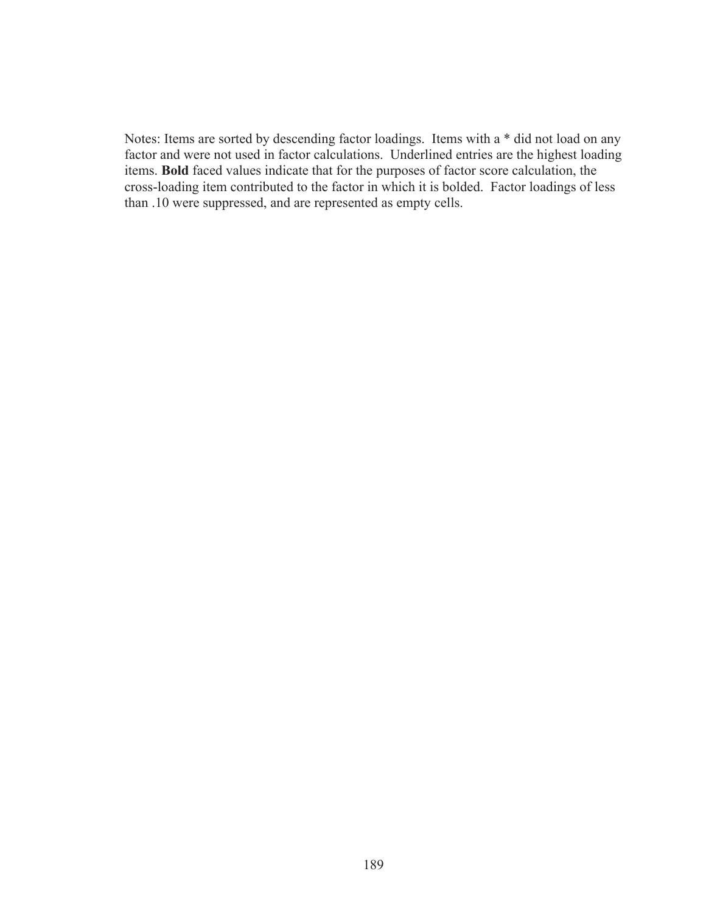Notes: Items are sorted by descending factor loadings. Items with a * did not load on any factor and were not used in factor calculations. Underlined entries are the highest loading items. **Bold** faced values indicate that for the purposes of factor score calculation, the cross-loading item contributed to the factor in which it is bolded. Factor loadings of less than .10 were suppressed, and are represented as empty cells.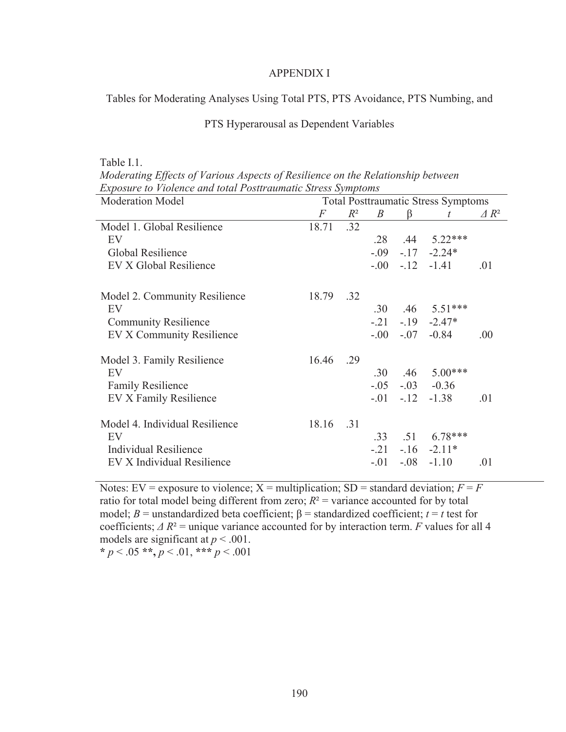# APPENDIX I

## Tables for Moderating Analyses Using Total PTS, PTS Avoidance, PTS Numbing, and PTS Hyperarousal as Dependent Variables

Table I.1.

*Moderating Effects of Various Aspects of Resilience on the Relationship between Exposure to Violence and total Posttraumatic Stress Symptoms*

| Moderation Model | Total Posttraumatic Stress Symptoms | | | | | |
|---|---|---|---|---|---|---|
| | $F$ | $R^2$ | $B$ | β | $t$ | $\Delta R^2$ |
| Model 1. Global Resilience | 18.71 | .32 | | | | |
| EV | | | .28 | .44 | 5.22*** | |
| Global Resilience | | | -.09 | -.17 | -2.24* | |
| EV X Global Resilience | | | -.00 | -.12 | -1.41 | .01 |
| Model 2. Community Resilience | 18.79 | .32 | | | | |
| EV | | | .30 | .46 | 5.51*** | |
| Community Resilience | | | -.21 | -.19 | -2.47* | |
| EV X Community Resilience | | | -.00 | -.07 | -0.84 | .00 |
| Model 3. Family Resilience | 16.46 | .29 | | | | |
| EV | | | .30 | .46 | 5.00*** | |
| Family Resilience | | | -.05 | -.03 | -0.36 | |
| EV X Family Resilience | | | -.01 | -.12 | -1.38 | .01 |
| Model 4. Individual Resilience | 18.16 | .31 | | | | |
| EV | | | .33 | .51 | 6.78*** | |
| Individual Resilience | | | -.21 | -.16 | -2.11* | |
| EV X Individual Resilience | | | -.01 | -.08 | -1.10 | .01 |

Notes: EV = exposure to violence; X = multiplication; SD = standard deviation; $F$ = $F$ ratio for total model being different from zero; $R^2$ = variance accounted for by total model; $B$ = unstandardized beta coefficient; β = standardized coefficient; $t$ = $t$ test for coefficients; $\Delta R^2$ = unique variance accounted for by interaction term. $F$ values for all 4 models are significant at $p < .001$.

* $p < .05$ **, $p < .01$, *** $p < .001$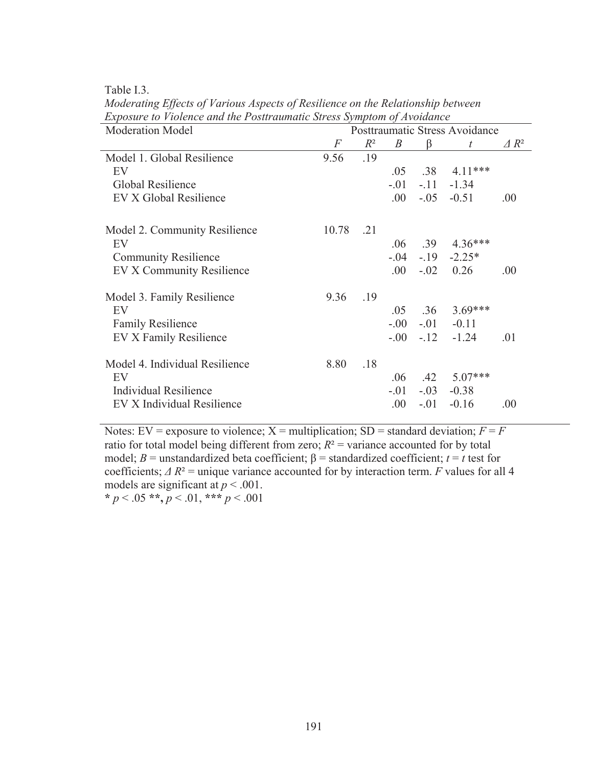Table I.3.

*Moderating Effects of Various Aspects of Resilience on the Relationship between Exposure to Violence and the Posttraumatic Stress Symptom of Avoidance*

| Moderation Model | Posttraumatic Stress Avoidance | | | | | |
|---|---|---|---|---|---|---|
| | *F* | $R^2$ | *B* | β | *t* | $\Delta R^2$ |
| Model 1. Global Resilience | 9.56 | .19 | | | | |
| EV | | | .05 | .38 | 4.11*** | |
| Global Resilience | | | -.01 | -.11 | -1.34 | |
| EV X Global Resilience | | | .00 | -.05 | -0.51 | .00 |
| Model 2. Community Resilience | 10.78 | .21 | | | | |
| EV | | | .06 | .39 | 4.36*** | |
| Community Resilience | | | -.04 | -.19 | -2.25* | |
| EV X Community Resilience | | | .00 | -.02 | 0.26 | .00 |
| Model 3. Family Resilience | 9.36 | .19 | | | | |
| EV | | | .05 | .36 | 3.69*** | |
| Family Resilience | | | -.00 | -.01 | -0.11 | |
| EV X Family Resilience | | | -.00 | -.12 | -1.24 | .01 |
| Model 4. Individual Resilience | 8.80 | .18 | | | | |
| EV | | | .06 | .42 | 5.07*** | |
| Individual Resilience | | | -.01 | -.03 | -0.38 | |
| EV X Individual Resilience | | | .00 | -.01 | -0.16 | .00 |

Notes: EV = exposure to violence; X = multiplication; SD = standard deviation; $F$ = $F$ ratio for total model being different from zero; $R^2$ = variance accounted for by total model; $B$ = unstandardized beta coefficient; β = standardized coefficient; $t$ = $t$ test for coefficients; $\Delta R^2$ = unique variance accounted for by interaction term. $F$ values for all 4 models are significant at $p < .001$.

* $p < .05$ **, $p < .01$, *** $p < .001$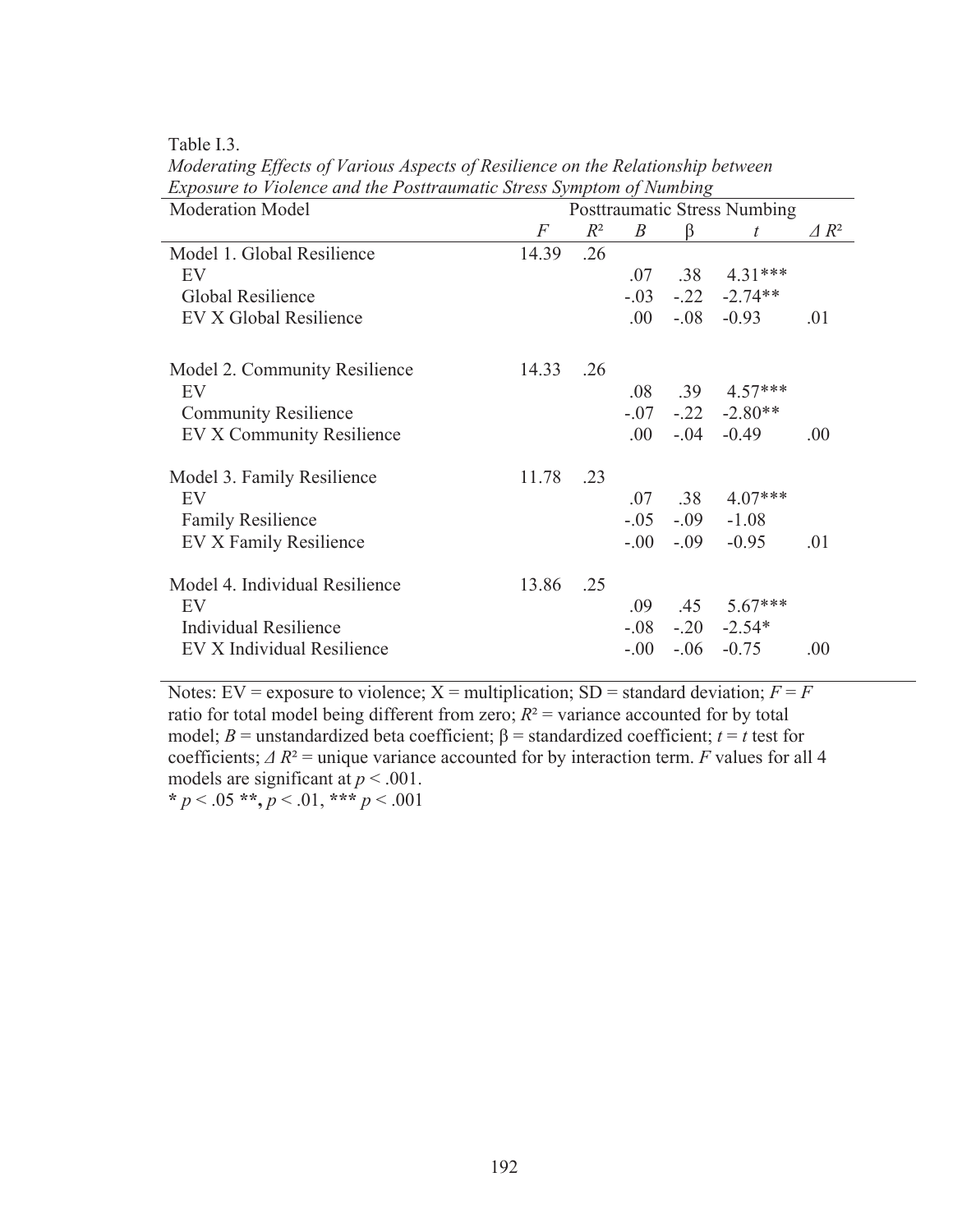Table I.3.

*Moderating Effects of Various Aspects of Resilience on the Relationship between Exposure to Violence and the Posttraumatic Stress Symptom of Numbing*

| Moderation Model | Posttraumatic Stress Numbing | | | | | |
|---|---|---|---|---|---|---|
| | *F* | $R^2$ | *B* | β | *t* | $\Delta R^2$ |
| Model 1. Global Resilience | 14.39 | .26 | | | | |
| EV | | | .07 | .38 | 4.31*** | |
| Global Resilience | | | -.03 | -.22 | -2.74** | |
| EV X Global Resilience | | | .00 | -.08 | -0.93 | .01 |
| Model 2. Community Resilience | 14.33 | .26 | | | | |
| EV | | | .08 | .39 | 4.57*** | |
| Community Resilience | | | -.07 | -.22 | -2.80** | |
| EV X Community Resilience | | | .00 | -.04 | -0.49 | .00 |
| Model 3. Family Resilience | 11.78 | .23 | | | | |
| EV | | | .07 | .38 | 4.07*** | |
| Family Resilience | | | -.05 | -.09 | -1.08 | |
| EV X Family Resilience | | | -.00 | -.09 | -0.95 | .01 |
| Model 4. Individual Resilience | 13.86 | .25 | | | | |
| EV | | | .09 | .45 | 5.67*** | |
| Individual Resilience | | | -.08 | -.20 | -2.54* | |
| EV X Individual Resilience | | | -.00 | -.06 | -0.75 | .00 |

Notes: EV = exposure to violence; X = multiplication; SD = standard deviation; *F* = *F* ratio for total model being different from zero; $R^2$ = variance accounted for by total model; *B* = unstandardized beta coefficient; β = standardized coefficient; *t* = *t* test for coefficients; $\Delta R^2$ = unique variance accounted for by interaction term. *F* values for all 4 models are significant at $p < .001$.

* $p < .05$ **, $p < .01$, *** $p < .001$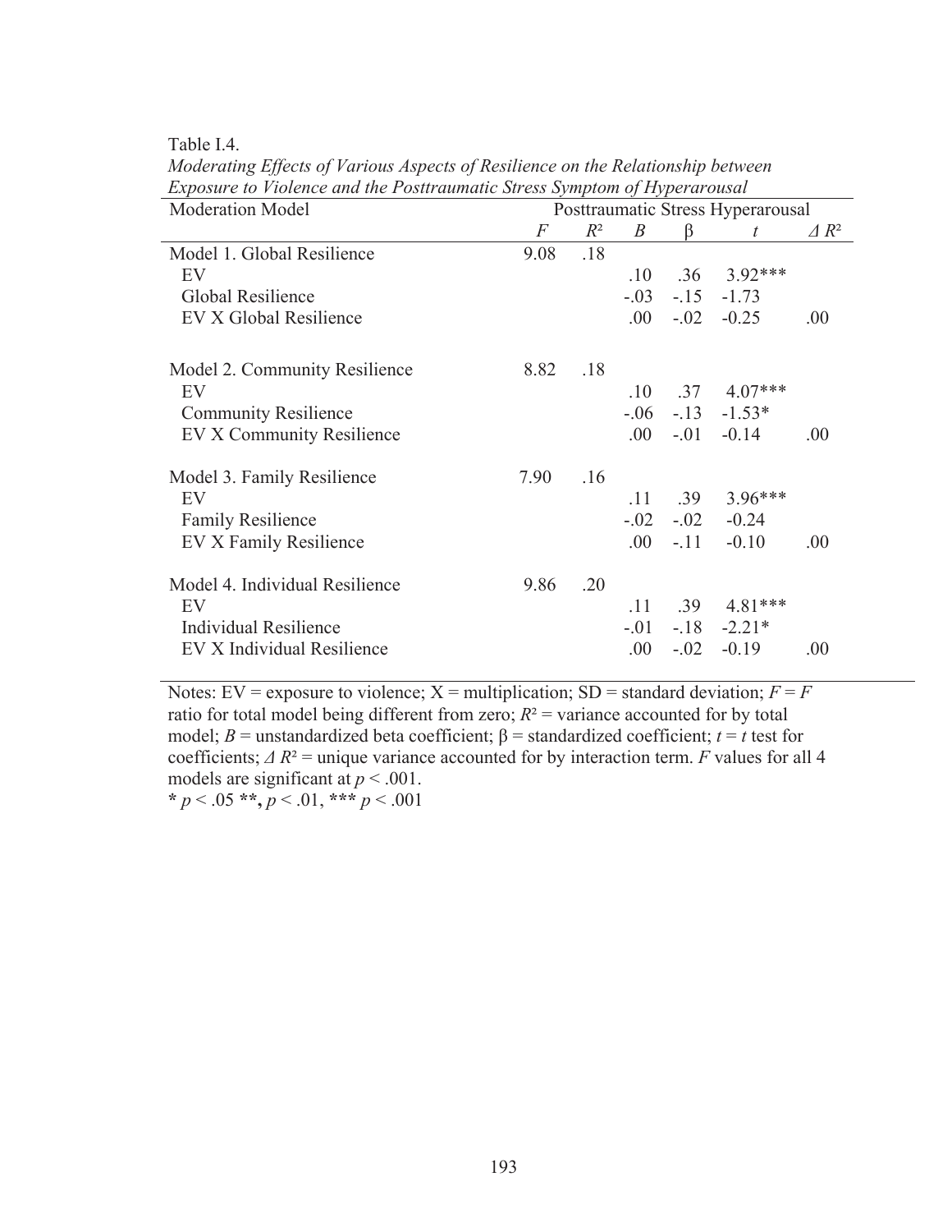Table I.4.

*Moderating Effects of Various Aspects of Resilience on the Relationship between Exposure to Violence and the Posttraumatic Stress Symptom of Hyperarousal*

| Moderation Model | Posttraumatic Stress Hyperarousal | | | | | |
|---|---|---|---|---|---|---|
| | $F$ | $R^2$ | $B$ | β | $t$ | $\Delta R^2$ |
| Model 1. Global Resilience | 9.08 | .18 | | | | |
| EV | | | .10 | .36 | 3.92*** | |
| Global Resilience | | | -.03 | -.15 | -1.73 | |
| EV X Global Resilience | | | .00 | -.02 | -0.25 | .00 |
| Model 2. Community Resilience | 8.82 | .18 | | | | |
| EV | | | .10 | .37 | 4.07*** | |
| Community Resilience | | | -.06 | -.13 | -1.53* | |
| EV X Community Resilience | | | .00 | -.01 | -0.14 | .00 |
| Model 3. Family Resilience | 7.90 | .16 | | | | |
| EV | | | .11 | .39 | 3.96*** | |
| Family Resilience | | | -.02 | -.02 | -0.24 | |
| EV X Family Resilience | | | .00 | -.11 | -0.10 | .00 |
| Model 4. Individual Resilience | 9.86 | .20 | | | | |
| EV | | | .11 | .39 | 4.81*** | |
| Individual Resilience | | | -.01 | -.18 | -2.21* | |
| EV X Individual Resilience | | | .00 | -.02 | -0.19 | .00 |

Notes: EV = exposure to violence; X = multiplication; SD = standard deviation; $F$ = $F$ ratio for total model being different from zero; $R^2$ = variance accounted for by total model; $B$ = unstandardized beta coefficient; β = standardized coefficient; $t$ = $t$ test for coefficients; $\Delta R^2$ = unique variance accounted for by interaction term. $F$ values for all 4 models are significant at $p < .001$.

* $p < .05$ **, $p < .01$, *** $p < .001$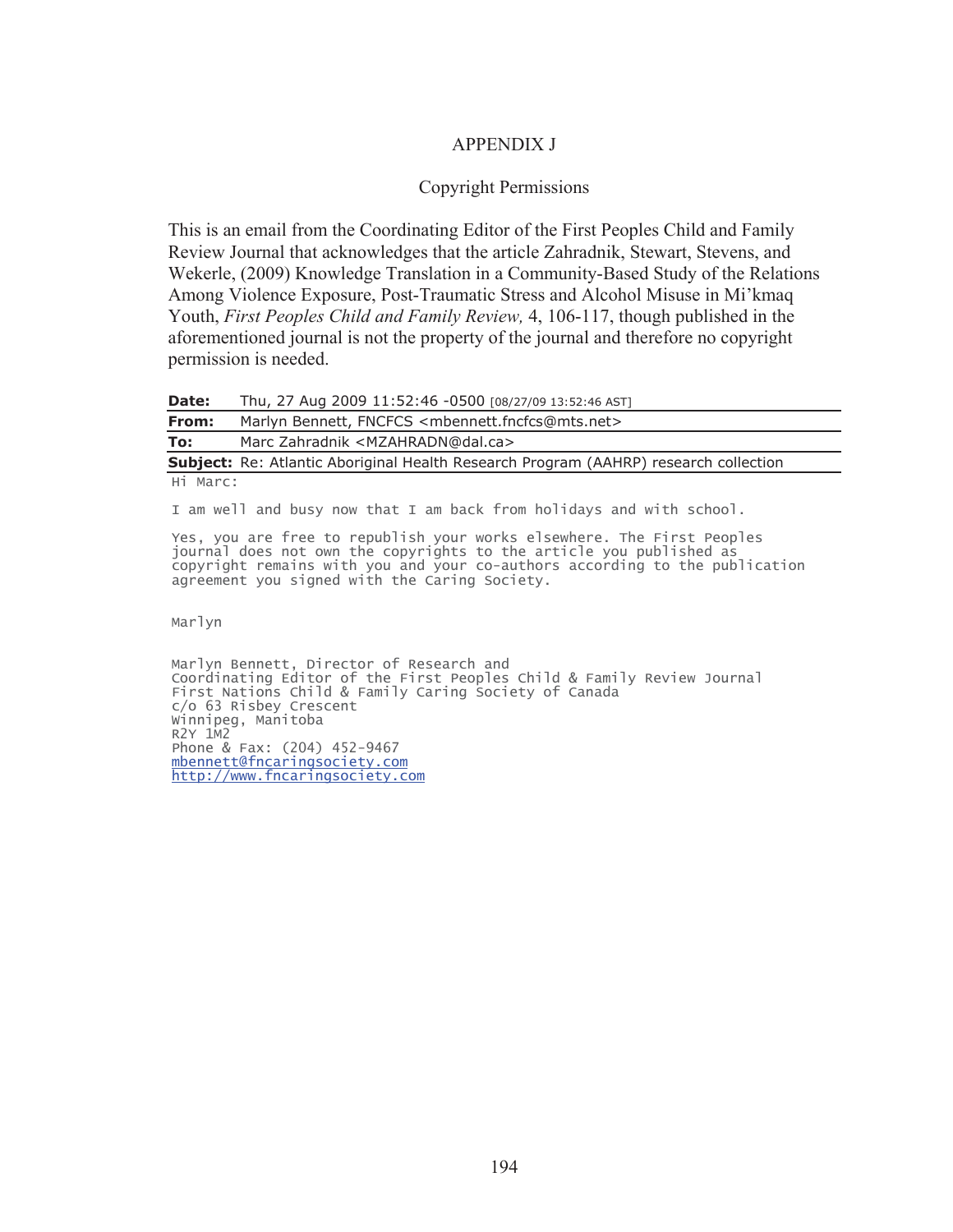# APPENDIX J

## Copyright Permissions

This is an email from the Coordinating Editor of the First Peoples Child and Family Review Journal that acknowledges that the article Zahradnik, Stewart, Stevens, and Wekerle, (2009) Knowledge Translation in a Community-Based Study of the Relations Among Violence Exposure, Post-Traumatic Stress and Alcohol Misuse in Mi'kmaq Youth, *First Peoples Child and Family Review,* 4, 106-117, though published in the aforementioned journal is not the property of the journal and therefore no copyright permission is needed.

| | |
|---|---|
| **Date:** | Thu, 27 Aug 2009 11:52:46 -0500 [08/27/09 13:52:46 AST] |
| **From:** | Marlyn Bennett, FNCFCS <mbennett.fncfcs@mts.net> |
| **To:** | Marc Zahradnik <MZAHRADN@dal.ca> |
| **Subject:** | Re: Atlantic Aboriginal Health Research Program (AAHRP) research collection |

Hi Marc:

I am well and busy now that I am back from holidays and with school.

Yes, you are free to republish your works elsewhere. The First Peoples journal does not own the copyrights to the article you published as copyright remains with you and your co-authors according to the publication agreement you signed with the Caring Society.

Marlyn

Marlyn Bennett, Director of Research and
Coordinating Editor of the First Peoples Child & Family Review Journal
First Nations Child & Family Caring Society of Canada
c/o 63 Risbey Crescent
Winnipeg, Manitoba
R2Y 1M2
Phone & Fax: (204) 452-9467
mbennett@fncaringsociety.com
http://www.fncaringsociety.com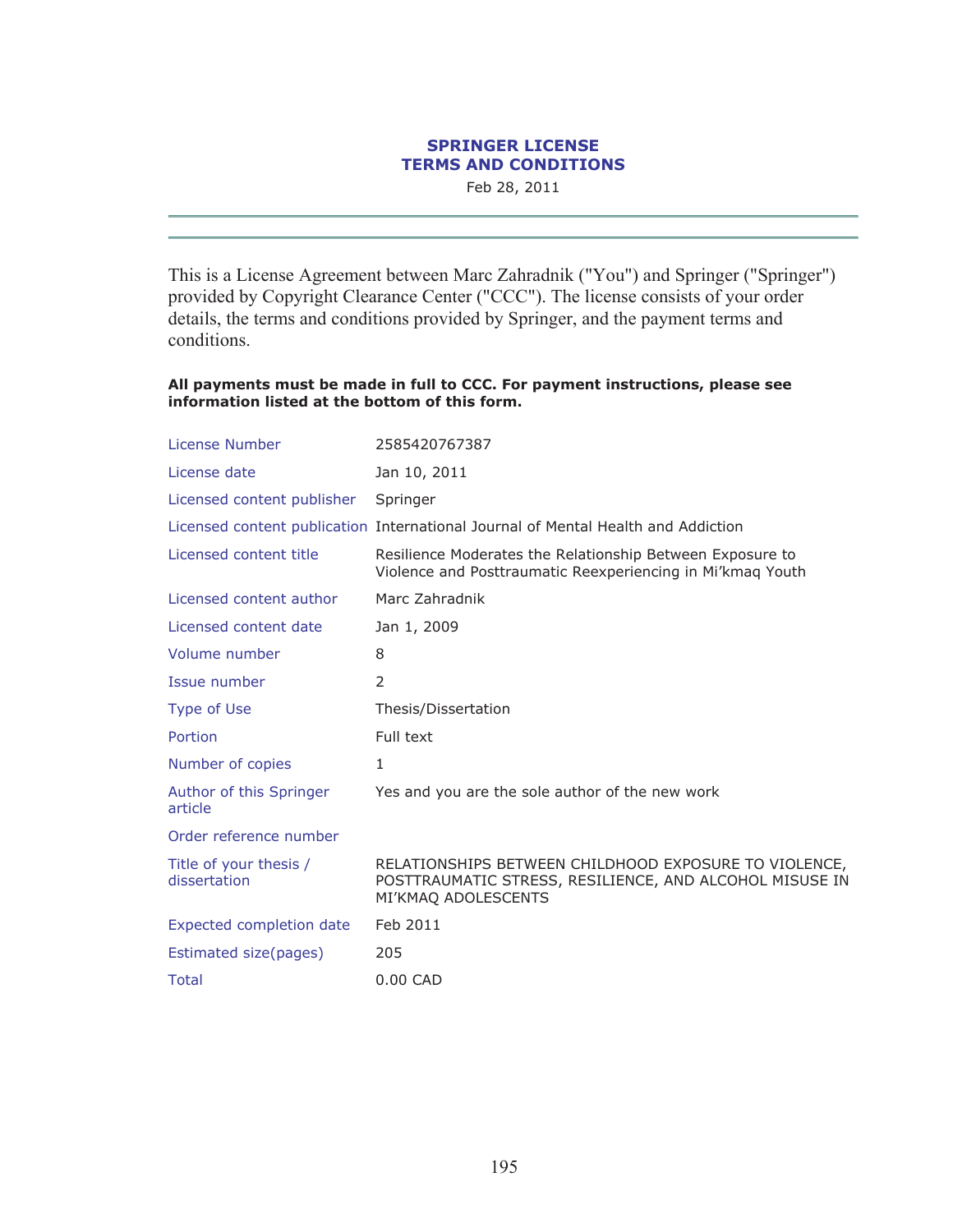# SPRINGER LICENSE
# TERMS AND CONDITIONS

Feb 28, 2011

---

This is a License Agreement between Marc Zahradnik ("You") and Springer ("Springer") provided by Copyright Clearance Center ("CCC"). The license consists of your order details, the terms and conditions provided by Springer, and the payment terms and conditions.

**All payments must be made in full to CCC. For payment instructions, please see information listed at the bottom of this form.**

| | |
|---|---|
| License Number | 2585420767387 |
| License date | Jan 10, 2011 |
| Licensed content publisher | Springer |
| Licensed content publication | International Journal of Mental Health and Addiction |
| Licensed content title | Resilience Moderates the Relationship Between Exposure to Violence and Posttraumatic Reexperiencing in Mi'kmaq Youth |
| Licensed content author | Marc Zahradnik |
| Licensed content date | Jan 1, 2009 |
| Volume number | 8 |
| Issue number | 2 |
| Type of Use | Thesis/Dissertation |
| Portion | Full text |
| Number of copies | 1 |
| Author of this Springer article | Yes and you are the sole author of the new work |
| Order reference number | |
| Title of your thesis / dissertation | RELATIONSHIPS BETWEEN CHILDHOOD EXPOSURE TO VIOLENCE, POSTTRAUMATIC STRESS, RESILIENCE, AND ALCOHOL MISUSE IN MI'KMAQ ADOLESCENTS |
| Expected completion date | Feb 2011 |
| Estimated size(pages) | 205 |
| Total | 0.00 CAD |